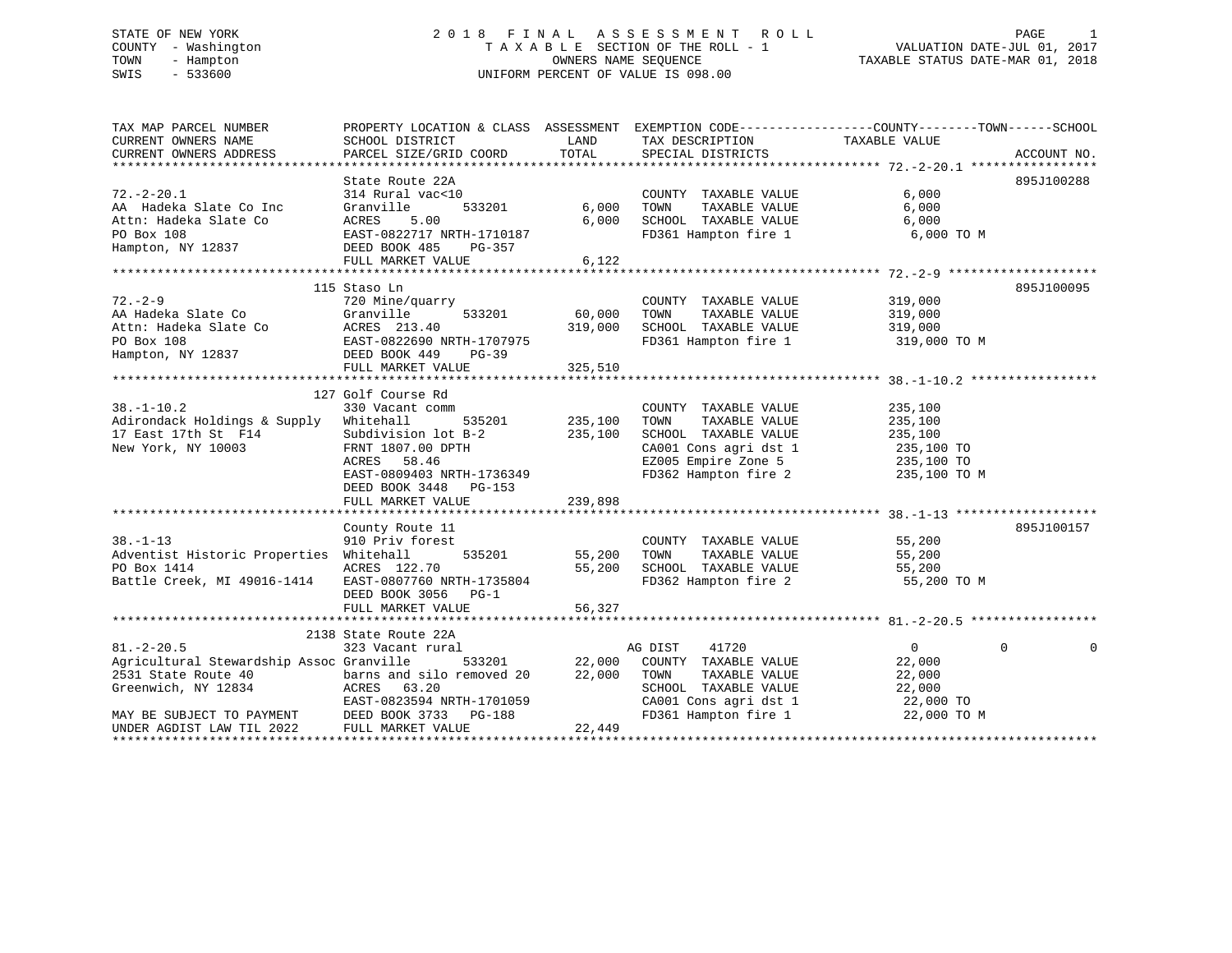STATE OF NEW YORK
COUNTY - Washington
TOWN - Hampton
SWIS - 533600

# 2018 FINAL ASSESSMENT ROLL

TAXABLE SECTION OF THE ROLL - 1
OWNERS NAME SEQUENCE
UNIFORM PERCENT OF VALUE IS 098.00

VALUATION DATE-JUL 01, 2017
TAXABLE STATUS DATE-MAR 01, 2018

```
TAX MAP PARCEL NUMBER          PROPERTY LOCATION & CLASS  ASSESSMENT  EXEMPTION CODE------------------COUNTY--------TOWN------SCHOOL
CURRENT OWNERS NAME            SCHOOL DISTRICT               LAND      TAX DESCRIPTION            TAXABLE VALUE
CURRENT OWNERS ADDRESS         PARCEL SIZE/GRID COORD        TOTAL     SPECIAL DISTRICTS                                    ACCOUNT NO.
******************************************************************************************************* 72.-2-20.1 *****************
                               State Route 22A                                                                          895J100288
72.-2-20.1                     314 Rural vac<10                         COUNTY  TAXABLE VALUE             6,000
AA  Hadeka Slate Co Inc        Granville        533201       6,000      TOWN    TAXABLE VALUE             6,000
Attn: Hadeka Slate Co          ACRES    5.00                 6,000      SCHOOL  TAXABLE VALUE             6,000
PO Box 108                     EAST-0822717 NRTH-1710187                FD361 Hampton fire 1               6,000 TO M
Hampton, NY 12837              DEED BOOK 485    PG-357
                               FULL MARKET VALUE             6,122
******************************************************************************************************* 72.-2-9 ********************
                             115 Staso Ln                                                                               895J100095
72.-2-9                        720 Mine/quarry                          COUNTY  TAXABLE VALUE           319,000
AA Hadeka Slate Co             Granville        533201      60,000      TOWN    TAXABLE VALUE           319,000
Attn: Hadeka Slate Co          ACRES  213.40               319,000      SCHOOL  TAXABLE VALUE           319,000
PO Box 108                     EAST-0822690 NRTH-1707975                FD361 Hampton fire 1             319,000 TO M
Hampton, NY 12837              DEED BOOK 449    PG-39
                               FULL MARKET VALUE           325,510
******************************************************************************************************* 38.-1-10.2 *****************
                             127 Golf Course Rd
38.-1-10.2                     330 Vacant comm                          COUNTY  TAXABLE VALUE           235,100
Adirondack Holdings & Supply   Whitehall        535201     235,100      TOWN    TAXABLE VALUE           235,100
17 East 17th St  F14           Subdivision lot B-2         235,100      SCHOOL  TAXABLE VALUE           235,100
New York, NY 10003             FRNT 1807.00 DPTH                        CA001 Cons agri dst 1            235,100 TO
                               ACRES   58.46                            EZ005 Empire Zone 5              235,100 TO
                               EAST-0809403 NRTH-1736349                FD362 Hampton fire 2             235,100 TO M
                               DEED BOOK 3448   PG-153
                               FULL MARKET VALUE           239,898
******************************************************************************************************* 38.-1-13 *******************
                               County Route 11                                                                          895J100157
38.-1-13                       910 Priv forest                          COUNTY  TAXABLE VALUE            55,200
Adventist Historic Properties  Whitehall        535201      55,200      TOWN    TAXABLE VALUE            55,200
PO Box 1414                    ACRES  122.70                55,200      SCHOOL  TAXABLE VALUE            55,200
Battle Creek, MI 49016-1414    EAST-0807760 NRTH-1735804                FD362 Hampton fire 2              55,200 TO M
                               DEED BOOK 3056   PG-1
                               FULL MARKET VALUE            56,327
******************************************************************************************************* 81.-2-20.5 *****************
                            2138 State Route 22A
81.-2-20.5                     323 Vacant rural                    AG DIST     41720                  0            0            0
Agricultural Stewardship Assoc Granville        533201      22,000   COUNTY  TAXABLE VALUE            22,000
2531 State Route 40            barns and silo removed 20    22,000   TOWN    TAXABLE VALUE            22,000
Greenwich, NY 12834            ACRES   63.20                         SCHOOL  TAXABLE VALUE            22,000
                               EAST-0823594 NRTH-1701059             CA001 Cons agri dst 1             22,000 TO
MAY BE SUBJECT TO PAYMENT      DEED BOOK 3733   PG-188               FD361 Hampton fire 1              22,000 TO M
UNDER AGDIST LAW TIL 2022      FULL MARKET VALUE            22,449
************************************************************************************************************************************
```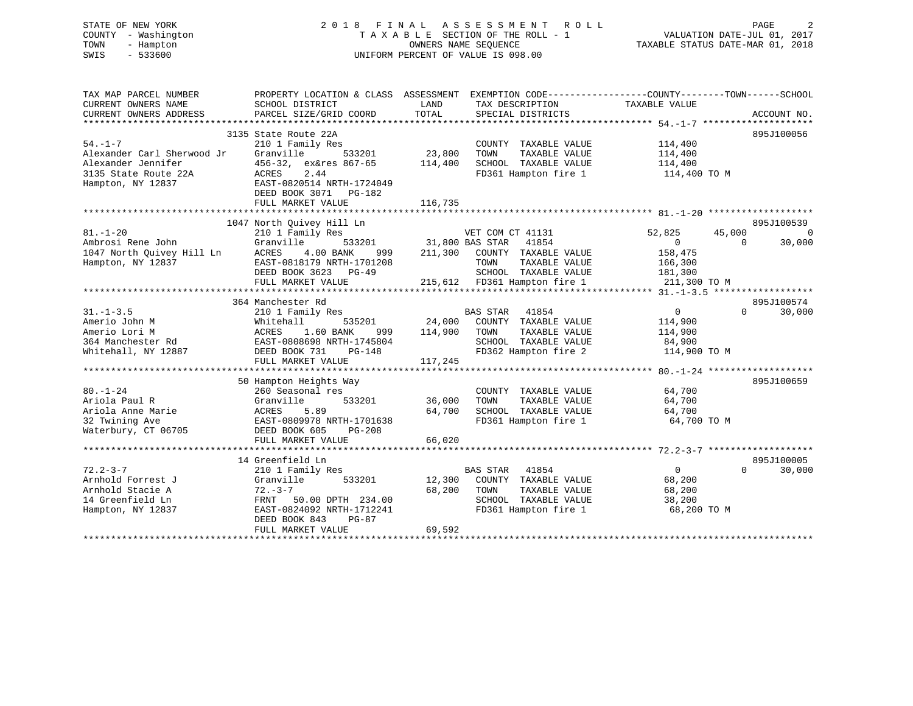STATE OF NEW YORK
COUNTY - Washington
TOWN - Hampton
SWIS - 533600

2018 FINAL ASSESSMENT ROLL
TAXABLE SECTION OF THE ROLL - 1
OWNERS NAME SEQUENCE
UNIFORM PERCENT OF VALUE IS 098.00

VALUATION DATE-JUL 01, 2017
TAXABLE STATUS DATE-MAR 01, 2018

```
TAX MAP PARCEL NUMBER        PROPERTY LOCATION & CLASS  ASSESSMENT  EXEMPTION CODE------------------COUNTY--------TOWN------SCHOOL
CURRENT OWNERS NAME          SCHOOL DISTRICT               LAND      TAX DESCRIPTION             TAXABLE VALUE
CURRENT OWNERS ADDRESS       PARCEL SIZE/GRID COORD       TOTAL      SPECIAL DISTRICTS                                    ACCOUNT NO.
*********************************************************************************************** 54.-1-7 ********************
                             3135 State Route 22A                                                                  895J100056
54.-1-7                      210 1 Family Res                        COUNTY  TAXABLE VALUE        114,400
Alexander Carl Sherwood Jr   Granville       533201      23,800      TOWN    TAXABLE VALUE        114,400
Alexander Jennifer           456-32,  ex&res 867-65     114,400      SCHOOL  TAXABLE VALUE        114,400
3135 State Route 22A         ACRES     2.44                          FD361 Hampton fire 1          114,400 TO M
Hampton, NY 12837            EAST-0820514 NRTH-1724049
                             DEED BOOK 3071   PG-182
                             FULL MARKET VALUE          116,735
*********************************************************************************************** 81.-1-20 *******************
                             1047 North Quivey Hill Ln                                                             895J100539
81.-1-20                     210 1 Family Res                        VET COM CT 41131            52,825     45,000          0
Ambrosi Rene John            Granville       533201      31,800 BAS STAR   41854                      0          0     30,000
1047 North Quivey Hill Ln    ACRES     4.00 BANK    999  211,300   COUNTY  TAXABLE VALUE        158,475
Hampton, NY 12837            EAST-0818179 NRTH-1701208               TOWN    TAXABLE VALUE        166,300
                             DEED BOOK 3623   PG-49                  SCHOOL  TAXABLE VALUE        181,300
                             FULL MARKET VALUE          215,612   FD361 Hampton fire 1          211,300 TO M
*********************************************************************************************** 31.-1-3.5 ******************
                             364 Manchester Rd                                                                     895J100574
31.-1-3.5                    210 1 Family Res                        BAS STAR   41854                      0          0     30,000
Amerio John M                Whitehall       535201      24,000      COUNTY  TAXABLE VALUE        114,900
Amerio Lori M                ACRES     1.60 BANK    999  114,900     TOWN    TAXABLE VALUE        114,900
364 Manchester Rd            EAST-0808698 NRTH-1745804               SCHOOL  TAXABLE VALUE         84,900
Whitehall, NY 12887          DEED BOOK 731    PG-148                 FD362 Hampton fire 2          114,900 TO M
                             FULL MARKET VALUE          117,245
*********************************************************************************************** 80.-1-24 *******************
                             50 Hampton Heights Way                                                                895J100659
80.-1-24                     260 Seasonal res                        COUNTY  TAXABLE VALUE         64,700
Ariola Paul R                Granville       533201      36,000      TOWN    TAXABLE VALUE         64,700
Ariola Anne Marie            ACRES     5.89              64,700      SCHOOL  TAXABLE VALUE         64,700
32 Twining Ave               EAST-0809978 NRTH-1701638               FD361 Hampton fire 1           64,700 TO M
Waterbury, CT 06705          DEED BOOK 605    PG-208
                             FULL MARKET VALUE           66,020
*********************************************************************************************** 72.2-3-7 *******************
                             14 Greenfield Ln                                                                      895J100005
72.2-3-7                     210 1 Family Res                        BAS STAR   41854                      0          0     30,000
Arnhold Forrest J            Granville       533201      12,300      COUNTY  TAXABLE VALUE         68,200
Arnhold Stacie A             72.-3-7                     68,200      TOWN    TAXABLE VALUE         68,200
14 Greenfield Ln             FRNT    50.00 DPTH  234.00              SCHOOL  TAXABLE VALUE         38,200
Hampton, NY 12837            EAST-0824092 NRTH-1712241               FD361 Hampton fire 1           68,200 TO M
                             DEED BOOK 843    PG-87
                             FULL MARKET VALUE           69,592
****************************************************************************************************************************
```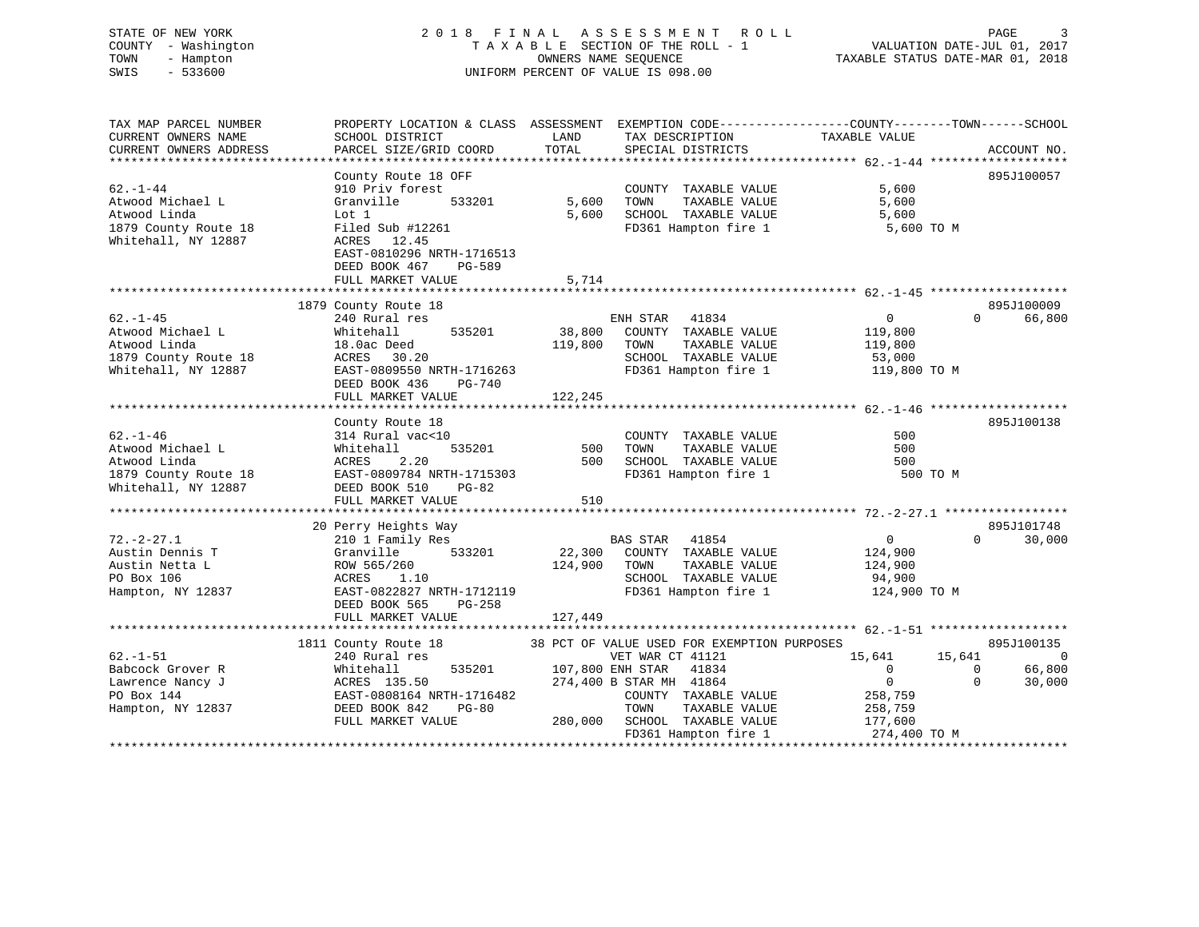STATE OF NEW YORK
COUNTY - Washington
TOWN - Hampton
SWIS - 533600

# 2018 FINAL ASSESSMENT ROLL

TAXABLE SECTION OF THE ROLL - 1
OWNERS NAME SEQUENCE
UNIFORM PERCENT OF VALUE IS 098.00

VALUATION DATE-JUL 01, 2017
TAXABLE STATUS DATE-MAR 01, 2018

```
TAX MAP PARCEL NUMBER          PROPERTY LOCATION & CLASS  ASSESSMENT  EXEMPTION CODE------------------COUNTY--------TOWN------SCHOOL
CURRENT OWNERS NAME            SCHOOL DISTRICT               LAND      TAX DESCRIPTION            TAXABLE VALUE
CURRENT OWNERS ADDRESS         PARCEL SIZE/GRID COORD        TOTAL     SPECIAL DISTRICTS                                     ACCOUNT NO.
****************************************************************************************************** 62.-1-44 *******************
                               County Route 18 OFF                                                                       895J100057
62.-1-44                       910 Priv forest                         COUNTY  TAXABLE VALUE            5,600
Atwood Michael L               Granville       533201       5,600      TOWN    TAXABLE VALUE            5,600
Atwood Linda                   Lot 1                        5,600      SCHOOL  TAXABLE VALUE            5,600
1879 County Route 18           Filed Sub #12261                        FD361 Hampton fire 1               5,600 TO M
Whitehall, NY 12887            ACRES   12.45
                               EAST-0810296 NRTH-1716513
                               DEED BOOK 467    PG-589
                               FULL MARKET VALUE            5,714
****************************************************************************************************** 62.-1-45 *******************
                               1879 County Route 18                                                                      895J100009
62.-1-45                       240 Rural res                           ENH STAR   41834                 0            0     66,800
Atwood Michael L               Whitehall       535201      38,800      COUNTY  TAXABLE VALUE          119,800
Atwood Linda                   18.0ac Deed                119,800      TOWN    TAXABLE VALUE          119,800
1879 County Route 18           ACRES   30.20                           SCHOOL  TAXABLE VALUE           53,000
Whitehall, NY 12887            EAST-0809550 NRTH-1716263               FD361 Hampton fire 1             119,800 TO M
                               DEED BOOK 436    PG-740
                               FULL MARKET VALUE          122,245
****************************************************************************************************** 62.-1-46 *******************
                               County Route 18                                                                           895J100138
62.-1-46                       314 Rural vac<10                        COUNTY  TAXABLE VALUE              500
Atwood Michael L               Whitehall       535201         500      TOWN    TAXABLE VALUE              500
Atwood Linda                   ACRES    2.20                  500      SCHOOL  TAXABLE VALUE              500
1879 County Route 18           EAST-0809784 NRTH-1715303               FD361 Hampton fire 1                 500 TO M
Whitehall, NY 12887            DEED BOOK 510    PG-82
                               FULL MARKET VALUE              510
****************************************************************************************************** 72.-2-27.1 *****************
                               20 Perry Heights Way                                                                      895J101748
72.-2-27.1                     210 1 Family Res                        BAS STAR   41854                 0            0     30,000
Austin Dennis T                Granville       533201      22,300      COUNTY  TAXABLE VALUE          124,900
Austin Netta L                 ROW 565/260                124,900      TOWN    TAXABLE VALUE          124,900
PO Box 106                     ACRES    1.10                           SCHOOL  TAXABLE VALUE           94,900
Hampton, NY 12837              EAST-0822827 NRTH-1712119               FD361 Hampton fire 1             124,900 TO M
                               DEED BOOK 565    PG-258
                               FULL MARKET VALUE          127,449
****************************************************************************************************** 62.-1-51 *******************
                               1811 County Route 18        38 PCT OF VALUE USED FOR EXEMPTION PURPOSES                   895J100135
62.-1-51                       240 Rural res                           VET WAR CT 41121            15,641       15,641          0
Babcock Grover R               Whitehall       535201     107,800 ENH STAR    41834                 0            0     66,800
Lawrence Nancy J               ACRES  135.50              274,400 B STAR MH   41864                 0            0     30,000
PO Box 144                     EAST-0808164 NRTH-1716482               COUNTY  TAXABLE VALUE          258,759
Hampton, NY 12837              DEED BOOK 842    PG-80                  TOWN    TAXABLE VALUE          258,759
                               FULL MARKET VALUE          280,000      SCHOOL  TAXABLE VALUE          177,600
                                                                       FD361 Hampton fire 1             274,400 TO M
************************************************************************************************************************************
```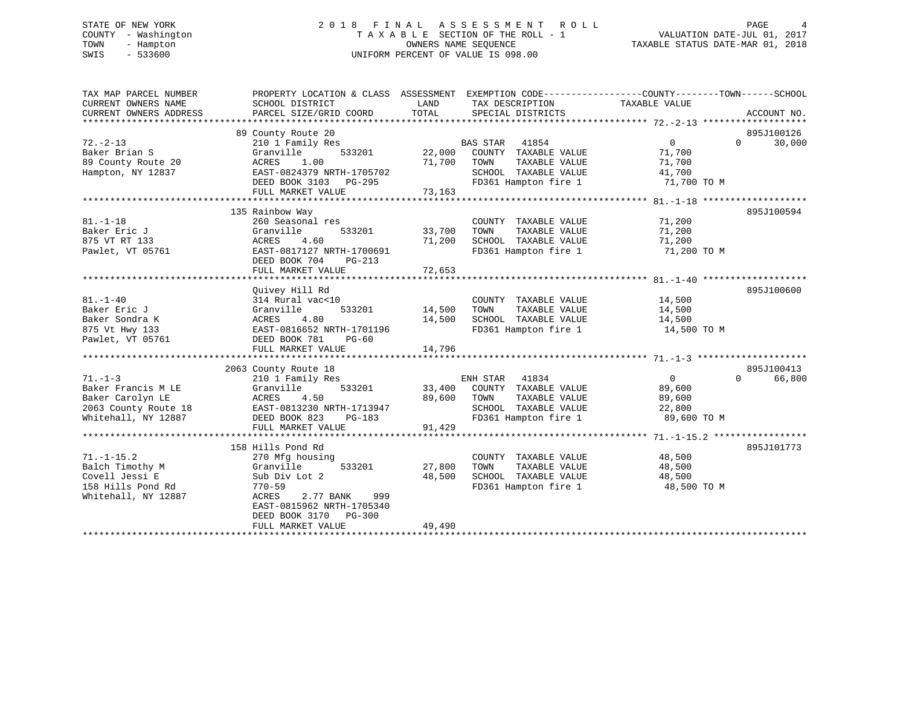STATE OF NEW YORK
COUNTY - Washington
TOWN - Hampton
SWIS - 533600

# 2018 FINAL ASSESSMENT ROLL

TAXABLE SECTION OF THE ROLL - 1
OWNERS NAME SEQUENCE
UNIFORM PERCENT OF VALUE IS 098.00

VALUATION DATE-JUL 01, 2017
TAXABLE STATUS DATE-MAR 01, 2018

| TAX MAP PARCEL NUMBER / CURRENT OWNERS NAME / CURRENT OWNERS ADDRESS | PROPERTY LOCATION & CLASS / SCHOOL DISTRICT / PARCEL SIZE/GRID COORD | ASSESSMENT LAND | ASSESSMENT TOTAL | EXEMPTION CODE / TAX DESCRIPTION / SPECIAL DISTRICTS | COUNTY TAXABLE VALUE | TOWN | SCHOOL | ACCOUNT NO. |
|---|---|---|---|---|---|---|---|---|
| 72.-2-13 | 89 County Route 20 | | | | | | | 895J100126 |
| Baker Brian S | 210 1 Family Res | | | BAS STAR 41854 | 0 | 0 | 30,000 | |
| 89 County Route 20 | Granville 533201 | 22,000 | | COUNTY TAXABLE VALUE | 71,700 | | | |
| Hampton, NY 12837 | ACRES 1.00 | | 71,700 | TOWN TAXABLE VALUE | 71,700 | | | |
| | EAST-0824379 NRTH-1705702 | | | SCHOOL TAXABLE VALUE | 41,700 | | | |
| | DEED BOOK 3103 PG-295 | | | FD361 Hampton fire 1 | 71,700 TO M | | | |
| | FULL MARKET VALUE | | 73,163 | | | | | |
| 81.-1-18 | 135 Rainbow Way | | | | | | | 895J100594 |
| Baker Eric J | 260 Seasonal res | | | COUNTY TAXABLE VALUE | 71,200 | | | |
| 875 VT RT 133 | Granville 533201 | 33,700 | | TOWN TAXABLE VALUE | 71,200 | | | |
| Pawlet, VT 05761 | ACRES 4.60 | | 71,200 | SCHOOL TAXABLE VALUE | 71,200 | | | |
| | EAST-0817127 NRTH-1700691 | | | FD361 Hampton fire 1 | 71,200 TO M | | | |
| | DEED BOOK 704 PG-213 | | | | | | | |
| | FULL MARKET VALUE | | 72,653 | | | | | |
| 81.-1-40 | Quivey Hill Rd | | | | | | | 895J100600 |
| Baker Eric J | 314 Rural vac<10 | | | COUNTY TAXABLE VALUE | 14,500 | | | |
| Baker Sondra K | Granville 533201 | 14,500 | | TOWN TAXABLE VALUE | 14,500 | | | |
| 875 Vt Hwy 133 | ACRES 4.80 | | 14,500 | SCHOOL TAXABLE VALUE | 14,500 | | | |
| Pawlet, VT 05761 | EAST-0816652 NRTH-1701196 | | | FD361 Hampton fire 1 | 14,500 TO M | | | |
| | DEED BOOK 781 PG-60 | | | | | | | |
| | FULL MARKET VALUE | | 14,796 | | | | | |
| 71.-1-3 | 2063 County Route 18 | | | | | | | 895J100413 |
| Baker Francis M LE | 210 1 Family Res | | | ENH STAR 41834 | 0 | 0 | 66,800 | |
| Baker Carolyn LE | Granville 533201 | 33,400 | | COUNTY TAXABLE VALUE | 89,600 | | | |
| 2063 County Route 18 | ACRES 4.50 | | 89,600 | TOWN TAXABLE VALUE | 89,600 | | | |
| Whitehall, NY 12887 | EAST-0813230 NRTH-1713947 | | | SCHOOL TAXABLE VALUE | 22,800 | | | |
| | DEED BOOK 823 PG-183 | | | FD361 Hampton fire 1 | 89,600 TO M | | | |
| | FULL MARKET VALUE | | 91,429 | | | | | |
| 71.-1-15.2 | 158 Hills Pond Rd | | | | | | | 895J101773 |
| Balch Timothy M | 270 Mfg housing | | | COUNTY TAXABLE VALUE | 48,500 | | | |
| Covell Jessi E | Granville 533201 | 27,800 | | TOWN TAXABLE VALUE | 48,500 | | | |
| 158 Hills Pond Rd | Sub Div Lot 2 | | 48,500 | SCHOOL TAXABLE VALUE | 48,500 | | | |
| Whitehall, NY 12887 | 770-59 | | | FD361 Hampton fire 1 | 48,500 TO M | | | |
| | ACRES 2.77 BANK 999 | | | | | | | |
| | EAST-0815962 NRTH-1705340 | | | | | | | |
| | DEED BOOK 3170 PG-300 | | | | | | | |
| | FULL MARKET VALUE | | 49,490 | | | | | |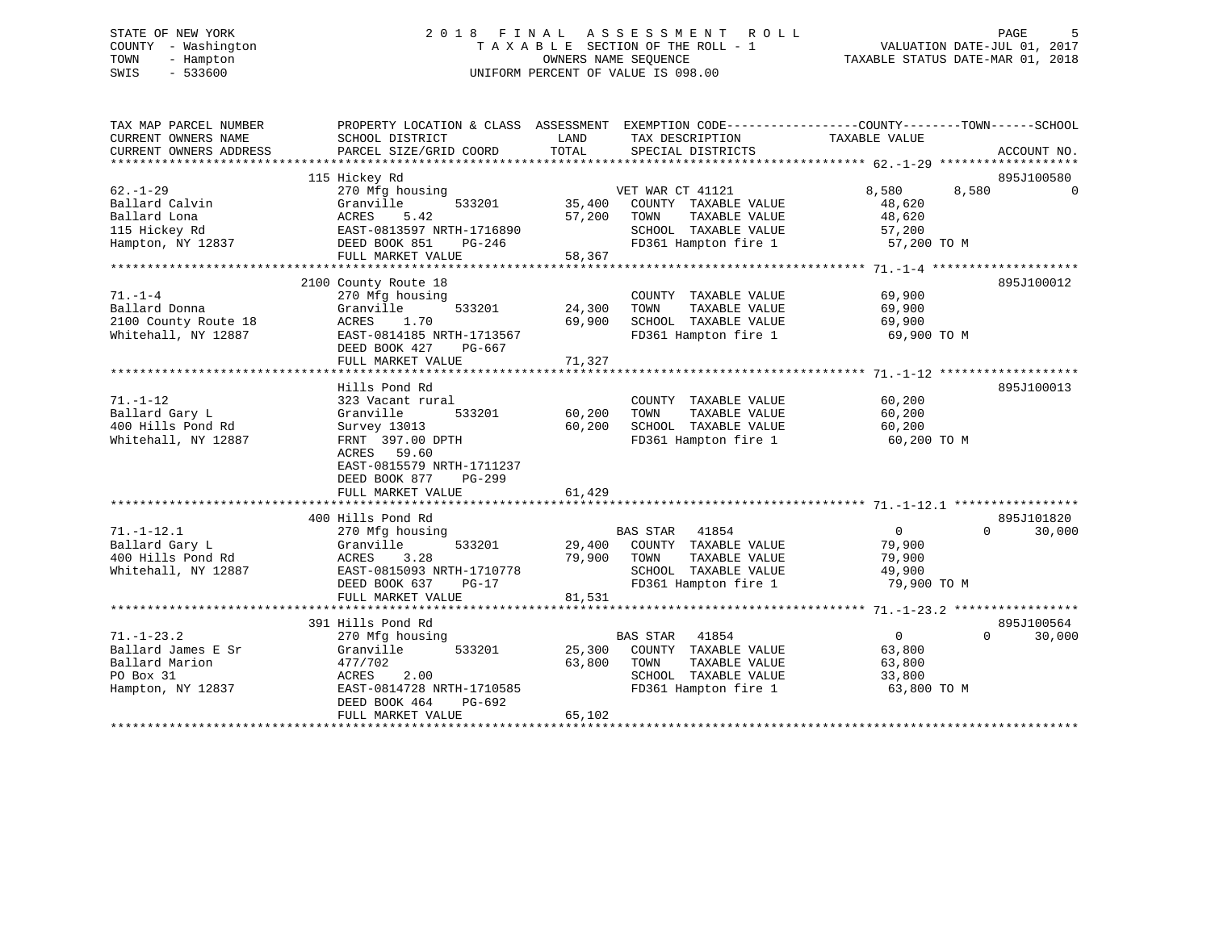STATE OF NEW YORK
COUNTY - Washington
TOWN - Hampton
SWIS - 533600

# 2018 FINAL ASSESSMENT ROLL

TAXABLE SECTION OF THE ROLL - 1
OWNERS NAME SEQUENCE
UNIFORM PERCENT OF VALUE IS 098.00

VALUATION DATE-JUL 01, 2017
TAXABLE STATUS DATE-MAR 01, 2018

```
TAX MAP PARCEL NUMBER       PROPERTY LOCATION & CLASS  ASSESSMENT  EXEMPTION CODE------------------COUNTY--------TOWN------SCHOOL
CURRENT OWNERS NAME         SCHOOL DISTRICT               LAND       TAX DESCRIPTION              TAXABLE VALUE
CURRENT OWNERS ADDRESS      PARCEL SIZE/GRID COORD       TOTAL       SPECIAL DISTRICTS                                     ACCOUNT NO.
******************************************************************************************************* 62.-1-29 *******************
                          115 Hickey Rd                                                                                    895J100580
62.-1-29                    270 Mfg housing                          VET WAR CT 41121              8,580        8,580            0
Ballard Calvin              Granville      533201       35,400    COUNTY  TAXABLE VALUE           48,620
Ballard Lona                ACRES    5.42               57,200    TOWN    TAXABLE VALUE           48,620
115 Hickey Rd               EAST-0813597 NRTH-1716890             SCHOOL  TAXABLE VALUE           57,200
Hampton, NY 12837           DEED BOOK 851    PG-246               FD361 Hampton fire 1             57,200 TO M
                            FULL MARKET VALUE           58,367
******************************************************************************************************* 71.-1-4 ********************
                          2100 County Route 18                                                                             895J100012
71.-1-4                     270 Mfg housing                          COUNTY  TAXABLE VALUE           69,900
Ballard Donna               Granville      533201       24,300    TOWN    TAXABLE VALUE           69,900
2100 County Route 18        ACRES    1.70               69,900    SCHOOL  TAXABLE VALUE           69,900
Whitehall, NY 12887         EAST-0814185 NRTH-1713567             FD361 Hampton fire 1             69,900 TO M
                            DEED BOOK 427    PG-667
                            FULL MARKET VALUE           71,327
******************************************************************************************************* 71.-1-12 *******************
                          Hills Pond Rd                                                                                    895J100013
71.-1-12                    323 Vacant rural                         COUNTY  TAXABLE VALUE           60,200
Ballard Gary L              Granville      533201       60,200    TOWN    TAXABLE VALUE           60,200
400 Hills Pond Rd           Survey 13013                60,200    SCHOOL  TAXABLE VALUE           60,200
Whitehall, NY 12887         FRNT 397.00 DPTH                      FD361 Hampton fire 1             60,200 TO M
                            ACRES   59.60
                            EAST-0815579 NRTH-1711237
                            DEED BOOK 877    PG-299
                            FULL MARKET VALUE           61,429
******************************************************************************************************* 71.-1-12.1 *****************
                          400 Hills Pond Rd                                                                                895J101820
71.-1-12.1                  270 Mfg housing                          BAS STAR   41854                  0            0       30,000
Ballard Gary L              Granville      533201       29,400    COUNTY  TAXABLE VALUE           79,900
400 Hills Pond Rd           ACRES    3.28               79,900    TOWN    TAXABLE VALUE           79,900
Whitehall, NY 12887         EAST-0815093 NRTH-1710778             SCHOOL  TAXABLE VALUE           49,900
                            DEED BOOK 637    PG-17                FD361 Hampton fire 1             79,900 TO M
                            FULL MARKET VALUE           81,531
******************************************************************************************************* 71.-1-23.2 *****************
                          391 Hills Pond Rd                                                                                895J100564
71.-1-23.2                  270 Mfg housing                          BAS STAR   41854                  0            0       30,000
Ballard James E Sr          Granville      533201       25,300    COUNTY  TAXABLE VALUE           63,800
Ballard Marion              477/702                     63,800    TOWN    TAXABLE VALUE           63,800
PO Box 31                   ACRES    2.00                         SCHOOL  TAXABLE VALUE           33,800
Hampton, NY 12837           EAST-0814728 NRTH-1710585             FD361 Hampton fire 1             63,800 TO M
                            DEED BOOK 464    PG-692
                            FULL MARKET VALUE           65,102
************************************************************************************************************************************
```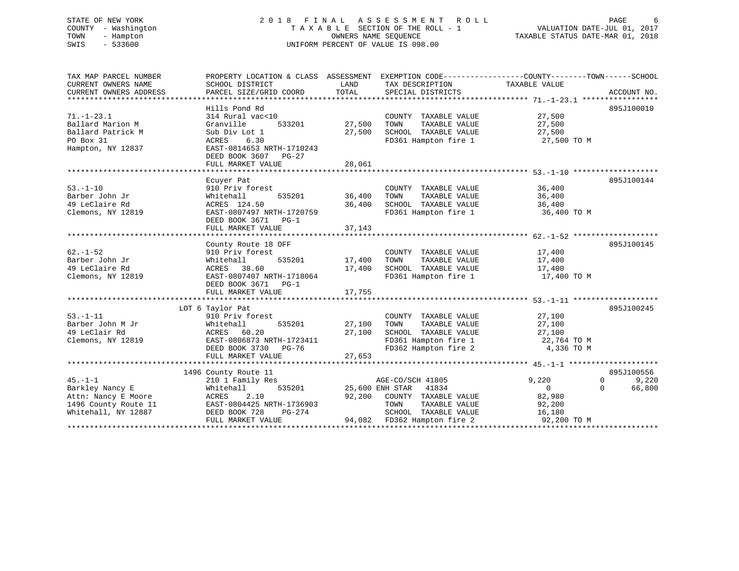STATE OF NEW YORK
COUNTY - Washington
TOWN - Hampton
SWIS - 533600

2018 FINAL ASSESSMENT ROLL
TAXABLE SECTION OF THE ROLL - 1
OWNERS NAME SEQUENCE
UNIFORM PERCENT OF VALUE IS 098.00

VALUATION DATE-JUL 01, 2017
TAXABLE STATUS DATE-MAR 01, 2018

| TAX MAP PARCEL NUMBER / CURRENT OWNERS NAME / CURRENT OWNERS ADDRESS | PROPERTY LOCATION & CLASS / SCHOOL DISTRICT / PARCEL SIZE/GRID COORD | ASSESSMENT LAND | TOTAL | EXEMPTION CODE / TAX DESCRIPTION / SPECIAL DISTRICTS | COUNTY | TOWN | SCHOOL / TAXABLE VALUE | ACCOUNT NO. |
|---|---|---|---|---|---|---|---|---|
| **71.-1-23.1** | Hills Pond Rd | | | | | | | 895J100010 |
| 71.-1-23.1 | 314 Rural vac<10 | | | COUNTY TAXABLE VALUE | 27,500 | | | |
| Ballard Marion M | Granville 533201 | 27,500 | | TOWN TAXABLE VALUE | | 27,500 | | |
| Ballard Patrick M | Sub Div Lot 1 | | 27,500 | SCHOOL TAXABLE VALUE | | | 27,500 | |
| PO Box 31 | ACRES 6.30 | | | FD361 Hampton fire 1 | | | 27,500 TO M | |
| Hampton, NY 12837 | EAST-0814653 NRTH-1710243 | | | | | | | |
| | DEED BOOK 3607 PG-27 | | | | | | | |
| | FULL MARKET VALUE | | 28,061 | | | | | |
| **53.-1-10** | Ecuyer Pat | | | | | | | 895J100144 |
| 53.-1-10 | 910 Priv forest | | | COUNTY TAXABLE VALUE | 36,400 | | | |
| Barber John Jr | Whitehall 535201 | 36,400 | | TOWN TAXABLE VALUE | | 36,400 | | |
| 49 LeClaire Rd | ACRES 124.50 | | 36,400 | SCHOOL TAXABLE VALUE | | | 36,400 | |
| Clemons, NY 12819 | EAST-0807497 NRTH-1720759 | | | FD361 Hampton fire 1 | | | 36,400 TO M | |
| | DEED BOOK 3671 PG-1 | | | | | | | |
| | FULL MARKET VALUE | | 37,143 | | | | | |
| **62.-1-52** | County Route 18 OFF | | | | | | | 895J100145 |
| 62.-1-52 | 910 Priv forest | | | COUNTY TAXABLE VALUE | 17,400 | | | |
| Barber John Jr | Whitehall 535201 | 17,400 | | TOWN TAXABLE VALUE | | 17,400 | | |
| 49 LeClaire Rd | ACRES 38.60 | | 17,400 | SCHOOL TAXABLE VALUE | | | 17,400 | |
| Clemons, NY 12819 | EAST-0807407 NRTH-1718064 | | | FD361 Hampton fire 1 | | | 17,400 TO M | |
| | DEED BOOK 3671 PG-1 | | | | | | | |
| | FULL MARKET VALUE | | 17,755 | | | | | |
| **53.-1-11** | LOT 6 Taylor Pat | | | | | | | 895J100245 |
| 53.-1-11 | 910 Priv forest | | | COUNTY TAXABLE VALUE | 27,100 | | | |
| Barber John M Jr | Whitehall 535201 | 27,100 | | TOWN TAXABLE VALUE | | 27,100 | | |
| 49 LeClair Rd | ACRES 60.20 | | 27,100 | SCHOOL TAXABLE VALUE | | | 27,100 | |
| Clemons, NY 12819 | EAST-0806873 NRTH-1723411 | | | FD361 Hampton fire 1 | | | 22,764 TO M | |
| | DEED BOOK 3730 PG-76 | | | FD362 Hampton fire 2 | | | 4,336 TO M | |
| | FULL MARKET VALUE | | 27,653 | | | | | |
| **45.-1-1** | 1496 County Route 11 | | | | | | | 895J100556 |
| 45.-1-1 | 210 1 Family Res | | | AGE-CO/SCH 41805 | 9,220 | 0 | 9,220 | |
| Barkley Nancy E | Whitehall 535201 | 25,600 | | ENH STAR 41834 | 0 | 0 | 66,800 | |
| Attn: Nancy E Moore | ACRES 2.10 | | 92,200 | COUNTY TAXABLE VALUE | 82,980 | | | |
| 1496 County Route 11 | EAST-0804425 NRTH-1736903 | | | TOWN TAXABLE VALUE | | 92,200 | | |
| Whitehall, NY 12887 | DEED BOOK 728 PG-274 | | | SCHOOL TAXABLE VALUE | | | 16,180 | |
| | FULL MARKET VALUE | | 94,082 | FD362 Hampton fire 2 | | | 92,200 TO M | |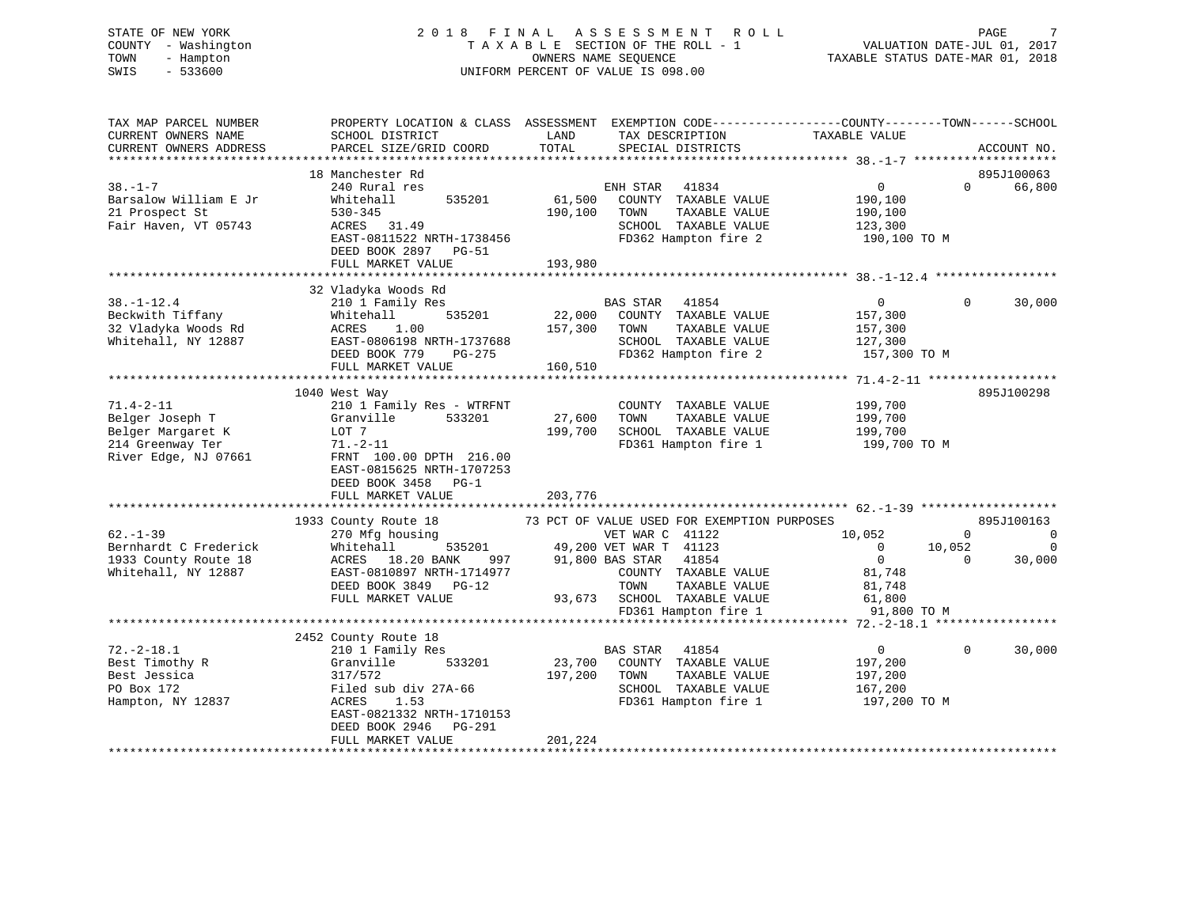STATE OF NEW YORK
COUNTY - Washington
TOWN - Hampton
SWIS - 533600

# 2018 FINAL ASSESSMENT ROLL

TAXABLE SECTION OF THE ROLL - 1
OWNERS NAME SEQUENCE
UNIFORM PERCENT OF VALUE IS 098.00

VALUATION DATE-JUL 01, 2017
TAXABLE STATUS DATE-MAR 01, 2018

```
TAX MAP PARCEL NUMBER     PROPERTY LOCATION & CLASS  ASSESSMENT  EXEMPTION CODE-----------------COUNTY--------TOWN------SCHOOL
CURRENT OWNERS NAME       SCHOOL DISTRICT               LAND      TAX DESCRIPTION            TAXABLE VALUE
CURRENT OWNERS ADDRESS    PARCEL SIZE/GRID COORD        TOTAL     SPECIAL DISTRICTS                                       ACCOUNT NO.
******************************************************************************************************* 38.-1-7 *******************
                          18 Manchester Rd                                                                            895J100063
38.-1-7                   240 Rural res                           ENH STAR   41834            0            0         66,800
Barsalow William E Jr     Whitehall        535201       61,500    COUNTY  TAXABLE VALUE        190,100
21 Prospect St            530-345                      190,100    TOWN    TAXABLE VALUE        190,100
Fair Haven, VT 05743      ACRES   31.49                           SCHOOL  TAXABLE VALUE        123,300
                          EAST-0811522 NRTH-1738456               FD362 Hampton fire 2          190,100 TO M
                          DEED BOOK 2897   PG-51
                          FULL MARKET VALUE            193,980
******************************************************************************************************* 38.-1-12.4 ****************
                          32 Vladyka Woods Rd
38.-1-12.4                210 1 Family Res                        BAS STAR   41854            0            0         30,000
Beckwith Tiffany          Whitehall        535201       22,000    COUNTY  TAXABLE VALUE        157,300
32 Vladyka Woods Rd       ACRES    1.00                157,300    TOWN    TAXABLE VALUE        157,300
Whitehall, NY 12887       EAST-0806198 NRTH-1737688               SCHOOL  TAXABLE VALUE        127,300
                          DEED BOOK 779    PG-275                 FD362 Hampton fire 2          157,300 TO M
                          FULL MARKET VALUE            160,510
******************************************************************************************************* 71.4-2-11 *****************
                          1040 West Way                                                                               895J100298
71.4-2-11                 210 1 Family Res - WTRFNT               COUNTY  TAXABLE VALUE        199,700
Belger Joseph T           Granville        533201       27,600    TOWN    TAXABLE VALUE        199,700
Belger Margaret K         LOT 7                        199,700    SCHOOL  TAXABLE VALUE        199,700
214 Greenway Ter          71.-2-11                                FD361 Hampton fire 1          199,700 TO M
River Edge, NJ 07661      FRNT 100.00 DPTH 216.00
                          EAST-0815625 NRTH-1707253
                          DEED BOOK 3458   PG-1
                          FULL MARKET VALUE            203,776
******************************************************************************************************* 62.-1-39 ******************
                          1933 County Route 18          73 PCT OF VALUE USED FOR EXEMPTION PURPOSES                   895J100163
62.-1-39                  270 Mfg housing                         VET WAR C  41122       10,052            0              0
Bernhardt C Frederick     Whitehall        535201       49,200 VET WAR T  41123               0       10,052              0
1933 County Route 18      ACRES   18.20 BANK    997     91,800 BAS STAR   41854               0            0         30,000
Whitehall, NY 12887       EAST-0810897 NRTH-1714977               COUNTY  TAXABLE VALUE         81,748
                          DEED BOOK 3849   PG-12                  TOWN    TAXABLE VALUE         81,748
                          FULL MARKET VALUE             93,673    SCHOOL  TAXABLE VALUE         61,800
                                                                  FD361 Hampton fire 1           91,800 TO M
******************************************************************************************************* 72.-2-18.1 ****************
                          2452 County Route 18
72.-2-18.1                210 1 Family Res                        BAS STAR   41854            0            0         30,000
Best Timothy R            Granville        533201       23,700    COUNTY  TAXABLE VALUE        197,200
Best Jessica              317/572                      197,200    TOWN    TAXABLE VALUE        197,200
PO Box 172                Filed sub div 27A-66                    SCHOOL  TAXABLE VALUE        167,200
Hampton, NY 12837         ACRES    1.53                           FD361 Hampton fire 1          197,200 TO M
                          EAST-0821332 NRTH-1710153
                          DEED BOOK 2946   PG-291
                          FULL MARKET VALUE            201,224
************************************************************************************************************************************
```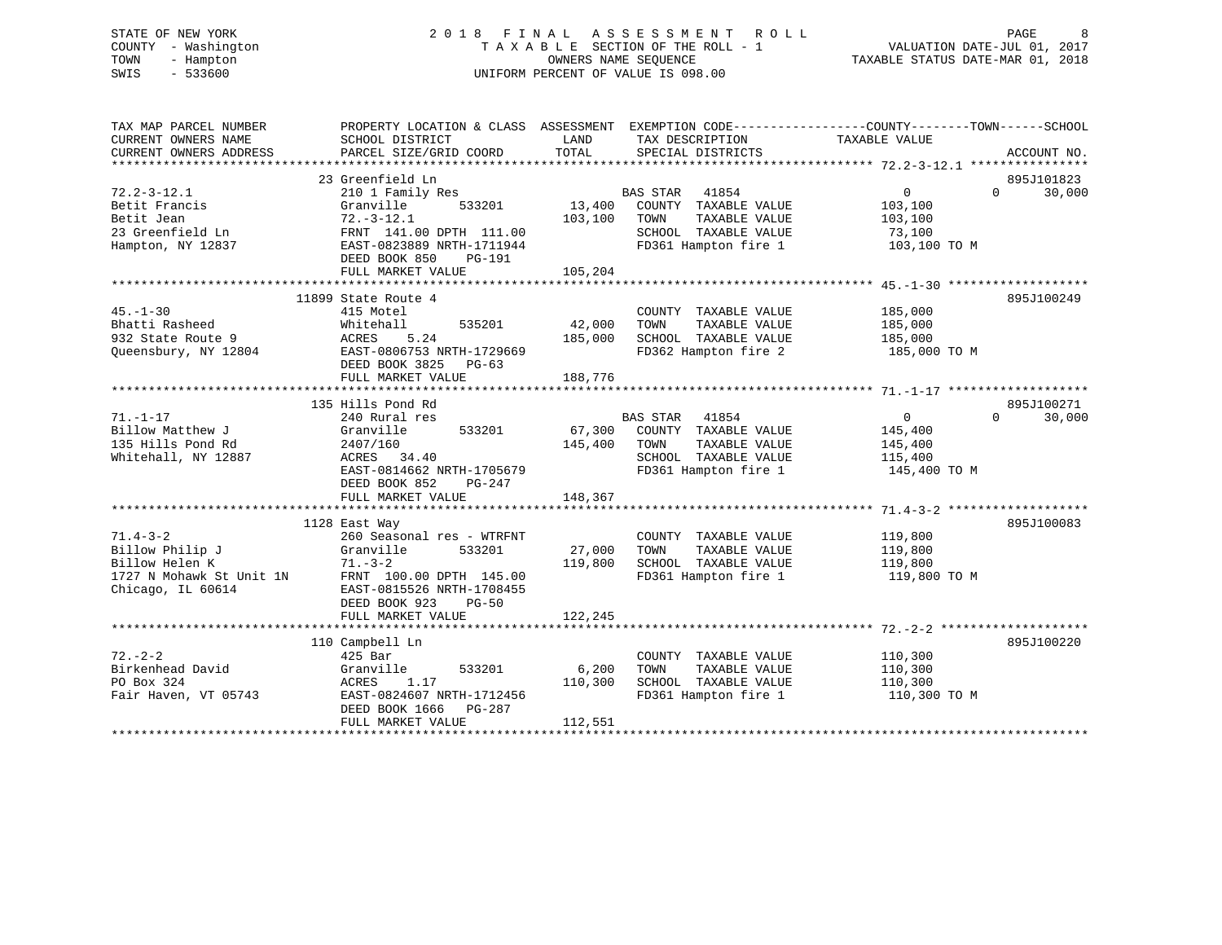STATE OF NEW YORK
COUNTY - Washington
TOWN - Hampton
SWIS - 533600

# 2018 FINAL ASSESSMENT ROLL

TAXABLE SECTION OF THE ROLL - 1
OWNERS NAME SEQUENCE
UNIFORM PERCENT OF VALUE IS 098.00

VALUATION DATE-JUL 01, 2017
TAXABLE STATUS DATE-MAR 01, 2018

```
TAX MAP PARCEL NUMBER          PROPERTY LOCATION & CLASS  ASSESSMENT  EXEMPTION CODE-----------------COUNTY--------TOWN------SCHOOL
CURRENT OWNERS NAME            SCHOOL DISTRICT              LAND      TAX DESCRIPTION              TAXABLE VALUE
CURRENT OWNERS ADDRESS         PARCEL SIZE/GRID COORD       TOTAL     SPECIAL DISTRICTS                                    ACCOUNT NO.
****************************************************************************************** 72.2-3-12.1 ****************
                               23 Greenfield Ln                                                                          895J101823
72.2-3-12.1                    210 1 Family Res                      BAS STAR  41854              0          0      30,000
Betit Francis                  Granville      533201      13,400    COUNTY  TAXABLE VALUE         103,100
Betit Jean                     72.-3-12.1                103,100    TOWN    TAXABLE VALUE         103,100
23 Greenfield Ln               FRNT 141.00 DPTH 111.00               SCHOOL  TAXABLE VALUE          73,100
Hampton, NY 12837              EAST-0823889 NRTH-1711944             FD361 Hampton fire 1          103,100 TO M
                               DEED BOOK 850    PG-191
                               FULL MARKET VALUE         105,204
****************************************************************************************** 45.-1-30 *******************
                               11899 State Route 4                                                                       895J100249
45.-1-30                       415 Motel                              COUNTY  TAXABLE VALUE         185,000
Bhatti Rasheed                 Whitehall      535201      42,000    TOWN    TAXABLE VALUE         185,000
932 State Route 9              ACRES    5.24             185,000    SCHOOL  TAXABLE VALUE         185,000
Queensbury, NY 12804           EAST-0806753 NRTH-1729669             FD362 Hampton fire 2          185,000 TO M
                               DEED BOOK 3825   PG-63
                               FULL MARKET VALUE         188,776
****************************************************************************************** 71.-1-17 *******************
                               135 Hills Pond Rd                                                                         895J100271
71.-1-17                       240 Rural res                         BAS STAR  41854              0          0      30,000
Billow Matthew J               Granville      533201      67,300    COUNTY  TAXABLE VALUE         145,400
135 Hills Pond Rd              2407/160                  145,400    TOWN    TAXABLE VALUE         145,400
Whitehall, NY 12887            ACRES   34.40                         SCHOOL  TAXABLE VALUE         115,400
                               EAST-0814662 NRTH-1705679             FD361 Hampton fire 1          145,400 TO M
                               DEED BOOK 852    PG-247
                               FULL MARKET VALUE         148,367
****************************************************************************************** 71.4-3-2 *******************
                               1128 East Way                                                                             895J100083
71.4-3-2                       260 Seasonal res - WTRFNT              COUNTY  TAXABLE VALUE         119,800
Billow Philip J                Granville      533201      27,000    TOWN    TAXABLE VALUE         119,800
Billow Helen K                 71.-3-2                   119,800    SCHOOL  TAXABLE VALUE         119,800
1727 N Mohawk St Unit 1N       FRNT 100.00 DPTH 145.00               FD361 Hampton fire 1          119,800 TO M
Chicago, IL 60614              EAST-0815526 NRTH-1708455
                               DEED BOOK 923    PG-50
                               FULL MARKET VALUE         122,245
****************************************************************************************** 72.-2-2 ********************
                               110 Campbell Ln                                                                           895J100220
72.-2-2                        425 Bar                                COUNTY  TAXABLE VALUE         110,300
Birkenhead David               Granville      533201       6,200    TOWN    TAXABLE VALUE         110,300
PO Box 324                     ACRES    1.17             110,300    SCHOOL  TAXABLE VALUE         110,300
Fair Haven, VT 05743           EAST-0824607 NRTH-1712456             FD361 Hampton fire 1          110,300 TO M
                               DEED BOOK 1666   PG-287
                               FULL MARKET VALUE         112,551
************************************************************************************************************************
```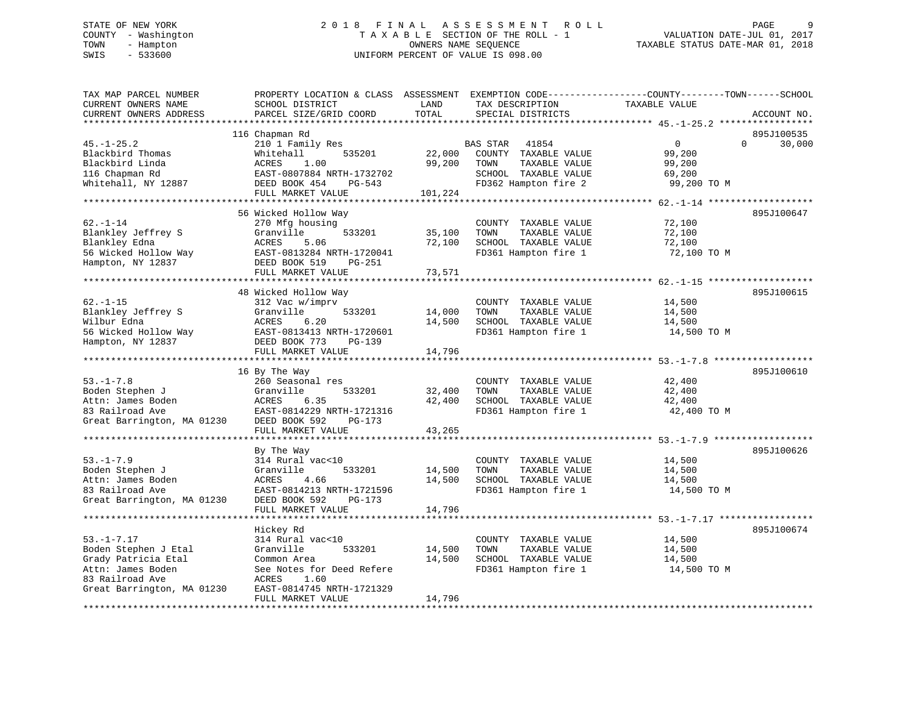STATE OF NEW YORK
COUNTY - Washington
TOWN - Hampton
SWIS - 533600

# 2018 FINAL ASSESSMENT ROLL

TAXABLE SECTION OF THE ROLL - 1
OWNERS NAME SEQUENCE
UNIFORM PERCENT OF VALUE IS 098.00

VALUATION DATE-JUL 01, 2017
TAXABLE STATUS DATE-MAR 01, 2018

```
TAX MAP PARCEL NUMBER          PROPERTY LOCATION & CLASS  ASSESSMENT  EXEMPTION CODE------------------COUNTY--------TOWN------SCHOOL
CURRENT OWNERS NAME            SCHOOL DISTRICT             LAND       TAX DESCRIPTION            TAXABLE VALUE
CURRENT OWNERS ADDRESS         PARCEL SIZE/GRID COORD      TOTAL      SPECIAL DISTRICTS                                      ACCOUNT NO.
******************************************************************************************************* 45.-1-25.2 *****************
                               116 Chapman Rd                                                                             895J100535
45.-1-25.2                     210 1 Family Res                       BAS STAR   41854               0              0      30,000
Blackbird Thomas               Whitehall        535201      22,000    COUNTY  TAXABLE VALUE         99,200
Blackbird Linda                ACRES    1.00                99,200    TOWN    TAXABLE VALUE         99,200
116 Chapman Rd                 EAST-0807884 NRTH-1732702              SCHOOL  TAXABLE VALUE         69,200
Whitehall, NY 12887            DEED BOOK 454    PG-543                FD362 Hampton fire 2           99,200 TO M
                               FULL MARKET VALUE           101,224
******************************************************************************************************* 62.-1-14 *******************
                               56 Wicked Hollow Way                                                                       895J100647
62.-1-14                       270 Mfg housing                        COUNTY  TAXABLE VALUE         72,100
Blankley Jeffrey S             Granville        533201      35,100    TOWN    TAXABLE VALUE         72,100
Blankley Edna                  ACRES    5.06                72,100    SCHOOL  TAXABLE VALUE         72,100
56 Wicked Hollow Way           EAST-0813284 NRTH-1720041              FD361 Hampton fire 1           72,100 TO M
Hampton, NY 12837              DEED BOOK 519    PG-251
                               FULL MARKET VALUE            73,571
******************************************************************************************************* 62.-1-15 *******************
                               48 Wicked Hollow Way                                                                       895J100615
62.-1-15                       312 Vac w/imprv                        COUNTY  TAXABLE VALUE         14,500
Blankley Jeffrey S             Granville        533201      14,000    TOWN    TAXABLE VALUE         14,500
Wilbur Edna                    ACRES    6.20                14,500    SCHOOL  TAXABLE VALUE         14,500
56 Wicked Hollow Way           EAST-0813413 NRTH-1720601              FD361 Hampton fire 1           14,500 TO M
Hampton, NY 12837              DEED BOOK 773    PG-139
                               FULL MARKET VALUE            14,796
******************************************************************************************************* 53.-1-7.8 ******************
                               16 By The Way                                                                              895J100610
53.-1-7.8                      260 Seasonal res                       COUNTY  TAXABLE VALUE         42,400
Boden Stephen J                Granville        533201      32,400    TOWN    TAXABLE VALUE         42,400
Attn: James Boden              ACRES    6.35                42,400    SCHOOL  TAXABLE VALUE         42,400
83 Railroad Ave                EAST-0814229 NRTH-1721316              FD361 Hampton fire 1           42,400 TO M
Great Barrington, MA 01230     DEED BOOK 592    PG-173
                               FULL MARKET VALUE            43,265
******************************************************************************************************* 53.-1-7.9 ******************
                               By The Way                                                                                 895J100626
53.-1-7.9                      314 Rural vac<10                       COUNTY  TAXABLE VALUE         14,500
Boden Stephen J                Granville        533201      14,500    TOWN    TAXABLE VALUE         14,500
Attn: James Boden              ACRES    4.66                14,500    SCHOOL  TAXABLE VALUE         14,500
83 Railroad Ave                EAST-0814213 NRTH-1721596              FD361 Hampton fire 1           14,500 TO M
Great Barrington, MA 01230     DEED BOOK 592    PG-173
                               FULL MARKET VALUE            14,796
******************************************************************************************************* 53.-1-7.17 *****************
                               Hickey Rd                                                                                  895J100674
53.-1-7.17                     314 Rural vac<10                       COUNTY  TAXABLE VALUE         14,500
Boden Stephen J Etal           Granville        533201      14,500    TOWN    TAXABLE VALUE         14,500
Grady Patricia Etal            Common Area                  14,500    SCHOOL  TAXABLE VALUE         14,500
Attn: James Boden              See Notes for Deed Refere              FD361 Hampton fire 1           14,500 TO M
83 Railroad Ave                ACRES    1.60
Great Barrington, MA 01230     EAST-0814745 NRTH-1721329
                               FULL MARKET VALUE            14,796
************************************************************************************************************************************
```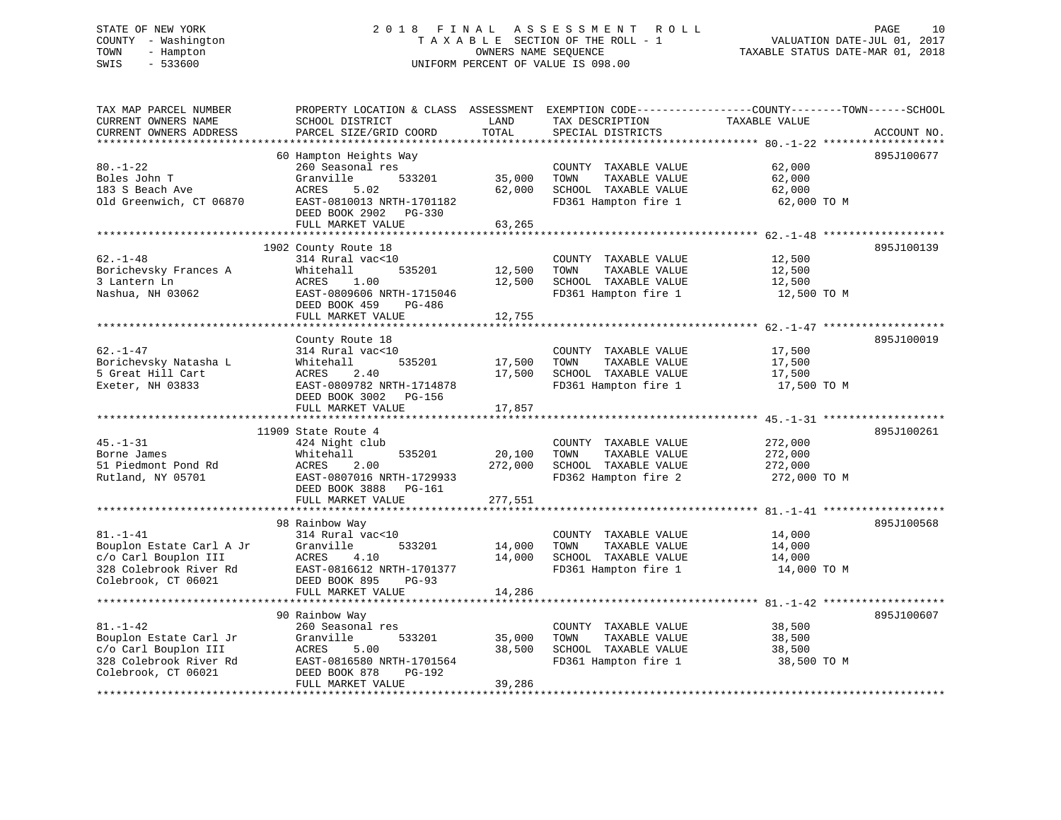STATE OF NEW YORK
COUNTY - Washington
TOWN - Hampton
SWIS - 533600

# 2018 FINAL ASSESSMENT ROLL
TAXABLE SECTION OF THE ROLL - 1
OWNERS NAME SEQUENCE
UNIFORM PERCENT OF VALUE IS 098.00

VALUATION DATE-JUL 01, 2017
TAXABLE STATUS DATE-MAR 01, 2018

```
TAX MAP PARCEL NUMBER          PROPERTY LOCATION & CLASS  ASSESSMENT  EXEMPTION CODE------------------COUNTY--------TOWN------SCHOOL
CURRENT OWNERS NAME            SCHOOL DISTRICT               LAND      TAX DESCRIPTION             TAXABLE VALUE
CURRENT OWNERS ADDRESS         PARCEL SIZE/GRID COORD        TOTAL     SPECIAL DISTRICTS                                      ACCOUNT NO.
******************************************************************************************************* 80.-1-22 *******************
                               60 Hampton Heights Way                                                                        895J100677
80.-1-22                       260 Seasonal res                         COUNTY  TAXABLE VALUE           62,000
Boles John T                   Granville        533201      35,000      TOWN    TAXABLE VALUE           62,000
183 S Beach Ave                ACRES    5.02                62,000      SCHOOL  TAXABLE VALUE           62,000
Old Greenwich, CT 06870        EAST-0810013 NRTH-1701182                FD361 Hampton fire 1             62,000 TO M
                               DEED BOOK 2902   PG-330
                               FULL MARKET VALUE            63,265
******************************************************************************************************* 62.-1-48 *******************
                               1902 County Route 18                                                                          895J100139
62.-1-48                       314 Rural vac<10                         COUNTY  TAXABLE VALUE           12,500
Borichevsky Frances A          Whitehall        535201      12,500      TOWN    TAXABLE VALUE           12,500
3 Lantern Ln                   ACRES    1.00                12,500      SCHOOL  TAXABLE VALUE           12,500
Nashua, NH 03062               EAST-0809606 NRTH-1715046                FD361 Hampton fire 1             12,500 TO M
                               DEED BOOK 459    PG-486
                               FULL MARKET VALUE            12,755
******************************************************************************************************* 62.-1-47 *******************
                               County Route 18                                                                               895J100019
62.-1-47                       314 Rural vac<10                         COUNTY  TAXABLE VALUE           17,500
Borichevsky Natasha L          Whitehall        535201      17,500      TOWN    TAXABLE VALUE           17,500
5 Great Hill Cart              ACRES    2.40                17,500      SCHOOL  TAXABLE VALUE           17,500
Exeter, NH 03833               EAST-0809782 NRTH-1714878                FD361 Hampton fire 1             17,500 TO M
                               DEED BOOK 3002   PG-156
                               FULL MARKET VALUE            17,857
******************************************************************************************************* 45.-1-31 *******************
                               11909 State Route 4                                                                           895J100261
45.-1-31                       424 Night club                           COUNTY  TAXABLE VALUE          272,000
Borne James                    Whitehall        535201      20,100      TOWN    TAXABLE VALUE          272,000
51 Piedmont Pond Rd            ACRES    2.00               272,000      SCHOOL  TAXABLE VALUE          272,000
Rutland, NY 05701              EAST-0807016 NRTH-1729933                FD362 Hampton fire 2            272,000 TO M
                               DEED BOOK 3888   PG-161
                               FULL MARKET VALUE           277,551
******************************************************************************************************* 81.-1-41 *******************
                               98 Rainbow Way                                                                                895J100568
81.-1-41                       314 Rural vac<10                         COUNTY  TAXABLE VALUE           14,000
Bouplon Estate Carl A Jr       Granville        533201      14,000      TOWN    TAXABLE VALUE           14,000
c/o Carl Bouplon III           ACRES    4.10                14,000      SCHOOL  TAXABLE VALUE           14,000
328 Colebrook River Rd         EAST-0816612 NRTH-1701377                FD361 Hampton fire 1             14,000 TO M
Colebrook, CT 06021            DEED BOOK 895    PG-93
                               FULL MARKET VALUE            14,286
******************************************************************************************************* 81.-1-42 *******************
                               90 Rainbow Way                                                                                895J100607
81.-1-42                       260 Seasonal res                         COUNTY  TAXABLE VALUE           38,500
Bouplon Estate Carl Jr         Granville        533201      35,000      TOWN    TAXABLE VALUE           38,500
c/o Carl Bouplon III           ACRES    5.00                38,500      SCHOOL  TAXABLE VALUE           38,500
328 Colebrook River Rd         EAST-0816580 NRTH-1701564                FD361 Hampton fire 1             38,500 TO M
Colebrook, CT 06021            DEED BOOK 878    PG-192
                               FULL MARKET VALUE            39,286
************************************************************************************************************************************
```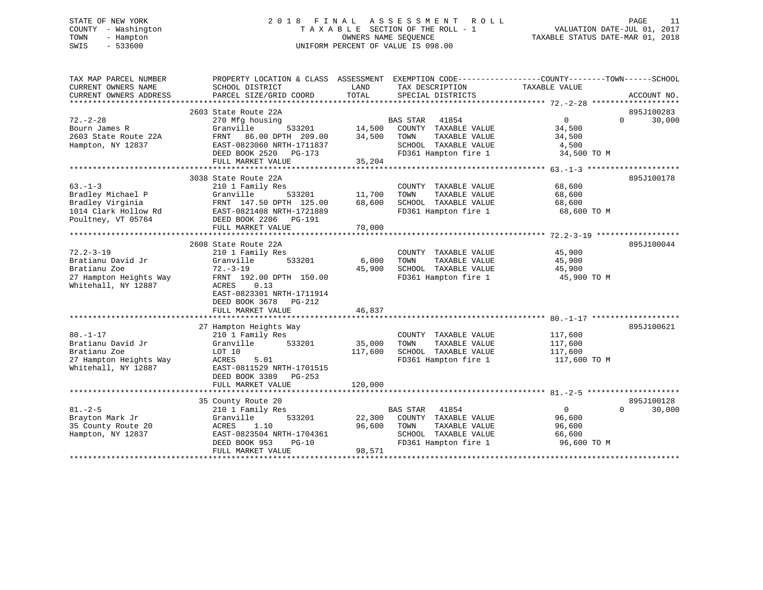STATE OF NEW YORK
COUNTY - Washington
TOWN - Hampton
SWIS - 533600

2018 FINAL ASSESSMENT ROLL
TAXABLE SECTION OF THE ROLL - 1
OWNERS NAME SEQUENCE
UNIFORM PERCENT OF VALUE IS 098.00

VALUATION DATE-JUL 01, 2017
TAXABLE STATUS DATE-MAR 01, 2018

| TAX MAP PARCEL NUMBER / CURRENT OWNERS NAME / CURRENT OWNERS ADDRESS | PROPERTY LOCATION & CLASS / SCHOOL DISTRICT / PARCEL SIZE/GRID COORD | ASSESSMENT LAND / TOTAL | EXEMPTION CODE / TAX DESCRIPTION / SPECIAL DISTRICTS | COUNTY / TOWN TAXABLE VALUE | SCHOOL | ACCOUNT NO. |
|---|---|---|---|---|---|---|
| 72.-2-28 | 2603 State Route 22A | | | | | 895J100283 |
| Bourn James R | 270 Mfg housing | | BAS STAR 41854 | 0 | 0 | 30,000 |
| 2603 State Route 22A | Granville 533201 | 14,500 | COUNTY TAXABLE VALUE | 34,500 | | |
| Hampton, NY 12837 | FRNT 86.00 DPTH 209.00 | 34,500 | TOWN TAXABLE VALUE | 34,500 | | |
| | EAST-0823060 NRTH-1711837 | | SCHOOL TAXABLE VALUE | 4,500 | | |
| | DEED BOOK 2520 PG-173 | | FD361 Hampton fire 1 | 34,500 TO M | | |
| | FULL MARKET VALUE | 35,204 | | | | |
| 63.-1-3 | 3038 State Route 22A | | | | | 895J100178 |
| Bradley Michael P | 210 1 Family Res | | COUNTY TAXABLE VALUE | 68,600 | | |
| Bradley Virginia | Granville 533201 | 11,700 | TOWN TAXABLE VALUE | 68,600 | | |
| 1014 Clark Hollow Rd | FRNT 147.50 DPTH 125.00 | 68,600 | SCHOOL TAXABLE VALUE | 68,600 | | |
| Poultney, VT 05764 | EAST-0821408 NRTH-1721889 | | FD361 Hampton fire 1 | 68,600 TO M | | |
| | DEED BOOK 2206 PG-191 | | | | | |
| | FULL MARKET VALUE | 70,000 | | | | |
| 72.2-3-19 | 2608 State Route 22A | | | | | 895J100044 |
| Bratianu David Jr | 210 1 Family Res | | COUNTY TAXABLE VALUE | 45,900 | | |
| Bratianu Zoe | Granville 533201 | 6,000 | TOWN TAXABLE VALUE | 45,900 | | |
| 27 Hampton Heights Way | 72.-3-19 | 45,900 | SCHOOL TAXABLE VALUE | 45,900 | | |
| Whitehall, NY 12887 | FRNT 192.00 DPTH 150.00 | | FD361 Hampton fire 1 | 45,900 TO M | | |
| | ACRES 0.13 | | | | | |
| | EAST-0823301 NRTH-1711914 | | | | | |
| | DEED BOOK 3678 PG-212 | | | | | |
| | FULL MARKET VALUE | 46,837 | | | | |
| 80.-1-17 | 27 Hampton Heights Way | | | | | 895J100621 |
| Bratianu David Jr | 210 1 Family Res | | COUNTY TAXABLE VALUE | 117,600 | | |
| Bratianu Zoe | Granville 533201 | 35,000 | TOWN TAXABLE VALUE | 117,600 | | |
| 27 Hampton Heights Way | LOT 10 | 117,600 | SCHOOL TAXABLE VALUE | 117,600 | | |
| Whitehall, NY 12887 | ACRES 5.01 | | FD361 Hampton fire 1 | 117,600 TO M | | |
| | EAST-0811529 NRTH-1701515 | | | | | |
| | DEED BOOK 3389 PG-253 | | | | | |
| | FULL MARKET VALUE | 120,000 | | | | |
| 81.-2-5 | 35 County Route 20 | | | | | 895J100128 |
| Brayton Mark Jr | 210 1 Family Res | | BAS STAR 41854 | 0 | 0 | 30,000 |
| 35 County Route 20 | Granville 533201 | 22,300 | COUNTY TAXABLE VALUE | 96,600 | | |
| Hampton, NY 12837 | ACRES 1.10 | 96,600 | TOWN TAXABLE VALUE | 96,600 | | |
| | EAST-0823504 NRTH-1704361 | | SCHOOL TAXABLE VALUE | 66,600 | | |
| | DEED BOOK 953 PG-10 | | FD361 Hampton fire 1 | 96,600 TO M | | |
| | FULL MARKET VALUE | 98,571 | | | | |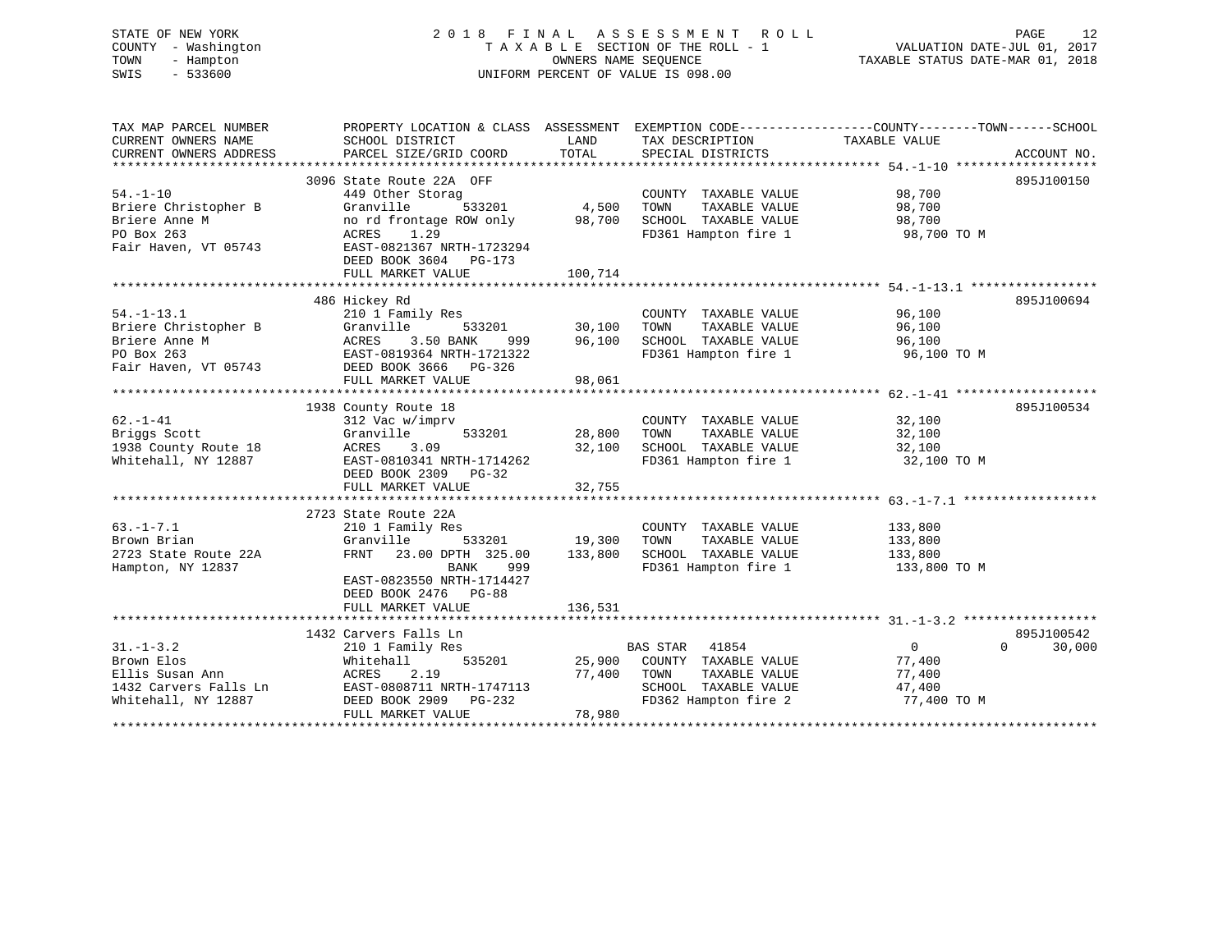STATE OF NEW YORK
COUNTY - Washington
TOWN - Hampton
SWIS - 533600

2 0 1 8 F I N A L A S S E S S M E N T R O L L
T A X A B L E SECTION OF THE ROLL - 1
OWNERS NAME SEQUENCE
UNIFORM PERCENT OF VALUE IS 098.00

VALUATION DATE-JUL 01, 2017
TAXABLE STATUS DATE-MAR 01, 2018

| TAX MAP PARCEL NUMBER / CURRENT OWNERS NAME / CURRENT OWNERS ADDRESS | PROPERTY LOCATION & CLASS / SCHOOL DISTRICT / PARCEL SIZE/GRID COORD | ASSESSMENT LAND / TOTAL | EXEMPTION CODE / TAX DESCRIPTION / SPECIAL DISTRICTS | COUNTY TAXABLE VALUE | TOWN | SCHOOL | ACCOUNT NO. |
|---|---|---|---|---|---|---|---|
| 54.-1-10 | 3096 State Route 22A OFF | | | | | | 895J100150 |
| 54.-1-10 | 449 Other Storag | | COUNTY TAXABLE VALUE | 98,700 | | | |
| Briere Christopher B | Granville 533201 | 4,500 | TOWN TAXABLE VALUE | 98,700 | | | |
| Briere Anne M | no rd frontage ROW only | 98,700 | SCHOOL TAXABLE VALUE | 98,700 | | | |
| PO Box 263 | ACRES 1.29 | | FD361 Hampton fire 1 | 98,700 TO M | | | |
| Fair Haven, VT 05743 | EAST-0821367 NRTH-1723294 | | | | | | |
| | DEED BOOK 3604 PG-173 | | | | | | |
| | FULL MARKET VALUE | 100,714 | | | | | |
| 54.-1-13.1 | 486 Hickey Rd | | | | | | 895J100694 |
| 54.-1-13.1 | 210 1 Family Res | | COUNTY TAXABLE VALUE | 96,100 | | | |
| Briere Christopher B | Granville 533201 | 30,100 | TOWN TAXABLE VALUE | 96,100 | | | |
| Briere Anne M | ACRES 3.50 BANK 999 | 96,100 | SCHOOL TAXABLE VALUE | 96,100 | | | |
| PO Box 263 | EAST-0819364 NRTH-1721322 | | FD361 Hampton fire 1 | 96,100 TO M | | | |
| Fair Haven, VT 05743 | DEED BOOK 3666 PG-326 | | | | | | |
| | FULL MARKET VALUE | 98,061 | | | | | |
| 62.-1-41 | 1938 County Route 18 | | | | | | 895J100534 |
| 62.-1-41 | 312 Vac w/imprv | | COUNTY TAXABLE VALUE | 32,100 | | | |
| Briggs Scott | Granville 533201 | 28,800 | TOWN TAXABLE VALUE | 32,100 | | | |
| 1938 County Route 18 | ACRES 3.09 | 32,100 | SCHOOL TAXABLE VALUE | 32,100 | | | |
| Whitehall, NY 12887 | EAST-0810341 NRTH-1714262 | | FD361 Hampton fire 1 | 32,100 TO M | | | |
| | DEED BOOK 2309 PG-32 | | | | | | |
| | FULL MARKET VALUE | 32,755 | | | | | |
| 63.-1-7.1 | 2723 State Route 22A | | | | | | |
| 63.-1-7.1 | 210 1 Family Res | | COUNTY TAXABLE VALUE | 133,800 | | | |
| Brown Brian | Granville 533201 | 19,300 | TOWN TAXABLE VALUE | 133,800 | | | |
| 2723 State Route 22A | FRNT 23.00 DPTH 325.00 | 133,800 | SCHOOL TAXABLE VALUE | 133,800 | | | |
| Hampton, NY 12837 | BANK 999 | | FD361 Hampton fire 1 | 133,800 TO M | | | |
| | EAST-0823550 NRTH-1714427 | | | | | | |
| | DEED BOOK 2476 PG-88 | | | | | | |
| | FULL MARKET VALUE | 136,531 | | | | | |
| 31.-1-3.2 | 1432 Carvers Falls Ln | | | | | | 895J100542 |
| 31.-1-3.2 | 210 1 Family Res | | BAS STAR 41854 | 0 | 0 | 30,000 | |
| Brown Elos | Whitehall 535201 | 25,900 | COUNTY TAXABLE VALUE | 77,400 | | | |
| Ellis Susan Ann | ACRES 2.19 | 77,400 | TOWN TAXABLE VALUE | 77,400 | | | |
| 1432 Carvers Falls Ln | EAST-0808711 NRTH-1747113 | | SCHOOL TAXABLE VALUE | 47,400 | | | |
| Whitehall, NY 12887 | DEED BOOK 2909 PG-232 | | FD362 Hampton fire 2 | 77,400 TO M | | | |
| | FULL MARKET VALUE | 78,980 | | | | | |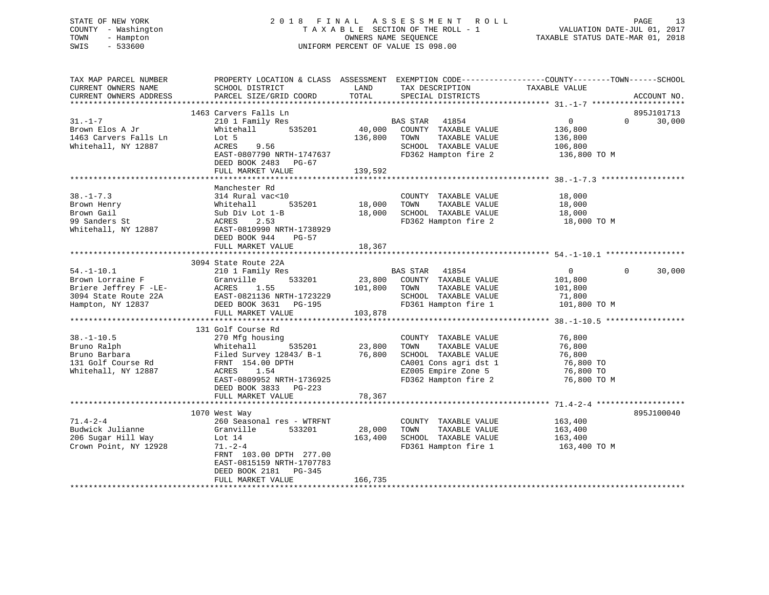STATE OF NEW YORK
COUNTY - Washington
TOWN - Hampton
SWIS - 533600

2018 FINAL ASSESSMENT ROLL
TAXABLE SECTION OF THE ROLL - 1
OWNERS NAME SEQUENCE
UNIFORM PERCENT OF VALUE IS 098.00

VALUATION DATE-JUL 01, 2017
TAXABLE STATUS DATE-MAR 01, 2018

| TAX MAP PARCEL NUMBER<br>CURRENT OWNERS NAME<br>CURRENT OWNERS ADDRESS | PROPERTY LOCATION & CLASS<br>SCHOOL DISTRICT<br>PARCEL SIZE/GRID COORD | ASSESSMENT<br>LAND<br>TOTAL | EXEMPTION CODE<br>TAX DESCRIPTION<br>SPECIAL DISTRICTS | COUNTY / TOWN<br>TAXABLE VALUE | SCHOOL<br><br>ACCOUNT NO. |
|---|---|---|---|---|---|
| **31.-1-7** | 1463 Carvers Falls Ln | | | | 895J101713 |
| 31.-1-7 | 210 1 Family Res | | BAS STAR 41854 | 0 / 0 | 30,000 |
| Brown Elos A Jr | Whitehall 535201 | 40,000 | COUNTY TAXABLE VALUE | 136,800 | |
| 1463 Carvers Falls Ln | Lot 5 | 136,800 | TOWN TAXABLE VALUE | 136,800 | |
| Whitehall, NY 12887 | ACRES 9.56 | | SCHOOL TAXABLE VALUE | 106,800 | |
| | EAST-0807790 NRTH-1747637 | | FD362 Hampton fire 2 | 136,800 TO M | |
| | DEED BOOK 2483 PG-67 | | | | |
| | FULL MARKET VALUE | 139,592 | | | |
| **38.-1-7.3** | Manchester Rd | | | | |
| 38.-1-7.3 | 314 Rural vac<10 | | COUNTY TAXABLE VALUE | 18,000 | |
| Brown Henry | Whitehall 535201 | 18,000 | TOWN TAXABLE VALUE | 18,000 | |
| Brown Gail | Sub Div Lot 1-B | 18,000 | SCHOOL TAXABLE VALUE | 18,000 | |
| 99 Sanders St | ACRES 2.53 | | FD362 Hampton fire 2 | 18,000 TO M | |
| Whitehall, NY 12887 | EAST-0810990 NRTH-1738929 | | | | |
| | DEED BOOK 944 PG-57 | | | | |
| | FULL MARKET VALUE | 18,367 | | | |
| **54.-1-10.1** | 3094 State Route 22A | | | | |
| 54.-1-10.1 | 210 1 Family Res | | BAS STAR 41854 | 0 / 0 | 30,000 |
| Brown Lorraine F | Granville 533201 | 23,800 | COUNTY TAXABLE VALUE | 101,800 | |
| Briere Jeffrey F -LE- | ACRES 1.55 | 101,800 | TOWN TAXABLE VALUE | 101,800 | |
| 3094 State Route 22A | EAST-0821136 NRTH-1723229 | | SCHOOL TAXABLE VALUE | 71,800 | |
| Hampton, NY 12837 | DEED BOOK 3631 PG-195 | | FD361 Hampton fire 1 | 101,800 TO M | |
| | FULL MARKET VALUE | 103,878 | | | |
| **38.-1-10.5** | 131 Golf Course Rd | | | | |
| 38.-1-10.5 | 270 Mfg housing | | COUNTY TAXABLE VALUE | 76,800 | |
| Bruno Ralph | Whitehall 535201 | 23,800 | TOWN TAXABLE VALUE | 76,800 | |
| Bruno Barbara | Filed Survey 12843/ B-1 | 76,800 | SCHOOL TAXABLE VALUE | 76,800 | |
| 131 Golf Course Rd | FRNT 154.00 DPTH | | CA001 Cons agri dst 1 | 76,800 TO | |
| Whitehall, NY 12887 | ACRES 1.54 | | EZ005 Empire Zone 5 | 76,800 TO | |
| | EAST-0809952 NRTH-1736925 | | FD362 Hampton fire 2 | 76,800 TO M | |
| | DEED BOOK 3833 PG-223 | | | | |
| | FULL MARKET VALUE | 78,367 | | | |
| **71.4-2-4** | 1070 West Way | | | | 895J100040 |
| 71.4-2-4 | 260 Seasonal res - WTRFNT | | COUNTY TAXABLE VALUE | 163,400 | |
| Budwick Julianne | Granville 533201 | 28,000 | TOWN TAXABLE VALUE | 163,400 | |
| 206 Sugar Hill Way | Lot 14 | 163,400 | SCHOOL TAXABLE VALUE | 163,400 | |
| Crown Point, NY 12928 | 71.-2-4 | | FD361 Hampton fire 1 | 163,400 TO M | |
| | FRNT 103.00 DPTH 277.00 | | | | |
| | EAST-0815159 NRTH-1707783 | | | | |
| | DEED BOOK 2181 PG-345 | | | | |
| | FULL MARKET VALUE | 166,735 | | | |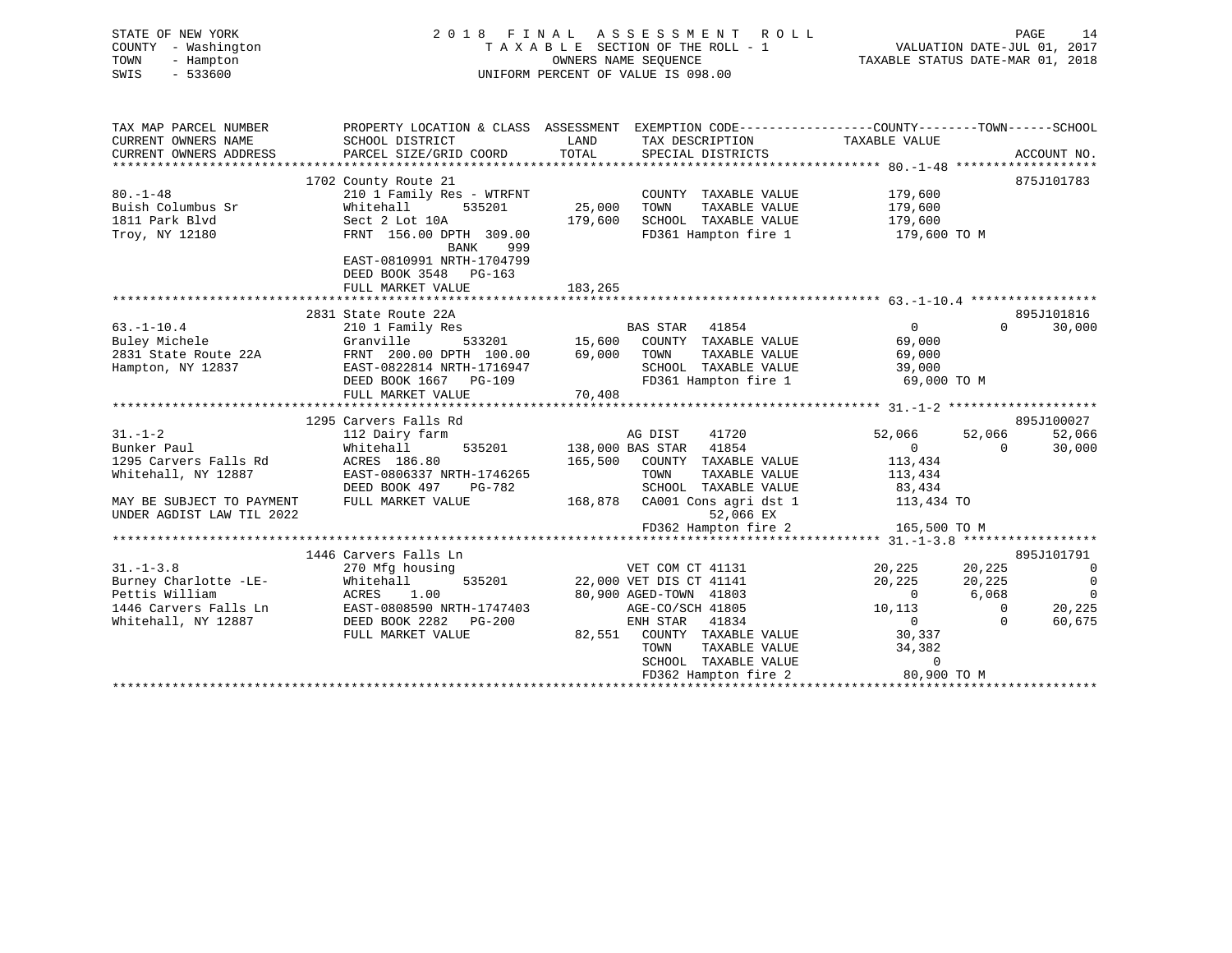STATE OF NEW YORK
COUNTY - Washington
TOWN - Hampton
SWIS - 533600

2 0 1 8 F I N A L A S S E S S M E N T R O L L
T A X A B L E SECTION OF THE ROLL - 1
OWNERS NAME SEQUENCE
UNIFORM PERCENT OF VALUE IS 098.00

VALUATION DATE-JUL 01, 2017
TAXABLE STATUS DATE-MAR 01, 2018

```
TAX MAP PARCEL NUMBER          PROPERTY LOCATION & CLASS  ASSESSMENT  EXEMPTION CODE------------------COUNTY--------TOWN------SCHOOL
CURRENT OWNERS NAME            SCHOOL DISTRICT              LAND      TAX DESCRIPTION            TAXABLE VALUE
CURRENT OWNERS ADDRESS         PARCEL SIZE/GRID COORD       TOTAL     SPECIAL DISTRICTS                                    ACCOUNT NO.
******************************************************************************************************* 80.-1-48 *******************
                               1702 County Route 21                                                                     875J101783
80.-1-48                       210 1 Family Res - WTRFNT             COUNTY  TAXABLE VALUE          179,600
Buish Columbus Sr              Whitehall      535201       25,000    TOWN    TAXABLE VALUE          179,600
1811 Park Blvd                 Sect 2 Lot 10A             179,600    SCHOOL  TAXABLE VALUE          179,600
Troy, NY 12180                 FRNT 156.00 DPTH 309.00               FD361 Hampton fire 1            179,600 TO M
                                             BANK    999
                               EAST-0810991 NRTH-1704799
                               DEED BOOK 3548   PG-163
                               FULL MARKET VALUE          183,265
******************************************************************************************************* 63.-1-10.4 *****************
                               2831 State Route 22A                                                                     895J101816
63.-1-10.4                     210 1 Family Res                      BAS STAR   41854                  0             0      30,000
Buley Michele                  Granville      533201       15,600    COUNTY  TAXABLE VALUE           69,000
2831 State Route 22A           FRNT 200.00 DPTH 100.00     69,000    TOWN    TAXABLE VALUE           69,000
Hampton, NY 12837              EAST-0822814 NRTH-1716947             SCHOOL  TAXABLE VALUE           39,000
                               DEED BOOK 1667   PG-109               FD361 Hampton fire 1             69,000 TO M
                               FULL MARKET VALUE           70,408
******************************************************************************************************* 31.-1-2 ********************
                               1295 Carvers Falls Rd                                                                    895J100027
31.-1-2                        112 Dairy farm                        AG DIST    41720             52,066        52,066      52,066
Bunker Paul                    Whitehall      535201      138,000 BAS STAR  41854                  0             0      30,000
1295 Carvers Falls Rd          ACRES 186.80               165,500    COUNTY  TAXABLE VALUE          113,434
Whitehall, NY 12887            EAST-0806337 NRTH-1746265             TOWN    TAXABLE VALUE          113,434
                               DEED BOOK 497    PG-782               SCHOOL  TAXABLE VALUE           83,434
MAY BE SUBJECT TO PAYMENT      FULL MARKET VALUE          168,878    CA001 Cons agri dst 1           113,434 TO
UNDER AGDIST LAW TIL 2022                                                  52,066 EX
                                                                     FD362 Hampton fire 2            165,500 TO M
******************************************************************************************************* 31.-1-3.8 ******************
                               1446 Carvers Falls Ln                                                                    895J101791
31.-1-3.8                      270 Mfg housing                       VET COM CT 41131             20,225        20,225           0
Burney Charlotte -LE-          Whitehall      535201       22,000 VET DIS CT 41141             20,225        20,225           0
Pettis William                 ACRES    1.00               80,900 AGED-TOWN  41803                  0         6,068           0
1446 Carvers Falls Ln          EAST-0808590 NRTH-1747403             AGE-CO/SCH 41805             10,113             0      20,225
Whitehall, NY 12887            DEED BOOK 2282   PG-200               ENH STAR   41834                  0             0      60,675
                               FULL MARKET VALUE           82,551    COUNTY  TAXABLE VALUE           30,337
                                                                     TOWN    TAXABLE VALUE           34,382
                                                                     SCHOOL  TAXABLE VALUE                0
                                                                     FD362 Hampton fire 2             80,900 TO M
************************************************************************************************************************************
```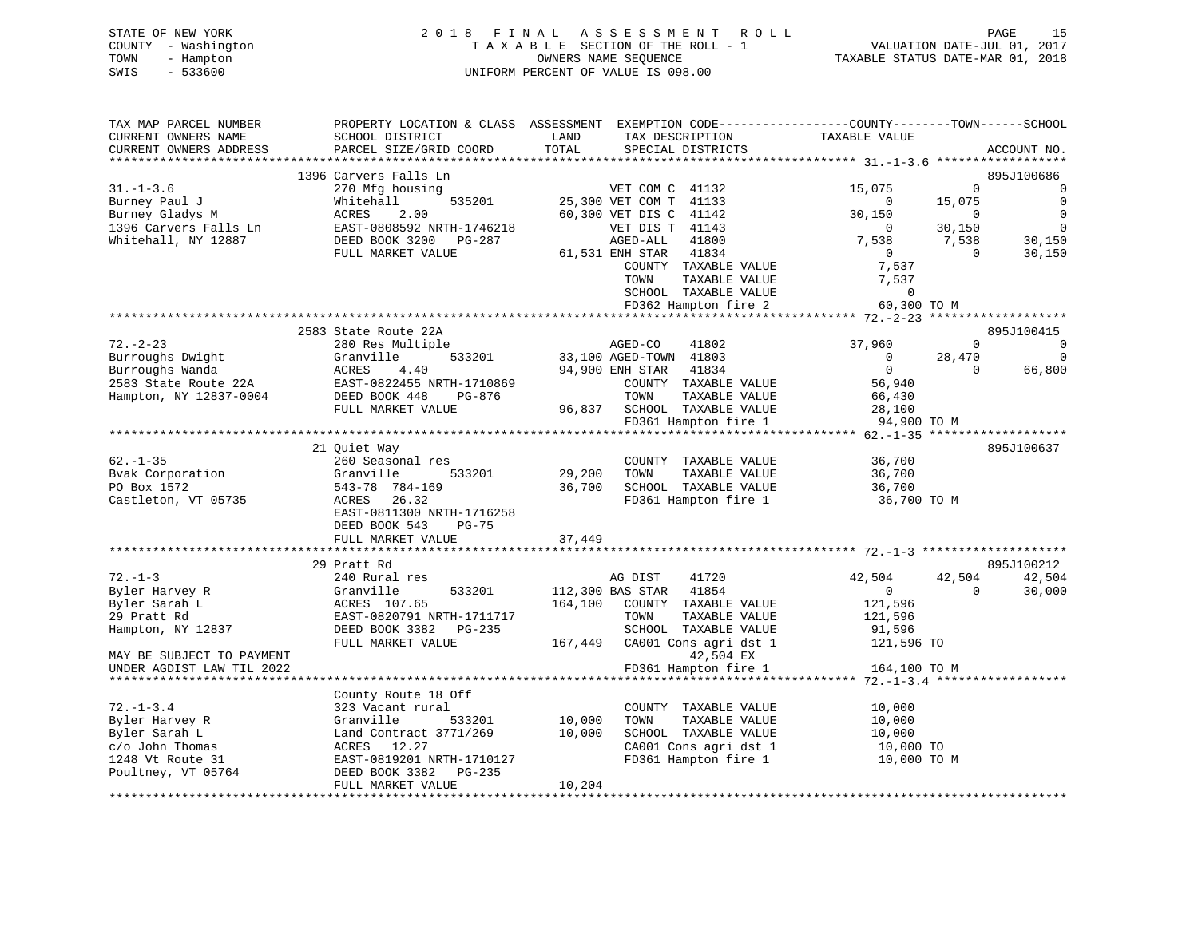STATE OF NEW YORK
COUNTY - Washington
TOWN - Hampton
SWIS - 533600

2018 FINAL ASSESSMENT ROLL
TAXABLE SECTION OF THE ROLL - 1
OWNERS NAME SEQUENCE
UNIFORM PERCENT OF VALUE IS 098.00

VALUATION DATE-JUL 01, 2017
TAXABLE STATUS DATE-MAR 01, 2018

| TAX MAP PARCEL NUMBER / CURRENT OWNERS NAME / CURRENT OWNERS ADDRESS | PROPERTY LOCATION & CLASS / SCHOOL DISTRICT / PARCEL SIZE/GRID COORD | ASSESSMENT LAND / TOTAL | EXEMPTION CODE / TAX DESCRIPTION / SPECIAL DISTRICTS | COUNTY TAXABLE VALUE | TOWN | SCHOOL / ACCOUNT NO. |
|---|---|---|---|---|---|---|
| 31.-1-3.6 | 1396 Carvers Falls Ln | | | | | 895J100686 |
| 31.-1-3.6 | 270 Mfg housing | | VET COM C 41132 | 15,075 | 0 | 0 |
| Burney Paul J | Whitehall 535201 | 25,300 | VET COM T 41133 | 0 | 15,075 | 0 |
| Burney Gladys M | ACRES 2.00 | 60,300 | VET DIS C 41142 | 30,150 | 0 | 0 |
| 1396 Carvers Falls Ln | EAST-0808592 NRTH-1746218 | | VET DIS T 41143 | 0 | 30,150 | 0 |
| Whitehall, NY 12887 | DEED BOOK 3200 PG-287 | | AGED-ALL 41800 | 7,538 | 7,538 | 30,150 |
| | FULL MARKET VALUE | 61,531 | ENH STAR 41834 | 0 | 0 | 30,150 |
| | | | COUNTY TAXABLE VALUE | 7,537 | | |
| | | | TOWN TAXABLE VALUE | 7,537 | | |
| | | | SCHOOL TAXABLE VALUE | 0 | | |
| | | | FD362 Hampton fire 2 | 60,300 TO M | | |
| 72.-2-23 | 2583 State Route 22A | | | | | 895J100415 |
| 72.-2-23 | 280 Res Multiple | | AGED-CO 41802 | 37,960 | 0 | 0 |
| Burroughs Dwight | Granville 533201 | 33,100 | AGED-TOWN 41803 | 0 | 28,470 | 0 |
| Burroughs Wanda | ACRES 4.40 | 94,900 | ENH STAR 41834 | 0 | 0 | 66,800 |
| 2583 State Route 22A | EAST-0822455 NRTH-1710869 | | COUNTY TAXABLE VALUE | 56,940 | | |
| Hampton, NY 12837-0004 | DEED BOOK 448 PG-876 | | TOWN TAXABLE VALUE | 66,430 | | |
| | FULL MARKET VALUE | 96,837 | SCHOOL TAXABLE VALUE | 28,100 | | |
| | | | FD361 Hampton fire 1 | 94,900 TO M | | |
| 62.-1-35 | 21 Quiet Way | | | | | 895J100637 |
| 62.-1-35 | 260 Seasonal res | | COUNTY TAXABLE VALUE | 36,700 | | |
| Bvak Corporation | Granville 533201 | 29,200 | TOWN TAXABLE VALUE | 36,700 | | |
| PO Box 1572 | 543-78 784-169 | 36,700 | SCHOOL TAXABLE VALUE | 36,700 | | |
| Castleton, VT 05735 | ACRES 26.32 | | FD361 Hampton fire 1 | 36,700 TO M | | |
| | EAST-0811300 NRTH-1716258 | | | | | |
| | DEED BOOK 543 PG-75 | | | | | |
| | FULL MARKET VALUE | 37,449 | | | | |
| 72.-1-3 | 29 Pratt Rd | | | | | 895J100212 |
| 72.-1-3 | 240 Rural res | | AG DIST 41720 | 42,504 | 42,504 | 42,504 |
| Byler Harvey R | Granville 533201 | 112,300 | BAS STAR 41854 | 0 | 0 | 30,000 |
| Byler Sarah L | ACRES 107.65 | 164,100 | COUNTY TAXABLE VALUE | 121,596 | | |
| 29 Pratt Rd | EAST-0820791 NRTH-1711717 | | TOWN TAXABLE VALUE | 121,596 | | |
| Hampton, NY 12837 | DEED BOOK 3382 PG-235 | | SCHOOL TAXABLE VALUE | 91,596 | | |
| | FULL MARKET VALUE | 167,449 | CA001 Cons agri dst 1 | 121,596 TO | | |
| MAY BE SUBJECT TO PAYMENT | | | 42,504 EX | | | |
| UNDER AGDIST LAW TIL 2022 | | | FD361 Hampton fire 1 | 164,100 TO M | | |
| 72.-1-3.4 | County Route 18 Off | | | | | |
| 72.-1-3.4 | 323 Vacant rural | | COUNTY TAXABLE VALUE | 10,000 | | |
| Byler Harvey R | Granville 533201 | 10,000 | TOWN TAXABLE VALUE | 10,000 | | |
| Byler Sarah L | Land Contract 3771/269 | 10,000 | SCHOOL TAXABLE VALUE | 10,000 | | |
| c/o John Thomas | ACRES 12.27 | | CA001 Cons agri dst 1 | 10,000 TO | | |
| 1248 Vt Route 31 | EAST-0819201 NRTH-1710127 | | FD361 Hampton fire 1 | 10,000 TO M | | |
| Poultney, VT 05764 | DEED BOOK 3382 PG-235 | | | | | |
| | FULL MARKET VALUE | 10,204 | | | | |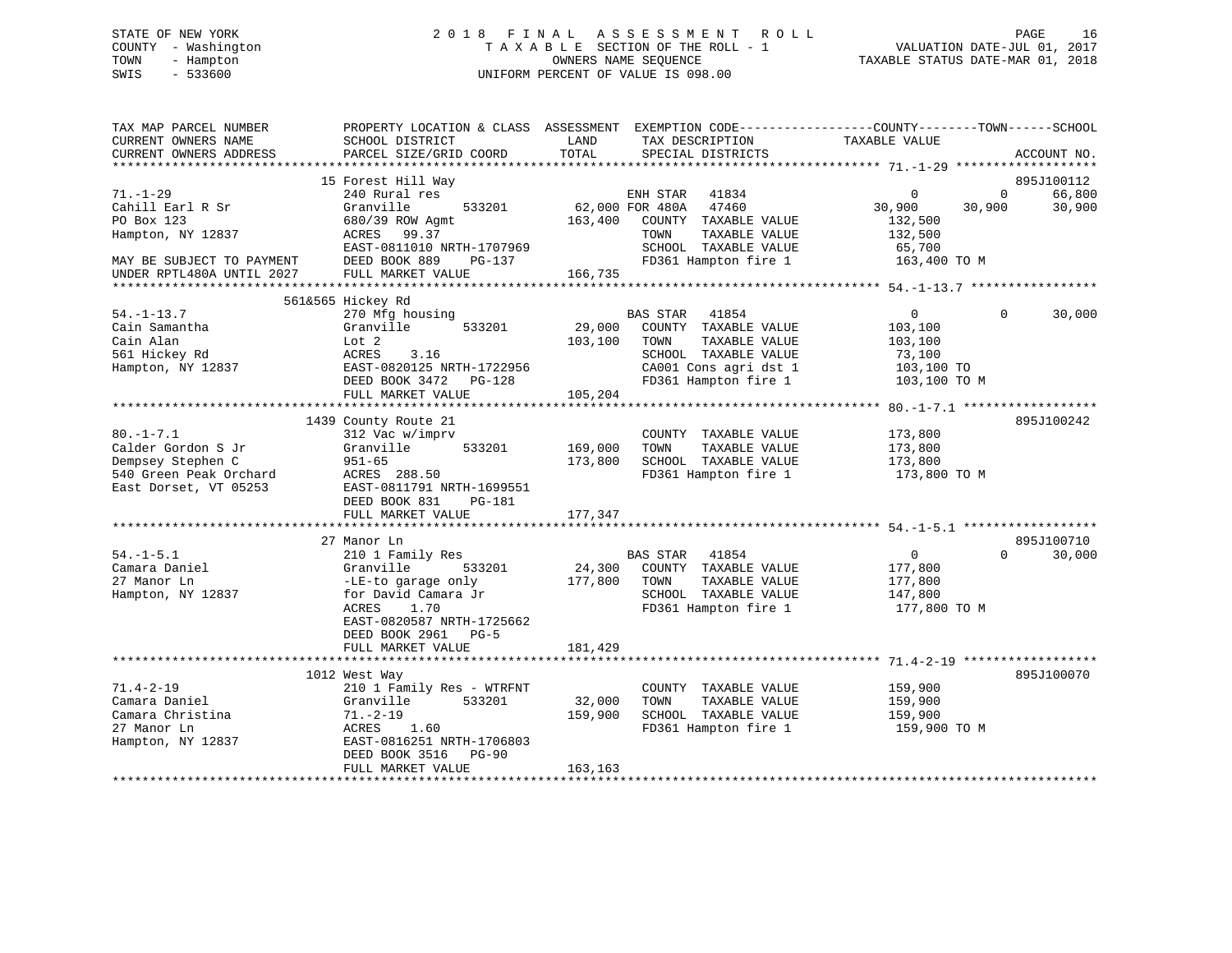STATE OF NEW YORK
COUNTY - Washington
TOWN - Hampton
SWIS - 533600

2018 FINAL ASSESSMENT ROLL
TAXABLE SECTION OF THE ROLL - 1
OWNERS NAME SEQUENCE
UNIFORM PERCENT OF VALUE IS 098.00

VALUATION DATE-JUL 01, 2017
TAXABLE STATUS DATE-MAR 01, 2018

```
TAX MAP PARCEL NUMBER          PROPERTY LOCATION & CLASS  ASSESSMENT  EXEMPTION CODE-----------------COUNTY--------TOWN------SCHOOL
CURRENT OWNERS NAME            SCHOOL DISTRICT               LAND     TAX DESCRIPTION             TAXABLE VALUE
CURRENT OWNERS ADDRESS         PARCEL SIZE/GRID COORD       TOTAL     SPECIAL DISTRICTS                                   ACCOUNT NO.
******************************************************************************************************* 71.-1-29 *******************
                               15 Forest Hill Way                                                                         895J100112
71.-1-29                       240 Rural res                         ENH STAR   41834              0            0        66,800
Cahill Earl R Sr               Granville        533201      62,000 FOR 480A    47460          30,900       30,900        30,900
PO Box 123                     680/39 ROW Agmt             163,400   COUNTY  TAXABLE VALUE         132,500
Hampton, NY 12837              ACRES   99.37                         TOWN    TAXABLE VALUE         132,500
                               EAST-0811010 NRTH-1707969             SCHOOL  TAXABLE VALUE          65,700
MAY BE SUBJECT TO PAYMENT      DEED BOOK 889    PG-137               FD361 Hampton fire 1          163,400 TO M
UNDER RPTL480A UNTIL 2027      FULL MARKET VALUE           166,735
******************************************************************************************************* 54.-1-13.7 *****************
                               561&565 Hickey Rd
54.-1-13.7                     270 Mfg housing                       BAS STAR   41854              0            0        30,000
Cain Samantha                  Granville        533201      29,000   COUNTY  TAXABLE VALUE         103,100
Cain Alan                      Lot 2                       103,100   TOWN    TAXABLE VALUE         103,100
561 Hickey Rd                  ACRES    3.16                         SCHOOL  TAXABLE VALUE          73,100
Hampton, NY 12837              EAST-0820125 NRTH-1722956             CA001 Cons agri dst 1         103,100 TO
                               DEED BOOK 3472   PG-128               FD361 Hampton fire 1          103,100 TO M
                               FULL MARKET VALUE           105,204
******************************************************************************************************* 80.-1-7.1 ******************
                               1439 County Route 21                                                                       895J100242
80.-1-7.1                      312 Vac w/imprv                       COUNTY  TAXABLE VALUE         173,800
Calder Gordon S Jr             Granville        533201     169,000   TOWN    TAXABLE VALUE         173,800
Dempsey Stephen C              951-65                      173,800   SCHOOL  TAXABLE VALUE         173,800
540 Green Peak Orchard         ACRES  288.50                         FD361 Hampton fire 1          173,800 TO M
East Dorset, VT 05253          EAST-0811791 NRTH-1699551
                               DEED BOOK 831    PG-181
                               FULL MARKET VALUE           177,347
******************************************************************************************************* 54.-1-5.1 ******************
                               27 Manor Ln                                                                                895J100710
54.-1-5.1                      210 1 Family Res                      BAS STAR   41854              0            0        30,000
Camara Daniel                  Granville        533201      24,300   COUNTY  TAXABLE VALUE         177,800
27 Manor Ln                    -LE-to garage only          177,800   TOWN    TAXABLE VALUE         177,800
Hampton, NY 12837              for David Camara Jr                   SCHOOL  TAXABLE VALUE         147,800
                               ACRES    1.70                         FD361 Hampton fire 1          177,800 TO M
                               EAST-0820587 NRTH-1725662
                               DEED BOOK 2961   PG-5
                               FULL MARKET VALUE           181,429
******************************************************************************************************* 71.4-2-19 ******************
                               1012 West Way                                                                              895J100070
71.4-2-19                      210 1 Family Res - WTRFNT             COUNTY  TAXABLE VALUE         159,900
Camara Daniel                  Granville        533201      32,000   TOWN    TAXABLE VALUE         159,900
Camara Christina               71.-2-19                    159,900   SCHOOL  TAXABLE VALUE         159,900
27 Manor Ln                    ACRES    1.60                         FD361 Hampton fire 1          159,900 TO M
Hampton, NY 12837              EAST-0816251 NRTH-1706803
                               DEED BOOK 3516   PG-90
                               FULL MARKET VALUE           163,163
************************************************************************************************************************************
```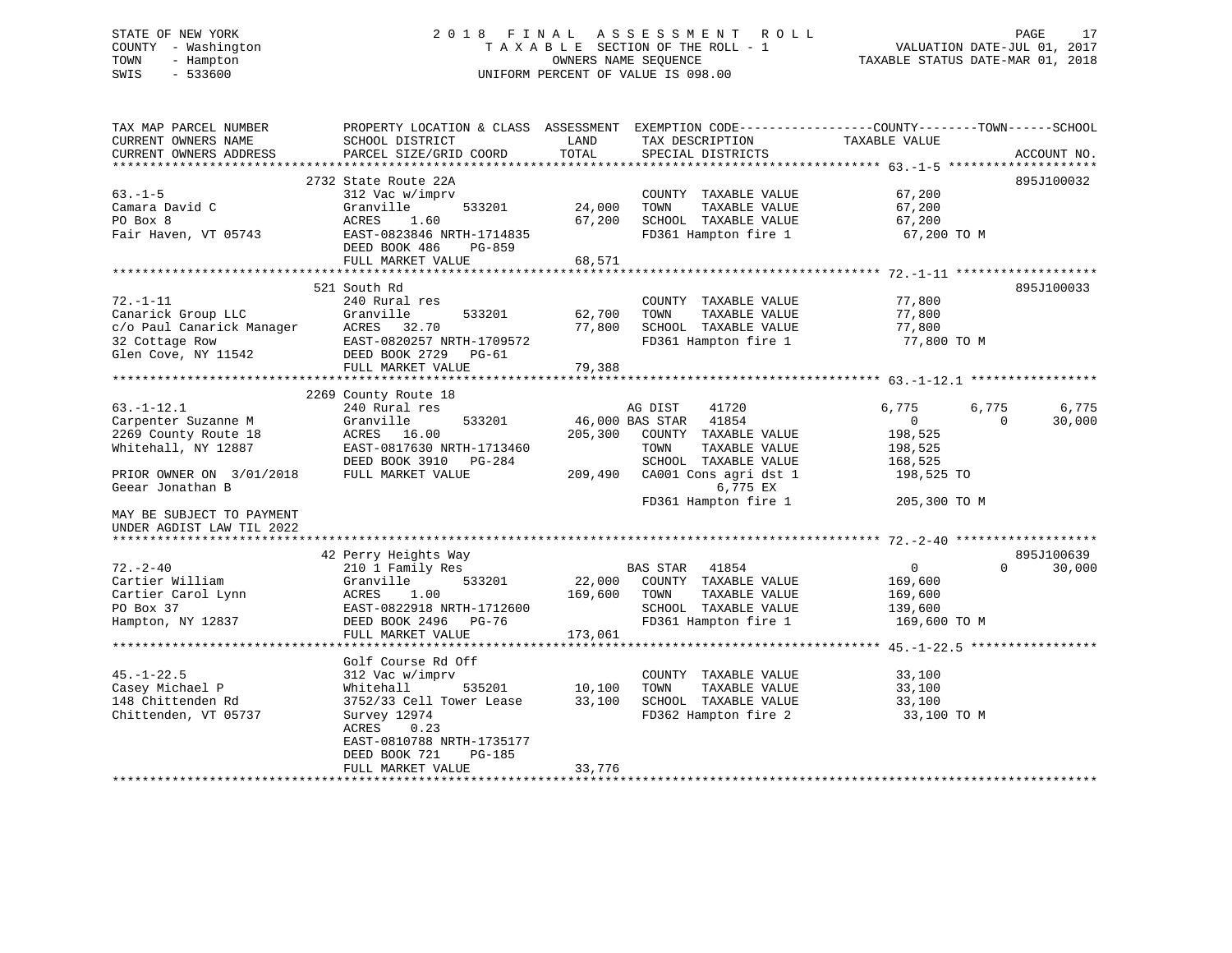STATE OF NEW YORK
COUNTY - Washington
TOWN - Hampton
SWIS - 533600

# 2018 FINAL ASSESSMENT ROLL

TAXABLE SECTION OF THE ROLL - 1
OWNERS NAME SEQUENCE
UNIFORM PERCENT OF VALUE IS 098.00

VALUATION DATE-JUL 01, 2017
TAXABLE STATUS DATE-MAR 01, 2018

```
TAX MAP PARCEL NUMBER          PROPERTY LOCATION & CLASS  ASSESSMENT  EXEMPTION CODE------------------COUNTY--------TOWN------SCHOOL
CURRENT OWNERS NAME            SCHOOL DISTRICT               LAND      TAX DESCRIPTION            TAXABLE VALUE
CURRENT OWNERS ADDRESS         PARCEL SIZE/GRID COORD        TOTAL     SPECIAL DISTRICTS                                    ACCOUNT NO.
******************************************************************************************************* 63.-1-5 ********************
                               2732 State Route 22A                                                                         895J100032
63.-1-5                        312 Vac w/imprv                         COUNTY  TAXABLE VALUE            67,200
Camara David C                 Granville        533201      24,000     TOWN    TAXABLE VALUE            67,200
PO Box 8                       ACRES    1.60                67,200     SCHOOL  TAXABLE VALUE            67,200
Fair Haven, VT 05743           EAST-0823846 NRTH-1714835               FD361 Hampton fire 1              67,200 TO M
                               DEED BOOK 486    PG-859
                               FULL MARKET VALUE            68,571
******************************************************************************************************* 72.-1-11 *******************
                               521 South Rd                                                                                 895J100033
72.-1-11                       240 Rural res                           COUNTY  TAXABLE VALUE            77,800
Canarick Group LLC             Granville        533201      62,700     TOWN    TAXABLE VALUE            77,800
c/o Paul Canarick Manager      ACRES   32.70                77,800     SCHOOL  TAXABLE VALUE            77,800
32 Cottage Row                 EAST-0820257 NRTH-1709572               FD361 Hampton fire 1              77,800 TO M
Glen Cove, NY 11542            DEED BOOK 2729   PG-61
                               FULL MARKET VALUE            79,388
******************************************************************************************************* 63.-1-12.1 *****************
                               2269 County Route 18
63.-1-12.1                     240 Rural res                        AG DIST    41720              6,775        6,775        6,775
Carpenter Suzanne M            Granville        533201      46,000 BAS STAR   41854                  0            0       30,000
2269 County Route 18           ACRES   16.00               205,300    COUNTY  TAXABLE VALUE           198,525
Whitehall, NY 12887            EAST-0817630 NRTH-1713460              TOWN    TAXABLE VALUE           198,525
                               DEED BOOK 3910   PG-284                SCHOOL  TAXABLE VALUE           168,525
PRIOR OWNER ON 3/01/2018       FULL MARKET VALUE           209,490    CA001 Cons agri dst 1            198,525 TO
Geear Jonathan B                                                            6,775 EX
                                                                      FD361 Hampton fire 1             205,300 TO M
MAY BE SUBJECT TO PAYMENT
UNDER AGDIST LAW TIL 2022
******************************************************************************************************* 72.-2-40 *******************
                               42 Perry Heights Way                                                                         895J100639
72.-2-40                       210 1 Family Res                     BAS STAR   41854                  0            0       30,000
Cartier William                Granville        533201      22,000    COUNTY  TAXABLE VALUE           169,600
Cartier Carol Lynn             ACRES    1.00               169,600    TOWN    TAXABLE VALUE           169,600
PO Box 37                      EAST-0822918 NRTH-1712600              SCHOOL  TAXABLE VALUE           139,600
Hampton, NY 12837              DEED BOOK 2496   PG-76                 FD361 Hampton fire 1             169,600 TO M
                               FULL MARKET VALUE           173,061
******************************************************************************************************* 45.-1-22.5 *****************
                               Golf Course Rd Off
45.-1-22.5                     312 Vac w/imprv                         COUNTY  TAXABLE VALUE            33,100
Casey Michael P                Whitehall        535201      10,100     TOWN    TAXABLE VALUE            33,100
148 Chittenden Rd              3752/33 Cell Tower Lease     33,100     SCHOOL  TAXABLE VALUE            33,100
Chittenden, VT 05737           Survey 12974                            FD362 Hampton fire 2              33,100 TO M
                               ACRES    0.23
                               EAST-0810788 NRTH-1735177
                               DEED BOOK 721    PG-185
                               FULL MARKET VALUE            33,776
************************************************************************************************************************************
```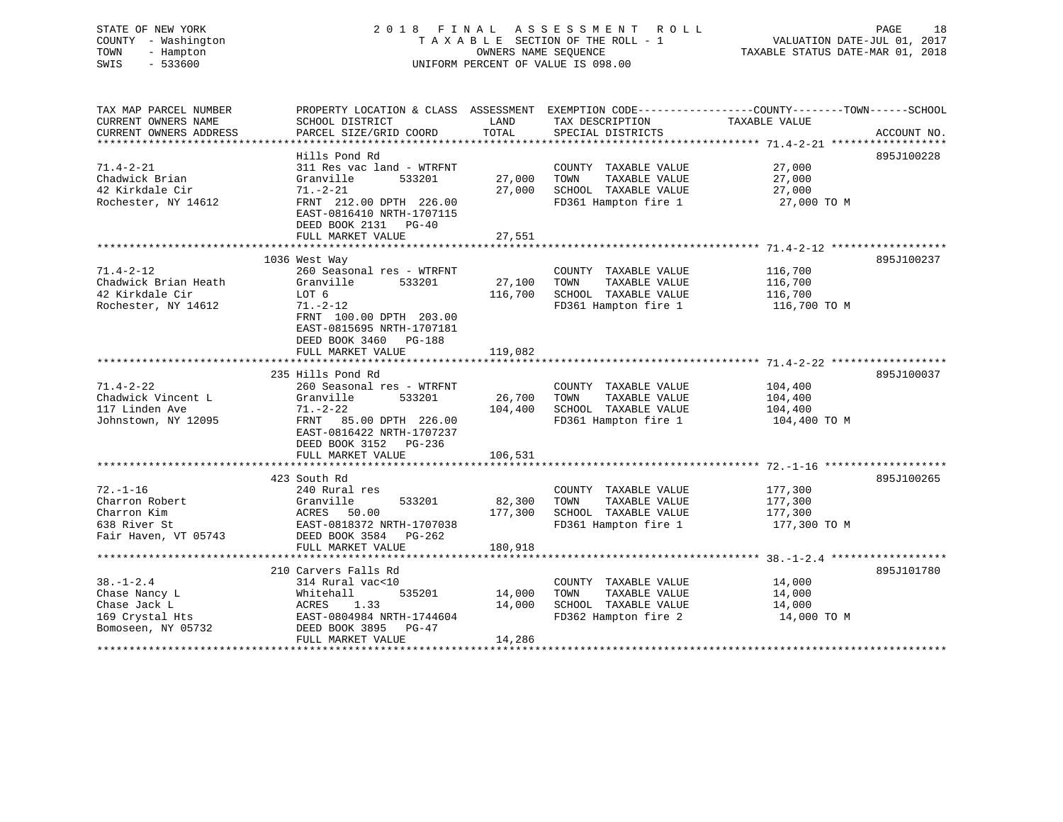STATE OF NEW YORK
COUNTY - Washington
TOWN - Hampton
SWIS - 533600

2018 FINAL ASSESSMENT ROLL
TAXABLE SECTION OF THE ROLL - 1
OWNERS NAME SEQUENCE
UNIFORM PERCENT OF VALUE IS 098.00

VALUATION DATE-JUL 01, 2017
TAXABLE STATUS DATE-MAR 01, 2018

| TAX MAP PARCEL NUMBER / CURRENT OWNERS NAME / CURRENT OWNERS ADDRESS | PROPERTY LOCATION & CLASS / SCHOOL DISTRICT / PARCEL SIZE/GRID COORD | ASSESSMENT LAND | ASSESSMENT TOTAL | EXEMPTION CODE / TAX DESCRIPTION / SPECIAL DISTRICTS | TAXABLE VALUE (COUNTY / TOWN / SCHOOL) | ACCOUNT NO. |
|---|---|---|---|---|---|---|
| 71.4-2-21 | Hills Pond Rd | | | | | 895J100228 |
| 71.4-2-21 | 311 Res vac land - WTRFNT | | | COUNTY TAXABLE VALUE | 27,000 | |
| Chadwick Brian | Granville 533201 | 27,000 | | TOWN TAXABLE VALUE | 27,000 | |
| 42 Kirkdale Cir | 71.-2-21 | | 27,000 | SCHOOL TAXABLE VALUE | 27,000 | |
| Rochester, NY 14612 | FRNT 212.00 DPTH 226.00 | | | FD361 Hampton fire 1 | 27,000 TO M | |
| | EAST-0816410 NRTH-1707115 | | | | | |
| | DEED BOOK 2131 PG-40 | | | | | |
| | FULL MARKET VALUE | | 27,551 | | | |
| 71.4-2-12 | 1036 West Way | | | | | 895J100237 |
| 71.4-2-12 | 260 Seasonal res - WTRFNT | | | COUNTY TAXABLE VALUE | 116,700 | |
| Chadwick Brian Heath | Granville 533201 | 27,100 | | TOWN TAXABLE VALUE | 116,700 | |
| 42 Kirkdale Cir | LOT 6 | | 116,700 | SCHOOL TAXABLE VALUE | 116,700 | |
| Rochester, NY 14612 | 71.-2-12 | | | FD361 Hampton fire 1 | 116,700 TO M | |
| | FRNT 100.00 DPTH 203.00 | | | | | |
| | EAST-0815695 NRTH-1707181 | | | | | |
| | DEED BOOK 3460 PG-188 | | | | | |
| | FULL MARKET VALUE | | 119,082 | | | |
| 71.4-2-22 | 235 Hills Pond Rd | | | | | 895J100037 |
| 71.4-2-22 | 260 Seasonal res - WTRFNT | | | COUNTY TAXABLE VALUE | 104,400 | |
| Chadwick Vincent L | Granville 533201 | 26,700 | | TOWN TAXABLE VALUE | 104,400 | |
| 117 Linden Ave | 71.-2-22 | | 104,400 | SCHOOL TAXABLE VALUE | 104,400 | |
| Johnstown, NY 12095 | FRNT 85.00 DPTH 226.00 | | | FD361 Hampton fire 1 | 104,400 TO M | |
| | EAST-0816422 NRTH-1707237 | | | | | |
| | DEED BOOK 3152 PG-236 | | | | | |
| | FULL MARKET VALUE | | 106,531 | | | |
| 72.-1-16 | 423 South Rd | | | | | 895J100265 |
| 72.-1-16 | 240 Rural res | | | COUNTY TAXABLE VALUE | 177,300 | |
| Charron Robert | Granville 533201 | 82,300 | | TOWN TAXABLE VALUE | 177,300 | |
| Charron Kim | ACRES 50.00 | | 177,300 | SCHOOL TAXABLE VALUE | 177,300 | |
| 638 River St | EAST-0818372 NRTH-1707038 | | | FD361 Hampton fire 1 | 177,300 TO M | |
| Fair Haven, VT 05743 | DEED BOOK 3584 PG-262 | | | | | |
| | FULL MARKET VALUE | | 180,918 | | | |
| 38.-1-2.4 | 210 Carvers Falls Rd | | | | | 895J101780 |
| 38.-1-2.4 | 314 Rural vac<10 | | | COUNTY TAXABLE VALUE | 14,000 | |
| Chase Nancy L | Whitehall 535201 | 14,000 | | TOWN TAXABLE VALUE | 14,000 | |
| Chase Jack L | ACRES 1.33 | | 14,000 | SCHOOL TAXABLE VALUE | 14,000 | |
| 169 Crystal Hts | EAST-0804984 NRTH-1744604 | | | FD362 Hampton fire 2 | 14,000 TO M | |
| Bomoseen, NY 05732 | DEED BOOK 3895 PG-47 | | | | | |
| | FULL MARKET VALUE | | 14,286 | | | |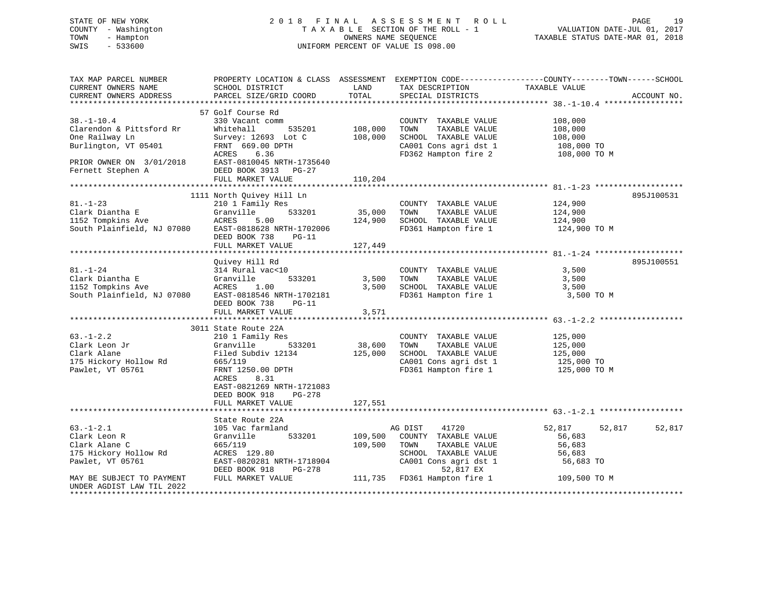STATE OF NEW YORK
COUNTY - Washington
TOWN - Hampton
SWIS - 533600

2018 FINAL ASSESSMENT ROLL
TAXABLE SECTION OF THE ROLL - 1
OWNERS NAME SEQUENCE
UNIFORM PERCENT OF VALUE IS 098.00

VALUATION DATE-JUL 01, 2017
TAXABLE STATUS DATE-MAR 01, 2018

| TAX MAP PARCEL NUMBER / CURRENT OWNERS NAME / CURRENT OWNERS ADDRESS | PROPERTY LOCATION & CLASS / SCHOOL DISTRICT / PARCEL SIZE/GRID COORD | ASSESSMENT LAND | TOTAL | EXEMPTION CODE / TAX DESCRIPTION / SPECIAL DISTRICTS | COUNTY TAXABLE VALUE | TOWN | SCHOOL | ACCOUNT NO. |
|---|---|---|---|---|---|---|---|---|
| **38.-1-10.4** | 57 Golf Course Rd | | | | | | | |
| 38.-1-10.4 | 330 Vacant comm | | | COUNTY TAXABLE VALUE | 108,000 | | | |
| Clarendon & Pittsford Rr | Whitehall 535201 | 108,000 | | TOWN TAXABLE VALUE | 108,000 | | | |
| One Railway Ln | Survey: 12693 Lot C | | 108,000 | SCHOOL TAXABLE VALUE | 108,000 | | | |
| Burlington, VT 05401 | FRNT 669.00 DPTH | | | CA001 Cons agri dst 1 | 108,000 TO | | | |
| | ACRES 6.36 | | | FD362 Hampton fire 2 | 108,000 TO M | | | |
| PRIOR OWNER ON 3/01/2018 | EAST-0810045 NRTH-1735640 | | | | | | | |
| Fernett Stephen A | DEED BOOK 3913 PG-27 | | | | | | | |
| | FULL MARKET VALUE | | 110,204 | | | | | |
| **81.-1-23** | 1111 North Quivey Hill Ln | | | | | | | 895J100531 |
| 81.-1-23 | 210 1 Family Res | | | COUNTY TAXABLE VALUE | 124,900 | | | |
| Clark Diantha E | Granville 533201 | 35,000 | | TOWN TAXABLE VALUE | 124,900 | | | |
| 1152 Tompkins Ave | ACRES 5.00 | | 124,900 | SCHOOL TAXABLE VALUE | 124,900 | | | |
| South Plainfield, NJ 07080 | EAST-0818628 NRTH-1702006 | | | FD361 Hampton fire 1 | 124,900 TO M | | | |
| | DEED BOOK 738 PG-11 | | | | | | | |
| | FULL MARKET VALUE | | 127,449 | | | | | |
| **81.-1-24** | Quivey Hill Rd | | | | | | | 895J100551 |
| 81.-1-24 | 314 Rural vac<10 | | | COUNTY TAXABLE VALUE | 3,500 | | | |
| Clark Diantha E | Granville 533201 | 3,500 | | TOWN TAXABLE VALUE | 3,500 | | | |
| 1152 Tompkins Ave | ACRES 1.00 | | 3,500 | SCHOOL TAXABLE VALUE | 3,500 | | | |
| South Plainfield, NJ 07080 | EAST-0818546 NRTH-1702181 | | | FD361 Hampton fire 1 | 3,500 TO M | | | |
| | DEED BOOK 738 PG-11 | | | | | | | |
| | FULL MARKET VALUE | | 3,571 | | | | | |
| **63.-1-2.2** | 3011 State Route 22A | | | | | | | |
| 63.-1-2.2 | 210 1 Family Res | | | COUNTY TAXABLE VALUE | 125,000 | | | |
| Clark Leon Jr | Granville 533201 | 38,600 | | TOWN TAXABLE VALUE | 125,000 | | | |
| Clark Alane | Filed Subdiv 12134 | | 125,000 | SCHOOL TAXABLE VALUE | 125,000 | | | |
| 175 Hickory Hollow Rd | 665/119 | | | CA001 Cons agri dst 1 | 125,000 TO | | | |
| Pawlet, VT 05761 | FRNT 1250.00 DPTH | | | FD361 Hampton fire 1 | 125,000 TO M | | | |
| | ACRES 8.31 | | | | | | | |
| | EAST-0821269 NRTH-1721083 | | | | | | | |
| | DEED BOOK 918 PG-278 | | | | | | | |
| | FULL MARKET VALUE | | 127,551 | | | | | |
| **63.-1-2.1** | State Route 22A | | | | | | | |
| 63.-1-2.1 | 105 Vac farmland | | | AG DIST 41720 | 52,817 | 52,817 | 52,817 | |
| Clark Leon R | Granville 533201 | 109,500 | | COUNTY TAXABLE VALUE | 56,683 | | | |
| Clark Alane C | 665/119 | | 109,500 | TOWN TAXABLE VALUE | 56,683 | | | |
| 175 Hickory Hollow Rd | ACRES 129.80 | | | SCHOOL TAXABLE VALUE | 56,683 | | | |
| Pawlet, VT 05761 | EAST-0820281 NRTH-1718904 | | | CA001 Cons agri dst 1 | 56,683 TO | | | |
| | DEED BOOK 918 PG-278 | | | 52,817 EX | | | | |
| MAY BE SUBJECT TO PAYMENT | FULL MARKET VALUE | | 111,735 | FD361 Hampton fire 1 | 109,500 TO M | | | |
| UNDER AGDIST LAW TIL 2022 | | | | | | | | |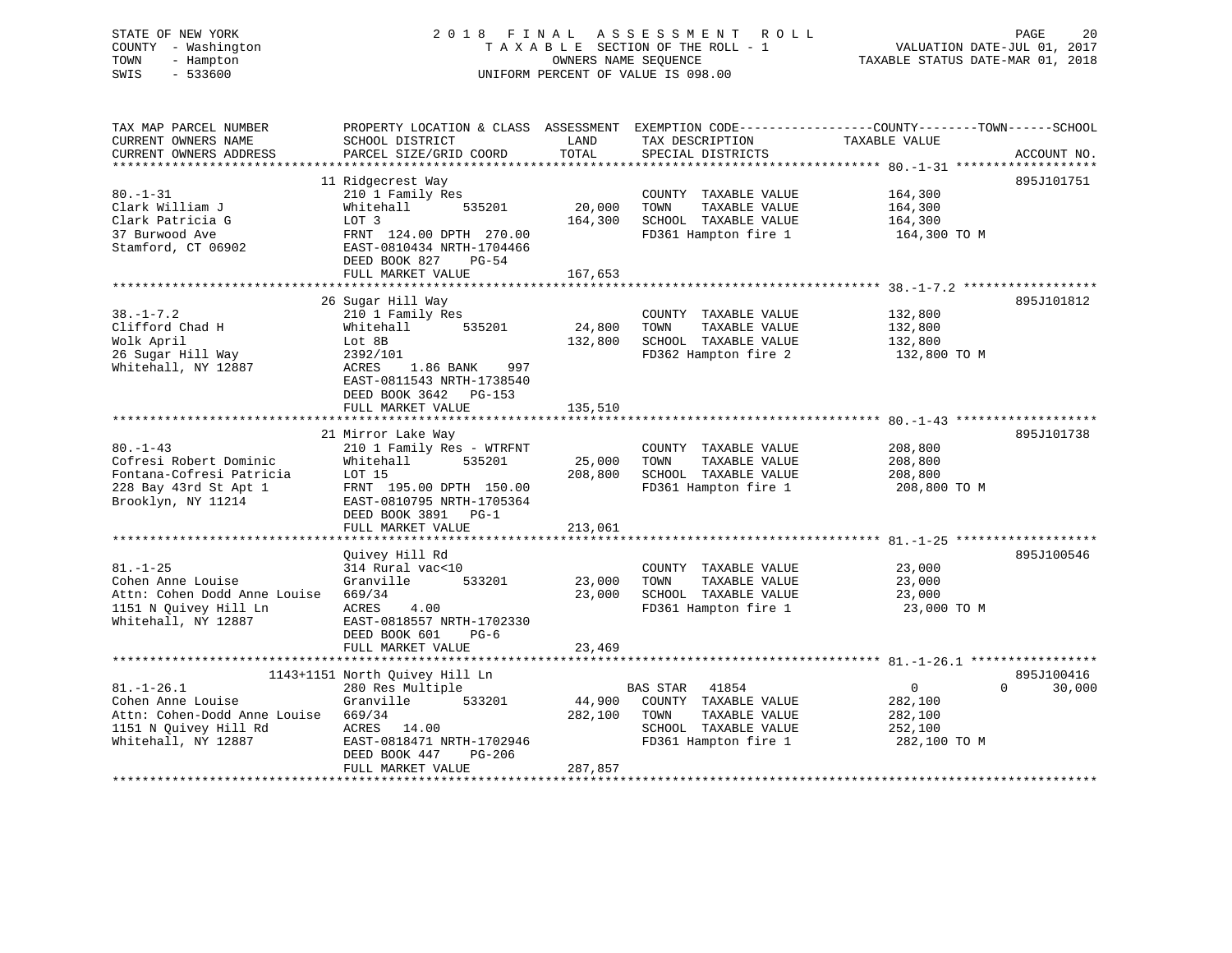STATE OF NEW YORK | 2018 FINAL ASSESSMENT ROLL | VALUATION DATE-JUL 01, 2017
COUNTY - Washington | TAXABLE SECTION OF THE ROLL - 1 | TAXABLE STATUS DATE-MAR 01, 2018
TOWN - Hampton | OWNERS NAME SEQUENCE
SWIS - 533600 | UNIFORM PERCENT OF VALUE IS 098.00

| TAX MAP PARCEL NUMBER / CURRENT OWNERS NAME / CURRENT OWNERS ADDRESS | PROPERTY LOCATION & CLASS / SCHOOL DISTRICT / PARCEL SIZE/GRID COORD | ASSESSMENT LAND / TOTAL | EXEMPTION CODE / TAX DESCRIPTION / SPECIAL DISTRICTS | COUNTY / TOWN / SCHOOL TAXABLE VALUE | ACCOUNT NO. |
|---|---|---|---|---|---|
| | 11 Ridgecrest Way | | | | 895J101751 |
| 80.-1-31 | 210 1 Family Res | | COUNTY TAXABLE VALUE | 164,300 | |
| Clark William J | Whitehall 535201 | 20,000 | TOWN TAXABLE VALUE | 164,300 | |
| Clark Patricia G | LOT 3 | 164,300 | SCHOOL TAXABLE VALUE | 164,300 | |
| 37 Burwood Ave | FRNT 124.00 DPTH 270.00 | | FD361 Hampton fire 1 | 164,300 TO M | |
| Stamford, CT 06902 | EAST-0810434 NRTH-1704466 | | | | |
| | DEED BOOK 827 PG-54 | | | | |
| | FULL MARKET VALUE | 167,653 | | | |
| | 26 Sugar Hill Way | | | | 895J101812 |
| 38.-1-7.2 | 210 1 Family Res | | COUNTY TAXABLE VALUE | 132,800 | |
| Clifford Chad H | Whitehall 535201 | 24,800 | TOWN TAXABLE VALUE | 132,800 | |
| Wolk April | Lot 8B | 132,800 | SCHOOL TAXABLE VALUE | 132,800 | |
| 26 Sugar Hill Way | 2392/101 | | FD362 Hampton fire 2 | 132,800 TO M | |
| Whitehall, NY 12887 | ACRES 1.86 BANK 997 | | | | |
| | EAST-0811543 NRTH-1738540 | | | | |
| | DEED BOOK 3642 PG-153 | | | | |
| | FULL MARKET VALUE | 135,510 | | | |
| | 21 Mirror Lake Way | | | | 895J101738 |
| 80.-1-43 | 210 1 Family Res - WTRFNT | | COUNTY TAXABLE VALUE | 208,800 | |
| Cofresi Robert Dominic | Whitehall 535201 | 25,000 | TOWN TAXABLE VALUE | 208,800 | |
| Fontana-Cofresi Patricia | LOT 15 | 208,800 | SCHOOL TAXABLE VALUE | 208,800 | |
| 228 Bay 43rd St Apt 1 | FRNT 195.00 DPTH 150.00 | | FD361 Hampton fire 1 | 208,800 TO M | |
| Brooklyn, NY 11214 | EAST-0810795 NRTH-1705364 | | | | |
| | DEED BOOK 3891 PG-1 | | | | |
| | FULL MARKET VALUE | 213,061 | | | |
| | Quivey Hill Rd | | | | 895J100546 |
| 81.-1-25 | 314 Rural vac<10 | | COUNTY TAXABLE VALUE | 23,000 | |
| Cohen Anne Louise | Granville 533201 | 23,000 | TOWN TAXABLE VALUE | 23,000 | |
| Attn: Cohen Dodd Anne Louise | 669/34 | 23,000 | SCHOOL TAXABLE VALUE | 23,000 | |
| 1151 N Quivey Hill Ln | ACRES 4.00 | | FD361 Hampton fire 1 | 23,000 TO M | |
| Whitehall, NY 12887 | EAST-0818557 NRTH-1702330 | | | | |
| | DEED BOOK 601 PG-6 | | | | |
| | FULL MARKET VALUE | 23,469 | | | |
| | 1143+1151 North Quivey Hill Ln | | | | 895J100416 |
| 81.-1-26.1 | 280 Res Multiple | | BAS STAR 41854 | 0 0 30,000 | |
| Cohen Anne Louise | Granville 533201 | 44,900 | COUNTY TAXABLE VALUE | 282,100 | |
| Attn: Cohen-Dodd Anne Louise | 669/34 | 282,100 | TOWN TAXABLE VALUE | 282,100 | |
| 1151 N Quivey Hill Rd | ACRES 14.00 | | SCHOOL TAXABLE VALUE | 252,100 | |
| Whitehall, NY 12887 | EAST-0818471 NRTH-1702946 | | FD361 Hampton fire 1 | 282,100 TO M | |
| | DEED BOOK 447 PG-206 | | | | |
| | FULL MARKET VALUE | 287,857 | | | |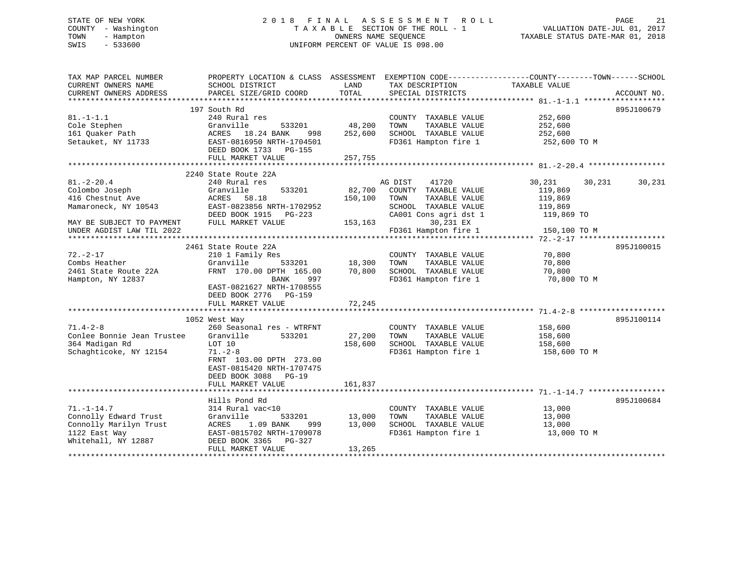STATE OF NEW YORK — 2018 FINAL ASSESSMENT ROLL
COUNTY - Washington — TAXABLE SECTION OF THE ROLL - 1 — VALUATION DATE-JUL 01, 2017
TOWN - Hampton — OWNERS NAME SEQUENCE — TAXABLE STATUS DATE-MAR 01, 2018
SWIS - 533600 — UNIFORM PERCENT OF VALUE IS 098.00

| TAX MAP PARCEL NUMBER / CURRENT OWNERS NAME / CURRENT OWNERS ADDRESS | PROPERTY LOCATION & CLASS / SCHOOL DISTRICT / PARCEL SIZE/GRID COORD | ASSESSMENT LAND | TOTAL | EXEMPTION CODE / TAX DESCRIPTION / SPECIAL DISTRICTS | COUNTY TAXABLE VALUE | TOWN | SCHOOL | ACCOUNT NO. |
|---|---|---|---|---|---|---|---|---|
| | 197 South Rd | | | | | | | 895J100679 |
| 81.-1-1.1 | 240 Rural res | | | COUNTY TAXABLE VALUE | 252,600 | | | |
| Cole Stephen | Granville 533201 | 48,200 | | TOWN TAXABLE VALUE | 252,600 | | | |
| 161 Quaker Path | ACRES 18.24 BANK 998 | | 252,600 | SCHOOL TAXABLE VALUE | 252,600 | | | |
| Setauket, NY 11733 | EAST-0816950 NRTH-1704501 | | | FD361 Hampton fire 1 | 252,600 TO M | | | |
| | DEED BOOK 1733 PG-155 | | | | | | | |
| | FULL MARKET VALUE | | 257,755 | | | | | |
| | 2240 State Route 22A | | | | | | | |
| 81.-2-20.4 | 240 Rural res | | | AG DIST 41720 | 30,231 | 30,231 | 30,231 | |
| Colombo Joseph | Granville 533201 | 82,700 | | COUNTY TAXABLE VALUE | 119,869 | | | |
| 416 Chestnut Ave | ACRES 58.18 | | 150,100 | TOWN TAXABLE VALUE | 119,869 | | | |
| Mamaroneck, NY 10543 | EAST-0823856 NRTH-1702952 | | | SCHOOL TAXABLE VALUE | 119,869 | | | |
| | DEED BOOK 1915 PG-223 | | | CA001 Cons agri dst 1 | 119,869 TO | | | |
| MAY BE SUBJECT TO PAYMENT | FULL MARKET VALUE | | 153,163 | 30,231 EX | | | | |
| UNDER AGDIST LAW TIL 2022 | | | | FD361 Hampton fire 1 | 150,100 TO M | | | |
| | 2461 State Route 22A | | | | | | | 895J100015 |
| 72.-2-17 | 210 1 Family Res | | | COUNTY TAXABLE VALUE | 70,800 | | | |
| Combs Heather | Granville 533201 | 18,300 | | TOWN TAXABLE VALUE | 70,800 | | | |
| 2461 State Route 22A | FRNT 170.00 DPTH 165.00 | | 70,800 | SCHOOL TAXABLE VALUE | 70,800 | | | |
| Hampton, NY 12837 | BANK 997 | | | FD361 Hampton fire 1 | 70,800 TO M | | | |
| | EAST-0821627 NRTH-1708555 | | | | | | | |
| | DEED BOOK 2776 PG-159 | | | | | | | |
| | FULL MARKET VALUE | | 72,245 | | | | | |
| | 1052 West Way | | | | | | | 895J100114 |
| 71.4-2-8 | 260 Seasonal res - WTRFNT | | | COUNTY TAXABLE VALUE | 158,600 | | | |
| Conlee Bonnie Jean Trustee | Granville 533201 | 27,200 | | TOWN TAXABLE VALUE | 158,600 | | | |
| 364 Madigan Rd | LOT 10 | | 158,600 | SCHOOL TAXABLE VALUE | 158,600 | | | |
| Schaghticoke, NY 12154 | 71.-2-8 | | | FD361 Hampton fire 1 | 158,600 TO M | | | |
| | FRNT 103.00 DPTH 273.00 | | | | | | | |
| | EAST-0815420 NRTH-1707475 | | | | | | | |
| | DEED BOOK 3088 PG-19 | | | | | | | |
| | FULL MARKET VALUE | | 161,837 | | | | | |
| | Hills Pond Rd | | | | | | | 895J100684 |
| 71.-1-14.7 | 314 Rural vac<10 | | | COUNTY TAXABLE VALUE | 13,000 | | | |
| Connolly Edward Trust | Granville 533201 | 13,000 | | TOWN TAXABLE VALUE | 13,000 | | | |
| Connolly Marilyn Trust | ACRES 1.09 BANK 999 | | 13,000 | SCHOOL TAXABLE VALUE | 13,000 | | | |
| 1122 East Way | EAST-0815702 NRTH-1709078 | | | FD361 Hampton fire 1 | 13,000 TO M | | | |
| Whitehall, NY 12887 | DEED BOOK 3365 PG-327 | | | | | | | |
| | FULL MARKET VALUE | | 13,265 | | | | | |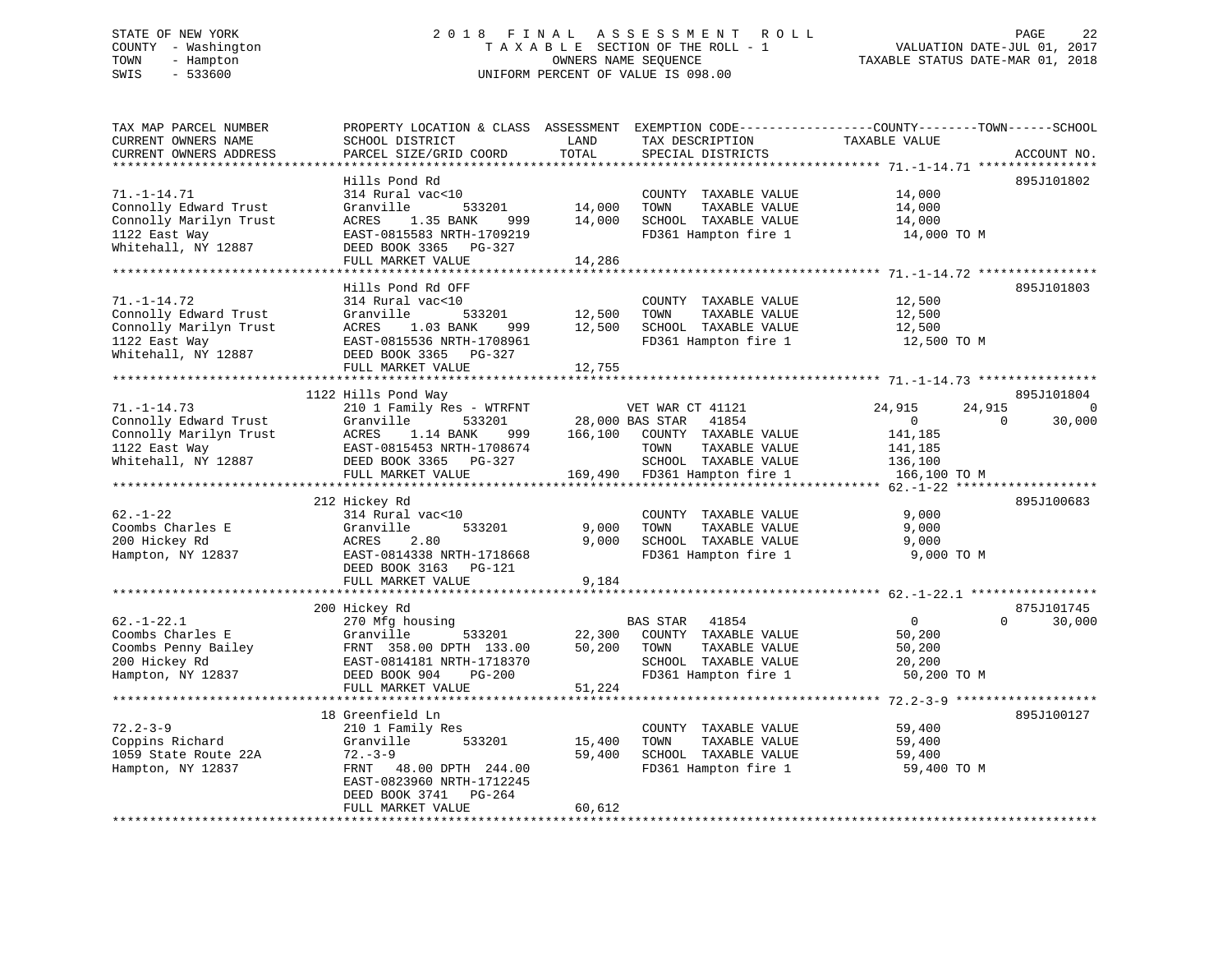STATE OF NEW YORK
COUNTY - Washington
TOWN - Hampton
SWIS - 533600

# 2018 FINAL ASSESSMENT ROLL

TAXABLE SECTION OF THE ROLL - 1
OWNERS NAME SEQUENCE
UNIFORM PERCENT OF VALUE IS 098.00

VALUATION DATE-JUL 01, 2017
TAXABLE STATUS DATE-MAR 01, 2018

```
TAX MAP PARCEL NUMBER          PROPERTY LOCATION & CLASS  ASSESSMENT  EXEMPTION CODE------------------COUNTY--------TOWN------SCHOOL
CURRENT OWNERS NAME            SCHOOL DISTRICT              LAND      TAX DESCRIPTION              TAXABLE VALUE
CURRENT OWNERS ADDRESS         PARCEL SIZE/GRID COORD       TOTAL     SPECIAL DISTRICTS                                     ACCOUNT NO.
******************************************************************************************************* 71.-1-14.71 ****************
                               Hills Pond Rd                                                                             895J101802
71.-1-14.71                    314 Rural vac<10                       COUNTY  TAXABLE VALUE          14,000
Connolly Edward Trust          Granville        533201      14,000    TOWN    TAXABLE VALUE          14,000
Connolly Marilyn Trust         ACRES    1.35 BANK    999    14,000    SCHOOL  TAXABLE VALUE          14,000
1122 East Way                  EAST-0815583 NRTH-1709219              FD361 Hampton fire 1            14,000 TO M
Whitehall, NY 12887            DEED BOOK 3365   PG-327
                               FULL MARKET VALUE            14,286
******************************************************************************************************* 71.-1-14.72 ****************
                               Hills Pond Rd OFF                                                                         895J101803
71.-1-14.72                    314 Rural vac<10                       COUNTY  TAXABLE VALUE          12,500
Connolly Edward Trust          Granville        533201      12,500    TOWN    TAXABLE VALUE          12,500
Connolly Marilyn Trust         ACRES    1.03 BANK    999    12,500    SCHOOL  TAXABLE VALUE          12,500
1122 East Way                  EAST-0815536 NRTH-1708961              FD361 Hampton fire 1            12,500 TO M
Whitehall, NY 12887            DEED BOOK 3365   PG-327
                               FULL MARKET VALUE            12,755
******************************************************************************************************* 71.-1-14.73 ****************
                          1122 Hills Pond Way                                                                            895J101804
71.-1-14.73                    210 1 Family Res - WTRFNT              VET WAR CT 41121              24,915      24,915          0
Connolly Edward Trust          Granville        533201      28,000 BAS STAR   41854                      0           0     30,000
Connolly Marilyn Trust         ACRES    1.14 BANK    999   166,100    COUNTY  TAXABLE VALUE         141,185
1122 East Way                  EAST-0815453 NRTH-1708674              TOWN    TAXABLE VALUE         141,185
Whitehall, NY 12887            DEED BOOK 3365   PG-327                SCHOOL  TAXABLE VALUE         136,100
                               FULL MARKET VALUE           169,490    FD361 Hampton fire 1           166,100 TO M
******************************************************************************************************* 62.-1-22 *******************
                           212 Hickey Rd                                                                                 895J100683
62.-1-22                       314 Rural vac<10                       COUNTY  TAXABLE VALUE           9,000
Coombs Charles E               Granville        533201       9,000    TOWN    TAXABLE VALUE           9,000
200 Hickey Rd                  ACRES    2.80                 9,000    SCHOOL  TAXABLE VALUE           9,000
Hampton, NY 12837              EAST-0814338 NRTH-1718668              FD361 Hampton fire 1             9,000 TO M
                               DEED BOOK 3163   PG-121
                               FULL MARKET VALUE             9,184
******************************************************************************************************* 62.-1-22.1 *****************
                           200 Hickey Rd                                                                                 875J101745
62.-1-22.1                     270 Mfg housing                        BAS STAR   41854                      0           0     30,000
Coombs Charles E               Granville        533201      22,300    COUNTY  TAXABLE VALUE          50,200
Coombs Penny Bailey            FRNT  358.00 DPTH  133.00    50,200    TOWN    TAXABLE VALUE          50,200
200 Hickey Rd                  EAST-0814181 NRTH-1718370              SCHOOL  TAXABLE VALUE          20,200
Hampton, NY 12837              DEED BOOK 904    PG-200                FD361 Hampton fire 1            50,200 TO M
                               FULL MARKET VALUE            51,224
******************************************************************************************************* 72.2-3-9 *******************
                            18 Greenfield Ln                                                                             895J100127
72.2-3-9                       210 1 Family Res                       COUNTY  TAXABLE VALUE          59,400
Coppins Richard                Granville        533201      15,400    TOWN    TAXABLE VALUE          59,400
1059 State Route 22A           72.-3-9                      59,400    SCHOOL  TAXABLE VALUE          59,400
Hampton, NY 12837              FRNT   48.00 DPTH  244.00              FD361 Hampton fire 1            59,400 TO M
                               EAST-0823960 NRTH-1712245
                               DEED BOOK 3741   PG-264
                               FULL MARKET VALUE            60,612
************************************************************************************************************************************
```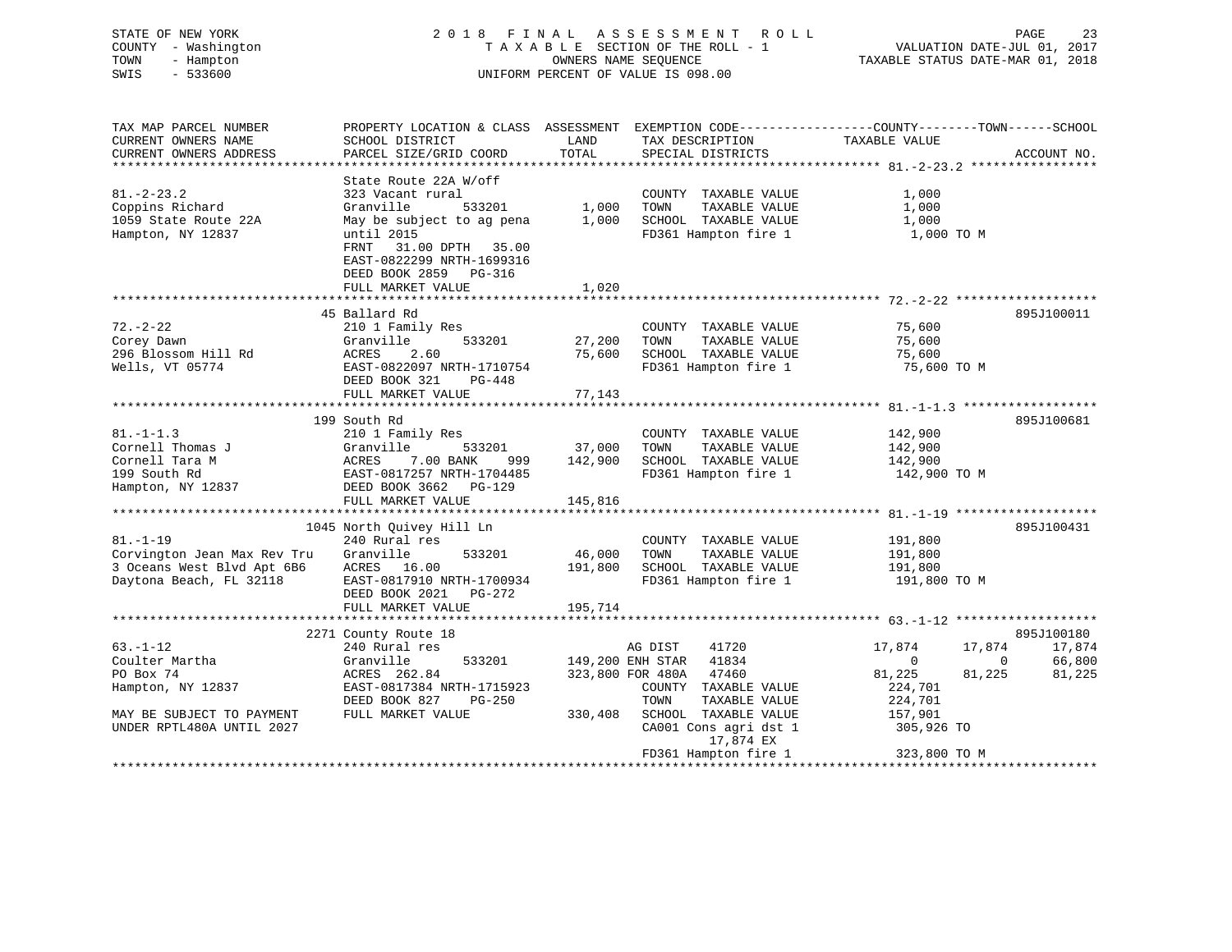STATE OF NEW YORK
COUNTY - Washington
TOWN - Hampton
SWIS - 533600

# 2018 FINAL ASSESSMENT ROLL

TAXABLE SECTION OF THE ROLL - 1
OWNERS NAME SEQUENCE
UNIFORM PERCENT OF VALUE IS 098.00

VALUATION DATE-JUL 01, 2017
TAXABLE STATUS DATE-MAR 01, 2018

```
TAX MAP PARCEL NUMBER          PROPERTY LOCATION & CLASS  ASSESSMENT  EXEMPTION CODE------------------COUNTY--------TOWN------SCHOOL
CURRENT OWNERS NAME            SCHOOL DISTRICT              LAND      TAX DESCRIPTION              TAXABLE VALUE
CURRENT OWNERS ADDRESS         PARCEL SIZE/GRID COORD      TOTAL      SPECIAL DISTRICTS                                     ACCOUNT NO.
******************************************************************************************************* 81.-2-23.2 *****************
                               State Route 22A W/off
81.-2-23.2                     323 Vacant rural                        COUNTY  TAXABLE VALUE            1,000
Coppins Richard                Granville       533201       1,000      TOWN    TAXABLE VALUE            1,000
1059 State Route 22A           May be subject to ag pena    1,000      SCHOOL  TAXABLE VALUE            1,000
Hampton, NY 12837              until 2015                              FD361 Hampton fire 1              1,000 TO M
                               FRNT   31.00 DPTH   35.00
                               EAST-0822299 NRTH-1699316
                               DEED BOOK 2859   PG-316
                               FULL MARKET VALUE            1,020
******************************************************************************************************* 72.-2-22 *******************
                               45 Ballard Rd                                                                             895J100011
72.-2-22                       210 1 Family Res                        COUNTY  TAXABLE VALUE           75,600
Corey Dawn                     Granville       533201      27,200      TOWN    TAXABLE VALUE           75,600
296 Blossom Hill Rd            ACRES    2.60               75,600      SCHOOL  TAXABLE VALUE           75,600
Wells, VT 05774                EAST-0822097 NRTH-1710754               FD361 Hampton fire 1             75,600 TO M
                               DEED BOOK 321    PG-448
                               FULL MARKET VALUE           77,143
******************************************************************************************************* 81.-1-1.3 ******************
                               199 South Rd                                                                              895J100681
81.-1-1.3                      210 1 Family Res                        COUNTY  TAXABLE VALUE          142,900
Cornell Thomas J               Granville       533201      37,000      TOWN    TAXABLE VALUE          142,900
Cornell Tara M                 ACRES    7.00 BANK    999  142,900      SCHOOL  TAXABLE VALUE          142,900
199 South Rd                   EAST-0817257 NRTH-1704485               FD361 Hampton fire 1            142,900 TO M
Hampton, NY 12837              DEED BOOK 3662   PG-129
                               FULL MARKET VALUE          145,816
******************************************************************************************************* 81.-1-19 *******************
                               1045 North Quivey Hill Ln                                                                 895J100431
81.-1-19                       240 Rural res                           COUNTY  TAXABLE VALUE          191,800
Corvington Jean Max Rev Tru    Granville       533201      46,000      TOWN    TAXABLE VALUE          191,800
3 Oceans West Blvd Apt 6B6     ACRES   16.00              191,800      SCHOOL  TAXABLE VALUE          191,800
Daytona Beach, FL 32118        EAST-0817910 NRTH-1700934               FD361 Hampton fire 1            191,800 TO M
                               DEED BOOK 2021   PG-272
                               FULL MARKET VALUE          195,714
******************************************************************************************************* 63.-1-12 *******************
                               2271 County Route 18                                                                      895J100180
63.-1-12                       240 Rural res                             AG DIST    41720          17,874     17,874     17,874
Coulter Martha                 Granville       533201     149,200 ENH STAR   41834               0          0     66,800
PO Box 74                      ACRES  262.84              323,800 FOR 480A   47460          81,225     81,225     81,225
Hampton, NY 12837              EAST-0817384 NRTH-1715923               COUNTY  TAXABLE VALUE          224,701
                               DEED BOOK 827    PG-250                 TOWN    TAXABLE VALUE          224,701
MAY BE SUBJECT TO PAYMENT      FULL MARKET VALUE          330,408      SCHOOL  TAXABLE VALUE          157,901
UNDER RPTL480A UNTIL 2027                                              CA001 Cons agri dst 1           305,926 TO
                                                                             17,874 EX
                                                                       FD361 Hampton fire 1            323,800 TO M
************************************************************************************************************************************
```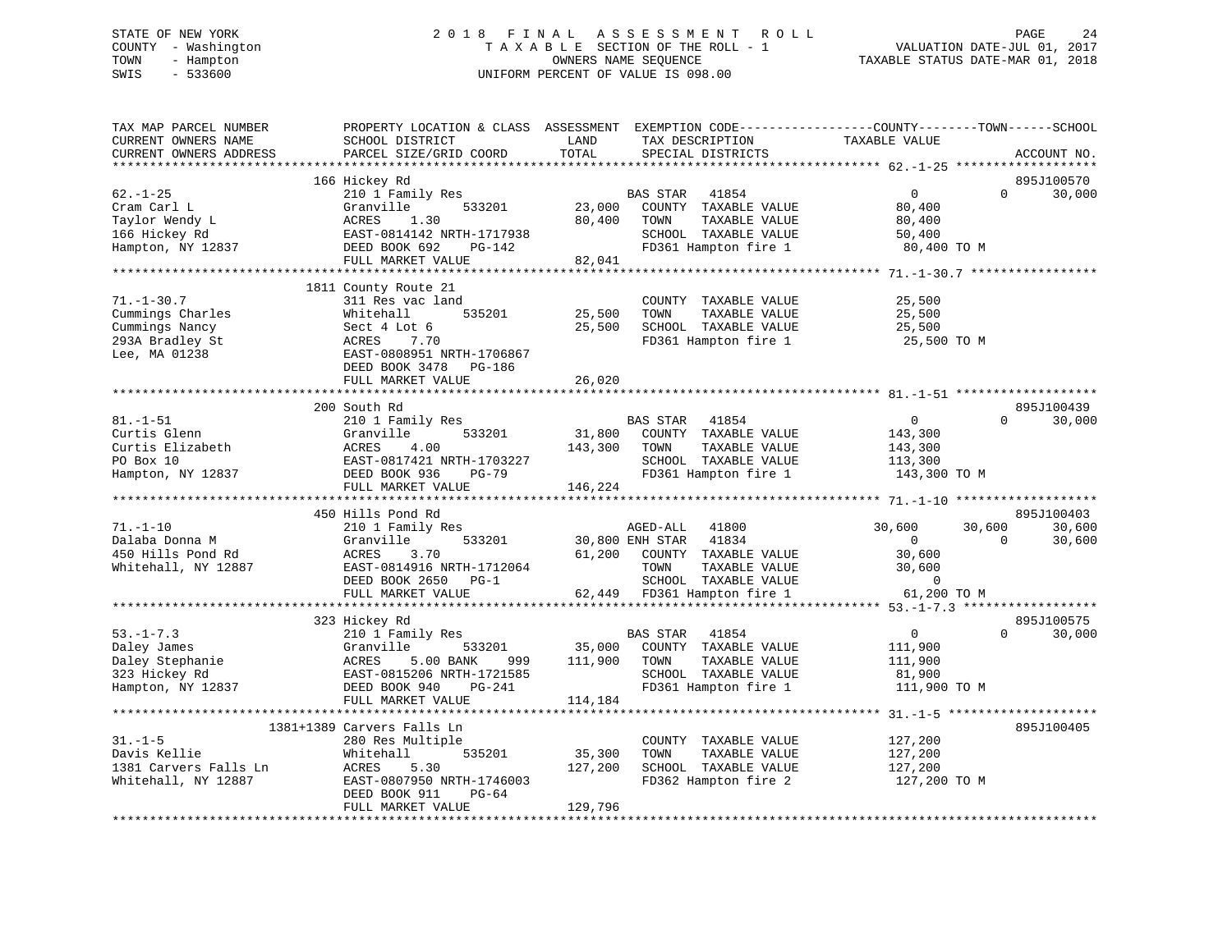STATE OF NEW YORK
COUNTY - Washington
TOWN - Hampton
SWIS - 533600

2 0 1 8 F I N A L A S S E S S M E N T R O L L
T A X A B L E SECTION OF THE ROLL - 1
OWNERS NAME SEQUENCE
UNIFORM PERCENT OF VALUE IS 098.00

VALUATION DATE-JUL 01, 2017
TAXABLE STATUS DATE-MAR 01, 2018

| TAX MAP PARCEL NUMBER / CURRENT OWNERS NAME / CURRENT OWNERS ADDRESS | PROPERTY LOCATION & CLASS / SCHOOL DISTRICT / PARCEL SIZE/GRID COORD | ASSESSMENT LAND / TOTAL | EXEMPTION CODE / TAX DESCRIPTION / SPECIAL DISTRICTS | COUNTY TAXABLE VALUE | TOWN | SCHOOL | ACCOUNT NO. |
|---|---|---|---|---|---|---|---|
| **62.-1-25** | 166 Hickey Rd | | | | | | 895J100570 |
| | 210 1 Family Res | | BAS STAR 41854 | 0 | 0 | 30,000 | |
| Cram Carl L | Granville 533201 | 23,000 | COUNTY TAXABLE VALUE | 80,400 | | | |
| Taylor Wendy L | ACRES 1.30 | 80,400 | TOWN TAXABLE VALUE | 80,400 | | | |
| 166 Hickey Rd | EAST-0814142 NRTH-1717938 | | SCHOOL TAXABLE VALUE | 50,400 | | | |
| Hampton, NY 12837 | DEED BOOK 692 PG-142 | | FD361 Hampton fire 1 | 80,400 TO M | | | |
| | FULL MARKET VALUE | 82,041 | | | | | |
| **71.-1-30.7** | 1811 County Route 21 | | | | | | |
| | 311 Res vac land | | COUNTY TAXABLE VALUE | 25,500 | | | |
| Cummings Charles | Whitehall 535201 | 25,500 | TOWN TAXABLE VALUE | 25,500 | | | |
| Cummings Nancy | Sect 4 Lot 6 | 25,500 | SCHOOL TAXABLE VALUE | 25,500 | | | |
| 293A Bradley St | ACRES 7.70 | | FD361 Hampton fire 1 | 25,500 TO M | | | |
| Lee, MA 01238 | EAST-0808951 NRTH-1706867 | | | | | | |
| | DEED BOOK 3478 PG-186 | | | | | | |
| | FULL MARKET VALUE | 26,020 | | | | | |
| **81.-1-51** | 200 South Rd | | | | | | 895J100439 |
| | 210 1 Family Res | | BAS STAR 41854 | 0 | 0 | 30,000 | |
| Curtis Glenn | Granville 533201 | 31,800 | COUNTY TAXABLE VALUE | 143,300 | | | |
| Curtis Elizabeth | ACRES 4.00 | 143,300 | TOWN TAXABLE VALUE | 143,300 | | | |
| PO Box 10 | EAST-0817421 NRTH-1703227 | | SCHOOL TAXABLE VALUE | 113,300 | | | |
| Hampton, NY 12837 | DEED BOOK 936 PG-79 | | FD361 Hampton fire 1 | 143,300 TO M | | | |
| | FULL MARKET VALUE | 146,224 | | | | | |
| **71.-1-10** | 450 Hills Pond Rd | | | | | | 895J100403 |
| | 210 1 Family Res | | AGED-ALL 41800 | 30,600 | 30,600 | 30,600 | |
| Dalaba Donna M | Granville 533201 | 30,800 | ENH STAR 41834 | 0 | 0 | 30,600 | |
| 450 Hills Pond Rd | ACRES 3.70 | 61,200 | COUNTY TAXABLE VALUE | 30,600 | | | |
| Whitehall, NY 12887 | EAST-0814916 NRTH-1712064 | | TOWN TAXABLE VALUE | 30,600 | | | |
| | DEED BOOK 2650 PG-1 | | SCHOOL TAXABLE VALUE | 0 | | | |
| | FULL MARKET VALUE | 62,449 | FD361 Hampton fire 1 | 61,200 TO M | | | |
| **53.-1-7.3** | 323 Hickey Rd | | | | | | 895J100575 |
| | 210 1 Family Res | | BAS STAR 41854 | 0 | 0 | 30,000 | |
| Daley James | Granville 533201 | 35,000 | COUNTY TAXABLE VALUE | 111,900 | | | |
| Daley Stephanie | ACRES 5.00 BANK 999 | 111,900 | TOWN TAXABLE VALUE | 111,900 | | | |
| 323 Hickey Rd | EAST-0815206 NRTH-1721585 | | SCHOOL TAXABLE VALUE | 81,900 | | | |
| Hampton, NY 12837 | DEED BOOK 940 PG-241 | | FD361 Hampton fire 1 | 111,900 TO M | | | |
| | FULL MARKET VALUE | 114,184 | | | | | |
| **31.-1-5** | 1381+1389 Carvers Falls Ln | | | | | | 895J100405 |
| | 280 Res Multiple | | COUNTY TAXABLE VALUE | 127,200 | | | |
| Davis Kellie | Whitehall 535201 | 35,300 | TOWN TAXABLE VALUE | 127,200 | | | |
| 1381 Carvers Falls Ln | ACRES 5.30 | 127,200 | SCHOOL TAXABLE VALUE | 127,200 | | | |
| Whitehall, NY 12887 | EAST-0807950 NRTH-1746003 | | FD362 Hampton fire 2 | 127,200 TO M | | | |
| | DEED BOOK 911 PG-64 | | | | | | |
| | FULL MARKET VALUE | 129,796 | | | | | |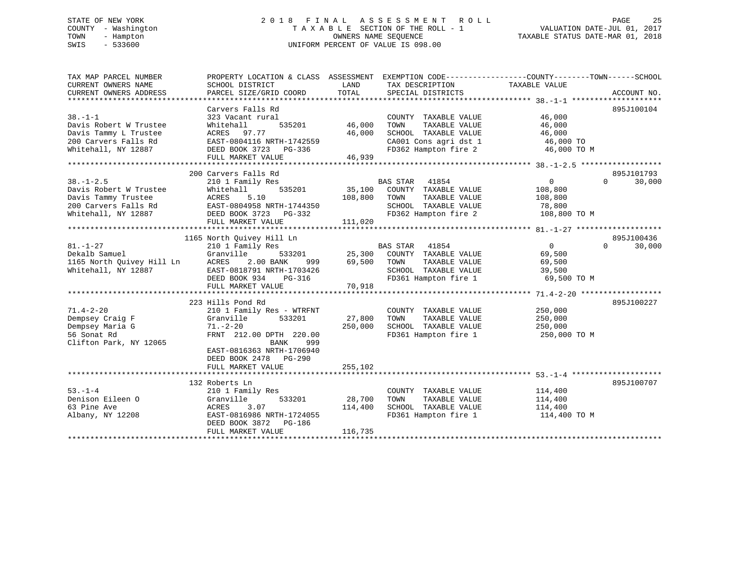STATE OF NEW YORK
COUNTY - Washington
TOWN - Hampton
SWIS - 533600

# 2018 FINAL ASSESSMENT ROLL

TAXABLE SECTION OF THE ROLL - 1
OWNERS NAME SEQUENCE
UNIFORM PERCENT OF VALUE IS 098.00

VALUATION DATE-JUL 01, 2017
TAXABLE STATUS DATE-MAR 01, 2018

| TAX MAP PARCEL NUMBER / CURRENT OWNERS NAME / CURRENT OWNERS ADDRESS | PROPERTY LOCATION & CLASS / SCHOOL DISTRICT / PARCEL SIZE/GRID COORD | ASSESSMENT LAND / TOTAL | EXEMPTION CODE / TAX DESCRIPTION / SPECIAL DISTRICTS | COUNTY / TOWN / SCHOOL TAXABLE VALUE | ACCOUNT NO. |
|---|---|---|---|---|---|
| 38.-1-1 | Carvers Falls Rd | | | | 895J100104 |
| Davis Robert W Trustee | 323 Vacant rural | | COUNTY TAXABLE VALUE | 46,000 | |
| Davis Tammy L Trustee | Whitehall 535201 | 46,000 | TOWN TAXABLE VALUE | 46,000 | |
| 200 Carvers Falls Rd | ACRES 97.77 | 46,000 | SCHOOL TAXABLE VALUE | 46,000 | |
| Whitehall, NY 12887 | EAST-0804116 NRTH-1742559 | | CA001 Cons agri dst 1 | 46,000 TO | |
| | DEED BOOK 3723 PG-336 | | FD362 Hampton fire 2 | 46,000 TO M | |
| | FULL MARKET VALUE | 46,939 | | | |
| 38.-1-2.5 | 200 Carvers Falls Rd | | | | 895J101793 |
| Davis Robert W Trustee | 210 1 Family Res | | BAS STAR 41854 | 0 0 30,000 | |
| Davis Tammy Trustee | Whitehall 535201 | 35,100 | COUNTY TAXABLE VALUE | 108,800 | |
| 200 Carvers Falls Rd | ACRES 5.10 | 108,800 | TOWN TAXABLE VALUE | 108,800 | |
| Whitehall, NY 12887 | EAST-0804958 NRTH-1744350 | | SCHOOL TAXABLE VALUE | 78,800 | |
| | DEED BOOK 3723 PG-332 | | FD362 Hampton fire 2 | 108,800 TO M | |
| | FULL MARKET VALUE | 111,020 | | | |
| 81.-1-27 | 1165 North Quivey Hill Ln | | | | 895J100436 |
| Dekalb Samuel | 210 1 Family Res | | BAS STAR 41854 | 0 0 30,000 | |
| 1165 North Quivey Hill Ln | Granville 533201 | 25,300 | COUNTY TAXABLE VALUE | 69,500 | |
| Whitehall, NY 12887 | ACRES 2.00 BANK 999 | 69,500 | TOWN TAXABLE VALUE | 69,500 | |
| | EAST-0818791 NRTH-1703426 | | SCHOOL TAXABLE VALUE | 39,500 | |
| | DEED BOOK 934 PG-316 | | FD361 Hampton fire 1 | 69,500 TO M | |
| | FULL MARKET VALUE | 70,918 | | | |
| 71.4-2-20 | 223 Hills Pond Rd | | | | 895J100227 |
| Dempsey Craig F | 210 1 Family Res - WTRFNT | | COUNTY TAXABLE VALUE | 250,000 | |
| Dempsey Maria G | Granville 533201 | 27,800 | TOWN TAXABLE VALUE | 250,000 | |
| 56 Sonat Rd | 71.-2-20 | 250,000 | SCHOOL TAXABLE VALUE | 250,000 | |
| Clifton Park, NY 12065 | FRNT 212.00 DPTH 220.00 | | FD361 Hampton fire 1 | 250,000 TO M | |
| | BANK 999 | | | | |
| | EAST-0816363 NRTH-1706940 | | | | |
| | DEED BOOK 2478 PG-290 | | | | |
| | FULL MARKET VALUE | 255,102 | | | |
| 53.-1-4 | 132 Roberts Ln | | | | 895J100707 |
| Denison Eileen O | 210 1 Family Res | | COUNTY TAXABLE VALUE | 114,400 | |
| 63 Pine Ave | Granville 533201 | 28,700 | TOWN TAXABLE VALUE | 114,400 | |
| Albany, NY 12208 | ACRES 3.07 | 114,400 | SCHOOL TAXABLE VALUE | 114,400 | |
| | EAST-0816986 NRTH-1724055 | | FD361 Hampton fire 1 | 114,400 TO M | |
| | DEED BOOK 3872 PG-186 | | | | |
| | FULL MARKET VALUE | 116,735 | | | |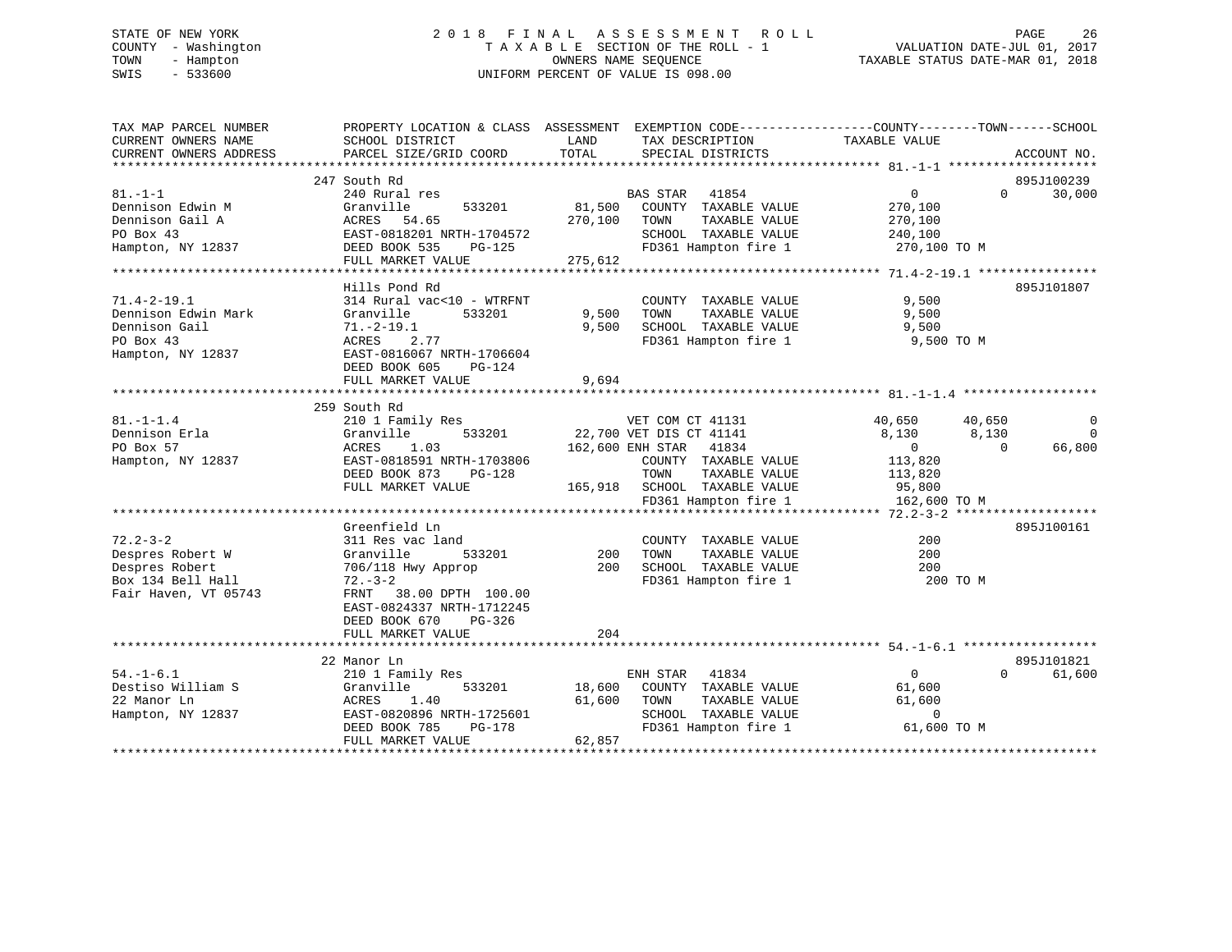STATE OF NEW YORK
COUNTY - Washington
TOWN - Hampton
SWIS - 533600

2018 FINAL ASSESSMENT ROLL
TAXABLE SECTION OF THE ROLL - 1
OWNERS NAME SEQUENCE
UNIFORM PERCENT OF VALUE IS 098.00

VALUATION DATE-JUL 01, 2017
TAXABLE STATUS DATE-MAR 01, 2018

```
TAX MAP PARCEL NUMBER      PROPERTY LOCATION & CLASS  ASSESSMENT  EXEMPTION CODE------------------COUNTY--------TOWN------SCHOOL
CURRENT OWNERS NAME        SCHOOL DISTRICT              LAND       TAX DESCRIPTION            TAXABLE VALUE
CURRENT OWNERS ADDRESS     PARCEL SIZE/GRID COORD       TOTAL      SPECIAL DISTRICTS                                  ACCOUNT NO.
******************************************************************************************************* 81.-1-1 ********************
                           247 South Rd                                                                                895J100239
81.-1-1                    240 Rural res                          BAS STAR   41854              0            0      30,000
Dennison Edwin M           Granville        533201      81,500    COUNTY  TAXABLE VALUE        270,100
Dennison Gail A            ACRES  54.65                270,100    TOWN    TAXABLE VALUE        270,100
PO Box 43                  EAST-0818201 NRTH-1704572              SCHOOL  TAXABLE VALUE        240,100
Hampton, NY 12837          DEED BOOK 535    PG-125                FD361 Hampton fire 1          270,100 TO M
                           FULL MARKET VALUE           275,612
******************************************************************************************************* 71.4-2-19.1 ****************
                           Hills Pond Rd                                                                               895J101807
71.4-2-19.1                314 Rural vac<10 - WTRFNT              COUNTY  TAXABLE VALUE          9,500
Dennison Edwin Mark        Granville        533201       9,500    TOWN    TAXABLE VALUE          9,500
Dennison Gail              71.-2-19.1                    9,500    SCHOOL  TAXABLE VALUE          9,500
PO Box 43                  ACRES   2.77                           FD361 Hampton fire 1            9,500 TO M
Hampton, NY 12837          EAST-0816067 NRTH-1706604
                           DEED BOOK 605    PG-124
                           FULL MARKET VALUE             9,694
******************************************************************************************************* 81.-1-1.4 ******************
                           259 South Rd
81.-1-1.4                  210 1 Family Res                       VET COM CT 41131          40,650       40,650            0
Dennison Erla              Granville        533201      22,700 VET DIS CT 41141              8,130        8,130            0
PO Box 57                  ACRES   1.03                162,600 ENH STAR   41834                  0            0       66,800
Hampton, NY 12837          EAST-0818591 NRTH-1703806              COUNTY  TAXABLE VALUE        113,820
                           DEED BOOK 873    PG-128                TOWN    TAXABLE VALUE        113,820
                           FULL MARKET VALUE           165,918    SCHOOL  TAXABLE VALUE         95,800
                                                                  FD361 Hampton fire 1          162,600 TO M
******************************************************************************************************* 72.2-3-2 *******************
                           Greenfield Ln                                                                               895J100161
72.2-3-2                   311 Res vac land                       COUNTY  TAXABLE VALUE            200
Despres Robert W           Granville        533201         200    TOWN    TAXABLE VALUE            200
Despres Robert             706/118 Hwy Approp              200    SCHOOL  TAXABLE VALUE            200
Box 134 Bell Hall          72.-3-2                                FD361 Hampton fire 1              200 TO M
Fair Haven, VT 05743       FRNT  38.00 DPTH 100.00
                           EAST-0824337 NRTH-1712245
                           DEED BOOK 670    PG-326
                           FULL MARKET VALUE               204
******************************************************************************************************* 54.-1-6.1 ******************
                           22 Manor Ln                                                                                 895J101821
54.-1-6.1                  210 1 Family Res                       ENH STAR   41834              0            0      61,600
Destiso William S          Granville        533201      18,600    COUNTY  TAXABLE VALUE         61,600
22 Manor Ln                ACRES   1.40                 61,600    TOWN    TAXABLE VALUE         61,600
Hampton, NY 12837          EAST-0820896 NRTH-1725601              SCHOOL  TAXABLE VALUE              0
                           DEED BOOK 785    PG-178                FD361 Hampton fire 1           61,600 TO M
                           FULL MARKET VALUE            62,857
************************************************************************************************************************************
```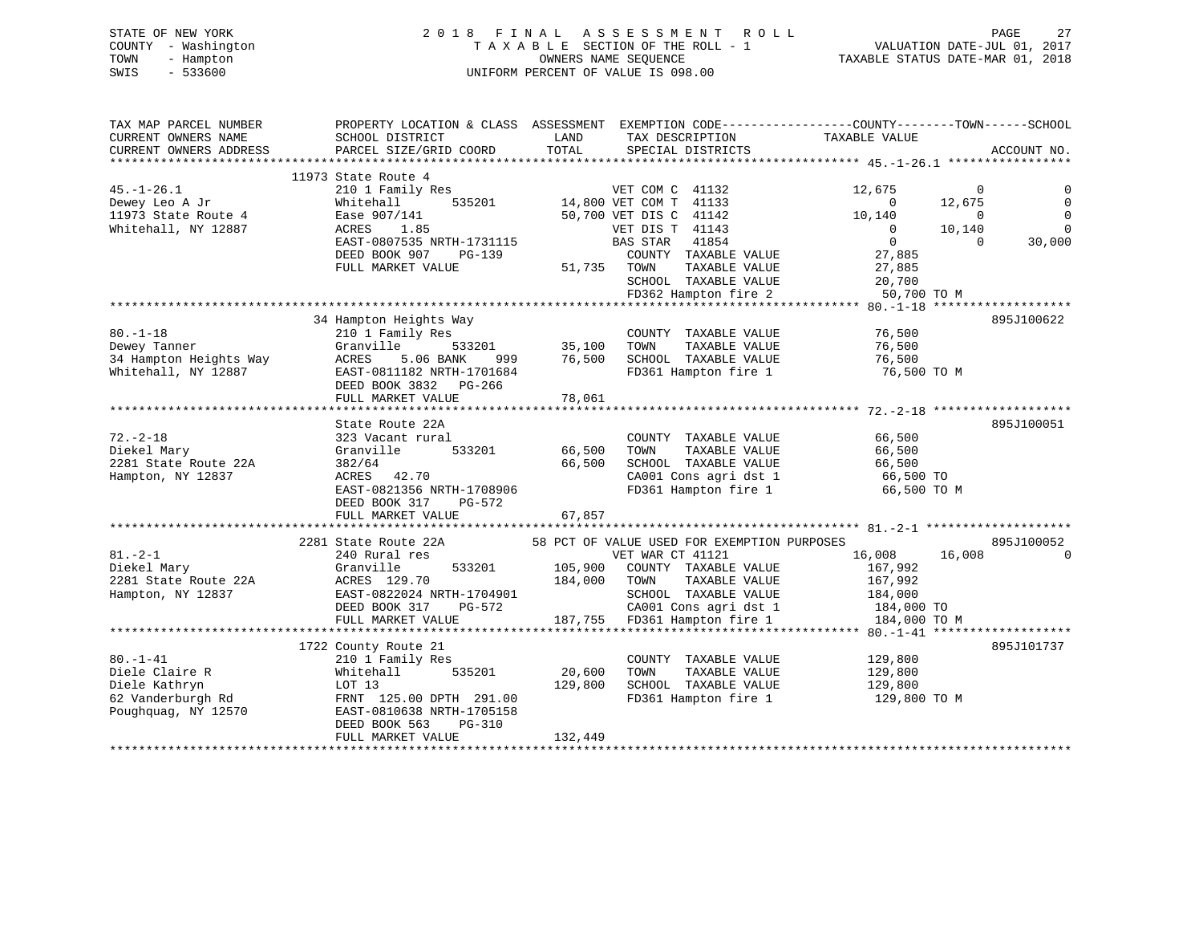STATE OF NEW YORK — 2018 FINAL ASSESSMENT ROLL — TAXABLE SECTION OF THE ROLL - 1
COUNTY - Washington — VALUATION DATE-JUL 01, 2017
TOWN - Hampton — OWNERS NAME SEQUENCE — TAXABLE STATUS DATE-MAR 01, 2018
SWIS - 533600 — UNIFORM PERCENT OF VALUE IS 098.00

```
TAX MAP PARCEL NUMBER          PROPERTY LOCATION & CLASS  ASSESSMENT  EXEMPTION CODE------------------COUNTY--------TOWN------SCHOOL
CURRENT OWNERS NAME            SCHOOL DISTRICT               LAND      TAX DESCRIPTION            TAXABLE VALUE
CURRENT OWNERS ADDRESS         PARCEL SIZE/GRID COORD        TOTAL     SPECIAL DISTRICTS                                    ACCOUNT NO.
******************************************************************************************************* 45.-1-26.1 *****************
                         11973 State Route 4
45.-1-26.1                     210 1 Family Res                        VET COM C  41132          12,675          0           0
Dewey Leo A Jr                 Whitehall       535201       14,800 VET COM T  41133               0      12,675           0
11973 State Route 4            Ease 907/141                 50,700 VET DIS C  41142          10,140          0           0
Whitehall, NY 12887            ACRES    1.85                        VET DIS T  41143               0      10,140           0
                               EAST-0807535 NRTH-1731115            BAS STAR   41854               0          0      30,000
                               DEED BOOK 907    PG-139               COUNTY  TAXABLE VALUE          27,885
                               FULL MARKET VALUE            51,735   TOWN    TAXABLE VALUE          27,885
                                                                     SCHOOL  TAXABLE VALUE          20,700
                                                                     FD362 Hampton fire 2            50,700 TO M
******************************************************************************************************* 80.-1-18 *******************
                         34 Hampton Heights Way                                                                   895J100622
80.-1-18                       210 1 Family Res                      COUNTY  TAXABLE VALUE          76,500
Dewey Tanner                   Granville       533201       35,100   TOWN    TAXABLE VALUE          76,500
34 Hampton Heights Way         ACRES    5.06 BANK     999   76,500   SCHOOL  TAXABLE VALUE          76,500
Whitehall, NY 12887            EAST-0811182 NRTH-1701684             FD361 Hampton fire 1            76,500 TO M
                               DEED BOOK 3832   PG-266
                               FULL MARKET VALUE            78,061
******************************************************************************************************* 72.-2-18 *******************
                               State Route 22A                                                                    895J100051
72.-2-18                       323 Vacant rural                      COUNTY  TAXABLE VALUE          66,500
Diekel Mary                    Granville       533201       66,500   TOWN    TAXABLE VALUE          66,500
2281 State Route 22A           382/64                       66,500   SCHOOL  TAXABLE VALUE          66,500
Hampton, NY 12837              ACRES   42.70                         CA001 Cons agri dst 1           66,500 TO
                               EAST-0821356 NRTH-1708906             FD361 Hampton fire 1            66,500 TO M
                               DEED BOOK 317    PG-572
                               FULL MARKET VALUE            67,857
******************************************************************************************************* 81.-2-1 ********************
                         2281 State Route 22A          58 PCT OF VALUE USED FOR EXEMPTION PURPOSES                895J100052
81.-2-1                        240 Rural res                         VET WAR CT 41121            16,008      16,008           0
Diekel Mary                    Granville       533201      105,900   COUNTY  TAXABLE VALUE         167,992
2281 State Route 22A           ACRES  129.70               184,000   TOWN    TAXABLE VALUE         167,992
Hampton, NY 12837              EAST-0822024 NRTH-1704901             SCHOOL  TAXABLE VALUE         184,000
                               DEED BOOK 317    PG-572               CA001 Cons agri dst 1          184,000 TO
                               FULL MARKET VALUE           187,755   FD361 Hampton fire 1           184,000 TO M
******************************************************************************************************* 80.-1-41 *******************
                         1722 County Route 21                                                                     895J101737
80.-1-41                       210 1 Family Res                      COUNTY  TAXABLE VALUE         129,800
Diele Claire R                 Whitehall       535201       20,600   TOWN    TAXABLE VALUE         129,800
Diele Kathryn                  LOT 13                      129,800   SCHOOL  TAXABLE VALUE         129,800
62 Vanderburgh Rd              FRNT 125.00 DPTH 291.00               FD361 Hampton fire 1           129,800 TO M
Poughquag, NY 12570            EAST-0810638 NRTH-1705158
                               DEED BOOK 563    PG-310
                               FULL MARKET VALUE           132,449
************************************************************************************************************************************
```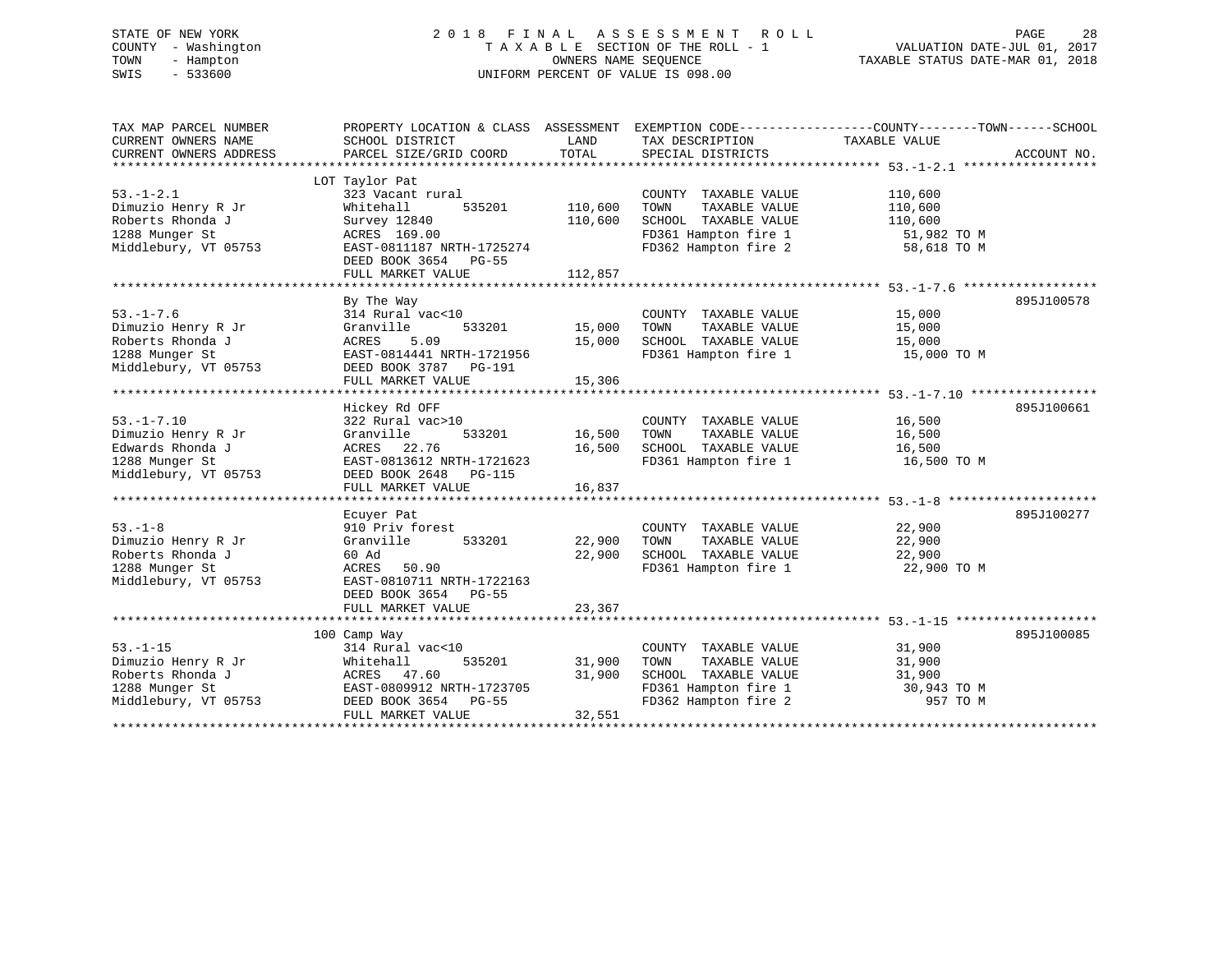STATE OF NEW YORK
COUNTY - Washington
TOWN - Hampton
SWIS - 533600

2018 FINAL ASSESSMENT ROLL
TAXABLE SECTION OF THE ROLL - 1
OWNERS NAME SEQUENCE
UNIFORM PERCENT OF VALUE IS 098.00

VALUATION DATE-JUL 01, 2017
TAXABLE STATUS DATE-MAR 01, 2018

| TAX MAP PARCEL NUMBER / CURRENT OWNERS NAME / CURRENT OWNERS ADDRESS | PROPERTY LOCATION & CLASS / SCHOOL DISTRICT / PARCEL SIZE/GRID COORD | ASSESSMENT LAND / TOTAL | EXEMPTION CODE / TAX DESCRIPTION / SPECIAL DISTRICTS | COUNTY--------TOWN------SCHOOL TAXABLE VALUE | ACCOUNT NO. |
|---|---|---|---|---|---|
| 53.-1-2.1 | LOT Taylor Pat | | | | |
| | 323 Vacant rural | | COUNTY TAXABLE VALUE | 110,600 | |
| Dimuzio Henry R Jr | Whitehall 535201 | 110,600 | TOWN TAXABLE VALUE | 110,600 | |
| Roberts Rhonda J | Survey 12840 | 110,600 | SCHOOL TAXABLE VALUE | 110,600 | |
| 1288 Munger St | ACRES 169.00 | | FD361 Hampton fire 1 | 51,982 TO M | |
| Middlebury, VT 05753 | EAST-0811187 NRTH-1725274 | | FD362 Hampton fire 2 | 58,618 TO M | |
| | DEED BOOK 3654 PG-55 | | | | |
| | FULL MARKET VALUE | 112,857 | | | |
| 53.-1-7.6 | By The Way | | | | 895J100578 |
| | 314 Rural vac<10 | | COUNTY TAXABLE VALUE | 15,000 | |
| Dimuzio Henry R Jr | Granville 533201 | 15,000 | TOWN TAXABLE VALUE | 15,000 | |
| Roberts Rhonda J | ACRES 5.09 | 15,000 | SCHOOL TAXABLE VALUE | 15,000 | |
| 1288 Munger St | EAST-0814441 NRTH-1721956 | | FD361 Hampton fire 1 | 15,000 TO M | |
| Middlebury, VT 05753 | DEED BOOK 3787 PG-191 | | | | |
| | FULL MARKET VALUE | 15,306 | | | |
| 53.-1-7.10 | Hickey Rd OFF | | | | 895J100661 |
| | 322 Rural vac>10 | | COUNTY TAXABLE VALUE | 16,500 | |
| Dimuzio Henry R Jr | Granville 533201 | 16,500 | TOWN TAXABLE VALUE | 16,500 | |
| Edwards Rhonda J | ACRES 22.76 | 16,500 | SCHOOL TAXABLE VALUE | 16,500 | |
| 1288 Munger St | EAST-0813612 NRTH-1721623 | | FD361 Hampton fire 1 | 16,500 TO M | |
| Middlebury, VT 05753 | DEED BOOK 2648 PG-115 | | | | |
| | FULL MARKET VALUE | 16,837 | | | |
| 53.-1-8 | Ecuyer Pat | | | | 895J100277 |
| | 910 Priv forest | | COUNTY TAXABLE VALUE | 22,900 | |
| Dimuzio Henry R Jr | Granville 533201 | 22,900 | TOWN TAXABLE VALUE | 22,900 | |
| Roberts Rhonda J | 60 Ad | 22,900 | SCHOOL TAXABLE VALUE | 22,900 | |
| 1288 Munger St | ACRES 50.90 | | FD361 Hampton fire 1 | 22,900 TO M | |
| Middlebury, VT 05753 | EAST-0810711 NRTH-1722163 | | | | |
| | DEED BOOK 3654 PG-55 | | | | |
| | FULL MARKET VALUE | 23,367 | | | |
| 53.-1-15 | 100 Camp Way | | | | 895J100085 |
| | 314 Rural vac<10 | | COUNTY TAXABLE VALUE | 31,900 | |
| Dimuzio Henry R Jr | Whitehall 535201 | 31,900 | TOWN TAXABLE VALUE | 31,900 | |
| Roberts Rhonda J | ACRES 47.60 | 31,900 | SCHOOL TAXABLE VALUE | 31,900 | |
| 1288 Munger St | EAST-0809912 NRTH-1723705 | | FD361 Hampton fire 1 | 30,943 TO M | |
| Middlebury, VT 05753 | DEED BOOK 3654 PG-55 | | FD362 Hampton fire 2 | 957 TO M | |
| | FULL MARKET VALUE | 32,551 | | | |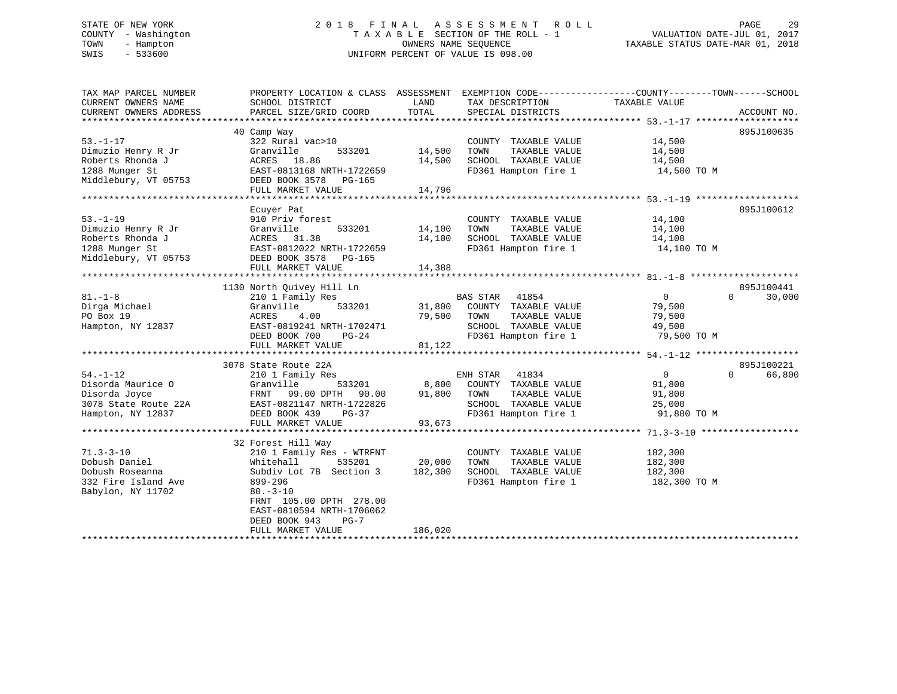STATE OF NEW YORK
COUNTY - Washington
TOWN - Hampton
SWIS - 533600

2 0 1 8 F I N A L A S S E S S M E N T R O L L
T A X A B L E SECTION OF THE ROLL - 1
OWNERS NAME SEQUENCE
UNIFORM PERCENT OF VALUE IS 098.00

VALUATION DATE-JUL 01, 2017
TAXABLE STATUS DATE-MAR 01, 2018

```
TAX MAP PARCEL NUMBER          PROPERTY LOCATION & CLASS  ASSESSMENT  EXEMPTION CODE------------------COUNTY--------TOWN------SCHOOL
CURRENT OWNERS NAME            SCHOOL DISTRICT               LAND      TAX DESCRIPTION             TAXABLE VALUE
CURRENT OWNERS ADDRESS         PARCEL SIZE/GRID COORD        TOTAL     SPECIAL DISTRICTS                                     ACCOUNT NO.
******************************************************************************************************* 53.-1-17 *******************
                               40 Camp Way                                                                                895J100635
53.-1-17                       322 Rural vac>10                         COUNTY  TAXABLE VALUE            14,500
Dimuzio Henry R Jr             Granville        533201      14,500      TOWN    TAXABLE VALUE            14,500
Roberts Rhonda J               ACRES  18.86                 14,500      SCHOOL  TAXABLE VALUE            14,500
1288 Munger St                 EAST-0813168 NRTH-1722659                FD361 Hampton fire 1              14,500 TO M
Middlebury, VT 05753           DEED BOOK 3578   PG-165
                               FULL MARKET VALUE            14,796
******************************************************************************************************* 53.-1-19 *******************
                               Ecuyer Pat                                                                                 895J100612
53.-1-19                       910 Priv forest                          COUNTY  TAXABLE VALUE            14,100
Dimuzio Henry R Jr             Granville        533201      14,100      TOWN    TAXABLE VALUE            14,100
Roberts Rhonda J               ACRES  31.38                 14,100      SCHOOL  TAXABLE VALUE            14,100
1288 Munger St                 EAST-0812022 NRTH-1722659                FD361 Hampton fire 1              14,100 TO M
Middlebury, VT 05753           DEED BOOK 3578   PG-165
                               FULL MARKET VALUE            14,388
******************************************************************************************************* 81.-1-8 ********************
                               1130 North Quivey Hill Ln                                                                  895J100441
81.-1-8                        210 1 Family Res                   BAS STAR  41854                         0            0     30,000
Dirga Michael                  Granville        533201      31,800      COUNTY  TAXABLE VALUE            79,500
PO Box 19                      ACRES   4.00                 79,500      TOWN    TAXABLE VALUE            79,500
Hampton, NY 12837              EAST-0819241 NRTH-1702471                SCHOOL  TAXABLE VALUE            49,500
                               DEED BOOK 700    PG-24                   FD361 Hampton fire 1              79,500 TO M
                               FULL MARKET VALUE            81,122
******************************************************************************************************* 54.-1-12 *******************
                               3078 State Route 22A                                                                       895J100221
54.-1-12                       210 1 Family Res                   ENH STAR  41834                         0            0     66,800
Disorda Maurice O              Granville        533201       8,800      COUNTY  TAXABLE VALUE            91,800
Disorda Joyce                  FRNT  99.00 DPTH  90.00      91,800      TOWN    TAXABLE VALUE            91,800
3078 State Route 22A           EAST-0821147 NRTH-1722826                SCHOOL  TAXABLE VALUE            25,000
Hampton, NY 12837              DEED BOOK 439    PG-37                   FD361 Hampton fire 1              91,800 TO M
                               FULL MARKET VALUE            93,673
******************************************************************************************************* 71.3-3-10 ******************
                               32 Forest Hill Way
71.3-3-10                      210 1 Family Res - WTRFNT                COUNTY  TAXABLE VALUE           182,300
Dobush Daniel                  Whitehall        535201      20,000      TOWN    TAXABLE VALUE           182,300
Dobush Roseanna                Subdiv Lot 7B  Section 3    182,300      SCHOOL  TAXABLE VALUE           182,300
332 Fire Island Ave            899-296                                  FD361 Hampton fire 1             182,300 TO M
Babylon, NY 11702              80.-3-10
                               FRNT 105.00 DPTH 278.00
                               EAST-0810594 NRTH-1706062
                               DEED BOOK 943    PG-7
                               FULL MARKET VALUE           186,020
************************************************************************************************************************************
```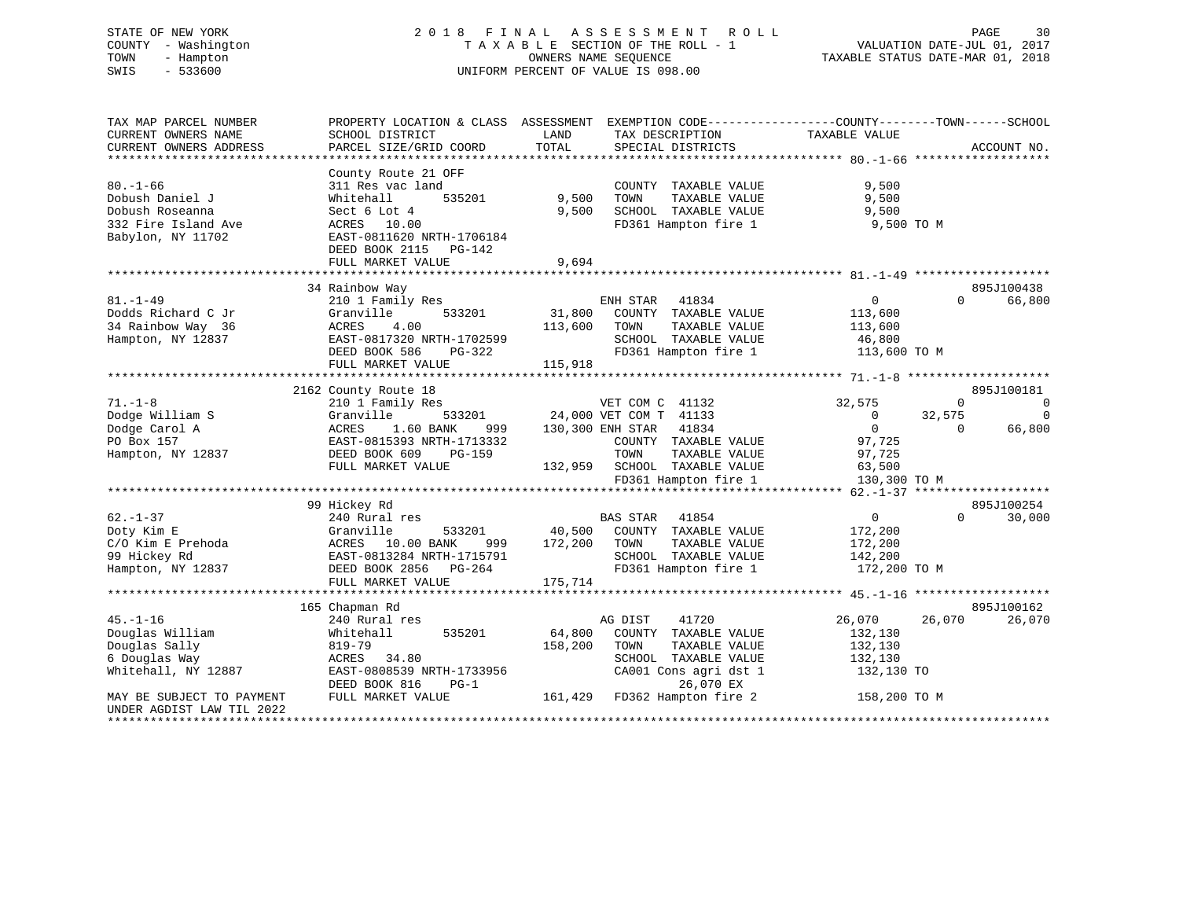STATE OF NEW YORK — 2018 FINAL ASSESSMENT ROLL
COUNTY - Washington — TAXABLE SECTION OF THE ROLL - 1 — VALUATION DATE-JUL 01, 2017
TOWN - Hampton — OWNERS NAME SEQUENCE — TAXABLE STATUS DATE-MAR 01, 2018
SWIS - 533600 — UNIFORM PERCENT OF VALUE IS 098.00

```
TAX MAP PARCEL NUMBER          PROPERTY LOCATION & CLASS  ASSESSMENT  EXEMPTION CODE------------------COUNTY--------TOWN------SCHOOL
CURRENT OWNERS NAME            SCHOOL DISTRICT               LAND      TAX DESCRIPTION             TAXABLE VALUE
CURRENT OWNERS ADDRESS         PARCEL SIZE/GRID COORD        TOTAL     SPECIAL DISTRICTS                                  ACCOUNT NO.
******************************************************************************************************* 80.-1-66 *******************
                               County Route 21 OFF
80.-1-66                       311 Res vac land                        COUNTY  TAXABLE VALUE             9,500
Dobush Daniel J                Whitehall       535201        9,500     TOWN    TAXABLE VALUE             9,500
Dobush Roseanna                Sect 6 Lot 4                  9,500     SCHOOL  TAXABLE VALUE             9,500
332 Fire Island Ave            ACRES   10.00                           FD361 Hampton fire 1               9,500 TO M
Babylon, NY 11702              EAST-0811620 NRTH-1706184
                               DEED BOOK 2115   PG-142
                               FULL MARKET VALUE             9,694
******************************************************************************************************* 81.-1-49 *******************
                               34 Rainbow Way                                                                          895J100438
81.-1-49                       210 1 Family Res                        ENH STAR   41834                  0             0     66,800
Dodds Richard C Jr             Granville       533201       31,800     COUNTY  TAXABLE VALUE           113,600
34 Rainbow Way  36             ACRES    4.00               113,600     TOWN    TAXABLE VALUE           113,600
Hampton, NY 12837              EAST-0817320 NRTH-1702599               SCHOOL  TAXABLE VALUE            46,800
                               DEED BOOK 586     PG-322                FD361 Hampton fire 1            113,600 TO M
                               FULL MARKET VALUE           115,918
******************************************************************************************************* 71.-1-8 ********************
                               2162 County Route 18                                                                    895J100181
71.-1-8                        210 1 Family Res                        VET COM C  41132             32,575             0          0
Dodge William S                Granville       533201       24,000 VET COM T  41133                  0        32,575          0
Dodge Carol A                  ACRES    1.60 BANK     999  130,300 ENH STAR   41834                  0             0     66,800
PO Box 157                     EAST-0815393 NRTH-1713332               COUNTY  TAXABLE VALUE            97,725
Hampton, NY 12837              DEED BOOK 609     PG-159                TOWN    TAXABLE VALUE            97,725
                               FULL MARKET VALUE           132,959     SCHOOL  TAXABLE VALUE            63,500
                                                                       FD361 Hampton fire 1            130,300 TO M
******************************************************************************************************* 62.-1-37 *******************
                               99 Hickey Rd                                                                            895J100254
62.-1-37                       240 Rural res                           BAS STAR   41854                  0             0     30,000
Doty Kim E                     Granville       533201       40,500     COUNTY  TAXABLE VALUE           172,200
C/O Kim E Prehoda              ACRES   10.00 BANK     999  172,200     TOWN    TAXABLE VALUE           172,200
99 Hickey Rd                   EAST-0813284 NRTH-1715791               SCHOOL  TAXABLE VALUE           142,200
Hampton, NY 12837              DEED BOOK 2856   PG-264                 FD361 Hampton fire 1            172,200 TO M
                               FULL MARKET VALUE           175,714
******************************************************************************************************* 45.-1-16 *******************
                               165 Chapman Rd                                                                          895J100162
45.-1-16                       240 Rural res                           AG DIST    41720             26,070        26,070     26,070
Douglas William                Whitehall       535201       64,800     COUNTY  TAXABLE VALUE           132,130
Douglas Sally                  819-79                      158,200     TOWN    TAXABLE VALUE           132,130
6 Douglas Way                  ACRES   34.80                           SCHOOL  TAXABLE VALUE           132,130
Whitehall, NY 12887            EAST-0808539 NRTH-1733956               CA001 Cons agri dst 1           132,130 TO
                               DEED BOOK 816     PG-1                       26,070 EX
MAY BE SUBJECT TO PAYMENT      FULL MARKET VALUE           161,429     FD362 Hampton fire 2            158,200 TO M
UNDER AGDIST LAW TIL 2022
************************************************************************************************************************************
```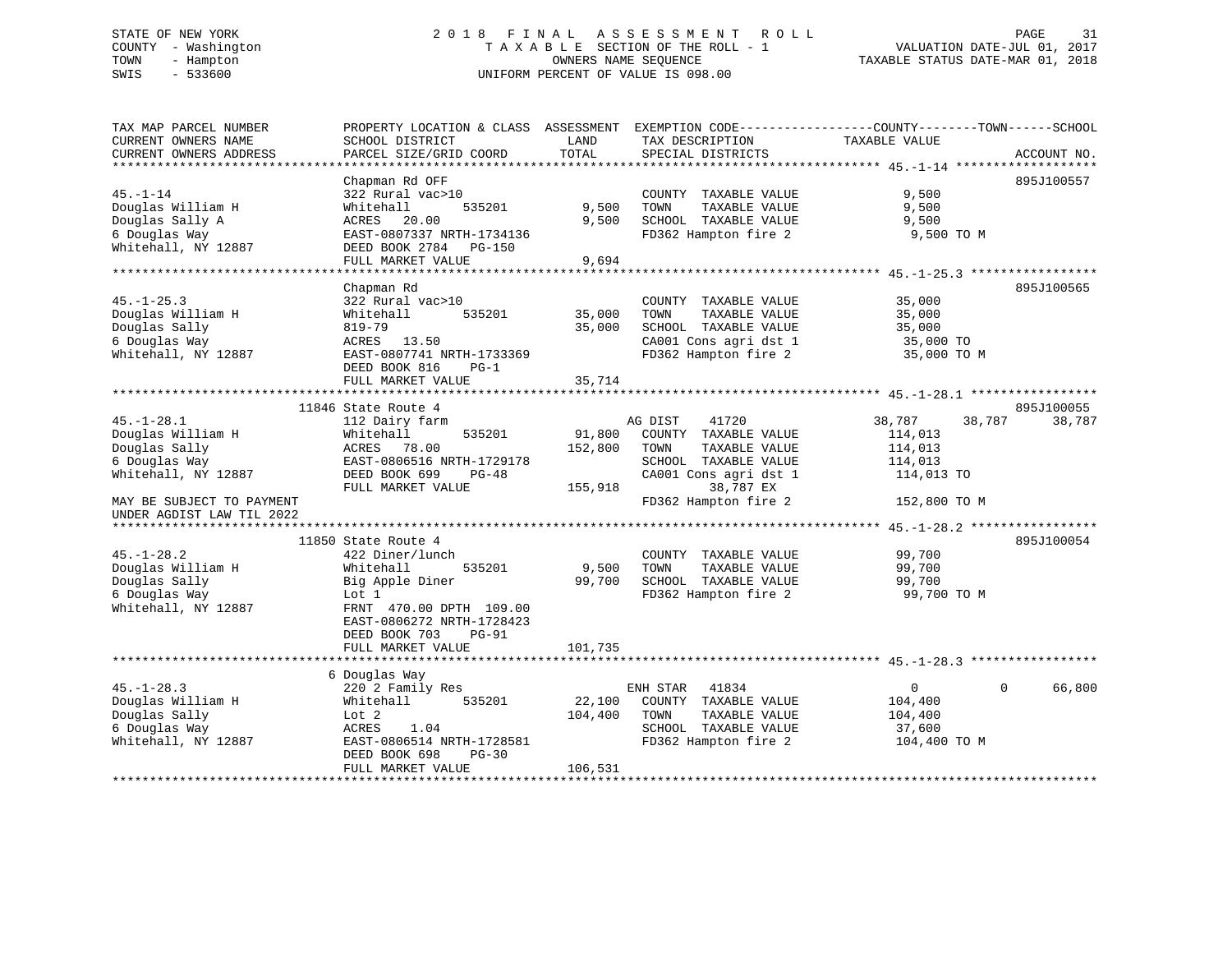STATE OF NEW YORK
COUNTY - Washington
TOWN - Hampton
SWIS - 533600

2018 FINAL ASSESSMENT ROLL
TAXABLE SECTION OF THE ROLL - 1
OWNERS NAME SEQUENCE
UNIFORM PERCENT OF VALUE IS 098.00

VALUATION DATE-JUL 01, 2017
TAXABLE STATUS DATE-MAR 01, 2018

```
TAX MAP PARCEL NUMBER          PROPERTY LOCATION & CLASS  ASSESSMENT  EXEMPTION CODE------------------COUNTY--------TOWN------SCHOOL
CURRENT OWNERS NAME            SCHOOL DISTRICT               LAND      TAX DESCRIPTION             TAXABLE VALUE
CURRENT OWNERS ADDRESS         PARCEL SIZE/GRID COORD       TOTAL      SPECIAL DISTRICTS                                      ACCOUNT NO.
****************************************************************************************************** 45.-1-14 *******************
                               Chapman Rd OFF                                                                            895J100557
45.-1-14                       322 Rural vac>10                        COUNTY  TAXABLE VALUE             9,500
Douglas William H              Whitehall        535201       9,500     TOWN    TAXABLE VALUE             9,500
Douglas Sally A                ACRES   20.00                 9,500     SCHOOL  TAXABLE VALUE             9,500
6 Douglas Way                  EAST-0807337 NRTH-1734136              FD362 Hampton fire 2               9,500 TO M
Whitehall, NY 12887            DEED BOOK 2784   PG-150
                               FULL MARKET VALUE             9,694
****************************************************************************************************** 45.-1-25.3 *****************
                               Chapman Rd                                                                                895J100565
45.-1-25.3                     322 Rural vac>10                        COUNTY  TAXABLE VALUE            35,000
Douglas William H              Whitehall        535201      35,000     TOWN    TAXABLE VALUE            35,000
Douglas Sally                  819-79                       35,000     SCHOOL  TAXABLE VALUE            35,000
6 Douglas Way                  ACRES   13.50                           CA001 Cons agri dst 1             35,000 TO
Whitehall, NY 12887            EAST-0807741 NRTH-1733369              FD362 Hampton fire 2              35,000 TO M
                               DEED BOOK 816    PG-1
                               FULL MARKET VALUE            35,714
****************************************************************************************************** 45.-1-28.1 *****************
                        11846 State Route 4                                                                              895J100055
45.-1-28.1                     112 Dairy farm                          AG DIST    41720               38,787     38,787     38,787
Douglas William H              Whitehall        535201      91,800     COUNTY  TAXABLE VALUE           114,013
Douglas Sally                  ACRES   78.00               152,800     TOWN    TAXABLE VALUE           114,013
6 Douglas Way                  EAST-0806516 NRTH-1729178              SCHOOL  TAXABLE VALUE           114,013
Whitehall, NY 12887            DEED BOOK 699    PG-48                 CA001 Cons agri dst 1             114,013 TO
                               FULL MARKET VALUE           155,918              38,787 EX
MAY BE SUBJECT TO PAYMENT                                             FD362 Hampton fire 2             152,800 TO M
UNDER AGDIST LAW TIL 2022
****************************************************************************************************** 45.-1-28.2 *****************
                        11850 State Route 4                                                                              895J100054
45.-1-28.2                     422 Diner/lunch                         COUNTY  TAXABLE VALUE            99,700
Douglas William H              Whitehall        535201       9,500     TOWN    TAXABLE VALUE            99,700
Douglas Sally                  Big Apple Diner              99,700     SCHOOL  TAXABLE VALUE            99,700
6 Douglas Way                  Lot 1                                   FD362 Hampton fire 2              99,700 TO M
Whitehall, NY 12887            FRNT 470.00 DPTH 109.00
                               EAST-0806272 NRTH-1728423
                               DEED BOOK 703    PG-91
                               FULL MARKET VALUE           101,735
****************************************************************************************************** 45.-1-28.3 *****************
                        6 Douglas Way
45.-1-28.3                     220 2 Family Res                        ENH STAR   41834                    0          0     66,800
Douglas William H              Whitehall        535201      22,100     COUNTY  TAXABLE VALUE           104,400
Douglas Sally                  Lot 2                       104,400     TOWN    TAXABLE VALUE           104,400
6 Douglas Way                  ACRES    1.04                           SCHOOL  TAXABLE VALUE            37,600
Whitehall, NY 12887            EAST-0806514 NRTH-1728581              FD362 Hampton fire 2             104,400 TO M
                               DEED BOOK 698    PG-30
                               FULL MARKET VALUE           106,531
************************************************************************************************************************************
```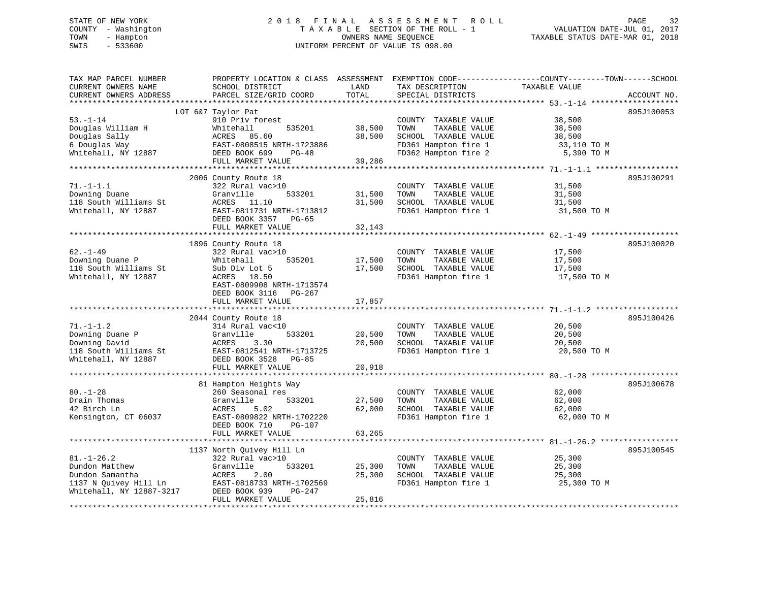STATE OF NEW YORK
COUNTY - Washington
TOWN - Hampton
SWIS - 533600

2018 FINAL ASSESSMENT ROLL
TAXABLE SECTION OF THE ROLL - 1
OWNERS NAME SEQUENCE
UNIFORM PERCENT OF VALUE IS 098.00

VALUATION DATE-JUL 01, 2017
TAXABLE STATUS DATE-MAR 01, 2018

| TAX MAP PARCEL NUMBER / CURRENT OWNERS NAME / CURRENT OWNERS ADDRESS | PROPERTY LOCATION & CLASS / SCHOOL DISTRICT / PARCEL SIZE/GRID COORD | ASSESSMENT LAND / TOTAL | EXEMPTION CODE / TAX DESCRIPTION / SPECIAL DISTRICTS | TAXABLE VALUE (COUNTY--TOWN--SCHOOL) | ACCOUNT NO. |
|---|---|---|---|---|---|
| 53.-1-14 | LOT 6&7 Taylor Pat | | | | 895J100053 |
| Douglas William H | 910 Priv forest | | COUNTY TAXABLE VALUE | 38,500 | |
| Douglas Sally | Whitehall 535201 | 38,500 | TOWN TAXABLE VALUE | 38,500 | |
| 6 Douglas Way | ACRES 85.60 | 38,500 | SCHOOL TAXABLE VALUE | 38,500 | |
| Whitehall, NY 12887 | EAST-0808515 NRTH-1723886 | | FD361 Hampton fire 1 | 33,110 TO M | |
| | DEED BOOK 699 PG-48 | | FD362 Hampton fire 2 | 5,390 TO M | |
| | FULL MARKET VALUE | 39,286 | | | |
| 71.-1-1.1 | 2006 County Route 18 | | | | 895J100291 |
| Downing Duane | 322 Rural vac>10 | | COUNTY TAXABLE VALUE | 31,500 | |
| 118 South Williams St | Granville 533201 | 31,500 | TOWN TAXABLE VALUE | 31,500 | |
| Whitehall, NY 12887 | ACRES 11.10 | 31,500 | SCHOOL TAXABLE VALUE | 31,500 | |
| | EAST-0811731 NRTH-1713812 | | FD361 Hampton fire 1 | 31,500 TO M | |
| | DEED BOOK 3357 PG-65 | | | | |
| | FULL MARKET VALUE | 32,143 | | | |
| 62.-1-49 | 1896 County Route 18 | | | | 895J100020 |
| Downing Duane P | 322 Rural vac>10 | | COUNTY TAXABLE VALUE | 17,500 | |
| 118 South Williams St | Whitehall 535201 | 17,500 | TOWN TAXABLE VALUE | 17,500 | |
| Whitehall, NY 12887 | Sub Div Lot 5 | 17,500 | SCHOOL TAXABLE VALUE | 17,500 | |
| | ACRES 18.50 | | FD361 Hampton fire 1 | 17,500 TO M | |
| | EAST-0809908 NRTH-1713574 | | | | |
| | DEED BOOK 3116 PG-267 | | | | |
| | FULL MARKET VALUE | 17,857 | | | |
| 71.-1-1.2 | 2044 County Route 18 | | | | 895J100426 |
| Downing Duane P | 314 Rural vac<10 | | COUNTY TAXABLE VALUE | 20,500 | |
| Downing David | Granville 533201 | 20,500 | TOWN TAXABLE VALUE | 20,500 | |
| 118 South Williams St | ACRES 3.30 | 20,500 | SCHOOL TAXABLE VALUE | 20,500 | |
| Whitehall, NY 12887 | EAST-0812541 NRTH-1713725 | | FD361 Hampton fire 1 | 20,500 TO M | |
| | DEED BOOK 3528 PG-85 | | | | |
| | FULL MARKET VALUE | 20,918 | | | |
| 80.-1-28 | 81 Hampton Heights Way | | | | 895J100678 |
| Drain Thomas | 260 Seasonal res | | COUNTY TAXABLE VALUE | 62,000 | |
| 42 Birch Ln | Granville 533201 | 27,500 | TOWN TAXABLE VALUE | 62,000 | |
| Kensington, CT 06037 | ACRES 5.02 | 62,000 | SCHOOL TAXABLE VALUE | 62,000 | |
| | EAST-0809822 NRTH-1702220 | | FD361 Hampton fire 1 | 62,000 TO M | |
| | DEED BOOK 710 PG-107 | | | | |
| | FULL MARKET VALUE | 63,265 | | | |
| 81.-1-26.2 | 1137 North Quivey Hill Ln | | | | 895J100545 |
| Dundon Matthew | 322 Rural vac>10 | | COUNTY TAXABLE VALUE | 25,300 | |
| Dundon Samantha | Granville 533201 | 25,300 | TOWN TAXABLE VALUE | 25,300 | |
| 1137 N Quivey Hill Ln | ACRES 2.00 | 25,300 | SCHOOL TAXABLE VALUE | 25,300 | |
| Whitehall, NY 12887-3217 | EAST-0818733 NRTH-1702569 | | FD361 Hampton fire 1 | 25,300 TO M | |
| | DEED BOOK 939 PG-247 | | | | |
| | FULL MARKET VALUE | 25,816 | | | |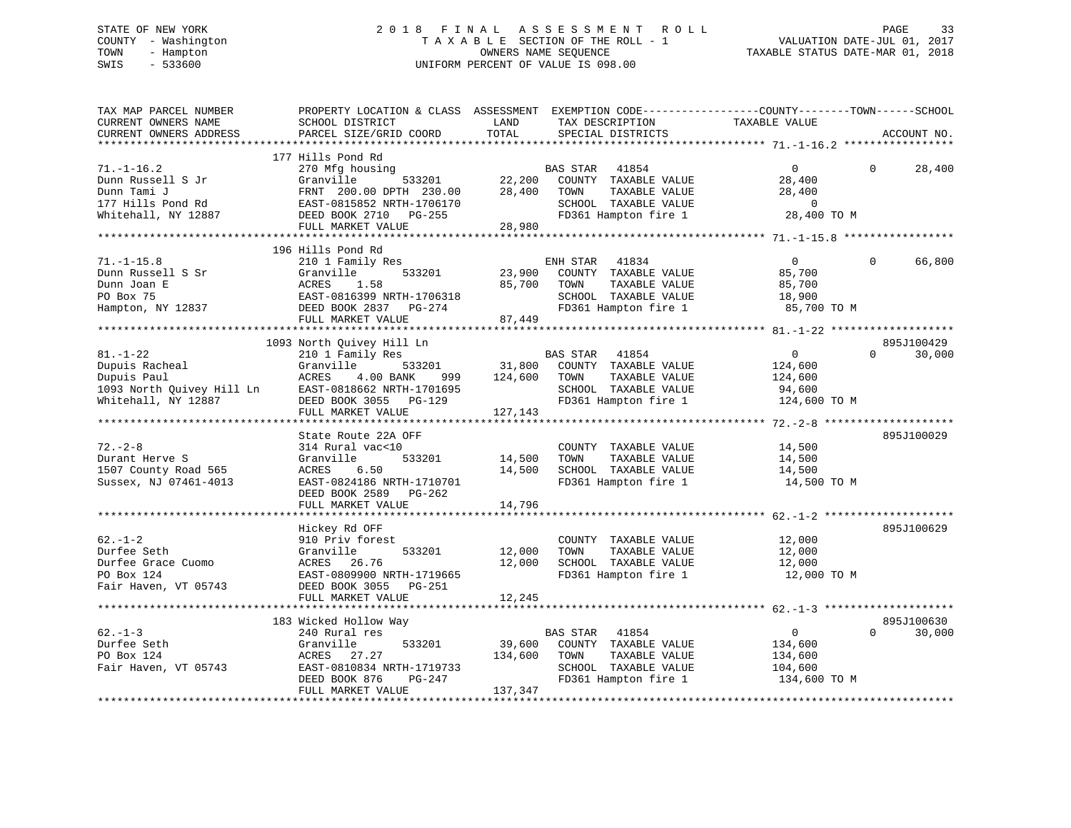STATE OF NEW YORK
COUNTY - Washington
TOWN - Hampton
SWIS - 533600

2 0 1 8 F I N A L A S S E S S M E N T R O L L
T A X A B L E SECTION OF THE ROLL - 1
OWNERS NAME SEQUENCE
UNIFORM PERCENT OF VALUE IS 098.00

VALUATION DATE-JUL 01, 2017
TAXABLE STATUS DATE-MAR 01, 2018

| TAX MAP PARCEL NUMBER / CURRENT OWNERS NAME / CURRENT OWNERS ADDRESS | PROPERTY LOCATION & CLASS / SCHOOL DISTRICT / PARCEL SIZE/GRID COORD | ASSESSMENT LAND | TOTAL | EXEMPTION CODE / TAX DESCRIPTION / SPECIAL DISTRICTS | COUNTY TAXABLE VALUE | TOWN | SCHOOL | ACCOUNT NO. |
|---|---|---|---|---|---|---|---|---|
| **71.-1-16.2** | 177 Hills Pond Rd | | | | | | | |
| | 270 Mfg housing | | | BAS STAR 41854 | 0 | 0 | 28,400 | |
| Dunn Russell S Jr | Granville 533201 | 22,200 | | COUNTY TAXABLE VALUE | 28,400 | | | |
| Dunn Tami J | FRNT 200.00 DPTH 230.00 | | 28,400 | TOWN TAXABLE VALUE | 28,400 | | | |
| 177 Hills Pond Rd | EAST-0815852 NRTH-1706170 | | | SCHOOL TAXABLE VALUE | 0 | | | |
| Whitehall, NY 12887 | DEED BOOK 2710 PG-255 | | | FD361 Hampton fire 1 | 28,400 TO M | | | |
| | FULL MARKET VALUE | | 28,980 | | | | | |
| **71.-1-15.8** | 196 Hills Pond Rd | | | | | | | |
| | 210 1 Family Res | | | ENH STAR 41834 | 0 | 0 | 66,800 | |
| Dunn Russell S Sr | Granville 533201 | 23,900 | | COUNTY TAXABLE VALUE | 85,700 | | | |
| Dunn Joan E | ACRES 1.58 | | 85,700 | TOWN TAXABLE VALUE | 85,700 | | | |
| PO Box 75 | EAST-0816399 NRTH-1706318 | | | SCHOOL TAXABLE VALUE | 18,900 | | | |
| Hampton, NY 12837 | DEED BOOK 2837 PG-274 | | | FD361 Hampton fire 1 | 85,700 TO M | | | |
| | FULL MARKET VALUE | | 87,449 | | | | | |
| **81.-1-22** | 1093 North Quivey Hill Ln | | | | | | | 895J100429 |
| | 210 1 Family Res | | | BAS STAR 41854 | 0 | 0 | 30,000 | |
| Dupuis Racheal | Granville 533201 | 31,800 | | COUNTY TAXABLE VALUE | 124,600 | | | |
| Dupuis Paul | ACRES 4.00 BANK 999 | | 124,600 | TOWN TAXABLE VALUE | 124,600 | | | |
| 1093 North Quivey Hill Ln | EAST-0818662 NRTH-1701695 | | | SCHOOL TAXABLE VALUE | 94,600 | | | |
| Whitehall, NY 12887 | DEED BOOK 3055 PG-129 | | | FD361 Hampton fire 1 | 124,600 TO M | | | |
| | FULL MARKET VALUE | | 127,143 | | | | | |
| **72.-2-8** | State Route 22A OFF | | | | | | | 895J100029 |
| | 314 Rural vac<10 | | | COUNTY TAXABLE VALUE | 14,500 | | | |
| Durant Herve S | Granville 533201 | 14,500 | | TOWN TAXABLE VALUE | 14,500 | | | |
| 1507 County Road 565 | ACRES 6.50 | | 14,500 | SCHOOL TAXABLE VALUE | 14,500 | | | |
| Sussex, NJ 07461-4013 | EAST-0824186 NRTH-1710701 | | | FD361 Hampton fire 1 | 14,500 TO M | | | |
| | DEED BOOK 2589 PG-262 | | | | | | | |
| | FULL MARKET VALUE | | 14,796 | | | | | |
| **62.-1-2** | Hickey Rd OFF | | | | | | | 895J100629 |
| | 910 Priv forest | | | COUNTY TAXABLE VALUE | 12,000 | | | |
| Durfee Seth | Granville 533201 | 12,000 | | TOWN TAXABLE VALUE | 12,000 | | | |
| Durfee Grace Cuomo | ACRES 26.76 | | 12,000 | SCHOOL TAXABLE VALUE | 12,000 | | | |
| PO Box 124 | EAST-0809900 NRTH-1719665 | | | FD361 Hampton fire 1 | 12,000 TO M | | | |
| Fair Haven, VT 05743 | DEED BOOK 3055 PG-251 | | | | | | | |
| | FULL MARKET VALUE | | 12,245 | | | | | |
| **62.-1-3** | 183 Wicked Hollow Way | | | | | | | 895J100630 |
| | 240 Rural res | | | BAS STAR 41854 | 0 | 0 | 30,000 | |
| Durfee Seth | Granville 533201 | 39,600 | | COUNTY TAXABLE VALUE | 134,600 | | | |
| PO Box 124 | ACRES 27.27 | | 134,600 | TOWN TAXABLE VALUE | 134,600 | | | |
| Fair Haven, VT 05743 | EAST-0810834 NRTH-1719733 | | | SCHOOL TAXABLE VALUE | 104,600 | | | |
| | DEED BOOK 876 PG-247 | | | FD361 Hampton fire 1 | 134,600 TO M | | | |
| | FULL MARKET VALUE | | 137,347 | | | | | |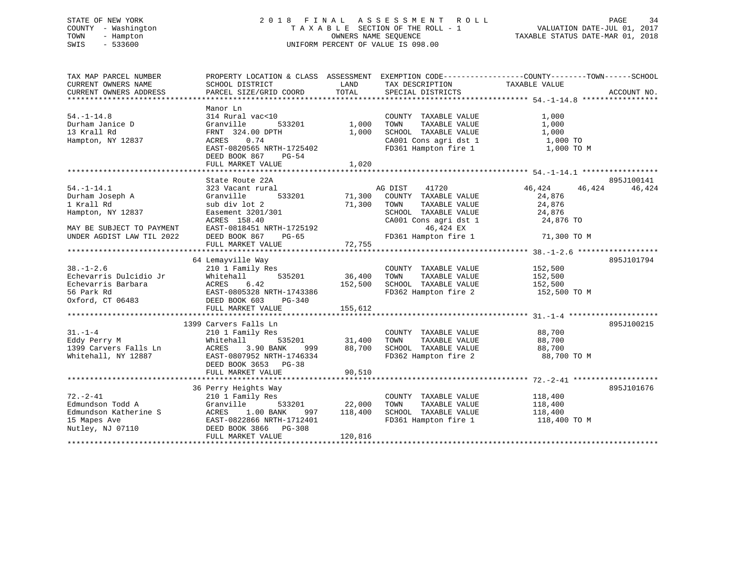STATE OF NEW YORK
COUNTY - Washington
TOWN - Hampton
SWIS - 533600

2018 FINAL ASSESSMENT ROLL
TAXABLE SECTION OF THE ROLL - 1
OWNERS NAME SEQUENCE
UNIFORM PERCENT OF VALUE IS 098.00

VALUATION DATE-JUL 01, 2017
TAXABLE STATUS DATE-MAR 01, 2018

```
TAX MAP PARCEL NUMBER          PROPERTY LOCATION & CLASS  ASSESSMENT  EXEMPTION CODE------------------COUNTY--------TOWN------SCHOOL
CURRENT OWNERS NAME            SCHOOL DISTRICT               LAND      TAX DESCRIPTION              TAXABLE VALUE
CURRENT OWNERS ADDRESS         PARCEL SIZE/GRID COORD       TOTAL      SPECIAL DISTRICTS                                   ACCOUNT NO.
******************************************************************************************************* 54.-1-14.8 *****************
                               Manor Ln
54.-1-14.8                     314 Rural vac<10                        COUNTY  TAXABLE VALUE               1,000
Durham Janice D                Granville        533201        1,000    TOWN    TAXABLE VALUE               1,000
13 Krall Rd                    FRNT  324.00 DPTH              1,000    SCHOOL  TAXABLE VALUE               1,000
Hampton, NY 12837              ACRES    0.74                           CA001 Cons agri dst 1                1,000 TO
                               EAST-0820565 NRTH-1725402               FD361 Hampton fire 1                 1,000 TO M
                               DEED BOOK 867    PG-54
                               FULL MARKET VALUE              1,020
******************************************************************************************************* 54.-1-14.1 *****************
                               State Route 22A                                                                      895J100141
54.-1-14.1                     323 Vacant rural                        AG DIST    41720               46,424      46,424      46,424
Durham Joseph A                Granville        533201       71,300    COUNTY  TAXABLE VALUE              24,876
1 Krall Rd                     sub div lot 2                 71,300    TOWN    TAXABLE VALUE              24,876
Hampton, NY 12837              Easement 3201/301                       SCHOOL  TAXABLE VALUE              24,876
                               ACRES  158.40                           CA001 Cons agri dst 1               24,876 TO
MAY BE SUBJECT TO PAYMENT      EAST-0818451 NRTH-1725192                    46,424 EX
UNDER AGDIST LAW TIL 2022      DEED BOOK 867    PG-65                  FD361 Hampton fire 1                71,300 TO M
                               FULL MARKET VALUE             72,755
******************************************************************************************************* 38.-1-2.6 ******************
                               64 Lemayville Way                                                                    895J101794
38.-1-2.6                      210 1 Family Res                        COUNTY  TAXABLE VALUE             152,500
Echevarris Dulcidio Jr         Whitehall        535201       36,400    TOWN    TAXABLE VALUE             152,500
Echevarris Barbara             ACRES    6.42                152,500    SCHOOL  TAXABLE VALUE             152,500
56 Park Rd                     EAST-0805328 NRTH-1743386               FD362 Hampton fire 2               152,500 TO M
Oxford, CT 06483               DEED BOOK 603    PG-340
                               FULL MARKET VALUE            155,612
******************************************************************************************************* 31.-1-4 ********************
                               1399 Carvers Falls Ln                                                                895J100215
31.-1-4                        210 1 Family Res                        COUNTY  TAXABLE VALUE              88,700
Eddy Perry M                   Whitehall        535201       31,400    TOWN    TAXABLE VALUE              88,700
1399 Carvers Falls Ln          ACRES    3.90 BANK    999     88,700    SCHOOL  TAXABLE VALUE              88,700
Whitehall, NY 12887            EAST-0807952 NRTH-1746334               FD362 Hampton fire 2                88,700 TO M
                               DEED BOOK 3653   PG-38
                               FULL MARKET VALUE             90,510
******************************************************************************************************* 72.-2-41 *******************
                               36 Perry Heights Way                                                                 895J101676
72.-2-41                       210 1 Family Res                        COUNTY  TAXABLE VALUE             118,400
Edmundson Todd A               Granville        533201       22,000    TOWN    TAXABLE VALUE             118,400
Edmundson Katherine S          ACRES    1.00 BANK    997    118,400    SCHOOL  TAXABLE VALUE             118,400
15 Mapes Ave                   EAST-0822866 NRTH-1712401               FD361 Hampton fire 1               118,400 TO M
Nutley, NJ 07110               DEED BOOK 3866   PG-308
                               FULL MARKET VALUE            120,816
************************************************************************************************************************************
```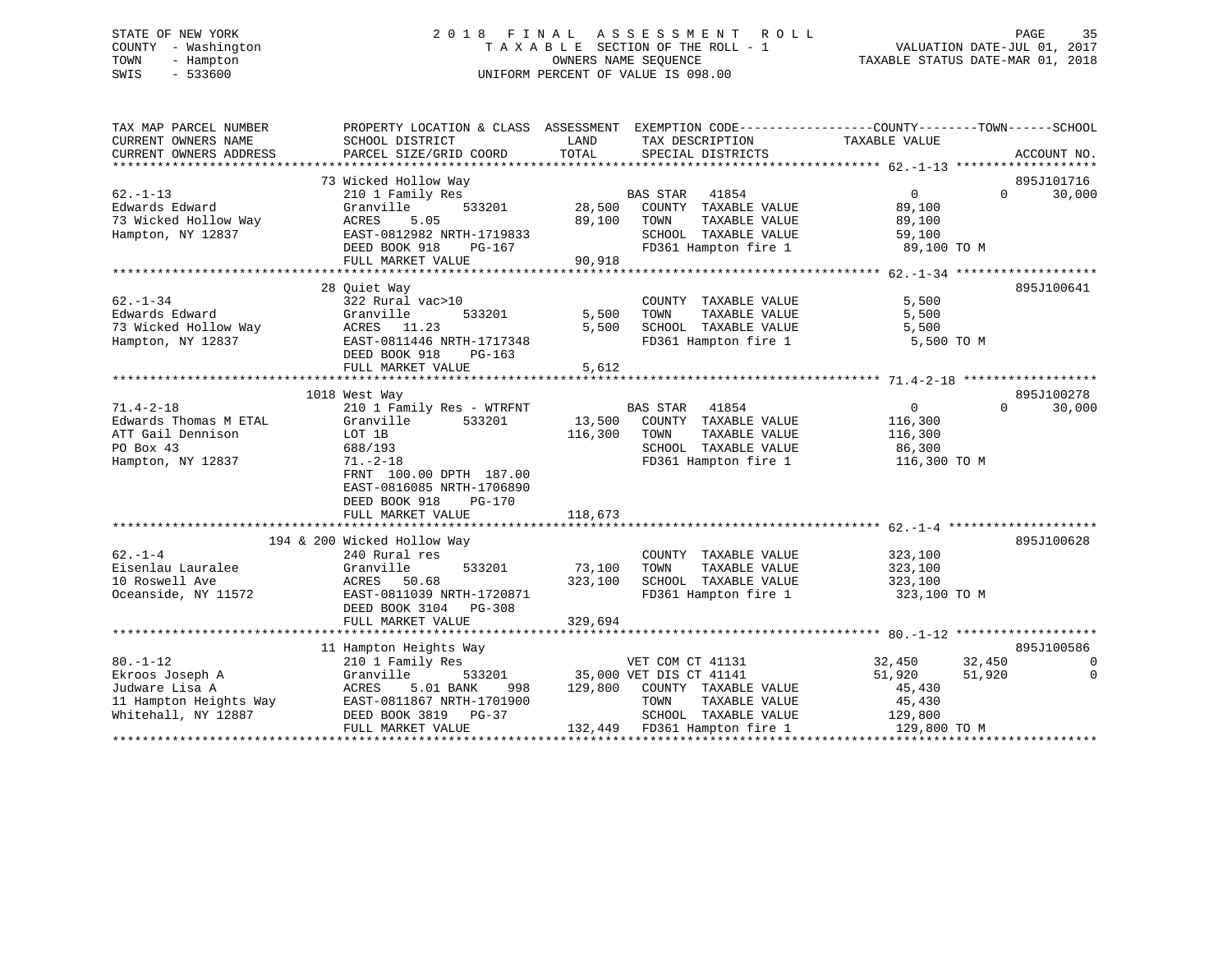STATE OF NEW YORK
COUNTY - Washington
TOWN - Hampton
SWIS - 533600

2 0 1 8 F I N A L A S S E S S M E N T R O L L
T A X A B L E SECTION OF THE ROLL - 1
OWNERS NAME SEQUENCE
UNIFORM PERCENT OF VALUE IS 098.00

VALUATION DATE-JUL 01, 2017
TAXABLE STATUS DATE-MAR 01, 2018

```
TAX MAP PARCEL NUMBER          PROPERTY LOCATION & CLASS  ASSESSMENT  EXEMPTION CODE------------------COUNTY--------TOWN------SCHOOL
CURRENT OWNERS NAME            SCHOOL DISTRICT               LAND      TAX DESCRIPTION              TAXABLE VALUE
CURRENT OWNERS ADDRESS         PARCEL SIZE/GRID COORD        TOTAL     SPECIAL DISTRICTS                                       ACCOUNT NO.
******************************************************************************************************* 62.-1-13 *******************
                               73 Wicked Hollow Way                                                                            895J101716
62.-1-13                       210 1 Family Res                        BAS STAR   41854                   0            0      30,000
Edwards Edward                 Granville        533201        28,500   COUNTY  TAXABLE VALUE             89,100
73 Wicked Hollow Way           ACRES     5.05                 89,100   TOWN    TAXABLE VALUE             89,100
Hampton, NY 12837              EAST-0812982 NRTH-1719833               SCHOOL  TAXABLE VALUE             59,100
                               DEED BOOK 918     PG-167                FD361 Hampton fire 1              89,100 TO M
                               FULL MARKET VALUE              90,918
******************************************************************************************************* 62.-1-34 *******************
                               28 Quiet Way                                                                                    895J100641
62.-1-34                       322 Rural vac>10                        COUNTY  TAXABLE VALUE              5,500
Edwards Edward                 Granville        533201         5,500   TOWN    TAXABLE VALUE              5,500
73 Wicked Hollow Way           ACRES    11.23                  5,500   SCHOOL  TAXABLE VALUE              5,500
Hampton, NY 12837              EAST-0811446 NRTH-1717348               FD361 Hampton fire 1               5,500 TO M
                               DEED BOOK 918     PG-163
                               FULL MARKET VALUE               5,612
******************************************************************************************************* 71.4-2-18 ******************
                               1018 West Way                                                                                   895J100278
71.4-2-18                      210 1 Family Res - WTRFNT               BAS STAR   41854                   0            0      30,000
Edwards Thomas M ETAL          Granville        533201        13,500   COUNTY  TAXABLE VALUE            116,300
ATT Gail Dennison              LOT 1B                        116,300   TOWN    TAXABLE VALUE            116,300
PO Box 43                      688/193                                 SCHOOL  TAXABLE VALUE             86,300
Hampton, NY 12837              71.-2-18                                FD361 Hampton fire 1             116,300 TO M
                               FRNT 100.00 DPTH 187.00
                               EAST-0816085 NRTH-1706890
                               DEED BOOK 918     PG-170
                               FULL MARKET VALUE             118,673
******************************************************************************************************* 62.-1-4 ********************
                               194 & 200 Wicked Hollow Way                                                                     895J100628
62.-1-4                        240 Rural res                           COUNTY  TAXABLE VALUE            323,100
Eisenlau Lauralee              Granville        533201        73,100   TOWN    TAXABLE VALUE            323,100
10 Roswell Ave                 ACRES    50.68                323,100   SCHOOL  TAXABLE VALUE            323,100
Oceanside, NY 11572            EAST-0811039 NRTH-1720871               FD361 Hampton fire 1             323,100 TO M
                               DEED BOOK 3104    PG-308
                               FULL MARKET VALUE             329,694
******************************************************************************************************* 80.-1-12 *******************
                               11 Hampton Heights Way                                                                          895J100586
80.-1-12                       210 1 Family Res                        VET COM CT 41131              32,450       32,450           0
Ekroos Joseph A                Granville        533201        35,000   VET DIS CT 41141              51,920       51,920           0
Judware Lisa A                 ACRES     5.01 BANK     998   129,800   COUNTY  TAXABLE VALUE             45,430
11 Hampton Heights Way         EAST-0811867 NRTH-1701900               TOWN    TAXABLE VALUE             45,430
Whitehall, NY 12887            DEED BOOK 3819    PG-37                 SCHOOL  TAXABLE VALUE            129,800
                               FULL MARKET VALUE             132,449   FD361 Hampton fire 1             129,800 TO M
************************************************************************************************************************************
```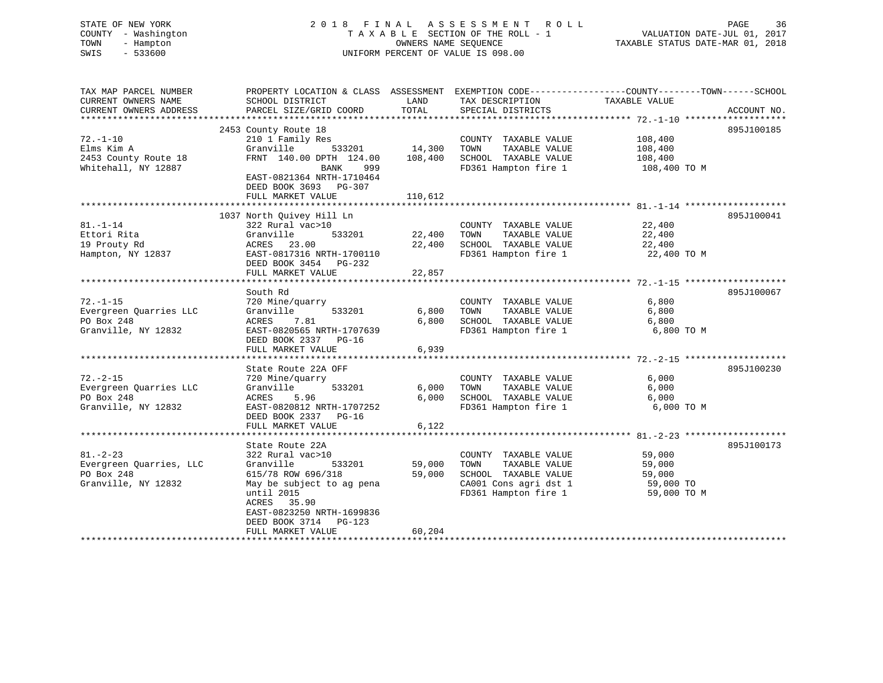STATE OF NEW YORK                    2 0 1 8   F I N A L   A S S E S S M E N T   R O L L
COUNTY - Washington                  T A X A B L E  SECTION OF THE ROLL - 1              VALUATION DATE-JUL 01, 2017
TOWN   - Hampton                     OWNERS NAME SEQUENCE                                 TAXABLE STATUS DATE-MAR 01, 2018
SWIS   - 533600                      UNIFORM PERCENT OF VALUE IS 098.00

| TAX MAP PARCEL NUMBER / CURRENT OWNERS NAME / CURRENT OWNERS ADDRESS | PROPERTY LOCATION & CLASS / SCHOOL DISTRICT / PARCEL SIZE/GRID COORD | ASSESSMENT LAND / TOTAL | EXEMPTION CODE / TAX DESCRIPTION / SPECIAL DISTRICTS | COUNTY--------TOWN------SCHOOL TAXABLE VALUE | ACCOUNT NO. |
|---|---|---|---|---|---|
| | 2453 County Route 18 | | | | 895J100185 |
| 72.-1-10 | 210 1 Family Res | | COUNTY TAXABLE VALUE | 108,400 | |
| Elms Kim A | Granville 533201 | 14,300 | TOWN TAXABLE VALUE | 108,400 | |
| 2453 County Route 18 | FRNT 140.00 DPTH 124.00 | 108,400 | SCHOOL TAXABLE VALUE | 108,400 | |
| Whitehall, NY 12887 | BANK 999 | | FD361 Hampton fire 1 | 108,400 TO M | |
| | EAST-0821364 NRTH-1710464 | | | | |
| | DEED BOOK 3693 PG-307 | | | | |
| | FULL MARKET VALUE | 110,612 | | | |
| | 1037 North Quivey Hill Ln | | | | 895J100041 |
| 81.-1-14 | 322 Rural vac>10 | | COUNTY TAXABLE VALUE | 22,400 | |
| Ettori Rita | Granville 533201 | 22,400 | TOWN TAXABLE VALUE | 22,400 | |
| 19 Prouty Rd | ACRES 23.00 | 22,400 | SCHOOL TAXABLE VALUE | 22,400 | |
| Hampton, NY 12837 | EAST-0817316 NRTH-1700110 | | FD361 Hampton fire 1 | 22,400 TO M | |
| | DEED BOOK 3454 PG-232 | | | | |
| | FULL MARKET VALUE | 22,857 | | | |
| | South Rd | | | | 895J100067 |
| 72.-1-15 | 720 Mine/quarry | | COUNTY TAXABLE VALUE | 6,800 | |
| Evergreen Quarries LLC | Granville 533201 | 6,800 | TOWN TAXABLE VALUE | 6,800 | |
| PO Box 248 | ACRES 7.81 | 6,800 | SCHOOL TAXABLE VALUE | 6,800 | |
| Granville, NY 12832 | EAST-0820565 NRTH-1707639 | | FD361 Hampton fire 1 | 6,800 TO M | |
| | DEED BOOK 2337 PG-16 | | | | |
| | FULL MARKET VALUE | 6,939 | | | |
| | State Route 22A OFF | | | | 895J100230 |
| 72.-2-15 | 720 Mine/quarry | | COUNTY TAXABLE VALUE | 6,000 | |
| Evergreen Quarries LLC | Granville 533201 | 6,000 | TOWN TAXABLE VALUE | 6,000 | |
| PO Box 248 | ACRES 5.96 | 6,000 | SCHOOL TAXABLE VALUE | 6,000 | |
| Granville, NY 12832 | EAST-0820812 NRTH-1707252 | | FD361 Hampton fire 1 | 6,000 TO M | |
| | DEED BOOK 2337 PG-16 | | | | |
| | FULL MARKET VALUE | 6,122 | | | |
| | State Route 22A | | | | 895J100173 |
| 81.-2-23 | 322 Rural vac>10 | | COUNTY TAXABLE VALUE | 59,000 | |
| Evergreen Quarries, LLC | Granville 533201 | 59,000 | TOWN TAXABLE VALUE | 59,000 | |
| PO Box 248 | 615/78 ROW 696/318 | 59,000 | SCHOOL TAXABLE VALUE | 59,000 | |
| Granville, NY 12832 | May be subject to ag pena | | CA001 Cons agri dst 1 | 59,000 TO | |
| | until 2015 | | FD361 Hampton fire 1 | 59,000 TO M | |
| | ACRES 35.90 | | | | |
| | EAST-0823250 NRTH-1699836 | | | | |
| | DEED BOOK 3714 PG-123 | | | | |
| | FULL MARKET VALUE | 60,204 | | | |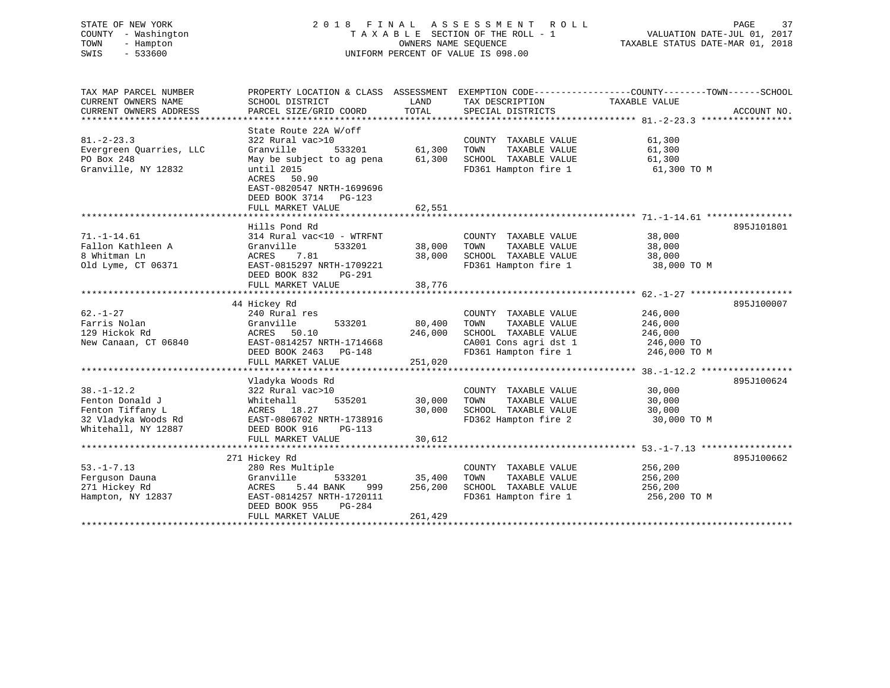STATE OF NEW YORK
COUNTY - Washington
TOWN - Hampton
SWIS - 533600

2018 FINAL ASSESSMENT ROLL
TAXABLE SECTION OF THE ROLL - 1
OWNERS NAME SEQUENCE
UNIFORM PERCENT OF VALUE IS 098.00

VALUATION DATE-JUL 01, 2017
TAXABLE STATUS DATE-MAR 01, 2018

| TAX MAP PARCEL NUMBER / CURRENT OWNERS NAME / CURRENT OWNERS ADDRESS | PROPERTY LOCATION & CLASS / SCHOOL DISTRICT / PARCEL SIZE/GRID COORD | ASSESSMENT LAND | TOTAL | EXEMPTION CODE / TAX DESCRIPTION / SPECIAL DISTRICTS | TAXABLE VALUE (COUNTY--TOWN--SCHOOL) | ACCOUNT NO. |
|---|---|---|---|---|---|---|
| 81.-2-23.3 | State Route 22A W/off | | | | | |
| | 322 Rural vac>10 | | | COUNTY TAXABLE VALUE | 61,300 | |
| Evergreen Quarries, LLC | Granville 533201 | 61,300 | | TOWN TAXABLE VALUE | 61,300 | |
| PO Box 248 | May be subject to ag pena | | 61,300 | SCHOOL TAXABLE VALUE | 61,300 | |
| Granville, NY 12832 | until 2015 | | | FD361 Hampton fire 1 | 61,300 TO M | |
| | ACRES 50.90 | | | | | |
| | EAST-0820547 NRTH-1699696 | | | | | |
| | DEED BOOK 3714 PG-123 | | | | | |
| | FULL MARKET VALUE | | 62,551 | | | |
| 71.-1-14.61 | Hills Pond Rd | | | | | 895J101801 |
| | 314 Rural vac<10 - WTRFNT | | | COUNTY TAXABLE VALUE | 38,000 | |
| Fallon Kathleen A | Granville 533201 | 38,000 | | TOWN TAXABLE VALUE | 38,000 | |
| 8 Whitman Ln | ACRES 7.81 | | 38,000 | SCHOOL TAXABLE VALUE | 38,000 | |
| Old Lyme, CT 06371 | EAST-0815297 NRTH-1709221 | | | FD361 Hampton fire 1 | 38,000 TO M | |
| | DEED BOOK 832 PG-291 | | | | | |
| | FULL MARKET VALUE | | 38,776 | | | |
| 62.-1-27 | 44 Hickey Rd | | | | | 895J100007 |
| | 240 Rural res | | | COUNTY TAXABLE VALUE | 246,000 | |
| Farris Nolan | Granville 533201 | 80,400 | | TOWN TAXABLE VALUE | 246,000 | |
| 129 Hickok Rd | ACRES 50.10 | | 246,000 | SCHOOL TAXABLE VALUE | 246,000 | |
| New Canaan, CT 06840 | EAST-0814257 NRTH-1714668 | | | CA001 Cons agri dst 1 | 246,000 TO | |
| | DEED BOOK 2463 PG-148 | | | FD361 Hampton fire 1 | 246,000 TO M | |
| | FULL MARKET VALUE | | 251,020 | | | |
| 38.-1-12.2 | Vladyka Woods Rd | | | | | 895J100624 |
| | 322 Rural vac>10 | | | COUNTY TAXABLE VALUE | 30,000 | |
| Fenton Donald J | Whitehall 535201 | 30,000 | | TOWN TAXABLE VALUE | 30,000 | |
| Fenton Tiffany L | ACRES 18.27 | | 30,000 | SCHOOL TAXABLE VALUE | 30,000 | |
| 32 Vladyka Woods Rd | EAST-0806702 NRTH-1738916 | | | FD362 Hampton fire 2 | 30,000 TO M | |
| Whitehall, NY 12887 | DEED BOOK 916 PG-113 | | | | | |
| | FULL MARKET VALUE | | 30,612 | | | |
| 53.-1-7.13 | 271 Hickey Rd | | | | | 895J100662 |
| | 280 Res Multiple | | | COUNTY TAXABLE VALUE | 256,200 | |
| Ferguson Dauna | Granville 533201 | 35,400 | | TOWN TAXABLE VALUE | 256,200 | |
| 271 Hickey Rd | ACRES 5.44 BANK 999 | | 256,200 | SCHOOL TAXABLE VALUE | 256,200 | |
| Hampton, NY 12837 | EAST-0814257 NRTH-1720111 | | | FD361 Hampton fire 1 | 256,200 TO M | |
| | DEED BOOK 955 PG-284 | | | | | |
| | FULL MARKET VALUE | | 261,429 | | | |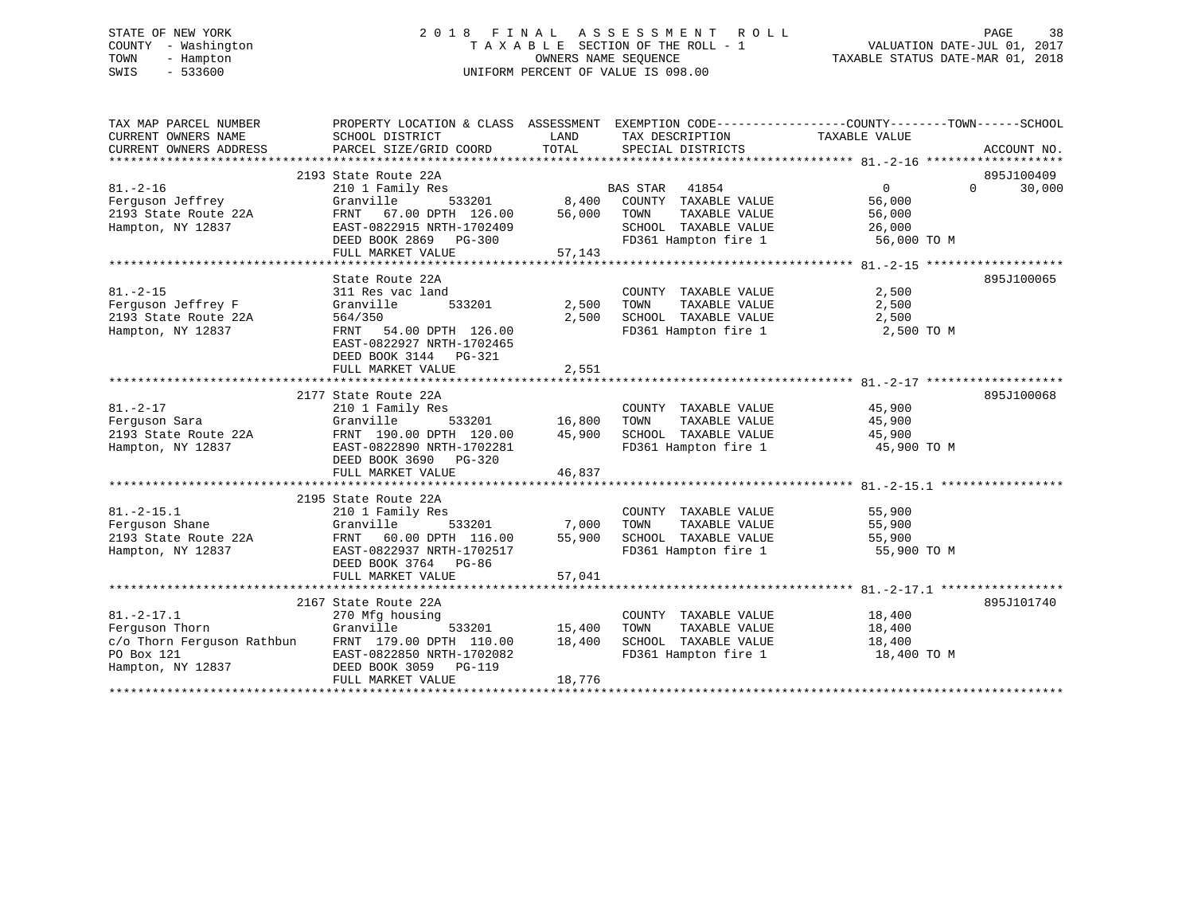STATE OF NEW YORK
COUNTY - Washington
TOWN - Hampton
SWIS - 533600

2018 FINAL ASSESSMENT ROLL
TAXABLE SECTION OF THE ROLL - 1
OWNERS NAME SEQUENCE
UNIFORM PERCENT OF VALUE IS 098.00

VALUATION DATE-JUL 01, 2017
TAXABLE STATUS DATE-MAR 01, 2018

| TAX MAP PARCEL NUMBER / CURRENT OWNERS NAME / CURRENT OWNERS ADDRESS | PROPERTY LOCATION & CLASS / SCHOOL DISTRICT / PARCEL SIZE/GRID COORD | ASSESSMENT LAND / TOTAL | EXEMPTION CODE / TAX DESCRIPTION / SPECIAL DISTRICTS | COUNTY / TOWN / SCHOOL TAXABLE VALUE | ACCOUNT NO. |
|---|---|---|---|---|---|
| **81.-2-16** | 2193 State Route 22A | | | | 895J100409 |
| Ferguson Jeffrey | 210 1 Family Res | | BAS STAR 41854 | 0 0 30,000 | |
| 2193 State Route 22A | Granville 533201 | 8,400 | COUNTY TAXABLE VALUE | 56,000 | |
| Hampton, NY 12837 | FRNT 67.00 DPTH 126.00 | 56,000 | TOWN TAXABLE VALUE | 56,000 | |
| | EAST-0822915 NRTH-1702409 | | SCHOOL TAXABLE VALUE | 26,000 | |
| | DEED BOOK 2869 PG-300 | | FD361 Hampton fire 1 | 56,000 TO M | |
| | FULL MARKET VALUE | 57,143 | | | |
| **81.-2-15** | State Route 22A | | | | 895J100065 |
| Ferguson Jeffrey F | 311 Res vac land | | COUNTY TAXABLE VALUE | 2,500 | |
| 2193 State Route 22A | Granville 533201 | 2,500 | TOWN TAXABLE VALUE | 2,500 | |
| Hampton, NY 12837 | 564/350 | 2,500 | SCHOOL TAXABLE VALUE | 2,500 | |
| | FRNT 54.00 DPTH 126.00 | | FD361 Hampton fire 1 | 2,500 TO M | |
| | EAST-0822927 NRTH-1702465 | | | | |
| | DEED BOOK 3144 PG-321 | | | | |
| | FULL MARKET VALUE | 2,551 | | | |
| **81.-2-17** | 2177 State Route 22A | | | | 895J100068 |
| Ferguson Sara | 210 1 Family Res | | COUNTY TAXABLE VALUE | 45,900 | |
| 2193 State Route 22A | Granville 533201 | 16,800 | TOWN TAXABLE VALUE | 45,900 | |
| Hampton, NY 12837 | FRNT 190.00 DPTH 120.00 | 45,900 | SCHOOL TAXABLE VALUE | 45,900 | |
| | EAST-0822890 NRTH-1702281 | | FD361 Hampton fire 1 | 45,900 TO M | |
| | DEED BOOK 3690 PG-320 | | | | |
| | FULL MARKET VALUE | 46,837 | | | |
| **81.-2-15.1** | 2195 State Route 22A | | | | |
| Ferguson Shane | 210 1 Family Res | | COUNTY TAXABLE VALUE | 55,900 | |
| 2193 State Route 22A | Granville 533201 | 7,000 | TOWN TAXABLE VALUE | 55,900 | |
| Hampton, NY 12837 | FRNT 60.00 DPTH 116.00 | 55,900 | SCHOOL TAXABLE VALUE | 55,900 | |
| | EAST-0822937 NRTH-1702517 | | FD361 Hampton fire 1 | 55,900 TO M | |
| | DEED BOOK 3764 PG-86 | | | | |
| | FULL MARKET VALUE | 57,041 | | | |
| **81.-2-17.1** | 2167 State Route 22A | | | | 895J101740 |
| Ferguson Thorn | 270 Mfg housing | | COUNTY TAXABLE VALUE | 18,400 | |
| c/o Thorn Ferguson Rathbun | Granville 533201 | 15,400 | TOWN TAXABLE VALUE | 18,400 | |
| PO Box 121 | FRNT 179.00 DPTH 110.00 | 18,400 | SCHOOL TAXABLE VALUE | 18,400 | |
| Hampton, NY 12837 | EAST-0822850 NRTH-1702082 | | FD361 Hampton fire 1 | 18,400 TO M | |
| | DEED BOOK 3059 PG-119 | | | | |
| | FULL MARKET VALUE | 18,776 | | | |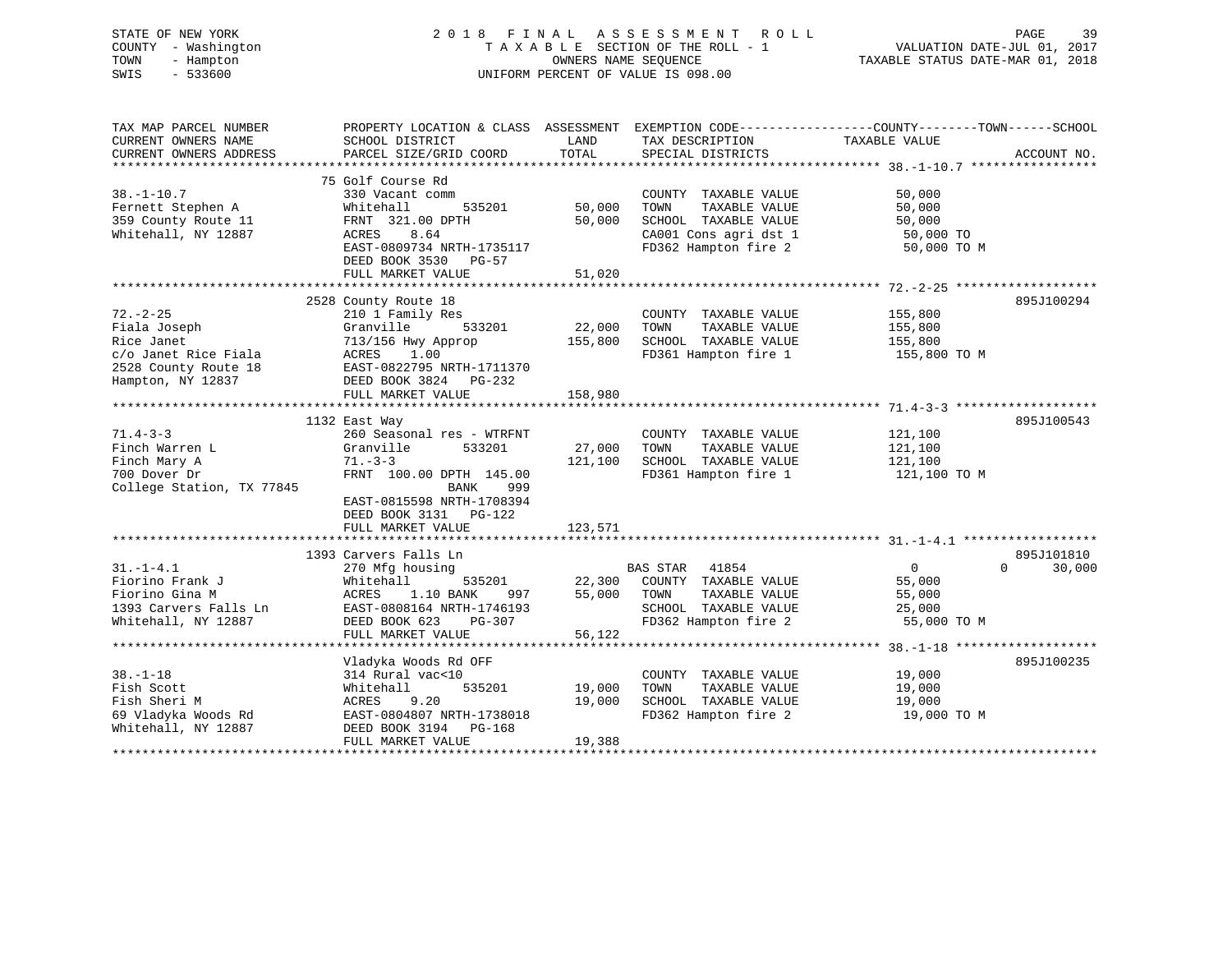STATE OF NEW YORK
COUNTY - Washington
TOWN - Hampton
SWIS - 533600

# 2018 FINAL ASSESSMENT ROLL

TAXABLE SECTION OF THE ROLL - 1
OWNERS NAME SEQUENCE
UNIFORM PERCENT OF VALUE IS 098.00

VALUATION DATE-JUL 01, 2017
TAXABLE STATUS DATE-MAR 01, 2018

| TAX MAP PARCEL NUMBER / CURRENT OWNERS NAME / CURRENT OWNERS ADDRESS | PROPERTY LOCATION & CLASS / SCHOOL DISTRICT / PARCEL SIZE/GRID COORD | ASSESSMENT LAND / TOTAL | EXEMPTION CODE / TAX DESCRIPTION / SPECIAL DISTRICTS | COUNTY TAXABLE VALUE | TOWN | SCHOOL / ACCOUNT NO. |
|---|---|---|---|---|---|---|
| **38.-1-10.7** | 75 Golf Course Rd | | | | | |
| 38.-1-10.7 | 330 Vacant comm | | COUNTY TAXABLE VALUE | 50,000 | | |
| Fernett Stephen A | Whitehall 535201 | 50,000 | TOWN TAXABLE VALUE | 50,000 | | |
| 359 County Route 11 | FRNT 321.00 DPTH | 50,000 | SCHOOL TAXABLE VALUE | 50,000 | | |
| Whitehall, NY 12887 | ACRES 8.64 | | CA001 Cons agri dst 1 | 50,000 TO | | |
| | EAST-0809734 NRTH-1735117 | | FD362 Hampton fire 2 | 50,000 TO M | | |
| | DEED BOOK 3530 PG-57 | | | | | |
| | FULL MARKET VALUE | 51,020 | | | | |
| **72.-2-25** | 2528 County Route 18 | | | | | 895J100294 |
| 72.-2-25 | 210 1 Family Res | | COUNTY TAXABLE VALUE | 155,800 | | |
| Fiala Joseph | Granville 533201 | 22,000 | TOWN TAXABLE VALUE | 155,800 | | |
| Rice Janet | 713/156 Hwy Approp | 155,800 | SCHOOL TAXABLE VALUE | 155,800 | | |
| c/o Janet Rice Fiala | ACRES 1.00 | | FD361 Hampton fire 1 | 155,800 TO M | | |
| 2528 County Route 18 | EAST-0822795 NRTH-1711370 | | | | | |
| Hampton, NY 12837 | DEED BOOK 3824 PG-232 | | | | | |
| | FULL MARKET VALUE | 158,980 | | | | |
| **71.4-3-3** | 1132 East Way | | | | | 895J100543 |
| 71.4-3-3 | 260 Seasonal res - WTRFNT | | COUNTY TAXABLE VALUE | 121,100 | | |
| Finch Warren L | Granville 533201 | 27,000 | TOWN TAXABLE VALUE | 121,100 | | |
| Finch Mary A | 71.-3-3 | 121,100 | SCHOOL TAXABLE VALUE | 121,100 | | |
| 700 Dover Dr | FRNT 100.00 DPTH 145.00 | | FD361 Hampton fire 1 | 121,100 TO M | | |
| College Station, TX 77845 | BANK 999 | | | | | |
| | EAST-0815598 NRTH-1708394 | | | | | |
| | DEED BOOK 3131 PG-122 | | | | | |
| | FULL MARKET VALUE | 123,571 | | | | |
| **31.-1-4.1** | 1393 Carvers Falls Ln | | | | | 895J101810 |
| 31.-1-4.1 | 270 Mfg housing | | BAS STAR 41854 | 0 | 0 | 30,000 |
| Fiorino Frank J | Whitehall 535201 | 22,300 | COUNTY TAXABLE VALUE | 55,000 | | |
| Fiorino Gina M | ACRES 1.10 BANK 997 | 55,000 | TOWN TAXABLE VALUE | 55,000 | | |
| 1393 Carvers Falls Ln | EAST-0808164 NRTH-1746193 | | SCHOOL TAXABLE VALUE | 25,000 | | |
| Whitehall, NY 12887 | DEED BOOK 623 PG-307 | | FD362 Hampton fire 2 | 55,000 TO M | | |
| | FULL MARKET VALUE | 56,122 | | | | |
| **38.-1-18** | Vladyka Woods Rd OFF | | | | | 895J100235 |
| 38.-1-18 | 314 Rural vac<10 | | COUNTY TAXABLE VALUE | 19,000 | | |
| Fish Scott | Whitehall 535201 | 19,000 | TOWN TAXABLE VALUE | 19,000 | | |
| Fish Sheri M | ACRES 9.20 | 19,000 | SCHOOL TAXABLE VALUE | 19,000 | | |
| 69 Vladyka Woods Rd | EAST-0804807 NRTH-1738018 | | FD362 Hampton fire 2 | 19,000 TO M | | |
| Whitehall, NY 12887 | DEED BOOK 3194 PG-168 | | | | | |
| | FULL MARKET VALUE | 19,388 | | | | |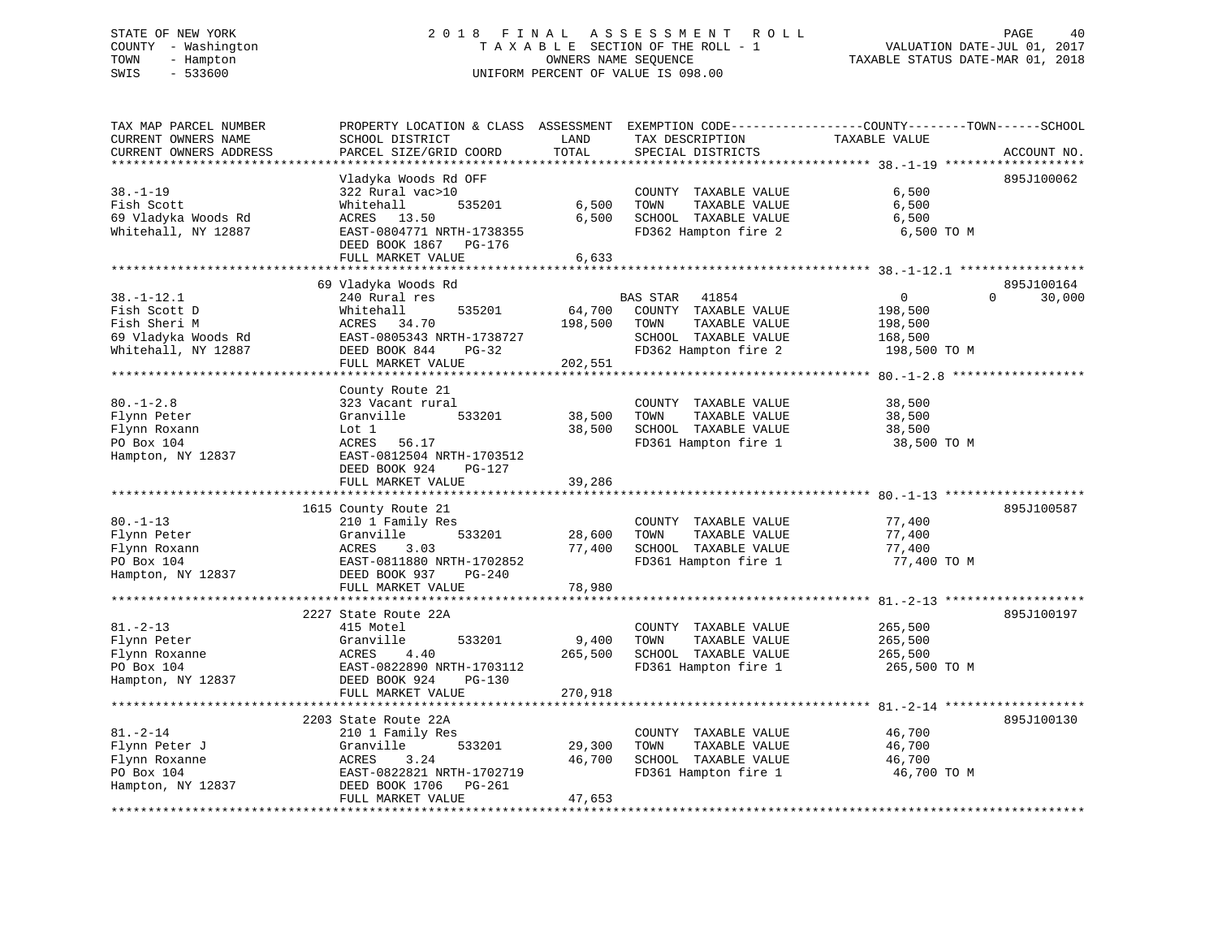STATE OF NEW YORK
COUNTY - Washington
TOWN - Hampton
SWIS - 533600

2018 FINAL ASSESSMENT ROLL
TAXABLE SECTION OF THE ROLL - 1
OWNERS NAME SEQUENCE
UNIFORM PERCENT OF VALUE IS 098.00

VALUATION DATE-JUL 01, 2017
TAXABLE STATUS DATE-MAR 01, 2018

| TAX MAP PARCEL NUMBER / CURRENT OWNERS NAME / CURRENT OWNERS ADDRESS | PROPERTY LOCATION & CLASS / SCHOOL DISTRICT / PARCEL SIZE/GRID COORD | ASSESSMENT LAND | TOTAL | EXEMPTION CODE / TAX DESCRIPTION / SPECIAL DISTRICTS | COUNTY--------TOWN------SCHOOL TAXABLE VALUE | ACCOUNT NO. |
|---|---|---|---|---|---|---|
| 38.-1-19 | Vladyka Woods Rd OFF | | | | | 895J100062 |
| Fish Scott | 322 Rural vac>10 | | | COUNTY TAXABLE VALUE | 6,500 | |
| 69 Vladyka Woods Rd | Whitehall 535201 | 6,500 | | TOWN TAXABLE VALUE | 6,500 | |
| Whitehall, NY 12887 | ACRES 13.50 | | 6,500 | SCHOOL TAXABLE VALUE | 6,500 | |
| | EAST-0804771 NRTH-1738355 | | | FD362 Hampton fire 2 | 6,500 TO M | |
| | DEED BOOK 1867 PG-176 | | | | | |
| | FULL MARKET VALUE | | 6,633 | | | |
| 38.-1-12.1 | 69 Vladyka Woods Rd | | | | | 895J100164 |
| Fish Scott D | 240 Rural res | | | BAS STAR 41854 | 0 0 30,000 | |
| Fish Sheri M | Whitehall 535201 | 64,700 | | COUNTY TAXABLE VALUE | 198,500 | |
| 69 Vladyka Woods Rd | ACRES 34.70 | | 198,500 | TOWN TAXABLE VALUE | 198,500 | |
| Whitehall, NY 12887 | EAST-0805343 NRTH-1738727 | | | SCHOOL TAXABLE VALUE | 168,500 | |
| | DEED BOOK 844 PG-32 | | | FD362 Hampton fire 2 | 198,500 TO M | |
| | FULL MARKET VALUE | | 202,551 | | | |
| 80.-1-2.8 | County Route 21 | | | | | |
| Flynn Peter | 323 Vacant rural | | | COUNTY TAXABLE VALUE | 38,500 | |
| Flynn Roxann | Granville 533201 | 38,500 | | TOWN TAXABLE VALUE | 38,500 | |
| PO Box 104 | Lot 1 | | 38,500 | SCHOOL TAXABLE VALUE | 38,500 | |
| Hampton, NY 12837 | ACRES 56.17 | | | FD361 Hampton fire 1 | 38,500 TO M | |
| | EAST-0812504 NRTH-1703512 | | | | | |
| | DEED BOOK 924 PG-127 | | | | | |
| | FULL MARKET VALUE | | 39,286 | | | |
| 80.-1-13 | 1615 County Route 21 | | | | | 895J100587 |
| Flynn Peter | 210 1 Family Res | | | COUNTY TAXABLE VALUE | 77,400 | |
| Flynn Roxann | Granville 533201 | 28,600 | | TOWN TAXABLE VALUE | 77,400 | |
| PO Box 104 | ACRES 3.03 | | 77,400 | SCHOOL TAXABLE VALUE | 77,400 | |
| Hampton, NY 12837 | EAST-0811880 NRTH-1702852 | | | FD361 Hampton fire 1 | 77,400 TO M | |
| | DEED BOOK 937 PG-240 | | | | | |
| | FULL MARKET VALUE | | 78,980 | | | |
| 81.-2-13 | 2227 State Route 22A | | | | | 895J100197 |
| Flynn Peter | 415 Motel | | | COUNTY TAXABLE VALUE | 265,500 | |
| Flynn Roxanne | Granville 533201 | 9,400 | | TOWN TAXABLE VALUE | 265,500 | |
| PO Box 104 | ACRES 4.40 | | 265,500 | SCHOOL TAXABLE VALUE | 265,500 | |
| Hampton, NY 12837 | EAST-0822890 NRTH-1703112 | | | FD361 Hampton fire 1 | 265,500 TO M | |
| | DEED BOOK 924 PG-130 | | | | | |
| | FULL MARKET VALUE | | 270,918 | | | |
| 81.-2-14 | 2203 State Route 22A | | | | | 895J100130 |
| Flynn Peter J | 210 1 Family Res | | | COUNTY TAXABLE VALUE | 46,700 | |
| Flynn Roxanne | Granville 533201 | 29,300 | | TOWN TAXABLE VALUE | 46,700 | |
| PO Box 104 | ACRES 3.24 | | 46,700 | SCHOOL TAXABLE VALUE | 46,700 | |
| Hampton, NY 12837 | EAST-0822821 NRTH-1702719 | | | FD361 Hampton fire 1 | 46,700 TO M | |
| | DEED BOOK 1706 PG-261 | | | | | |
| | FULL MARKET VALUE | | 47,653 | | | |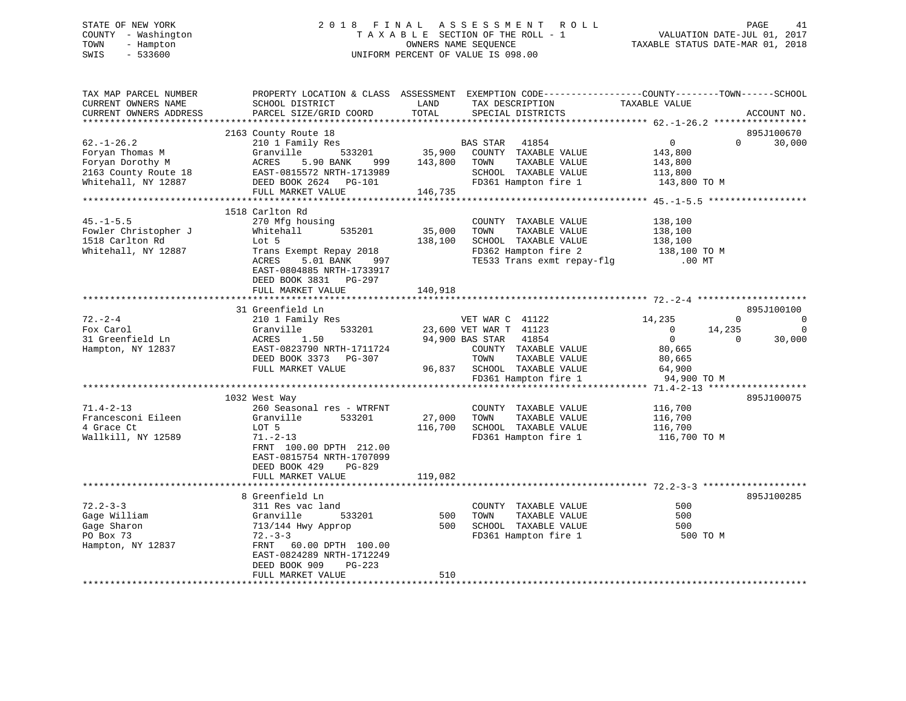STATE OF NEW YORK
COUNTY - Washington
TOWN - Hampton
SWIS - 533600

2 0 1 8 F I N A L A S S E S S M E N T R O L L
T A X A B L E SECTION OF THE ROLL - 1
OWNERS NAME SEQUENCE
UNIFORM PERCENT OF VALUE IS 098.00

VALUATION DATE-JUL 01, 2017
TAXABLE STATUS DATE-MAR 01, 2018

```
TAX MAP PARCEL NUMBER          PROPERTY LOCATION & CLASS  ASSESSMENT  EXEMPTION CODE------------------COUNTY--------TOWN------SCHOOL
CURRENT OWNERS NAME            SCHOOL DISTRICT              LAND      TAX DESCRIPTION            TAXABLE VALUE
CURRENT OWNERS ADDRESS         PARCEL SIZE/GRID COORD       TOTAL     SPECIAL DISTRICTS                                      ACCOUNT NO.
******************************************************************************************************* 62.-1-26.2 *****************
                      2163 County Route 18                                                                                895J100670
62.-1-26.2                     210 1 Family Res                       BAS STAR   41854                   0            0     30,000
Foryan Thomas M                Granville         533201      35,900   COUNTY  TAXABLE VALUE            143,800
Foryan Dorothy M               ACRES     5.90 BANK     999  143,800   TOWN    TAXABLE VALUE            143,800
2163 County Route 18           EAST-0815572 NRTH-1713989              SCHOOL  TAXABLE VALUE            113,800
Whitehall, NY 12887            DEED BOOK 2624   PG-101                FD361 Hampton fire 1              143,800 TO M
                               FULL MARKET VALUE           146,735
******************************************************************************************************* 45.-1-5.5 ******************
                      1518 Carlton Rd
45.-1-5.5                      270 Mfg housing                        COUNTY  TAXABLE VALUE            138,100
Fowler Christopher J           Whitehall         535201      35,000   TOWN    TAXABLE VALUE            138,100
1518 Carlton Rd                Lot 5                        138,100   SCHOOL  TAXABLE VALUE            138,100
Whitehall, NY 12887            Trans Exempt Repay 2018                FD362 Hampton fire 2              138,100 TO M
                               ACRES     5.01 BANK     997            TE533 Trans exmt repay-flg             .00 MT
                               EAST-0804885 NRTH-1733917
                               DEED BOOK 3831   PG-297
                               FULL MARKET VALUE           140,918
******************************************************************************************************* 72.-2-4 ********************
                      31 Greenfield Ln                                                                                    895J100100
72.-2-4                        210 1 Family Res                       VET WAR C  41122              14,235            0          0
Fox Carol                      Granville         533201      23,600 VET WAR T  41123                   0       14,235          0
31 Greenfield Ln               ACRES     1.50                94,900 BAS STAR   41854                   0            0     30,000
Hampton, NY 12837              EAST-0823790 NRTH-1711724              COUNTY  TAXABLE VALUE             80,665
                               DEED BOOK 3373   PG-307                TOWN    TAXABLE VALUE             80,665
                               FULL MARKET VALUE            96,837   SCHOOL  TAXABLE VALUE             64,900
                                                                      FD361 Hampton fire 1               94,900 TO M
******************************************************************************************************* 71.4-2-13 ******************
                      1032 West Way                                                                                       895J100075
71.4-2-13                      260 Seasonal res - WTRFNT              COUNTY  TAXABLE VALUE            116,700
Francesconi Eileen             Granville         533201      27,000   TOWN    TAXABLE VALUE            116,700
4 Grace Ct                     LOT 5                        116,700   SCHOOL  TAXABLE VALUE            116,700
Wallkill, NY 12589             71.-2-13                               FD361 Hampton fire 1              116,700 TO M
                               FRNT  100.00 DPTH  212.00
                               EAST-0815754 NRTH-1707099
                               DEED BOOK 429    PG-829
                               FULL MARKET VALUE           119,082
******************************************************************************************************* 72.2-3-3 *******************
                      8 Greenfield Ln                                                                                     895J100285
72.2-3-3                       311 Res vac land                       COUNTY  TAXABLE VALUE                500
Gage William                   Granville         533201         500   TOWN    TAXABLE VALUE                500
Gage Sharon                    713/144 Hwy Approp               500   SCHOOL  TAXABLE VALUE                500
PO Box 73                      72.-3-3                                FD361 Hampton fire 1                  500 TO M
Hampton, NY 12837              FRNT   60.00 DPTH  100.00
                               EAST-0824289 NRTH-1712249
                               DEED BOOK 909    PG-223
                               FULL MARKET VALUE               510
************************************************************************************************************************************
```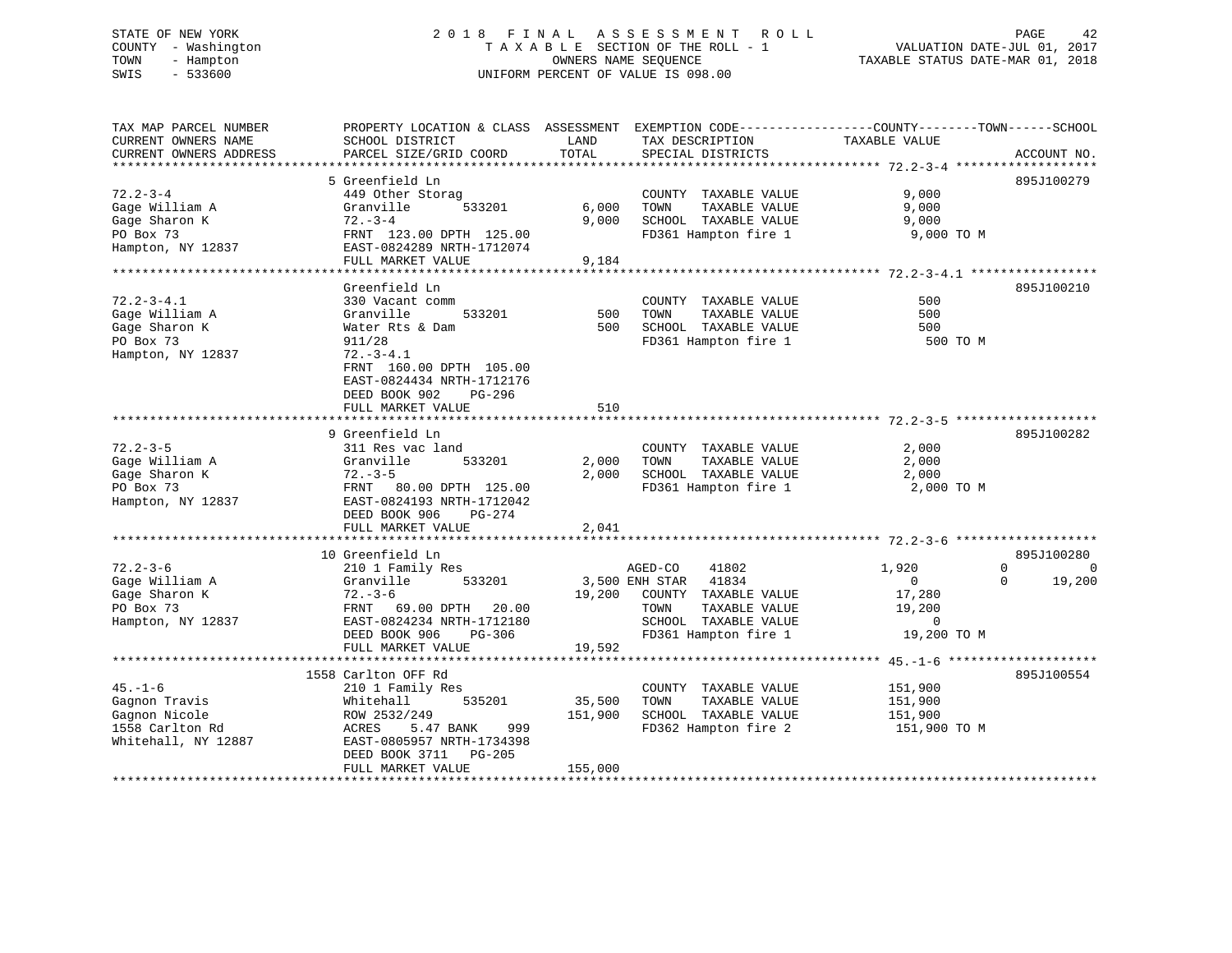STATE OF NEW YORK
COUNTY - Washington
TOWN - Hampton
SWIS - 533600

2018 FINAL ASSESSMENT ROLL
TAXABLE SECTION OF THE ROLL - 1
OWNERS NAME SEQUENCE
UNIFORM PERCENT OF VALUE IS 098.00

VALUATION DATE-JUL 01, 2017
TAXABLE STATUS DATE-MAR 01, 2018

| TAX MAP PARCEL NUMBER / CURRENT OWNERS NAME / CURRENT OWNERS ADDRESS | PROPERTY LOCATION & CLASS / SCHOOL DISTRICT / PARCEL SIZE/GRID COORD | ASSESSMENT LAND / TOTAL | EXEMPTION CODE / TAX DESCRIPTION / SPECIAL DISTRICTS | COUNTY / TOWN / SCHOOL TAXABLE VALUE | ACCOUNT NO. |
|---|---|---|---|---|---|
| 72.2-3-4 | 5 Greenfield Ln | | | | 895J100279 |
| Gage William A | 449 Other Storag | | COUNTY TAXABLE VALUE | 9,000 | |
| Gage Sharon K | Granville 533201 | 6,000 | TOWN TAXABLE VALUE | 9,000 | |
| PO Box 73 | 72.-3-4 | 9,000 | SCHOOL TAXABLE VALUE | 9,000 | |
| Hampton, NY 12837 | FRNT 123.00 DPTH 125.00 | | FD361 Hampton fire 1 | 9,000 TO M | |
| | EAST-0824289 NRTH-1712074 | | | | |
| | FULL MARKET VALUE | 9,184 | | | |
| 72.2-3-4.1 | Greenfield Ln | | | | 895J100210 |
| Gage William A | 330 Vacant comm | | COUNTY TAXABLE VALUE | 500 | |
| Gage Sharon K | Granville 533201 | 500 | TOWN TAXABLE VALUE | 500 | |
| PO Box 73 | Water Rts & Dam | 500 | SCHOOL TAXABLE VALUE | 500 | |
| Hampton, NY 12837 | 911/28 | | FD361 Hampton fire 1 | 500 TO M | |
| | 72.-3-4.1 | | | | |
| | FRNT 160.00 DPTH 105.00 | | | | |
| | EAST-0824434 NRTH-1712176 | | | | |
| | DEED BOOK 902 PG-296 | | | | |
| | FULL MARKET VALUE | 510 | | | |
| 72.2-3-5 | 9 Greenfield Ln | | | | 895J100282 |
| Gage William A | 311 Res vac land | | COUNTY TAXABLE VALUE | 2,000 | |
| Gage Sharon K | Granville 533201 | 2,000 | TOWN TAXABLE VALUE | 2,000 | |
| PO Box 73 | 72.-3-5 | 2,000 | SCHOOL TAXABLE VALUE | 2,000 | |
| Hampton, NY 12837 | FRNT 80.00 DPTH 125.00 | | FD361 Hampton fire 1 | 2,000 TO M | |
| | EAST-0824193 NRTH-1712042 | | | | |
| | DEED BOOK 906 PG-274 | | | | |
| | FULL MARKET VALUE | 2,041 | | | |
| 72.2-3-6 | 10 Greenfield Ln | | | | 895J100280 |
| Gage William A | 210 1 Family Res | | AGED-CO 41802 | 1,920 / 0 / 0 | |
| Gage Sharon K | Granville 533201 | 3,500 | ENH STAR 41834 | 0 / 0 / 19,200 | |
| PO Box 73 | 72.-3-6 | 19,200 | COUNTY TAXABLE VALUE | 17,280 | |
| Hampton, NY 12837 | FRNT 69.00 DPTH 20.00 | | TOWN TAXABLE VALUE | 19,200 | |
| | EAST-0824234 NRTH-1712180 | | SCHOOL TAXABLE VALUE | 0 | |
| | DEED BOOK 906 PG-306 | | FD361 Hampton fire 1 | 19,200 TO M | |
| | FULL MARKET VALUE | 19,592 | | | |
| 45.-1-6 | 1558 Carlton OFF Rd | | | | 895J100554 |
| Gagnon Travis | 210 1 Family Res | | COUNTY TAXABLE VALUE | 151,900 | |
| Gagnon Nicole | Whitehall 535201 | 35,500 | TOWN TAXABLE VALUE | 151,900 | |
| 1558 Carlton Rd | ROW 2532/249 | 151,900 | SCHOOL TAXABLE VALUE | 151,900 | |
| Whitehall, NY 12887 | ACRES 5.47 BANK 999 | | FD362 Hampton fire 2 | 151,900 TO M | |
| | EAST-0805957 NRTH-1734398 | | | | |
| | DEED BOOK 3711 PG-205 | | | | |
| | FULL MARKET VALUE | 155,000 | | | |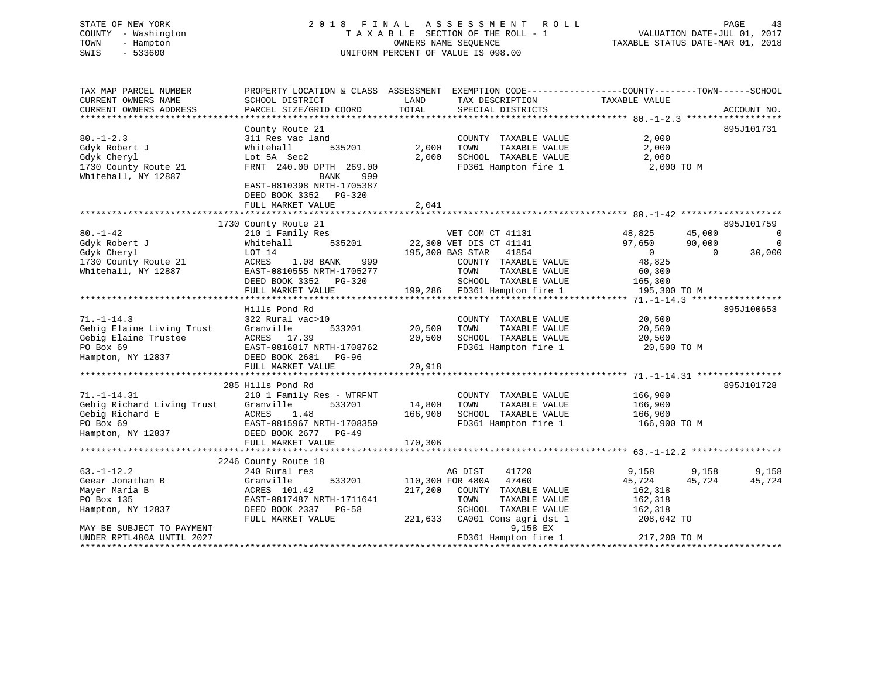STATE OF NEW YORK
COUNTY - Washington
TOWN - Hampton
SWIS - 533600

# 2018 FINAL ASSESSMENT ROLL
TAXABLE SECTION OF THE ROLL - 1
OWNERS NAME SEQUENCE
UNIFORM PERCENT OF VALUE IS 098.00

VALUATION DATE-JUL 01, 2017
TAXABLE STATUS DATE-MAR 01, 2018

```
TAX MAP PARCEL NUMBER          PROPERTY LOCATION & CLASS  ASSESSMENT  EXEMPTION CODE------------------COUNTY--------TOWN------SCHOOL
CURRENT OWNERS NAME            SCHOOL DISTRICT              LAND      TAX DESCRIPTION            TAXABLE VALUE
CURRENT OWNERS ADDRESS         PARCEL SIZE/GRID COORD       TOTAL     SPECIAL DISTRICTS                                    ACCOUNT NO.
******************************************************************************************************* 80.-1-2.3 ******************
                               County Route 21                                                                          895J101731
80.-1-2.3                      311 Res vac land                        COUNTY  TAXABLE VALUE            2,000
Gdyk Robert J                  Whitehall        535201       2,000     TOWN    TAXABLE VALUE            2,000
Gdyk Cheryl                    Lot 5A  Sec2                  2,000     SCHOOL  TAXABLE VALUE            2,000
1730 County Route 21           FRNT 240.00 DPTH 269.00                 FD361 Hampton fire 1              2,000 TO M
Whitehall, NY 12887                          BANK    999
                               EAST-0810398 NRTH-1705387
                               DEED BOOK 3352   PG-320
                               FULL MARKET VALUE             2,041
******************************************************************************************************* 80.-1-42 *******************
                               1730 County Route 21                                                                     895J101759
80.-1-42                       210 1 Family Res                     VET COM CT 41131          48,825      45,000           0
Gdyk Robert J                  Whitehall        535201      22,300 VET DIS CT 41141          97,650      90,000           0
Gdyk Cheryl                    LOT 14                      195,300 BAS STAR   41854                0           0      30,000
1730 County Route 21           ACRES    1.08 BANK    999               COUNTY  TAXABLE VALUE           48,825
Whitehall, NY 12887            EAST-0810555 NRTH-1705277               TOWN    TAXABLE VALUE           60,300
                               DEED BOOK 3352   PG-320                 SCHOOL  TAXABLE VALUE          165,300
                               FULL MARKET VALUE           199,286    FD361 Hampton fire 1            195,300 TO M
******************************************************************************************************* 71.-1-14.3 *****************
                               Hills Pond Rd                                                                            895J100653
71.-1-14.3                     322 Rural vac>10                        COUNTY  TAXABLE VALUE           20,500
Gebig Elaine Living Trust      Granville        533201      20,500     TOWN    TAXABLE VALUE           20,500
Gebig Elaine Trustee           ACRES   17.39                20,500     SCHOOL  TAXABLE VALUE           20,500
PO Box 69                      EAST-0816817 NRTH-1708762               FD361 Hampton fire 1             20,500 TO M
Hampton, NY 12837              DEED BOOK 2681   PG-96
                               FULL MARKET VALUE            20,918
******************************************************************************************************* 71.-1-14.31 ****************
                               285 Hills Pond Rd                                                                        895J101728
71.-1-14.31                    210 1 Family Res - WTRFNT               COUNTY  TAXABLE VALUE          166,900
Gebig Richard Living Trust     Granville        533201      14,800     TOWN    TAXABLE VALUE          166,900
Gebig Richard E                ACRES    1.48               166,900     SCHOOL  TAXABLE VALUE          166,900
PO Box 69                      EAST-0815967 NRTH-1708359               FD361 Hampton fire 1            166,900 TO M
Hampton, NY 12837              DEED BOOK 2677   PG-49
                               FULL MARKET VALUE           170,306
******************************************************************************************************* 63.-1-12.2 *****************
                               2246 County Route 18
63.-1-12.2                     240 Rural res                        AG DIST    41720               9,158       9,158       9,158
Geear Jonathan B               Granville        533201     110,300 FOR 480A   47460              45,724      45,724      45,724
Mayer Maria B                  ACRES  101.42               217,200     COUNTY  TAXABLE VALUE          162,318
PO Box 135                     EAST-0817487 NRTH-1711641               TOWN    TAXABLE VALUE          162,318
Hampton, NY 12837              DEED BOOK 2337   PG-58                  SCHOOL  TAXABLE VALUE          162,318
                               FULL MARKET VALUE           221,633    CA001 Cons agri dst 1           208,042 TO
MAY BE SUBJECT TO PAYMENT                                                    9,158 EX
UNDER RPTL480A UNTIL 2027                                              FD361 Hampton fire 1            217,200 TO M
************************************************************************************************************************************
```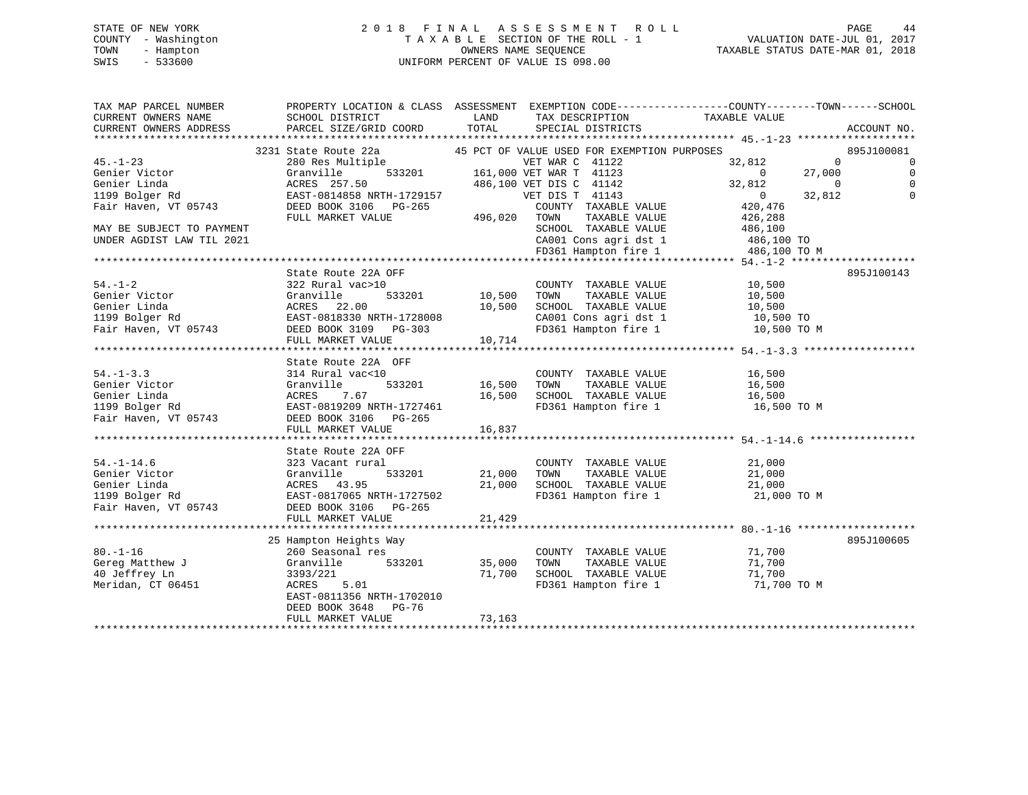STATE OF NEW YORK
COUNTY - Washington
TOWN - Hampton
SWIS - 533600

# 2018 FINAL ASSESSMENT ROLL
TAXABLE SECTION OF THE ROLL - 1
OWNERS NAME SEQUENCE
UNIFORM PERCENT OF VALUE IS 098.00

VALUATION DATE-JUL 01, 2017
TAXABLE STATUS DATE-MAR 01, 2018

```
TAX MAP PARCEL NUMBER          PROPERTY LOCATION & CLASS  ASSESSMENT  EXEMPTION CODE-----------------COUNTY--------TOWN------SCHOOL
CURRENT OWNERS NAME            SCHOOL DISTRICT               LAND      TAX DESCRIPTION              TAXABLE VALUE
CURRENT OWNERS ADDRESS         PARCEL SIZE/GRID COORD        TOTAL     SPECIAL DISTRICTS                                   ACCOUNT NO.
******************************************************************************************************* 45.-1-23 *******************
                 3231 State Route 22a            45 PCT OF VALUE USED FOR EXEMPTION PURPOSES                              895J100081
45.-1-23                       280 Res Multiple                VET WAR C  41122                32,812          0            0
Genier Victor                  Granville       533201      161,000 VET WAR T  41123                0      27,000            0
Genier Linda                   ACRES 257.50                486,100 VET DIS C  41142           32,812           0            0
1199 Bolger Rd                 EAST-0814858 NRTH-1729157           VET DIS T  41143                0      32,812            0
Fair Haven, VT 05743           DEED BOOK 3106   PG-265             COUNTY  TAXABLE VALUE         420,476
                               FULL MARKET VALUE           496,020  TOWN    TAXABLE VALUE         426,288
MAY BE SUBJECT TO PAYMENT                                          SCHOOL  TAXABLE VALUE         486,100
UNDER AGDIST LAW TIL 2021                                          CA001 Cons agri dst 1          486,100 TO
                                                                   FD361 Hampton fire 1           486,100 TO M
******************************************************************************************************* 54.-1-2 ********************
                   State Route 22A OFF                                                                               895J100143
54.-1-2                        322 Rural vac>10                    COUNTY  TAXABLE VALUE          10,500
Genier Victor                  Granville       533201       10,500  TOWN    TAXABLE VALUE          10,500
Genier Linda                   ACRES  22.00                 10,500  SCHOOL  TAXABLE VALUE          10,500
1199 Bolger Rd                 EAST-0818330 NRTH-1728008           CA001 Cons agri dst 1           10,500 TO
Fair Haven, VT 05743           DEED BOOK 3109   PG-303             FD361 Hampton fire 1            10,500 TO M
                               FULL MARKET VALUE            10,714
******************************************************************************************************* 54.-1-3.3 ******************
                   State Route 22A  OFF
54.-1-3.3                      314 Rural vac<10                    COUNTY  TAXABLE VALUE          16,500
Genier Victor                  Granville       533201       16,500  TOWN    TAXABLE VALUE          16,500
Genier Linda                   ACRES   7.67                 16,500  SCHOOL  TAXABLE VALUE          16,500
1199 Bolger Rd                 EAST-0819209 NRTH-1727461           FD361 Hampton fire 1            16,500 TO M
Fair Haven, VT 05743           DEED BOOK 3106   PG-265
                               FULL MARKET VALUE            16,837
******************************************************************************************************* 54.-1-14.6 *****************
                   State Route 22A OFF
54.-1-14.6                     323 Vacant rural                    COUNTY  TAXABLE VALUE          21,000
Genier Victor                  Granville       533201       21,000  TOWN    TAXABLE VALUE          21,000
Genier Linda                   ACRES  43.95                 21,000  SCHOOL  TAXABLE VALUE          21,000
1199 Bolger Rd                 EAST-0817065 NRTH-1727502           FD361 Hampton fire 1            21,000 TO M
Fair Haven, VT 05743           DEED BOOK 3106   PG-265
                               FULL MARKET VALUE            21,429
******************************************************************************************************* 80.-1-16 *******************
                 25 Hampton Heights Way                                                                              895J100605
80.-1-16                       260 Seasonal res                    COUNTY  TAXABLE VALUE          71,700
Gereg Matthew J                Granville       533201       35,000  TOWN    TAXABLE VALUE          71,700
40 Jeffrey Ln                  3393/221                     71,700  SCHOOL  TAXABLE VALUE          71,700
Meridan, CT 06451              ACRES   5.01                        FD361 Hampton fire 1            71,700 TO M
                               EAST-0811356 NRTH-1702010
                               DEED BOOK 3648   PG-76
                               FULL MARKET VALUE            73,163
************************************************************************************************************************************
```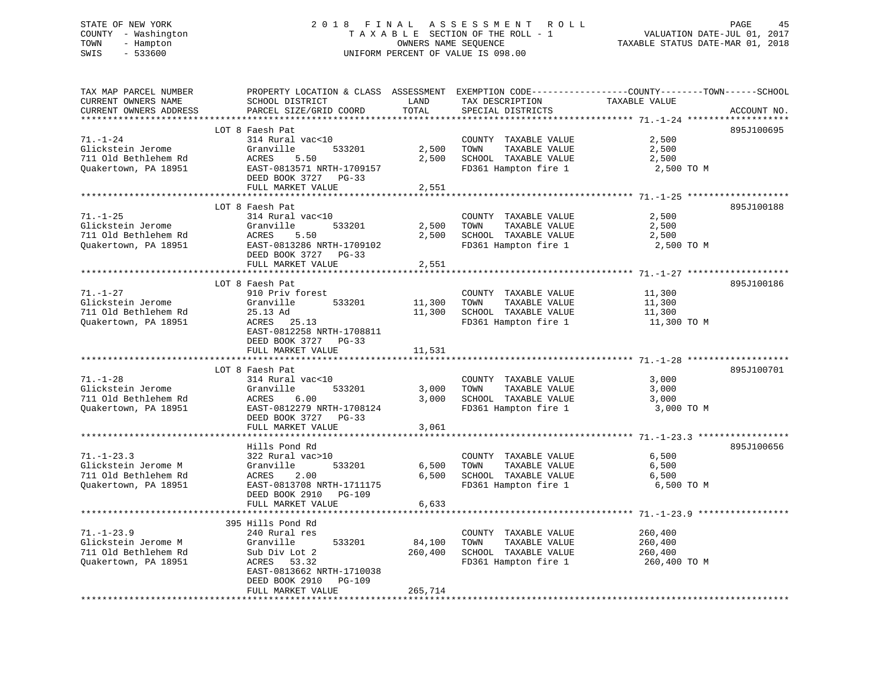STATE OF NEW YORK
COUNTY - Washington
TOWN - Hampton
SWIS - 533600

2018 FINAL ASSESSMENT ROLL
TAXABLE SECTION OF THE ROLL - 1
OWNERS NAME SEQUENCE
UNIFORM PERCENT OF VALUE IS 098.00

VALUATION DATE-JUL 01, 2017
TAXABLE STATUS DATE-MAR 01, 2018

| TAX MAP PARCEL NUMBER / CURRENT OWNERS NAME / CURRENT OWNERS ADDRESS | PROPERTY LOCATION & CLASS / SCHOOL DISTRICT / PARCEL SIZE/GRID COORD | ASSESSMENT LAND / TOTAL | EXEMPTION CODE / TAX DESCRIPTION / SPECIAL DISTRICTS | COUNTY--------TOWN------SCHOOL TAXABLE VALUE | ACCOUNT NO. |
|---|---|---|---|---|---|
| 71.-1-24 | LOT 8 Faesh Pat | | | | 895J100695 |
| | 314 Rural vac<10 | | COUNTY TAXABLE VALUE | 2,500 | |
| Glickstein Jerome | Granville 533201 | 2,500 | TOWN TAXABLE VALUE | 2,500 | |
| 711 Old Bethlehem Rd | ACRES 5.50 | 2,500 | SCHOOL TAXABLE VALUE | 2,500 | |
| Quakertown, PA 18951 | EAST-0813571 NRTH-1709157 | | FD361 Hampton fire 1 | 2,500 TO M | |
| | DEED BOOK 3727 PG-33 | | | | |
| | FULL MARKET VALUE | 2,551 | | | |
| 71.-1-25 | LOT 8 Faesh Pat | | | | 895J100188 |
| | 314 Rural vac<10 | | COUNTY TAXABLE VALUE | 2,500 | |
| Glickstein Jerome | Granville 533201 | 2,500 | TOWN TAXABLE VALUE | 2,500 | |
| 711 Old Bethlehem Rd | ACRES 5.50 | 2,500 | SCHOOL TAXABLE VALUE | 2,500 | |
| Quakertown, PA 18951 | EAST-0813286 NRTH-1709102 | | FD361 Hampton fire 1 | 2,500 TO M | |
| | DEED BOOK 3727 PG-33 | | | | |
| | FULL MARKET VALUE | 2,551 | | | |
| 71.-1-27 | LOT 8 Faesh Pat | | | | 895J100186 |
| | 910 Priv forest | | COUNTY TAXABLE VALUE | 11,300 | |
| Glickstein Jerome | Granville 533201 | 11,300 | TOWN TAXABLE VALUE | 11,300 | |
| 711 Old Bethlehem Rd | 25.13 Ad | 11,300 | SCHOOL TAXABLE VALUE | 11,300 | |
| Quakertown, PA 18951 | ACRES 25.13 | | FD361 Hampton fire 1 | 11,300 TO M | |
| | EAST-0812258 NRTH-1708811 | | | | |
| | DEED BOOK 3727 PG-33 | | | | |
| | FULL MARKET VALUE | 11,531 | | | |
| 71.-1-28 | LOT 8 Faesh Pat | | | | 895J100701 |
| | 314 Rural vac<10 | | COUNTY TAXABLE VALUE | 3,000 | |
| Glickstein Jerome | Granville 533201 | 3,000 | TOWN TAXABLE VALUE | 3,000 | |
| 711 Old Bethlehem Rd | ACRES 6.00 | 3,000 | SCHOOL TAXABLE VALUE | 3,000 | |
| Quakertown, PA 18951 | EAST-0812279 NRTH-1708124 | | FD361 Hampton fire 1 | 3,000 TO M | |
| | DEED BOOK 3727 PG-33 | | | | |
| | FULL MARKET VALUE | 3,061 | | | |
| 71.-1-23.3 | Hills Pond Rd | | | | 895J100656 |
| | 322 Rural vac>10 | | COUNTY TAXABLE VALUE | 6,500 | |
| Glickstein Jerome M | Granville 533201 | 6,500 | TOWN TAXABLE VALUE | 6,500 | |
| 711 Old Bethlehem Rd | ACRES 2.00 | 6,500 | SCHOOL TAXABLE VALUE | 6,500 | |
| Quakertown, PA 18951 | EAST-0813708 NRTH-1711175 | | FD361 Hampton fire 1 | 6,500 TO M | |
| | DEED BOOK 2910 PG-109 | | | | |
| | FULL MARKET VALUE | 6,633 | | | |
| 71.-1-23.9 | 395 Hills Pond Rd | | | | |
| | 240 Rural res | | COUNTY TAXABLE VALUE | 260,400 | |
| Glickstein Jerome M | Granville 533201 | 84,100 | TOWN TAXABLE VALUE | 260,400 | |
| 711 Old Bethlehem Rd | Sub Div Lot 2 | 260,400 | SCHOOL TAXABLE VALUE | 260,400 | |
| Quakertown, PA 18951 | ACRES 53.32 | | FD361 Hampton fire 1 | 260,400 TO M | |
| | EAST-0813662 NRTH-1710038 | | | | |
| | DEED BOOK 2910 PG-109 | | | | |
| | FULL MARKET VALUE | 265,714 | | | |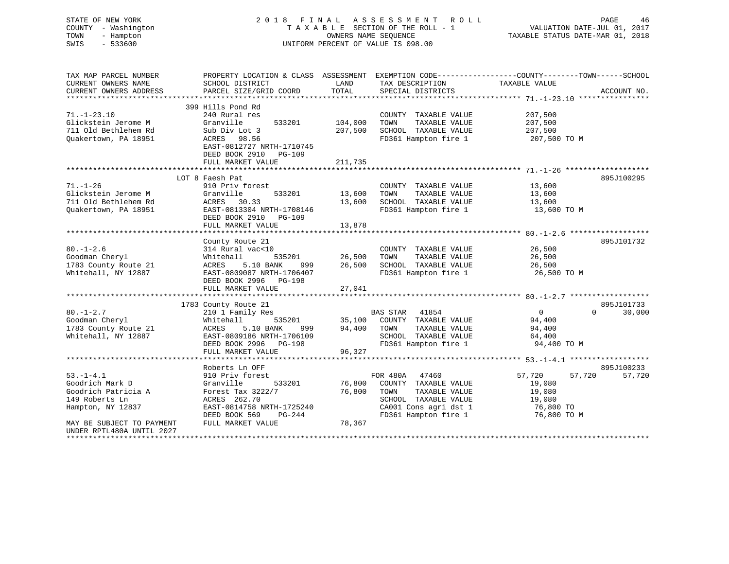STATE OF NEW YORK
COUNTY - Washington
TOWN - Hampton
SWIS - 533600

2 0 1 8 F I N A L A S S E S S M E N T R O L L
T A X A B L E SECTION OF THE ROLL - 1
OWNERS NAME SEQUENCE
UNIFORM PERCENT OF VALUE IS 098.00

VALUATION DATE-JUL 01, 2017
TAXABLE STATUS DATE-MAR 01, 2018

```
TAX MAP PARCEL NUMBER          PROPERTY LOCATION & CLASS  ASSESSMENT  EXEMPTION CODE------------------COUNTY--------TOWN------SCHOOL
CURRENT OWNERS NAME            SCHOOL DISTRICT              LAND      TAX DESCRIPTION               TAXABLE VALUE
CURRENT OWNERS ADDRESS         PARCEL SIZE/GRID COORD      TOTAL      SPECIAL DISTRICTS                                    ACCOUNT NO.
******************************************************************************************************* 71.-1-23.10 ****************
                          399 Hills Pond Rd
71.-1-23.10                    240 Rural res                          COUNTY  TAXABLE VALUE           207,500
Glickstein Jerome M            Granville       533201     104,000     TOWN    TAXABLE VALUE           207,500
711 Old Bethlehem Rd           Sub Div Lot 3              207,500     SCHOOL  TAXABLE VALUE           207,500
Quakertown, PA 18951           ACRES  98.56                           FD361 Hampton fire 1             207,500 TO M
                               EAST-0812727 NRTH-1710745
                               DEED BOOK 2910   PG-109
                               FULL MARKET VALUE          211,735
******************************************************************************************************* 71.-1-26 *******************
                          LOT 8 Faesh Pat                                                                              895J100295
71.-1-26                       910 Priv forest                        COUNTY  TAXABLE VALUE            13,600
Glickstein Jerome M            Granville       533201      13,600     TOWN    TAXABLE VALUE            13,600
711 Old Bethlehem Rd           ACRES  30.33                13,600     SCHOOL  TAXABLE VALUE            13,600
Quakertown, PA 18951           EAST-0813304 NRTH-1708146              FD361 Hampton fire 1              13,600 TO M
                               DEED BOOK 2910   PG-109
                               FULL MARKET VALUE           13,878
******************************************************************************************************* 80.-1-2.6 ******************
                               County Route 21                                                                         895J101732
80.-1-2.6                      314 Rural vac<10                       COUNTY  TAXABLE VALUE            26,500
Goodman Cheryl                 Whitehall       535201      26,500     TOWN    TAXABLE VALUE            26,500
1783 County Route 21           ACRES    5.10 BANK    999   26,500     SCHOOL  TAXABLE VALUE            26,500
Whitehall, NY 12887            EAST-0809087 NRTH-1706407              FD361 Hampton fire 1              26,500 TO M
                               DEED BOOK 2996   PG-198
                               FULL MARKET VALUE           27,041
******************************************************************************************************* 80.-1-2.7 ******************
                          1783 County Route 21                                                                         895J101733
80.-1-2.7                      210 1 Family Res                   BAS STAR  41854                    0             0      30,000
Goodman Cheryl                 Whitehall       535201      35,100     COUNTY  TAXABLE VALUE            94,400
1783 County Route 21           ACRES    5.10 BANK    999   94,400     TOWN    TAXABLE VALUE            94,400
Whitehall, NY 12887            EAST-0809186 NRTH-1706109              SCHOOL  TAXABLE VALUE            64,400
                               DEED BOOK 2996   PG-198                FD361 Hampton fire 1              94,400 TO M
                               FULL MARKET VALUE           96,327
******************************************************************************************************* 53.-1-4.1 ******************
                               Roberts Ln OFF                                                                          895J100233
53.-1-4.1                      910 Priv forest                    FOR 480A   47460               57,720        57,720      57,720
Goodrich Mark D                Granville       533201      76,800     COUNTY  TAXABLE VALUE            19,080
Goodrich Patricia A            Forest Tax 3222/7           76,800     TOWN    TAXABLE VALUE            19,080
149 Roberts Ln                 ACRES 262.70                           SCHOOL  TAXABLE VALUE            19,080
Hampton, NY 12837              EAST-0814758 NRTH-1725240              CA001 Cons agri dst 1             76,800 TO
                               DEED BOOK 569    PG-244                FD361 Hampton fire 1              76,800 TO M
MAY BE SUBJECT TO PAYMENT      FULL MARKET VALUE           78,367
UNDER RPTL480A UNTIL 2027
************************************************************************************************************************************
```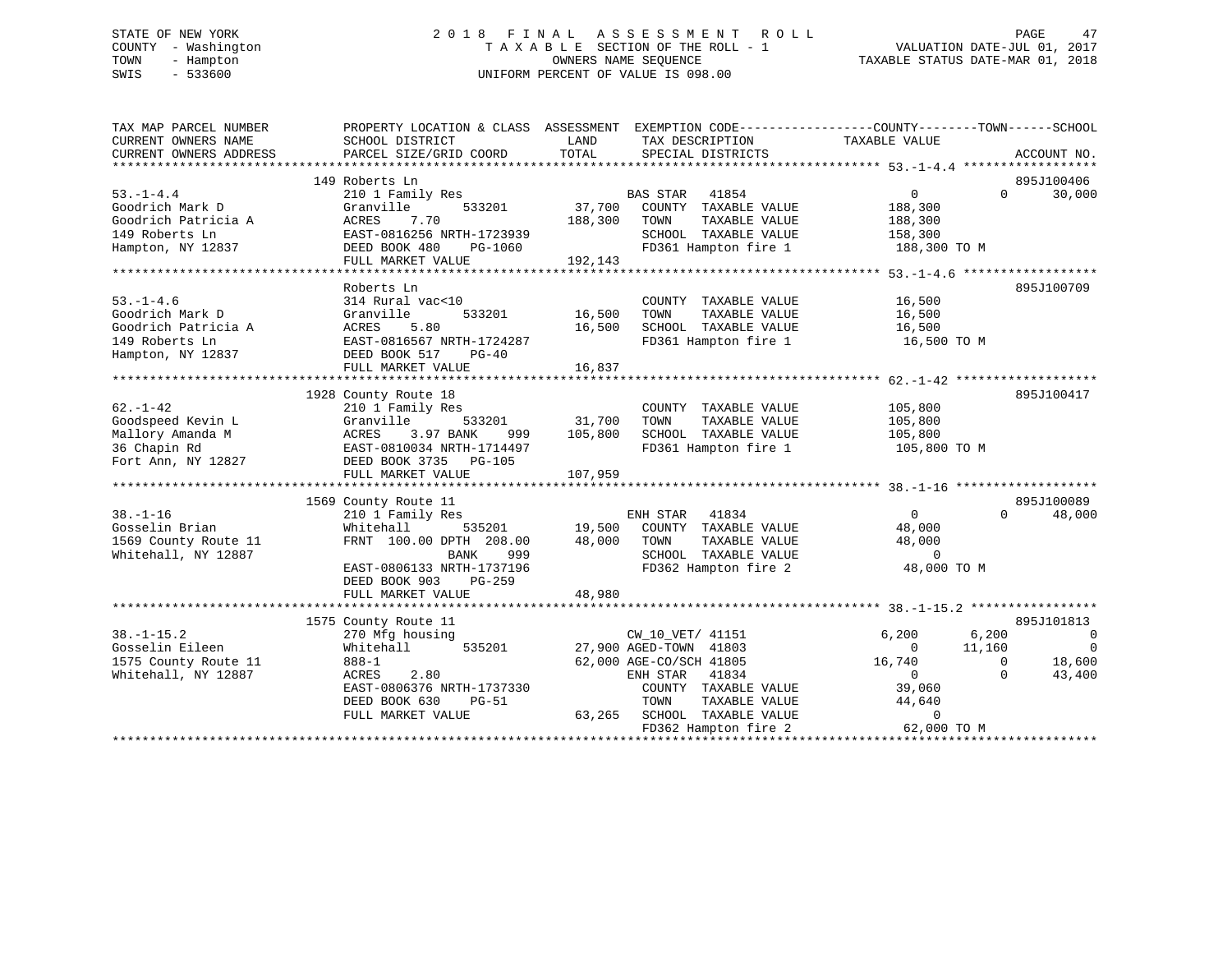STATE OF NEW YORK                    2018 FINAL ASSESSMENT ROLL
COUNTY - Washington                  TAXABLE SECTION OF THE ROLL - 1                VALUATION DATE-JUL 01, 2017
TOWN - Hampton                       OWNERS NAME SEQUENCE                           TAXABLE STATUS DATE-MAR 01, 2018
SWIS - 533600                        UNIFORM PERCENT OF VALUE IS 098.00

| TAX MAP PARCEL NUMBER / CURRENT OWNERS NAME / CURRENT OWNERS ADDRESS | PROPERTY LOCATION & CLASS / SCHOOL DISTRICT / PARCEL SIZE/GRID COORD | ASSESSMENT LAND | TOTAL | EXEMPTION CODE / TAX DESCRIPTION / SPECIAL DISTRICTS | COUNTY TAXABLE VALUE | TOWN | SCHOOL | ACCOUNT NO. |
|---|---|---|---|---|---|---|---|---|
| **53.-1-4.4** | 149 Roberts Ln | | | | | | | 895J100406 |
| 53.-1-4.4 | 210 1 Family Res | | | BAS STAR 41854 | 0 | 0 | 30,000 | |
| Goodrich Mark D | Granville 533201 | 37,700 | | COUNTY TAXABLE VALUE | 188,300 | | | |
| Goodrich Patricia A | ACRES 7.70 | | 188,300 | TOWN TAXABLE VALUE | 188,300 | | | |
| 149 Roberts Ln | EAST-0816256 NRTH-1723939 | | | SCHOOL TAXABLE VALUE | 158,300 | | | |
| Hampton, NY 12837 | DEED BOOK 480 PG-1060 | | | FD361 Hampton fire 1 | 188,300 TO M | | | |
| | FULL MARKET VALUE | | 192,143 | | | | | |
| **53.-1-4.6** | Roberts Ln | | | | | | | 895J100709 |
| 53.-1-4.6 | 314 Rural vac<10 | | | COUNTY TAXABLE VALUE | 16,500 | | | |
| Goodrich Mark D | Granville 533201 | 16,500 | | TOWN TAXABLE VALUE | 16,500 | | | |
| Goodrich Patricia A | ACRES 5.80 | | 16,500 | SCHOOL TAXABLE VALUE | 16,500 | | | |
| 149 Roberts Ln | EAST-0816567 NRTH-1724287 | | | FD361 Hampton fire 1 | 16,500 TO M | | | |
| Hampton, NY 12837 | DEED BOOK 517 PG-40 | | | | | | | |
| | FULL MARKET VALUE | | 16,837 | | | | | |
| **62.-1-42** | 1928 County Route 18 | | | | | | | 895J100417 |
| 62.-1-42 | 210 1 Family Res | | | COUNTY TAXABLE VALUE | 105,800 | | | |
| Goodspeed Kevin L | Granville 533201 | 31,700 | | TOWN TAXABLE VALUE | 105,800 | | | |
| Mallory Amanda M | ACRES 3.97 BANK 999 | | 105,800 | SCHOOL TAXABLE VALUE | 105,800 | | | |
| 36 Chapin Rd | EAST-0810034 NRTH-1714497 | | | FD361 Hampton fire 1 | 105,800 TO M | | | |
| Fort Ann, NY 12827 | DEED BOOK 3735 PG-105 | | | | | | | |
| | FULL MARKET VALUE | | 107,959 | | | | | |
| **38.-1-16** | 1569 County Route 11 | | | | | | | 895J100089 |
| 38.-1-16 | 210 1 Family Res | | | ENH STAR 41834 | 0 | 0 | 48,000 | |
| Gosselin Brian | Whitehall 535201 | 19,500 | | COUNTY TAXABLE VALUE | 48,000 | | | |
| 1569 County Route 11 | FRNT 100.00 DPTH 208.00 | | 48,000 | TOWN TAXABLE VALUE | 48,000 | | | |
| Whitehall, NY 12887 | BANK 999 | | | SCHOOL TAXABLE VALUE | 0 | | | |
| | EAST-0806133 NRTH-1737196 | | | FD362 Hampton fire 2 | 48,000 TO M | | | |
| | DEED BOOK 903 PG-259 | | | | | | | |
| | FULL MARKET VALUE | | 48,980 | | | | | |
| **38.-1-15.2** | 1575 County Route 11 | | | | | | | 895J101813 |
| 38.-1-15.2 | 270 Mfg housing | | | CW_10_VET/ 41151 | 6,200 | 6,200 | 0 | |
| Gosselin Eileen | Whitehall 535201 | 27,900 | | AGED-TOWN 41803 | 0 | 11,160 | 0 | |
| 1575 County Route 11 | 888-1 | | 62,000 | AGE-CO/SCH 41805 | 16,740 | 0 | 18,600 | |
| Whitehall, NY 12887 | ACRES 2.80 | | | ENH STAR 41834 | 0 | 0 | 43,400 | |
| | EAST-0806376 NRTH-1737330 | | | COUNTY TAXABLE VALUE | 39,060 | | | |
| | DEED BOOK 630 PG-51 | | | TOWN TAXABLE VALUE | 44,640 | | | |
| | FULL MARKET VALUE | | 63,265 | SCHOOL TAXABLE VALUE | 0 | | | |
| | | | | FD362 Hampton fire 2 | 62,000 TO M | | | |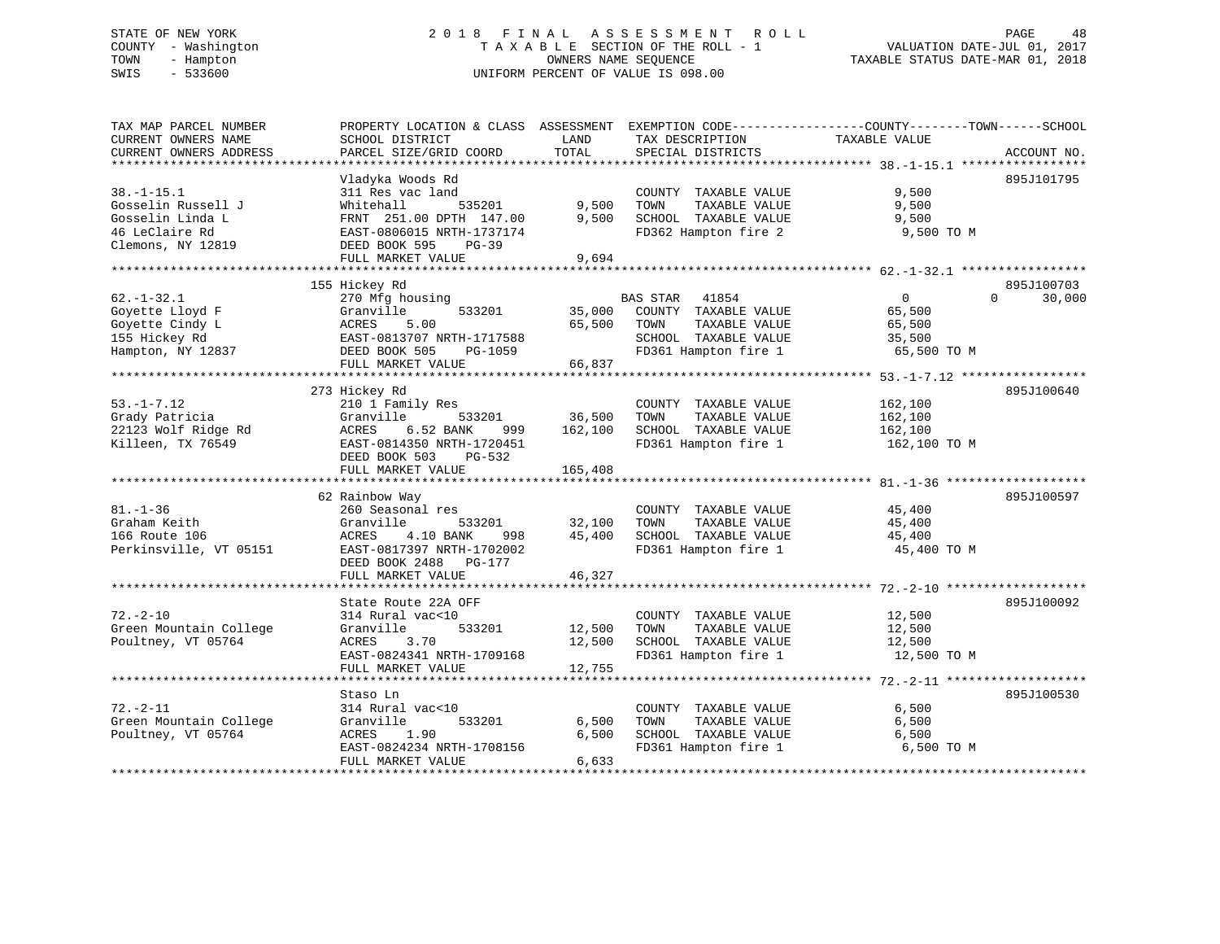STATE OF NEW YORK
COUNTY - Washington
TOWN - Hampton
SWIS - 533600

# 2018 FINAL ASSESSMENT ROLL

TAXABLE SECTION OF THE ROLL - 1
OWNERS NAME SEQUENCE
UNIFORM PERCENT OF VALUE IS 098.00

VALUATION DATE-JUL 01, 2017
TAXABLE STATUS DATE-MAR 01, 2018

| TAX MAP PARCEL NUMBER / CURRENT OWNERS NAME / CURRENT OWNERS ADDRESS | PROPERTY LOCATION & CLASS / SCHOOL DISTRICT / PARCEL SIZE/GRID COORD | ASSESSMENT LAND / TOTAL | EXEMPTION CODE / TAX DESCRIPTION / SPECIAL DISTRICTS | COUNTY--------TOWN------SCHOOL TAXABLE VALUE | ACCOUNT NO. |
|---|---|---|---|---|---|
| 38.-1-15.1 | Vladyka Woods Rd | | | | 895J101795 |
| 38.-1-15.1 | 311 Res vac land | | COUNTY TAXABLE VALUE | 9,500 | |
| Gosselin Russell J | Whitehall 535201 | 9,500 | TOWN TAXABLE VALUE | 9,500 | |
| Gosselin Linda L | FRNT 251.00 DPTH 147.00 | 9,500 | SCHOOL TAXABLE VALUE | 9,500 | |
| 46 LeClaire Rd | EAST-0806015 NRTH-1737174 | | FD362 Hampton fire 2 | 9,500 TO M | |
| Clemons, NY 12819 | DEED BOOK 595 PG-39 | | | | |
| | FULL MARKET VALUE | 9,694 | | | |
| 62.-1-32.1 | 155 Hickey Rd | | | | 895J100703 |
| 62.-1-32.1 | 270 Mfg housing | | BAS STAR 41854 | 0 0 30,000 | |
| Goyette Lloyd F | Granville 533201 | 35,000 | COUNTY TAXABLE VALUE | 65,500 | |
| Goyette Cindy L | ACRES 5.00 | 65,500 | TOWN TAXABLE VALUE | 65,500 | |
| 155 Hickey Rd | EAST-0813707 NRTH-1717588 | | SCHOOL TAXABLE VALUE | 35,500 | |
| Hampton, NY 12837 | DEED BOOK 505 PG-1059 | | FD361 Hampton fire 1 | 65,500 TO M | |
| | FULL MARKET VALUE | 66,837 | | | |
| 53.-1-7.12 | 273 Hickey Rd | | | | 895J100640 |
| 53.-1-7.12 | 210 1 Family Res | | COUNTY TAXABLE VALUE | 162,100 | |
| Grady Patricia | Granville 533201 | 36,500 | TOWN TAXABLE VALUE | 162,100 | |
| 22123 Wolf Ridge Rd | ACRES 6.52 BANK 999 | 162,100 | SCHOOL TAXABLE VALUE | 162,100 | |
| Killeen, TX 76549 | EAST-0814350 NRTH-1720451 | | FD361 Hampton fire 1 | 162,100 TO M | |
| | DEED BOOK 503 PG-532 | | | | |
| | FULL MARKET VALUE | 165,408 | | | |
| 81.-1-36 | 62 Rainbow Way | | | | 895J100597 |
| 81.-1-36 | 260 Seasonal res | | COUNTY TAXABLE VALUE | 45,400 | |
| Graham Keith | Granville 533201 | 32,100 | TOWN TAXABLE VALUE | 45,400 | |
| 166 Route 106 | ACRES 4.10 BANK 998 | 45,400 | SCHOOL TAXABLE VALUE | 45,400 | |
| Perkinsville, VT 05151 | EAST-0817397 NRTH-1702002 | | FD361 Hampton fire 1 | 45,400 TO M | |
| | DEED BOOK 2488 PG-177 | | | | |
| | FULL MARKET VALUE | 46,327 | | | |
| 72.-2-10 | State Route 22A OFF | | | | 895J100092 |
| 72.-2-10 | 314 Rural vac<10 | | COUNTY TAXABLE VALUE | 12,500 | |
| Green Mountain College | Granville 533201 | 12,500 | TOWN TAXABLE VALUE | 12,500 | |
| Poultney, VT 05764 | ACRES 3.70 | 12,500 | SCHOOL TAXABLE VALUE | 12,500 | |
| | EAST-0824341 NRTH-1709168 | | FD361 Hampton fire 1 | 12,500 TO M | |
| | FULL MARKET VALUE | 12,755 | | | |
| 72.-2-11 | Staso Ln | | | | 895J100530 |
| 72.-2-11 | 314 Rural vac<10 | | COUNTY TAXABLE VALUE | 6,500 | |
| Green Mountain College | Granville 533201 | 6,500 | TOWN TAXABLE VALUE | 6,500 | |
| Poultney, VT 05764 | ACRES 1.90 | 6,500 | SCHOOL TAXABLE VALUE | 6,500 | |
| | EAST-0824234 NRTH-1708156 | | FD361 Hampton fire 1 | 6,500 TO M | |
| | FULL MARKET VALUE | 6,633 | | | |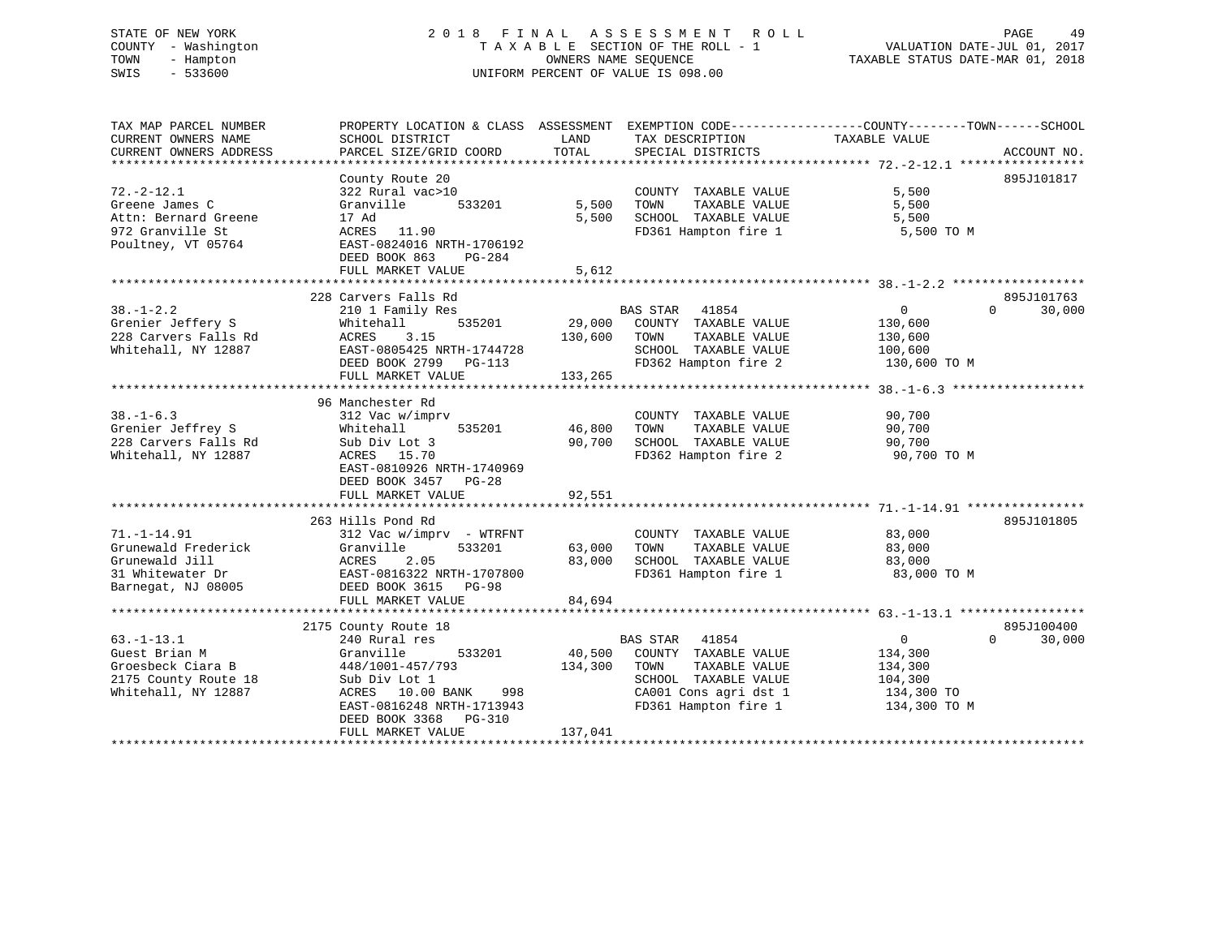STATE OF NEW YORK
COUNTY - Washington
TOWN - Hampton
SWIS - 533600

# 2018 FINAL ASSESSMENT ROLL
TAXABLE SECTION OF THE ROLL - 1
OWNERS NAME SEQUENCE
UNIFORM PERCENT OF VALUE IS 098.00

VALUATION DATE-JUL 01, 2017
TAXABLE STATUS DATE-MAR 01, 2018

```
TAX MAP PARCEL NUMBER          PROPERTY LOCATION & CLASS  ASSESSMENT  EXEMPTION CODE------------------COUNTY--------TOWN------SCHOOL
CURRENT OWNERS NAME            SCHOOL DISTRICT               LAND      TAX DESCRIPTION              TAXABLE VALUE
CURRENT OWNERS ADDRESS         PARCEL SIZE/GRID COORD        TOTAL     SPECIAL DISTRICTS                                    ACCOUNT NO.
******************************************************************************************************* 72.-2-12.1 *****************
                               County Route 20                                                                         895J101817
72.-2-12.1                     322 Rural vac>10                         COUNTY  TAXABLE VALUE              5,500
Greene James C                 Granville         533201       5,500     TOWN    TAXABLE VALUE              5,500
Attn: Bernard Greene           17 Ad                          5,500     SCHOOL  TAXABLE VALUE              5,500
972 Granville St               ACRES   11.90                            FD361 Hampton fire 1                 5,500 TO M
Poultney, VT 05764             EAST-0824016 NRTH-1706192
                               DEED BOOK 863     PG-284
                               FULL MARKET VALUE              5,612
******************************************************************************************************* 38.-1-2.2 ******************
                               228 Carvers Falls Rd                                                                    895J101763
38.-1-2.2                      210 1 Family Res                        BAS STAR   41854                    0           0     30,000
Grenier Jeffery S              Whitehall         535201      29,000    COUNTY  TAXABLE VALUE            130,600
228 Carvers Falls Rd           ACRES    3.15                130,600    TOWN    TAXABLE VALUE            130,600
Whitehall, NY 12887            EAST-0805425 NRTH-1744728                SCHOOL  TAXABLE VALUE            100,600
                               DEED BOOK 2799   PG-113                  FD362 Hampton fire 2               130,600 TO M
                               FULL MARKET VALUE            133,265
******************************************************************************************************* 38.-1-6.3 ******************
                               96 Manchester Rd
38.-1-6.3                      312 Vac w/imprv                          COUNTY  TAXABLE VALUE             90,700
Grenier Jeffrey S              Whitehall         535201      46,800     TOWN    TAXABLE VALUE             90,700
228 Carvers Falls Rd           Sub Div Lot 3                 90,700     SCHOOL  TAXABLE VALUE             90,700
Whitehall, NY 12887            ACRES   15.70                            FD362 Hampton fire 2                90,700 TO M
                               EAST-0810926 NRTH-1740969
                               DEED BOOK 3457   PG-28
                               FULL MARKET VALUE             92,551
******************************************************************************************************* 71.-1-14.91 ****************
                               263 Hills Pond Rd                                                                       895J101805
71.-1-14.91                    312 Vac w/imprv  - WTRFNT                COUNTY  TAXABLE VALUE             83,000
Grunewald Frederick            Granville         533201      63,000     TOWN    TAXABLE VALUE             83,000
Grunewald Jill                 ACRES    2.05                 83,000     SCHOOL  TAXABLE VALUE             83,000
31 Whitewater Dr               EAST-0816322 NRTH-1707800                FD361 Hampton fire 1                83,000 TO M
Barnegat, NJ 08005             DEED BOOK 3615   PG-98
                               FULL MARKET VALUE             84,694
******************************************************************************************************* 63.-1-13.1 *****************
                               2175 County Route 18                                                                    895J100400
63.-1-13.1                     240 Rural res                           BAS STAR   41854                    0           0     30,000
Guest Brian M                  Granville         533201      40,500    COUNTY  TAXABLE VALUE            134,300
Groesbeck Ciara B              448/1001-457/793             134,300    TOWN    TAXABLE VALUE            134,300
2175 County Route 18           Sub Div Lot 1                            SCHOOL  TAXABLE VALUE            104,300
Whitehall, NY 12887            ACRES   10.00 BANK     998               CA001 Cons agri dst 1              134,300 TO
                               EAST-0816248 NRTH-1713943                FD361 Hampton fire 1               134,300 TO M
                               DEED BOOK 3368   PG-310
                               FULL MARKET VALUE            137,041
************************************************************************************************************************************
```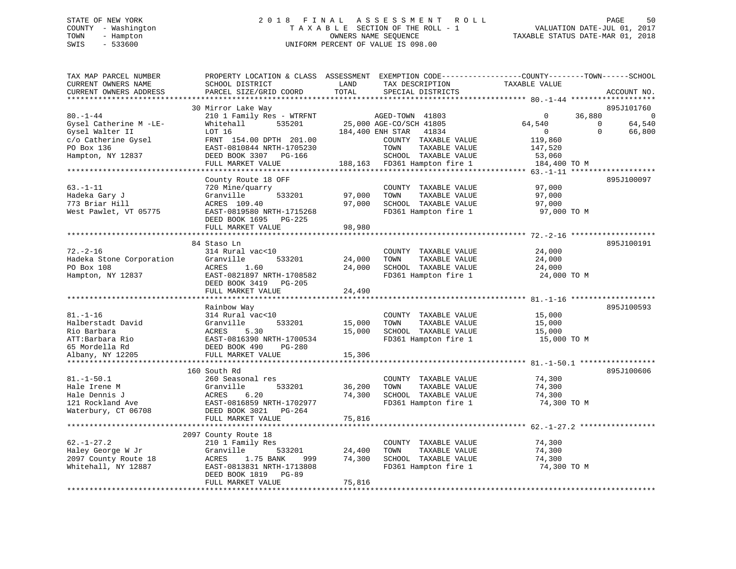STATE OF NEW YORK
COUNTY - Washington
TOWN - Hampton
SWIS - 533600

# 2018 FINAL ASSESSMENT ROLL

TAXABLE SECTION OF THE ROLL - 1
OWNERS NAME SEQUENCE
UNIFORM PERCENT OF VALUE IS 098.00

VALUATION DATE-JUL 01, 2017
TAXABLE STATUS DATE-MAR 01, 2018

```
TAX MAP PARCEL NUMBER          PROPERTY LOCATION & CLASS  ASSESSMENT  EXEMPTION CODE------------------COUNTY--------TOWN------SCHOOL
CURRENT OWNERS NAME            SCHOOL DISTRICT               LAND      TAX DESCRIPTION              TAXABLE VALUE
CURRENT OWNERS ADDRESS         PARCEL SIZE/GRID COORD        TOTAL     SPECIAL DISTRICTS                                    ACCOUNT NO.
******************************************************************************************************* 80.-1-44 *******************
                               30 Mirror Lake Way                                                                           895J101760
80.-1-44                       210 1 Family Res - WTRFNT          AGED-TOWN  41803                  0       36,880            0
Gysel Catherine M -LE-         Whitehall        535201      25,000 AGE-CO/SCH 41805             64,540            0       64,540
Gysel Walter II                LOT 16                      184,400 ENH STAR   41834                  0            0       66,800
c/o Catherine Gysel            FRNT 154.00 DPTH 201.00             COUNTY  TAXABLE VALUE       119,860
PO Box 136                     EAST-0810844 NRTH-1705230           TOWN    TAXABLE VALUE       147,520
Hampton, NY 12837              DEED BOOK 3307   PG-166             SCHOOL  TAXABLE VALUE        53,060
                               FULL MARKET VALUE           188,163  FD361 Hampton fire 1        184,400 TO M
******************************************************************************************************* 63.-1-11 *******************
                               County Route 18 OFF                                                                          895J100097
63.-1-11                       720 Mine/quarry                     COUNTY  TAXABLE VALUE        97,000
Hadeka Gary J                  Granville        533201      97,000 TOWN    TAXABLE VALUE        97,000
773 Briar Hill                 ACRES 109.40                 97,000 SCHOOL  TAXABLE VALUE        97,000
West Pawlet, VT 05775          EAST-0819580 NRTH-1715268           FD361 Hampton fire 1          97,000 TO M
                               DEED BOOK 1695   PG-225
                               FULL MARKET VALUE            98,980
******************************************************************************************************* 72.-2-16 *******************
                               84 Staso Ln                                                                                  895J100191
72.-2-16                       314 Rural vac<10                    COUNTY  TAXABLE VALUE        24,000
Hadeka Stone Corporation       Granville        533201      24,000 TOWN    TAXABLE VALUE        24,000
PO Box 108                     ACRES    1.60                24,000 SCHOOL  TAXABLE VALUE        24,000
Hampton, NY 12837              EAST-0821897 NRTH-1708582           FD361 Hampton fire 1          24,000 TO M
                               DEED BOOK 3419   PG-205
                               FULL MARKET VALUE            24,490
******************************************************************************************************* 81.-1-16 *******************
                               Rainbow Way                                                                                  895J100593
81.-1-16                       314 Rural vac<10                    COUNTY  TAXABLE VALUE        15,000
Halberstadt David              Granville        533201      15,000 TOWN    TAXABLE VALUE        15,000
Rio Barbara                    ACRES    5.30                15,000 SCHOOL  TAXABLE VALUE        15,000
ATT:Barbara Rio                EAST-0816390 NRTH-1700534           FD361 Hampton fire 1          15,000 TO M
65 Mordella Rd                 DEED BOOK 490    PG-280
Albany, NY 12205               FULL MARKET VALUE            15,306
******************************************************************************************************* 81.-1-50.1 *****************
                               160 South Rd                                                                                 895J100606
81.-1-50.1                     260 Seasonal res                    COUNTY  TAXABLE VALUE        74,300
Hale Irene M                   Granville        533201      36,200 TOWN    TAXABLE VALUE        74,300
Hale Dennis J                  ACRES    6.20                74,300 SCHOOL  TAXABLE VALUE        74,300
121 Rockland Ave               EAST-0816859 NRTH-1702977           FD361 Hampton fire 1          74,300 TO M
Waterbury, CT 06708            DEED BOOK 3021   PG-264
                               FULL MARKET VALUE            75,816
******************************************************************************************************* 62.-1-27.2 *****************
                               2097 County Route 18
62.-1-27.2                     210 1 Family Res                    COUNTY  TAXABLE VALUE        74,300
Haley George W Jr              Granville        533201      24,400 TOWN    TAXABLE VALUE        74,300
2097 County Route 18           ACRES    1.75 BANK     999   74,300 SCHOOL  TAXABLE VALUE        74,300
Whitehall, NY 12887            EAST-0813831 NRTH-1713808           FD361 Hampton fire 1          74,300 TO M
                               DEED BOOK 1819   PG-89
                               FULL MARKET VALUE            75,816
************************************************************************************************************************************
```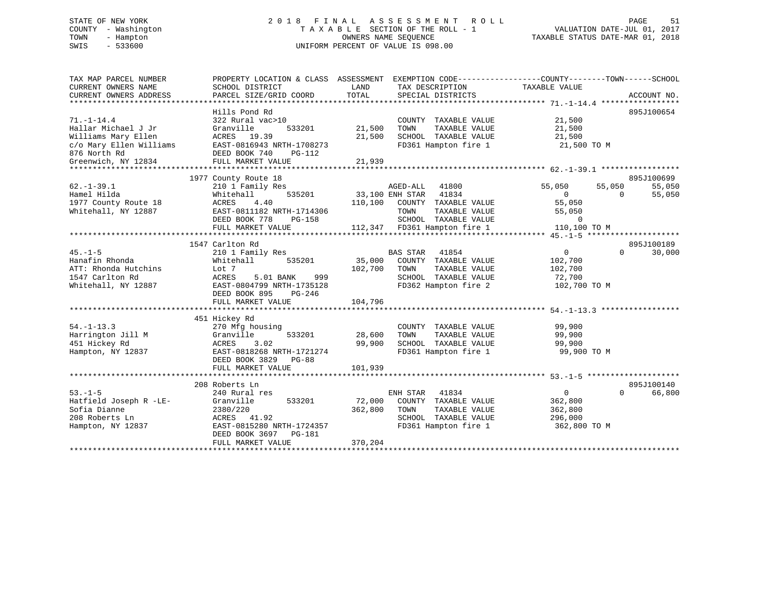STATE OF NEW YORK | COUNTY - Washington | TOWN - Hampton | SWIS - 533600

# 2018 FINAL ASSESSMENT ROLL
TAXABLE SECTION OF THE ROLL - 1
OWNERS NAME SEQUENCE
UNIFORM PERCENT OF VALUE IS 098.00

VALUATION DATE-JUL 01, 2017
TAXABLE STATUS DATE-MAR 01, 2018

```
TAX MAP PARCEL NUMBER          PROPERTY LOCATION & CLASS  ASSESSMENT  EXEMPTION CODE-----------------COUNTY--------TOWN------SCHOOL
CURRENT OWNERS NAME            SCHOOL DISTRICT              LAND      TAX DESCRIPTION             TAXABLE VALUE
CURRENT OWNERS ADDRESS         PARCEL SIZE/GRID COORD       TOTAL     SPECIAL DISTRICTS                                      ACCOUNT NO.
******************************************************************************************************* 71.-1-14.4 *****************
                               Hills Pond Rd                                                                              895J100654
71.-1-14.4                     322 Rural vac>10                       COUNTY  TAXABLE VALUE              21,500
Hallar Michael J Jr            Granville        533201      21,500    TOWN    TAXABLE VALUE              21,500
Williams Mary Ellen            ACRES   19.39                21,500    SCHOOL  TAXABLE VALUE              21,500
c/o Mary Ellen Williams        EAST-0816943 NRTH-1708273               FD361 Hampton fire 1               21,500 TO M
876 North Rd                   DEED BOOK 740    PG-112
Greenwich, NY 12834            FULL MARKET VALUE            21,939
******************************************************************************************************* 62.-1-39.1 *****************
                          1977 County Route 18                                                                            895J100699
62.-1-39.1                     210 1 Family Res                   AGED-ALL  41800               55,050        55,050       55,050
Hamel Hilda                    Whitehall        535201      33,100 ENH STAR  41834                  0             0       55,050
1977 County Route 18           ACRES    4.40               110,100    COUNTY  TAXABLE VALUE              55,050
Whitehall, NY 12887            EAST-0811182 NRTH-1714306               TOWN    TAXABLE VALUE              55,050
                               DEED BOOK 778    PG-158                 SCHOOL  TAXABLE VALUE                   0
                               FULL MARKET VALUE           112,347    FD361 Hampton fire 1              110,100 TO M
******************************************************************************************************* 45.-1-5 ********************
                          1547 Carlton Rd                                                                                 895J100189
45.-1-5                        210 1 Family Res                   BAS STAR  41854                   0             0       30,000
Hanafin Rhonda                 Whitehall        535201      35,000    COUNTY  TAXABLE VALUE             102,700
ATT: Rhonda Hutchins           Lot 7                       102,700    TOWN    TAXABLE VALUE             102,700
1547 Carlton Rd                ACRES    5.01 BANK    999               SCHOOL  TAXABLE VALUE              72,700
Whitehall, NY 12887            EAST-0804799 NRTH-1735128               FD362 Hampton fire 2              102,700 TO M
                               DEED BOOK 895    PG-246
                               FULL MARKET VALUE           104,796
******************************************************************************************************* 54.-1-13.3 *****************
                           451 Hickey Rd
54.-1-13.3                     270 Mfg housing                        COUNTY  TAXABLE VALUE              99,900
Harrington Jill M              Granville        533201      28,600    TOWN    TAXABLE VALUE              99,900
451 Hickey Rd                  ACRES    3.02                99,900    SCHOOL  TAXABLE VALUE              99,900
Hampton, NY 12837              EAST-0818268 NRTH-1721274               FD361 Hampton fire 1               99,900 TO M
                               DEED BOOK 3829   PG-88
                               FULL MARKET VALUE           101,939
******************************************************************************************************* 53.-1-5 ********************
                           208 Roberts Ln                                                                                 895J100140
53.-1-5                        240 Rural res                      ENH STAR  41834                   0             0       66,800
Hatfield Joseph R -LE-         Granville        533201      72,000    COUNTY  TAXABLE VALUE             362,800
Sofia Dianne                   2380/220                    362,800    TOWN    TAXABLE VALUE             362,800
208 Roberts Ln                 ACRES   41.92                           SCHOOL  TAXABLE VALUE             296,000
Hampton, NY 12837              EAST-0815280 NRTH-1724357               FD361 Hampton fire 1              362,800 TO M
                               DEED BOOK 3697   PG-181
                               FULL MARKET VALUE           370,204
************************************************************************************************************************************
```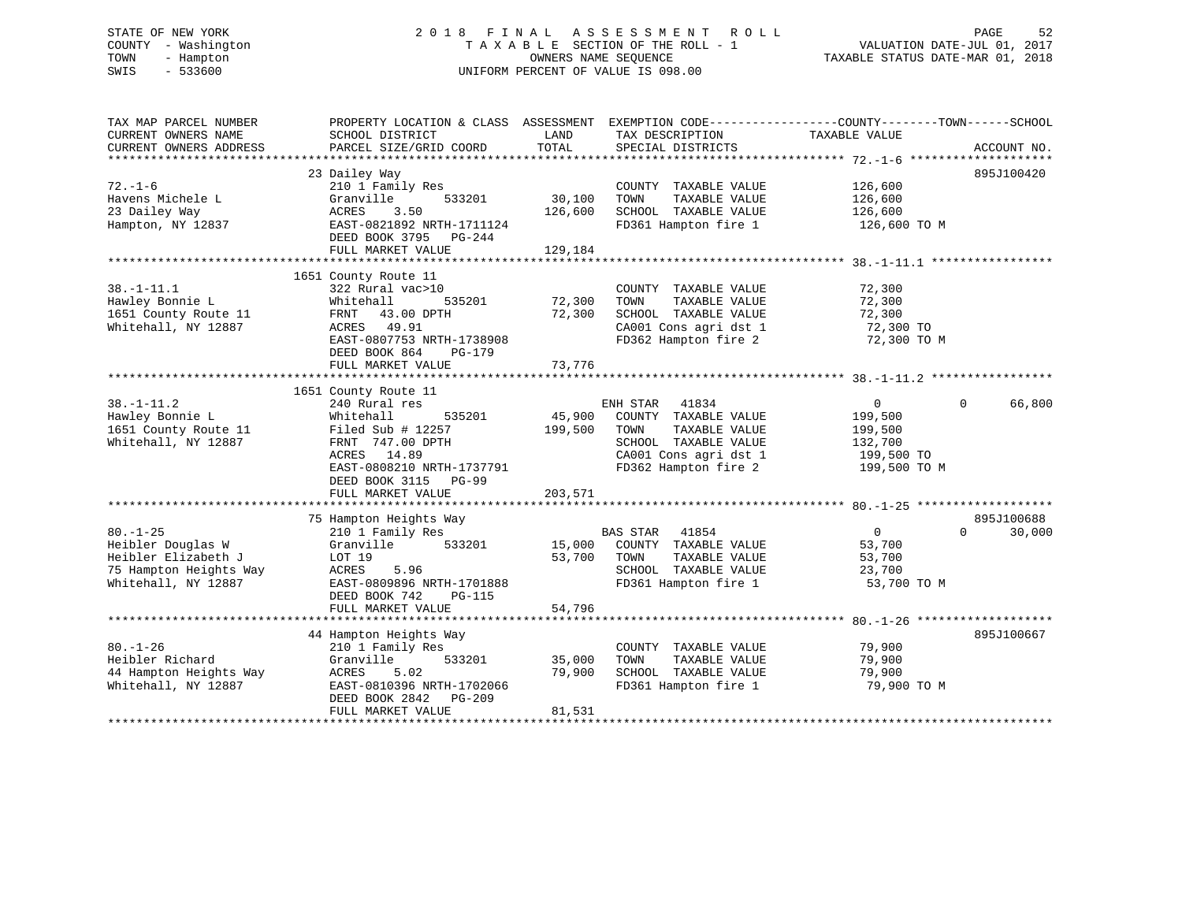STATE OF NEW YORK
COUNTY - Washington
TOWN - Hampton
SWIS - 533600

2018 FINAL ASSESSMENT ROLL
TAXABLE SECTION OF THE ROLL - 1
OWNERS NAME SEQUENCE
UNIFORM PERCENT OF VALUE IS 098.00

VALUATION DATE-JUL 01, 2017
TAXABLE STATUS DATE-MAR 01, 2018

| TAX MAP PARCEL NUMBER / CURRENT OWNERS NAME / CURRENT OWNERS ADDRESS | PROPERTY LOCATION & CLASS / SCHOOL DISTRICT / PARCEL SIZE/GRID COORD | ASSESSMENT LAND | TOTAL | EXEMPTION CODE / TAX DESCRIPTION / SPECIAL DISTRICTS | COUNTY / TOWN TAXABLE VALUE | SCHOOL | ACCOUNT NO. |
|---|---|---|---|---|---|---|---|
| **72.-1-6** | 23 Dailey Way | | | | | | 895J100420 |
| Havens Michele L | 210 1 Family Res | | | COUNTY TAXABLE VALUE | 126,600 | | |
| 23 Dailey Way | Granville 533201 | 30,100 | | TOWN TAXABLE VALUE | 126,600 | | |
| Hampton, NY 12837 | ACRES 3.50 | | 126,600 | SCHOOL TAXABLE VALUE | 126,600 | | |
| | EAST-0821892 NRTH-1711124 | | | FD361 Hampton fire 1 | 126,600 TO M | | |
| | DEED BOOK 3795 PG-244 | | | | | | |
| | FULL MARKET VALUE | | 129,184 | | | | |
| **38.-1-11.1** | 1651 County Route 11 | | | | | | |
| Hawley Bonnie L | 322 Rural vac>10 | | | COUNTY TAXABLE VALUE | 72,300 | | |
| 1651 County Route 11 | Whitehall 535201 | 72,300 | | TOWN TAXABLE VALUE | 72,300 | | |
| Whitehall, NY 12887 | FRNT 43.00 DPTH | | 72,300 | SCHOOL TAXABLE VALUE | 72,300 | | |
| | ACRES 49.91 | | | CA001 Cons agri dst 1 | 72,300 TO | | |
| | EAST-0807753 NRTH-1738908 | | | FD362 Hampton fire 2 | 72,300 TO M | | |
| | DEED BOOK 864 PG-179 | | | | | | |
| | FULL MARKET VALUE | | 73,776 | | | | |
| **38.-1-11.2** | 1651 County Route 11 | | | | | | |
| Hawley Bonnie L | 240 Rural res | | | ENH STAR 41834 | 0 | 0 66,800 | |
| 1651 County Route 11 | Whitehall 535201 | 45,900 | | COUNTY TAXABLE VALUE | 199,500 | | |
| Whitehall, NY 12887 | Filed Sub # 12257 | | 199,500 | TOWN TAXABLE VALUE | 199,500 | | |
| | FRNT 747.00 DPTH | | | SCHOOL TAXABLE VALUE | 132,700 | | |
| | ACRES 14.89 | | | CA001 Cons agri dst 1 | 199,500 TO | | |
| | EAST-0808210 NRTH-1737791 | | | FD362 Hampton fire 2 | 199,500 TO M | | |
| | DEED BOOK 3115 PG-99 | | | | | | |
| | FULL MARKET VALUE | | 203,571 | | | | |
| **80.-1-25** | 75 Hampton Heights Way | | | | | | 895J100688 |
| Heibler Douglas W | 210 1 Family Res | | | BAS STAR 41854 | 0 | 0 30,000 | |
| Heibler Elizabeth J | Granville 533201 | 15,000 | | COUNTY TAXABLE VALUE | 53,700 | | |
| 75 Hampton Heights Way | LOT 19 | | 53,700 | TOWN TAXABLE VALUE | 53,700 | | |
| Whitehall, NY 12887 | ACRES 5.96 | | | SCHOOL TAXABLE VALUE | 23,700 | | |
| | EAST-0809896 NRTH-1701888 | | | FD361 Hampton fire 1 | 53,700 TO M | | |
| | DEED BOOK 742 PG-115 | | | | | | |
| | FULL MARKET VALUE | | 54,796 | | | | |
| **80.-1-26** | 44 Hampton Heights Way | | | | | | 895J100667 |
| Heibler Richard | 210 1 Family Res | | | COUNTY TAXABLE VALUE | 79,900 | | |
| 44 Hampton Heights Way | Granville 533201 | 35,000 | | TOWN TAXABLE VALUE | 79,900 | | |
| Whitehall, NY 12887 | ACRES 5.02 | | 79,900 | SCHOOL TAXABLE VALUE | 79,900 | | |
| | EAST-0810396 NRTH-1702066 | | | FD361 Hampton fire 1 | 79,900 TO M | | |
| | DEED BOOK 2842 PG-209 | | | | | | |
| | FULL MARKET VALUE | | 81,531 | | | | |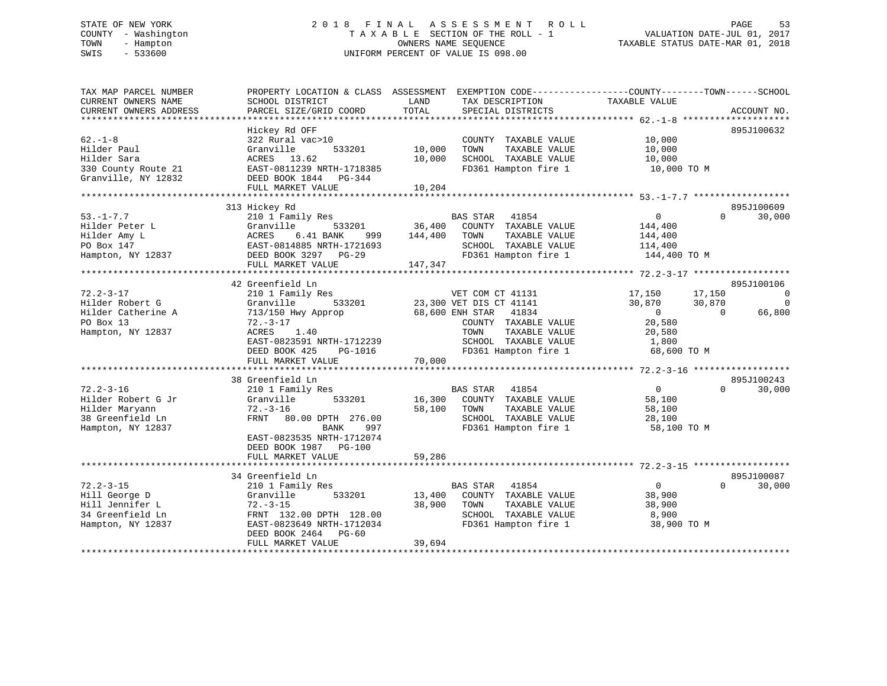STATE OF NEW YORK | 2018 FINAL ASSESSMENT ROLL | VALUATION DATE-JUL 01, 2017
COUNTY - Washington | TAXABLE SECTION OF THE ROLL - 1 | TAXABLE STATUS DATE-MAR 01, 2018
TOWN - Hampton | OWNERS NAME SEQUENCE
SWIS - 533600 | UNIFORM PERCENT OF VALUE IS 098.00

| TAX MAP PARCEL NUMBER / CURRENT OWNERS NAME / CURRENT OWNERS ADDRESS | PROPERTY LOCATION & CLASS / SCHOOL DISTRICT / PARCEL SIZE/GRID COORD | ASSESSMENT LAND / TOTAL | EXEMPTION CODE / TAX DESCRIPTION / SPECIAL DISTRICTS | COUNTY | TOWN | SCHOOL | ACCOUNT NO. |
|---|---|---|---|---|---|---|---|
| 62.-1-8 | Hickey Rd OFF | | | | | | 895J100632 |
| Hilder Paul | 322 Rural vac>10 | | COUNTY TAXABLE VALUE | 10,000 | | | |
| Hilder Sara | Granville 533201 | 10,000 | TOWN TAXABLE VALUE | | 10,000 | | |
| 330 County Route 21 | ACRES 13.62 | 10,000 | SCHOOL TAXABLE VALUE | | | 10,000 | |
| Granville, NY 12832 | EAST-0811239 NRTH-1718385 | | FD361 Hampton fire 1 | 10,000 TO M | | | |
| | DEED BOOK 1844 PG-344 | | | | | | |
| | FULL MARKET VALUE | 10,204 | | | | | |
| 53.-1-7.7 | 313 Hickey Rd | | | | | | 895J100609 |
| Hilder Peter L | 210 1 Family Res | | BAS STAR 41854 | 0 | 0 | 30,000 | |
| Hilder Amy L | Granville 533201 | 36,400 | COUNTY TAXABLE VALUE | 144,400 | | | |
| PO Box 147 | ACRES 6.41 BANK 999 | 144,400 | TOWN TAXABLE VALUE | | 144,400 | | |
| Hampton, NY 12837 | EAST-0814885 NRTH-1721693 | | SCHOOL TAXABLE VALUE | | | 114,400 | |
| | DEED BOOK 3297 PG-29 | | FD361 Hampton fire 1 | 144,400 TO M | | | |
| | FULL MARKET VALUE | 147,347 | | | | | |
| 72.2-3-17 | 42 Greenfield Ln | | | | | | 895J100106 |
| Hilder Robert G | 210 1 Family Res | | VET COM CT 41131 | 17,150 | 17,150 | 0 | |
| Hilder Catherine A | Granville 533201 | 23,300 | VET DIS CT 41141 | 30,870 | 30,870 | 0 | |
| PO Box 13 | 713/150 Hwy Approp | 68,600 | ENH STAR 41834 | 0 | 0 | 66,800 | |
| Hampton, NY 12837 | 72.-3-17 | | COUNTY TAXABLE VALUE | 20,580 | | | |
| | ACRES 1.40 | | TOWN TAXABLE VALUE | | 20,580 | | |
| | EAST-0823591 NRTH-1712239 | | SCHOOL TAXABLE VALUE | | | 1,800 | |
| | DEED BOOK 425 PG-1016 | | FD361 Hampton fire 1 | 68,600 TO M | | | |
| | FULL MARKET VALUE | 70,000 | | | | | |
| 72.2-3-16 | 38 Greenfield Ln | | | | | | 895J100243 |
| Hilder Robert G Jr | 210 1 Family Res | | BAS STAR 41854 | 0 | 0 | 30,000 | |
| Hilder Maryann | Granville 533201 | 16,300 | COUNTY TAXABLE VALUE | 58,100 | | | |
| 38 Greenfield Ln | 72.-3-16 | 58,100 | TOWN TAXABLE VALUE | | 58,100 | | |
| Hampton, NY 12837 | FRNT 80.00 DPTH 276.00 | | SCHOOL TAXABLE VALUE | | | 28,100 | |
| | BANK 997 | | FD361 Hampton fire 1 | 58,100 TO M | | | |
| | EAST-0823535 NRTH-1712074 | | | | | | |
| | DEED BOOK 1987 PG-100 | | | | | | |
| | FULL MARKET VALUE | 59,286 | | | | | |
| 72.2-3-15 | 34 Greenfield Ln | | | | | | 895J100087 |
| Hill George D | 210 1 Family Res | | BAS STAR 41854 | 0 | 0 | 30,000 | |
| Hill Jennifer L | Granville 533201 | 13,400 | COUNTY TAXABLE VALUE | 38,900 | | | |
| 34 Greenfield Ln | 72.-3-15 | 38,900 | TOWN TAXABLE VALUE | | 38,900 | | |
| Hampton, NY 12837 | FRNT 132.00 DPTH 128.00 | | SCHOOL TAXABLE VALUE | | | 8,900 | |
| | EAST-0823649 NRTH-1712034 | | FD361 Hampton fire 1 | 38,900 TO M | | | |
| | DEED BOOK 2464 PG-60 | | | | | | |
| | FULL MARKET VALUE | 39,694 | | | | | |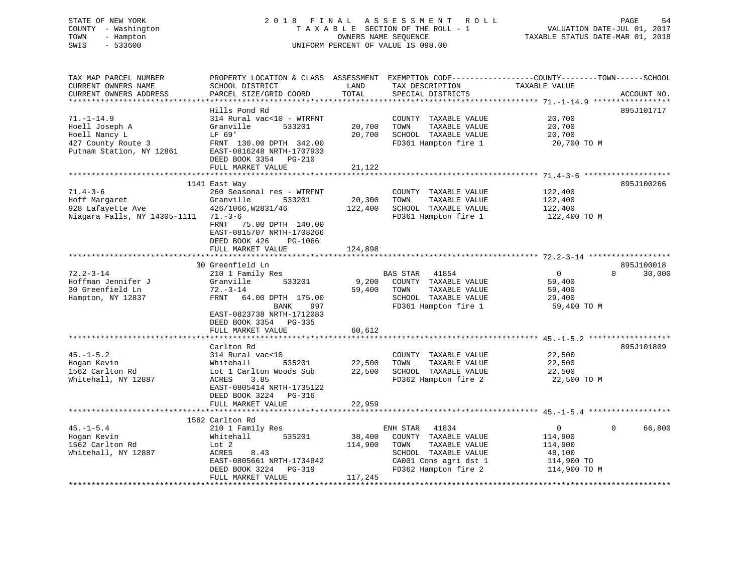STATE OF NEW YORK 2 0 1 8 F I N A L A S S E S S M E N T R O L L
COUNTY - Washington T A X A B L E SECTION OF THE ROLL - 1 VALUATION DATE-JUL 01, 2017
TOWN - Hampton OWNERS NAME SEQUENCE TAXABLE STATUS DATE-MAR 01, 2018
SWIS - 533600 UNIFORM PERCENT OF VALUE IS 098.00

```
TAX MAP PARCEL NUMBER          PROPERTY LOCATION & CLASS  ASSESSMENT  EXEMPTION CODE-----------------COUNTY--------TOWN------SCHOOL
CURRENT OWNERS NAME            SCHOOL DISTRICT               LAND      TAX DESCRIPTION            TAXABLE VALUE
CURRENT OWNERS ADDRESS         PARCEL SIZE/GRID COORD        TOTAL     SPECIAL DISTRICTS                                 ACCOUNT NO.
*********************************************************************************************** 71.-1-14.9 *****************
                               Hills Pond Rd                                                                          895J101717
71.-1-14.9                     314 Rural vac<10 - WTRFNT               COUNTY  TAXABLE VALUE            20,700
Hoell Joseph A                 Granville        533201      20,700     TOWN    TAXABLE VALUE            20,700
Hoell Nancy L                  LF 69'                       20,700     SCHOOL  TAXABLE VALUE            20,700
427 County Route 3             FRNT 130.00 DPTH 342.00                 FD361 Hampton fire 1              20,700 TO M
Putnam Station, NY 12861       EAST-0816248 NRTH-1707933
                               DEED BOOK 3354   PG-210
                               FULL MARKET VALUE            21,122
*********************************************************************************************** 71.4-3-6 *******************
                          1141 East Way                                                                               895J100266
71.4-3-6                       260 Seasonal res - WTRFNT               COUNTY  TAXABLE VALUE           122,400
Hoff Margaret                  Granville        533201      20,300     TOWN    TAXABLE VALUE           122,400
928 Lafayette Ave              426/1066,W2831/46           122,400     SCHOOL  TAXABLE VALUE           122,400
Niagara Falls, NY 14305-1111   71.-3-6                                 FD361 Hampton fire 1             122,400 TO M
                               FRNT  75.00 DPTH 140.00
                               EAST-0815707 NRTH-1708266
                               DEED BOOK 426    PG-1066
                               FULL MARKET VALUE           124,898
*********************************************************************************************** 72.2-3-14 ******************
                            30 Greenfield Ln                                                                          895J100018
72.2-3-14                      210 1 Family Res                        BAS STAR   41854                 0            0     30,000
Hoffman Jennifer J             Granville        533201       9,200     COUNTY  TAXABLE VALUE            59,400
30 Greenfield Ln               72.-3-14                     59,400     TOWN    TAXABLE VALUE            59,400
Hampton, NY 12837              FRNT  64.00 DPTH 175.00                 SCHOOL  TAXABLE VALUE            29,400
                                             BANK    997               FD361 Hampton fire 1              59,400 TO M
                               EAST-0823738 NRTH-1712083
                               DEED BOOK 3354   PG-335
                               FULL MARKET VALUE            60,612
*********************************************************************************************** 45.-1-5.2 ******************
                               Carlton Rd                                                                             895J101809
45.-1-5.2                      314 Rural vac<10                        COUNTY  TAXABLE VALUE            22,500
Hogan Kevin                    Whitehall        535201      22,500     TOWN    TAXABLE VALUE            22,500
1562 Carlton Rd                Lot 1 Carlton Woods Sub      22,500     SCHOOL  TAXABLE VALUE            22,500
Whitehall, NY 12887            ACRES    3.85                           FD362 Hampton fire 2              22,500 TO M
                               EAST-0805414 NRTH-1735122
                               DEED BOOK 3224   PG-316
                               FULL MARKET VALUE            22,959
*********************************************************************************************** 45.-1-5.4 ******************
                          1562 Carlton Rd
45.-1-5.4                      210 1 Family Res                        ENH STAR   41834                 0            0     66,800
Hogan Kevin                    Whitehall        535201      38,400     COUNTY  TAXABLE VALUE           114,900
1562 Carlton Rd                Lot 2                       114,900     TOWN    TAXABLE VALUE           114,900
Whitehall, NY 12887            ACRES    8.43                           SCHOOL  TAXABLE VALUE            48,100
                               EAST-0805661 NRTH-1734842               CA001 Cons agri dst 1            114,900 TO
                               DEED BOOK 3224   PG-319                 FD362 Hampton fire 2             114,900 TO M
                               FULL MARKET VALUE           117,245
****************************************************************************************************************************
```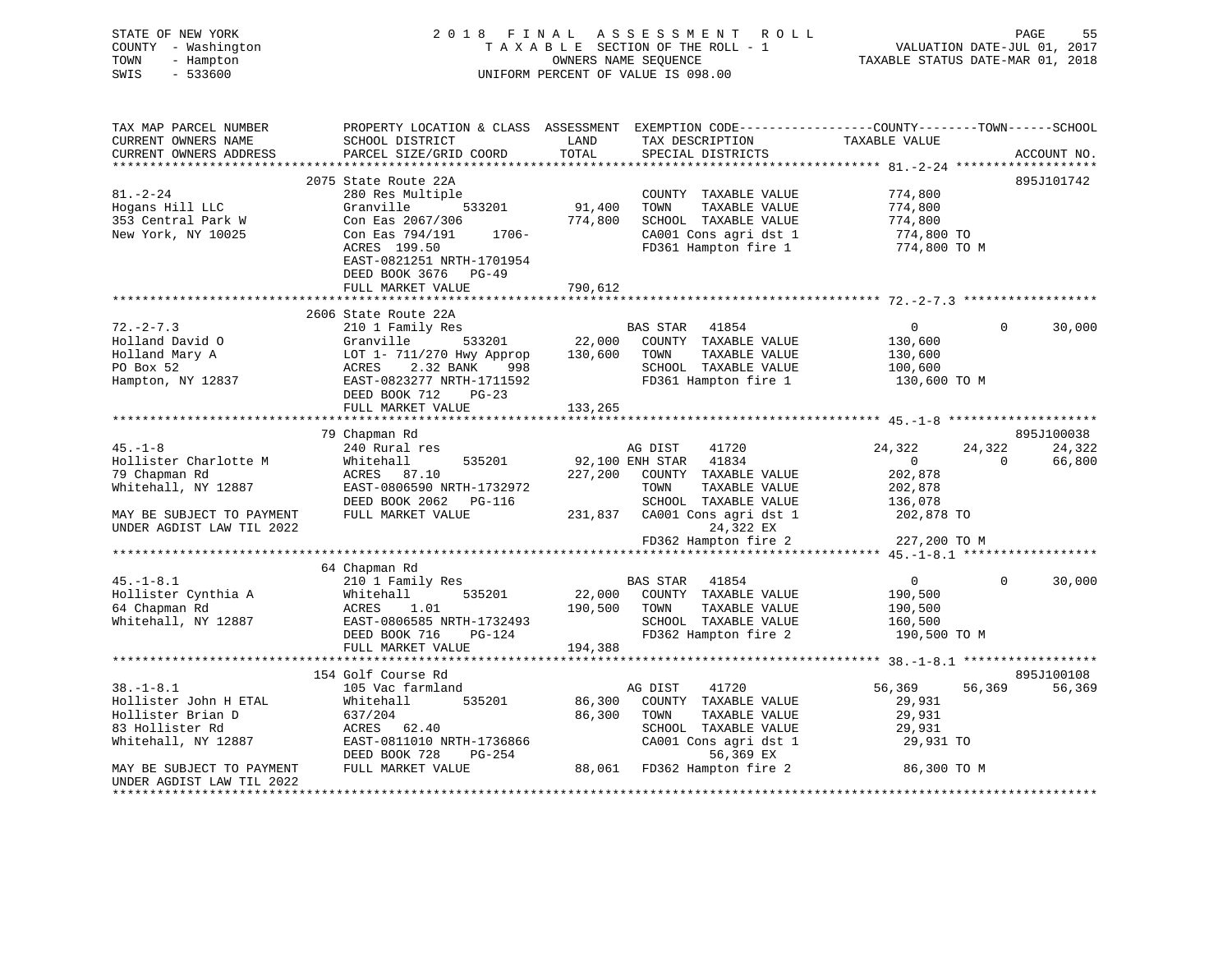STATE OF NEW YORK
COUNTY - Washington
TOWN - Hampton
SWIS - 533600

2018 FINAL ASSESSMENT ROLL
TAXABLE SECTION OF THE ROLL - 1
OWNERS NAME SEQUENCE
UNIFORM PERCENT OF VALUE IS 098.00

VALUATION DATE-JUL 01, 2017
TAXABLE STATUS DATE-MAR 01, 2018

```
TAX MAP PARCEL NUMBER        PROPERTY LOCATION & CLASS  ASSESSMENT  EXEMPTION CODE------------------COUNTY--------TOWN------SCHOOL
CURRENT OWNERS NAME          SCHOOL DISTRICT               LAND       TAX DESCRIPTION              TAXABLE VALUE
CURRENT OWNERS ADDRESS       PARCEL SIZE/GRID COORD        TOTAL      SPECIAL DISTRICTS                                    ACCOUNT NO.
******************************************************************************************************* 81.-2-24 *******************
                             2075 State Route 22A                                                                       895J101742
81.-2-24                     280 Res Multiple                          COUNTY  TAXABLE VALUE          774,800
Hogans Hill LLC              Granville        533201       91,400     TOWN    TAXABLE VALUE          774,800
353 Central Park W           Con Eas 2067/306             774,800     SCHOOL  TAXABLE VALUE          774,800
New York, NY 10025           Con Eas 794/191     1706-                CA001 Cons agri dst 1           774,800 TO
                             ACRES 199.50                             FD361 Hampton fire 1            774,800 TO M
                             EAST-0821251 NRTH-1701954
                             DEED BOOK 3676   PG-49
                             FULL MARKET VALUE            790,612
******************************************************************************************************* 72.-2-7.3 ******************
                             2606 State Route 22A
72.-2-7.3                    210 1 Family Res                          BAS STAR   41854                    0             0      30,000
Holland David O              Granville        533201       22,000     COUNTY  TAXABLE VALUE          130,600
Holland Mary A               LOT 1- 711/270 Hwy Approp    130,600     TOWN    TAXABLE VALUE          130,600
PO Box 52                    ACRES     2.32 BANK    998               SCHOOL  TAXABLE VALUE          100,600
Hampton, NY 12837            EAST-0823277 NRTH-1711592                FD361 Hampton fire 1            130,600 TO M
                             DEED BOOK 712    PG-23
                             FULL MARKET VALUE            133,265
******************************************************************************************************* 45.-1-8 ********************
                             79 Chapman Rd                                                                              895J100038
45.-1-8                      240 Rural res                             AG DIST    41720               24,322        24,322      24,322
Hollister Charlotte M        Whitehall        535201       92,100 ENH STAR   41834                    0             0      66,800
79 Chapman Rd                ACRES    87.10               227,200     COUNTY  TAXABLE VALUE          202,878
Whitehall, NY 12887          EAST-0806590 NRTH-1732972                TOWN    TAXABLE VALUE          202,878
                             DEED BOOK 2062   PG-116                  SCHOOL  TAXABLE VALUE          136,078
MAY BE SUBJECT TO PAYMENT    FULL MARKET VALUE            231,837     CA001 Cons agri dst 1           202,878 TO
UNDER AGDIST LAW TIL 2022                                                   24,322 EX
                                                                      FD362 Hampton fire 2            227,200 TO M
******************************************************************************************************* 45.-1-8.1 ******************
                             64 Chapman Rd
45.-1-8.1                    210 1 Family Res                          BAS STAR   41854                    0             0      30,000
Hollister Cynthia A          Whitehall        535201       22,000     COUNTY  TAXABLE VALUE          190,500
64 Chapman Rd                ACRES     1.01               190,500     TOWN    TAXABLE VALUE          190,500
Whitehall, NY 12887          EAST-0806585 NRTH-1732493                SCHOOL  TAXABLE VALUE          160,500
                             DEED BOOK 716    PG-124                  FD362 Hampton fire 2            190,500 TO M
                             FULL MARKET VALUE            194,388
******************************************************************************************************* 38.-1-8.1 ******************
                             154 Golf Course Rd                                                                         895J100108
38.-1-8.1                    105 Vac farmland                          AG DIST    41720               56,369        56,369      56,369
Hollister John H ETAL        Whitehall        535201       86,300     COUNTY  TAXABLE VALUE           29,931
Hollister Brian D            637/204                       86,300     TOWN    TAXABLE VALUE           29,931
83 Hollister Rd              ACRES    62.40                           SCHOOL  TAXABLE VALUE           29,931
Whitehall, NY 12887          EAST-0811010 NRTH-1736866                CA001 Cons agri dst 1            29,931 TO
                             DEED BOOK 728    PG-254                        56,369 EX
MAY BE SUBJECT TO PAYMENT    FULL MARKET VALUE             88,061     FD362 Hampton fire 2             86,300 TO M
UNDER AGDIST LAW TIL 2022
************************************************************************************************************************************
```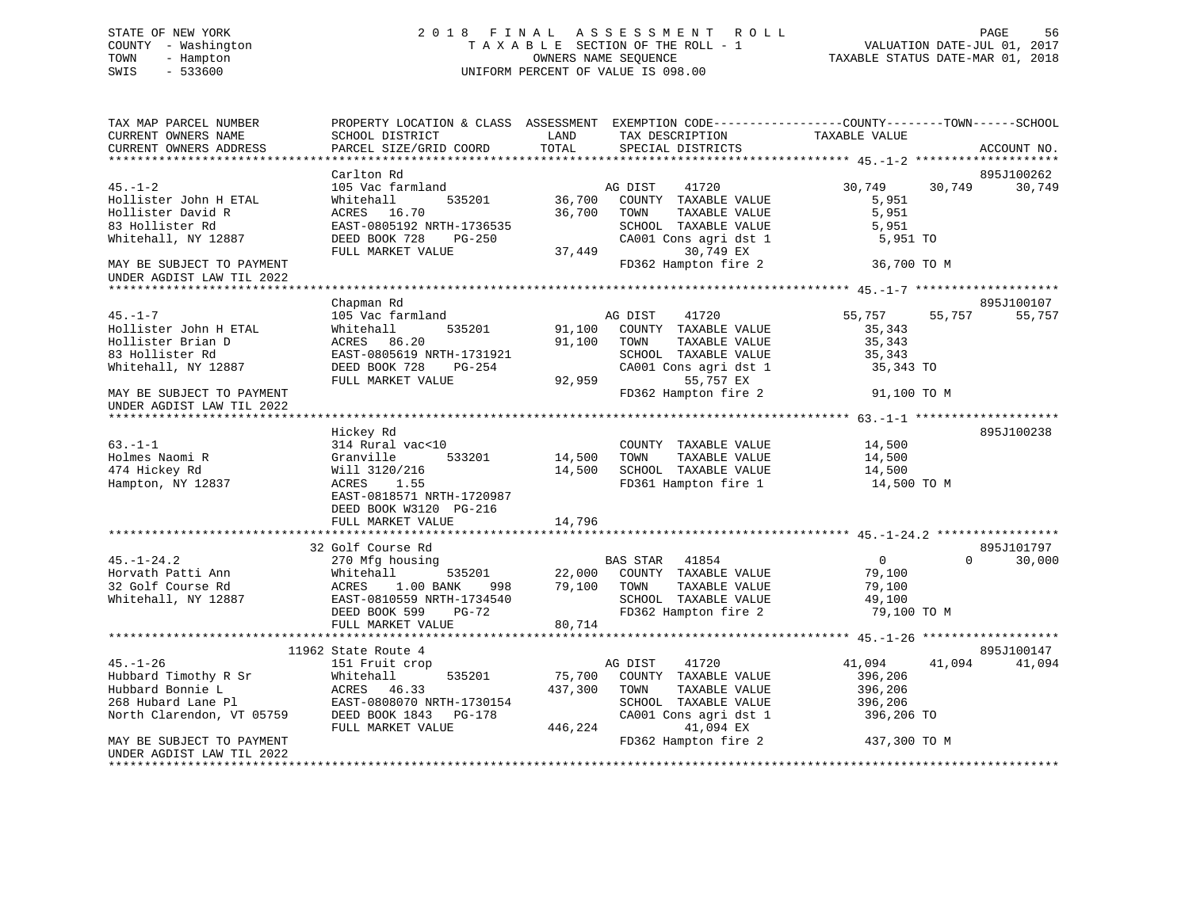STATE OF NEW YORK
COUNTY - Washington
TOWN - Hampton
SWIS - 533600

2018 FINAL ASSESSMENT ROLL
TAXABLE SECTION OF THE ROLL - 1
OWNERS NAME SEQUENCE
UNIFORM PERCENT OF VALUE IS 098.00

VALUATION DATE-JUL 01, 2017
TAXABLE STATUS DATE-MAR 01, 2018

```
TAX MAP PARCEL NUMBER        PROPERTY LOCATION & CLASS  ASSESSMENT  EXEMPTION CODE-----------------COUNTY--------TOWN------SCHOOL
CURRENT OWNERS NAME          SCHOOL DISTRICT               LAND      TAX DESCRIPTION             TAXABLE VALUE
CURRENT OWNERS ADDRESS       PARCEL SIZE/GRID COORD        TOTAL     SPECIAL DISTRICTS                                       ACCOUNT NO.
******************************************************************************************************* 45.-1-2 ********************
                             Carlton Rd                                                                                      895J100262
45.-1-2                      105 Vac farmland                        AG DIST    41720              30,749      30,749      30,749
Hollister John H ETAL        Whitehall        535201       36,700    COUNTY  TAXABLE VALUE           5,951
Hollister David R            ACRES   16.70                 36,700    TOWN    TAXABLE VALUE           5,951
83 Hollister Rd              EAST-0805192 NRTH-1736535               SCHOOL  TAXABLE VALUE           5,951
Whitehall, NY 12887          DEED BOOK 728    PG-250                 CA001 Cons agri dst 1           5,951 TO
                             FULL MARKET VALUE             37,449            30,749 EX
MAY BE SUBJECT TO PAYMENT                                            FD362 Hampton fire 2           36,700 TO M
UNDER AGDIST LAW TIL 2022
******************************************************************************************************* 45.-1-7 ********************
                             Chapman Rd                                                                                      895J100107
45.-1-7                      105 Vac farmland                        AG DIST    41720              55,757      55,757      55,757
Hollister John H ETAL        Whitehall        535201       91,100    COUNTY  TAXABLE VALUE          35,343
Hollister Brian D            ACRES   86.20                 91,100    TOWN    TAXABLE VALUE          35,343
83 Hollister Rd              EAST-0805619 NRTH-1731921               SCHOOL  TAXABLE VALUE          35,343
Whitehall, NY 12887          DEED BOOK 728    PG-254                 CA001 Cons agri dst 1          35,343 TO
                             FULL MARKET VALUE             92,959            55,757 EX
MAY BE SUBJECT TO PAYMENT                                            FD362 Hampton fire 2           91,100 TO M
UNDER AGDIST LAW TIL 2022
******************************************************************************************************* 63.-1-1 ********************
                             Hickey Rd                                                                                       895J100238
63.-1-1                      314 Rural vac<10                        COUNTY  TAXABLE VALUE          14,500
Holmes Naomi R               Granville        533201       14,500    TOWN    TAXABLE VALUE          14,500
474 Hickey Rd                Will 3120/216                 14,500    SCHOOL  TAXABLE VALUE          14,500
Hampton, NY 12837            ACRES    1.55                           FD361 Hampton fire 1           14,500 TO M
                             EAST-0818571 NRTH-1720987
                             DEED BOOK W3120 PG-216
                             FULL MARKET VALUE             14,796
******************************************************************************************************* 45.-1-24.2 *****************
                          32 Golf Course Rd                                                                                  895J101797
45.-1-24.2                   270 Mfg housing                         BAS STAR   41854                   0           0      30,000
Horvath Patti Ann            Whitehall        535201       22,000    COUNTY  TAXABLE VALUE          79,100
32 Golf Course Rd            ACRES    1.00 BANK     998    79,100    TOWN    TAXABLE VALUE          79,100
Whitehall, NY 12887          EAST-0810559 NRTH-1734540               SCHOOL  TAXABLE VALUE          49,100
                             DEED BOOK 599    PG-72                  FD362 Hampton fire 2           79,100 TO M
                             FULL MARKET VALUE             80,714
******************************************************************************************************* 45.-1-26 *******************
                       11962 State Route 4                                                                                   895J100147
45.-1-26                     151 Fruit crop                          AG DIST    41720              41,094      41,094      41,094
Hubbard Timothy R Sr         Whitehall        535201       75,700    COUNTY  TAXABLE VALUE         396,206
Hubbard Bonnie L             ACRES   46.33                437,300    TOWN    TAXABLE VALUE         396,206
268 Hubard Lane Pl           EAST-0808070 NRTH-1730154               SCHOOL  TAXABLE VALUE         396,206
North Clarendon, VT 05759    DEED BOOK 1843   PG-178                 CA001 Cons agri dst 1         396,206 TO
                             FULL MARKET VALUE            446,224            41,094 EX
MAY BE SUBJECT TO PAYMENT                                            FD362 Hampton fire 2          437,300 TO M
UNDER AGDIST LAW TIL 2022
************************************************************************************************************************************
```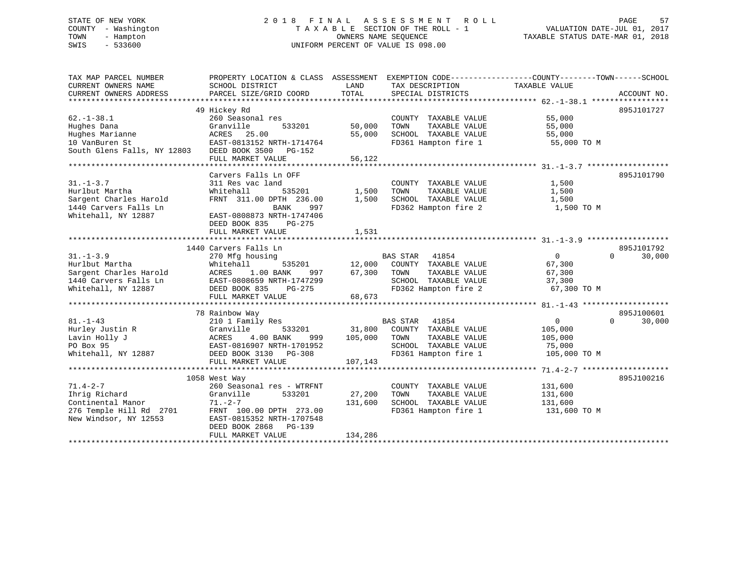STATE OF NEW YORK
COUNTY - Washington
TOWN - Hampton
SWIS - 533600

# 2018 FINAL ASSESSMENT ROLL
TAXABLE SECTION OF THE ROLL - 1
OWNERS NAME SEQUENCE
UNIFORM PERCENT OF VALUE IS 098.00

VALUATION DATE-JUL 01, 2017
TAXABLE STATUS DATE-MAR 01, 2018

```
TAX MAP PARCEL NUMBER          PROPERTY LOCATION & CLASS  ASSESSMENT  EXEMPTION CODE-----------------COUNTY--------TOWN------SCHOOL
CURRENT OWNERS NAME            SCHOOL DISTRICT              LAND      TAX DESCRIPTION            TAXABLE VALUE
CURRENT OWNERS ADDRESS         PARCEL SIZE/GRID COORD       TOTAL     SPECIAL DISTRICTS                                  ACCOUNT NO.
*********************************************************************************************** 62.-1-38.1 *****************
                               49 Hickey Rd                                                                               895J101727
62.-1-38.1                     260 Seasonal res                       COUNTY  TAXABLE VALUE          55,000
Hughes Dana                    Granville      533201       50,000     TOWN    TAXABLE VALUE          55,000
Hughes Marianne                ACRES  25.00                55,000     SCHOOL  TAXABLE VALUE          55,000
10 VanBuren St                 EAST-0813152 NRTH-1714764              FD361 Hampton fire 1            55,000 TO M
South Glens Falls, NY 12803    DEED BOOK 3500   PG-152
                               FULL MARKET VALUE           56,122
*********************************************************************************************** 31.-1-3.7 ******************
                               Carvers Falls Ln OFF                                                                       895J101790
31.-1-3.7                      311 Res vac land                       COUNTY  TAXABLE VALUE           1,500
Hurlbut Martha                 Whitehall      535201        1,500     TOWN    TAXABLE VALUE           1,500
Sargent Charles Harold         FRNT 311.00 DPTH 236.00      1,500     SCHOOL  TAXABLE VALUE           1,500
1440 Carvers Falls Ln                     BANK     997                FD362 Hampton fire 2             1,500 TO M
Whitehall, NY 12887            EAST-0808873 NRTH-1747406
                               DEED BOOK 835    PG-275
                               FULL MARKET VALUE            1,531
*********************************************************************************************** 31.-1-3.9 ******************
                               1440 Carvers Falls Ln                                                                      895J101792
31.-1-3.9                      270 Mfg housing                        BAS STAR   41854                   0           0     30,000
Hurlbut Martha                 Whitehall      535201       12,000     COUNTY  TAXABLE VALUE          67,300
Sargent Charles Harold         ACRES    1.00 BANK    997   67,300     TOWN    TAXABLE VALUE          67,300
1440 Carvers Falls Ln          EAST-0808659 NRTH-1747299              SCHOOL  TAXABLE VALUE          37,300
Whitehall, NY 12887            DEED BOOK 835    PG-275                FD362 Hampton fire 2            67,300 TO M
                               FULL MARKET VALUE           68,673
*********************************************************************************************** 81.-1-43 *******************
                               78 Rainbow Way                                                                             895J100601
81.-1-43                       210 1 Family Res                       BAS STAR   41854                   0           0     30,000
Hurley Justin R                Granville      533201       31,800     COUNTY  TAXABLE VALUE         105,000
Lavin Holly J                  ACRES    4.00 BANK    999  105,000     TOWN    TAXABLE VALUE         105,000
PO Box 95                      EAST-0816907 NRTH-1701952              SCHOOL  TAXABLE VALUE          75,000
Whitehall, NY 12887            DEED BOOK 3130   PG-308                FD361 Hampton fire 1           105,000 TO M
                               FULL MARKET VALUE          107,143
*********************************************************************************************** 71.4-2-7 *******************
                               1058 West Way                                                                              895J100216
71.4-2-7                       260 Seasonal res - WTRFNT              COUNTY  TAXABLE VALUE         131,600
Ihrig Richard                  Granville      533201       27,200     TOWN    TAXABLE VALUE         131,600
Continental Manor              71.-2-7                    131,600     SCHOOL  TAXABLE VALUE         131,600
276 Temple Hill Rd  2701       FRNT 100.00 DPTH 273.00                FD361 Hampton fire 1           131,600 TO M
New Windsor, NY 12553          EAST-0815352 NRTH-1707548
                               DEED BOOK 2868   PG-139
                               FULL MARKET VALUE          134,286
******************************************************************************************************************************
```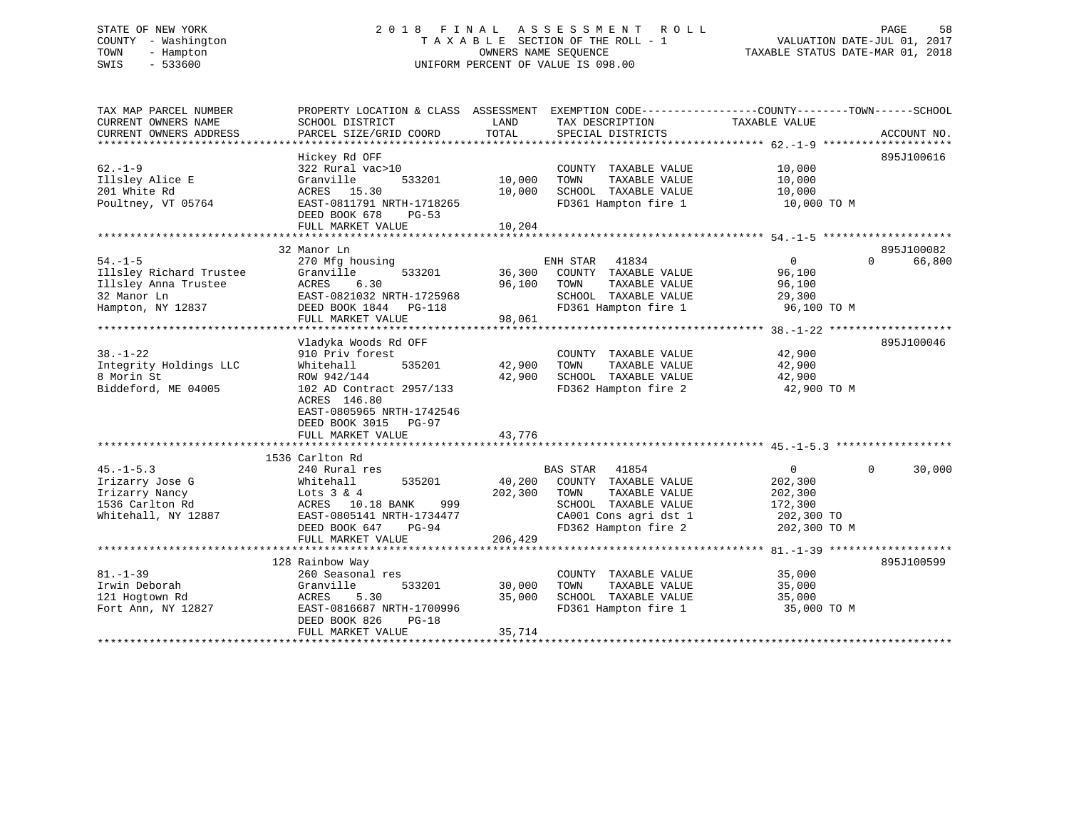STATE OF NEW YORK
COUNTY - Washington
TOWN - Hampton
SWIS - 533600

2018 FINAL ASSESSMENT ROLL
TAXABLE SECTION OF THE ROLL - 1
OWNERS NAME SEQUENCE
UNIFORM PERCENT OF VALUE IS 098.00

VALUATION DATE-JUL 01, 2017
TAXABLE STATUS DATE-MAR 01, 2018

```
TAX MAP PARCEL NUMBER          PROPERTY LOCATION & CLASS  ASSESSMENT  EXEMPTION CODE-----------------COUNTY--------TOWN------SCHOOL
CURRENT OWNERS NAME            SCHOOL DISTRICT               LAND      TAX DESCRIPTION            TAXABLE VALUE
CURRENT OWNERS ADDRESS         PARCEL SIZE/GRID COORD        TOTAL     SPECIAL DISTRICTS                                 ACCOUNT NO.
******************************************************************************************************* 62.-1-9 ********************
                               Hickey Rd OFF                                                                          895J100616
62.-1-9                        322 Rural vac>10                        COUNTY  TAXABLE VALUE          10,000
Illsley Alice E                Granville        533201       10,000    TOWN    TAXABLE VALUE          10,000
201 White Rd                   ACRES   15.30                 10,000    SCHOOL  TAXABLE VALUE          10,000
Poultney, VT 05764             EAST-0811791 NRTH-1718265               FD361 Hampton fire 1            10,000 TO M
                               DEED BOOK 678    PG-53
                               FULL MARKET VALUE             10,204
******************************************************************************************************* 54.-1-5 ********************
                               32 Manor Ln                                                                            895J100082
54.-1-5                        270 Mfg housing                         ENH STAR   41834                 0             0      66,800
Illsley Richard Trustee        Granville        533201       36,300    COUNTY  TAXABLE VALUE          96,100
Illsley Anna Trustee           ACRES    6.30                 96,100    TOWN    TAXABLE VALUE          96,100
32 Manor Ln                    EAST-0821032 NRTH-1725968               SCHOOL  TAXABLE VALUE          29,300
Hampton, NY 12837              DEED BOOK 1844   PG-118                 FD361 Hampton fire 1            96,100 TO M
                               FULL MARKET VALUE             98,061
******************************************************************************************************* 38.-1-22 *******************
                               Vladyka Woods Rd OFF                                                                   895J100046
38.-1-22                       910 Priv forest                         COUNTY  TAXABLE VALUE          42,900
Integrity Holdings LLC         Whitehall        535201       42,900    TOWN    TAXABLE VALUE          42,900
8 Morin St                     ROW 942/144                   42,900    SCHOOL  TAXABLE VALUE          42,900
Biddeford, ME 04005            102 AD Contract 2957/133                FD362 Hampton fire 2            42,900 TO M
                               ACRES  146.80
                               EAST-0805965 NRTH-1742546
                               DEED BOOK 3015   PG-97
                               FULL MARKET VALUE             43,776
******************************************************************************************************* 45.-1-5.3 ******************
                               1536 Carlton Rd
45.-1-5.3                      240 Rural res                           BAS STAR   41854                 0             0      30,000
Irizarry Jose G                Whitehall        535201       40,200    COUNTY  TAXABLE VALUE         202,300
Irizarry Nancy                 Lots 3 & 4                   202,300    TOWN    TAXABLE VALUE         202,300
1536 Carlton Rd                ACRES   10.18 BANK    999               SCHOOL  TAXABLE VALUE         172,300
Whitehall, NY 12887            EAST-0805141 NRTH-1734477               CA001 Cons agri dst 1          202,300 TO
                               DEED BOOK 647    PG-94                  FD362 Hampton fire 2           202,300 TO M
                               FULL MARKET VALUE            206,429
******************************************************************************************************* 81.-1-39 *******************
                               128 Rainbow Way                                                                        895J100599
81.-1-39                       260 Seasonal res                        COUNTY  TAXABLE VALUE          35,000
Irwin Deborah                  Granville        533201       30,000    TOWN    TAXABLE VALUE          35,000
121 Hogtown Rd                 ACRES    5.30                 35,000    SCHOOL  TAXABLE VALUE          35,000
Fort Ann, NY 12827             EAST-0816687 NRTH-1700996               FD361 Hampton fire 1            35,000 TO M
                               DEED BOOK 826    PG-18
                               FULL MARKET VALUE             35,714
************************************************************************************************************************************
```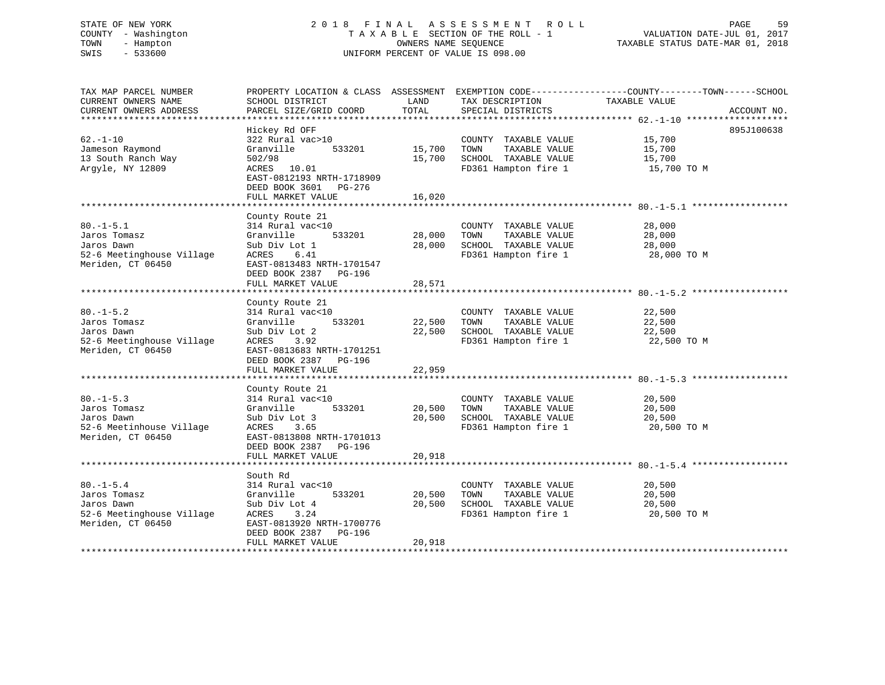STATE OF NEW YORK
COUNTY - Washington
TOWN - Hampton
SWIS - 533600

# 2018 FINAL ASSESSMENT ROLL

TAXABLE SECTION OF THE ROLL - 1
OWNERS NAME SEQUENCE
UNIFORM PERCENT OF VALUE IS 098.00

VALUATION DATE-JUL 01, 2017
TAXABLE STATUS DATE-MAR 01, 2018

| TAX MAP PARCEL NUMBER / CURRENT OWNERS NAME / CURRENT OWNERS ADDRESS | PROPERTY LOCATION & CLASS / SCHOOL DISTRICT / PARCEL SIZE/GRID COORD | ASSESSMENT LAND | TOTAL | EXEMPTION CODE / TAX DESCRIPTION / SPECIAL DISTRICTS | TAXABLE VALUE | ACCOUNT NO. |
|---|---|---|---|---|---|---|
| 62.-1-10 | Hickey Rd OFF | | | | | 895J100638 |
| 62.-1-10 | 322 Rural vac>10 | | | COUNTY TAXABLE VALUE | 15,700 | |
| Jameson Raymond | Granville 533201 | 15,700 | | TOWN TAXABLE VALUE | 15,700 | |
| 13 South Ranch Way | 502/98 | | 15,700 | SCHOOL TAXABLE VALUE | 15,700 | |
| Argyle, NY 12809 | ACRES 10.01 | | | FD361 Hampton fire 1 | 15,700 TO M | |
| | EAST-0812193 NRTH-1718909 | | | | | |
| | DEED BOOK 3601 PG-276 | | | | | |
| | FULL MARKET VALUE | | 16,020 | | | |
| 80.-1-5.1 | County Route 21 | | | | | |
| 80.-1-5.1 | 314 Rural vac<10 | | | COUNTY TAXABLE VALUE | 28,000 | |
| Jaros Tomasz | Granville 533201 | 28,000 | | TOWN TAXABLE VALUE | 28,000 | |
| Jaros Dawn | Sub Div Lot 1 | | 28,000 | SCHOOL TAXABLE VALUE | 28,000 | |
| 52-6 Meetinghouse Village | ACRES 6.41 | | | FD361 Hampton fire 1 | 28,000 TO M | |
| Meriden, CT 06450 | EAST-0813483 NRTH-1701547 | | | | | |
| | DEED BOOK 2387 PG-196 | | | | | |
| | FULL MARKET VALUE | | 28,571 | | | |
| 80.-1-5.2 | County Route 21 | | | | | |
| 80.-1-5.2 | 314 Rural vac<10 | | | COUNTY TAXABLE VALUE | 22,500 | |
| Jaros Tomasz | Granville 533201 | 22,500 | | TOWN TAXABLE VALUE | 22,500 | |
| Jaros Dawn | Sub Div Lot 2 | | 22,500 | SCHOOL TAXABLE VALUE | 22,500 | |
| 52-6 Meetinghouse Village | ACRES 3.92 | | | FD361 Hampton fire 1 | 22,500 TO M | |
| Meriden, CT 06450 | EAST-0813683 NRTH-1701251 | | | | | |
| | DEED BOOK 2387 PG-196 | | | | | |
| | FULL MARKET VALUE | | 22,959 | | | |
| 80.-1-5.3 | County Route 21 | | | | | |
| 80.-1-5.3 | 314 Rural vac<10 | | | COUNTY TAXABLE VALUE | 20,500 | |
| Jaros Tomasz | Granville 533201 | 20,500 | | TOWN TAXABLE VALUE | 20,500 | |
| Jaros Dawn | Sub Div Lot 3 | | 20,500 | SCHOOL TAXABLE VALUE | 20,500 | |
| 52-6 Meetinhouse Village | ACRES 3.65 | | | FD361 Hampton fire 1 | 20,500 TO M | |
| Meriden, CT 06450 | EAST-0813808 NRTH-1701013 | | | | | |
| | DEED BOOK 2387 PG-196 | | | | | |
| | FULL MARKET VALUE | | 20,918 | | | |
| 80.-1-5.4 | South Rd | | | | | |
| 80.-1-5.4 | 314 Rural vac<10 | | | COUNTY TAXABLE VALUE | 20,500 | |
| Jaros Tomasz | Granville 533201 | 20,500 | | TOWN TAXABLE VALUE | 20,500 | |
| Jaros Dawn | Sub Div Lot 4 | | 20,500 | SCHOOL TAXABLE VALUE | 20,500 | |
| 52-6 Meetinghouse Village | ACRES 3.24 | | | FD361 Hampton fire 1 | 20,500 TO M | |
| Meriden, CT 06450 | EAST-0813920 NRTH-1700776 | | | | | |
| | DEED BOOK 2387 PG-196 | | | | | |
| | FULL MARKET VALUE | | 20,918 | | | |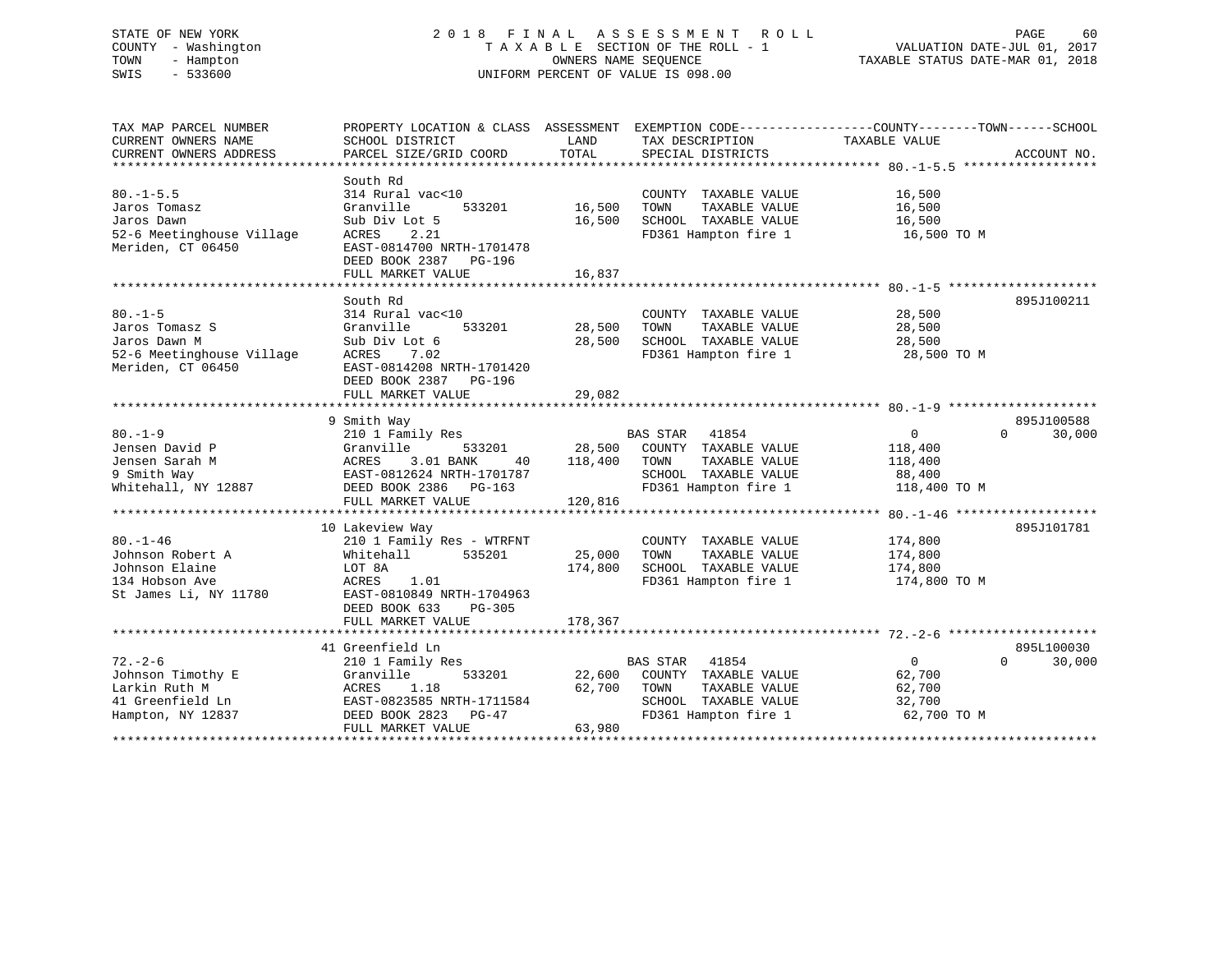STATE OF NEW YORK
COUNTY - Washington
TOWN - Hampton
SWIS - 533600

2018 FINAL ASSESSMENT ROLL
TAXABLE SECTION OF THE ROLL - 1
OWNERS NAME SEQUENCE
UNIFORM PERCENT OF VALUE IS 098.00

VALUATION DATE-JUL 01, 2017
TAXABLE STATUS DATE-MAR 01, 2018

| TAX MAP PARCEL NUMBER / CURRENT OWNERS NAME / CURRENT OWNERS ADDRESS | PROPERTY LOCATION & CLASS / SCHOOL DISTRICT / PARCEL SIZE/GRID COORD | ASSESSMENT LAND | TOTAL | EXEMPTION CODE / TAX DESCRIPTION / SPECIAL DISTRICTS | COUNTY TAXABLE VALUE | TOWN | SCHOOL | ACCOUNT NO. |
|---|---|---|---|---|---|---|---|---|
| **80.-1-5.5** | South Rd | | | | | | | |
| 80.-1-5.5 | 314 Rural vac<10 | | | COUNTY TAXABLE VALUE | 16,500 | | | |
| Jaros Tomasz | Granville 533201 | 16,500 | | TOWN TAXABLE VALUE | 16,500 | | | |
| Jaros Dawn | Sub Div Lot 5 | | 16,500 | SCHOOL TAXABLE VALUE | 16,500 | | | |
| 52-6 Meetinghouse Village | ACRES 2.21 | | | FD361 Hampton fire 1 | 16,500 TO M | | | |
| Meriden, CT 06450 | EAST-0814700 NRTH-1701478 | | | | | | | |
| | DEED BOOK 2387 PG-196 | | | | | | | |
| | FULL MARKET VALUE | | 16,837 | | | | | |
| **80.-1-5** | South Rd | | | | | | | 895J100211 |
| 80.-1-5 | 314 Rural vac<10 | | | COUNTY TAXABLE VALUE | 28,500 | | | |
| Jaros Tomasz S | Granville 533201 | 28,500 | | TOWN TAXABLE VALUE | 28,500 | | | |
| Jaros Dawn M | Sub Div Lot 6 | | 28,500 | SCHOOL TAXABLE VALUE | 28,500 | | | |
| 52-6 Meetinghouse Village | ACRES 7.02 | | | FD361 Hampton fire 1 | 28,500 TO M | | | |
| Meriden, CT 06450 | EAST-0814208 NRTH-1701420 | | | | | | | |
| | DEED BOOK 2387 PG-196 | | | | | | | |
| | FULL MARKET VALUE | | 29,082 | | | | | |
| **80.-1-9** | 9 Smith Way | | | | | | | 895J100588 |
| 80.-1-9 | 210 1 Family Res | | | BAS STAR 41854 | 0 | 0 | 30,000 | |
| Jensen David P | Granville 533201 | 28,500 | | COUNTY TAXABLE VALUE | 118,400 | | | |
| Jensen Sarah M | ACRES 3.01 BANK 40 | | 118,400 | TOWN TAXABLE VALUE | 118,400 | | | |
| 9 Smith Way | EAST-0812624 NRTH-1701787 | | | SCHOOL TAXABLE VALUE | 88,400 | | | |
| Whitehall, NY 12887 | DEED BOOK 2386 PG-163 | | | FD361 Hampton fire 1 | 118,400 TO M | | | |
| | FULL MARKET VALUE | | 120,816 | | | | | |
| **80.-1-46** | 10 Lakeview Way | | | | | | | 895J101781 |
| 80.-1-46 | 210 1 Family Res - WTRFNT | | | COUNTY TAXABLE VALUE | 174,800 | | | |
| Johnson Robert A | Whitehall 535201 | 25,000 | | TOWN TAXABLE VALUE | 174,800 | | | |
| Johnson Elaine | LOT 8A | | 174,800 | SCHOOL TAXABLE VALUE | 174,800 | | | |
| 134 Hobson Ave | ACRES 1.01 | | | FD361 Hampton fire 1 | 174,800 TO M | | | |
| St James Li, NY 11780 | EAST-0810849 NRTH-1704963 | | | | | | | |
| | DEED BOOK 633 PG-305 | | | | | | | |
| | FULL MARKET VALUE | | 178,367 | | | | | |
| **72.-2-6** | 41 Greenfield Ln | | | | | | | 895L100030 |
| 72.-2-6 | 210 1 Family Res | | | BAS STAR 41854 | 0 | 0 | 30,000 | |
| Johnson Timothy E | Granville 533201 | 22,600 | | COUNTY TAXABLE VALUE | 62,700 | | | |
| Larkin Ruth M | ACRES 1.18 | | 62,700 | TOWN TAXABLE VALUE | 62,700 | | | |
| 41 Greenfield Ln | EAST-0823585 NRTH-1711584 | | | SCHOOL TAXABLE VALUE | 32,700 | | | |
| Hampton, NY 12837 | DEED BOOK 2823 PG-47 | | | FD361 Hampton fire 1 | 62,700 TO M | | | |
| | FULL MARKET VALUE | | 63,980 | | | | | |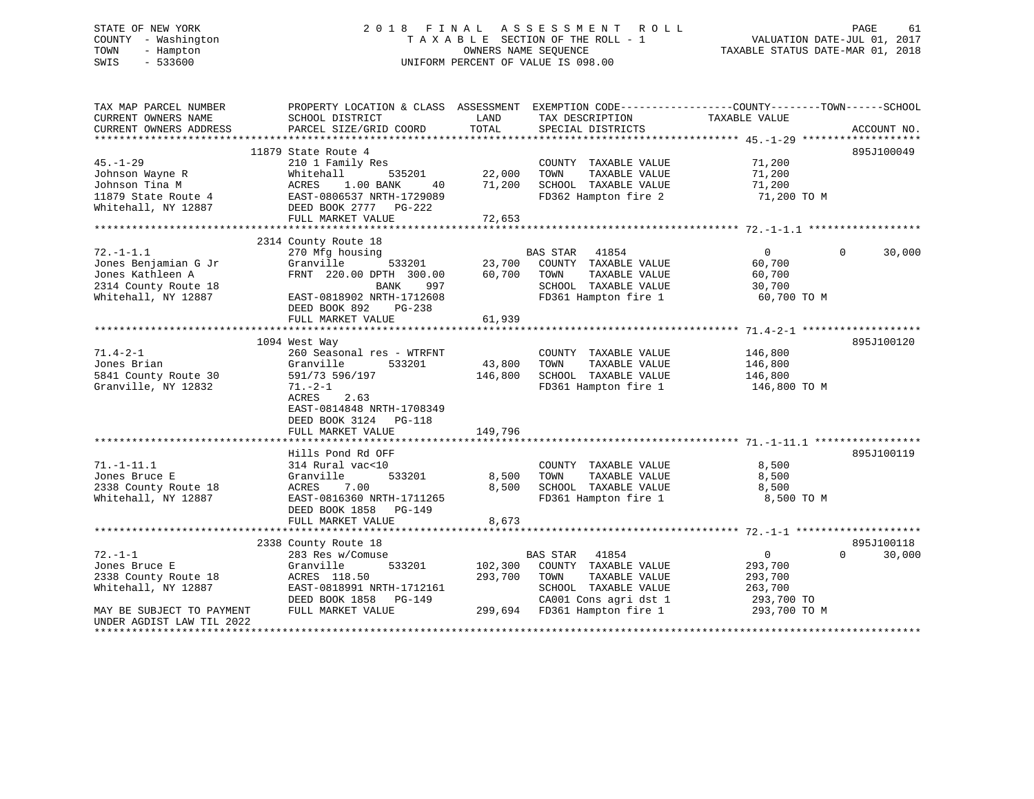STATE OF NEW YORK
COUNTY - Washington
TOWN - Hampton
SWIS - 533600

2018 FINAL ASSESSMENT ROLL
TAXABLE SECTION OF THE ROLL - 1
OWNERS NAME SEQUENCE
UNIFORM PERCENT OF VALUE IS 098.00

VALUATION DATE-JUL 01, 2017
TAXABLE STATUS DATE-MAR 01, 2018

```
TAX MAP PARCEL NUMBER          PROPERTY LOCATION & CLASS  ASSESSMENT  EXEMPTION CODE------------------COUNTY--------TOWN------SCHOOL
CURRENT OWNERS NAME            SCHOOL DISTRICT               LAND      TAX DESCRIPTION             TAXABLE VALUE
CURRENT OWNERS ADDRESS         PARCEL SIZE/GRID COORD        TOTAL     SPECIAL DISTRICTS                                    ACCOUNT NO.
****************************************************************************************************** 45.-1-29 *******************
                               11879 State Route 4                                                                         895J100049
45.-1-29                       210 1 Family Res                        COUNTY  TAXABLE VALUE          71,200
Johnson Wayne R                Whitehall       535201      22,000      TOWN    TAXABLE VALUE          71,200
Johnson Tina M                 ACRES    1.00 BANK     40   71,200      SCHOOL  TAXABLE VALUE          71,200
11879 State Route 4            EAST-0806537 NRTH-1729089               FD362 Hampton fire 2            71,200 TO M
Whitehall, NY 12887            DEED BOOK 2777   PG-222
                               FULL MARKET VALUE           72,653
****************************************************************************************************** 72.-1-1.1 ******************
                               2314 County Route 18
72.-1-1.1                      270 Mfg housing                         BAS STAR   41854                    0           0      30,000
Jones Benjamian G Jr           Granville       533201      23,700      COUNTY  TAXABLE VALUE          60,700
Jones Kathleen A               FRNT  220.00 DPTH  300.00   60,700      TOWN    TAXABLE VALUE          60,700
2314 County Route 18                          BANK    997              SCHOOL  TAXABLE VALUE          30,700
Whitehall, NY 12887            EAST-0818902 NRTH-1712608               FD361 Hampton fire 1            60,700 TO M
                               DEED BOOK 892    PG-238
                               FULL MARKET VALUE           61,939
****************************************************************************************************** 71.4-2-1 *******************
                               1094 West Way                                                                               895J100120
71.4-2-1                       260 Seasonal res - WTRFNT               COUNTY  TAXABLE VALUE         146,800
Jones Brian                    Granville       533201      43,800      TOWN    TAXABLE VALUE         146,800
5841 County Route 30           591/73 596/197             146,800      SCHOOL  TAXABLE VALUE         146,800
Granville, NY 12832            71.-2-1                                 FD361 Hampton fire 1           146,800 TO M
                               ACRES    2.63
                               EAST-0814848 NRTH-1708349
                               DEED BOOK 3124   PG-118
                               FULL MARKET VALUE          149,796
****************************************************************************************************** 71.-1-11.1 *****************
                               Hills Pond Rd OFF                                                                           895J100119
71.-1-11.1                     314 Rural vac<10                        COUNTY  TAXABLE VALUE           8,500
Jones Bruce E                  Granville       533201       8,500      TOWN    TAXABLE VALUE           8,500
2338 County Route 18           ACRES    7.00                8,500      SCHOOL  TAXABLE VALUE           8,500
Whitehall, NY 12887            EAST-0816360 NRTH-1711265               FD361 Hampton fire 1             8,500 TO M
                               DEED BOOK 1858   PG-149
                               FULL MARKET VALUE            8,673
****************************************************************************************************** 72.-1-1 ********************
                               2338 County Route 18                                                                        895J100118
72.-1-1                        283 Res w/Comuse                        BAS STAR   41854                    0           0      30,000
Jones Bruce E                  Granville       533201     102,300      COUNTY  TAXABLE VALUE         293,700
2338 County Route 18           ACRES  118.50              293,700      TOWN    TAXABLE VALUE         293,700
Whitehall, NY 12887            EAST-0818991 NRTH-1712161               SCHOOL  TAXABLE VALUE         263,700
                               DEED BOOK 1858   PG-149                 CA001 Cons agri dst 1          293,700 TO
MAY BE SUBJECT TO PAYMENT      FULL MARKET VALUE          299,694      FD361 Hampton fire 1           293,700 TO M
UNDER AGDIST LAW TIL 2022
************************************************************************************************************************************
```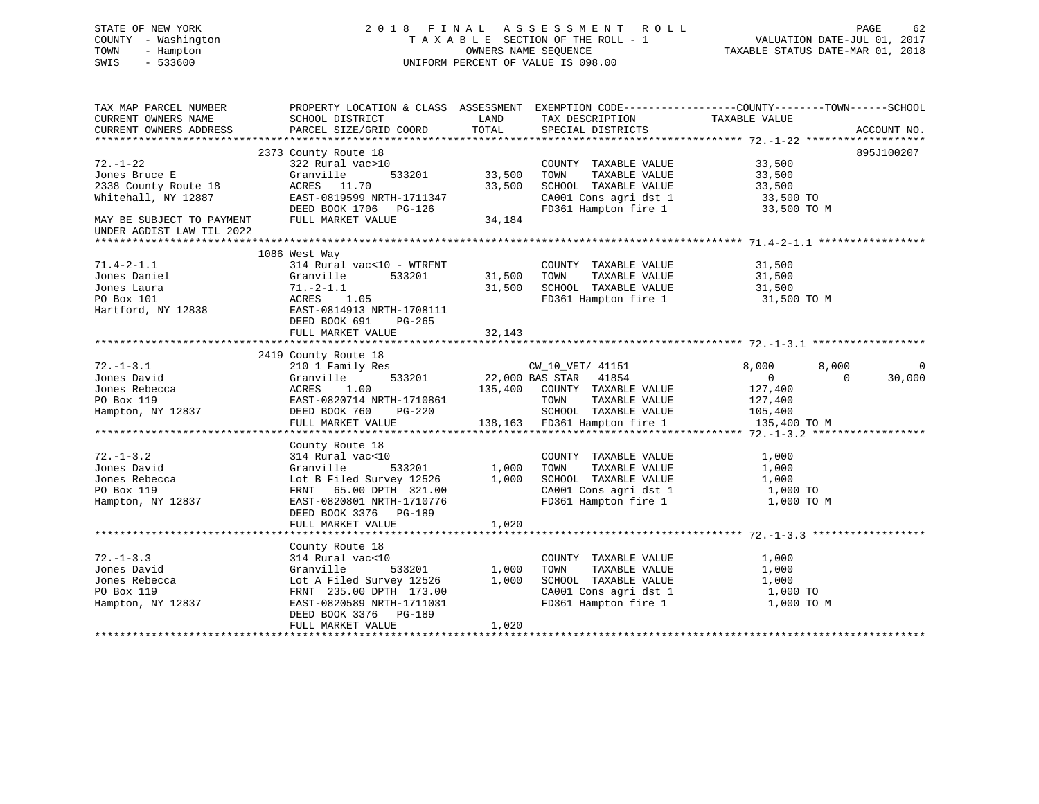STATE OF NEW YORK
COUNTY - Washington
TOWN - Hampton
SWIS - 533600

2 0 1 8 F I N A L A S S E S S M E N T R O L L
T A X A B L E SECTION OF THE ROLL - 1
OWNERS NAME SEQUENCE
UNIFORM PERCENT OF VALUE IS 098.00

VALUATION DATE-JUL 01, 2017
TAXABLE STATUS DATE-MAR 01, 2018

```
TAX MAP PARCEL NUMBER          PROPERTY LOCATION & CLASS  ASSESSMENT  EXEMPTION CODE------------------COUNTY--------TOWN------SCHOOL
CURRENT OWNERS NAME            SCHOOL DISTRICT               LAND      TAX DESCRIPTION             TAXABLE VALUE
CURRENT OWNERS ADDRESS         PARCEL SIZE/GRID COORD        TOTAL     SPECIAL DISTRICTS                                     ACCOUNT NO.
******************************************************************************************************* 72.-1-22 *******************
                               2373 County Route 18                                                                          895J100207
72.-1-22                       322 Rural vac>10                          COUNTY  TAXABLE VALUE             33,500
Jones Bruce E                  Granville       533201       33,500       TOWN    TAXABLE VALUE             33,500
2338 County Route 18           ACRES   11.70                33,500       SCHOOL  TAXABLE VALUE             33,500
Whitehall, NY 12887            EAST-0819599 NRTH-1711347                 CA001 Cons agri dst 1              33,500 TO
                               DEED BOOK 1706   PG-126                   FD361 Hampton fire 1               33,500 TO M
MAY BE SUBJECT TO PAYMENT      FULL MARKET VALUE            34,184
UNDER AGDIST LAW TIL 2022
******************************************************************************************************* 71.4-2-1.1 *****************
                               1086 West Way
71.4-2-1.1                     314 Rural vac<10 - WTRFNT                 COUNTY  TAXABLE VALUE             31,500
Jones Daniel                   Granville       533201       31,500       TOWN    TAXABLE VALUE             31,500
Jones Laura                    71.-2-1.1                    31,500       SCHOOL  TAXABLE VALUE             31,500
PO Box 101                     ACRES    1.05                             FD361 Hampton fire 1               31,500 TO M
Hartford, NY 12838             EAST-0814913 NRTH-1708111
                               DEED BOOK 691    PG-265
                               FULL MARKET VALUE            32,143
******************************************************************************************************* 72.-1-3.1 ******************
                               2419 County Route 18
72.-1-3.1                      210 1 Family Res                   CW_10_VET/ 41151                8,000       8,000             0
Jones David                    Granville       533201       22,000 BAS STAR   41854                   0           0        30,000
Jones Rebecca                  ACRES    1.00               135,400   COUNTY  TAXABLE VALUE            127,400
PO Box 119                     EAST-0820714 NRTH-1710861             TOWN    TAXABLE VALUE            127,400
Hampton, NY 12837              DEED BOOK 760    PG-220               SCHOOL  TAXABLE VALUE            105,400
                               FULL MARKET VALUE           138,163   FD361 Hampton fire 1             135,400 TO M
******************************************************************************************************* 72.-1-3.2 ******************
                               County Route 18
72.-1-3.2                      314 Rural vac<10                          COUNTY  TAXABLE VALUE              1,000
Jones David                    Granville       533201        1,000       TOWN    TAXABLE VALUE              1,000
Jones Rebecca                  Lot B Filed Survey 12526      1,000       SCHOOL  TAXABLE VALUE              1,000
PO Box 119                     FRNT   65.00 DPTH 321.00                  CA001 Cons agri dst 1               1,000 TO
Hampton, NY 12837              EAST-0820801 NRTH-1710776                 FD361 Hampton fire 1                1,000 TO M
                               DEED BOOK 3376   PG-189
                               FULL MARKET VALUE             1,020
******************************************************************************************************* 72.-1-3.3 ******************
                               County Route 18
72.-1-3.3                      314 Rural vac<10                          COUNTY  TAXABLE VALUE              1,000
Jones David                    Granville       533201        1,000       TOWN    TAXABLE VALUE              1,000
Jones Rebecca                  Lot A Filed Survey 12526      1,000       SCHOOL  TAXABLE VALUE              1,000
PO Box 119                     FRNT  235.00 DPTH 173.00                  CA001 Cons agri dst 1               1,000 TO
Hampton, NY 12837              EAST-0820589 NRTH-1711031                 FD361 Hampton fire 1                1,000 TO M
                               DEED BOOK 3376   PG-189
                               FULL MARKET VALUE             1,020
************************************************************************************************************************************
```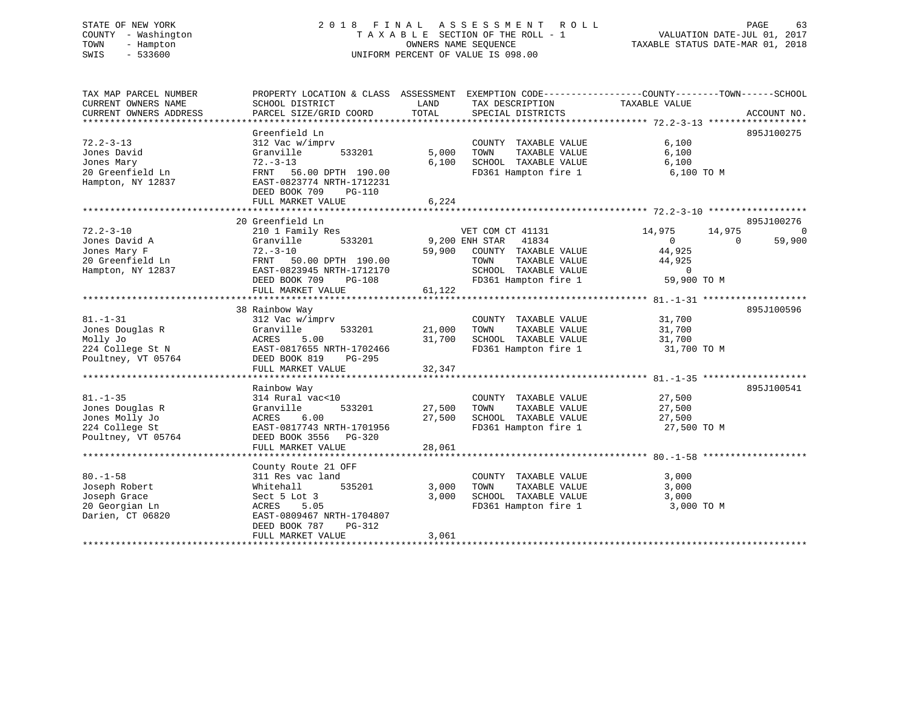STATE OF NEW YORK
COUNTY - Washington
TOWN - Hampton
SWIS - 533600

2 0 1 8  F I N A L  A S S E S S M E N T  R O L L
T A X A B L E SECTION OF THE ROLL - 1
OWNERS NAME SEQUENCE
UNIFORM PERCENT OF VALUE IS 098.00

VALUATION DATE-JUL 01, 2017
TAXABLE STATUS DATE-MAR 01, 2018

| TAX MAP PARCEL NUMBER / CURRENT OWNERS NAME / CURRENT OWNERS ADDRESS | PROPERTY LOCATION & CLASS / SCHOOL DISTRICT / PARCEL SIZE/GRID COORD | ASSESSMENT LAND / TOTAL | EXEMPTION CODE / TAX DESCRIPTION / SPECIAL DISTRICTS | COUNTY TAXABLE VALUE | TOWN | SCHOOL | ACCOUNT NO. |
|---|---|---|---|---|---|---|---|
| **72.2-3-13** | Greenfield Ln | | | | | | 895J100275 |
| 72.2-3-13 | 312 Vac w/imprv | | COUNTY TAXABLE VALUE | 6,100 | | | |
| Jones David | Granville 533201 | 5,000 | TOWN TAXABLE VALUE | 6,100 | | | |
| Jones Mary | 72.-3-13 | 6,100 | SCHOOL TAXABLE VALUE | 6,100 | | | |
| 20 Greenfield Ln | FRNT 56.00 DPTH 190.00 | | FD361 Hampton fire 1 | 6,100 TO M | | | |
| Hampton, NY 12837 | EAST-0823774 NRTH-1712231 | | | | | | |
| | DEED BOOK 709 PG-110 | | | | | | |
| | FULL MARKET VALUE | 6,224 | | | | | |
| **72.2-3-10** | 20 Greenfield Ln | | | | | | 895J100276 |
| 72.2-3-10 | 210 1 Family Res | | VET COM CT 41131 | 14,975 | 14,975 | 0 | |
| Jones David A | Granville 533201 | 9,200 | ENH STAR 41834 | 0 | 0 | 59,900 | |
| Jones Mary F | 72.-3-10 | 59,900 | COUNTY TAXABLE VALUE | 44,925 | | | |
| 20 Greenfield Ln | FRNT 50.00 DPTH 190.00 | | TOWN TAXABLE VALUE | 44,925 | | | |
| Hampton, NY 12837 | EAST-0823945 NRTH-1712170 | | SCHOOL TAXABLE VALUE | 0 | | | |
| | DEED BOOK 709 PG-108 | | FD361 Hampton fire 1 | 59,900 TO M | | | |
| | FULL MARKET VALUE | 61,122 | | | | | |
| **81.-1-31** | 38 Rainbow Way | | | | | | 895J100596 |
| 81.-1-31 | 312 Vac w/imprv | | COUNTY TAXABLE VALUE | 31,700 | | | |
| Jones Douglas R | Granville 533201 | 21,000 | TOWN TAXABLE VALUE | 31,700 | | | |
| Molly Jo | ACRES 5.00 | 31,700 | SCHOOL TAXABLE VALUE | 31,700 | | | |
| 224 College St N | EAST-0817655 NRTH-1702466 | | FD361 Hampton fire 1 | 31,700 TO M | | | |
| Poultney, VT 05764 | DEED BOOK 819 PG-295 | | | | | | |
| | FULL MARKET VALUE | 32,347 | | | | | |
| **81.-1-35** | Rainbow Way | | | | | | 895J100541 |
| 81.-1-35 | 314 Rural vac<10 | | COUNTY TAXABLE VALUE | 27,500 | | | |
| Jones Douglas R | Granville 533201 | 27,500 | TOWN TAXABLE VALUE | 27,500 | | | |
| Jones Molly Jo | ACRES 6.00 | 27,500 | SCHOOL TAXABLE VALUE | 27,500 | | | |
| 224 College St | EAST-0817743 NRTH-1701956 | | FD361 Hampton fire 1 | 27,500 TO M | | | |
| Poultney, VT 05764 | DEED BOOK 3556 PG-320 | | | | | | |
| | FULL MARKET VALUE | 28,061 | | | | | |
| **80.-1-58** | County Route 21 OFF | | | | | | |
| 80.-1-58 | 311 Res vac land | | COUNTY TAXABLE VALUE | 3,000 | | | |
| Joseph Robert | Whitehall 535201 | 3,000 | TOWN TAXABLE VALUE | 3,000 | | | |
| Joseph Grace | Sect 5 Lot 3 | 3,000 | SCHOOL TAXABLE VALUE | 3,000 | | | |
| 20 Georgian Ln | ACRES 5.05 | | FD361 Hampton fire 1 | 3,000 TO M | | | |
| Darien, CT 06820 | EAST-0809467 NRTH-1704807 | | | | | | |
| | DEED BOOK 787 PG-312 | | | | | | |
| | FULL MARKET VALUE | 3,061 | | | | | |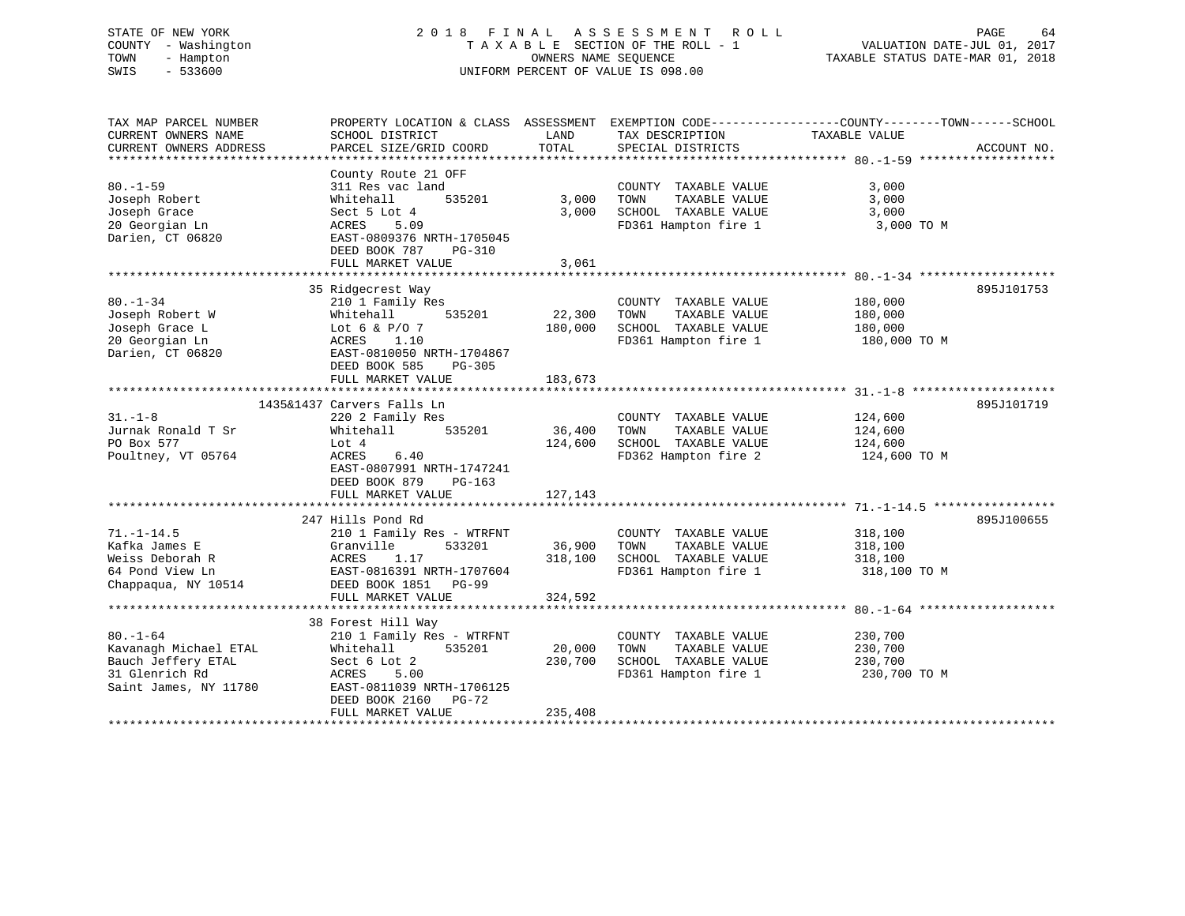STATE OF NEW YORK
COUNTY - Washington
TOWN - Hampton
SWIS - 533600

# 2018 FINAL ASSESSMENT ROLL

TAXABLE SECTION OF THE ROLL - 1
OWNERS NAME SEQUENCE
UNIFORM PERCENT OF VALUE IS 098.00

VALUATION DATE-JUL 01, 2017
TAXABLE STATUS DATE-MAR 01, 2018

| TAX MAP PARCEL NUMBER / CURRENT OWNERS NAME / CURRENT OWNERS ADDRESS | PROPERTY LOCATION & CLASS / SCHOOL DISTRICT / PARCEL SIZE/GRID COORD | ASSESSMENT LAND / TOTAL | EXEMPTION CODE / TAX DESCRIPTION / SPECIAL DISTRICTS | TAXABLE VALUE (COUNTY / TOWN / SCHOOL) | ACCOUNT NO. |
|---|---|---|---|---|---|
| 80.-1-59 | County Route 21 OFF | | | | |
| | 311 Res vac land | | COUNTY TAXABLE VALUE | 3,000 | |
| Joseph Robert | Whitehall 535201 | 3,000 | TOWN TAXABLE VALUE | 3,000 | |
| Joseph Grace | Sect 5 Lot 4 | 3,000 | SCHOOL TAXABLE VALUE | 3,000 | |
| 20 Georgian Ln | ACRES 5.09 | | FD361 Hampton fire 1 | 3,000 TO M | |
| Darien, CT 06820 | EAST-0809376 NRTH-1705045 | | | | |
| | DEED BOOK 787 PG-310 | | | | |
| | FULL MARKET VALUE | 3,061 | | | |
| 80.-1-34 | 35 Ridgecrest Way | | | | 895J101753 |
| | 210 1 Family Res | | COUNTY TAXABLE VALUE | 180,000 | |
| Joseph Robert W | Whitehall 535201 | 22,300 | TOWN TAXABLE VALUE | 180,000 | |
| Joseph Grace L | Lot 6 & P/O 7 | 180,000 | SCHOOL TAXABLE VALUE | 180,000 | |
| 20 Georgian Ln | ACRES 1.10 | | FD361 Hampton fire 1 | 180,000 TO M | |
| Darien, CT 06820 | EAST-0810050 NRTH-1704867 | | | | |
| | DEED BOOK 585 PG-305 | | | | |
| | FULL MARKET VALUE | 183,673 | | | |
| 31.-1-8 | 1435&1437 Carvers Falls Ln | | | | 895J101719 |
| | 220 2 Family Res | | COUNTY TAXABLE VALUE | 124,600 | |
| Jurnak Ronald T Sr | Whitehall 535201 | 36,400 | TOWN TAXABLE VALUE | 124,600 | |
| PO Box 577 | Lot 4 | 124,600 | SCHOOL TAXABLE VALUE | 124,600 | |
| Poultney, VT 05764 | ACRES 6.40 | | FD362 Hampton fire 2 | 124,600 TO M | |
| | EAST-0807991 NRTH-1747241 | | | | |
| | DEED BOOK 879 PG-163 | | | | |
| | FULL MARKET VALUE | 127,143 | | | |
| 71.-1-14.5 | 247 Hills Pond Rd | | | | 895J100655 |
| | 210 1 Family Res - WTRFNT | | COUNTY TAXABLE VALUE | 318,100 | |
| Kafka James E | Granville 533201 | 36,900 | TOWN TAXABLE VALUE | 318,100 | |
| Weiss Deborah R | ACRES 1.17 | 318,100 | SCHOOL TAXABLE VALUE | 318,100 | |
| 64 Pond View Ln | EAST-0816391 NRTH-1707604 | | FD361 Hampton fire 1 | 318,100 TO M | |
| Chappaqua, NY 10514 | DEED BOOK 1851 PG-99 | | | | |
| | FULL MARKET VALUE | 324,592 | | | |
| 80.-1-64 | 38 Forest Hill Way | | | | |
| | 210 1 Family Res - WTRFNT | | COUNTY TAXABLE VALUE | 230,700 | |
| Kavanagh Michael ETAL | Whitehall 535201 | 20,000 | TOWN TAXABLE VALUE | 230,700 | |
| Bauch Jeffery ETAL | Sect 6 Lot 2 | 230,700 | SCHOOL TAXABLE VALUE | 230,700 | |
| 31 Glenrich Rd | ACRES 5.00 | | FD361 Hampton fire 1 | 230,700 TO M | |
| Saint James, NY 11780 | EAST-0811039 NRTH-1706125 | | | | |
| | DEED BOOK 2160 PG-72 | | | | |
| | FULL MARKET VALUE | 235,408 | | | |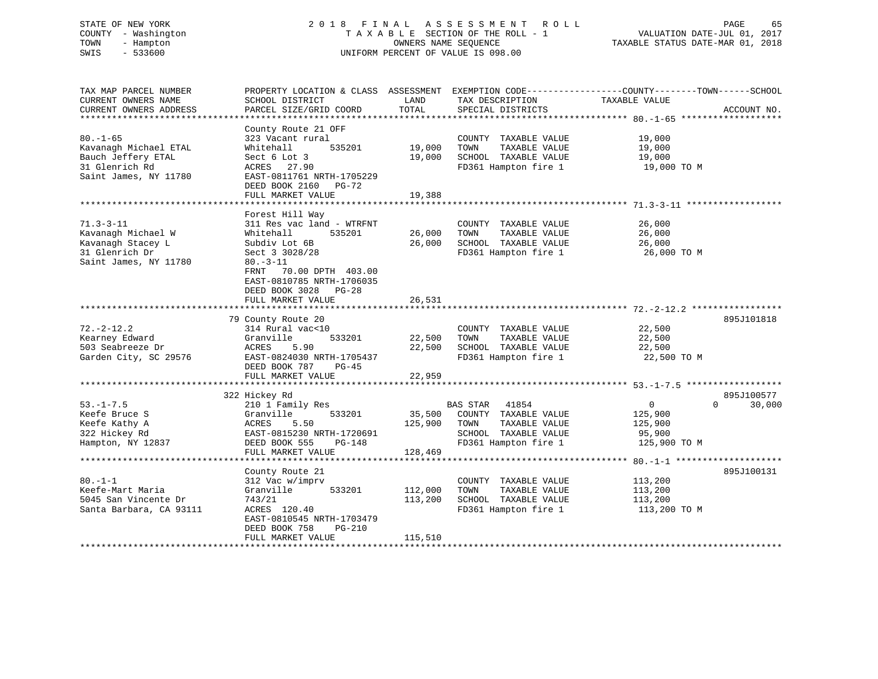STATE OF NEW YORK
COUNTY - Washington
TOWN - Hampton
SWIS - 533600

2018 FINAL ASSESSMENT ROLL
TAXABLE SECTION OF THE ROLL - 1
OWNERS NAME SEQUENCE
UNIFORM PERCENT OF VALUE IS 098.00

VALUATION DATE-JUL 01, 2017
TAXABLE STATUS DATE-MAR 01, 2018

| TAX MAP PARCEL NUMBER / CURRENT OWNERS NAME / CURRENT OWNERS ADDRESS | PROPERTY LOCATION & CLASS / SCHOOL DISTRICT / PARCEL SIZE/GRID COORD | ASSESSMENT LAND / TOTAL | EXEMPTION CODE / TAX DESCRIPTION / SPECIAL DISTRICTS | COUNTY / TOWN / SCHOOL TAXABLE VALUE | ACCOUNT NO. |
|---|---|---|---|---|---|
| 80.-1-65 | County Route 21 OFF | | | | |
| Kavanagh Michael ETAL | 323 Vacant rural | | COUNTY TAXABLE VALUE | 19,000 | |
| Bauch Jeffery ETAL | Whitehall 535201 | 19,000 | TOWN TAXABLE VALUE | 19,000 | |
| 31 Glenrich Rd | Sect 6 Lot 3 | 19,000 | SCHOOL TAXABLE VALUE | 19,000 | |
| Saint James, NY 11780 | ACRES 27.90 | | FD361 Hampton fire 1 | 19,000 TO M | |
| | EAST-0811761 NRTH-1705229 | | | | |
| | DEED BOOK 2160 PG-72 | | | | |
| | FULL MARKET VALUE | 19,388 | | | |
| 71.3-3-11 | Forest Hill Way | | | | |
| Kavanagh Michael W | 311 Res vac land - WTRFNT | | COUNTY TAXABLE VALUE | 26,000 | |
| Kavanagh Stacey L | Whitehall 535201 | 26,000 | TOWN TAXABLE VALUE | 26,000 | |
| 31 Glenrich Dr | Subdiv Lot 6B | 26,000 | SCHOOL TAXABLE VALUE | 26,000 | |
| Saint James, NY 11780 | Sect 3 3028/28 | | FD361 Hampton fire 1 | 26,000 TO M | |
| | 80.-3-11 | | | | |
| | FRNT 70.00 DPTH 403.00 | | | | |
| | EAST-0810785 NRTH-1706035 | | | | |
| | DEED BOOK 3028 PG-28 | | | | |
| | FULL MARKET VALUE | 26,531 | | | |
| 72.-2-12.2 | 79 County Route 20 | | | | 895J101818 |
| Kearney Edward | 314 Rural vac<10 | | COUNTY TAXABLE VALUE | 22,500 | |
| 503 Seabreeze Dr | Granville 533201 | 22,500 | TOWN TAXABLE VALUE | 22,500 | |
| Garden City, SC 29576 | ACRES 5.90 | 22,500 | SCHOOL TAXABLE VALUE | 22,500 | |
| | EAST-0824030 NRTH-1705437 | | FD361 Hampton fire 1 | 22,500 TO M | |
| | DEED BOOK 787 PG-45 | | | | |
| | FULL MARKET VALUE | 22,959 | | | |
| 53.-1-7.5 | 322 Hickey Rd | | | | 895J100577 |
| Keefe Bruce S | 210 1 Family Res | | BAS STAR 41854 | 0 0 30,000 | |
| Keefe Kathy A | Granville 533201 | 35,500 | COUNTY TAXABLE VALUE | 125,900 | |
| 322 Hickey Rd | ACRES 5.50 | 125,900 | TOWN TAXABLE VALUE | 125,900 | |
| Hampton, NY 12837 | EAST-0815230 NRTH-1720691 | | SCHOOL TAXABLE VALUE | 95,900 | |
| | DEED BOOK 555 PG-148 | | FD361 Hampton fire 1 | 125,900 TO M | |
| | FULL MARKET VALUE | 128,469 | | | |
| 80.-1-1 | County Route 21 | | | | 895J100131 |
| Keefe-Mart Maria | 312 Vac w/imprv | | COUNTY TAXABLE VALUE | 113,200 | |
| 5045 San Vincente Dr | Granville 533201 | 112,000 | TOWN TAXABLE VALUE | 113,200 | |
| Santa Barbara, CA 93111 | 743/21 | 113,200 | SCHOOL TAXABLE VALUE | 113,200 | |
| | ACRES 120.40 | | FD361 Hampton fire 1 | 113,200 TO M | |
| | EAST-0810545 NRTH-1703479 | | | | |
| | DEED BOOK 758 PG-210 | | | | |
| | FULL MARKET VALUE | 115,510 | | | |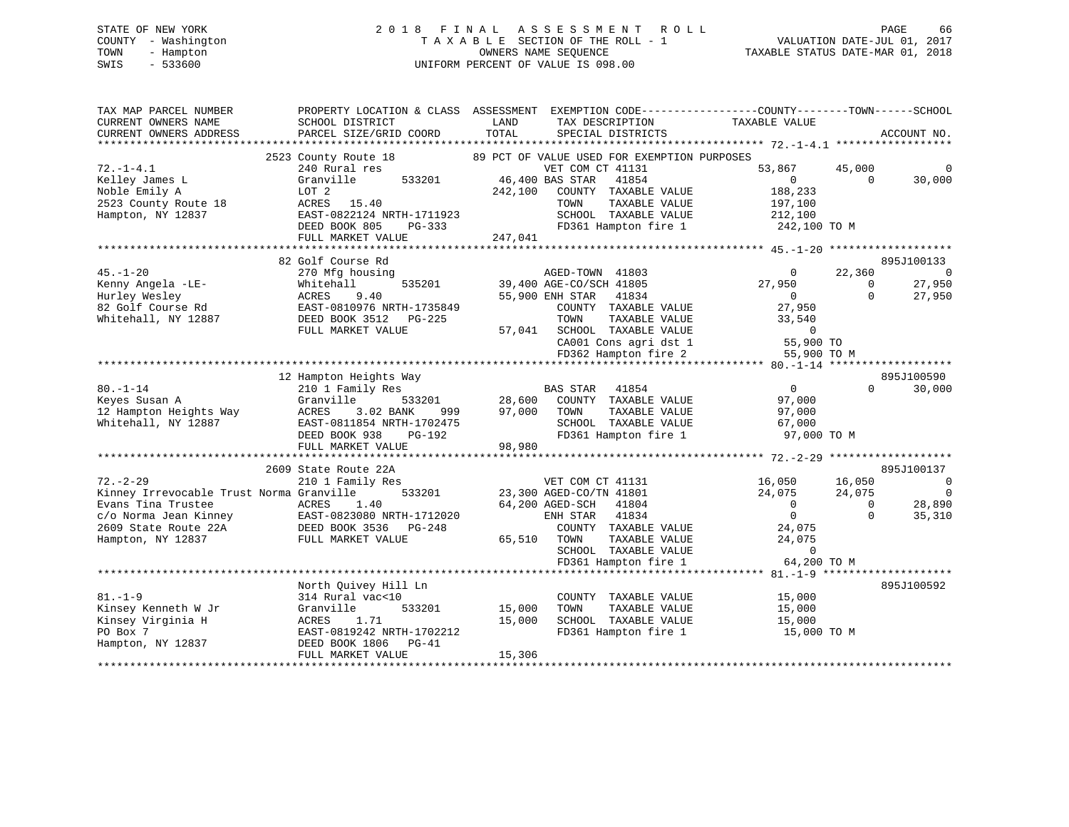STATE OF NEW YORK
COUNTY - Washington
TOWN - Hampton
SWIS - 533600

2 0 1 8 F I N A L A S S E S S M E N T R O L L
T A X A B L E SECTION OF THE ROLL - 1
OWNERS NAME SEQUENCE
UNIFORM PERCENT OF VALUE IS 098.00

VALUATION DATE-JUL 01, 2017
TAXABLE STATUS DATE-MAR 01, 2018

```
TAX MAP PARCEL NUMBER          PROPERTY LOCATION & CLASS  ASSESSMENT  EXEMPTION CODE------------------COUNTY--------TOWN------SCHOOL
CURRENT OWNERS NAME            SCHOOL DISTRICT              LAND      TAX DESCRIPTION            TAXABLE VALUE
CURRENT OWNERS ADDRESS         PARCEL SIZE/GRID COORD       TOTAL     SPECIAL DISTRICTS                                   ACCOUNT NO.
*********************************************************************************************** 72.-1-4.1 ******************
                     2523 County Route 18           89 PCT OF VALUE USED FOR EXEMPTION PURPOSES
72.-1-4.1                      240 Rural res                          VET COM CT 41131           53,867     45,000           0
Kelley James L                 Granville       533201      46,400 BAS STAR   41854                    0          0      30,000
Noble Emily A                  LOT 2                       242,100   COUNTY  TAXABLE VALUE          188,233
2523 County Route 18           ACRES  15.40                          TOWN    TAXABLE VALUE          197,100
Hampton, NY 12837              EAST-0822124 NRTH-1711923             SCHOOL  TAXABLE VALUE          212,100
                               DEED BOOK 805    PG-333               FD361 Hampton fire 1             242,100 TO M
                               FULL MARKET VALUE           247,041
*********************************************************************************************** 45.-1-20 *******************
                     82 Golf Course Rd                                                                               895J100133
45.-1-20                       270 Mfg housing                        AGED-TOWN  41803                   0     22,360           0
Kenny Angela -LE-              Whitehall       535201      39,400 AGE-CO/SCH 41805              27,950          0      27,950
Hurley Wesley                  ACRES   9.40                55,900 ENH STAR   41834                    0          0      27,950
82 Golf Course Rd              EAST-0810976 NRTH-1735849             COUNTY  TAXABLE VALUE           27,950
Whitehall, NY 12887            DEED BOOK 3512   PG-225               TOWN    TAXABLE VALUE           33,540
                               FULL MARKET VALUE            57,041   SCHOOL  TAXABLE VALUE                0
                                                                     CA001 Cons agri dst 1             55,900 TO
                                                                     FD362 Hampton fire 2              55,900 TO M
*********************************************************************************************** 80.-1-14 *******************
                     12 Hampton Heights Way                                                                          895J100590
80.-1-14                       210 1 Family Res                       BAS STAR   41854                    0          0      30,000
Keyes Susan A                  Granville       533201      28,600   COUNTY  TAXABLE VALUE           97,000
12 Hampton Heights Way         ACRES   3.02 BANK    999    97,000   TOWN    TAXABLE VALUE           97,000
Whitehall, NY 12887            EAST-0811854 NRTH-1702475             SCHOOL  TAXABLE VALUE           67,000
                               DEED BOOK 938    PG-192               FD361 Hampton fire 1              97,000 TO M
                               FULL MARKET VALUE            98,980
*********************************************************************************************** 72.-2-29 *******************
                     2609 State Route 22A                                                                            895J100137
72.-2-29                       210 1 Family Res                       VET COM CT 41131           16,050     16,050           0
Kinney Irrevocable Trust Norma Granville       533201      23,300 AGED-CO/TN 41801              24,075     24,075           0
Evans Tina Trustee             ACRES   1.40                64,200 AGED-SCH   41804                    0          0      28,890
c/o Norma Jean Kinney          EAST-0823080 NRTH-1712020             ENH STAR   41834                    0          0      35,310
2609 State Route 22A           DEED BOOK 3536   PG-248               COUNTY  TAXABLE VALUE           24,075
Hampton, NY 12837              FULL MARKET VALUE            65,510   TOWN    TAXABLE VALUE           24,075
                                                                     SCHOOL  TAXABLE VALUE                0
                                                                     FD361 Hampton fire 1              64,200 TO M
*********************************************************************************************** 81.-1-9 ********************
                     North Quivey Hill Ln                                                                            895J100592
81.-1-9                        314 Rural vac<10                       COUNTY  TAXABLE VALUE           15,000
Kinsey Kenneth W Jr            Granville       533201      15,000   TOWN    TAXABLE VALUE           15,000
Kinsey Virginia H              ACRES   1.71                15,000   SCHOOL  TAXABLE VALUE           15,000
PO Box 7                       EAST-0819242 NRTH-1702212             FD361 Hampton fire 1              15,000 TO M
Hampton, NY 12837              DEED BOOK 1806   PG-41
                               FULL MARKET VALUE            15,306
******************************************************************************************************************************
```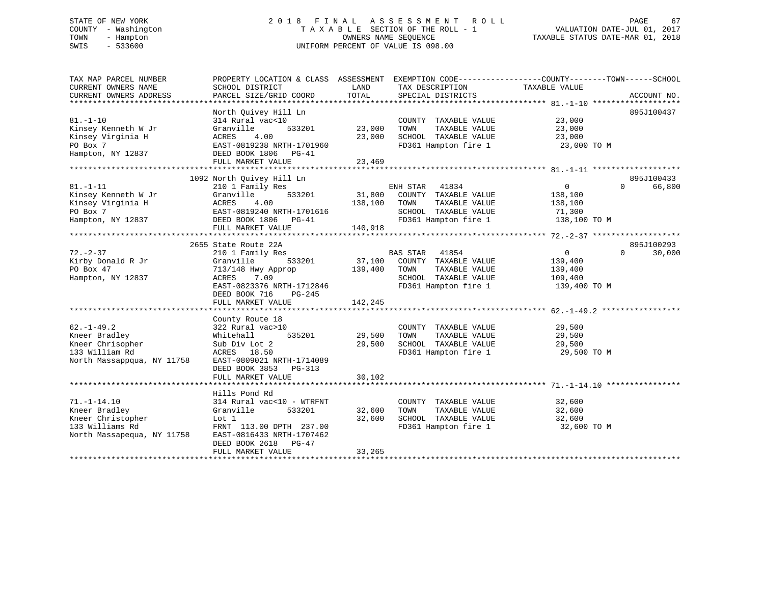STATE OF NEW YORK
COUNTY - Washington
TOWN - Hampton
SWIS - 533600

# 2018 FINAL ASSESSMENT ROLL

TAXABLE SECTION OF THE ROLL - 1
OWNERS NAME SEQUENCE
UNIFORM PERCENT OF VALUE IS 098.00

VALUATION DATE-JUL 01, 2017
TAXABLE STATUS DATE-MAR 01, 2018

| TAX MAP PARCEL NUMBER / CURRENT OWNERS NAME / CURRENT OWNERS ADDRESS | PROPERTY LOCATION & CLASS / SCHOOL DISTRICT / PARCEL SIZE/GRID COORD | ASSESSMENT LAND | TOTAL | EXEMPTION CODE / TAX DESCRIPTION / SPECIAL DISTRICTS | COUNTY / TOWN / TAXABLE VALUE | SCHOOL | ACCOUNT NO. |
|---|---|---|---|---|---|---|---|
| 81.-1-10 | North Quivey Hill Ln | | | | | | 895J100437 |
| | 314 Rural vac<10 | | | COUNTY TAXABLE VALUE | 23,000 | | |
| Kinsey Kenneth W Jr | Granville 533201 | 23,000 | | TOWN TAXABLE VALUE | 23,000 | | |
| Kinsey Virginia H | ACRES 4.00 | | 23,000 | SCHOOL TAXABLE VALUE | 23,000 | | |
| PO Box 7 | EAST-0819238 NRTH-1701960 | | | FD361 Hampton fire 1 | 23,000 TO M | | |
| Hampton, NY 12837 | DEED BOOK 1806 PG-41 | | | | | | |
| | FULL MARKET VALUE | | 23,469 | | | | |
| 81.-1-11 | 1092 North Quivey Hill Ln | | | | | | 895J100433 |
| | 210 1 Family Res | | | ENH STAR 41834 | 0 | 0 | 66,800 |
| Kinsey Kenneth W Jr | Granville 533201 | 31,800 | | COUNTY TAXABLE VALUE | 138,100 | | |
| Kinsey Virginia H | ACRES 4.00 | | 138,100 | TOWN TAXABLE VALUE | 138,100 | | |
| PO Box 7 | EAST-0819240 NRTH-1701616 | | | SCHOOL TAXABLE VALUE | 71,300 | | |
| Hampton, NY 12837 | DEED BOOK 1806 PG-41 | | | FD361 Hampton fire 1 | 138,100 TO M | | |
| | FULL MARKET VALUE | | 140,918 | | | | |
| 72.-2-37 | 2655 State Route 22A | | | | | | 895J100293 |
| | 210 1 Family Res | | | BAS STAR 41854 | 0 | 0 | 30,000 |
| Kirby Donald R Jr | Granville 533201 | 37,100 | | COUNTY TAXABLE VALUE | 139,400 | | |
| PO Box 47 | 713/148 Hwy Approp | | 139,400 | TOWN TAXABLE VALUE | 139,400 | | |
| Hampton, NY 12837 | ACRES 7.09 | | | SCHOOL TAXABLE VALUE | 109,400 | | |
| | EAST-0823376 NRTH-1712846 | | | FD361 Hampton fire 1 | 139,400 TO M | | |
| | DEED BOOK 716 PG-245 | | | | | | |
| | FULL MARKET VALUE | | 142,245 | | | | |
| 62.-1-49.2 | County Route 18 | | | | | | |
| | 322 Rural vac>10 | | | COUNTY TAXABLE VALUE | 29,500 | | |
| Kneer Bradley | Whitehall 535201 | 29,500 | | TOWN TAXABLE VALUE | 29,500 | | |
| Kneer Chrisopher | Sub Div Lot 2 | | 29,500 | SCHOOL TAXABLE VALUE | 29,500 | | |
| 133 William Rd | ACRES 18.50 | | | FD361 Hampton fire 1 | 29,500 TO M | | |
| North Massappqua, NY 11758 | EAST-0809021 NRTH-1714089 | | | | | | |
| | DEED BOOK 3853 PG-313 | | | | | | |
| | FULL MARKET VALUE | | 30,102 | | | | |
| 71.-1-14.10 | Hills Pond Rd | | | | | | |
| | 314 Rural vac<10 - WTRFNT | | | COUNTY TAXABLE VALUE | 32,600 | | |
| Kneer Bradley | Granville 533201 | 32,600 | | TOWN TAXABLE VALUE | 32,600 | | |
| Kneer Christopher | Lot 1 | | 32,600 | SCHOOL TAXABLE VALUE | 32,600 | | |
| 133 Williams Rd | FRNT 113.00 DPTH 237.00 | | | FD361 Hampton fire 1 | 32,600 TO M | | |
| North Massapequa, NY 11758 | EAST-0816433 NRTH-1707462 | | | | | | |
| | DEED BOOK 2618 PG-47 | | | | | | |
| | FULL MARKET VALUE | | 33,265 | | | | |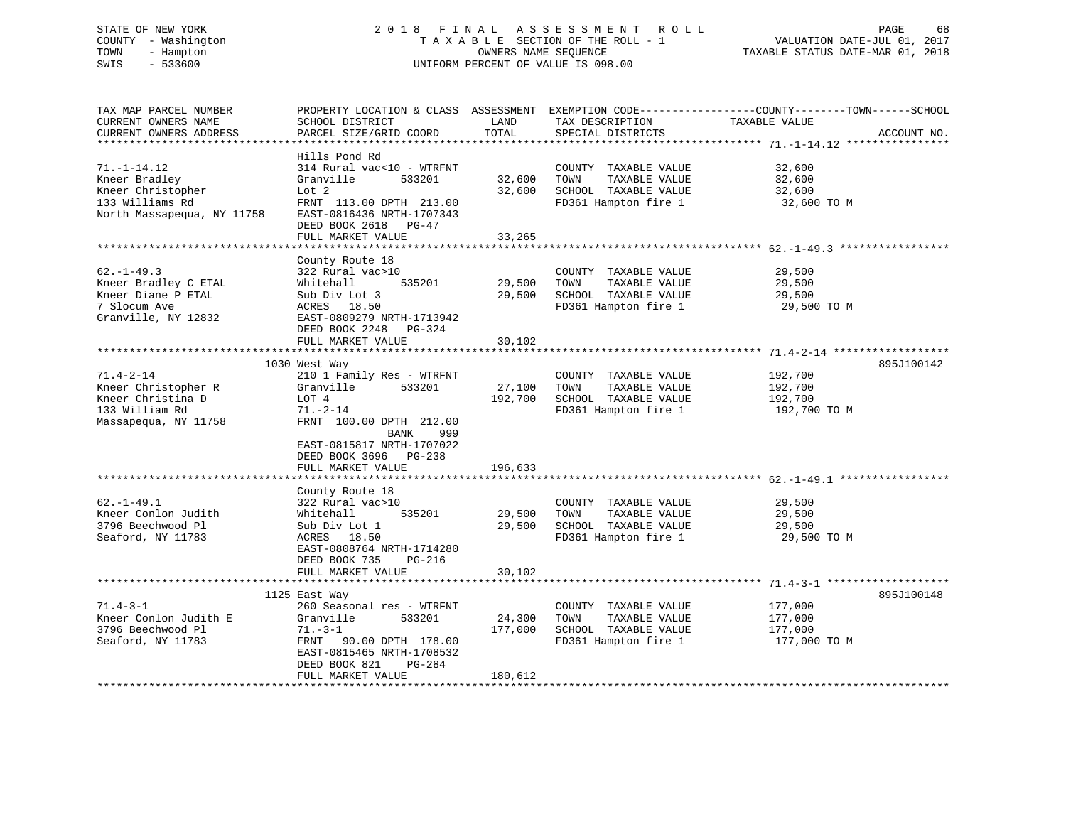STATE OF NEW YORK
COUNTY - Washington
TOWN - Hampton
SWIS - 533600

2018 FINAL ASSESSMENT ROLL
TAXABLE SECTION OF THE ROLL - 1
OWNERS NAME SEQUENCE
UNIFORM PERCENT OF VALUE IS 098.00

VALUATION DATE-JUL 01, 2017
TAXABLE STATUS DATE-MAR 01, 2018

| TAX MAP PARCEL NUMBER / CURRENT OWNERS NAME / CURRENT OWNERS ADDRESS | PROPERTY LOCATION & CLASS / SCHOOL DISTRICT / PARCEL SIZE/GRID COORD | ASSESSMENT LAND / TOTAL | EXEMPTION CODE / TAX DESCRIPTION / SPECIAL DISTRICTS | TAXABLE VALUE (COUNTY / TOWN / SCHOOL) | ACCOUNT NO. |
|---|---|---|---|---|---|
| **71.-1-14.12** | Hills Pond Rd | | | | |
| 71.-1-14.12 | 314 Rural vac<10 - WTRFNT | | COUNTY TAXABLE VALUE | 32,600 | |
| Kneer Bradley | Granville 533201 | 32,600 | TOWN TAXABLE VALUE | 32,600 | |
| Kneer Christopher | Lot 2 | 32,600 | SCHOOL TAXABLE VALUE | 32,600 | |
| 133 Williams Rd | FRNT 113.00 DPTH 213.00 | | FD361 Hampton fire 1 | 32,600 TO M | |
| North Massapequa, NY 11758 | EAST-0816436 NRTH-1707343 | | | | |
| | DEED BOOK 2618 PG-47 | | | | |
| | FULL MARKET VALUE | 33,265 | | | |
| **62.-1-49.3** | County Route 18 | | | | |
| 62.-1-49.3 | 322 Rural vac>10 | | COUNTY TAXABLE VALUE | 29,500 | |
| Kneer Bradley C ETAL | Whitehall 535201 | 29,500 | TOWN TAXABLE VALUE | 29,500 | |
| Kneer Diane P ETAL | Sub Div Lot 3 | 29,500 | SCHOOL TAXABLE VALUE | 29,500 | |
| 7 Slocum Ave | ACRES 18.50 | | FD361 Hampton fire 1 | 29,500 TO M | |
| Granville, NY 12832 | EAST-0809279 NRTH-1713942 | | | | |
| | DEED BOOK 2248 PG-324 | | | | |
| | FULL MARKET VALUE | 30,102 | | | |
| **71.4-2-14** | 1030 West Way | | | | 895J100142 |
| 71.4-2-14 | 210 1 Family Res - WTRFNT | | COUNTY TAXABLE VALUE | 192,700 | |
| Kneer Christopher R | Granville 533201 | 27,100 | TOWN TAXABLE VALUE | 192,700 | |
| Kneer Christina D | LOT 4 | 192,700 | SCHOOL TAXABLE VALUE | 192,700 | |
| 133 William Rd | 71.-2-14 | | FD361 Hampton fire 1 | 192,700 TO M | |
| Massapequa, NY 11758 | FRNT 100.00 DPTH 212.00 | | | | |
| | BANK 999 | | | | |
| | EAST-0815817 NRTH-1707022 | | | | |
| | DEED BOOK 3696 PG-238 | | | | |
| | FULL MARKET VALUE | 196,633 | | | |
| **62.-1-49.1** | County Route 18 | | | | |
| 62.-1-49.1 | 322 Rural vac>10 | | COUNTY TAXABLE VALUE | 29,500 | |
| Kneer Conlon Judith | Whitehall 535201 | 29,500 | TOWN TAXABLE VALUE | 29,500 | |
| 3796 Beechwood Pl | Sub Div Lot 1 | 29,500 | SCHOOL TAXABLE VALUE | 29,500 | |
| Seaford, NY 11783 | ACRES 18.50 | | FD361 Hampton fire 1 | 29,500 TO M | |
| | EAST-0808764 NRTH-1714280 | | | | |
| | DEED BOOK 735 PG-216 | | | | |
| | FULL MARKET VALUE | 30,102 | | | |
| **71.4-3-1** | 1125 East Way | | | | 895J100148 |
| 71.4-3-1 | 260 Seasonal res - WTRFNT | | COUNTY TAXABLE VALUE | 177,000 | |
| Kneer Conlon Judith E | Granville 533201 | 24,300 | TOWN TAXABLE VALUE | 177,000 | |
| 3796 Beechwood Pl | 71.-3-1 | 177,000 | SCHOOL TAXABLE VALUE | 177,000 | |
| Seaford, NY 11783 | FRNT 90.00 DPTH 178.00 | | FD361 Hampton fire 1 | 177,000 TO M | |
| | EAST-0815465 NRTH-1708532 | | | | |
| | DEED BOOK 821 PG-284 | | | | |
| | FULL MARKET VALUE | 180,612 | | | |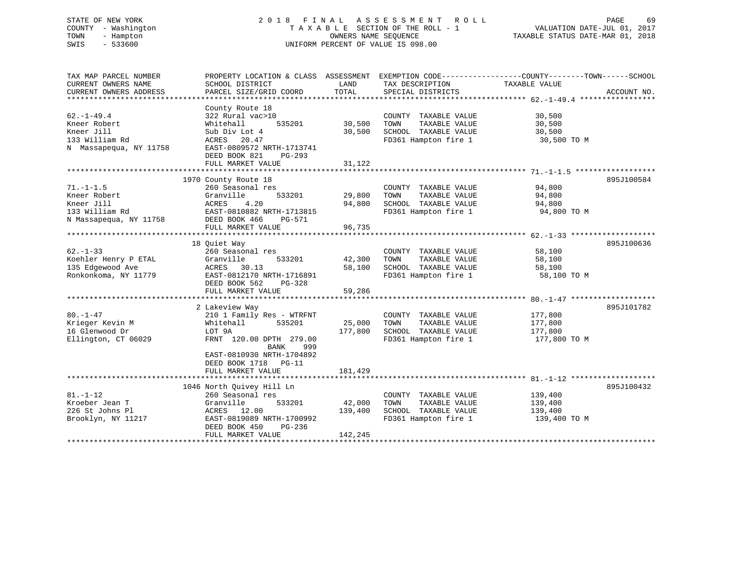STATE OF NEW YORK
COUNTY - Washington
TOWN - Hampton
SWIS - 533600

2018 FINAL ASSESSMENT ROLL
TAXABLE SECTION OF THE ROLL - 1
OWNERS NAME SEQUENCE
UNIFORM PERCENT OF VALUE IS 098.00

VALUATION DATE-JUL 01, 2017
TAXABLE STATUS DATE-MAR 01, 2018

| TAX MAP PARCEL NUMBER / CURRENT OWNERS NAME / CURRENT OWNERS ADDRESS | PROPERTY LOCATION & CLASS / SCHOOL DISTRICT / PARCEL SIZE/GRID COORD | ASSESSMENT LAND / TOTAL | EXEMPTION CODE / TAX DESCRIPTION / SPECIAL DISTRICTS | COUNTY--------TOWN------SCHOOL TAXABLE VALUE | ACCOUNT NO. |
|---|---|---|---|---|---|
| 62.-1-49.4 | County Route 18 | | | | |
| 62.-1-49.4 | 322 Rural vac>10 | | COUNTY TAXABLE VALUE | 30,500 | |
| Kneer Robert | Whitehall 535201 | 30,500 | TOWN TAXABLE VALUE | 30,500 | |
| Kneer Jill | Sub Div Lot 4 | 30,500 | SCHOOL TAXABLE VALUE | 30,500 | |
| 133 William Rd | ACRES 20.47 | | FD361 Hampton fire 1 | 30,500 TO M | |
| N Massapequa, NY 11758 | EAST-0809572 NRTH-1713741 | | | | |
| | DEED BOOK 821 PG-293 | | | | |
| | FULL MARKET VALUE | 31,122 | | | |
| 71.-1-1.5 | 1970 County Route 18 | | | | 895J100584 |
| 71.-1-1.5 | 260 Seasonal res | | COUNTY TAXABLE VALUE | 94,800 | |
| Kneer Robert | Granville 533201 | 29,800 | TOWN TAXABLE VALUE | 94,800 | |
| Kneer Jill | ACRES 4.20 | 94,800 | SCHOOL TAXABLE VALUE | 94,800 | |
| 133 William Rd | EAST-0810882 NRTH-1713815 | | FD361 Hampton fire 1 | 94,800 TO M | |
| N Massapequa, NY 11758 | DEED BOOK 466 PG-571 | | | | |
| | FULL MARKET VALUE | 96,735 | | | |
| 62.-1-33 | 18 Quiet Way | | | | 895J100636 |
| 62.-1-33 | 260 Seasonal res | | COUNTY TAXABLE VALUE | 58,100 | |
| Koehler Henry P ETAL | Granville 533201 | 42,300 | TOWN TAXABLE VALUE | 58,100 | |
| 135 Edgewood Ave | ACRES 30.13 | 58,100 | SCHOOL TAXABLE VALUE | 58,100 | |
| Ronkonkoma, NY 11779 | EAST-0812170 NRTH-1716891 | | FD361 Hampton fire 1 | 58,100 TO M | |
| | DEED BOOK 562 PG-328 | | | | |
| | FULL MARKET VALUE | 59,286 | | | |
| 80.-1-47 | 2 Lakeview Way | | | | 895J101782 |
| 80.-1-47 | 210 1 Family Res - WTRFNT | | COUNTY TAXABLE VALUE | 177,800 | |
| Krieger Kevin M | Whitehall 535201 | 25,000 | TOWN TAXABLE VALUE | 177,800 | |
| 16 Glenwood Dr | LOT 9A | 177,800 | SCHOOL TAXABLE VALUE | 177,800 | |
| Ellington, CT 06029 | FRNT 120.00 DPTH 279.00 | | FD361 Hampton fire 1 | 177,800 TO M | |
| | BANK 999 | | | | |
| | EAST-0810930 NRTH-1704892 | | | | |
| | DEED BOOK 1718 PG-11 | | | | |
| | FULL MARKET VALUE | 181,429 | | | |
| 81.-1-12 | 1046 North Quivey Hill Ln | | | | 895J100432 |
| 81.-1-12 | 260 Seasonal res | | COUNTY TAXABLE VALUE | 139,400 | |
| Kroeber Jean T | Granville 533201 | 42,000 | TOWN TAXABLE VALUE | 139,400 | |
| 226 St Johns Pl | ACRES 12.00 | 139,400 | SCHOOL TAXABLE VALUE | 139,400 | |
| Brooklyn, NY 11217 | EAST-0819089 NRTH-1700992 | | FD361 Hampton fire 1 | 139,400 TO M | |
| | DEED BOOK 450 PG-236 | | | | |
| | FULL MARKET VALUE | 142,245 | | | |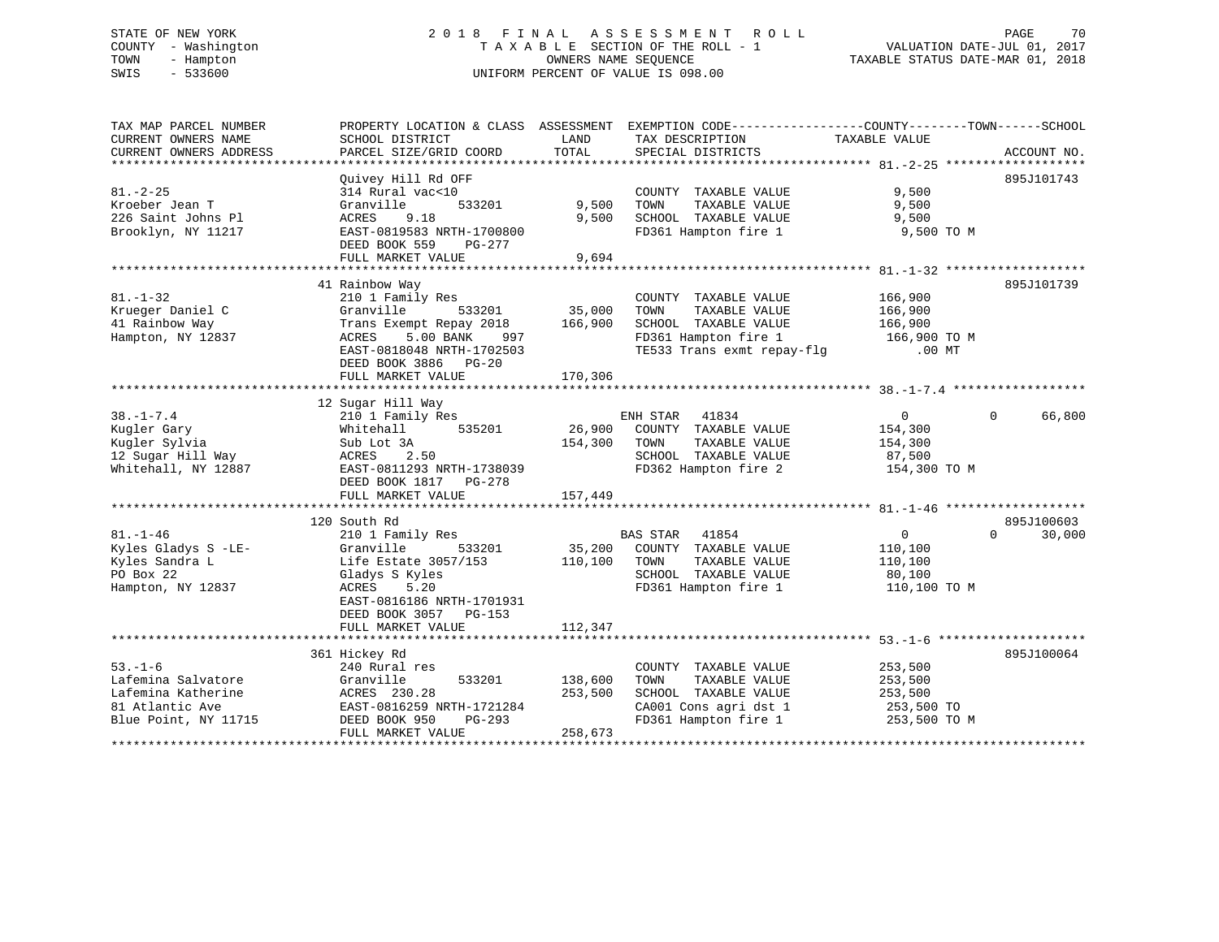STATE OF NEW YORK
COUNTY - Washington
TOWN - Hampton
SWIS - 533600

2018 FINAL ASSESSMENT ROLL
TAXABLE SECTION OF THE ROLL - 1
OWNERS NAME SEQUENCE
UNIFORM PERCENT OF VALUE IS 098.00

VALUATION DATE-JUL 01, 2017
TAXABLE STATUS DATE-MAR 01, 2018

```
TAX MAP PARCEL NUMBER          PROPERTY LOCATION & CLASS  ASSESSMENT  EXEMPTION CODE------------------COUNTY--------TOWN------SCHOOL
CURRENT OWNERS NAME            SCHOOL DISTRICT               LAND      TAX DESCRIPTION            TAXABLE VALUE
CURRENT OWNERS ADDRESS         PARCEL SIZE/GRID COORD        TOTAL     SPECIAL DISTRICTS                                  ACCOUNT NO.
******************************************************************************************************* 81.-2-25 *******************
                               Quivey Hill Rd OFF                                                                         895J101743
81.-2-25                       314 Rural vac<10                        COUNTY  TAXABLE VALUE              9,500
Kroeber Jean T                 Granville        533201        9,500    TOWN    TAXABLE VALUE              9,500
226 Saint Johns Pl             ACRES     9.18                 9,500    SCHOOL  TAXABLE VALUE              9,500
Brooklyn, NY 11217             EAST-0819583 NRTH-1700800               FD361 Hampton fire 1                9,500 TO M
                               DEED BOOK 559    PG-277
                               FULL MARKET VALUE              9,694
******************************************************************************************************* 81.-1-32 *******************
                               41 Rainbow Way                                                                             895J101739
81.-1-32                       210 1 Family Res                        COUNTY  TAXABLE VALUE            166,900
Krueger Daniel C               Granville        533201       35,000    TOWN    TAXABLE VALUE            166,900
41 Rainbow Way                 Trans Exempt Repay 2018      166,900    SCHOOL  TAXABLE VALUE            166,900
Hampton, NY 12837              ACRES     5.00 BANK     997             FD361 Hampton fire 1              166,900 TO M
                               EAST-0818048 NRTH-1702503               TE533 Trans exmt repay-flg            .00 MT
                               DEED BOOK 3886   PG-20
                               FULL MARKET VALUE            170,306
******************************************************************************************************* 38.-1-7.4 ******************
                               12 Sugar Hill Way
38.-1-7.4                      210 1 Family Res                        ENH STAR   41834                     0           0      66,800
Kugler Gary                    Whitehall        535201       26,900    COUNTY  TAXABLE VALUE            154,300
Kugler Sylvia                  Sub Lot 3A                   154,300    TOWN    TAXABLE VALUE            154,300
12 Sugar Hill Way              ACRES     2.50                          SCHOOL  TAXABLE VALUE             87,500
Whitehall, NY 12887            EAST-0811293 NRTH-1738039               FD362 Hampton fire 2              154,300 TO M
                               DEED BOOK 1817   PG-278
                               FULL MARKET VALUE            157,449
******************************************************************************************************* 81.-1-46 *******************
                               120 South Rd                                                                               895J100603
81.-1-46                       210 1 Family Res                        BAS STAR   41854                     0           0      30,000
Kyles Gladys S -LE-            Granville        533201       35,200    COUNTY  TAXABLE VALUE            110,100
Kyles Sandra L                 Life Estate 3057/153         110,100    TOWN    TAXABLE VALUE            110,100
PO Box 22                      Gladys S Kyles                          SCHOOL  TAXABLE VALUE             80,100
Hampton, NY 12837              ACRES     5.20                          FD361 Hampton fire 1              110,100 TO M
                               EAST-0816186 NRTH-1701931
                               DEED BOOK 3057   PG-153
                               FULL MARKET VALUE            112,347
******************************************************************************************************* 53.-1-6 ********************
                               361 Hickey Rd                                                                              895J100064
53.-1-6                        240 Rural res                           COUNTY  TAXABLE VALUE            253,500
Lafemina Salvatore             Granville        533201      138,600    TOWN    TAXABLE VALUE            253,500
Lafemina Katherine             ACRES   230.28               253,500    SCHOOL  TAXABLE VALUE            253,500
81 Atlantic Ave                EAST-0816259 NRTH-1721284               CA001 Cons agri dst 1             253,500 TO
Blue Point, NY 11715           DEED BOOK 950    PG-293                 FD361 Hampton fire 1              253,500 TO M
                               FULL MARKET VALUE            258,673
************************************************************************************************************************************
```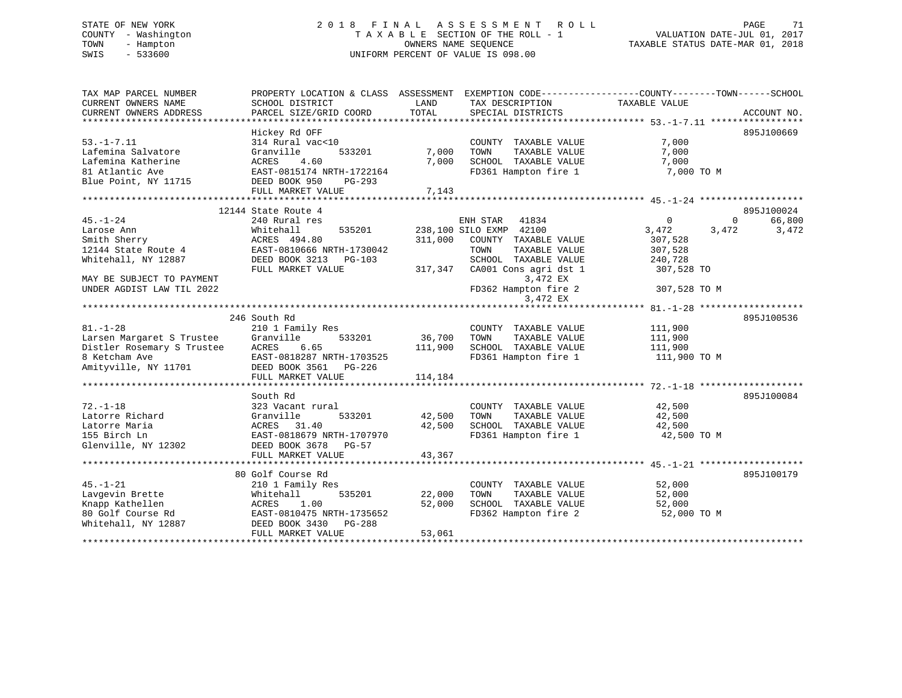STATE OF NEW YORK
COUNTY - Washington
TOWN - Hampton
SWIS - 533600

2 0 1 8 F I N A L A S S E S S M E N T R O L L
T A X A B L E SECTION OF THE ROLL - 1
OWNERS NAME SEQUENCE
UNIFORM PERCENT OF VALUE IS 098.00

VALUATION DATE-JUL 01, 2017
TAXABLE STATUS DATE-MAR 01, 2018

```
TAX MAP PARCEL NUMBER          PROPERTY LOCATION & CLASS  ASSESSMENT  EXEMPTION CODE------------------COUNTY--------TOWN------SCHOOL
CURRENT OWNERS NAME            SCHOOL DISTRICT              LAND      TAX DESCRIPTION              TAXABLE VALUE
CURRENT OWNERS ADDRESS         PARCEL SIZE/GRID COORD       TOTAL     SPECIAL DISTRICTS                                    ACCOUNT NO.
******************************************************************************************************* 53.-1-7.11 *****************
                               Hickey Rd OFF                                                                            895J100669
53.-1-7.11                     314 Rural vac<10                       COUNTY  TAXABLE VALUE              7,000
Lafemina Salvatore             Granville       533201        7,000    TOWN    TAXABLE VALUE              7,000
Lafemina Katherine             ACRES    4.60                 7,000    SCHOOL  TAXABLE VALUE              7,000
81 Atlantic Ave                EAST-0815174 NRTH-1722164              FD361 Hampton fire 1                7,000 TO M
Blue Point, NY 11715           DEED BOOK 950    PG-293
                               FULL MARKET VALUE             7,143
******************************************************************************************************* 45.-1-24 *******************
                        12144 State Route 4                                                                             895J100024
45.-1-24                       240 Rural res                          ENH STAR  41834                      0          0     66,800
Larose Ann                     Whitehall       535201      238,100 SILO EXMP  42100                    3,472      3,472      3,472
Smith Sherry                   ACRES  494.80               311,000    COUNTY  TAXABLE VALUE            307,528
12144 State Route 4            EAST-0810666 NRTH-1730042              TOWN    TAXABLE VALUE            307,528
Whitehall, NY 12887            DEED BOOK 3213   PG-103                SCHOOL  TAXABLE VALUE            240,728
                               FULL MARKET VALUE           317,347    CA001 Cons agri dst 1             307,528 TO
MAY BE SUBJECT TO PAYMENT                                                   3,472 EX
UNDER AGDIST LAW TIL 2022                                             FD362 Hampton fire 2              307,528 TO M
                                                                            3,472 EX
******************************************************************************************************* 81.-1-28 *******************
                        246 South Rd                                                                                    895J100536
81.-1-28                       210 1 Family Res                       COUNTY  TAXABLE VALUE            111,900
Larsen Margaret S Trustee      Granville       533201       36,700    TOWN    TAXABLE VALUE            111,900
Distler Rosemary S Trustee     ACRES    6.65               111,900    SCHOOL  TAXABLE VALUE            111,900
8 Ketcham Ave                  EAST-0818287 NRTH-1703525              FD361 Hampton fire 1              111,900 TO M
Amityville, NY 11701           DEED BOOK 3561   PG-226
                               FULL MARKET VALUE           114,184
******************************************************************************************************* 72.-1-18 *******************
                               South Rd                                                                                 895J100084
72.-1-18                       323 Vacant rural                       COUNTY  TAXABLE VALUE             42,500
Latorre Richard                Granville       533201       42,500    TOWN    TAXABLE VALUE             42,500
Latorre Maria                  ACRES   31.40                42,500    SCHOOL  TAXABLE VALUE             42,500
155 Birch Ln                   EAST-0818679 NRTH-1707970              FD361 Hampton fire 1               42,500 TO M
Glenville, NY 12302            DEED BOOK 3678   PG-57
                               FULL MARKET VALUE            43,367
******************************************************************************************************* 45.-1-21 *******************
                        80 Golf Course Rd                                                                               895J100179
45.-1-21                       210 1 Family Res                       COUNTY  TAXABLE VALUE             52,000
Lavgevin Brette                Whitehall       535201       22,000    TOWN    TAXABLE VALUE             52,000
Knapp Kathellen                ACRES    1.00                52,000    SCHOOL  TAXABLE VALUE             52,000
80 Golf Course Rd              EAST-0810475 NRTH-1735652              FD362 Hampton fire 2               52,000 TO M
Whitehall, NY 12887            DEED BOOK 3430   PG-288
                               FULL MARKET VALUE            53,061
************************************************************************************************************************************
```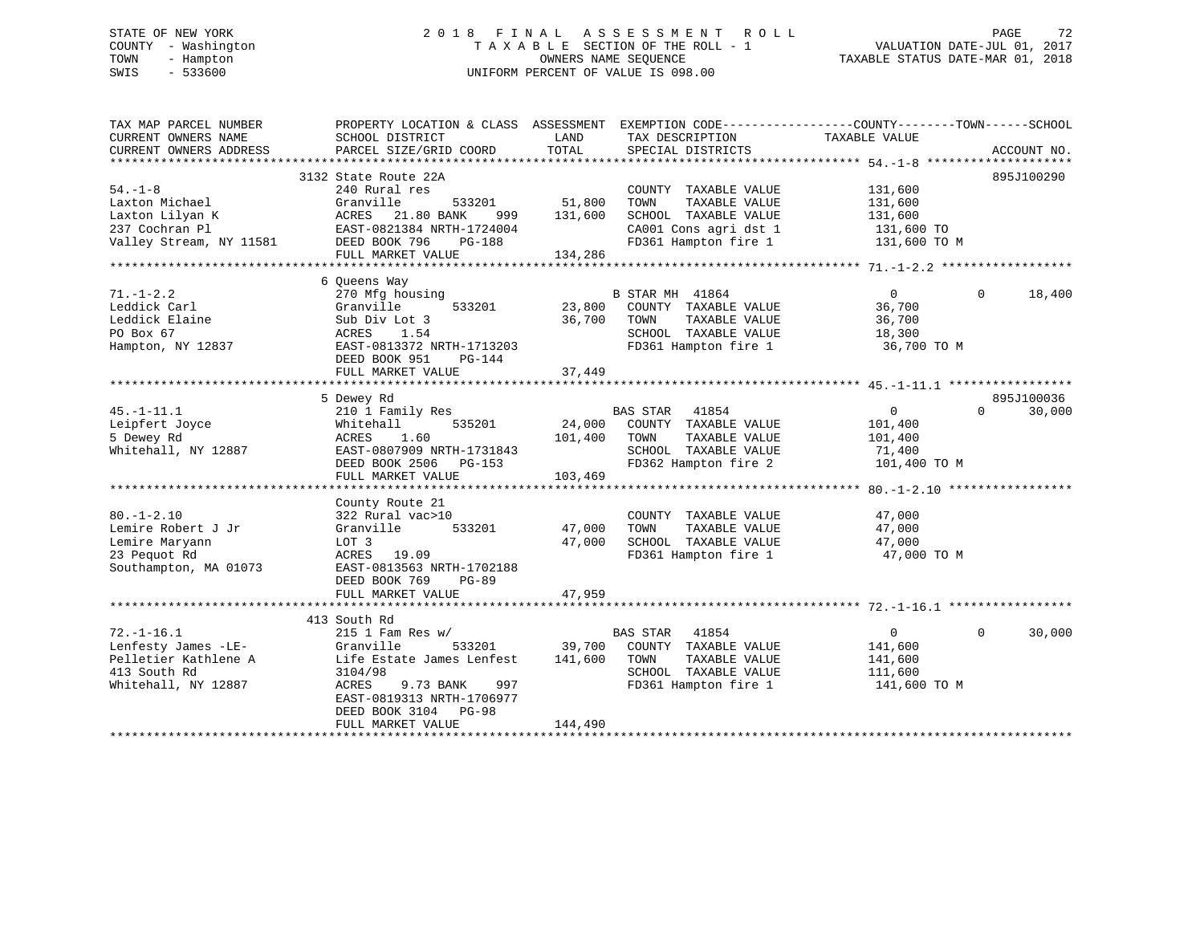STATE OF NEW YORK
COUNTY - Washington
TOWN - Hampton
SWIS - 533600

# 2018 FINAL ASSESSMENT ROLL

TAXABLE SECTION OF THE ROLL - 1
OWNERS NAME SEQUENCE
UNIFORM PERCENT OF VALUE IS 098.00

VALUATION DATE-JUL 01, 2017
TAXABLE STATUS DATE-MAR 01, 2018

| TAX MAP PARCEL NUMBER / CURRENT OWNERS NAME / CURRENT OWNERS ADDRESS | PROPERTY LOCATION & CLASS / SCHOOL DISTRICT / PARCEL SIZE/GRID COORD | ASSESSMENT LAND | TOTAL | EXEMPTION CODE / TAX DESCRIPTION / SPECIAL DISTRICTS | COUNTY TAXABLE VALUE | TOWN | SCHOOL | ACCOUNT NO. |
|---|---|---|---|---|---|---|---|---|
| **54.-1-8** | 3132 State Route 22A | | | | | | | 895J100290 |
| | 240 Rural res | | | COUNTY TAXABLE VALUE | 131,600 | | | |
| Laxton Michael | Granville 533201 | 51,800 | | TOWN TAXABLE VALUE | 131,600 | | | |
| Laxton Lilyan K | ACRES 21.80 BANK 999 | | 131,600 | SCHOOL TAXABLE VALUE | 131,600 | | | |
| 237 Cochran Pl | EAST-0821384 NRTH-1724004 | | | CA001 Cons agri dst 1 | 131,600 TO | | | |
| Valley Stream, NY 11581 | DEED BOOK 796 PG-188 | | | FD361 Hampton fire 1 | 131,600 TO M | | | |
| | FULL MARKET VALUE | | 134,286 | | | | | |
| **71.-1-2.2** | 6 Queens Way | | | | | | | |
| | 270 Mfg housing | | | B STAR MH 41864 | 0 | 0 | 18,400 | |
| Leddick Carl | Granville 533201 | 23,800 | | COUNTY TAXABLE VALUE | 36,700 | | | |
| Leddick Elaine | Sub Div Lot 3 | | 36,700 | TOWN TAXABLE VALUE | 36,700 | | | |
| PO Box 67 | ACRES 1.54 | | | SCHOOL TAXABLE VALUE | 18,300 | | | |
| Hampton, NY 12837 | EAST-0813372 NRTH-1713203 | | | FD361 Hampton fire 1 | 36,700 TO M | | | |
| | DEED BOOK 951 PG-144 | | | | | | | |
| | FULL MARKET VALUE | | 37,449 | | | | | |
| **45.-1-11.1** | 5 Dewey Rd | | | | | | | 895J100036 |
| | 210 1 Family Res | | | BAS STAR 41854 | 0 | 0 | 30,000 | |
| Leipfert Joyce | Whitehall 535201 | 24,000 | | COUNTY TAXABLE VALUE | 101,400 | | | |
| 5 Dewey Rd | ACRES 1.60 | | 101,400 | TOWN TAXABLE VALUE | 101,400 | | | |
| Whitehall, NY 12887 | EAST-0807909 NRTH-1731843 | | | SCHOOL TAXABLE VALUE | 71,400 | | | |
| | DEED BOOK 2506 PG-153 | | | FD362 Hampton fire 2 | 101,400 TO M | | | |
| | FULL MARKET VALUE | | 103,469 | | | | | |
| **80.-1-2.10** | County Route 21 | | | | | | | |
| | 322 Rural vac>10 | | | COUNTY TAXABLE VALUE | 47,000 | | | |
| Lemire Robert J Jr | Granville 533201 | 47,000 | | TOWN TAXABLE VALUE | 47,000 | | | |
| Lemire Maryann | LOT 3 | | 47,000 | SCHOOL TAXABLE VALUE | 47,000 | | | |
| 23 Pequot Rd | ACRES 19.09 | | | FD361 Hampton fire 1 | 47,000 TO M | | | |
| Southampton, MA 01073 | EAST-0813563 NRTH-1702188 | | | | | | | |
| | DEED BOOK 769 PG-89 | | | | | | | |
| | FULL MARKET VALUE | | 47,959 | | | | | |
| **72.-1-16.1** | 413 South Rd | | | | | | | |
| | 215 1 Fam Res w/ | | | BAS STAR 41854 | 0 | 0 | 30,000 | |
| Lenfesty James -LE- | Granville 533201 | 39,700 | | COUNTY TAXABLE VALUE | 141,600 | | | |
| Pelletier Kathlene A | Life Estate James Lenfest | | 141,600 | TOWN TAXABLE VALUE | 141,600 | | | |
| 413 South Rd | 3104/98 | | | SCHOOL TAXABLE VALUE | 111,600 | | | |
| Whitehall, NY 12887 | ACRES 9.73 BANK 997 | | | FD361 Hampton fire 1 | 141,600 TO M | | | |
| | EAST-0819313 NRTH-1706977 | | | | | | | |
| | DEED BOOK 3104 PG-98 | | | | | | | |
| | FULL MARKET VALUE | | 144,490 | | | | | |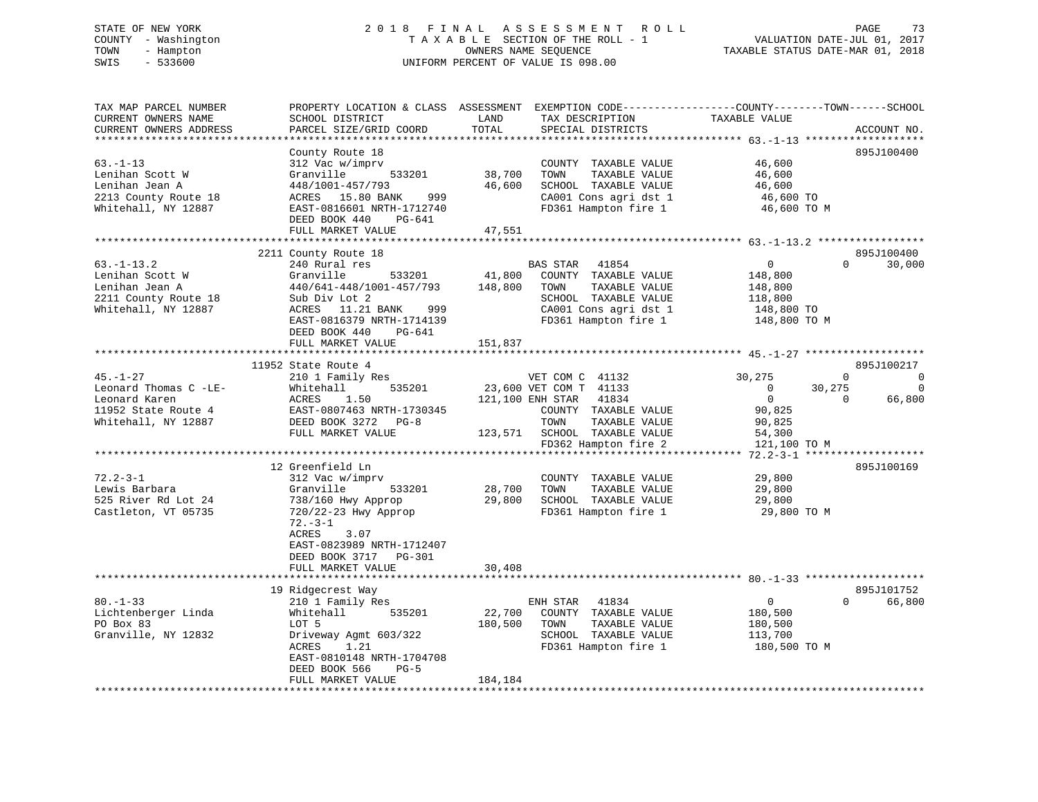STATE OF NEW YORK
COUNTY - Washington
TOWN - Hampton
SWIS - 533600

# 2018 FINAL ASSESSMENT ROLL

TAXABLE SECTION OF THE ROLL - 1
OWNERS NAME SEQUENCE
UNIFORM PERCENT OF VALUE IS 098.00

VALUATION DATE-JUL 01, 2017
TAXABLE STATUS DATE-MAR 01, 2018

| TAX MAP PARCEL NUMBER / CURRENT OWNERS NAME / CURRENT OWNERS ADDRESS | PROPERTY LOCATION & CLASS / SCHOOL DISTRICT / PARCEL SIZE/GRID COORD | ASSESSMENT LAND | ASSESSMENT TOTAL | EXEMPTION CODE / TAX DESCRIPTION / SPECIAL DISTRICTS | COUNTY TAXABLE VALUE | TOWN | SCHOOL | ACCOUNT NO. |
|---|---|---|---|---|---|---|---|---|
| 63.-1-13 | County Route 18 | | | | | | | 895J100400 |
| Lenihan Scott W | 312 Vac w/imprv | | | COUNTY TAXABLE VALUE | 46,600 | | | |
| Lenihan Jean A | Granville 533201 | 38,700 | | TOWN TAXABLE VALUE | 46,600 | | | |
| 2213 County Route 18 | 448/1001-457/793 | | 46,600 | SCHOOL TAXABLE VALUE | 46,600 | | | |
| Whitehall, NY 12887 | ACRES 15.80 BANK 999 | | | CA001 Cons agri dst 1 | 46,600 TO | | | |
| | EAST-0816601 NRTH-1712740 | | | FD361 Hampton fire 1 | 46,600 TO M | | | |
| | DEED BOOK 440 PG-641 | | | | | | | |
| | FULL MARKET VALUE | | 47,551 | | | | | |
| 63.-1-13.2 | 2211 County Route 18 | | | | | | | 895J100400 |
| Lenihan Scott W | 240 Rural res | | | BAS STAR 41854 | 0 | 0 | 30,000 | |
| Lenihan Jean A | Granville 533201 | 41,800 | | COUNTY TAXABLE VALUE | 148,800 | | | |
| 2211 County Route 18 | 440/641-448/1001-457/793 | | 148,800 | TOWN TAXABLE VALUE | 148,800 | | | |
| Whitehall, NY 12887 | Sub Div Lot 2 | | | SCHOOL TAXABLE VALUE | 118,800 | | | |
| | ACRES 11.21 BANK 999 | | | CA001 Cons agri dst 1 | 148,800 TO | | | |
| | EAST-0816379 NRTH-1714139 | | | FD361 Hampton fire 1 | 148,800 TO M | | | |
| | DEED BOOK 440 PG-641 | | | | | | | |
| | FULL MARKET VALUE | | 151,837 | | | | | |
| 45.-1-27 | 11952 State Route 4 | | | | | | | 895J100217 |
| Leonard Thomas C -LE- | 210 1 Family Res | | | VET COM C 41132 | 30,275 | 0 | 0 | |
| Leonard Karen | Whitehall 535201 | 23,600 | | VET COM T 41133 | 0 | 30,275 | 0 | |
| 11952 State Route 4 | ACRES 1.50 | | 121,100 | ENH STAR 41834 | 0 | 0 | 66,800 | |
| Whitehall, NY 12887 | EAST-0807463 NRTH-1730345 | | | COUNTY TAXABLE VALUE | 90,825 | | | |
| | DEED BOOK 3272 PG-8 | | | TOWN TAXABLE VALUE | 90,825 | | | |
| | FULL MARKET VALUE | | 123,571 | SCHOOL TAXABLE VALUE | 54,300 | | | |
| | | | | FD362 Hampton fire 2 | 121,100 TO M | | | |
| 72.2-3-1 | 12 Greenfield Ln | | | | | | | 895J100169 |
| Lewis Barbara | 312 Vac w/imprv | | | COUNTY TAXABLE VALUE | 29,800 | | | |
| 525 River Rd Lot 24 | Granville 533201 | 28,700 | | TOWN TAXABLE VALUE | 29,800 | | | |
| Castleton, VT 05735 | 738/160 Hwy Approp | | 29,800 | SCHOOL TAXABLE VALUE | 29,800 | | | |
| | 720/22-23 Hwy Approp | | | FD361 Hampton fire 1 | 29,800 TO M | | | |
| | 72.-3-1 | | | | | | | |
| | ACRES 3.07 | | | | | | | |
| | EAST-0823989 NRTH-1712407 | | | | | | | |
| | DEED BOOK 3717 PG-301 | | | | | | | |
| | FULL MARKET VALUE | | 30,408 | | | | | |
| 80.-1-33 | 19 Ridgecrest Way | | | | | | | 895J101752 |
| Lichtenberger Linda | 210 1 Family Res | | | ENH STAR 41834 | 0 | 0 | 66,800 | |
| PO Box 83 | Whitehall 535201 | 22,700 | | COUNTY TAXABLE VALUE | 180,500 | | | |
| Granville, NY 12832 | LOT 5 | | 180,500 | TOWN TAXABLE VALUE | 180,500 | | | |
| | Driveway Agmt 603/322 | | | SCHOOL TAXABLE VALUE | 113,700 | | | |
| | ACRES 1.21 | | | FD361 Hampton fire 1 | 180,500 TO M | | | |
| | EAST-0810148 NRTH-1704708 | | | | | | | |
| | DEED BOOK 566 PG-5 | | | | | | | |
| | FULL MARKET VALUE | | 184,184 | | | | | |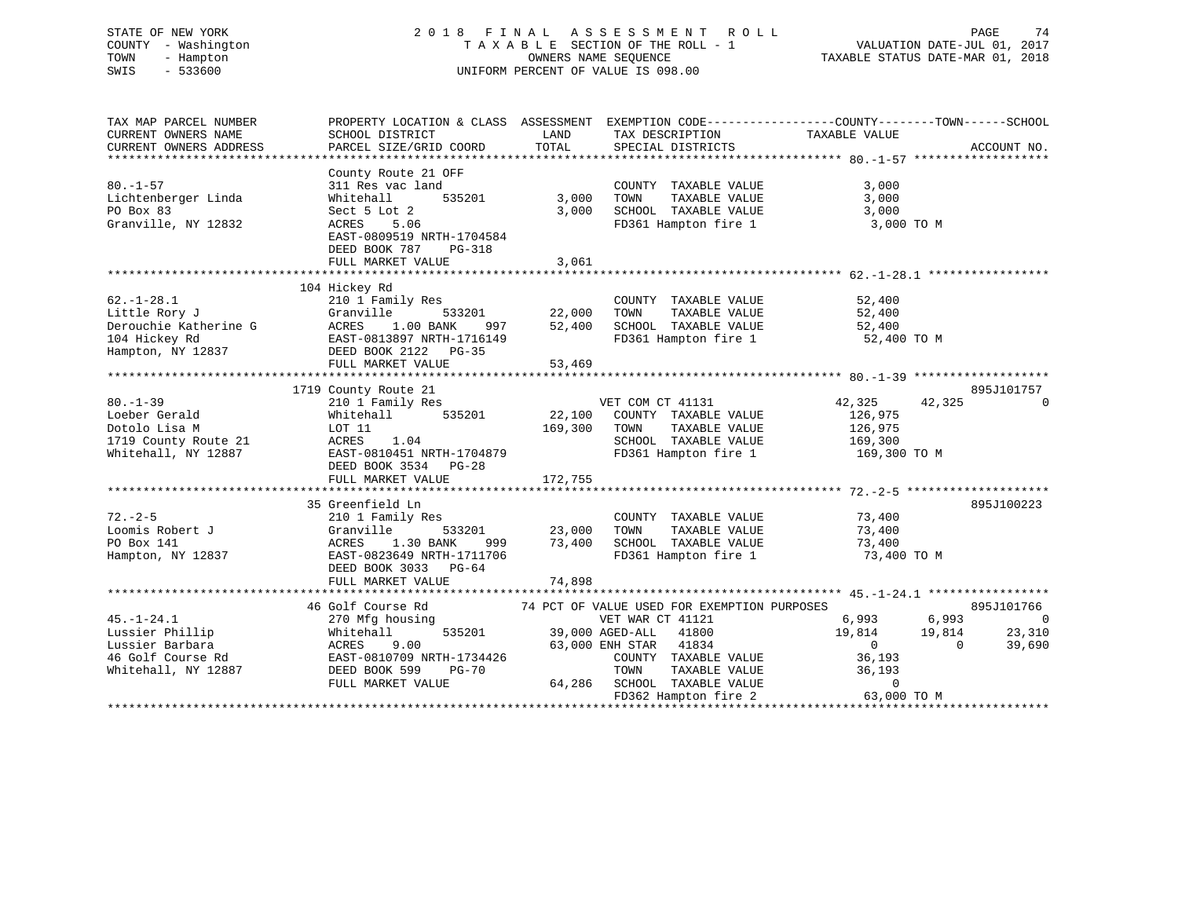STATE OF NEW YORK — 2018 FINAL ASSESSMENT ROLL
COUNTY - Washington — TAXABLE SECTION OF THE ROLL - 1 — VALUATION DATE-JUL 01, 2017
TOWN - Hampton — OWNERS NAME SEQUENCE — TAXABLE STATUS DATE-MAR 01, 2018
SWIS - 533600 — UNIFORM PERCENT OF VALUE IS 098.00

```
TAX MAP PARCEL NUMBER          PROPERTY LOCATION & CLASS  ASSESSMENT  EXEMPTION CODE------------------COUNTY--------TOWN------SCHOOL
CURRENT OWNERS NAME            SCHOOL DISTRICT               LAND      TAX DESCRIPTION            TAXABLE VALUE
CURRENT OWNERS ADDRESS         PARCEL SIZE/GRID COORD        TOTAL     SPECIAL DISTRICTS                                    ACCOUNT NO.
******************************************************************************************************* 80.-1-57 *******************
                               County Route 21 OFF
80.-1-57                       311 Res vac land                        COUNTY  TAXABLE VALUE             3,000
Lichtenberger Linda            Whitehall       535201        3,000     TOWN    TAXABLE VALUE             3,000
PO Box 83                      Sect 5 Lot 2                  3,000     SCHOOL  TAXABLE VALUE             3,000
Granville, NY 12832            ACRES    5.06                           FD361 Hampton fire 1               3,000 TO M
                               EAST-0809519 NRTH-1704584
                               DEED BOOK 787    PG-318
                               FULL MARKET VALUE             3,061
******************************************************************************************************* 62.-1-28.1 *****************
                               104 Hickey Rd
62.-1-28.1                     210 1 Family Res                        COUNTY  TAXABLE VALUE            52,400
Little Rory J                  Granville       533201       22,000     TOWN    TAXABLE VALUE            52,400
Derouchie Katherine G          ACRES    1.00 BANK    997    52,400     SCHOOL  TAXABLE VALUE            52,400
104 Hickey Rd                  EAST-0813897 NRTH-1716149               FD361 Hampton fire 1              52,400 TO M
Hampton, NY 12837              DEED BOOK 2122   PG-35
                               FULL MARKET VALUE            53,469
******************************************************************************************************* 80.-1-39 *******************
                               1719 County Route 21                                                                  895J101757
80.-1-39                       210 1 Family Res                        VET COM CT 41131          42,325      42,325             0
Loeber Gerald                  Whitehall       535201       22,100     COUNTY  TAXABLE VALUE           126,975
Dotolo Lisa M                  LOT 11                      169,300     TOWN    TAXABLE VALUE           126,975
1719 County Route 21           ACRES    1.04                           SCHOOL  TAXABLE VALUE           169,300
Whitehall, NY 12887            EAST-0810451 NRTH-1704879               FD361 Hampton fire 1             169,300 TO M
                               DEED BOOK 3534   PG-28
                               FULL MARKET VALUE           172,755
******************************************************************************************************* 72.-2-5 ********************
                               35 Greenfield Ln                                                                      895J100223
72.-2-5                        210 1 Family Res                        COUNTY  TAXABLE VALUE            73,400
Loomis Robert J                Granville       533201       23,000     TOWN    TAXABLE VALUE            73,400
PO Box 141                     ACRES    1.30 BANK    999    73,400     SCHOOL  TAXABLE VALUE            73,400
Hampton, NY 12837              EAST-0823649 NRTH-1711706               FD361 Hampton fire 1              73,400 TO M
                               DEED BOOK 3033   PG-64
                               FULL MARKET VALUE            74,898
******************************************************************************************************* 45.-1-24.1 *****************
                               46 Golf Course Rd          74 PCT OF VALUE USED FOR EXEMPTION PURPOSES                 895J101766
45.-1-24.1                     270 Mfg housing                         VET WAR CT 41121           6,993       6,993             0
Lussier Phillip                Whitehall       535201       39,000 AGED-ALL    41800             19,814      19,814        23,310
Lussier Barbara                ACRES    9.00                63,000 ENH STAR    41834                  0           0        39,690
46 Golf Course Rd              EAST-0810709 NRTH-1734426               COUNTY  TAXABLE VALUE            36,193
Whitehall, NY 12887            DEED BOOK 599    PG-70                  TOWN    TAXABLE VALUE            36,193
                               FULL MARKET VALUE            64,286     SCHOOL  TAXABLE VALUE                 0
                                                                       FD362 Hampton fire 2              63,000 TO M
************************************************************************************************************************************
```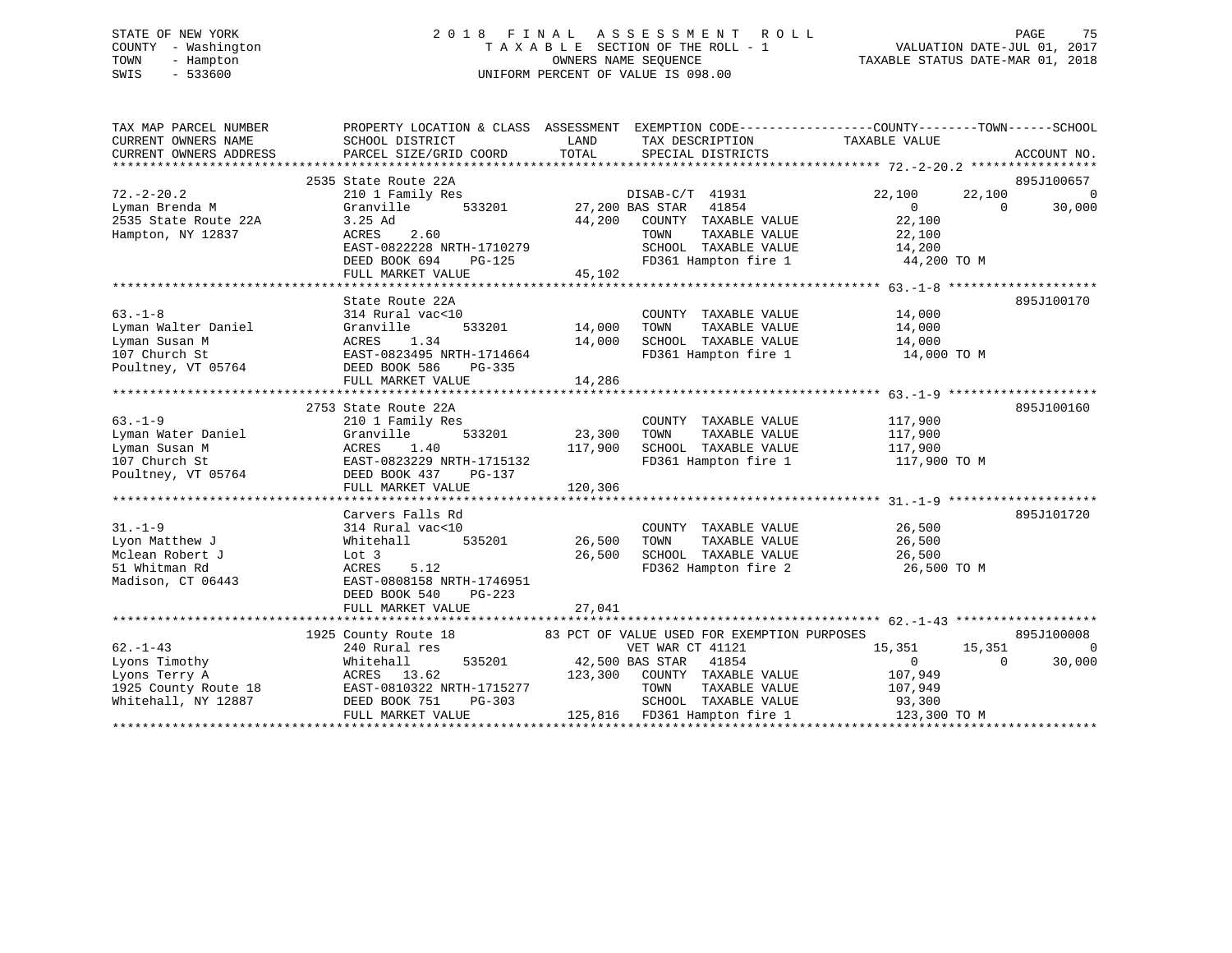STATE OF NEW YORK
COUNTY - Washington
TOWN - Hampton
SWIS - 533600

2 0 1 8 F I N A L A S S E S S M E N T R O L L
T A X A B L E SECTION OF THE ROLL - 1
OWNERS NAME SEQUENCE
UNIFORM PERCENT OF VALUE IS 098.00

VALUATION DATE-JUL 01, 2017
TAXABLE STATUS DATE-MAR 01, 2018

| TAX MAP PARCEL NUMBER / CURRENT OWNERS NAME / CURRENT OWNERS ADDRESS | PROPERTY LOCATION & CLASS / SCHOOL DISTRICT / PARCEL SIZE/GRID COORD | ASSESSMENT LAND / TOTAL | EXEMPTION CODE / TAX DESCRIPTION / SPECIAL DISTRICTS | COUNTY TAXABLE VALUE | TOWN | SCHOOL | ACCOUNT NO. |
|---|---|---|---|---|---|---|---|
| **72.-2-20.2** | 2535 State Route 22A | | | | | | 895J100657 |
| 72.-2-20.2 | 210 1 Family Res | | DISAB-C/T 41931 | 22,100 | 22,100 | 0 | |
| Lyman Brenda M | Granville 533201 | 27,200 | BAS STAR 41854 | 0 | 0 | 30,000 | |
| 2535 State Route 22A | 3.25 Ad | 44,200 | COUNTY TAXABLE VALUE | 22,100 | | | |
| Hampton, NY 12837 | ACRES 2.60 | | TOWN TAXABLE VALUE | 22,100 | | | |
| | EAST-0822228 NRTH-1710279 | | SCHOOL TAXABLE VALUE | 14,200 | | | |
| | DEED BOOK 694 PG-125 | | FD361 Hampton fire 1 | 44,200 TO M | | | |
| | FULL MARKET VALUE | 45,102 | | | | | |
| **63.-1-8** | State Route 22A | | | | | | 895J100170 |
| 63.-1-8 | 314 Rural vac<10 | | COUNTY TAXABLE VALUE | 14,000 | | | |
| Lyman Walter Daniel | Granville 533201 | 14,000 | TOWN TAXABLE VALUE | 14,000 | | | |
| Lyman Susan M | ACRES 1.34 | 14,000 | SCHOOL TAXABLE VALUE | 14,000 | | | |
| 107 Church St | EAST-0823495 NRTH-1714664 | | FD361 Hampton fire 1 | 14,000 TO M | | | |
| Poultney, VT 05764 | DEED BOOK 586 PG-335 | | | | | | |
| | FULL MARKET VALUE | 14,286 | | | | | |
| **63.-1-9** | 2753 State Route 22A | | | | | | 895J100160 |
| 63.-1-9 | 210 1 Family Res | | COUNTY TAXABLE VALUE | 117,900 | | | |
| Lyman Water Daniel | Granville 533201 | 23,300 | TOWN TAXABLE VALUE | 117,900 | | | |
| Lyman Susan M | ACRES 1.40 | 117,900 | SCHOOL TAXABLE VALUE | 117,900 | | | |
| 107 Church St | EAST-0823229 NRTH-1715132 | | FD361 Hampton fire 1 | 117,900 TO M | | | |
| Poultney, VT 05764 | DEED BOOK 437 PG-137 | | | | | | |
| | FULL MARKET VALUE | 120,306 | | | | | |
| **31.-1-9** | Carvers Falls Rd | | | | | | 895J101720 |
| 31.-1-9 | 314 Rural vac<10 | | COUNTY TAXABLE VALUE | 26,500 | | | |
| Lyon Matthew J | Whitehall 535201 | 26,500 | TOWN TAXABLE VALUE | 26,500 | | | |
| Mclean Robert J | Lot 3 | 26,500 | SCHOOL TAXABLE VALUE | 26,500 | | | |
| 51 Whitman Rd | ACRES 5.12 | | FD362 Hampton fire 2 | 26,500 TO M | | | |
| Madison, CT 06443 | EAST-0808158 NRTH-1746951 | | | | | | |
| | DEED BOOK 540 PG-223 | | | | | | |
| | FULL MARKET VALUE | 27,041 | | | | | |
| **62.-1-43** | 1925 County Route 18 | | 83 PCT OF VALUE USED FOR EXEMPTION PURPOSES | | | | 895J100008 |
| 62.-1-43 | 240 Rural res | | VET WAR CT 41121 | 15,351 | 15,351 | 0 | |
| Lyons Timothy | Whitehall 535201 | 42,500 | BAS STAR 41854 | 0 | 0 | 30,000 | |
| Lyons Terry A | ACRES 13.62 | 123,300 | COUNTY TAXABLE VALUE | 107,949 | | | |
| 1925 County Route 18 | EAST-0810322 NRTH-1715277 | | TOWN TAXABLE VALUE | 107,949 | | | |
| Whitehall, NY 12887 | DEED BOOK 751 PG-303 | | SCHOOL TAXABLE VALUE | 93,300 | | | |
| | FULL MARKET VALUE | 125,816 | FD361 Hampton fire 1 | 123,300 TO M | | | |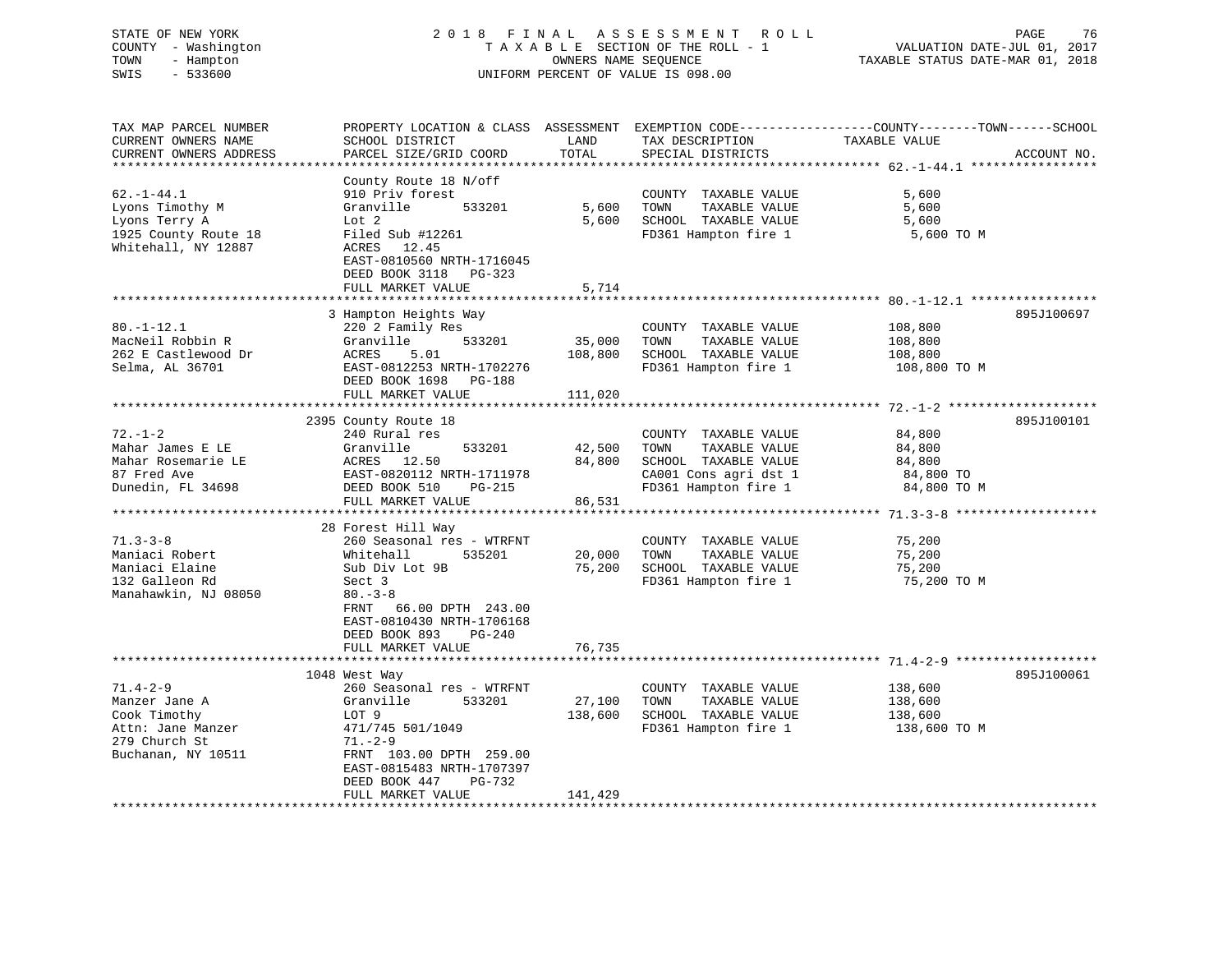STATE OF NEW YORK
COUNTY - Washington
TOWN - Hampton
SWIS - 533600

2 0 1 8 F I N A L A S S E S S M E N T R O L L
T A X A B L E SECTION OF THE ROLL - 1
OWNERS NAME SEQUENCE
UNIFORM PERCENT OF VALUE IS 098.00

VALUATION DATE-JUL 01, 2017
TAXABLE STATUS DATE-MAR 01, 2018

```
TAX MAP PARCEL NUMBER          PROPERTY LOCATION & CLASS  ASSESSMENT  EXEMPTION CODE------------------COUNTY--------TOWN------SCHOOL
CURRENT OWNERS NAME            SCHOOL DISTRICT              LAND      TAX DESCRIPTION             TAXABLE VALUE
CURRENT OWNERS ADDRESS         PARCEL SIZE/GRID COORD       TOTAL     SPECIAL DISTRICTS                                    ACCOUNT NO.
*********************************************************************************************** 62.-1-44.1 *****************
                               County Route 18 N/off
62.-1-44.1                     910 Priv forest                        COUNTY  TAXABLE VALUE             5,600
Lyons Timothy M                Granville       533201        5,600    TOWN    TAXABLE VALUE             5,600
Lyons Terry A                  Lot 2                         5,600    SCHOOL  TAXABLE VALUE             5,600
1925 County Route 18           Filed Sub #12261                       FD361 Hampton fire 1               5,600 TO M
Whitehall, NY 12887            ACRES   12.45
                               EAST-0810560 NRTH-1716045
                               DEED BOOK 3118   PG-323
                               FULL MARKET VALUE             5,714
*********************************************************************************************** 80.-1-12.1 *****************
                               3 Hampton Heights Way                                                              895J100697
80.-1-12.1                     220 2 Family Res                       COUNTY  TAXABLE VALUE           108,800
MacNeil Robbin R               Granville       533201       35,000    TOWN    TAXABLE VALUE           108,800
262 E Castlewood Dr            ACRES    5.01               108,800    SCHOOL  TAXABLE VALUE           108,800
Selma, AL 36701                EAST-0812253 NRTH-1702276              FD361 Hampton fire 1             108,800 TO M
                               DEED BOOK 1698   PG-188
                               FULL MARKET VALUE           111,020
*********************************************************************************************** 72.-1-2 ********************
                               2395 County Route 18                                                               895J100101
72.-1-2                        240 Rural res                          COUNTY  TAXABLE VALUE            84,800
Mahar James E LE               Granville       533201       42,500    TOWN    TAXABLE VALUE            84,800
Mahar Rosemarie LE             ACRES   12.50                84,800    SCHOOL  TAXABLE VALUE            84,800
87 Fred Ave                    EAST-0820112 NRTH-1711978              CA001 Cons agri dst 1             84,800 TO
Dunedin, FL 34698              DEED BOOK 510    PG-215                FD361 Hampton fire 1              84,800 TO M
                               FULL MARKET VALUE            86,531
*********************************************************************************************** 71.3-3-8 *******************
                               28 Forest Hill Way
71.3-3-8                       260 Seasonal res - WTRFNT              COUNTY  TAXABLE VALUE            75,200
Maniaci Robert                 Whitehall       535201       20,000    TOWN    TAXABLE VALUE            75,200
Maniaci Elaine                 Sub Div Lot 9B               75,200    SCHOOL  TAXABLE VALUE            75,200
132 Galleon Rd                 Sect 3                                 FD361 Hampton fire 1              75,200 TO M
Manahawkin, NJ 08050           80.-3-8
                               FRNT   66.00 DPTH 243.00
                               EAST-0810430 NRTH-1706168
                               DEED BOOK 893    PG-240
                               FULL MARKET VALUE            76,735
*********************************************************************************************** 71.4-2-9 *******************
                               1048 West Way                                                                      895J100061
71.4-2-9                       260 Seasonal res - WTRFNT              COUNTY  TAXABLE VALUE           138,600
Manzer Jane A                  Granville       533201       27,100    TOWN    TAXABLE VALUE           138,600
Cook Timothy                   LOT 9                       138,600    SCHOOL  TAXABLE VALUE           138,600
Attn: Jane Manzer              471/745 501/1049                       FD361 Hampton fire 1             138,600 TO M
279 Church St                  71.-2-9
Buchanan, NY 10511             FRNT  103.00 DPTH 259.00
                               EAST-0815483 NRTH-1707397
                               DEED BOOK 447    PG-732
                               FULL MARKET VALUE           141,429
****************************************************************************************************************************
```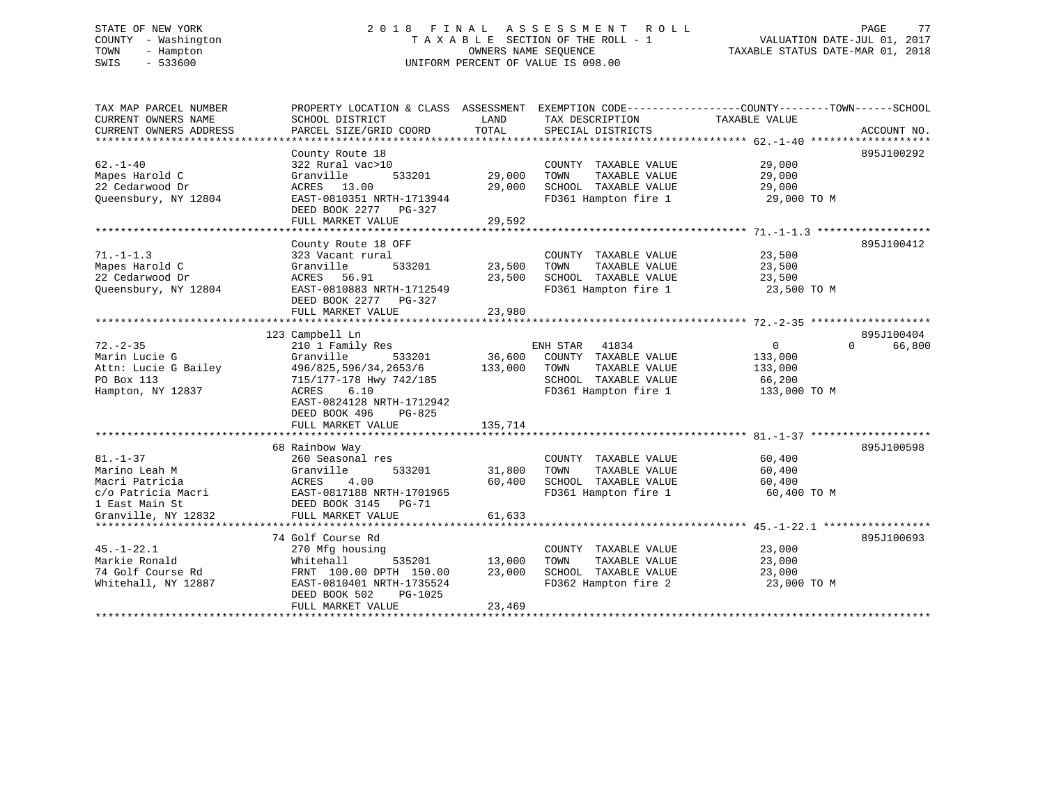STATE OF NEW YORK
COUNTY - Washington
TOWN - Hampton
SWIS - 533600

# 2018 FINAL ASSESSMENT ROLL
TAXABLE SECTION OF THE ROLL - 1
OWNERS NAME SEQUENCE
UNIFORM PERCENT OF VALUE IS 098.00

VALUATION DATE-JUL 01, 2017
TAXABLE STATUS DATE-MAR 01, 2018

| TAX MAP PARCEL NUMBER / CURRENT OWNERS NAME / CURRENT OWNERS ADDRESS | PROPERTY LOCATION & CLASS / SCHOOL DISTRICT / PARCEL SIZE/GRID COORD | ASSESSMENT LAND | TOTAL | EXEMPTION CODE / TAX DESCRIPTION / SPECIAL DISTRICTS | COUNTY / TOWN / SCHOOL TAXABLE VALUE | ACCOUNT NO. |
|---|---|---|---|---|---|---|
| **62.-1-40** | County Route 18 | | | | | 895J100292 |
| 62.-1-40 | 322 Rural vac>10 | | | COUNTY TAXABLE VALUE | 29,000 | |
| Mapes Harold C | Granville 533201 | 29,000 | | TOWN TAXABLE VALUE | 29,000 | |
| 22 Cedarwood Dr | ACRES 13.00 | | 29,000 | SCHOOL TAXABLE VALUE | 29,000 | |
| Queensbury, NY 12804 | EAST-0810351 NRTH-1713944 | | | FD361 Hampton fire 1 | 29,000 TO M | |
| | DEED BOOK 2277 PG-327 | | | | | |
| | FULL MARKET VALUE | | 29,592 | | | |
| **71.-1-1.3** | County Route 18 OFF | | | | | 895J100412 |
| 71.-1-1.3 | 323 Vacant rural | | | COUNTY TAXABLE VALUE | 23,500 | |
| Mapes Harold C | Granville 533201 | 23,500 | | TOWN TAXABLE VALUE | 23,500 | |
| 22 Cedarwood Dr | ACRES 56.91 | | 23,500 | SCHOOL TAXABLE VALUE | 23,500 | |
| Queensbury, NY 12804 | EAST-0810883 NRTH-1712549 | | | FD361 Hampton fire 1 | 23,500 TO M | |
| | DEED BOOK 2277 PG-327 | | | | | |
| | FULL MARKET VALUE | | 23,980 | | | |
| **72.-2-35** | 123 Campbell Ln | | | | | 895J100404 |
| 72.-2-35 | 210 1 Family Res | | | ENH STAR 41834 | 0 0 66,800 | |
| Marin Lucie G | Granville 533201 | 36,600 | | COUNTY TAXABLE VALUE | 133,000 | |
| Attn: Lucie G Bailey | 496/825,596/34,2653/6 | | 133,000 | TOWN TAXABLE VALUE | 133,000 | |
| PO Box 113 | 715/177-178 Hwy 742/185 | | | SCHOOL TAXABLE VALUE | 66,200 | |
| Hampton, NY 12837 | ACRES 6.10 | | | FD361 Hampton fire 1 | 133,000 TO M | |
| | EAST-0824128 NRTH-1712942 | | | | | |
| | DEED BOOK 496 PG-825 | | | | | |
| | FULL MARKET VALUE | | 135,714 | | | |
| **81.-1-37** | 68 Rainbow Way | | | | | 895J100598 |
| 81.-1-37 | 260 Seasonal res | | | COUNTY TAXABLE VALUE | 60,400 | |
| Marino Leah M | Granville 533201 | 31,800 | | TOWN TAXABLE VALUE | 60,400 | |
| Macri Patricia | ACRES 4.00 | | 60,400 | SCHOOL TAXABLE VALUE | 60,400 | |
| c/o Patricia Macri | EAST-0817188 NRTH-1701965 | | | FD361 Hampton fire 1 | 60,400 TO M | |
| 1 East Main St | DEED BOOK 3145 PG-71 | | | | | |
| Granville, NY 12832 | FULL MARKET VALUE | | 61,633 | | | |
| **45.-1-22.1** | 74 Golf Course Rd | | | | | 895J100693 |
| 45.-1-22.1 | 270 Mfg housing | | | COUNTY TAXABLE VALUE | 23,000 | |
| Markie Ronald | Whitehall 535201 | 13,000 | | TOWN TAXABLE VALUE | 23,000 | |
| 74 Golf Course Rd | FRNT 100.00 DPTH 150.00 | | 23,000 | SCHOOL TAXABLE VALUE | 23,000 | |
| Whitehall, NY 12887 | EAST-0810401 NRTH-1735524 | | | FD362 Hampton fire 2 | 23,000 TO M | |
| | DEED BOOK 502 PG-1025 | | | | | |
| | FULL MARKET VALUE | | 23,469 | | | |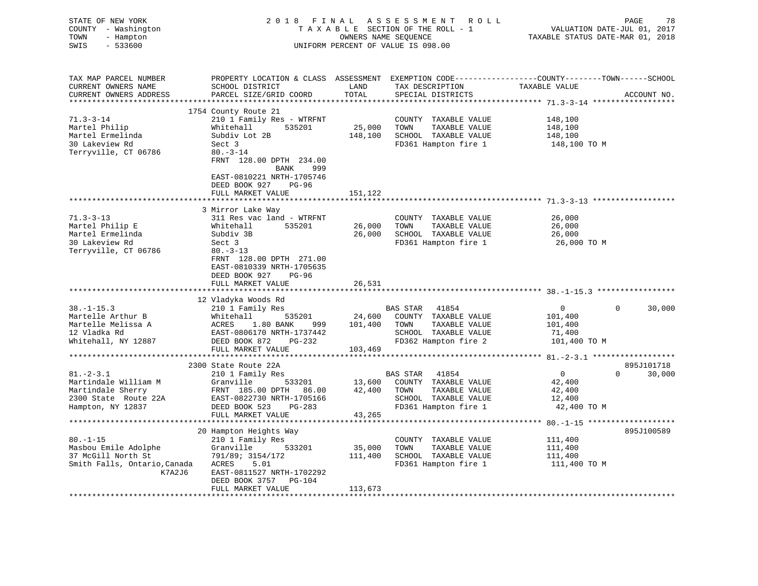STATE OF NEW YORK
COUNTY - Washington
TOWN - Hampton
SWIS - 533600

2018 FINAL ASSESSMENT ROLL
TAXABLE SECTION OF THE ROLL - 1
OWNERS NAME SEQUENCE
UNIFORM PERCENT OF VALUE IS 098.00

VALUATION DATE-JUL 01, 2017
TAXABLE STATUS DATE-MAR 01, 2018

| TAX MAP PARCEL NUMBER / CURRENT OWNERS NAME / CURRENT OWNERS ADDRESS | PROPERTY LOCATION & CLASS / SCHOOL DISTRICT / PARCEL SIZE/GRID COORD | ASSESSMENT LAND / TOTAL | EXEMPTION CODE / TAX DESCRIPTION / SPECIAL DISTRICTS | COUNTY / TOWN / SCHOOL TAXABLE VALUE | ACCOUNT NO. |
|---|---|---|---|---|---|
| 71.3-3-14 | 1754 County Route 21 | | | | |
| 71.3-3-14 | 210 1 Family Res - WTRFNT | | COUNTY TAXABLE VALUE | 148,100 | |
| Martel Philip | Whitehall 535201 | 25,000 | TOWN TAXABLE VALUE | 148,100 | |
| Martel Ermelinda | Subdiv Lot 2B | 148,100 | SCHOOL TAXABLE VALUE | 148,100 | |
| 30 Lakeview Rd | Sect 3 | | FD361 Hampton fire 1 | 148,100 TO M | |
| Terryville, CT 06786 | 80.-3-14 | | | | |
| | FRNT 128.00 DPTH 234.00 | | | | |
| | BANK 999 | | | | |
| | EAST-0810221 NRTH-1705746 | | | | |
| | DEED BOOK 927 PG-96 | | | | |
| | FULL MARKET VALUE | 151,122 | | | |
| 71.3-3-13 | 3 Mirror Lake Way | | | | |
| 71.3-3-13 | 311 Res vac land - WTRFNT | | COUNTY TAXABLE VALUE | 26,000 | |
| Martel Philip E | Whitehall 535201 | 26,000 | TOWN TAXABLE VALUE | 26,000 | |
| Martel Ermelinda | Subdiv 3B | 26,000 | SCHOOL TAXABLE VALUE | 26,000 | |
| 30 Lakeview Rd | Sect 3 | | FD361 Hampton fire 1 | 26,000 TO M | |
| Terryville, CT 06786 | 80.-3-13 | | | | |
| | FRNT 128.00 DPTH 271.00 | | | | |
| | EAST-0810339 NRTH-1705635 | | | | |
| | DEED BOOK 927 PG-96 | | | | |
| | FULL MARKET VALUE | 26,531 | | | |
| 38.-1-15.3 | 12 Vladyka Woods Rd | | | | |
| 38.-1-15.3 | 210 1 Family Res | | BAS STAR 41854 | 0 0 30,000 | |
| Martelle Arthur B | Whitehall 535201 | 24,600 | COUNTY TAXABLE VALUE | 101,400 | |
| Martelle Melissa A | ACRES 1.80 BANK 999 | 101,400 | TOWN TAXABLE VALUE | 101,400 | |
| 12 Vladka Rd | EAST-0806170 NRTH-1737442 | | SCHOOL TAXABLE VALUE | 71,400 | |
| Whitehall, NY 12887 | DEED BOOK 872 PG-232 | | FD362 Hampton fire 2 | 101,400 TO M | |
| | FULL MARKET VALUE | 103,469 | | | |
| 81.-2-3.1 | 2300 State Route 22A | | | | 895J101718 |
| 81.-2-3.1 | 210 1 Family Res | | BAS STAR 41854 | 0 0 30,000 | |
| Martindale William M | Granville 533201 | 13,600 | COUNTY TAXABLE VALUE | 42,400 | |
| Martindale Sherry | FRNT 185.00 DPTH 86.00 | 42,400 | TOWN TAXABLE VALUE | 42,400 | |
| 2300 State Route 22A | EAST-0822730 NRTH-1705166 | | SCHOOL TAXABLE VALUE | 12,400 | |
| Hampton, NY 12837 | DEED BOOK 523 PG-283 | | FD361 Hampton fire 1 | 42,400 TO M | |
| | FULL MARKET VALUE | 43,265 | | | |
| 80.-1-15 | 20 Hampton Heights Way | | | | 895J100589 |
| 80.-1-15 | 210 1 Family Res | | COUNTY TAXABLE VALUE | 111,400 | |
| Masbou Emile Adolphe | Granville 533201 | 35,000 | TOWN TAXABLE VALUE | 111,400 | |
| 37 McGill North St | 791/89; 3154/172 | 111,400 | SCHOOL TAXABLE VALUE | 111,400 | |
| Smith Falls, Ontario,Canada | ACRES 5.01 | | FD361 Hampton fire 1 | 111,400 TO M | |
| K7A2J6 | EAST-0811527 NRTH-1702292 | | | | |
| | DEED BOOK 3757 PG-104 | | | | |
| | FULL MARKET VALUE | 113,673 | | | |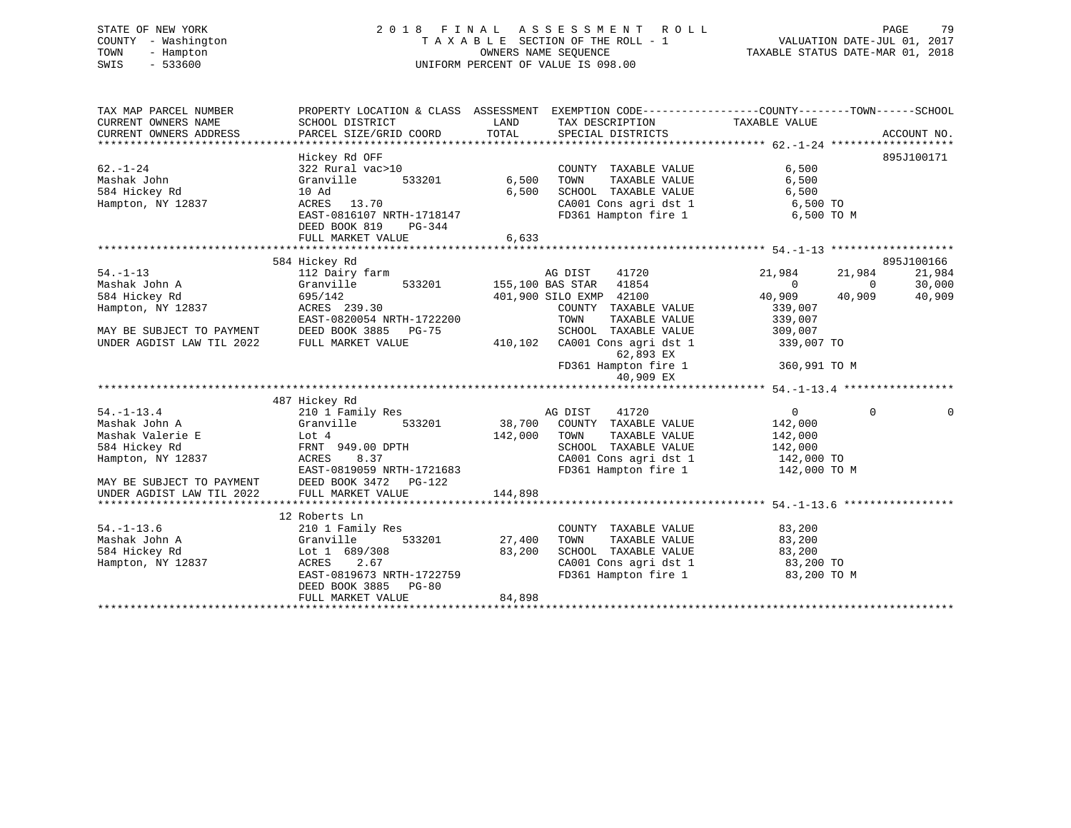STATE OF NEW YORK
COUNTY - Washington
TOWN - Hampton
SWIS - 533600

2018 FINAL ASSESSMENT ROLL
TAXABLE SECTION OF THE ROLL - 1
OWNERS NAME SEQUENCE
UNIFORM PERCENT OF VALUE IS 098.00

VALUATION DATE-JUL 01, 2017
TAXABLE STATUS DATE-MAR 01, 2018

| TAX MAP PARCEL NUMBER / CURRENT OWNERS NAME / CURRENT OWNERS ADDRESS | PROPERTY LOCATION & CLASS / SCHOOL DISTRICT / PARCEL SIZE/GRID COORD | ASSESSMENT LAND / TOTAL | EXEMPTION CODE / TAX DESCRIPTION / SPECIAL DISTRICTS | COUNTY TAXABLE VALUE | TOWN | SCHOOL | ACCOUNT NO. |
|---|---|---|---|---|---|---|---|
| **62.-1-24** | Hickey Rd OFF | | | | | | 895J100171 |
| 62.-1-24 | 322 Rural vac>10 | | COUNTY TAXABLE VALUE | 6,500 | | | |
| Mashak John | Granville 533201 | 6,500 | TOWN TAXABLE VALUE | 6,500 | | | |
| 584 Hickey Rd | 10 Ad | 6,500 | SCHOOL TAXABLE VALUE | 6,500 | | | |
| Hampton, NY 12837 | ACRES 13.70 | | CA001 Cons agri dst 1 | 6,500 TO | | | |
| | EAST-0816107 NRTH-1718147 | | FD361 Hampton fire 1 | 6,500 TO M | | | |
| | DEED BOOK 819 PG-344 | | | | | | |
| | FULL MARKET VALUE | 6,633 | | | | | |
| **54.-1-13** | 584 Hickey Rd | | | | | | 895J100166 |
| 54.-1-13 | 112 Dairy farm | | AG DIST 41720 | 21,984 | 21,984 | 21,984 | |
| Mashak John A | Granville 533201 | 155,100 | BAS STAR 41854 | 0 | 0 | 30,000 | |
| 584 Hickey Rd | 695/142 | 401,900 | SILO EXMP 42100 | 40,909 | 40,909 | 40,909 | |
| Hampton, NY 12837 | ACRES 239.30 | | COUNTY TAXABLE VALUE | 339,007 | | | |
| | EAST-0820054 NRTH-1722200 | | TOWN TAXABLE VALUE | 339,007 | | | |
| MAY BE SUBJECT TO PAYMENT | DEED BOOK 3885 PG-75 | | SCHOOL TAXABLE VALUE | 309,007 | | | |
| UNDER AGDIST LAW TIL 2022 | FULL MARKET VALUE | 410,102 | CA001 Cons agri dst 1 | 339,007 TO | | | |
| | | | 62,893 EX | | | | |
| | | | FD361 Hampton fire 1 | 360,991 TO M | | | |
| | | | 40,909 EX | | | | |
| **54.-1-13.4** | 487 Hickey Rd | | | | | | |
| 54.-1-13.4 | 210 1 Family Res | | AG DIST 41720 | 0 | 0 | 0 | |
| Mashak John A | Granville 533201 | 38,700 | COUNTY TAXABLE VALUE | 142,000 | | | |
| Mashak Valerie E | Lot 4 | 142,000 | TOWN TAXABLE VALUE | 142,000 | | | |
| 584 Hickey Rd | FRNT 949.00 DPTH | | SCHOOL TAXABLE VALUE | 142,000 | | | |
| Hampton, NY 12837 | ACRES 8.37 | | CA001 Cons agri dst 1 | 142,000 TO | | | |
| | EAST-0819059 NRTH-1721683 | | FD361 Hampton fire 1 | 142,000 TO M | | | |
| MAY BE SUBJECT TO PAYMENT | DEED BOOK 3472 PG-122 | | | | | | |
| UNDER AGDIST LAW TIL 2022 | FULL MARKET VALUE | 144,898 | | | | | |
| **54.-1-13.6** | 12 Roberts Ln | | | | | | |
| 54.-1-13.6 | 210 1 Family Res | | COUNTY TAXABLE VALUE | 83,200 | | | |
| Mashak John A | Granville 533201 | 27,400 | TOWN TAXABLE VALUE | 83,200 | | | |
| 584 Hickey Rd | Lot 1 689/308 | 83,200 | SCHOOL TAXABLE VALUE | 83,200 | | | |
| Hampton, NY 12837 | ACRES 2.67 | | CA001 Cons agri dst 1 | 83,200 TO | | | |
| | EAST-0819673 NRTH-1722759 | | FD361 Hampton fire 1 | 83,200 TO M | | | |
| | DEED BOOK 3885 PG-80 | | | | | | |
| | FULL MARKET VALUE | 84,898 | | | | | |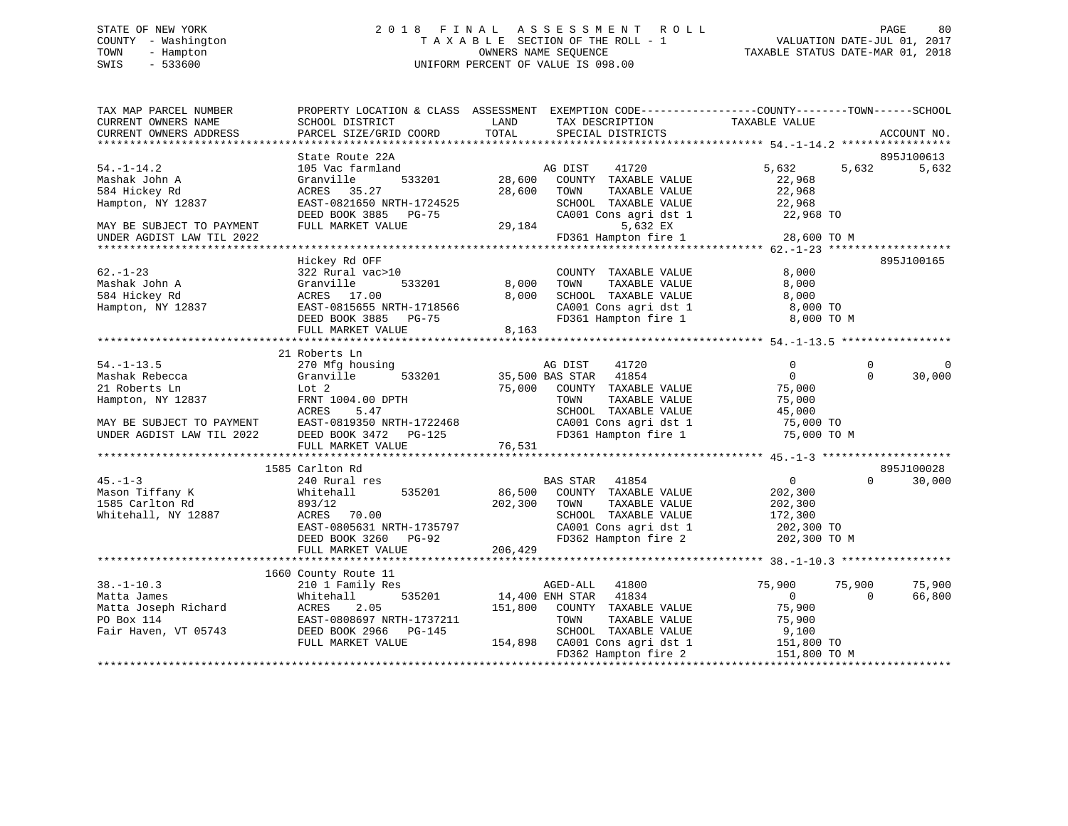STATE OF NEW YORK
COUNTY - Washington
TOWN - Hampton
SWIS - 533600

2 0 1 8 F I N A L A S S E S S M E N T R O L L
T A X A B L E SECTION OF THE ROLL - 1
OWNERS NAME SEQUENCE
UNIFORM PERCENT OF VALUE IS 098.00

VALUATION DATE-JUL 01, 2017
TAXABLE STATUS DATE-MAR 01, 2018

```
TAX MAP PARCEL NUMBER          PROPERTY LOCATION & CLASS  ASSESSMENT  EXEMPTION CODE------------------COUNTY--------TOWN------SCHOOL
CURRENT OWNERS NAME            SCHOOL DISTRICT               LAND      TAX DESCRIPTION             TAXABLE VALUE
CURRENT OWNERS ADDRESS         PARCEL SIZE/GRID COORD       TOTAL      SPECIAL DISTRICTS                                    ACCOUNT NO.
******************************************************************************************************* 54.-1-14.2 *****************
                               State Route 22A                                                                          895J100613
54.-1-14.2                     105 Vac farmland                         AG DIST     41720               5,632       5,632       5,632
Mashak John A                  Granville       533201         28,600    COUNTY  TAXABLE VALUE            22,968
584 Hickey Rd                  ACRES   35.27                  28,600    TOWN    TAXABLE VALUE            22,968
Hampton, NY 12837              EAST-0821650 NRTH-1724525                SCHOOL  TAXABLE VALUE            22,968
                               DEED BOOK 3885   PG-75                   CA001 Cons agri dst 1            22,968 TO
MAY BE SUBJECT TO PAYMENT      FULL MARKET VALUE              29,184           5,632 EX
UNDER AGDIST LAW TIL 2022                                               FD361 Hampton fire 1             28,600 TO M
******************************************************************************************************* 62.-1-23 *******************
                               Hickey Rd OFF                                                                            895J100165
62.-1-23                       322 Rural vac>10                         COUNTY  TAXABLE VALUE             8,000
Mashak John A                  Granville       533201          8,000    TOWN    TAXABLE VALUE             8,000
584 Hickey Rd                  ACRES   17.00                   8,000    SCHOOL  TAXABLE VALUE             8,000
Hampton, NY 12837              EAST-0815655 NRTH-1718566                CA001 Cons agri dst 1             8,000 TO
                               DEED BOOK 3885   PG-75                   FD361 Hampton fire 1              8,000 TO M
                               FULL MARKET VALUE               8,163
******************************************************************************************************* 54.-1-13.5 *****************
                               21 Roberts Ln
54.-1-13.5                     270 Mfg housing                          AG DIST     41720                   0           0           0
Mashak Rebecca                 Granville       533201         35,500 BAS STAR   41854                   0           0      30,000
21 Roberts Ln                  Lot 2                          75,000    COUNTY  TAXABLE VALUE            75,000
Hampton, NY 12837              FRNT 1004.00 DPTH                        TOWN    TAXABLE VALUE            75,000
                               ACRES    5.47                            SCHOOL  TAXABLE VALUE            45,000
MAY BE SUBJECT TO PAYMENT      EAST-0819350 NRTH-1722468                CA001 Cons agri dst 1            75,000 TO
UNDER AGDIST LAW TIL 2022      DEED BOOK 3472   PG-125                  FD361 Hampton fire 1             75,000 TO M
                               FULL MARKET VALUE              76,531
******************************************************************************************************* 45.-1-3 ********************
                               1585 Carlton Rd                                                                          895J100028
45.-1-3                        240 Rural res                            BAS STAR    41854                   0           0      30,000
Mason Tiffany K                Whitehall       535201         86,500    COUNTY  TAXABLE VALUE           202,300
1585 Carlton Rd                893/12                        202,300    TOWN    TAXABLE VALUE           202,300
Whitehall, NY 12887            ACRES   70.00                            SCHOOL  TAXABLE VALUE           172,300
                               EAST-0805631 NRTH-1735797                CA001 Cons agri dst 1           202,300 TO
                               DEED BOOK 3260   PG-92                   FD362 Hampton fire 2            202,300 TO M
                               FULL MARKET VALUE             206,429
******************************************************************************************************* 38.-1-10.3 *****************
                               1660 County Route 11
38.-1-10.3                     210 1 Family Res                         AGED-ALL    41800              75,900      75,900      75,900
Matta James                    Whitehall       535201         14,400 ENH STAR   41834                   0           0      66,800
Matta Joseph Richard           ACRES    2.05                 151,800    COUNTY  TAXABLE VALUE            75,900
PO Box 114                     EAST-0808697 NRTH-1737211                TOWN    TAXABLE VALUE            75,900
Fair Haven, VT 05743           DEED BOOK 2966   PG-145                  SCHOOL  TAXABLE VALUE             9,100
                               FULL MARKET VALUE             154,898    CA001 Cons agri dst 1           151,800 TO
                                                                        FD362 Hampton fire 2            151,800 TO M
************************************************************************************************************************************
```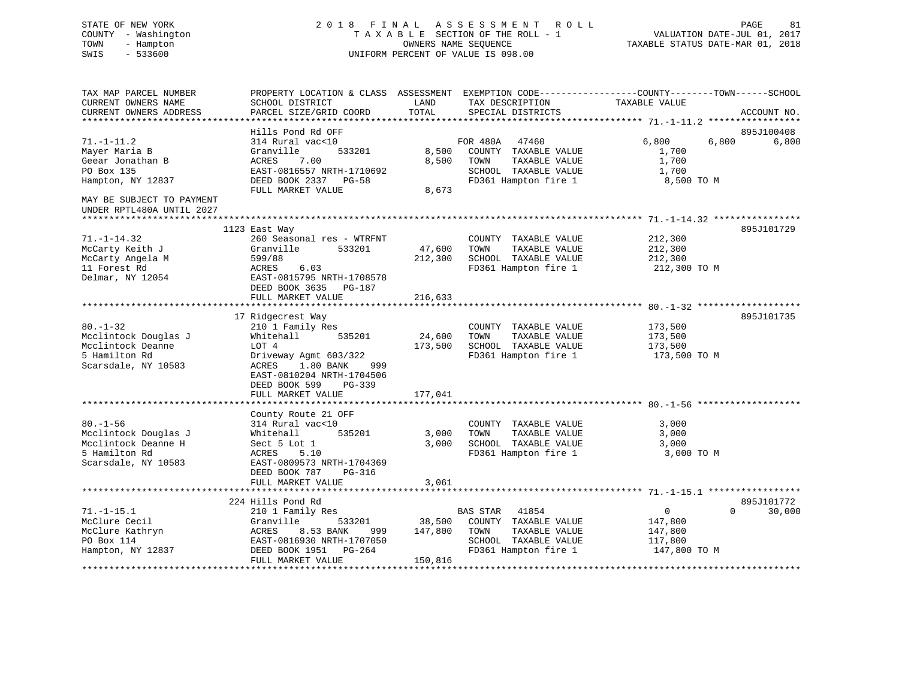STATE OF NEW YORK
COUNTY - Washington
TOWN - Hampton
SWIS - 533600

# 2018 FINAL ASSESSMENT ROLL

TAXABLE SECTION OF THE ROLL - 1
OWNERS NAME SEQUENCE
UNIFORM PERCENT OF VALUE IS 098.00

VALUATION DATE-JUL 01, 2017
TAXABLE STATUS DATE-MAR 01, 2018

| TAX MAP PARCEL NUMBER / CURRENT OWNERS NAME / CURRENT OWNERS ADDRESS | PROPERTY LOCATION & CLASS / SCHOOL DISTRICT / PARCEL SIZE/GRID COORD | ASSESSMENT LAND | TOTAL | EXEMPTION CODE / TAX DESCRIPTION / SPECIAL DISTRICTS | COUNTY TAXABLE VALUE | TOWN | SCHOOL | ACCOUNT NO. |
|---|---|---|---|---|---|---|---|---|
| 71.-1-11.2 | Hills Pond Rd OFF | | | | | | | 895J100408 |
| Mayer Maria B | 314 Rural vac<10 | | | FOR 480A 47460 | 6,800 | 6,800 | 6,800 | |
| Geear Jonathan B | Granville 533201 | 8,500 | | COUNTY TAXABLE VALUE | 1,700 | | | |
| PO Box 135 | ACRES 7.00 | | 8,500 | TOWN TAXABLE VALUE | 1,700 | | | |
| Hampton, NY 12837 | EAST-0816557 NRTH-1710692 | | | SCHOOL TAXABLE VALUE | 1,700 | | | |
| | DEED BOOK 2337 PG-58 | | | FD361 Hampton fire 1 | 8,500 TO M | | | |
| | FULL MARKET VALUE | | 8,673 | | | | | |
| MAY BE SUBJECT TO PAYMENT UNDER RPTL480A UNTIL 2027 | | | | | | | | |
| 71.-1-14.32 | 1123 East Way | | | | | | | 895J101729 |
| McCarty Keith J | 260 Seasonal res - WTRFNT | | | COUNTY TAXABLE VALUE | 212,300 | | | |
| McCarty Angela M | Granville 533201 | 47,600 | | TOWN TAXABLE VALUE | 212,300 | | | |
| 11 Forest Rd | 599/88 | | 212,300 | SCHOOL TAXABLE VALUE | 212,300 | | | |
| Delmar, NY 12054 | ACRES 6.03 | | | FD361 Hampton fire 1 | 212,300 TO M | | | |
| | EAST-0815795 NRTH-1708578 | | | | | | | |
| | DEED BOOK 3635 PG-187 | | | | | | | |
| | FULL MARKET VALUE | | 216,633 | | | | | |
| 80.-1-32 | 17 Ridgecrest Way | | | | | | | 895J101735 |
| Mcclintock Douglas J | 210 1 Family Res | | | COUNTY TAXABLE VALUE | 173,500 | | | |
| Mcclintock Deanne | Whitehall 535201 | 24,600 | | TOWN TAXABLE VALUE | 173,500 | | | |
| 5 Hamilton Rd | LOT 4 | | 173,500 | SCHOOL TAXABLE VALUE | 173,500 | | | |
| Scarsdale, NY 10583 | Driveway Agmt 603/322 | | | FD361 Hampton fire 1 | 173,500 TO M | | | |
| | ACRES 1.80 BANK 999 | | | | | | | |
| | EAST-0810204 NRTH-1704506 | | | | | | | |
| | DEED BOOK 599 PG-339 | | | | | | | |
| | FULL MARKET VALUE | | 177,041 | | | | | |
| 80.-1-56 | County Route 21 OFF | | | | | | | |
| Mcclintock Douglas J | 314 Rural vac<10 | | | COUNTY TAXABLE VALUE | 3,000 | | | |
| Mcclintock Deanne H | Whitehall 535201 | 3,000 | | TOWN TAXABLE VALUE | 3,000 | | | |
| 5 Hamilton Rd | Sect 5 Lot 1 | | 3,000 | SCHOOL TAXABLE VALUE | 3,000 | | | |
| Scarsdale, NY 10583 | ACRES 5.10 | | | FD361 Hampton fire 1 | 3,000 TO M | | | |
| | EAST-0809573 NRTH-1704369 | | | | | | | |
| | DEED BOOK 787 PG-316 | | | | | | | |
| | FULL MARKET VALUE | | 3,061 | | | | | |
| 71.-1-15.1 | 224 Hills Pond Rd | | | | | | | 895J101772 |
| McClure Cecil | 210 1 Family Res | | | BAS STAR 41854 | 0 | 0 | 30,000 | |
| McClure Kathryn | Granville 533201 | 38,500 | | COUNTY TAXABLE VALUE | 147,800 | | | |
| PO Box 114 | ACRES 8.53 BANK 999 | | 147,800 | TOWN TAXABLE VALUE | 147,800 | | | |
| Hampton, NY 12837 | EAST-0816930 NRTH-1707050 | | | SCHOOL TAXABLE VALUE | 117,800 | | | |
| | DEED BOOK 1951 PG-264 | | | FD361 Hampton fire 1 | 147,800 TO M | | | |
| | FULL MARKET VALUE | | 150,816 | | | | | |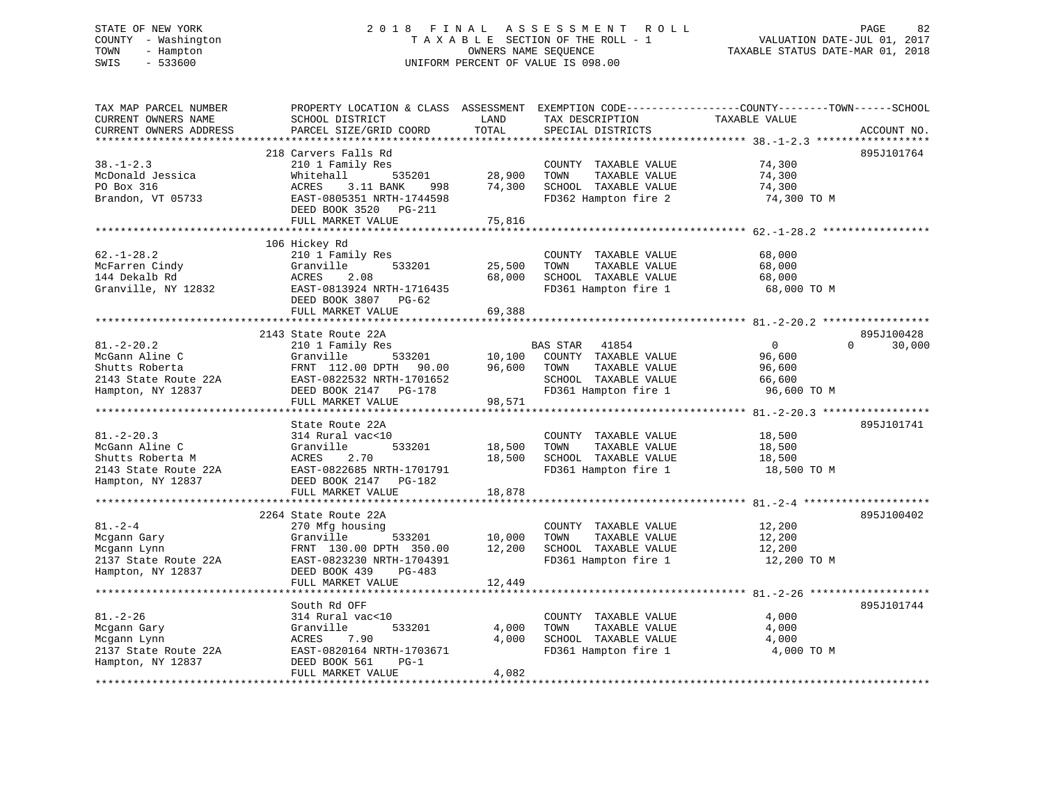STATE OF NEW YORK | 2 0 1 8 F I N A L A S S E S S M E N T R O L L
COUNTY - Washington | T A X A B L E SECTION OF THE ROLL - 1 | VALUATION DATE-JUL 01, 2017
TOWN - Hampton | OWNERS NAME SEQUENCE | TAXABLE STATUS DATE-MAR 01, 2018
SWIS - 533600 | UNIFORM PERCENT OF VALUE IS 098.00

| TAX MAP PARCEL NUMBER / CURRENT OWNERS NAME / CURRENT OWNERS ADDRESS | PROPERTY LOCATION & CLASS / SCHOOL DISTRICT / PARCEL SIZE/GRID COORD | ASSESSMENT LAND / TOTAL | EXEMPTION CODE / TAX DESCRIPTION / SPECIAL DISTRICTS | COUNTY / TOWN / SCHOOL TAXABLE VALUE | ACCOUNT NO. |
|---|---|---|---|---|---|
| 38.-1-2.3 | 218 Carvers Falls Rd | | | | 895J101764 |
| McDonald Jessica | 210 1 Family Res | | COUNTY TAXABLE VALUE | 74,300 | |
| PO Box 316 | Whitehall 535201 | 28,900 | TOWN TAXABLE VALUE | 74,300 | |
| Brandon, VT 05733 | ACRES 3.11 BANK 998 | 74,300 | SCHOOL TAXABLE VALUE | 74,300 | |
| | EAST-0805351 NRTH-1744598 | | FD362 Hampton fire 2 | 74,300 TO M | |
| | DEED BOOK 3520 PG-211 | | | | |
| | FULL MARKET VALUE | 75,816 | | | |
| 62.-1-28.2 | 106 Hickey Rd | | | | |
| McFarren Cindy | 210 1 Family Res | | COUNTY TAXABLE VALUE | 68,000 | |
| 144 Dekalb Rd | Granville 533201 | 25,500 | TOWN TAXABLE VALUE | 68,000 | |
| Granville, NY 12832 | ACRES 2.08 | 68,000 | SCHOOL TAXABLE VALUE | 68,000 | |
| | EAST-0813924 NRTH-1716435 | | FD361 Hampton fire 1 | 68,000 TO M | |
| | DEED BOOK 3807 PG-62 | | | | |
| | FULL MARKET VALUE | 69,388 | | | |
| 81.-2-20.2 | 2143 State Route 22A | | | | 895J100428 |
| McGann Aline C | 210 1 Family Res | | BAS STAR 41854 | 0 0 30,000 | |
| Shutts Roberta | Granville 533201 | 10,100 | COUNTY TAXABLE VALUE | 96,600 | |
| 2143 State Route 22A | FRNT 112.00 DPTH 90.00 | 96,600 | TOWN TAXABLE VALUE | 96,600 | |
| Hampton, NY 12837 | EAST-0822532 NRTH-1701652 | | SCHOOL TAXABLE VALUE | 66,600 | |
| | DEED BOOK 2147 PG-178 | | FD361 Hampton fire 1 | 96,600 TO M | |
| | FULL MARKET VALUE | 98,571 | | | |
| 81.-2-20.3 | State Route 22A | | | | 895J101741 |
| McGann Aline C | 314 Rural vac<10 | | COUNTY TAXABLE VALUE | 18,500 | |
| Shutts Roberta M | Granville 533201 | 18,500 | TOWN TAXABLE VALUE | 18,500 | |
| 2143 State Route 22A | ACRES 2.70 | 18,500 | SCHOOL TAXABLE VALUE | 18,500 | |
| Hampton, NY 12837 | EAST-0822685 NRTH-1701791 | | FD361 Hampton fire 1 | 18,500 TO M | |
| | DEED BOOK 2147 PG-182 | | | | |
| | FULL MARKET VALUE | 18,878 | | | |
| 81.-2-4 | 2264 State Route 22A | | | | 895J100402 |
| Mcgann Gary | 270 Mfg housing | | COUNTY TAXABLE VALUE | 12,200 | |
| Mcgann Lynn | Granville 533201 | 10,000 | TOWN TAXABLE VALUE | 12,200 | |
| 2137 State Route 22A | FRNT 130.00 DPTH 350.00 | 12,200 | SCHOOL TAXABLE VALUE | 12,200 | |
| Hampton, NY 12837 | EAST-0823230 NRTH-1704391 | | FD361 Hampton fire 1 | 12,200 TO M | |
| | DEED BOOK 439 PG-483 | | | | |
| | FULL MARKET VALUE | 12,449 | | | |
| 81.-2-26 | South Rd OFF | | | | 895J101744 |
| Mcgann Gary | 314 Rural vac<10 | | COUNTY TAXABLE VALUE | 4,000 | |
| Mcgann Lynn | Granville 533201 | 4,000 | TOWN TAXABLE VALUE | 4,000 | |
| 2137 State Route 22A | ACRES 7.90 | 4,000 | SCHOOL TAXABLE VALUE | 4,000 | |
| Hampton, NY 12837 | EAST-0820164 NRTH-1703671 | | FD361 Hampton fire 1 | 4,000 TO M | |
| | DEED BOOK 561 PG-1 | | | | |
| | FULL MARKET VALUE | 4,082 | | | |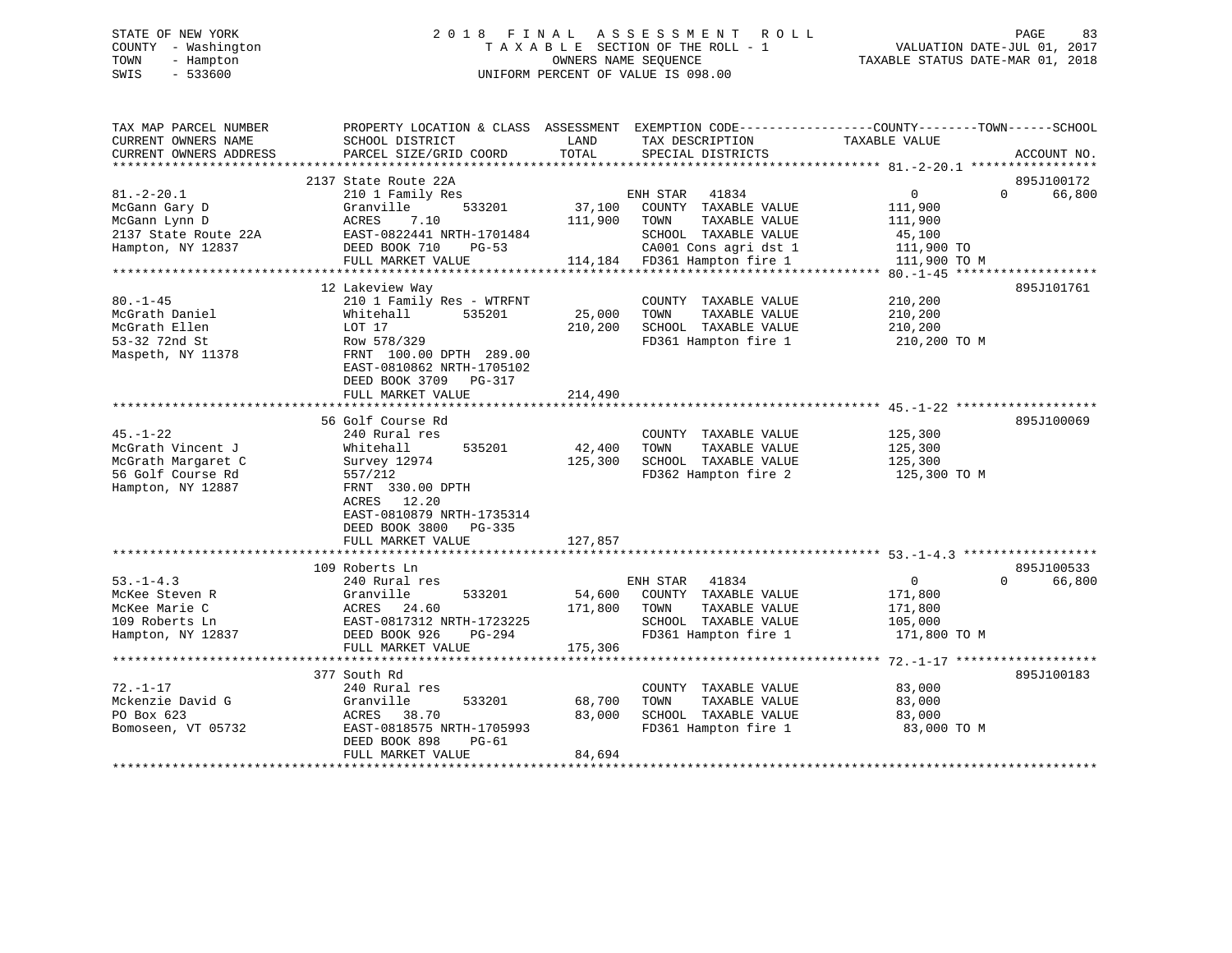STATE OF NEW YORK
COUNTY - Washington
TOWN - Hampton
SWIS - 533600

2018 FINAL ASSESSMENT ROLL
TAXABLE SECTION OF THE ROLL - 1
OWNERS NAME SEQUENCE
UNIFORM PERCENT OF VALUE IS 098.00

VALUATION DATE-JUL 01, 2017
TAXABLE STATUS DATE-MAR 01, 2018

| TAX MAP PARCEL NUMBER / CURRENT OWNERS NAME / CURRENT OWNERS ADDRESS | PROPERTY LOCATION & CLASS / SCHOOL DISTRICT / PARCEL SIZE/GRID COORD | ASSESSMENT LAND | TOTAL | EXEMPTION CODE / TAX DESCRIPTION / SPECIAL DISTRICTS | COUNTY TAXABLE VALUE | TOWN | SCHOOL | ACCOUNT NO. |
|---|---|---|---|---|---|---|---|---|
| 81.-2-20.1 | 2137 State Route 22A | | | | | | | 895J100172 |
| 81.-2-20.1 | 210 1 Family Res | | | ENH STAR 41834 | 0 | 0 | 66,800 | |
| McGann Gary D | Granville 533201 | 37,100 | | COUNTY TAXABLE VALUE | 111,900 | | | |
| McGann Lynn D | ACRES 7.10 | | 111,900 | TOWN TAXABLE VALUE | 111,900 | | | |
| 2137 State Route 22A | EAST-0822441 NRTH-1701484 | | | SCHOOL TAXABLE VALUE | 45,100 | | | |
| Hampton, NY 12837 | DEED BOOK 710 PG-53 | | | CA001 Cons agri dst 1 | 111,900 TO | | | |
| | FULL MARKET VALUE | | 114,184 | FD361 Hampton fire 1 | 111,900 TO M | | | |
| 80.-1-45 | 12 Lakeview Way | | | | | | | 895J101761 |
| 80.-1-45 | 210 1 Family Res - WTRFNT | | | COUNTY TAXABLE VALUE | 210,200 | | | |
| McGrath Daniel | Whitehall 535201 | 25,000 | | TOWN TAXABLE VALUE | 210,200 | | | |
| McGrath Ellen | LOT 17 | | 210,200 | SCHOOL TAXABLE VALUE | 210,200 | | | |
| 53-32 72nd St | Row 578/329 | | | FD361 Hampton fire 1 | 210,200 TO M | | | |
| Maspeth, NY 11378 | FRNT 100.00 DPTH 289.00 | | | | | | | |
| | EAST-0810862 NRTH-1705102 | | | | | | | |
| | DEED BOOK 3709 PG-317 | | | | | | | |
| | FULL MARKET VALUE | | 214,490 | | | | | |
| 45.-1-22 | 56 Golf Course Rd | | | | | | | 895J100069 |
| 45.-1-22 | 240 Rural res | | | COUNTY TAXABLE VALUE | 125,300 | | | |
| McGrath Vincent J | Whitehall 535201 | 42,400 | | TOWN TAXABLE VALUE | 125,300 | | | |
| McGrath Margaret C | Survey 12974 | | 125,300 | SCHOOL TAXABLE VALUE | 125,300 | | | |
| 56 Golf Course Rd | 557/212 | | | FD362 Hampton fire 2 | 125,300 TO M | | | |
| Hampton, NY 12887 | FRNT 330.00 DPTH | | | | | | | |
| | ACRES 12.20 | | | | | | | |
| | EAST-0810879 NRTH-1735314 | | | | | | | |
| | DEED BOOK 3800 PG-335 | | | | | | | |
| | FULL MARKET VALUE | | 127,857 | | | | | |
| 53.-1-4.3 | 109 Roberts Ln | | | | | | | 895J100533 |
| 53.-1-4.3 | 240 Rural res | | | ENH STAR 41834 | 0 | 0 | 66,800 | |
| McKee Steven R | Granville 533201 | 54,600 | | COUNTY TAXABLE VALUE | 171,800 | | | |
| McKee Marie C | ACRES 24.60 | | 171,800 | TOWN TAXABLE VALUE | 171,800 | | | |
| 109 Roberts Ln | EAST-0817312 NRTH-1723225 | | | SCHOOL TAXABLE VALUE | 105,000 | | | |
| Hampton, NY 12837 | DEED BOOK 926 PG-294 | | | FD361 Hampton fire 1 | 171,800 TO M | | | |
| | FULL MARKET VALUE | | 175,306 | | | | | |
| 72.-1-17 | 377 South Rd | | | | | | | 895J100183 |
| 72.-1-17 | 240 Rural res | | | COUNTY TAXABLE VALUE | 83,000 | | | |
| Mckenzie David G | Granville 533201 | 68,700 | | TOWN TAXABLE VALUE | 83,000 | | | |
| PO Box 623 | ACRES 38.70 | | 83,000 | SCHOOL TAXABLE VALUE | 83,000 | | | |
| Bomoseen, VT 05732 | EAST-0818575 NRTH-1705993 | | | FD361 Hampton fire 1 | 83,000 TO M | | | |
| | DEED BOOK 898 PG-61 | | | | | | | |
| | FULL MARKET VALUE | | 84,694 | | | | | |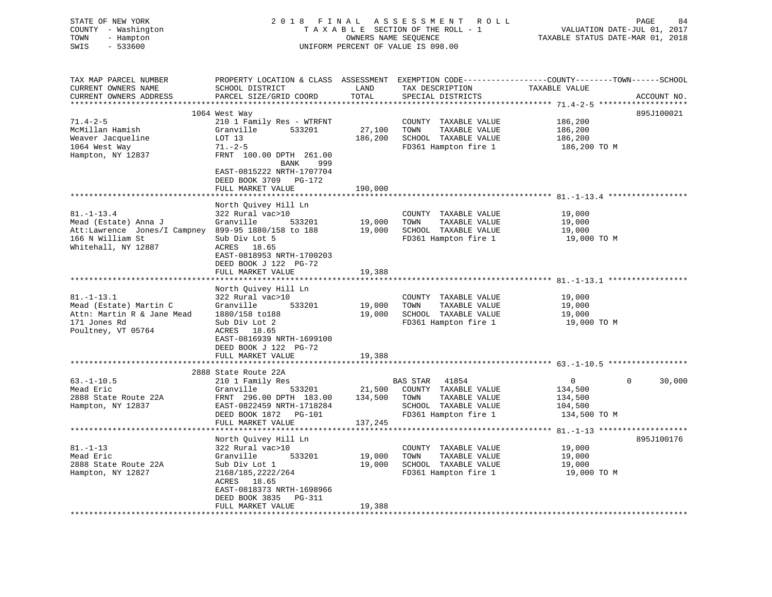STATE OF NEW YORK — 2018 FINAL ASSESSMENT ROLL
COUNTY - Washington — TAXABLE SECTION OF THE ROLL - 1 — VALUATION DATE-JUL 01, 2017
TOWN - Hampton — OWNERS NAME SEQUENCE — TAXABLE STATUS DATE-MAR 01, 2018
SWIS - 533600 — UNIFORM PERCENT OF VALUE IS 098.00

| TAX MAP PARCEL NUMBER / CURRENT OWNERS NAME / CURRENT OWNERS ADDRESS | PROPERTY LOCATION & CLASS / SCHOOL DISTRICT / PARCEL SIZE/GRID COORD | ASSESSMENT LAND | ASSESSMENT TOTAL | EXEMPTION CODE / TAX DESCRIPTION / SPECIAL DISTRICTS | COUNTY / TOWN TAXABLE VALUE | SCHOOL | ACCOUNT NO. |
|---|---|---|---|---|---|---|---|
| 71.4-2-5 | 1064 West Way | | | | | | 895J100021 |
| McMillan Hamish | 210 1 Family Res - WTRFNT | | | COUNTY TAXABLE VALUE | 186,200 | | |
| Weaver Jacqueline | Granville 533201 | 27,100 | | TOWN TAXABLE VALUE | 186,200 | | |
| 1064 West Way | LOT 13 | | 186,200 | SCHOOL TAXABLE VALUE | 186,200 | | |
| Hampton, NY 12837 | 71.-2-5 | | | FD361 Hampton fire 1 | 186,200 TO M | | |
| | FRNT 100.00 DPTH 261.00 | | | | | | |
| | BANK 999 | | | | | | |
| | EAST-0815222 NRTH-1707704 | | | | | | |
| | DEED BOOK 3709 PG-172 | | | | | | |
| | FULL MARKET VALUE | | 190,000 | | | | |
| 81.-1-13.4 | North Quivey Hill Ln | | | | | | |
| Mead (Estate) Anna J | 322 Rural vac>10 | | | COUNTY TAXABLE VALUE | 19,000 | | |
| Att:Lawrence Jones/I Campney | Granville 533201 | 19,000 | | TOWN TAXABLE VALUE | 19,000 | | |
| 166 N William St | 899-95 1880/158 to 188 | | 19,000 | SCHOOL TAXABLE VALUE | 19,000 | | |
| Whitehall, NY 12887 | Sub Div Lot 5 | | | FD361 Hampton fire 1 | 19,000 TO M | | |
| | ACRES 18.65 | | | | | | |
| | EAST-0818953 NRTH-1700203 | | | | | | |
| | DEED BOOK J 122 PG-72 | | | | | | |
| | FULL MARKET VALUE | | 19,388 | | | | |
| 81.-1-13.1 | North Quivey Hill Ln | | | | | | |
| Mead (Estate) Martin C | 322 Rural vac>10 | | | COUNTY TAXABLE VALUE | 19,000 | | |
| Attn: Martin R & Jane Mead | Granville 533201 | 19,000 | | TOWN TAXABLE VALUE | 19,000 | | |
| 171 Jones Rd | 1880/158 to188 | | 19,000 | SCHOOL TAXABLE VALUE | 19,000 | | |
| Poultney, VT 05764 | Sub Div Lot 2 | | | FD361 Hampton fire 1 | 19,000 TO M | | |
| | ACRES 18.65 | | | | | | |
| | EAST-0816939 NRTH-1699100 | | | | | | |
| | DEED BOOK J 122 PG-72 | | | | | | |
| | FULL MARKET VALUE | | 19,388 | | | | |
| 63.-1-10.5 | 2888 State Route 22A | | | | | | |
| Mead Eric | 210 1 Family Res | | | BAS STAR 41854 | 0 / 0 | 30,000 | |
| 2888 State Route 22A | Granville 533201 | 21,500 | | COUNTY TAXABLE VALUE | 134,500 | | |
| Hampton, NY 12837 | FRNT 296.00 DPTH 183.00 | | 134,500 | TOWN TAXABLE VALUE | 134,500 | | |
| | EAST-0822459 NRTH-1718284 | | | SCHOOL TAXABLE VALUE | 104,500 | | |
| | DEED BOOK 1872 PG-101 | | | FD361 Hampton fire 1 | 134,500 TO M | | |
| | FULL MARKET VALUE | | 137,245 | | | | |
| 81.-1-13 | North Quivey Hill Ln | | | | | | 895J100176 |
| Mead Eric | 322 Rural vac>10 | | | COUNTY TAXABLE VALUE | 19,000 | | |
| 2888 State Route 22A | Granville 533201 | 19,000 | | TOWN TAXABLE VALUE | 19,000 | | |
| Hampton, NY 12827 | Sub Div Lot 1 | | 19,000 | SCHOOL TAXABLE VALUE | 19,000 | | |
| | 2168/185,2222/264 | | | FD361 Hampton fire 1 | 19,000 TO M | | |
| | ACRES 18.65 | | | | | | |
| | EAST-0818373 NRTH-1698966 | | | | | | |
| | DEED BOOK 3835 PG-311 | | | | | | |
| | FULL MARKET VALUE | | 19,388 | | | | |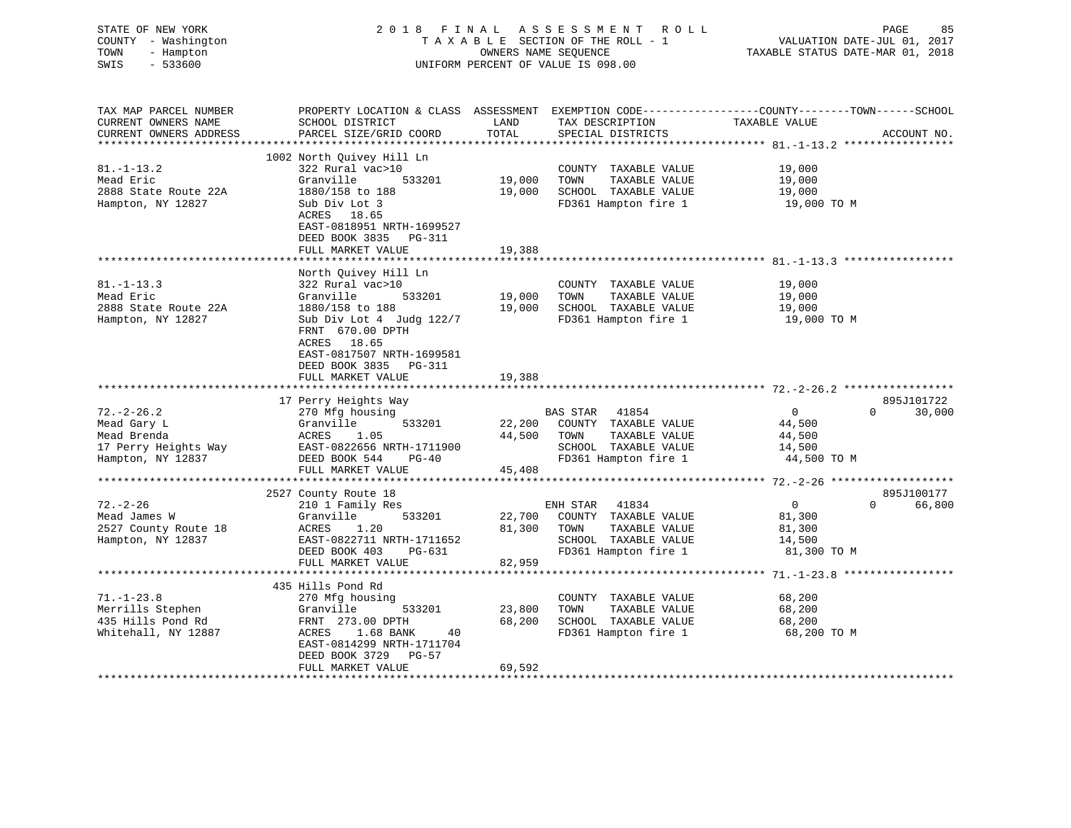STATE OF NEW YORK
COUNTY - Washington
TOWN - Hampton
SWIS - 533600

2018 FINAL ASSESSMENT ROLL
TAXABLE SECTION OF THE ROLL - 1
OWNERS NAME SEQUENCE
UNIFORM PERCENT OF VALUE IS 098.00

VALUATION DATE-JUL 01, 2017
TAXABLE STATUS DATE-MAR 01, 2018

| TAX MAP PARCEL NUMBER / CURRENT OWNERS NAME / CURRENT OWNERS ADDRESS | PROPERTY LOCATION & CLASS / SCHOOL DISTRICT / PARCEL SIZE/GRID COORD | ASSESSMENT LAND / TOTAL | EXEMPTION CODE / TAX DESCRIPTION / SPECIAL DISTRICTS | COUNTY / TOWN / SCHOOL TAXABLE VALUE | ACCOUNT NO. |
|---|---|---|---|---|---|
| 81.-1-13.2 | 1002 North Quivey Hill Ln | | | | |
| | 322 Rural vac>10 | | COUNTY TAXABLE VALUE | 19,000 | |
| Mead Eric | Granville 533201 | 19,000 | TOWN TAXABLE VALUE | 19,000 | |
| 2888 State Route 22A | 1880/158 to 188 | 19,000 | SCHOOL TAXABLE VALUE | 19,000 | |
| Hampton, NY 12827 | Sub Div Lot 3 | | FD361 Hampton fire 1 | 19,000 TO M | |
| | ACRES 18.65 | | | | |
| | EAST-0818951 NRTH-1699527 | | | | |
| | DEED BOOK 3835 PG-311 | | | | |
| | FULL MARKET VALUE | 19,388 | | | |
| 81.-1-13.3 | North Quivey Hill Ln | | | | |
| | 322 Rural vac>10 | | COUNTY TAXABLE VALUE | 19,000 | |
| Mead Eric | Granville 533201 | 19,000 | TOWN TAXABLE VALUE | 19,000 | |
| 2888 State Route 22A | 1880/158 to 188 | 19,000 | SCHOOL TAXABLE VALUE | 19,000 | |
| Hampton, NY 12827 | Sub Div Lot 4 Judg 122/7 | | FD361 Hampton fire 1 | 19,000 TO M | |
| | FRNT 670.00 DPTH | | | | |
| | ACRES 18.65 | | | | |
| | EAST-0817507 NRTH-1699581 | | | | |
| | DEED BOOK 3835 PG-311 | | | | |
| | FULL MARKET VALUE | 19,388 | | | |
| 72.-2-26.2 | 17 Perry Heights Way | | | | 895J101722 |
| | 270 Mfg housing | | BAS STAR 41854 | 0 0 30,000 | |
| Mead Gary L | Granville 533201 | 22,200 | COUNTY TAXABLE VALUE | 44,500 | |
| Mead Brenda | ACRES 1.05 | 44,500 | TOWN TAXABLE VALUE | 44,500 | |
| 17 Perry Heights Way | EAST-0822656 NRTH-1711900 | | SCHOOL TAXABLE VALUE | 14,500 | |
| Hampton, NY 12837 | DEED BOOK 544 PG-40 | | FD361 Hampton fire 1 | 44,500 TO M | |
| | FULL MARKET VALUE | 45,408 | | | |
| 72.-2-26 | 2527 County Route 18 | | | | 895J100177 |
| | 210 1 Family Res | | ENH STAR 41834 | 0 0 66,800 | |
| Mead James W | Granville 533201 | 22,700 | COUNTY TAXABLE VALUE | 81,300 | |
| 2527 County Route 18 | ACRES 1.20 | 81,300 | TOWN TAXABLE VALUE | 81,300 | |
| Hampton, NY 12837 | EAST-0822711 NRTH-1711652 | | SCHOOL TAXABLE VALUE | 14,500 | |
| | DEED BOOK 403 PG-631 | | FD361 Hampton fire 1 | 81,300 TO M | |
| | FULL MARKET VALUE | 82,959 | | | |
| 71.-1-23.8 | 435 Hills Pond Rd | | | | |
| | 270 Mfg housing | | COUNTY TAXABLE VALUE | 68,200 | |
| Merrills Stephen | Granville 533201 | 23,800 | TOWN TAXABLE VALUE | 68,200 | |
| 435 Hills Pond Rd | FRNT 273.00 DPTH | 68,200 | SCHOOL TAXABLE VALUE | 68,200 | |
| Whitehall, NY 12887 | ACRES 1.68 BANK 40 | | FD361 Hampton fire 1 | 68,200 TO M | |
| | EAST-0814299 NRTH-1711704 | | | | |
| | DEED BOOK 3729 PG-57 | | | | |
| | FULL MARKET VALUE | 69,592 | | | |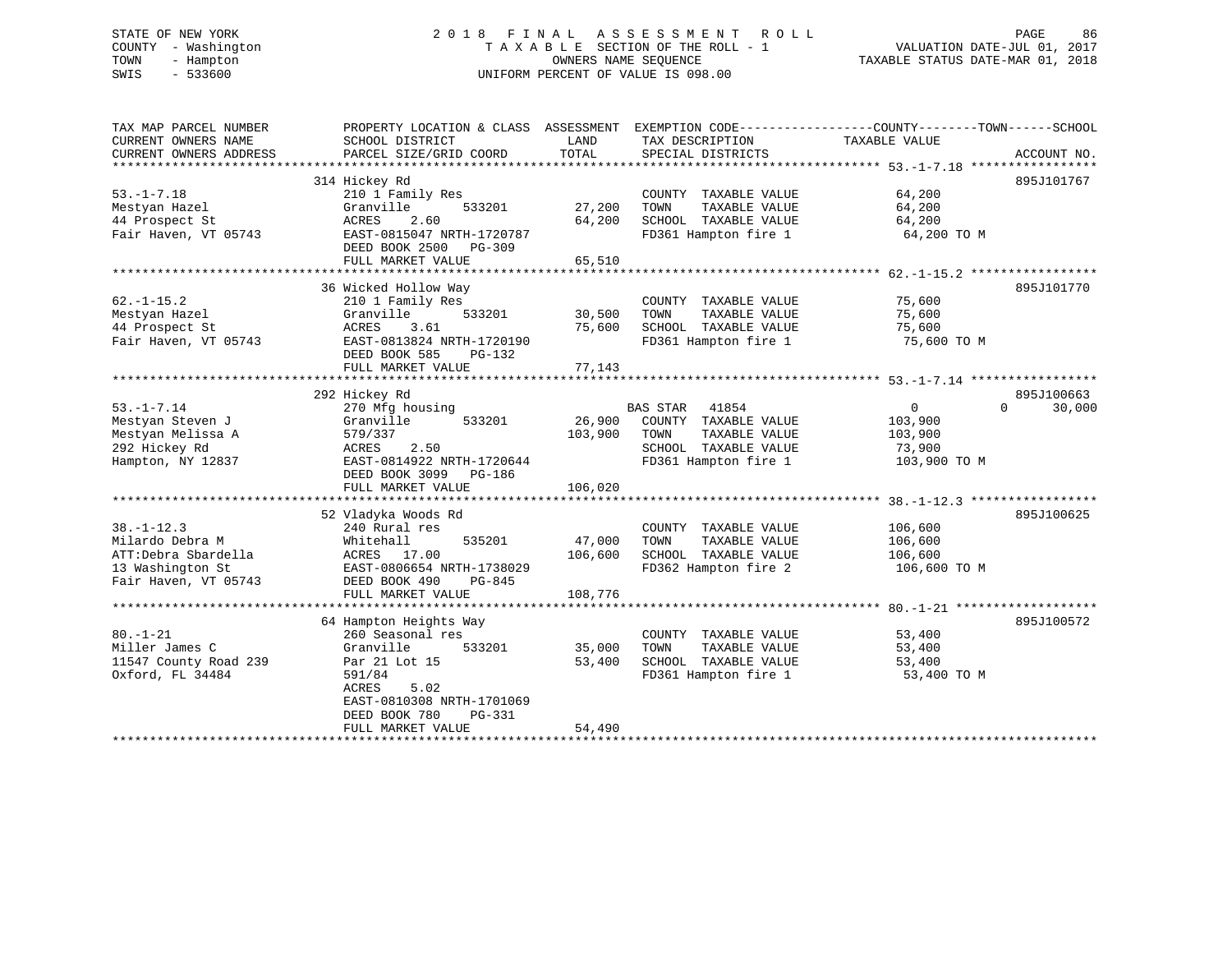STATE OF NEW YORK
COUNTY - Washington
TOWN - Hampton
SWIS - 533600

# 2018 FINAL ASSESSMENT ROLL

TAXABLE SECTION OF THE ROLL - 1
OWNERS NAME SEQUENCE
UNIFORM PERCENT OF VALUE IS 098.00

VALUATION DATE-JUL 01, 2017
TAXABLE STATUS DATE-MAR 01, 2018

```
TAX MAP PARCEL NUMBER      PROPERTY LOCATION & CLASS  ASSESSMENT  EXEMPTION CODE-----------------COUNTY--------TOWN------SCHOOL
CURRENT OWNERS NAME        SCHOOL DISTRICT              LAND      TAX DESCRIPTION              TAXABLE VALUE
CURRENT OWNERS ADDRESS     PARCEL SIZE/GRID COORD       TOTAL     SPECIAL DISTRICTS                                   ACCOUNT NO.
******************************************************************************************** 53.-1-7.18 *****************
                           314 Hickey Rd                                                                               895J101767
53.-1-7.18                 210 1 Family Res                       COUNTY  TAXABLE VALUE           64,200
Mestyan Hazel              Granville        533201      27,200    TOWN    TAXABLE VALUE           64,200
44 Prospect St             ACRES     2.60               64,200    SCHOOL  TAXABLE VALUE           64,200
Fair Haven, VT 05743       EAST-0815047 NRTH-1720787              FD361 Hampton fire 1             64,200 TO M
                           DEED BOOK 2500   PG-309
                           FULL MARKET VALUE            65,510
******************************************************************************************** 62.-1-15.2 *****************
                           36 Wicked Hollow Way                                                                        895J101770
62.-1-15.2                 210 1 Family Res                       COUNTY  TAXABLE VALUE           75,600
Mestyan Hazel              Granville        533201      30,500    TOWN    TAXABLE VALUE           75,600
44 Prospect St             ACRES     3.61               75,600    SCHOOL  TAXABLE VALUE           75,600
Fair Haven, VT 05743       EAST-0813824 NRTH-1720190              FD361 Hampton fire 1             75,600 TO M
                           DEED BOOK 585    PG-132
                           FULL MARKET VALUE            77,143
******************************************************************************************** 53.-1-7.14 *****************
                           292 Hickey Rd                                                                               895J100663
53.-1-7.14                 270 Mfg housing                        BAS STAR   41854                 0           0      30,000
Mestyan Steven J           Granville        533201      26,900    COUNTY  TAXABLE VALUE          103,900
Mestyan Melissa A          579/337                     103,900    TOWN    TAXABLE VALUE          103,900
292 Hickey Rd              ACRES     2.50                         SCHOOL  TAXABLE VALUE           73,900
Hampton, NY 12837          EAST-0814922 NRTH-1720644              FD361 Hampton fire 1            103,900 TO M
                           DEED BOOK 3099   PG-186
                           FULL MARKET VALUE           106,020
******************************************************************************************** 38.-1-12.3 *****************
                           52 Vladyka Woods Rd                                                                         895J100625
38.-1-12.3                 240 Rural res                          COUNTY  TAXABLE VALUE          106,600
Milardo Debra M            Whitehall        535201      47,000    TOWN    TAXABLE VALUE          106,600
ATT:Debra Sbardella        ACRES    17.00              106,600    SCHOOL  TAXABLE VALUE          106,600
13 Washington St           EAST-0806654 NRTH-1738029              FD362 Hampton fire 2            106,600 TO M
Fair Haven, VT 05743       DEED BOOK 490    PG-845
                           FULL MARKET VALUE           108,776
******************************************************************************************** 80.-1-21 *******************
                           64 Hampton Heights Way                                                                      895J100572
80.-1-21                   260 Seasonal res                       COUNTY  TAXABLE VALUE           53,400
Miller James C             Granville        533201      35,000    TOWN    TAXABLE VALUE           53,400
11547 County Road 239      Par 21 Lot 15                53,400    SCHOOL  TAXABLE VALUE           53,400
Oxford, FL 34484           591/84                                 FD361 Hampton fire 1             53,400 TO M
                           ACRES     5.02
                           EAST-0810308 NRTH-1701069
                           DEED BOOK 780    PG-331
                           FULL MARKET VALUE            54,490
*************************************************************************************************************************
```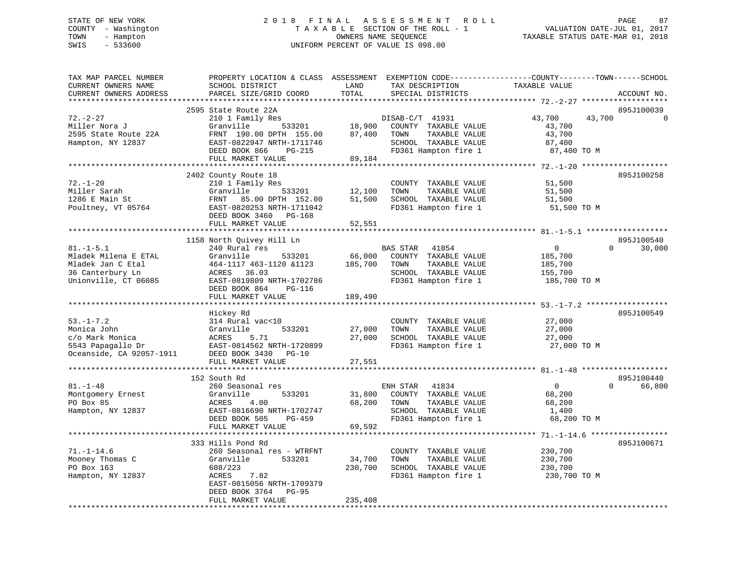STATE OF NEW YORK
COUNTY - Washington
TOWN - Hampton
SWIS - 533600

# 2018 FINAL ASSESSMENT ROLL

TAXABLE SECTION OF THE ROLL - 1
OWNERS NAME SEQUENCE
UNIFORM PERCENT OF VALUE IS 098.00

VALUATION DATE-JUL 01, 2017
TAXABLE STATUS DATE-MAR 01, 2018

| TAX MAP PARCEL NUMBER / CURRENT OWNERS NAME / CURRENT OWNERS ADDRESS | PROPERTY LOCATION & CLASS / SCHOOL DISTRICT / PARCEL SIZE/GRID COORD | ASSESSMENT LAND / TOTAL | EXEMPTION CODE / TAX DESCRIPTION / SPECIAL DISTRICTS | COUNTY | TOWN | SCHOOL | ACCOUNT NO. |
|---|---|---|---|---|---|---|---|
| 72.-2-27 | 2595 State Route 22A | | | | | | 895J100039 |
| Miller Nora J | 210 1 Family Res | | DISAB-C/T 41931 | 43,700 | 43,700 | 0 | |
| 2595 State Route 22A | Granville 533201 | 18,900 | COUNTY TAXABLE VALUE | 43,700 | | | |
| Hampton, NY 12837 | FRNT 190.00 DPTH 155.00 | 87,400 | TOWN TAXABLE VALUE | | 43,700 | | |
| | EAST-0822947 NRTH-1711746 | | SCHOOL TAXABLE VALUE | | | 87,400 | |
| | DEED BOOK 866 PG-215 | | FD361 Hampton fire 1 | 87,400 TO M | | | |
| | FULL MARKET VALUE | 89,184 | | | | | |
| 72.-1-20 | 2402 County Route 18 | | | | | | 895J100258 |
| Miller Sarah | 210 1 Family Res | | COUNTY TAXABLE VALUE | 51,500 | | | |
| 1286 E Main St | Granville 533201 | 12,100 | TOWN TAXABLE VALUE | | 51,500 | | |
| Poultney, VT 05764 | FRNT 85.00 DPTH 152.00 | 51,500 | SCHOOL TAXABLE VALUE | | | 51,500 | |
| | EAST-0820253 NRTH-1711042 | | FD361 Hampton fire 1 | 51,500 TO M | | | |
| | DEED BOOK 3460 PG-168 | | | | | | |
| | FULL MARKET VALUE | 52,551 | | | | | |
| 81.-1-5.1 | 1158 North Quivey Hill Ln | | | | | | 895J100540 |
| Mladek Milena E ETAL | 240 Rural res | | BAS STAR 41854 | 0 | 0 | 30,000 | |
| Mladek Jan C Etal | Granville 533201 | 66,000 | COUNTY TAXABLE VALUE | 185,700 | | | |
| 36 Canterbury Ln | 464-1117 463-1120 &1123 | 185,700 | TOWN TAXABLE VALUE | | 185,700 | | |
| Unionville, CT 06085 | ACRES 36.03 | | SCHOOL TAXABLE VALUE | | | 155,700 | |
| | EAST-0819809 NRTH-1702786 | | FD361 Hampton fire 1 | 185,700 TO M | | | |
| | DEED BOOK 864 PG-116 | | | | | | |
| | FULL MARKET VALUE | 189,490 | | | | | |
| 53.-1-7.2 | Hickey Rd | | | | | | 895J100549 |
| Monica John | 314 Rural vac<10 | | COUNTY TAXABLE VALUE | 27,000 | | | |
| c/o Mark Monica | Granville 533201 | 27,000 | TOWN TAXABLE VALUE | | 27,000 | | |
| 5543 Papagallo Dr | ACRES 5.71 | 27,000 | SCHOOL TAXABLE VALUE | | | 27,000 | |
| Oceanside, CA 92057-1911 | EAST-0814562 NRTH-1720899 | | FD361 Hampton fire 1 | 27,000 TO M | | | |
| | DEED BOOK 3430 PG-10 | | | | | | |
| | FULL MARKET VALUE | 27,551 | | | | | |
| 81.-1-48 | 152 South Rd | | | | | | 895J100440 |
| Montgomery Ernest | 260 Seasonal res | | ENH STAR 41834 | 0 | 0 | 66,800 | |
| PO Box 85 | Granville 533201 | 31,800 | COUNTY TAXABLE VALUE | 68,200 | | | |
| Hampton, NY 12837 | ACRES 4.00 | 68,200 | TOWN TAXABLE VALUE | | 68,200 | | |
| | EAST-0816690 NRTH-1702747 | | SCHOOL TAXABLE VALUE | | | 1,400 | |
| | DEED BOOK 505 PG-459 | | FD361 Hampton fire 1 | 68,200 TO M | | | |
| | FULL MARKET VALUE | 69,592 | | | | | |
| 71.-1-14.6 | 333 Hills Pond Rd | | | | | | 895J100671 |
| Mooney Thomas C | 260 Seasonal res - WTRFNT | | COUNTY TAXABLE VALUE | 230,700 | | | |
| PO Box 163 | Granville 533201 | 34,700 | TOWN TAXABLE VALUE | | 230,700 | | |
| Hampton, NY 12837 | 608/223 | 230,700 | SCHOOL TAXABLE VALUE | | | 230,700 | |
| | ACRES 7.82 | | FD361 Hampton fire 1 | 230,700 TO M | | | |
| | EAST-0815056 NRTH-1709379 | | | | | | |
| | DEED BOOK 3764 PG-95 | | | | | | |
| | FULL MARKET VALUE | 235,408 | | | | | |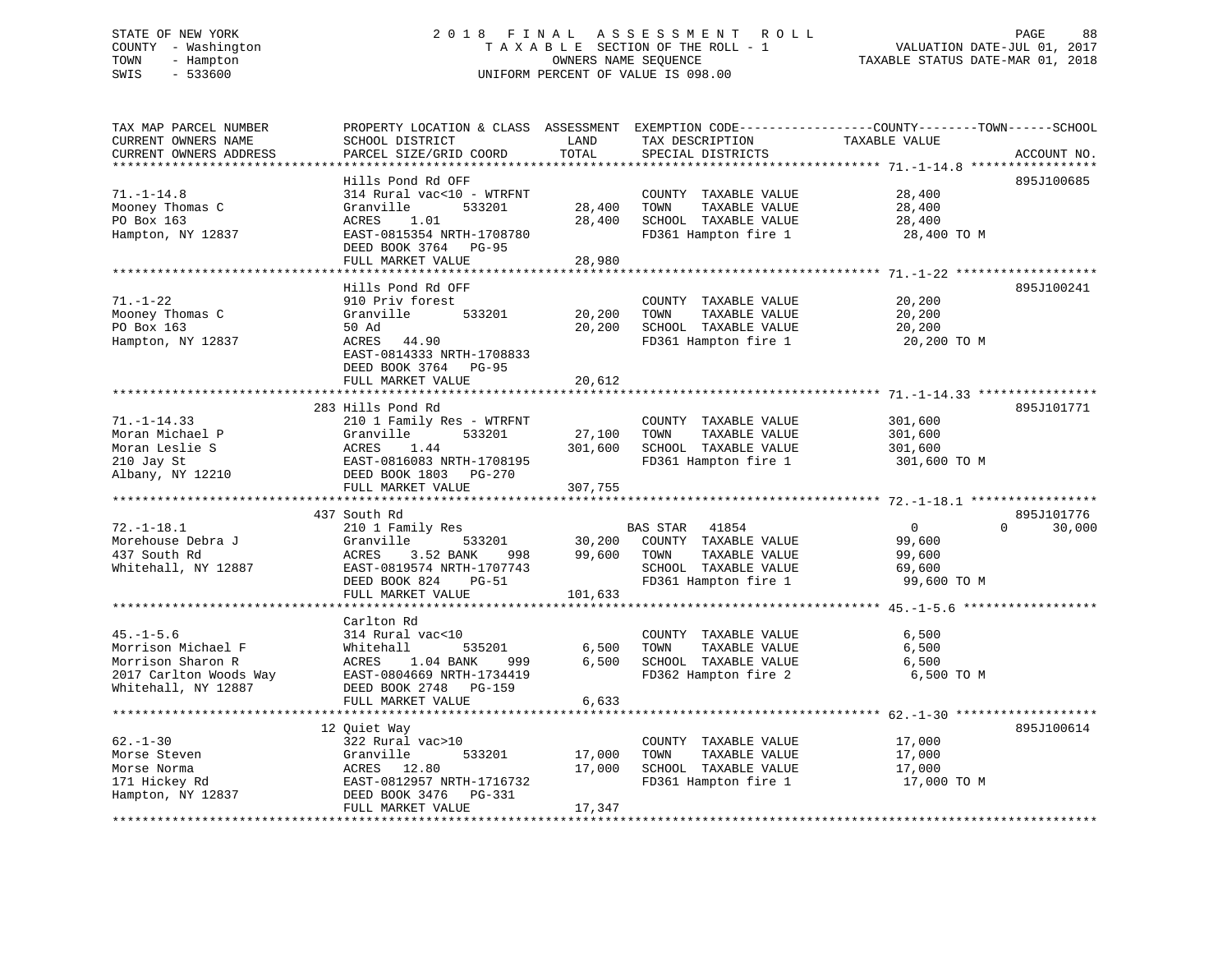STATE OF NEW YORK
COUNTY - Washington
TOWN - Hampton
SWIS - 533600

# 2018 FINAL ASSESSMENT ROLL
TAXABLE SECTION OF THE ROLL - 1
OWNERS NAME SEQUENCE
UNIFORM PERCENT OF VALUE IS 098.00

VALUATION DATE-JUL 01, 2017
TAXABLE STATUS DATE-MAR 01, 2018

```
TAX MAP PARCEL NUMBER          PROPERTY LOCATION & CLASS  ASSESSMENT  EXEMPTION CODE------------------COUNTY--------TOWN------SCHOOL
CURRENT OWNERS NAME            SCHOOL DISTRICT               LAND      TAX DESCRIPTION            TAXABLE VALUE
CURRENT OWNERS ADDRESS         PARCEL SIZE/GRID COORD        TOTAL     SPECIAL DISTRICTS                                    ACCOUNT NO.
******************************************************************************************************* 71.-1-14.8 *****************
                               Hills Pond Rd OFF                                                                        895J100685
71.-1-14.8                     314 Rural vac<10 - WTRFNT                COUNTY  TAXABLE VALUE            28,400
Mooney Thomas C                Granville       533201       28,400     TOWN    TAXABLE VALUE            28,400
PO Box 163                     ACRES    1.01                28,400     SCHOOL  TAXABLE VALUE            28,400
Hampton, NY 12837              EAST-0815354 NRTH-1708780               FD361 Hampton fire 1              28,400 TO M
                               DEED BOOK 3764   PG-95
                               FULL MARKET VALUE            28,980
******************************************************************************************************* 71.-1-22 *******************
                               Hills Pond Rd OFF                                                                        895J100241
71.-1-22                       910 Priv forest                          COUNTY  TAXABLE VALUE            20,200
Mooney Thomas C                Granville       533201       20,200     TOWN    TAXABLE VALUE            20,200
PO Box 163                     50 Ad                        20,200     SCHOOL  TAXABLE VALUE            20,200
Hampton, NY 12837              ACRES   44.90                           FD361 Hampton fire 1              20,200 TO M
                               EAST-0814333 NRTH-1708833
                               DEED BOOK 3764   PG-95
                               FULL MARKET VALUE            20,612
******************************************************************************************************* 71.-1-14.33 ****************
                               283 Hills Pond Rd                                                                        895J101771
71.-1-14.33                    210 1 Family Res - WTRFNT                COUNTY  TAXABLE VALUE           301,600
Moran Michael P                Granville       533201       27,100     TOWN    TAXABLE VALUE           301,600
Moran Leslie S                 ACRES    1.44               301,600     SCHOOL  TAXABLE VALUE           301,600
210 Jay St                     EAST-0816083 NRTH-1708195               FD361 Hampton fire 1             301,600 TO M
Albany, NY 12210               DEED BOOK 1803   PG-270
                               FULL MARKET VALUE           307,755
******************************************************************************************************* 72.-1-18.1 *****************
                               437 South Rd                                                                             895J101776
72.-1-18.1                     210 1 Family Res                         BAS STAR   41854                  0          0      30,000
Morehouse Debra J              Granville       533201       30,200     COUNTY  TAXABLE VALUE            99,600
437 South Rd                   ACRES    3.52 BANK    998    99,600     TOWN    TAXABLE VALUE            99,600
Whitehall, NY 12887            EAST-0819574 NRTH-1707743               SCHOOL  TAXABLE VALUE            69,600
                               DEED BOOK 824    PG-51                  FD361 Hampton fire 1              99,600 TO M
                               FULL MARKET VALUE           101,633
******************************************************************************************************* 45.-1-5.6 ******************
                               Carlton Rd
45.-1-5.6                      314 Rural vac<10                         COUNTY  TAXABLE VALUE             6,500
Morrison Michael F             Whitehall       535201        6,500     TOWN    TAXABLE VALUE             6,500
Morrison Sharon R              ACRES    1.04 BANK    999     6,500     SCHOOL  TAXABLE VALUE             6,500
2017 Carlton Woods Way         EAST-0804669 NRTH-1734419               FD362 Hampton fire 2               6,500 TO M
Whitehall, NY 12887            DEED BOOK 2748   PG-159
                               FULL MARKET VALUE             6,633
******************************************************************************************************* 62.-1-30 *******************
                               12 Quiet Way                                                                             895J100614
62.-1-30                       322 Rural vac>10                         COUNTY  TAXABLE VALUE            17,000
Morse Steven                   Granville       533201       17,000     TOWN    TAXABLE VALUE            17,000
Morse Norma                    ACRES   12.80                17,000     SCHOOL  TAXABLE VALUE            17,000
171 Hickey Rd                  EAST-0812957 NRTH-1716732               FD361 Hampton fire 1              17,000 TO M
Hampton, NY 12837              DEED BOOK 3476   PG-331
                               FULL MARKET VALUE            17,347
************************************************************************************************************************************
```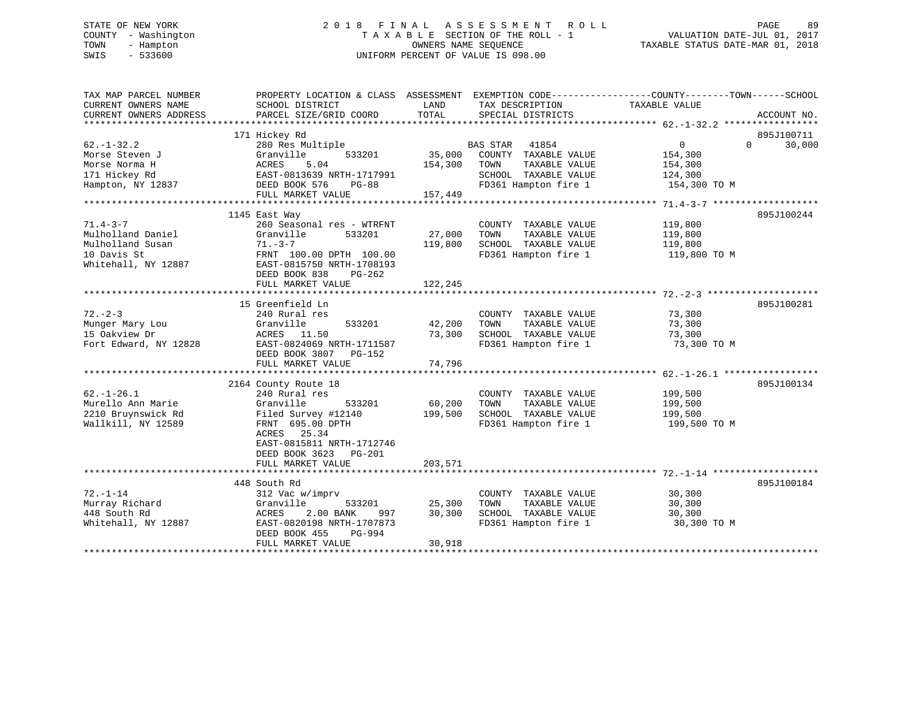STATE OF NEW YORK | COUNTY - Washington | TOWN - Hampton | SWIS - 533600

2 0 1 8 F I N A L A S S E S S M E N T R O L L
T A X A B L E SECTION OF THE ROLL - 1
OWNERS NAME SEQUENCE
UNIFORM PERCENT OF VALUE IS 098.00

VALUATION DATE-JUL 01, 2017
TAXABLE STATUS DATE-MAR 01, 2018

| TAX MAP PARCEL NUMBER / CURRENT OWNERS NAME / CURRENT OWNERS ADDRESS | PROPERTY LOCATION & CLASS / SCHOOL DISTRICT / PARCEL SIZE/GRID COORD | ASSESSMENT LAND / TOTAL | EXEMPTION CODE / TAX DESCRIPTION / SPECIAL DISTRICTS | COUNTY / TOWN / SCHOOL TAXABLE VALUE | ACCOUNT NO. |
|---|---|---|---|---|---|
| 62.-1-32.2 | 171 Hickey Rd | | | | 895J100711 |
| Morse Steven J | 280 Res Multiple | | BAS STAR 41854 | 0 0 30,000 | |
| Morse Norma H | Granville 533201 | 35,000 | COUNTY TAXABLE VALUE | 154,300 | |
| 171 Hickey Rd | ACRES 5.04 | 154,300 | TOWN TAXABLE VALUE | 154,300 | |
| Hampton, NY 12837 | EAST-0813639 NRTH-1717991 | | SCHOOL TAXABLE VALUE | 124,300 | |
| | DEED BOOK 576 PG-88 | | FD361 Hampton fire 1 | 154,300 TO M | |
| | FULL MARKET VALUE | 157,449 | | | |
| 71.4-3-7 | 1145 East Way | | | | 895J100244 |
| Mulholland Daniel | 260 Seasonal res - WTRFNT | | COUNTY TAXABLE VALUE | 119,800 | |
| Mulholland Susan | Granville 533201 | 27,000 | TOWN TAXABLE VALUE | 119,800 | |
| 10 Davis St | 71.-3-7 | 119,800 | SCHOOL TAXABLE VALUE | 119,800 | |
| Whitehall, NY 12887 | FRNT 100.00 DPTH 100.00 | | FD361 Hampton fire 1 | 119,800 TO M | |
| | EAST-0815750 NRTH-1708193 | | | | |
| | DEED BOOK 838 PG-262 | | | | |
| | FULL MARKET VALUE | 122,245 | | | |
| 72.-2-3 | 15 Greenfield Ln | | | | 895J100281 |
| Munger Mary Lou | 240 Rural res | | COUNTY TAXABLE VALUE | 73,300 | |
| 15 Oakview Dr | Granville 533201 | 42,200 | TOWN TAXABLE VALUE | 73,300 | |
| Fort Edward, NY 12828 | ACRES 11.50 | 73,300 | SCHOOL TAXABLE VALUE | 73,300 | |
| | EAST-0824069 NRTH-1711587 | | FD361 Hampton fire 1 | 73,300 TO M | |
| | DEED BOOK 3807 PG-152 | | | | |
| | FULL MARKET VALUE | 74,796 | | | |
| 62.-1-26.1 | 2164 County Route 18 | | | | 895J100134 |
| Murello Ann Marie | 240 Rural res | | COUNTY TAXABLE VALUE | 199,500 | |
| 2210 Bruynswick Rd | Granville 533201 | 60,200 | TOWN TAXABLE VALUE | 199,500 | |
| Wallkill, NY 12589 | Filed Survey #12140 | 199,500 | SCHOOL TAXABLE VALUE | 199,500 | |
| | FRNT 695.00 DPTH | | FD361 Hampton fire 1 | 199,500 TO M | |
| | ACRES 25.34 | | | | |
| | EAST-0815811 NRTH-1712746 | | | | |
| | DEED BOOK 3623 PG-201 | | | | |
| | FULL MARKET VALUE | 203,571 | | | |
| 72.-1-14 | 448 South Rd | | | | 895J100184 |
| Murray Richard | 312 Vac w/imprv | | COUNTY TAXABLE VALUE | 30,300 | |
| 448 South Rd | Granville 533201 | 25,300 | TOWN TAXABLE VALUE | 30,300 | |
| Whitehall, NY 12887 | ACRES 2.00 BANK 997 | 30,300 | SCHOOL TAXABLE VALUE | 30,300 | |
| | EAST-0820198 NRTH-1707873 | | FD361 Hampton fire 1 | 30,300 TO M | |
| | DEED BOOK 455 PG-994 | | | | |
| | FULL MARKET VALUE | 30,918 | | | |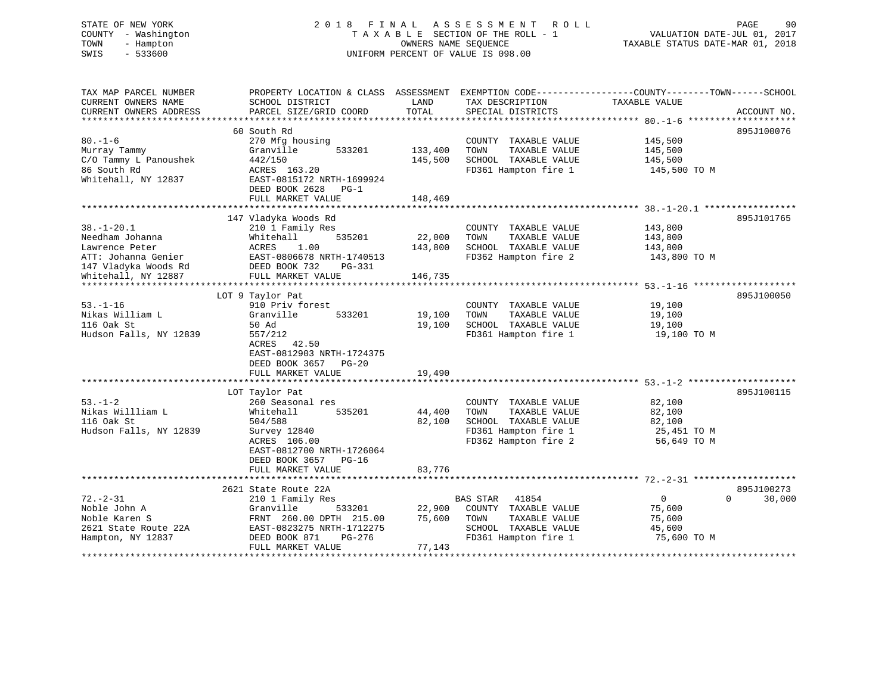STATE OF NEW YORK — 2018 FINAL ASSESSMENT ROLL
COUNTY - Washington — TAXABLE SECTION OF THE ROLL - 1 — VALUATION DATE-JUL 01, 2017
TOWN - Hampton — OWNERS NAME SEQUENCE — TAXABLE STATUS DATE-MAR 01, 2018
SWIS - 533600 — UNIFORM PERCENT OF VALUE IS 098.00

| TAX MAP PARCEL NUMBER / CURRENT OWNERS NAME / CURRENT OWNERS ADDRESS | PROPERTY LOCATION & CLASS / SCHOOL DISTRICT / PARCEL SIZE/GRID COORD | ASSESSMENT LAND | TOTAL | EXEMPTION CODE / TAX DESCRIPTION / SPECIAL DISTRICTS | COUNTY / TOWN / SCHOOL TAXABLE VALUE | ACCOUNT NO. |
|---|---|---|---|---|---|---|
| 80.-1-6 | 60 South Rd | | | | | 895J100076 |
| Murray Tammy | 270 Mfg housing | | | COUNTY TAXABLE VALUE | 145,500 | |
| C/O Tammy L Panoushek | Granville 533201 | 133,400 | | TOWN TAXABLE VALUE | 145,500 | |
| 86 South Rd | 442/150 | | 145,500 | SCHOOL TAXABLE VALUE | 145,500 | |
| Whitehall, NY 12837 | ACRES 163.20 | | | FD361 Hampton fire 1 | 145,500 TO M | |
| | EAST-0815172 NRTH-1699924 | | | | | |
| | DEED BOOK 2628 PG-1 | | | | | |
| | FULL MARKET VALUE | | 148,469 | | | |
| 38.-1-20.1 | 147 Vladyka Woods Rd | | | | | 895J101765 |
| Needham Johanna | 210 1 Family Res | | | COUNTY TAXABLE VALUE | 143,800 | |
| Lawrence Peter | Whitehall 535201 | 22,000 | | TOWN TAXABLE VALUE | 143,800 | |
| ATT: Johanna Genier | ACRES 1.00 | | 143,800 | SCHOOL TAXABLE VALUE | 143,800 | |
| 147 Vladyka Woods Rd | EAST-0806678 NRTH-1740513 | | | FD362 Hampton fire 2 | 143,800 TO M | |
| Whitehall, NY 12887 | DEED BOOK 732 PG-331 | | | | | |
| | FULL MARKET VALUE | | 146,735 | | | |
| 53.-1-16 | LOT 9 Taylor Pat | | | | | 895J100050 |
| Nikas William L | 910 Priv forest | | | COUNTY TAXABLE VALUE | 19,100 | |
| 116 Oak St | Granville 533201 | 19,100 | | TOWN TAXABLE VALUE | 19,100 | |
| Hudson Falls, NY 12839 | 50 Ad | | 19,100 | SCHOOL TAXABLE VALUE | 19,100 | |
| | 557/212 | | | FD361 Hampton fire 1 | 19,100 TO M | |
| | ACRES 42.50 | | | | | |
| | EAST-0812903 NRTH-1724375 | | | | | |
| | DEED BOOK 3657 PG-20 | | | | | |
| | FULL MARKET VALUE | | 19,490 | | | |
| 53.-1-2 | LOT Taylor Pat | | | | | 895J100115 |
| Nikas Willliam L | 260 Seasonal res | | | COUNTY TAXABLE VALUE | 82,100 | |
| 116 Oak St | Whitehall 535201 | 44,400 | | TOWN TAXABLE VALUE | 82,100 | |
| Hudson Falls, NY 12839 | 504/588 | | 82,100 | SCHOOL TAXABLE VALUE | 82,100 | |
| | Survey 12840 | | | FD361 Hampton fire 1 | 25,451 TO M | |
| | ACRES 106.00 | | | FD362 Hampton fire 2 | 56,649 TO M | |
| | EAST-0812700 NRTH-1726064 | | | | | |
| | DEED BOOK 3657 PG-16 | | | | | |
| | FULL MARKET VALUE | | 83,776 | | | |
| 72.-2-31 | 2621 State Route 22A | | | | | 895J100273 |
| Noble John A | 210 1 Family Res | | | BAS STAR 41854 | 0 / 0 / 30,000 | |
| Noble Karen S | Granville 533201 | 22,900 | | COUNTY TAXABLE VALUE | 75,600 | |
| 2621 State Route 22A | FRNT 260.00 DPTH 215.00 | | 75,600 | TOWN TAXABLE VALUE | 75,600 | |
| Hampton, NY 12837 | EAST-0823275 NRTH-1712275 | | | SCHOOL TAXABLE VALUE | 45,600 | |
| | DEED BOOK 871 PG-276 | | | FD361 Hampton fire 1 | 75,600 TO M | |
| | FULL MARKET VALUE | | 77,143 | | | |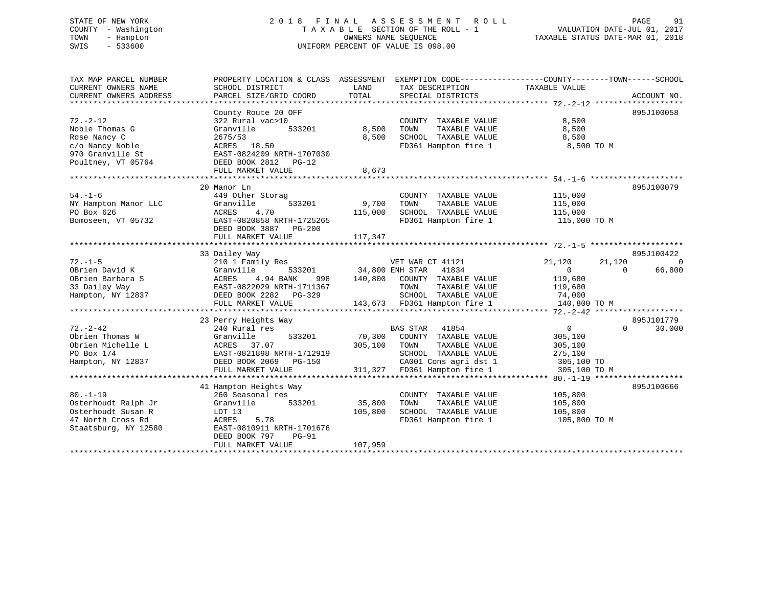STATE OF NEW YORK
COUNTY - Washington
TOWN - Hampton
SWIS - 533600

# 2018 FINAL ASSESSMENT ROLL

TAXABLE SECTION OF THE ROLL - 1
OWNERS NAME SEQUENCE
UNIFORM PERCENT OF VALUE IS 098.00

VALUATION DATE-JUL 01, 2017
TAXABLE STATUS DATE-MAR 01, 2018

| TAX MAP PARCEL NUMBER / CURRENT OWNERS NAME / CURRENT OWNERS ADDRESS | PROPERTY LOCATION & CLASS / SCHOOL DISTRICT / PARCEL SIZE/GRID COORD | ASSESSMENT LAND / TOTAL | EXEMPTION CODE / TAX DESCRIPTION / SPECIAL DISTRICTS | COUNTY | TOWN | SCHOOL | ACCOUNT NO. |
|---|---|---|---|---|---|---|---|
| **72.-2-12** | County Route 20 OFF | | | | | | 895J100058 |
| 72.-2-12 | 322 Rural vac>10 | | COUNTY TAXABLE VALUE | 8,500 | | | |
| Noble Thomas G | Granville 533201 | 8,500 | TOWN TAXABLE VALUE | | 8,500 | | |
| Rose Nancy C | 2675/53 | 8,500 | SCHOOL TAXABLE VALUE | | | 8,500 | |
| c/o Nancy Noble | ACRES 18.50 | | FD361 Hampton fire 1 | 8,500 TO M | | | |
| 970 Granville St | EAST-0824209 NRTH-1707030 | | | | | | |
| Poultney, VT 05764 | DEED BOOK 2812 PG-12 | | | | | | |
| | FULL MARKET VALUE | 8,673 | | | | | |
| **54.-1-6** | 20 Manor Ln | | | | | | 895J100079 |
| 54.-1-6 | 449 Other Storag | | COUNTY TAXABLE VALUE | 115,000 | | | |
| NY Hampton Manor LLC | Granville 533201 | 9,700 | TOWN TAXABLE VALUE | | 115,000 | | |
| PO Box 626 | ACRES 4.70 | 115,000 | SCHOOL TAXABLE VALUE | | | 115,000 | |
| Bomoseen, VT 05732 | EAST-0820858 NRTH-1725265 | | FD361 Hampton fire 1 | 115,000 TO M | | | |
| | DEED BOOK 3887 PG-200 | | | | | | |
| | FULL MARKET VALUE | 117,347 | | | | | |
| **72.-1-5** | 33 Dailey Way | | | | | | 895J100422 |
| 72.-1-5 | 210 1 Family Res | | VET WAR CT 41121 | 21,120 | 21,120 | 0 | |
| OBrien David K | Granville 533201 | 34,800 | ENH STAR 41834 | 0 | 0 | 66,800 | |
| OBrien Barbara S | ACRES 4.94 BANK 998 | 140,800 | COUNTY TAXABLE VALUE | 119,680 | | | |
| 33 Dailey Way | EAST-0822029 NRTH-1711367 | | TOWN TAXABLE VALUE | | 119,680 | | |
| Hampton, NY 12837 | DEED BOOK 2282 PG-329 | | SCHOOL TAXABLE VALUE | | | 74,000 | |
| | FULL MARKET VALUE | 143,673 | FD361 Hampton fire 1 | 140,800 TO M | | | |
| **72.-2-42** | 23 Perry Heights Way | | | | | | 895J101779 |
| 72.-2-42 | 240 Rural res | | BAS STAR 41854 | 0 | 0 | 30,000 | |
| Obrien Thomas W | Granville 533201 | 70,300 | COUNTY TAXABLE VALUE | 305,100 | | | |
| Obrien Michelle L | ACRES 37.07 | 305,100 | TOWN TAXABLE VALUE | | 305,100 | | |
| PO Box 174 | EAST-0821898 NRTH-1712919 | | SCHOOL TAXABLE VALUE | | | 275,100 | |
| Hampton, NY 12837 | DEED BOOK 2069 PG-150 | | CA001 Cons agri dst 1 | 305,100 TO | | | |
| | FULL MARKET VALUE | 311,327 | FD361 Hampton fire 1 | 305,100 TO M | | | |
| **80.-1-19** | 41 Hampton Heights Way | | | | | | 895J100666 |
| 80.-1-19 | 260 Seasonal res | | COUNTY TAXABLE VALUE | 105,800 | | | |
| Osterhoudt Ralph Jr | Granville 533201 | 35,800 | TOWN TAXABLE VALUE | | 105,800 | | |
| Osterhoudt Susan R | LOT 13 | 105,800 | SCHOOL TAXABLE VALUE | | | 105,800 | |
| 47 North Cross Rd | ACRES 5.78 | | FD361 Hampton fire 1 | 105,800 TO M | | | |
| Staatsburg, NY 12580 | EAST-0810911 NRTH-1701676 | | | | | | |
| | DEED BOOK 797 PG-91 | | | | | | |
| | FULL MARKET VALUE | 107,959 | | | | | |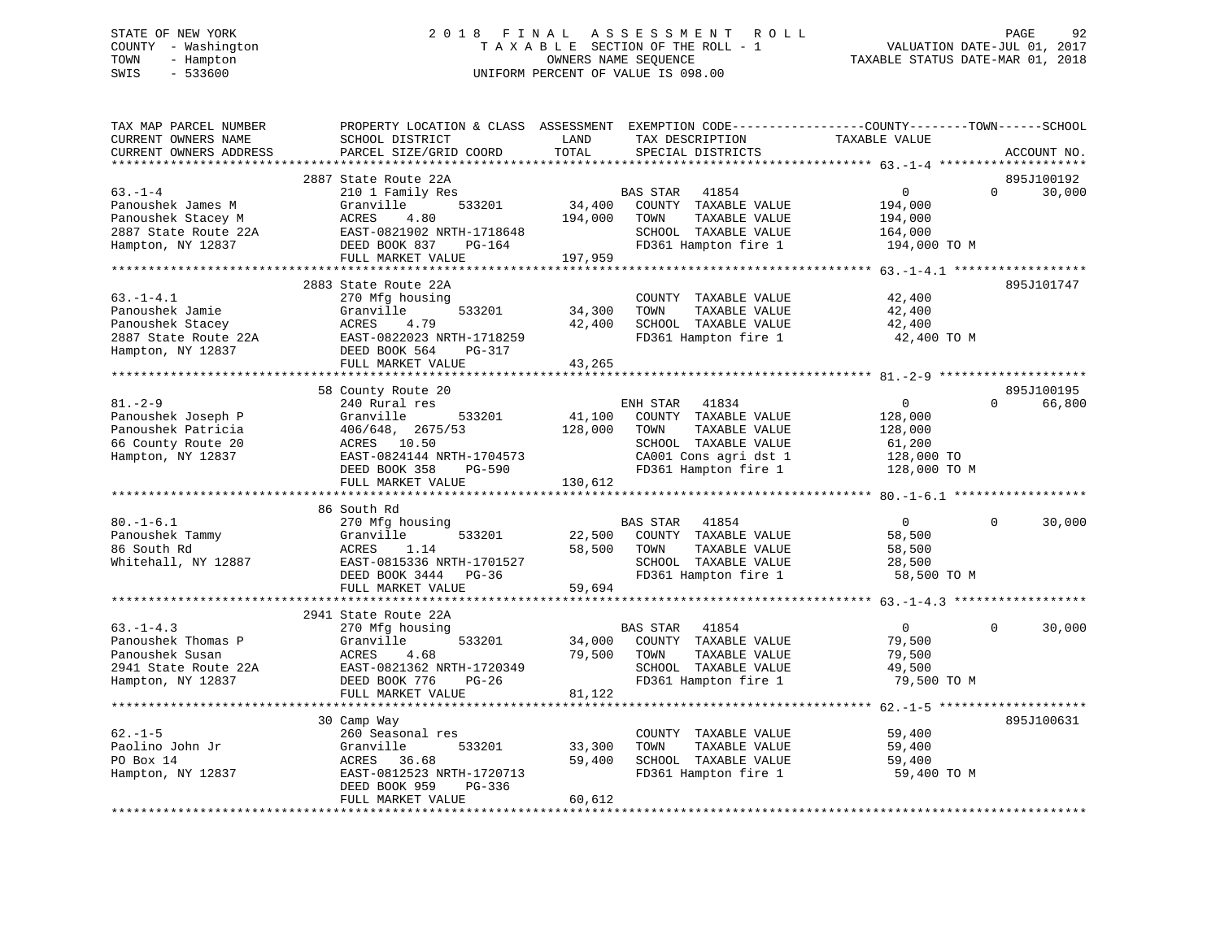STATE OF NEW YORK | 2018 FINAL ASSESSMENT ROLL | VALUATION DATE-JUL 01, 2017
COUNTY - Washington | TAXABLE SECTION OF THE ROLL - 1 | TAXABLE STATUS DATE-MAR 01, 2018
TOWN - Hampton | OWNERS NAME SEQUENCE
SWIS - 533600 | UNIFORM PERCENT OF VALUE IS 098.00

```
TAX MAP PARCEL NUMBER          PROPERTY LOCATION & CLASS  ASSESSMENT  EXEMPTION CODE------------------COUNTY--------TOWN------SCHOOL
CURRENT OWNERS NAME            SCHOOL DISTRICT             LAND       TAX DESCRIPTION              TAXABLE VALUE
CURRENT OWNERS ADDRESS         PARCEL SIZE/GRID COORD      TOTAL      SPECIAL DISTRICTS                                    ACCOUNT NO.
****************************************************************************************************** 63.-1-4 ********************
                               2887 State Route 22A                                                                          895J100192
63.-1-4                        210 1 Family Res                       BAS STAR   41854              0              0      30,000
Panoushek James M              Granville        533201     34,400     COUNTY  TAXABLE VALUE         194,000
Panoushek Stacey M             ACRES    4.80              194,000     TOWN    TAXABLE VALUE         194,000
2887 State Route 22A           EAST-0821902 NRTH-1718648              SCHOOL  TAXABLE VALUE         164,000
Hampton, NY 12837              DEED BOOK 837    PG-164                FD361 Hampton fire 1          194,000 TO M
                               FULL MARKET VALUE          197,959
****************************************************************************************************** 63.-1-4.1 ******************
                               2883 State Route 22A                                                                          895J101747
63.-1-4.1                      270 Mfg housing                        COUNTY  TAXABLE VALUE          42,400
Panoushek Jamie                Granville        533201     34,300     TOWN    TAXABLE VALUE          42,400
Panoushek Stacey               ACRES    4.79               42,400     SCHOOL  TAXABLE VALUE          42,400
2887 State Route 22A           EAST-0822023 NRTH-1718259              FD361 Hampton fire 1           42,400 TO M
Hampton, NY 12837              DEED BOOK 564    PG-317
                               FULL MARKET VALUE           43,265
****************************************************************************************************** 81.-2-9 ********************
                               58 County Route 20                                                                            895J100195
81.-2-9                        240 Rural res                          ENH STAR   41834              0              0      66,800
Panoushek Joseph P             Granville        533201     41,100     COUNTY  TAXABLE VALUE         128,000
Panoushek Patricia             406/648,  2675/53          128,000     TOWN    TAXABLE VALUE         128,000
66 County Route 20             ACRES   10.50                          SCHOOL  TAXABLE VALUE          61,200
Hampton, NY 12837              EAST-0824144 NRTH-1704573              CA001 Cons agri dst 1         128,000 TO
                               DEED BOOK 358    PG-590                FD361 Hampton fire 1          128,000 TO M
                               FULL MARKET VALUE          130,612
****************************************************************************************************** 80.-1-6.1 ******************
                               86 South Rd
80.-1-6.1                      270 Mfg housing                        BAS STAR   41854              0              0      30,000
Panoushek Tammy                Granville        533201     22,500     COUNTY  TAXABLE VALUE          58,500
86 South Rd                    ACRES    1.14               58,500     TOWN    TAXABLE VALUE          58,500
Whitehall, NY 12887            EAST-0815336 NRTH-1701527              SCHOOL  TAXABLE VALUE          28,500
                               DEED BOOK 3444   PG-36                 FD361 Hampton fire 1           58,500 TO M
                               FULL MARKET VALUE           59,694
****************************************************************************************************** 63.-1-4.3 ******************
                               2941 State Route 22A
63.-1-4.3                      270 Mfg housing                        BAS STAR   41854              0              0      30,000
Panoushek Thomas P             Granville        533201     34,000     COUNTY  TAXABLE VALUE          79,500
Panoushek Susan                ACRES    4.68               79,500     TOWN    TAXABLE VALUE          79,500
2941 State Route 22A           EAST-0821362 NRTH-1720349              SCHOOL  TAXABLE VALUE          49,500
Hampton, NY 12837              DEED BOOK 776    PG-26                 FD361 Hampton fire 1           79,500 TO M
                               FULL MARKET VALUE           81,122
****************************************************************************************************** 62.-1-5 ********************
                               30 Camp Way                                                                                   895J100631
62.-1-5                        260 Seasonal res                       COUNTY  TAXABLE VALUE          59,400
Paolino John Jr                Granville        533201     33,300     TOWN    TAXABLE VALUE          59,400
PO Box 14                      ACRES   36.68               59,400     SCHOOL  TAXABLE VALUE          59,400
Hampton, NY 12837              EAST-0812523 NRTH-1720713              FD361 Hampton fire 1           59,400 TO M
                               DEED BOOK 959    PG-336
                               FULL MARKET VALUE           60,612
************************************************************************************************************************************
```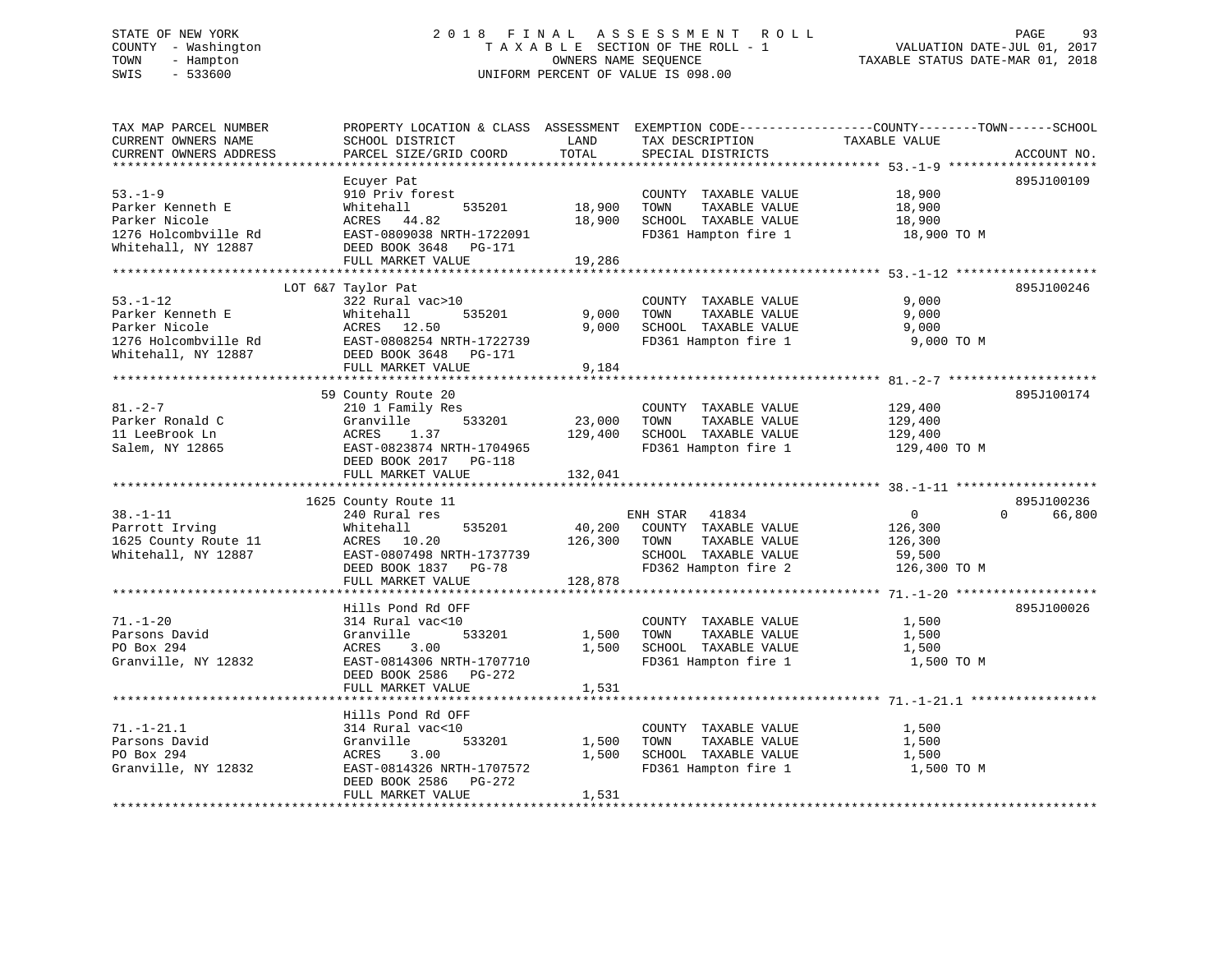STATE OF NEW YORK — 2018 FINAL ASSESSMENT ROLL
COUNTY - Washington — TAXABLE SECTION OF THE ROLL - 1 — VALUATION DATE-JUL 01, 2017
TOWN - Hampton — OWNERS NAME SEQUENCE — TAXABLE STATUS DATE-MAR 01, 2018
SWIS - 533600 — UNIFORM PERCENT OF VALUE IS 098.00

| TAX MAP PARCEL NUMBER / CURRENT OWNERS NAME / CURRENT OWNERS ADDRESS | PROPERTY LOCATION & CLASS / SCHOOL DISTRICT / PARCEL SIZE/GRID COORD | ASSESSMENT LAND / TOTAL | EXEMPTION CODE / TAX DESCRIPTION / SPECIAL DISTRICTS | COUNTY / TOWN / SCHOOL TAXABLE VALUE | ACCOUNT NO. |
|---|---|---|---|---|---|
| 53.-1-9 | Ecuyer Pat | | | | 895J100109 |
| | 910 Priv forest | | COUNTY TAXABLE VALUE | 18,900 | |
| Parker Kenneth E | Whitehall 535201 | 18,900 | TOWN TAXABLE VALUE | 18,900 | |
| Parker Nicole | ACRES 44.82 | 18,900 | SCHOOL TAXABLE VALUE | 18,900 | |
| 1276 Holcombville Rd | EAST-0809038 NRTH-1722091 | | FD361 Hampton fire 1 | 18,900 TO M | |
| Whitehall, NY 12887 | DEED BOOK 3648 PG-171 | | | | |
| | FULL MARKET VALUE | 19,286 | | | |
| 53.-1-12 | LOT 6&7 Taylor Pat | | | | 895J100246 |
| | 322 Rural vac>10 | | COUNTY TAXABLE VALUE | 9,000 | |
| Parker Kenneth E | Whitehall 535201 | 9,000 | TOWN TAXABLE VALUE | 9,000 | |
| Parker Nicole | ACRES 12.50 | 9,000 | SCHOOL TAXABLE VALUE | 9,000 | |
| 1276 Holcombville Rd | EAST-0808254 NRTH-1722739 | | FD361 Hampton fire 1 | 9,000 TO M | |
| Whitehall, NY 12887 | DEED BOOK 3648 PG-171 | | | | |
| | FULL MARKET VALUE | 9,184 | | | |
| 81.-2-7 | 59 County Route 20 | | | | 895J100174 |
| | 210 1 Family Res | | COUNTY TAXABLE VALUE | 129,400 | |
| Parker Ronald C | Granville 533201 | 23,000 | TOWN TAXABLE VALUE | 129,400 | |
| 11 LeeBrook Ln | ACRES 1.37 | 129,400 | SCHOOL TAXABLE VALUE | 129,400 | |
| Salem, NY 12865 | EAST-0823874 NRTH-1704965 | | FD361 Hampton fire 1 | 129,400 TO M | |
| | DEED BOOK 2017 PG-118 | | | | |
| | FULL MARKET VALUE | 132,041 | | | |
| 38.-1-11 | 1625 County Route 11 | | | | 895J100236 |
| | 240 Rural res | | ENH STAR 41834 | 0 0 66,800 | |
| Parrott Irving | Whitehall 535201 | 40,200 | COUNTY TAXABLE VALUE | 126,300 | |
| 1625 County Route 11 | ACRES 10.20 | 126,300 | TOWN TAXABLE VALUE | 126,300 | |
| Whitehall, NY 12887 | EAST-0807498 NRTH-1737739 | | SCHOOL TAXABLE VALUE | 59,500 | |
| | DEED BOOK 1837 PG-78 | | FD362 Hampton fire 2 | 126,300 TO M | |
| | FULL MARKET VALUE | 128,878 | | | |
| 71.-1-20 | Hills Pond Rd OFF | | | | 895J100026 |
| | 314 Rural vac<10 | | COUNTY TAXABLE VALUE | 1,500 | |
| Parsons David | Granville 533201 | 1,500 | TOWN TAXABLE VALUE | 1,500 | |
| PO Box 294 | ACRES 3.00 | 1,500 | SCHOOL TAXABLE VALUE | 1,500 | |
| Granville, NY 12832 | EAST-0814306 NRTH-1707710 | | FD361 Hampton fire 1 | 1,500 TO M | |
| | DEED BOOK 2586 PG-272 | | | | |
| | FULL MARKET VALUE | 1,531 | | | |
| 71.-1-21.1 | Hills Pond Rd OFF | | | | |
| | 314 Rural vac<10 | | COUNTY TAXABLE VALUE | 1,500 | |
| Parsons David | Granville 533201 | 1,500 | TOWN TAXABLE VALUE | 1,500 | |
| PO Box 294 | ACRES 3.00 | 1,500 | SCHOOL TAXABLE VALUE | 1,500 | |
| Granville, NY 12832 | EAST-0814326 NRTH-1707572 | | FD361 Hampton fire 1 | 1,500 TO M | |
| | DEED BOOK 2586 PG-272 | | | | |
| | FULL MARKET VALUE | 1,531 | | | |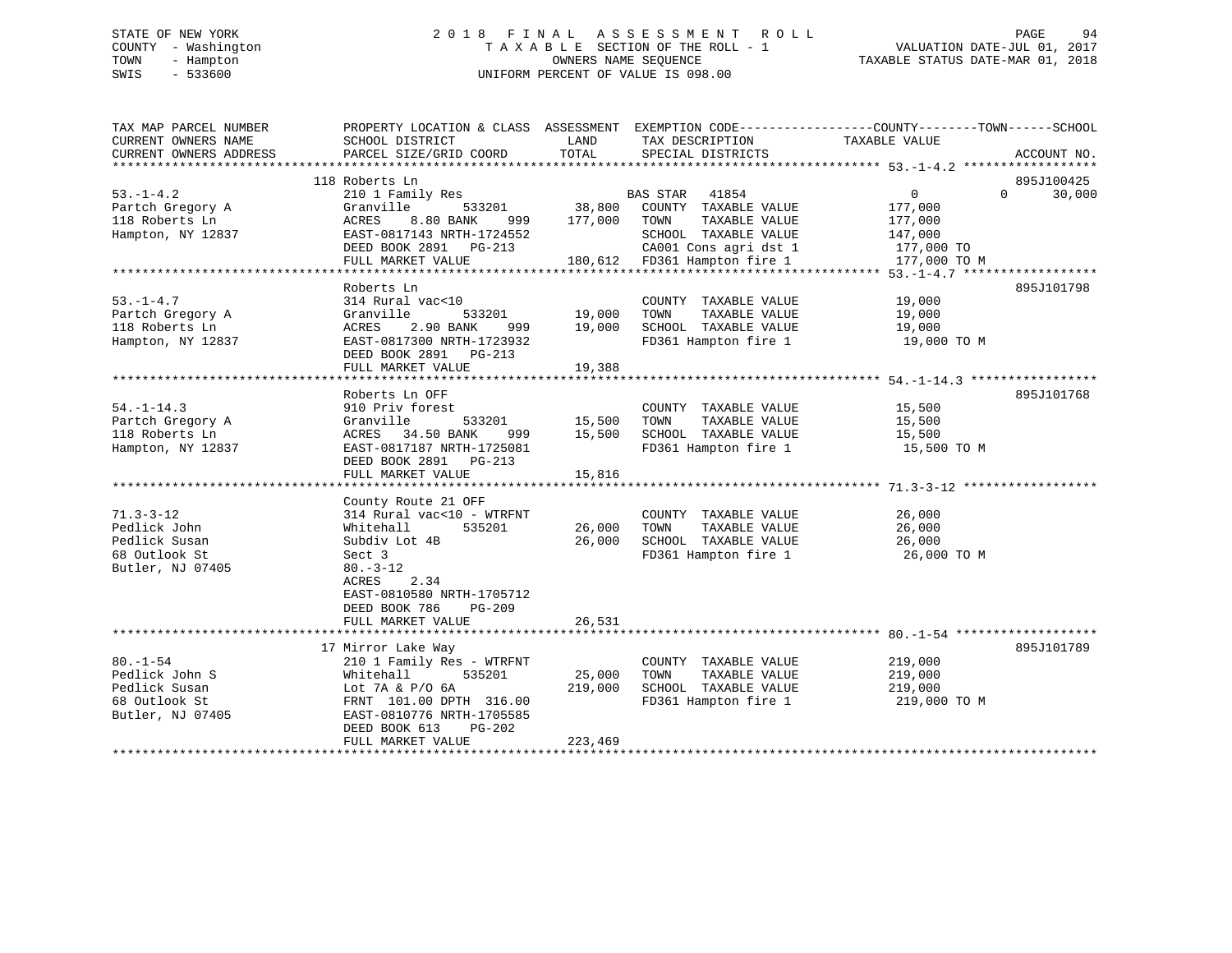STATE OF NEW YORK
COUNTY - Washington
TOWN - Hampton
SWIS - 533600

# 2018 FINAL ASSESSMENT ROLL
TAXABLE SECTION OF THE ROLL - 1
OWNERS NAME SEQUENCE
UNIFORM PERCENT OF VALUE IS 098.00

VALUATION DATE-JUL 01, 2017
TAXABLE STATUS DATE-MAR 01, 2018

```
TAX MAP PARCEL NUMBER      PROPERTY LOCATION & CLASS  ASSESSMENT  EXEMPTION CODE------------------COUNTY--------TOWN------SCHOOL
CURRENT OWNERS NAME        SCHOOL DISTRICT             LAND       TAX DESCRIPTION             TAXABLE VALUE
CURRENT OWNERS ADDRESS     PARCEL SIZE/GRID COORD      TOTAL      SPECIAL DISTRICTS                                  ACCOUNT NO.
******************************************************************************************************* 53.-1-4.2 ******************
                           118 Roberts Ln                                                                            895J100425
53.-1-4.2                  210 1 Family Res                       BAS STAR  41854                 0             0     30,000
Partch Gregory A           Granville       533201      38,800     COUNTY  TAXABLE VALUE         177,000
118 Roberts Ln             ACRES    8.80 BANK    999   177,000    TOWN    TAXABLE VALUE         177,000
Hampton, NY 12837          EAST-0817143 NRTH-1724552              SCHOOL  TAXABLE VALUE         147,000
                           DEED BOOK 2891   PG-213                CA001 Cons agri dst 1          177,000 TO
                           FULL MARKET VALUE           180,612    FD361 Hampton fire 1           177,000 TO M
******************************************************************************************************* 53.-1-4.7 ******************
                           Roberts Ln                                                                                895J101798
53.-1-4.7                  314 Rural vac<10                       COUNTY  TAXABLE VALUE          19,000
Partch Gregory A           Granville       533201      19,000     TOWN    TAXABLE VALUE          19,000
118 Roberts Ln             ACRES    2.90 BANK    999    19,000    SCHOOL  TAXABLE VALUE          19,000
Hampton, NY 12837          EAST-0817300 NRTH-1723932              FD361 Hampton fire 1            19,000 TO M
                           DEED BOOK 2891   PG-213
                           FULL MARKET VALUE            19,388
******************************************************************************************************* 54.-1-14.3 *****************
                           Roberts Ln OFF                                                                            895J101768
54.-1-14.3                 910 Priv forest                        COUNTY  TAXABLE VALUE          15,500
Partch Gregory A           Granville       533201      15,500     TOWN    TAXABLE VALUE          15,500
118 Roberts Ln             ACRES   34.50 BANK    999    15,500    SCHOOL  TAXABLE VALUE          15,500
Hampton, NY 12837          EAST-0817187 NRTH-1725081              FD361 Hampton fire 1            15,500 TO M
                           DEED BOOK 2891   PG-213
                           FULL MARKET VALUE            15,816
******************************************************************************************************* 71.3-3-12 ******************
                           County Route 21 OFF
71.3-3-12                  314 Rural vac<10 - WTRFNT              COUNTY  TAXABLE VALUE          26,000
Pedlick John               Whitehall       535201      26,000     TOWN    TAXABLE VALUE          26,000
Pedlick Susan              Subdiv Lot 4B                26,000    SCHOOL  TAXABLE VALUE          26,000
68 Outlook St              Sect 3                                 FD361 Hampton fire 1            26,000 TO M
Butler, NJ 07405           80.-3-12
                           ACRES    2.34
                           EAST-0810580 NRTH-1705712
                           DEED BOOK 786    PG-209
                           FULL MARKET VALUE            26,531
******************************************************************************************************* 80.-1-54 *******************
                           17 Mirror Lake Way                                                                        895J101789
80.-1-54                   210 1 Family Res - WTRFNT              COUNTY  TAXABLE VALUE         219,000
Pedlick John S             Whitehall       535201      25,000     TOWN    TAXABLE VALUE         219,000
Pedlick Susan              Lot 7A & P/O 6A             219,000    SCHOOL  TAXABLE VALUE         219,000
68 Outlook St              FRNT  101.00 DPTH 316.00               FD361 Hampton fire 1           219,000 TO M
Butler, NJ 07405           EAST-0810776 NRTH-1705585
                           DEED BOOK 613    PG-202
                           FULL MARKET VALUE           223,469
************************************************************************************************************************************
```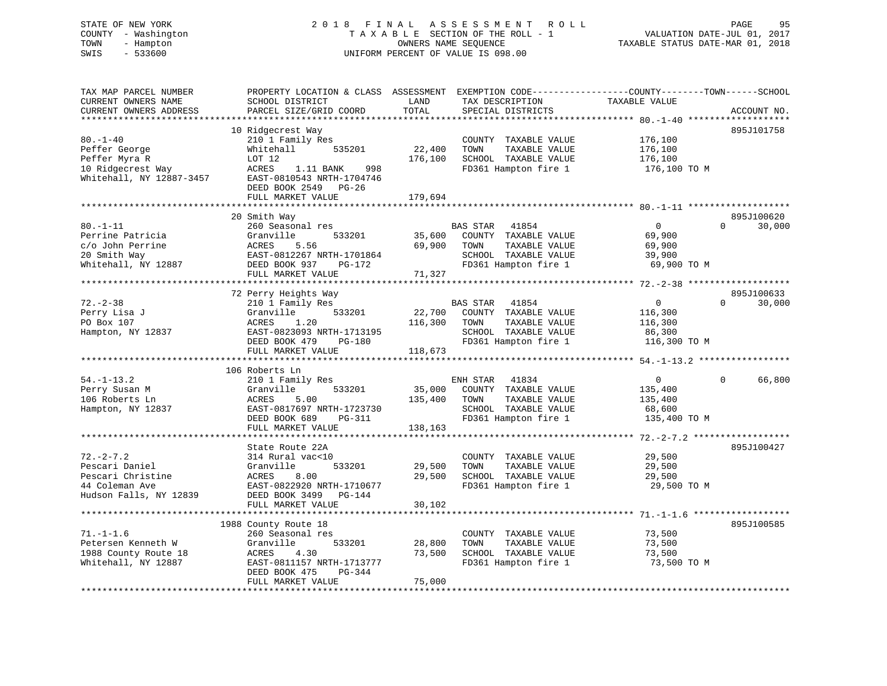STATE OF NEW YORK — 2018 FINAL ASSESSMENT ROLL
COUNTY - Washington — TAXABLE SECTION OF THE ROLL - 1 — VALUATION DATE-JUL 01, 2017
TOWN - Hampton — OWNERS NAME SEQUENCE — TAXABLE STATUS DATE-MAR 01, 2018
SWIS - 533600 — UNIFORM PERCENT OF VALUE IS 098.00

| TAX MAP PARCEL NUMBER / CURRENT OWNERS NAME / CURRENT OWNERS ADDRESS | PROPERTY LOCATION & CLASS / SCHOOL DISTRICT / PARCEL SIZE/GRID COORD | ASSESSMENT LAND | TOTAL | EXEMPTION CODE / TAX DESCRIPTION / SPECIAL DISTRICTS | COUNTY TAXABLE VALUE | TOWN | SCHOOL | ACCOUNT NO. |
|---|---|---|---|---|---|---|---|---|
| **80.-1-40** | 10 Ridgecrest Way | | | | | | | 895J101758 |
| Peffer George | 210 1 Family Res | | | COUNTY TAXABLE VALUE | 176,100 | | | |
| Peffer Myra R | Whitehall 535201 | 22,400 | | TOWN TAXABLE VALUE | 176,100 | | | |
| 10 Ridgecrest Way | LOT 12 | | 176,100 | SCHOOL TAXABLE VALUE | 176,100 | | | |
| Whitehall, NY 12887-3457 | ACRES 1.11 BANK 998 | | | FD361 Hampton fire 1 | 176,100 TO M | | | |
| | EAST-0810543 NRTH-1704746 | | | | | | | |
| | DEED BOOK 2549 PG-26 | | | | | | | |
| | FULL MARKET VALUE | | 179,694 | | | | | |
| **80.-1-11** | 20 Smith Way | | | | | | | 895J100620 |
| Perrine Patricia | 260 Seasonal res | | | BAS STAR 41854 | 0 | 0 | 30,000 | |
| c/o John Perrine | Granville 533201 | 35,600 | | COUNTY TAXABLE VALUE | 69,900 | | | |
| 20 Smith Way | ACRES 5.56 | | 69,900 | TOWN TAXABLE VALUE | 69,900 | | | |
| Whitehall, NY 12887 | EAST-0812267 NRTH-1701864 | | | SCHOOL TAXABLE VALUE | 39,900 | | | |
| | DEED BOOK 937 PG-172 | | | FD361 Hampton fire 1 | 69,900 TO M | | | |
| | FULL MARKET VALUE | | 71,327 | | | | | |
| **72.-2-38** | 72 Perry Heights Way | | | | | | | 895J100633 |
| Perry Lisa J | 210 1 Family Res | | | BAS STAR 41854 | 0 | 0 | 30,000 | |
| PO Box 107 | Granville 533201 | 22,700 | | COUNTY TAXABLE VALUE | 116,300 | | | |
| Hampton, NY 12837 | ACRES 1.20 | | 116,300 | TOWN TAXABLE VALUE | 116,300 | | | |
| | EAST-0823093 NRTH-1713195 | | | SCHOOL TAXABLE VALUE | 86,300 | | | |
| | DEED BOOK 479 PG-180 | | | FD361 Hampton fire 1 | 116,300 TO M | | | |
| | FULL MARKET VALUE | | 118,673 | | | | | |
| **54.-1-13.2** | 106 Roberts Ln | | | | | | | |
| Perry Susan M | 210 1 Family Res | | | ENH STAR 41834 | 0 | 0 | 66,800 | |
| 106 Roberts Ln | Granville 533201 | 35,000 | | COUNTY TAXABLE VALUE | 135,400 | | | |
| Hampton, NY 12837 | ACRES 5.00 | | 135,400 | TOWN TAXABLE VALUE | 135,400 | | | |
| | EAST-0817697 NRTH-1723730 | | | SCHOOL TAXABLE VALUE | 68,600 | | | |
| | DEED BOOK 689 PG-311 | | | FD361 Hampton fire 1 | 135,400 TO M | | | |
| | FULL MARKET VALUE | | 138,163 | | | | | |
| **72.-2-7.2** | State Route 22A | | | | | | | 895J100427 |
| Pescari Daniel | 314 Rural vac<10 | | | COUNTY TAXABLE VALUE | 29,500 | | | |
| Pescari Christine | Granville 533201 | 29,500 | | TOWN TAXABLE VALUE | 29,500 | | | |
| 44 Coleman Ave | ACRES 8.00 | | 29,500 | SCHOOL TAXABLE VALUE | 29,500 | | | |
| Hudson Falls, NY 12839 | EAST-0822920 NRTH-1710677 | | | FD361 Hampton fire 1 | 29,500 TO M | | | |
| | DEED BOOK 3499 PG-144 | | | | | | | |
| | FULL MARKET VALUE | | 30,102 | | | | | |
| **71.-1-1.6** | 1988 County Route 18 | | | | | | | 895J100585 |
| Petersen Kenneth W | 260 Seasonal res | | | COUNTY TAXABLE VALUE | 73,500 | | | |
| 1988 County Route 18 | Granville 533201 | 28,800 | | TOWN TAXABLE VALUE | 73,500 | | | |
| Whitehall, NY 12887 | ACRES 4.30 | | 73,500 | SCHOOL TAXABLE VALUE | 73,500 | | | |
| | EAST-0811157 NRTH-1713777 | | | FD361 Hampton fire 1 | 73,500 TO M | | | |
| | DEED BOOK 475 PG-344 | | | | | | | |
| | FULL MARKET VALUE | | 75,000 | | | | | |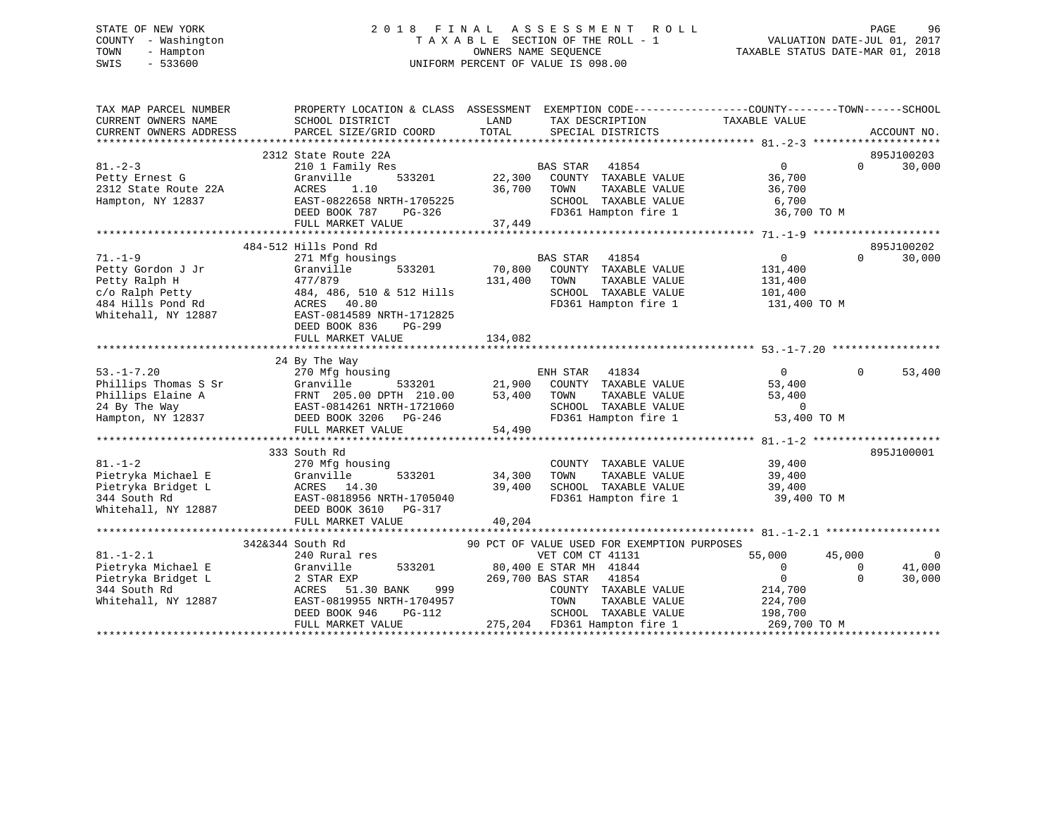STATE OF NEW YORK
COUNTY - Washington
TOWN - Hampton
SWIS - 533600

# 2018 FINAL ASSESSMENT ROLL
TAXABLE SECTION OF THE ROLL - 1
OWNERS NAME SEQUENCE
UNIFORM PERCENT OF VALUE IS 098.00

VALUATION DATE-JUL 01, 2017
TAXABLE STATUS DATE-MAR 01, 2018

```
TAX MAP PARCEL NUMBER          PROPERTY LOCATION & CLASS  ASSESSMENT  EXEMPTION CODE------------------COUNTY--------TOWN------SCHOOL
CURRENT OWNERS NAME            SCHOOL DISTRICT             LAND       TAX DESCRIPTION            TAXABLE VALUE
CURRENT OWNERS ADDRESS         PARCEL SIZE/GRID COORD      TOTAL      SPECIAL DISTRICTS                                    ACCOUNT NO.
******************************************************************************************************* 81.-2-3 ********************
                    2312 State Route 22A                                                                               895J100203
81.-2-3                        210 1 Family Res                       BAS STAR   41854                 0            0       30,000
Petty Ernest G                 Granville        533201      22,300    COUNTY  TAXABLE VALUE       36,700
2312 State Route 22A           ACRES    1.10                36,700    TOWN    TAXABLE VALUE       36,700
Hampton, NY 12837              EAST-0822658 NRTH-1705225              SCHOOL  TAXABLE VALUE        6,700
                               DEED BOOK 787    PG-326                FD361 Hampton fire 1         36,700 TO M
                               FULL MARKET VALUE            37,449
******************************************************************************************************* 71.-1-9 ********************
                    484-512 Hills Pond Rd                                                                              895J100202
71.-1-9                        271 Mfg housings                       BAS STAR   41854                 0            0       30,000
Petty Gordon J Jr              Granville        533201      70,800    COUNTY  TAXABLE VALUE      131,400
Petty Ralph H                  477/879                     131,400    TOWN    TAXABLE VALUE      131,400
c/o Ralph Petty                484, 486, 510 & 512 Hills              SCHOOL  TAXABLE VALUE      101,400
484 Hills Pond Rd              ACRES   40.80                          FD361 Hampton fire 1        131,400 TO M
Whitehall, NY 12887            EAST-0814589 NRTH-1712825
                               DEED BOOK 836    PG-299
                               FULL MARKET VALUE           134,082
******************************************************************************************************* 53.-1-7.20 *****************
                    24 By The Way
53.-1-7.20                     270 Mfg housing                        ENH STAR   41834                 0            0       53,400
Phillips Thomas S Sr           Granville        533201      21,900    COUNTY  TAXABLE VALUE       53,400
Phillips Elaine A              FRNT  205.00 DPTH  210.00    53,400    TOWN    TAXABLE VALUE       53,400
24 By The Way                  EAST-0814261 NRTH-1721060              SCHOOL  TAXABLE VALUE            0
Hampton, NY 12837              DEED BOOK 3206   PG-246                FD361 Hampton fire 1         53,400 TO M
                               FULL MARKET VALUE            54,490
******************************************************************************************************* 81.-1-2 ********************
                    333 South Rd                                                                                       895J100001
81.-1-2                        270 Mfg housing                        COUNTY  TAXABLE VALUE       39,400
Pietryka Michael E             Granville        533201      34,300    TOWN    TAXABLE VALUE       39,400
Pietryka Bridget L             ACRES   14.30                39,400    SCHOOL  TAXABLE VALUE       39,400
344 South Rd                   EAST-0818956 NRTH-1705040              FD361 Hampton fire 1         39,400 TO M
Whitehall, NY 12887            DEED BOOK 3610   PG-317
                               FULL MARKET VALUE            40,204
******************************************************************************************************* 81.-1-2.1 ******************
                    342&344 South Rd                    90 PCT OF VALUE USED FOR EXEMPTION PURPOSES
81.-1-2.1                      240 Rural res                          VET COM CT 41131            55,000       45,000            0
Pietryka Michael E             Granville        533201      80,400 E STAR MH  41844                 0            0       41,000
Pietryka Bridget L             2 STAR EXP                  269,700 BAS STAR   41854                 0            0       30,000
344 South Rd                   ACRES   51.30 BANK     999             COUNTY  TAXABLE VALUE      214,700
Whitehall, NY 12887            EAST-0819955 NRTH-1704957              TOWN    TAXABLE VALUE      224,700
                               DEED BOOK 946    PG-112                SCHOOL  TAXABLE VALUE      198,700
                               FULL MARKET VALUE           275,204    FD361 Hampton fire 1        269,700 TO M
************************************************************************************************************************************
```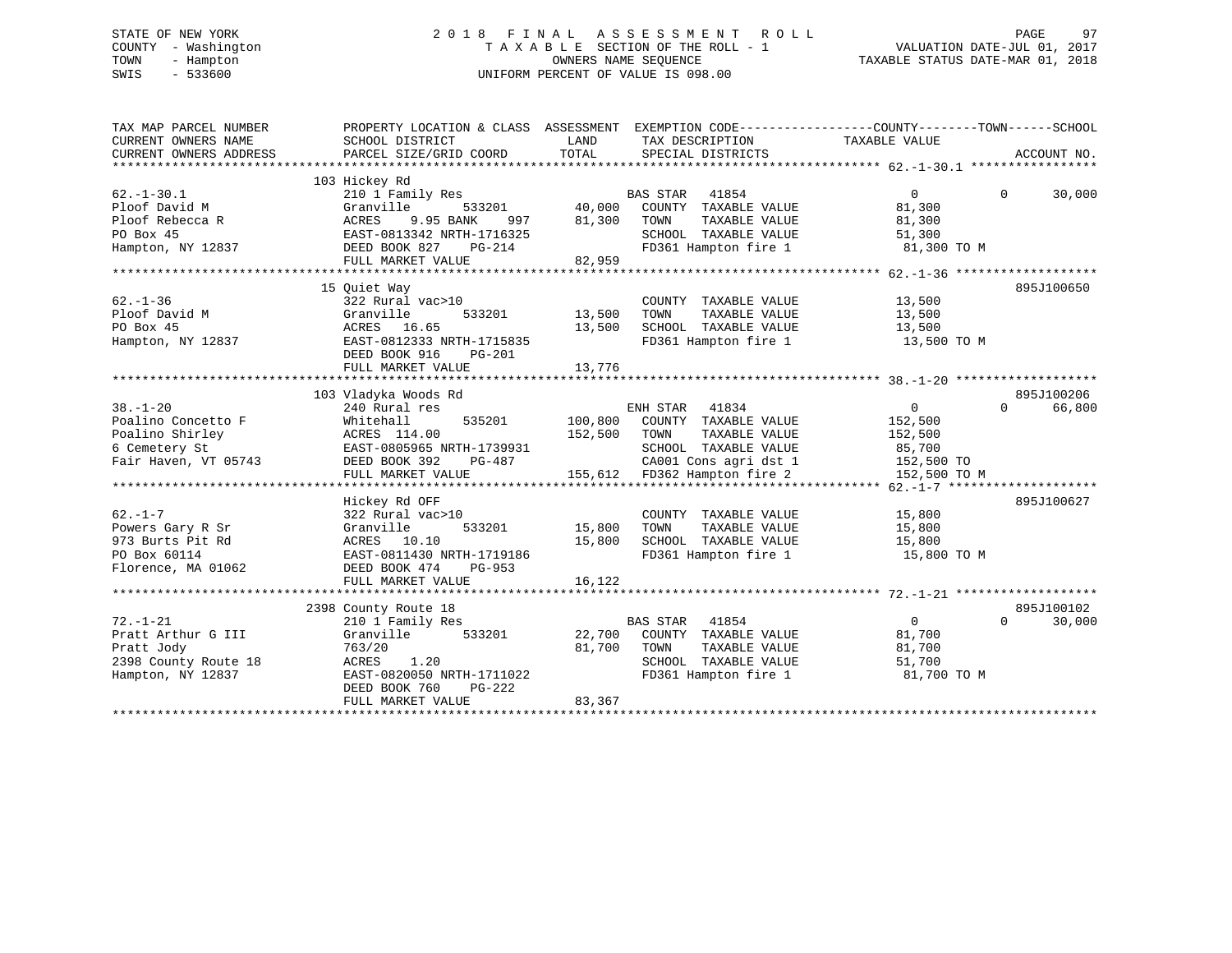STATE OF NEW YORK
COUNTY - Washington
TOWN - Hampton
SWIS - 533600

2 0 1 8 F I N A L A S S E S S M E N T R O L L
T A X A B L E SECTION OF THE ROLL - 1
OWNERS NAME SEQUENCE
UNIFORM PERCENT OF VALUE IS 098.00

VALUATION DATE-JUL 01, 2017
TAXABLE STATUS DATE-MAR 01, 2018

```
TAX MAP PARCEL NUMBER          PROPERTY LOCATION & CLASS  ASSESSMENT  EXEMPTION CODE------------------COUNTY--------TOWN------SCHOOL
CURRENT OWNERS NAME            SCHOOL DISTRICT               LAND     TAX DESCRIPTION            TAXABLE VALUE
CURRENT OWNERS ADDRESS         PARCEL SIZE/GRID COORD        TOTAL    SPECIAL DISTRICTS                                     ACCOUNT NO.
******************************************************************************************************* 62.-1-30.1 *****************
                               103 Hickey Rd
62.-1-30.1                     210 1 Family Res                       BAS STAR   41854                    0          0     30,000
Ploof David M                  Granville       533201        40,000   COUNTY  TAXABLE VALUE           81,300
Ploof Rebecca R                ACRES     9.95 BANK     997   81,300   TOWN    TAXABLE VALUE           81,300
PO Box 45                      EAST-0813342 NRTH-1716325              SCHOOL  TAXABLE VALUE           51,300
Hampton, NY 12837              DEED BOOK 827    PG-214                FD361 Hampton fire 1             81,300 TO M
                               FULL MARKET VALUE             82,959
******************************************************************************************************* 62.-1-36 *******************
                               15 Quiet Way                                                                          895J100650
62.-1-36                       322 Rural vac>10                       COUNTY  TAXABLE VALUE           13,500
Ploof David M                  Granville       533201        13,500   TOWN    TAXABLE VALUE           13,500
PO Box 45                      ACRES    16.65                13,500   SCHOOL  TAXABLE VALUE           13,500
Hampton, NY 12837              EAST-0812333 NRTH-1715835              FD361 Hampton fire 1             13,500 TO M
                               DEED BOOK 916    PG-201
                               FULL MARKET VALUE             13,776
******************************************************************************************************* 38.-1-20 *******************
                               103 Vladyka Woods Rd                                                                  895J100206
38.-1-20                       240 Rural res                          ENH STAR   41834                    0          0     66,800
Poalino Concetto F             Whitehall       535201       100,800   COUNTY  TAXABLE VALUE          152,500
Poalino Shirley                ACRES  114.00                152,500   TOWN    TAXABLE VALUE          152,500
6 Cemetery St                  EAST-0805965 NRTH-1739931              SCHOOL  TAXABLE VALUE           85,700
Fair Haven, VT 05743           DEED BOOK 392    PG-487                CA001 Cons agri dst 1           152,500 TO
                               FULL MARKET VALUE            155,612   FD362 Hampton fire 2            152,500 TO M
******************************************************************************************************* 62.-1-7 ********************
                               Hickey Rd OFF                                                                         895J100627
62.-1-7                        322 Rural vac>10                       COUNTY  TAXABLE VALUE           15,800
Powers Gary R Sr               Granville       533201        15,800   TOWN    TAXABLE VALUE           15,800
973 Burts Pit Rd               ACRES    10.10                15,800   SCHOOL  TAXABLE VALUE           15,800
PO Box 60114                   EAST-0811430 NRTH-1719186              FD361 Hampton fire 1             15,800 TO M
Florence, MA 01062             DEED BOOK 474    PG-953
                               FULL MARKET VALUE             16,122
******************************************************************************************************* 72.-1-21 *******************
                               2398 County Route 18                                                                  895J100102
72.-1-21                       210 1 Family Res                       BAS STAR   41854                    0          0     30,000
Pratt Arthur G III             Granville       533201        22,700   COUNTY  TAXABLE VALUE           81,700
Pratt Jody                     763/20                        81,700   TOWN    TAXABLE VALUE           81,700
2398 County Route 18           ACRES     1.20                         SCHOOL  TAXABLE VALUE           51,700
Hampton, NY 12837              EAST-0820050 NRTH-1711022              FD361 Hampton fire 1             81,700 TO M
                               DEED BOOK 760    PG-222
                               FULL MARKET VALUE             83,367
************************************************************************************************************************************
```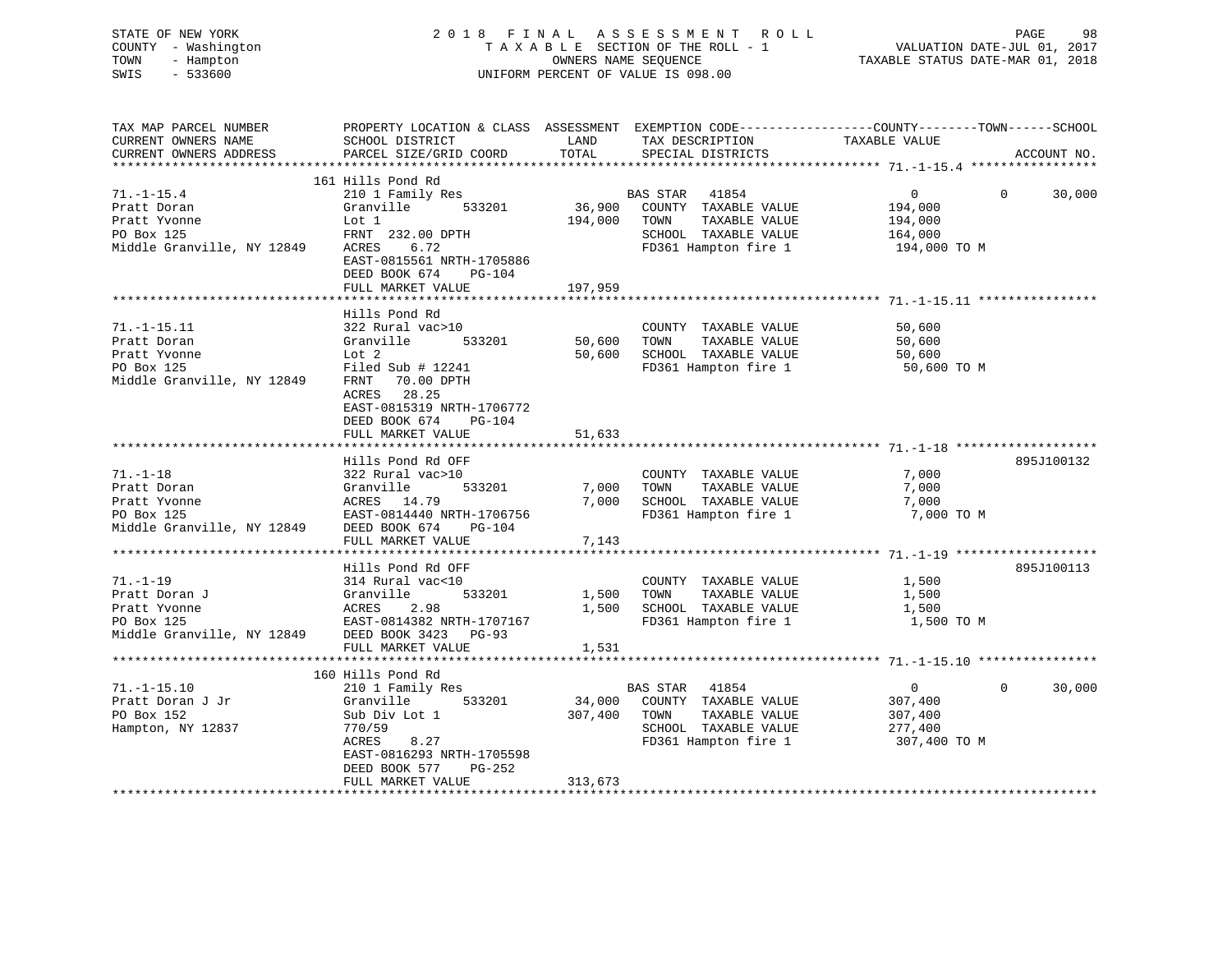STATE OF NEW YORK
COUNTY - Washington
TOWN - Hampton
SWIS - 533600

2 0 1 8 F I N A L A S S E S S M E N T R O L L
T A X A B L E SECTION OF THE ROLL - 1
OWNERS NAME SEQUENCE
UNIFORM PERCENT OF VALUE IS 098.00

VALUATION DATE-JUL 01, 2017
TAXABLE STATUS DATE-MAR 01, 2018

```
TAX MAP PARCEL NUMBER          PROPERTY LOCATION & CLASS  ASSESSMENT  EXEMPTION CODE-----------------COUNTY--------TOWN------SCHOOL
CURRENT OWNERS NAME            SCHOOL DISTRICT               LAND      TAX DESCRIPTION            TAXABLE VALUE
CURRENT OWNERS ADDRESS         PARCEL SIZE/GRID COORD        TOTAL     SPECIAL DISTRICTS                                    ACCOUNT NO.
******************************************************************************************************* 71.-1-15.4 *****************
                               161 Hills Pond Rd
71.-1-15.4                     210 1 Family Res                        BAS STAR   41854                  0          0       30,000
Pratt Doran                    Granville        533201       36,900    COUNTY  TAXABLE VALUE          194,000
Pratt Yvonne                   Lot 1                        194,000    TOWN    TAXABLE VALUE          194,000
PO Box 125                     FRNT 232.00 DPTH                        SCHOOL  TAXABLE VALUE          164,000
Middle Granville, NY 12849     ACRES    6.72                           FD361 Hampton fire 1            194,000 TO M
                               EAST-0815561 NRTH-1705886
                               DEED BOOK 674    PG-104
                               FULL MARKET VALUE            197,959
******************************************************************************************************* 71.-1-15.11 ****************
                               Hills Pond Rd
71.-1-15.11                    322 Rural vac>10                        COUNTY  TAXABLE VALUE           50,600
Pratt Doran                    Granville        533201       50,600    TOWN    TAXABLE VALUE           50,600
Pratt Yvonne                   Lot 2                         50,600    SCHOOL  TAXABLE VALUE           50,600
PO Box 125                     Filed Sub # 12241                       FD361 Hampton fire 1             50,600 TO M
Middle Granville, NY 12849     FRNT   70.00 DPTH
                               ACRES   28.25
                               EAST-0815319 NRTH-1706772
                               DEED BOOK 674    PG-104
                               FULL MARKET VALUE             51,633
******************************************************************************************************* 71.-1-18 *******************
                               Hills Pond Rd OFF                                                                        895J100132
71.-1-18                       322 Rural vac>10                        COUNTY  TAXABLE VALUE            7,000
Pratt Doran                    Granville        533201        7,000    TOWN    TAXABLE VALUE            7,000
Pratt Yvonne                   ACRES   14.79                  7,000    SCHOOL  TAXABLE VALUE            7,000
PO Box 125                     EAST-0814440 NRTH-1706756               FD361 Hampton fire 1              7,000 TO M
Middle Granville, NY 12849     DEED BOOK 674    PG-104
                               FULL MARKET VALUE              7,143
******************************************************************************************************* 71.-1-19 *******************
                               Hills Pond Rd OFF                                                                        895J100113
71.-1-19                       314 Rural vac<10                        COUNTY  TAXABLE VALUE            1,500
Pratt Doran J                  Granville        533201        1,500    TOWN    TAXABLE VALUE            1,500
Pratt Yvonne                   ACRES    2.98                  1,500    SCHOOL  TAXABLE VALUE            1,500
PO Box 125                     EAST-0814382 NRTH-1707167               FD361 Hampton fire 1              1,500 TO M
Middle Granville, NY 12849     DEED BOOK 3423   PG-93
                               FULL MARKET VALUE              1,531
******************************************************************************************************* 71.-1-15.10 ****************
                               160 Hills Pond Rd
71.-1-15.10                    210 1 Family Res                        BAS STAR   41854                  0          0       30,000
Pratt Doran J Jr               Granville        533201       34,000    COUNTY  TAXABLE VALUE          307,400
PO Box 152                     Sub Div Lot 1                307,400    TOWN    TAXABLE VALUE          307,400
Hampton, NY 12837              770/59                                  SCHOOL  TAXABLE VALUE          277,400
                               ACRES    8.27                           FD361 Hampton fire 1            307,400 TO M
                               EAST-0816293 NRTH-1705598
                               DEED BOOK 577    PG-252
                               FULL MARKET VALUE            313,673
************************************************************************************************************************************
```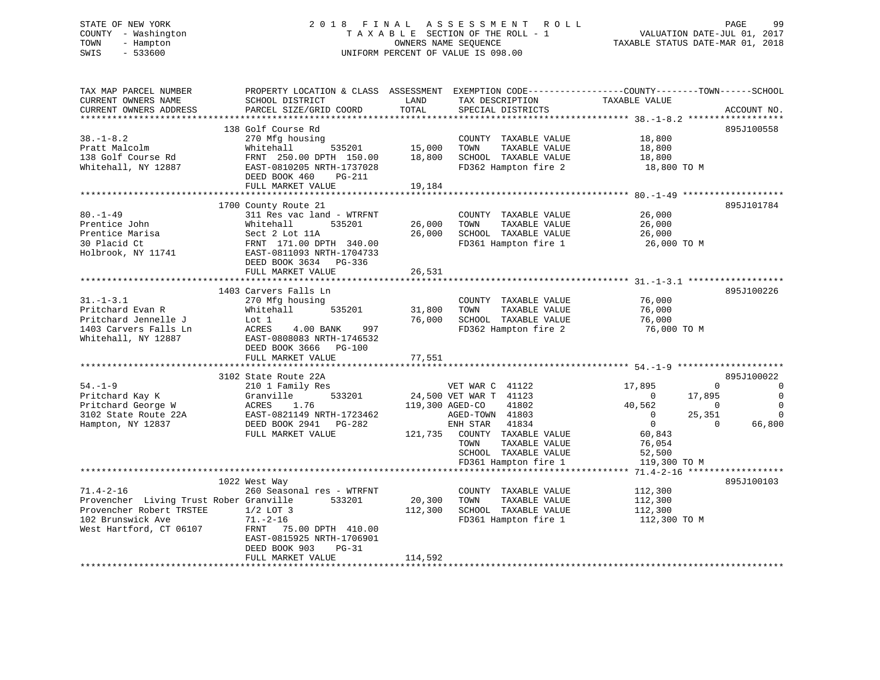STATE OF NEW YORK
COUNTY - Washington
TOWN - Hampton
SWIS - 533600

2018 FINAL ASSESSMENT ROLL
TAXABLE SECTION OF THE ROLL - 1
OWNERS NAME SEQUENCE
UNIFORM PERCENT OF VALUE IS 098.00

VALUATION DATE-JUL 01, 2017
TAXABLE STATUS DATE-MAR 01, 2018

```
TAX MAP PARCEL NUMBER          PROPERTY LOCATION & CLASS  ASSESSMENT  EXEMPTION CODE------------------COUNTY--------TOWN------SCHOOL
CURRENT OWNERS NAME            SCHOOL DISTRICT               LAND      TAX DESCRIPTION            TAXABLE VALUE
CURRENT OWNERS ADDRESS         PARCEL SIZE/GRID COORD        TOTAL     SPECIAL DISTRICTS                                      ACCOUNT NO.
****************************************************************************************************** 38.-1-8.2 ******************
                               138 Golf Course Rd                                                                          895J100558
38.-1-8.2                      270 Mfg housing                          COUNTY  TAXABLE VALUE          18,800
Pratt Malcolm                  Whitehall       535201      15,000       TOWN    TAXABLE VALUE          18,800
138 Golf Course Rd             FRNT 250.00 DPTH 150.00     18,800       SCHOOL  TAXABLE VALUE          18,800
Whitehall, NY 12887            EAST-0810205 NRTH-1737028                FD362 Hampton fire 2            18,800 TO M
                               DEED BOOK 460    PG-211
                               FULL MARKET VALUE           19,184
****************************************************************************************************** 80.-1-49 *******************
                               1700 County Route 21                                                                        895J101784
80.-1-49                       311 Res vac land - WTRFNT                COUNTY  TAXABLE VALUE          26,000
Prentice John                  Whitehall       535201      26,000       TOWN    TAXABLE VALUE          26,000
Prentice Marisa                Sect 2 Lot 11A              26,000       SCHOOL  TAXABLE VALUE          26,000
30 Placid Ct                   FRNT 171.00 DPTH 340.00                  FD361 Hampton fire 1            26,000 TO M
Holbrook, NY 11741             EAST-0811093 NRTH-1704733
                               DEED BOOK 3634   PG-336
                               FULL MARKET VALUE           26,531
****************************************************************************************************** 31.-1-3.1 ******************
                               1403 Carvers Falls Ln                                                                       895J100226
31.-1-3.1                      270 Mfg housing                          COUNTY  TAXABLE VALUE          76,000
Pritchard Evan R               Whitehall       535201      31,800       TOWN    TAXABLE VALUE          76,000
Pritchard Jennelle J           Lot 1                       76,000       SCHOOL  TAXABLE VALUE          76,000
1403 Carvers Falls Ln          ACRES    4.00 BANK    997                FD362 Hampton fire 2            76,000 TO M
Whitehall, NY 12887            EAST-0808083 NRTH-1746532
                               DEED BOOK 3666   PG-100
                               FULL MARKET VALUE           77,551
****************************************************************************************************** 54.-1-9 ********************
                               3102 State Route 22A                                                                        895J100022
54.-1-9                        210 1 Family Res                         VET WAR C  41122              17,895          0           0
Pritchard Kay K                Granville       533201      24,500 VET WAR T  41123                   0       17,895           0
Pritchard George W             ACRES    1.76              119,300 AGED-CO    41802              40,562            0           0
3102 State Route 22A           EAST-0821149 NRTH-1723462               AGED-TOWN  41803                   0       25,351           0
Hampton, NY 12837              DEED BOOK 2941   PG-282                 ENH STAR   41834                   0            0      66,800
                               FULL MARKET VALUE          121,735      COUNTY  TAXABLE VALUE          60,843
                                                                       TOWN    TAXABLE VALUE          76,054
                                                                       SCHOOL  TAXABLE VALUE          52,500
                                                                       FD361 Hampton fire 1           119,300 TO M
****************************************************************************************************** 71.4-2-16 ******************
                               1022 West Way                                                                               895J100103
71.4-2-16                      260 Seasonal res - WTRFNT                COUNTY  TAXABLE VALUE         112,300
Provencher  Living Trust Rober Granville       533201      20,300       TOWN    TAXABLE VALUE         112,300
Provencher Robert TRSTEE       1/2 LOT 3                  112,300       SCHOOL  TAXABLE VALUE         112,300
102 Brunswick Ave              71.-2-16                                 FD361 Hampton fire 1           112,300 TO M
West Hartford, CT 06107        FRNT  75.00 DPTH 410.00
                               EAST-0815925 NRTH-1706901
                               DEED BOOK 903    PG-31
                               FULL MARKET VALUE          114,592
************************************************************************************************************************************
```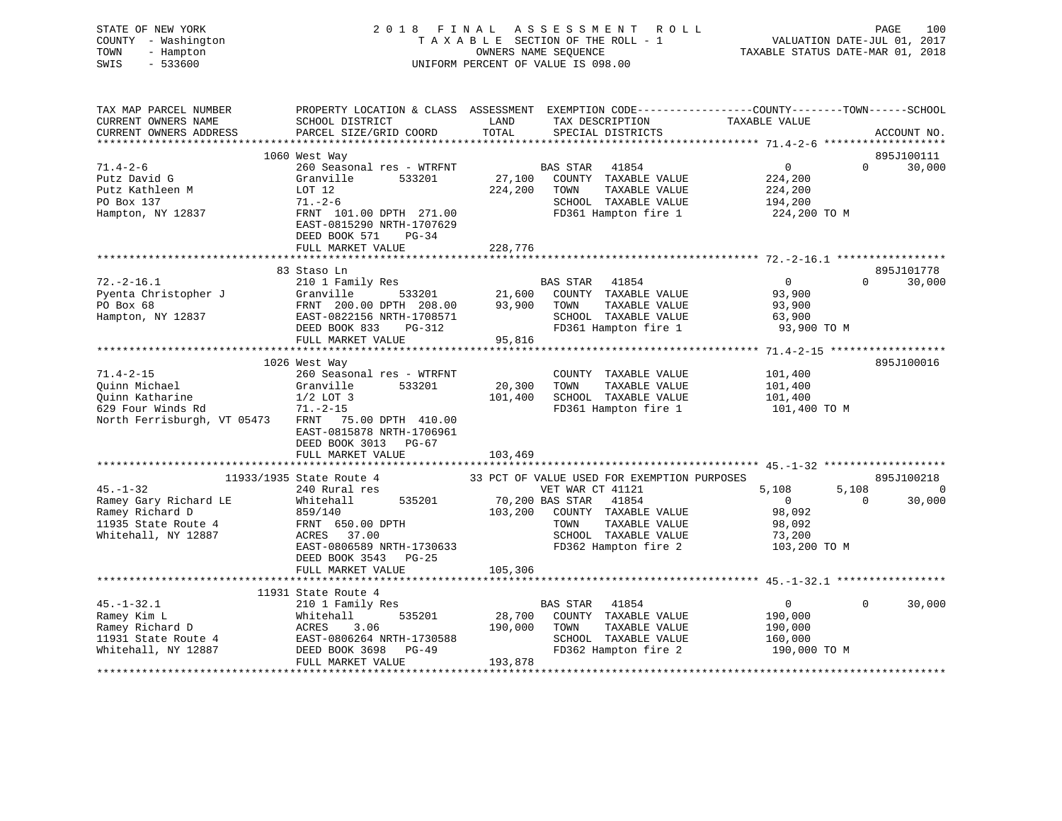STATE OF NEW YORK
COUNTY - Washington
TOWN - Hampton
SWIS - 533600

2018 FINAL ASSESSMENT ROLL
TAXABLE SECTION OF THE ROLL - 1
OWNERS NAME SEQUENCE
UNIFORM PERCENT OF VALUE IS 098.00

VALUATION DATE-JUL 01, 2017
TAXABLE STATUS DATE-MAR 01, 2018

```
TAX MAP PARCEL NUMBER          PROPERTY LOCATION & CLASS  ASSESSMENT  EXEMPTION CODE------------------COUNTY--------TOWN------SCHOOL
CURRENT OWNERS NAME            SCHOOL DISTRICT              LAND      TAX DESCRIPTION             TAXABLE VALUE
CURRENT OWNERS ADDRESS         PARCEL SIZE/GRID COORD       TOTAL     SPECIAL DISTRICTS                                   ACCOUNT NO.
******************************************************************************************************* 71.4-2-6 *******************
                    1060 West Way                                                                                          895J100111
71.4-2-6                       260 Seasonal res - WTRFNT          BAS STAR   41854                  0          0      30,000
Putz David G                   Granville         533201     27,100   COUNTY  TAXABLE VALUE         224,200
Putz Kathleen M                LOT 12                      224,200   TOWN    TAXABLE VALUE         224,200
PO Box 137                     71.-2-6                               SCHOOL  TAXABLE VALUE         194,200
Hampton, NY 12837              FRNT 101.00 DPTH 271.00               FD361 Hampton fire 1           224,200 TO M
                               EAST-0815290 NRTH-1707629
                               DEED BOOK 571    PG-34
                               FULL MARKET VALUE           228,776
******************************************************************************************************* 72.-2-16.1 *****************
                    83 Staso Ln                                                                                            895J101778
72.-2-16.1                     210 1 Family Res                   BAS STAR   41854                  0          0      30,000
Pyenta Christopher J           Granville         533201     21,600   COUNTY  TAXABLE VALUE          93,900
PO Box 68                      FRNT 200.00 DPTH 208.00      93,900   TOWN    TAXABLE VALUE          93,900
Hampton, NY 12837              EAST-0822156 NRTH-1708571             SCHOOL  TAXABLE VALUE          63,900
                               DEED BOOK 833    PG-312               FD361 Hampton fire 1            93,900 TO M
                               FULL MARKET VALUE            95,816
******************************************************************************************************* 71.4-2-15 ******************
                    1026 West Way                                                                                          895J100016
71.4-2-15                      260 Seasonal res - WTRFNT             COUNTY  TAXABLE VALUE         101,400
Quinn Michael                  Granville         533201     20,300   TOWN    TAXABLE VALUE         101,400
Quinn Katharine                1/2 LOT 3                   101,400   SCHOOL  TAXABLE VALUE         101,400
629 Four Winds Rd              71.-2-15                              FD361 Hampton fire 1           101,400 TO M
North Ferrisburgh, VT 05473    FRNT  75.00 DPTH 410.00
                               EAST-0815878 NRTH-1706961
                               DEED BOOK 3013   PG-67
                               FULL MARKET VALUE           103,469
******************************************************************************************************* 45.-1-32 *******************
                11933/1935 State Route 4              33 PCT OF VALUE USED FOR EXEMPTION PURPOSES                          895J100218
45.-1-32                       240 Rural res                      VET WAR CT 41121               5,108      5,108           0
Ramey Gary Richard LE          Whitehall         535201     70,200 BAS STAR   41854                  0          0      30,000
Ramey Richard D                859/140                     103,200   COUNTY  TAXABLE VALUE          98,092
11935 State Route 4            FRNT 650.00 DPTH                      TOWN    TAXABLE VALUE          98,092
Whitehall, NY 12887            ACRES  37.00                          SCHOOL  TAXABLE VALUE          73,200
                               EAST-0806589 NRTH-1730633             FD362 Hampton fire 2           103,200 TO M
                               DEED BOOK 3543   PG-25
                               FULL MARKET VALUE           105,306
******************************************************************************************************* 45.-1-32.1 *****************
                    11931 State Route 4
45.-1-32.1                     210 1 Family Res                   BAS STAR   41854                  0          0      30,000
Ramey Kim L                    Whitehall         535201     28,700   COUNTY  TAXABLE VALUE         190,000
Ramey Richard D                ACRES   3.06                190,000   TOWN    TAXABLE VALUE         190,000
11931 State Route 4            EAST-0806264 NRTH-1730588             SCHOOL  TAXABLE VALUE         160,000
Whitehall, NY 12887            DEED BOOK 3698   PG-49                FD362 Hampton fire 2           190,000 TO M
                               FULL MARKET VALUE           193,878
************************************************************************************************************************************
```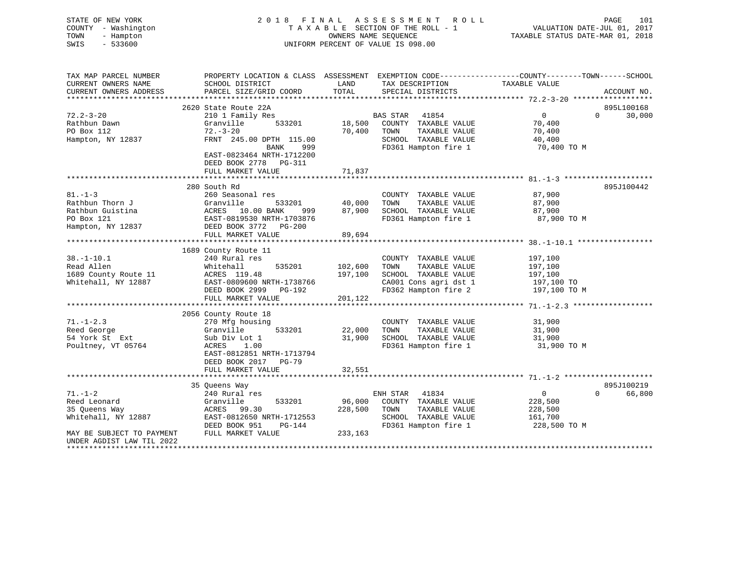STATE OF NEW YORK  
COUNTY - Washington  
TOWN - Hampton  
SWIS - 533600

2018 FINAL ASSESSMENT ROLL  
TAXABLE SECTION OF THE ROLL - 1  
OWNERS NAME SEQUENCE  
UNIFORM PERCENT OF VALUE IS 098.00

VALUATION DATE-JUL 01, 2017  
TAXABLE STATUS DATE-MAR 01, 2018

| TAX MAP PARCEL NUMBER / CURRENT OWNERS NAME / CURRENT OWNERS ADDRESS | PROPERTY LOCATION & CLASS / SCHOOL DISTRICT / PARCEL SIZE/GRID COORD | ASSESSMENT LAND / TOTAL | EXEMPTION CODE / TAX DESCRIPTION / SPECIAL DISTRICTS | COUNTY / TOWN / SCHOOL TAXABLE VALUE | ACCOUNT NO. |
|---|---|---|---|---|---|
| **72.2-3-20** | 2620 State Route 22A | | | | 895L100168 |
| 72.2-3-20 | 210 1 Family Res | | BAS STAR 41854 | 0 / 0 / 30,000 | |
| Rathbun Dawn | Granville 533201 | 18,500 | COUNTY TAXABLE VALUE | 70,400 | |
| PO Box 112 | 72.-3-20 | 70,400 | TOWN TAXABLE VALUE | 70,400 | |
| Hampton, NY 12837 | FRNT 245.00 DPTH 115.00 | | SCHOOL TAXABLE VALUE | 40,400 | |
| | BANK 999 | | FD361 Hampton fire 1 | 70,400 TO M | |
| | EAST-0823464 NRTH-1712200 | | | | |
| | DEED BOOK 2778 PG-311 | | | | |
| | FULL MARKET VALUE | 71,837 | | | |
| **81.-1-3** | 280 South Rd | | | | 895J100442 |
| 81.-1-3 | 260 Seasonal res | | COUNTY TAXABLE VALUE | 87,900 | |
| Rathbun Thorn J | Granville 533201 | 40,000 | TOWN TAXABLE VALUE | 87,900 | |
| Rathbun Guistina | ACRES 10.00 BANK 999 | 87,900 | SCHOOL TAXABLE VALUE | 87,900 | |
| PO Box 121 | EAST-0819530 NRTH-1703876 | | FD361 Hampton fire 1 | 87,900 TO M | |
| Hampton, NY 12837 | DEED BOOK 3772 PG-200 | | | | |
| | FULL MARKET VALUE | 89,694 | | | |
| **38.-1-10.1** | 1689 County Route 11 | | | | |
| 38.-1-10.1 | 240 Rural res | | COUNTY TAXABLE VALUE | 197,100 | |
| Read Allen | Whitehall 535201 | 102,600 | TOWN TAXABLE VALUE | 197,100 | |
| 1689 County Route 11 | ACRES 119.48 | 197,100 | SCHOOL TAXABLE VALUE | 197,100 | |
| Whitehall, NY 12887 | EAST-0809600 NRTH-1738766 | | CA001 Cons agri dst 1 | 197,100 TO | |
| | DEED BOOK 2999 PG-192 | | FD362 Hampton fire 2 | 197,100 TO M | |
| | FULL MARKET VALUE | 201,122 | | | |
| **71.-1-2.3** | 2056 County Route 18 | | | | |
| 71.-1-2.3 | 270 Mfg housing | | COUNTY TAXABLE VALUE | 31,900 | |
| Reed George | Granville 533201 | 22,000 | TOWN TAXABLE VALUE | 31,900 | |
| 54 York St Ext | Sub Div Lot 1 | 31,900 | SCHOOL TAXABLE VALUE | 31,900 | |
| Poultney, VT 05764 | ACRES 1.00 | | FD361 Hampton fire 1 | 31,900 TO M | |
| | EAST-0812851 NRTH-1713794 | | | | |
| | DEED BOOK 2017 PG-79 | | | | |
| | FULL MARKET VALUE | 32,551 | | | |
| **71.-1-2** | 35 Queens Way | | | | 895J100219 |
| 71.-1-2 | 240 Rural res | | ENH STAR 41834 | 0 / 0 / 66,800 | |
| Reed Leonard | Granville 533201 | 96,000 | COUNTY TAXABLE VALUE | 228,500 | |
| 35 Queens Way | ACRES 99.30 | 228,500 | TOWN TAXABLE VALUE | 228,500 | |
| Whitehall, NY 12887 | EAST-0812650 NRTH-1712553 | | SCHOOL TAXABLE VALUE | 161,700 | |
| | DEED BOOK 951 PG-144 | | FD361 Hampton fire 1 | 228,500 TO M | |
| MAY BE SUBJECT TO PAYMENT UNDER AGDIST LAW TIL 2022 | FULL MARKET VALUE | 233,163 | | | |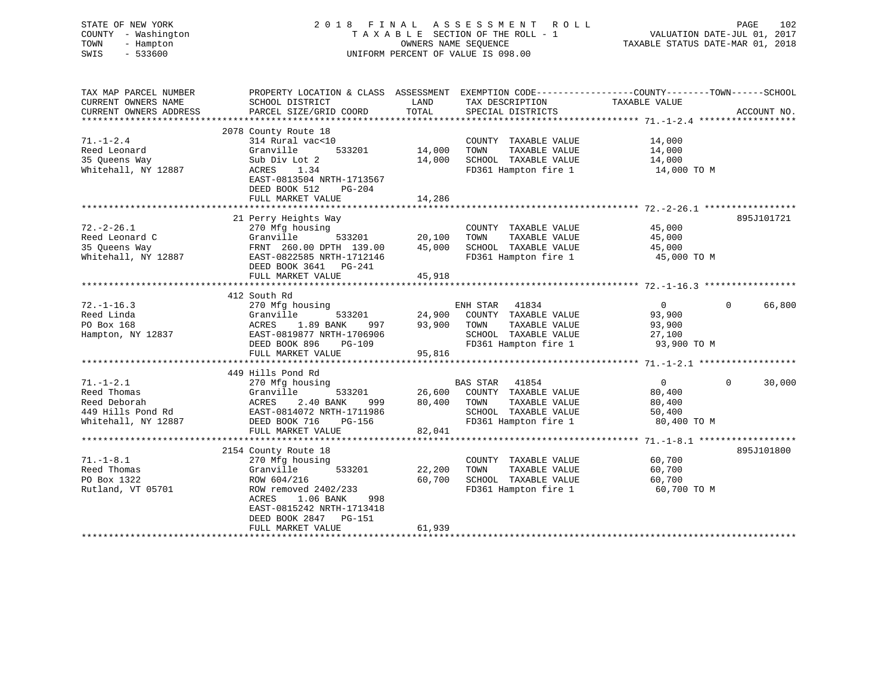STATE OF NEW YORK
COUNTY - Washington
TOWN - Hampton
SWIS - 533600

2 0 1 8 F I N A L A S S E S S M E N T R O L L
T A X A B L E SECTION OF THE ROLL - 1
OWNERS NAME SEQUENCE
UNIFORM PERCENT OF VALUE IS 098.00

VALUATION DATE-JUL 01, 2017
TAXABLE STATUS DATE-MAR 01, 2018

| TAX MAP PARCEL NUMBER / CURRENT OWNERS NAME / CURRENT OWNERS ADDRESS | PROPERTY LOCATION & CLASS / SCHOOL DISTRICT / PARCEL SIZE/GRID COORD | ASSESSMENT LAND / TOTAL | EXEMPTION CODE / TAX DESCRIPTION / SPECIAL DISTRICTS | COUNTY / TAXABLE VALUE | TOWN | SCHOOL / ACCOUNT NO. |
|---|---|---|---|---|---|---|
| **71.-1-2.4** | 2078 County Route 18 | | | | | |
| 71.-1-2.4 | 314 Rural vac<10 | | COUNTY TAXABLE VALUE | 14,000 | | |
| Reed Leonard | Granville 533201 | 14,000 | TOWN TAXABLE VALUE | 14,000 | | |
| 35 Queens Way | Sub Div Lot 2 | 14,000 | SCHOOL TAXABLE VALUE | 14,000 | | |
| Whitehall, NY 12887 | ACRES 1.34 | | FD361 Hampton fire 1 | 14,000 TO M | | |
| | EAST-0813504 NRTH-1713567 | | | | | |
| | DEED BOOK 512 PG-204 | | | | | |
| | FULL MARKET VALUE | 14,286 | | | | |
| **72.-2-26.1** | 21 Perry Heights Way | | | | | 895J101721 |
| 72.-2-26.1 | 270 Mfg housing | | COUNTY TAXABLE VALUE | 45,000 | | |
| Reed Leonard C | Granville 533201 | 20,100 | TOWN TAXABLE VALUE | 45,000 | | |
| 35 Queens Way | FRNT 260.00 DPTH 139.00 | 45,000 | SCHOOL TAXABLE VALUE | 45,000 | | |
| Whitehall, NY 12887 | EAST-0822585 NRTH-1712146 | | FD361 Hampton fire 1 | 45,000 TO M | | |
| | DEED BOOK 3641 PG-241 | | | | | |
| | FULL MARKET VALUE | 45,918 | | | | |
| **72.-1-16.3** | 412 South Rd | | | | | |
| 72.-1-16.3 | 270 Mfg housing | | ENH STAR 41834 | 0 | 0 | 66,800 |
| Reed Linda | Granville 533201 | 24,900 | COUNTY TAXABLE VALUE | 93,900 | | |
| PO Box 168 | ACRES 1.89 BANK 997 | 93,900 | TOWN TAXABLE VALUE | 93,900 | | |
| Hampton, NY 12837 | EAST-0819877 NRTH-1706906 | | SCHOOL TAXABLE VALUE | 27,100 | | |
| | DEED BOOK 896 PG-109 | | FD361 Hampton fire 1 | 93,900 TO M | | |
| | FULL MARKET VALUE | 95,816 | | | | |
| **71.-1-2.1** | 449 Hills Pond Rd | | | | | |
| 71.-1-2.1 | 270 Mfg housing | | BAS STAR 41854 | 0 | 0 | 30,000 |
| Reed Thomas | Granville 533201 | 26,600 | COUNTY TAXABLE VALUE | 80,400 | | |
| Reed Deborah | ACRES 2.40 BANK 999 | 80,400 | TOWN TAXABLE VALUE | 80,400 | | |
| 449 Hills Pond Rd | EAST-0814072 NRTH-1711986 | | SCHOOL TAXABLE VALUE | 50,400 | | |
| Whitehall, NY 12887 | DEED BOOK 716 PG-156 | | FD361 Hampton fire 1 | 80,400 TO M | | |
| | FULL MARKET VALUE | 82,041 | | | | |
| **71.-1-8.1** | 2154 County Route 18 | | | | | 895J101800 |
| 71.-1-8.1 | 270 Mfg housing | | COUNTY TAXABLE VALUE | 60,700 | | |
| Reed Thomas | Granville 533201 | 22,200 | TOWN TAXABLE VALUE | 60,700 | | |
| PO Box 1322 | ROW 604/216 | 60,700 | SCHOOL TAXABLE VALUE | 60,700 | | |
| Rutland, VT 05701 | ROW removed 2402/233 | | FD361 Hampton fire 1 | 60,700 TO M | | |
| | ACRES 1.06 BANK 998 | | | | | |
| | EAST-0815242 NRTH-1713418 | | | | | |
| | DEED BOOK 2847 PG-151 | | | | | |
| | FULL MARKET VALUE | 61,939 | | | | |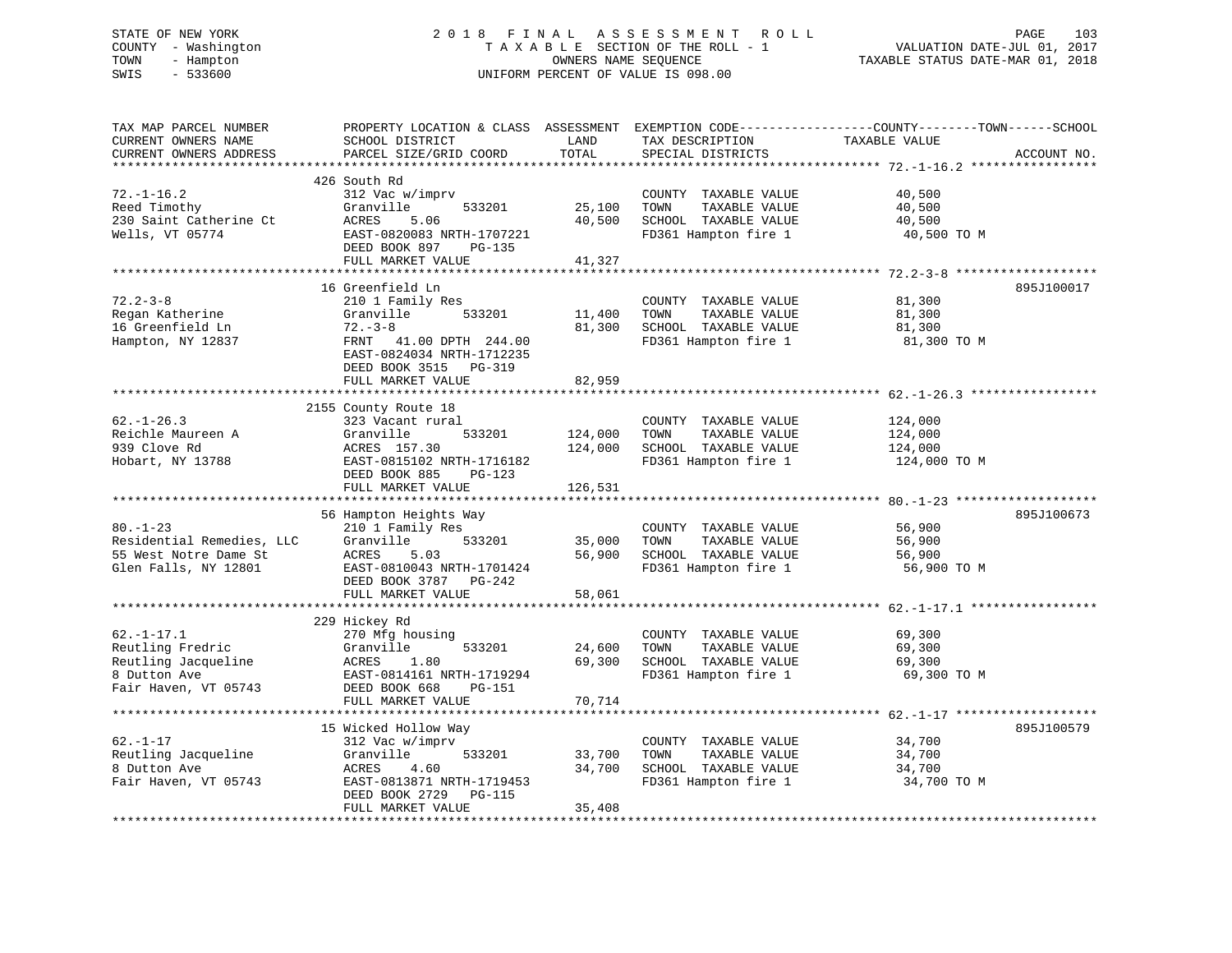STATE OF NEW YORK — COUNTY - Washington — TOWN - Hampton — SWIS - 533600

2 0 1 8 F I N A L A S S E S S M E N T R O L L
T A X A B L E SECTION OF THE ROLL - 1
OWNERS NAME SEQUENCE
UNIFORM PERCENT OF VALUE IS 098.00

VALUATION DATE-JUL 01, 2017
TAXABLE STATUS DATE-MAR 01, 2018

| TAX MAP PARCEL NUMBER / CURRENT OWNERS NAME / CURRENT OWNERS ADDRESS | PROPERTY LOCATION & CLASS / SCHOOL DISTRICT / PARCEL SIZE/GRID COORD | LAND | ASSESSMENT TOTAL | EXEMPTION CODE / TAX DESCRIPTION / SPECIAL DISTRICTS | TAXABLE VALUE (COUNTY / TOWN / SCHOOL) | ACCOUNT NO. |
|---|---|---|---|---|---|---|
| **72.-1-16.2** | 426 South Rd | | | | | |
| 72.-1-16.2 | 312 Vac w/imprv | | | COUNTY TAXABLE VALUE | 40,500 | |
| Reed Timothy | Granville 533201 | 25,100 | | TOWN TAXABLE VALUE | 40,500 | |
| 230 Saint Catherine Ct | ACRES 5.06 | | 40,500 | SCHOOL TAXABLE VALUE | 40,500 | |
| Wells, VT 05774 | EAST-0820083 NRTH-1707221 | | | FD361 Hampton fire 1 | 40,500 TO M | |
| | DEED BOOK 897 PG-135 | | | | | |
| | FULL MARKET VALUE | | 41,327 | | | |
| **72.2-3-8** | 16 Greenfield Ln | | | | | 895J100017 |
| 72.2-3-8 | 210 1 Family Res | | | COUNTY TAXABLE VALUE | 81,300 | |
| Regan Katherine | Granville 533201 | 11,400 | | TOWN TAXABLE VALUE | 81,300 | |
| 16 Greenfield Ln | 72.-3-8 | | 81,300 | SCHOOL TAXABLE VALUE | 81,300 | |
| Hampton, NY 12837 | FRNT 41.00 DPTH 244.00 | | | FD361 Hampton fire 1 | 81,300 TO M | |
| | EAST-0824034 NRTH-1712235 | | | | | |
| | DEED BOOK 3515 PG-319 | | | | | |
| | FULL MARKET VALUE | | 82,959 | | | |
| **62.-1-26.3** | 2155 County Route 18 | | | | | |
| 62.-1-26.3 | 323 Vacant rural | | | COUNTY TAXABLE VALUE | 124,000 | |
| Reichle Maureen A | Granville 533201 | 124,000 | | TOWN TAXABLE VALUE | 124,000 | |
| 939 Clove Rd | ACRES 157.30 | | 124,000 | SCHOOL TAXABLE VALUE | 124,000 | |
| Hobart, NY 13788 | EAST-0815102 NRTH-1716182 | | | FD361 Hampton fire 1 | 124,000 TO M | |
| | DEED BOOK 885 PG-123 | | | | | |
| | FULL MARKET VALUE | | 126,531 | | | |
| **80.-1-23** | 56 Hampton Heights Way | | | | | 895J100673 |
| 80.-1-23 | 210 1 Family Res | | | COUNTY TAXABLE VALUE | 56,900 | |
| Residential Remedies, LLC | Granville 533201 | 35,000 | | TOWN TAXABLE VALUE | 56,900 | |
| 55 West Notre Dame St | ACRES 5.03 | | 56,900 | SCHOOL TAXABLE VALUE | 56,900 | |
| Glen Falls, NY 12801 | EAST-0810043 NRTH-1701424 | | | FD361 Hampton fire 1 | 56,900 TO M | |
| | DEED BOOK 3787 PG-242 | | | | | |
| | FULL MARKET VALUE | | 58,061 | | | |
| **62.-1-17.1** | 229 Hickey Rd | | | | | |
| 62.-1-17.1 | 270 Mfg housing | | | COUNTY TAXABLE VALUE | 69,300 | |
| Reutling Fredric | Granville 533201 | 24,600 | | TOWN TAXABLE VALUE | 69,300 | |
| Reutling Jacqueline | ACRES 1.80 | | 69,300 | SCHOOL TAXABLE VALUE | 69,300 | |
| 8 Dutton Ave | EAST-0814161 NRTH-1719294 | | | FD361 Hampton fire 1 | 69,300 TO M | |
| Fair Haven, VT 05743 | DEED BOOK 668 PG-151 | | | | | |
| | FULL MARKET VALUE | | 70,714 | | | |
| **62.-1-17** | 15 Wicked Hollow Way | | | | | 895J100579 |
| 62.-1-17 | 312 Vac w/imprv | | | COUNTY TAXABLE VALUE | 34,700 | |
| Reutling Jacqueline | Granville 533201 | 33,700 | | TOWN TAXABLE VALUE | 34,700 | |
| 8 Dutton Ave | ACRES 4.60 | | 34,700 | SCHOOL TAXABLE VALUE | 34,700 | |
| Fair Haven, VT 05743 | EAST-0813871 NRTH-1719453 | | | FD361 Hampton fire 1 | 34,700 TO M | |
| | DEED BOOK 2729 PG-115 | | | | | |
| | FULL MARKET VALUE | | 35,408 | | | |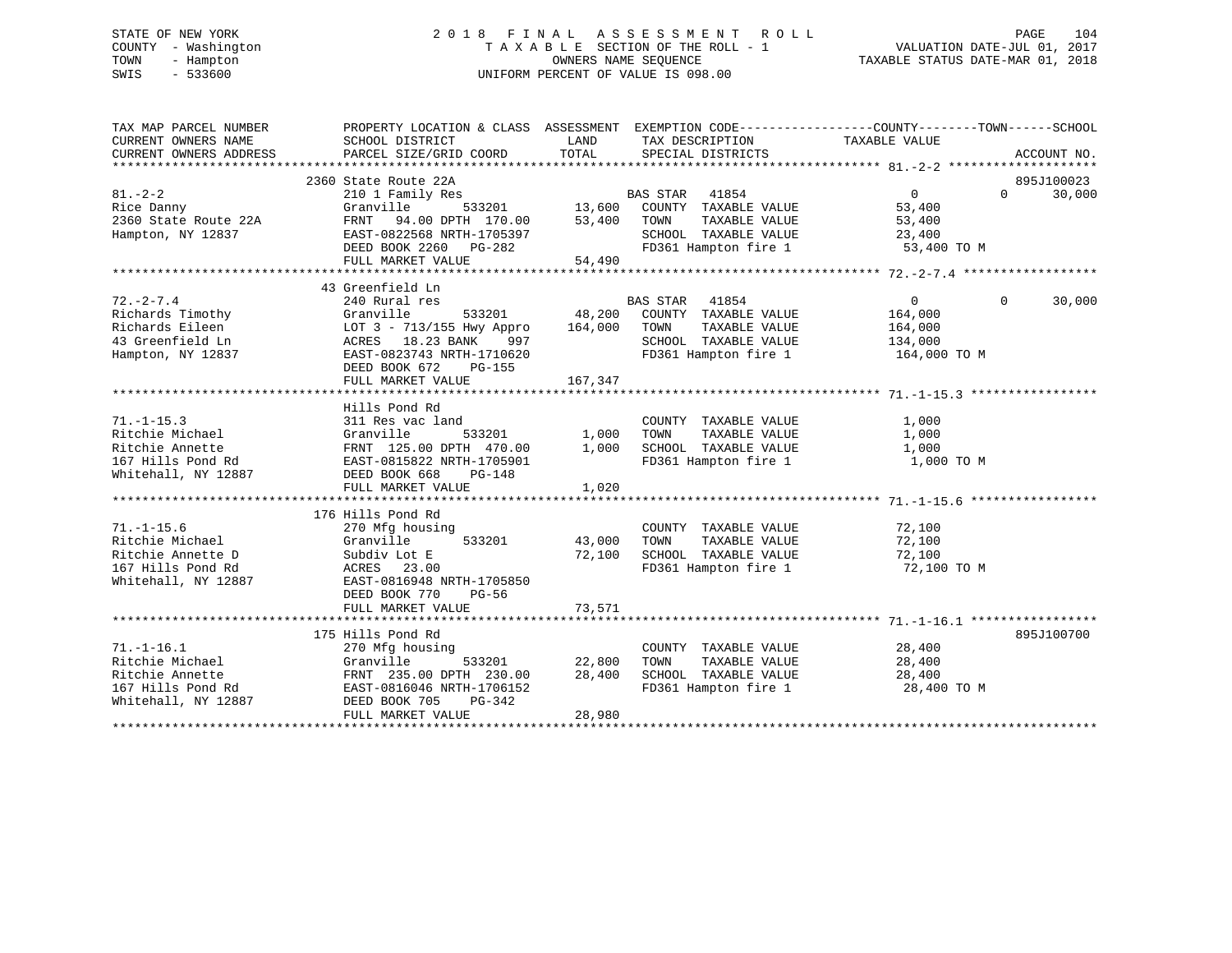STATE OF NEW YORK
COUNTY - Washington
TOWN - Hampton
SWIS - 533600

2 0 1 8 F I N A L A S S E S S M E N T R O L L
T A X A B L E SECTION OF THE ROLL - 1
OWNERS NAME SEQUENCE
UNIFORM PERCENT OF VALUE IS 098.00

VALUATION DATE-JUL 01, 2017
TAXABLE STATUS DATE-MAR 01, 2018

```
TAX MAP PARCEL NUMBER          PROPERTY LOCATION & CLASS  ASSESSMENT  EXEMPTION CODE------------------COUNTY--------TOWN------SCHOOL
CURRENT OWNERS NAME            SCHOOL DISTRICT               LAND      TAX DESCRIPTION              TAXABLE VALUE
CURRENT OWNERS ADDRESS         PARCEL SIZE/GRID COORD        TOTAL     SPECIAL DISTRICTS                                  ACCOUNT NO.
******************************************************************************************************* 81.-2-2 ********************
                               2360 State Route 22A                                                                     895J100023
81.-2-2                        210 1 Family Res                        BAS STAR   41854               0            0       30,000
Rice Danny                     Granville        533201      13,600    COUNTY  TAXABLE VALUE          53,400
2360 State Route 22A           FRNT   94.00 DPTH 170.00     53,400    TOWN    TAXABLE VALUE          53,400
Hampton, NY 12837              EAST-0822568 NRTH-1705397              SCHOOL  TAXABLE VALUE          23,400
                               DEED BOOK 2260   PG-282                FD361 Hampton fire 1            53,400 TO M
                               FULL MARKET VALUE            54,490
******************************************************************************************************* 72.-2-7.4 ******************
                               43 Greenfield Ln
72.-2-7.4                      240 Rural res                           BAS STAR   41854               0            0       30,000
Richards Timothy               Granville        533201      48,200    COUNTY  TAXABLE VALUE         164,000
Richards Eileen                LOT 3 - 713/155 Hwy Appro   164,000    TOWN    TAXABLE VALUE         164,000
43 Greenfield Ln               ACRES   18.23 BANK    997              SCHOOL  TAXABLE VALUE         134,000
Hampton, NY 12837              EAST-0823743 NRTH-1710620              FD361 Hampton fire 1           164,000 TO M
                               DEED BOOK 672    PG-155
                               FULL MARKET VALUE           167,347
******************************************************************************************************* 71.-1-15.3 *****************
                               Hills Pond Rd
71.-1-15.3                     311 Res vac land                        COUNTY  TAXABLE VALUE           1,000
Ritchie Michael                Granville        533201       1,000    TOWN    TAXABLE VALUE           1,000
Ritchie Annette                FRNT  125.00 DPTH 470.00      1,000    SCHOOL  TAXABLE VALUE           1,000
167 Hills Pond Rd              EAST-0815822 NRTH-1705901              FD361 Hampton fire 1             1,000 TO M
Whitehall, NY 12887            DEED BOOK 668    PG-148
                               FULL MARKET VALUE             1,020
******************************************************************************************************* 71.-1-15.6 *****************
                               176 Hills Pond Rd
71.-1-15.6                     270 Mfg housing                         COUNTY  TAXABLE VALUE          72,100
Ritchie Michael                Granville        533201      43,000    TOWN    TAXABLE VALUE          72,100
Ritchie Annette D              Subdiv Lot E                 72,100    SCHOOL  TAXABLE VALUE          72,100
167 Hills Pond Rd              ACRES   23.00                          FD361 Hampton fire 1            72,100 TO M
Whitehall, NY 12887            EAST-0816948 NRTH-1705850
                               DEED BOOK 770    PG-56
                               FULL MARKET VALUE            73,571
******************************************************************************************************* 71.-1-16.1 *****************
                               175 Hills Pond Rd                                                                        895J100700
71.-1-16.1                     270 Mfg housing                         COUNTY  TAXABLE VALUE          28,400
Ritchie Michael                Granville        533201      22,800    TOWN    TAXABLE VALUE          28,400
Ritchie Annette                FRNT  235.00 DPTH 230.00     28,400    SCHOOL  TAXABLE VALUE          28,400
167 Hills Pond Rd              EAST-0816046 NRTH-1706152              FD361 Hampton fire 1            28,400 TO M
Whitehall, NY 12887            DEED BOOK 705    PG-342
                               FULL MARKET VALUE            28,980
************************************************************************************************************************************
```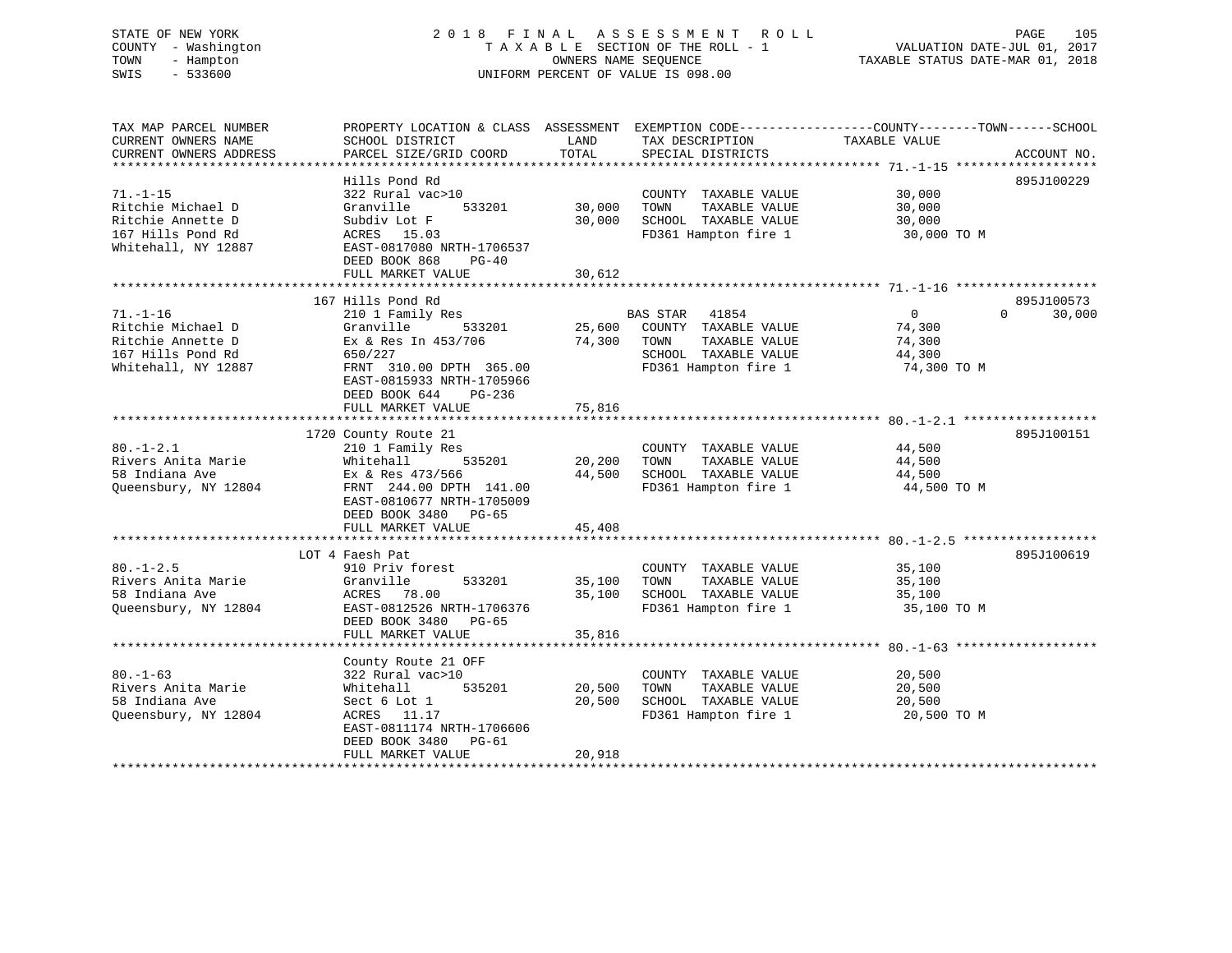STATE OF NEW YORK
COUNTY - Washington
TOWN - Hampton
SWIS - 533600

2 0 1 8 F I N A L A S S E S S M E N T R O L L
T A X A B L E SECTION OF THE ROLL - 1
OWNERS NAME SEQUENCE
UNIFORM PERCENT OF VALUE IS 098.00

VALUATION DATE-JUL 01, 2017
TAXABLE STATUS DATE-MAR 01, 2018

| TAX MAP PARCEL NUMBER / CURRENT OWNERS NAME / CURRENT OWNERS ADDRESS | PROPERTY LOCATION & CLASS / SCHOOL DISTRICT / PARCEL SIZE/GRID COORD | ASSESSMENT LAND / TOTAL | EXEMPTION CODE / TAX DESCRIPTION / SPECIAL DISTRICTS | COUNTY / TOWN / SCHOOL TAXABLE VALUE | ACCOUNT NO. |
|---|---|---|---|---|---|
| **71.-1-15** | Hills Pond Rd | | | | 895J100229 |
| Ritchie Michael D | 322 Rural vac>10 | | COUNTY TAXABLE VALUE | 30,000 | |
| Ritchie Annette D | Granville 533201 | 30,000 | TOWN TAXABLE VALUE | 30,000 | |
| 167 Hills Pond Rd | Subdiv Lot F | 30,000 | SCHOOL TAXABLE VALUE | 30,000 | |
| Whitehall, NY 12887 | ACRES 15.03 | | FD361 Hampton fire 1 | 30,000 TO M | |
| | EAST-0817080 NRTH-1706537 | | | | |
| | DEED BOOK 868 PG-40 | | | | |
| | FULL MARKET VALUE | 30,612 | | | |
| **71.-1-16** | 167 Hills Pond Rd | | | | 895J100573 |
| Ritchie Michael D | 210 1 Family Res | | BAS STAR 41854 | 0 / 0 / 30,000 | |
| Ritchie Annette D | Granville 533201 | 25,600 | COUNTY TAXABLE VALUE | 74,300 | |
| 167 Hills Pond Rd | Ex & Res In 453/706 | 74,300 | TOWN TAXABLE VALUE | 74,300 | |
| Whitehall, NY 12887 | 650/227 | | SCHOOL TAXABLE VALUE | 44,300 | |
| | FRNT 310.00 DPTH 365.00 | | FD361 Hampton fire 1 | 74,300 TO M | |
| | EAST-0815933 NRTH-1705966 | | | | |
| | DEED BOOK 644 PG-236 | | | | |
| | FULL MARKET VALUE | 75,816 | | | |
| **80.-1-2.1** | 1720 County Route 21 | | | | 895J100151 |
| Rivers Anita Marie | 210 1 Family Res | | COUNTY TAXABLE VALUE | 44,500 | |
| 58 Indiana Ave | Whitehall 535201 | 20,200 | TOWN TAXABLE VALUE | 44,500 | |
| Queensbury, NY 12804 | Ex & Res 473/566 | 44,500 | SCHOOL TAXABLE VALUE | 44,500 | |
| | FRNT 244.00 DPTH 141.00 | | FD361 Hampton fire 1 | 44,500 TO M | |
| | EAST-0810677 NRTH-1705009 | | | | |
| | DEED BOOK 3480 PG-65 | | | | |
| | FULL MARKET VALUE | 45,408 | | | |
| **80.-1-2.5** | LOT 4 Faesh Pat | | | | 895J100619 |
| Rivers Anita Marie | 910 Priv forest | | COUNTY TAXABLE VALUE | 35,100 | |
| 58 Indiana Ave | Granville 533201 | 35,100 | TOWN TAXABLE VALUE | 35,100 | |
| Queensbury, NY 12804 | ACRES 78.00 | 35,100 | SCHOOL TAXABLE VALUE | 35,100 | |
| | EAST-0812526 NRTH-1706376 | | FD361 Hampton fire 1 | 35,100 TO M | |
| | DEED BOOK 3480 PG-65 | | | | |
| | FULL MARKET VALUE | 35,816 | | | |
| **80.-1-63** | County Route 21 OFF | | | | |
| Rivers Anita Marie | 322 Rural vac>10 | | COUNTY TAXABLE VALUE | 20,500 | |
| 58 Indiana Ave | Whitehall 535201 | 20,500 | TOWN TAXABLE VALUE | 20,500 | |
| Queensbury, NY 12804 | Sect 6 Lot 1 | 20,500 | SCHOOL TAXABLE VALUE | 20,500 | |
| | ACRES 11.17 | | FD361 Hampton fire 1 | 20,500 TO M | |
| | EAST-0811174 NRTH-1706606 | | | | |
| | DEED BOOK 3480 PG-61 | | | | |
| | FULL MARKET VALUE | 20,918 | | | |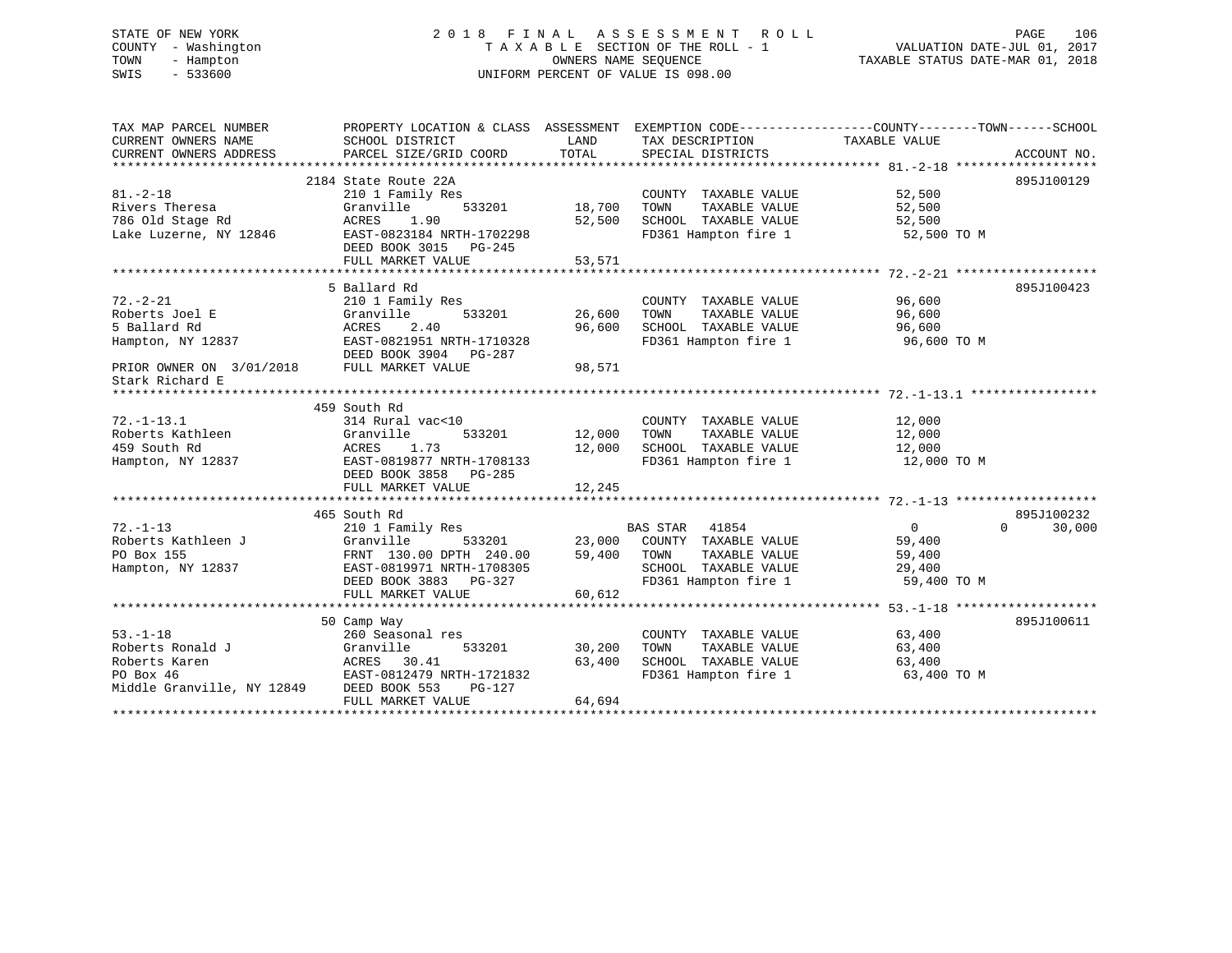STATE OF NEW YORK
COUNTY - Washington
TOWN - Hampton
SWIS - 533600

2 0 1 8 F I N A L A S S E S S M E N T R O L L
T A X A B L E SECTION OF THE ROLL - 1
OWNERS NAME SEQUENCE
UNIFORM PERCENT OF VALUE IS 098.00

VALUATION DATE-JUL 01, 2017
TAXABLE STATUS DATE-MAR 01, 2018

```
TAX MAP PARCEL NUMBER          PROPERTY LOCATION & CLASS  ASSESSMENT  EXEMPTION CODE------------------COUNTY--------TOWN------SCHOOL
CURRENT OWNERS NAME            SCHOOL DISTRICT               LAND      TAX DESCRIPTION            TAXABLE VALUE
CURRENT OWNERS ADDRESS         PARCEL SIZE/GRID COORD        TOTAL     SPECIAL DISTRICTS                                    ACCOUNT NO.
******************************************************************************************************* 81.-2-18 *******************
                               2184 State Route 22A                                                                         895J100129
81.-2-18                       210 1 Family Res                        COUNTY  TAXABLE VALUE             52,500
Rivers Theresa                 Granville       533201       18,700     TOWN    TAXABLE VALUE             52,500
786 Old Stage Rd               ACRES    1.90                52,500     SCHOOL  TAXABLE VALUE             52,500
Lake Luzerne, NY 12846         EAST-0823184 NRTH-1702298               FD361 Hampton fire 1               52,500 TO M
                               DEED BOOK 3015   PG-245
                               FULL MARKET VALUE            53,571
******************************************************************************************************* 72.-2-21 *******************
                               5 Ballard Rd                                                                                 895J100423
72.-2-21                       210 1 Family Res                        COUNTY  TAXABLE VALUE             96,600
Roberts Joel E                 Granville       533201       26,600     TOWN    TAXABLE VALUE             96,600
5 Ballard Rd                   ACRES    2.40                96,600     SCHOOL  TAXABLE VALUE             96,600
Hampton, NY 12837              EAST-0821951 NRTH-1710328               FD361 Hampton fire 1               96,600 TO M
                               DEED BOOK 3904   PG-287
PRIOR OWNER ON  3/01/2018      FULL MARKET VALUE            98,571
Stark Richard E
******************************************************************************************************* 72.-1-13.1 *****************
                               459 South Rd
72.-1-13.1                     314 Rural vac<10                        COUNTY  TAXABLE VALUE             12,000
Roberts Kathleen               Granville       533201       12,000     TOWN    TAXABLE VALUE             12,000
459 South Rd                   ACRES    1.73                12,000     SCHOOL  TAXABLE VALUE             12,000
Hampton, NY 12837              EAST-0819877 NRTH-1708133               FD361 Hampton fire 1               12,000 TO M
                               DEED BOOK 3858   PG-285
                               FULL MARKET VALUE            12,245
******************************************************************************************************* 72.-1-13 *******************
                               465 South Rd                                                                                 895J100232
72.-1-13                       210 1 Family Res                        BAS STAR   41854                   0            0      30,000
Roberts Kathleen J             Granville       533201       23,000     COUNTY  TAXABLE VALUE             59,400
PO Box 155                     FRNT 130.00 DPTH 240.00      59,400     TOWN    TAXABLE VALUE             59,400
Hampton, NY 12837              EAST-0819971 NRTH-1708305               SCHOOL  TAXABLE VALUE             29,400
                               DEED BOOK 3883   PG-327                 FD361 Hampton fire 1               59,400 TO M
                               FULL MARKET VALUE            60,612
******************************************************************************************************* 53.-1-18 *******************
                               50 Camp Way                                                                                  895J100611
53.-1-18                       260 Seasonal res                        COUNTY  TAXABLE VALUE             63,400
Roberts Ronald J               Granville       533201       30,200     TOWN    TAXABLE VALUE             63,400
Roberts Karen                  ACRES   30.41                63,400     SCHOOL  TAXABLE VALUE             63,400
PO Box 46                      EAST-0812479 NRTH-1721832               FD361 Hampton fire 1               63,400 TO M
Middle Granville, NY 12849     DEED BOOK 553    PG-127
                               FULL MARKET VALUE            64,694
************************************************************************************************************************************
```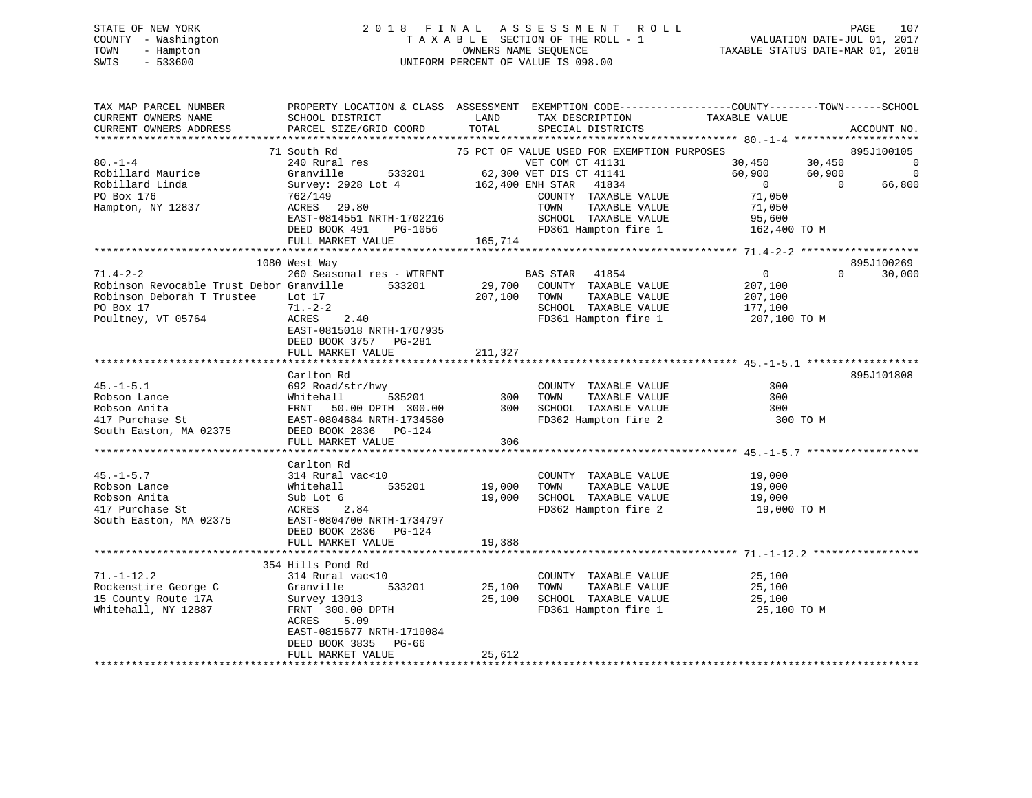STATE OF NEW YORK
COUNTY - Washington
TOWN - Hampton
SWIS - 533600

2018 FINAL ASSESSMENT ROLL
TAXABLE SECTION OF THE ROLL - 1
OWNERS NAME SEQUENCE
UNIFORM PERCENT OF VALUE IS 098.00

VALUATION DATE-JUL 01, 2017
TAXABLE STATUS DATE-MAR 01, 2018

```
TAX MAP PARCEL NUMBER          PROPERTY LOCATION & CLASS  ASSESSMENT  EXEMPTION CODE-----------------COUNTY--------TOWN------SCHOOL
CURRENT OWNERS NAME            SCHOOL DISTRICT               LAND      TAX DESCRIPTION            TAXABLE VALUE
CURRENT OWNERS ADDRESS         PARCEL SIZE/GRID COORD        TOTAL     SPECIAL DISTRICTS                                   ACCOUNT NO.
******************************************************************************************************* 80.-1-4 ********************
                     71 South Rd                         75 PCT OF VALUE USED FOR EXEMPTION PURPOSES                    895J100105
80.-1-4                        240 Rural res                       VET COM CT 41131           30,450      30,450            0
Robillard Maurice              Granville        533201       62,300 VET DIS CT 41141           60,900      60,900            0
Robillard Linda                Survey: 2928 Lot 4           162,400 ENH STAR   41834               0           0       66,800
PO Box 176                     762/149                              COUNTY  TAXABLE VALUE       71,050
Hampton, NY 12837              ACRES  29.80                         TOWN    TAXABLE VALUE       71,050
                               EAST-0814551 NRTH-1702216            SCHOOL  TAXABLE VALUE       95,600
                               DEED BOOK 491    PG-1056             FD361 Hampton fire 1       162,400 TO M
                               FULL MARKET VALUE            165,714
******************************************************************************************************* 71.4-2-2 *******************
                   1080 West Way                                                                               895J100269
71.4-2-2                       260 Seasonal res - WTRFNT           BAS STAR   41854                0           0       30,000
Robinson Revocable Trust Debor Granville        533201       29,700   COUNTY  TAXABLE VALUE     207,100
Robinson Deborah T Trustee     Lot 17                       207,100   TOWN    TAXABLE VALUE     207,100
PO Box 17                      71.-2-2                                SCHOOL  TAXABLE VALUE     177,100
Poultney, VT 05764             ACRES    2.40                          FD361 Hampton fire 1      207,100 TO M
                               EAST-0815018 NRTH-1707935
                               DEED BOOK 3757   PG-281
                               FULL MARKET VALUE            211,327
******************************************************************************************************* 45.-1-5.1 ******************
                     Carlton Rd                                                                                 895J101808
45.-1-5.1                      692 Road/str/hwy                       COUNTY  TAXABLE VALUE         300
Robson Lance                   Whitehall        535201          300   TOWN    TAXABLE VALUE         300
Robson Anita                   FRNT   50.00 DPTH 300.00         300   SCHOOL  TAXABLE VALUE         300
417 Purchase St                EAST-0804684 NRTH-1734580              FD362 Hampton fire 2            300 TO M
South Easton, MA 02375         DEED BOOK 2836   PG-124
                               FULL MARKET VALUE                306
******************************************************************************************************* 45.-1-5.7 ******************
                     Carlton Rd
45.-1-5.7                      314 Rural vac<10                       COUNTY  TAXABLE VALUE      19,000
Robson Lance                   Whitehall        535201       19,000   TOWN    TAXABLE VALUE      19,000
Robson Anita                   Sub Lot 6                     19,000   SCHOOL  TAXABLE VALUE      19,000
417 Purchase St                ACRES    2.84                          FD362 Hampton fire 2        19,000 TO M
South Easton, MA 02375         EAST-0804700 NRTH-1734797
                               DEED BOOK 2836   PG-124
                               FULL MARKET VALUE             19,388
******************************************************************************************************* 71.-1-12.2 *****************
                    354 Hills Pond Rd
71.-1-12.2                     314 Rural vac<10                       COUNTY  TAXABLE VALUE      25,100
Rockenstire George C           Granville        533201       25,100   TOWN    TAXABLE VALUE      25,100
15 County Route 17A            Survey 13013                  25,100   SCHOOL  TAXABLE VALUE      25,100
Whitehall, NY 12887            FRNT 300.00 DPTH                       FD361 Hampton fire 1        25,100 TO M
                               ACRES    5.09
                               EAST-0815677 NRTH-1710084
                               DEED BOOK 3835   PG-66
                               FULL MARKET VALUE             25,612
************************************************************************************************************************************
```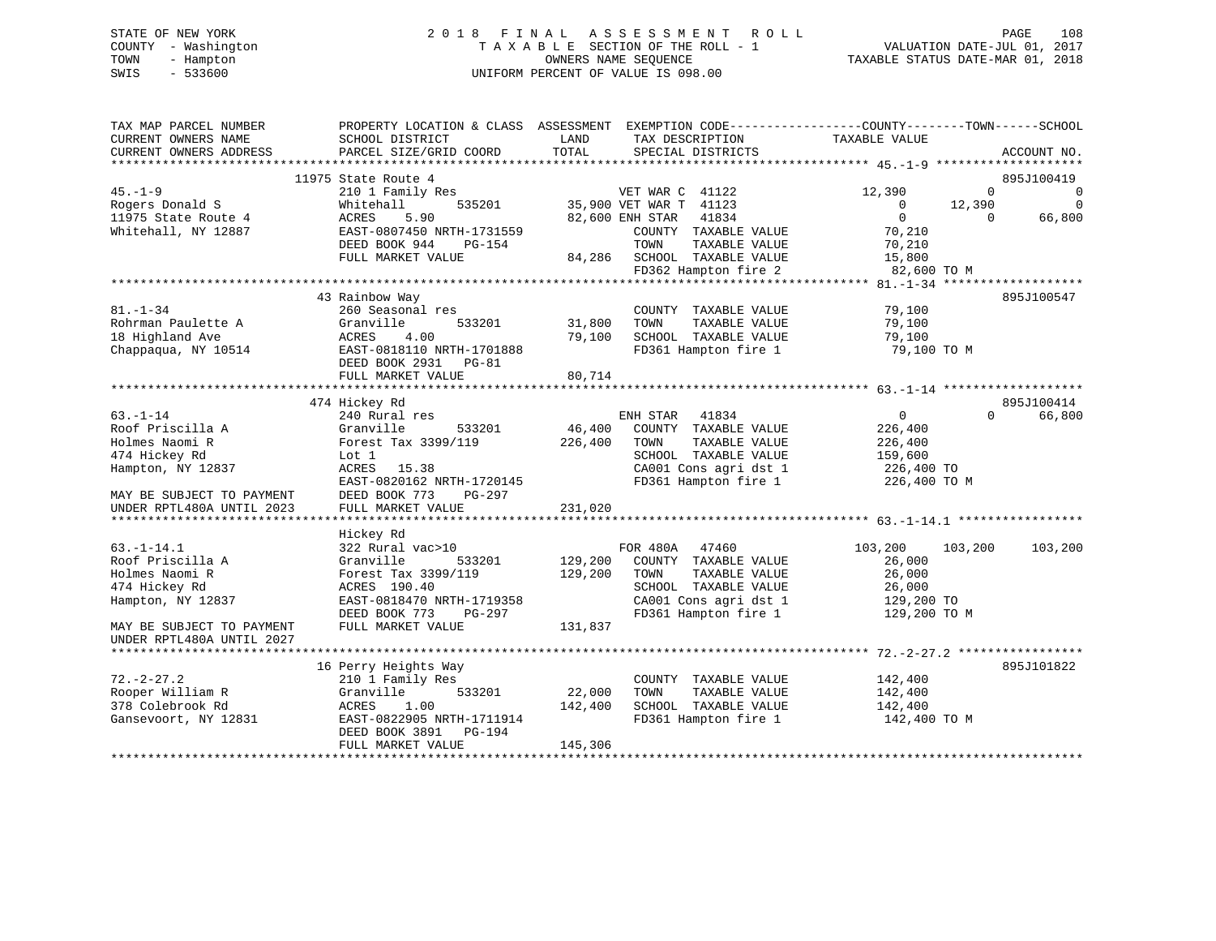STATE OF NEW YORK
COUNTY - Washington
TOWN - Hampton
SWIS - 533600

2018 FINAL ASSESSMENT ROLL
TAXABLE SECTION OF THE ROLL - 1
OWNERS NAME SEQUENCE
UNIFORM PERCENT OF VALUE IS 098.00

VALUATION DATE-JUL 01, 2017
TAXABLE STATUS DATE-MAR 01, 2018

```
TAX MAP PARCEL NUMBER          PROPERTY LOCATION & CLASS  ASSESSMENT  EXEMPTION CODE-----------------COUNTY--------TOWN------SCHOOL
CURRENT OWNERS NAME            SCHOOL DISTRICT               LAND      TAX DESCRIPTION           TAXABLE VALUE
CURRENT OWNERS ADDRESS         PARCEL SIZE/GRID COORD       TOTAL      SPECIAL DISTRICTS                                   ACCOUNT NO.
*********************************************************************************************** 45.-1-9 *******************
                    11975 State Route 4                                                                                895J100419
45.-1-9                        210 1 Family Res                    VET WAR C  41122              12,390           0             0
Rogers Donald S                Whitehall         535201     35,900 VET WAR T  41123                   0      12,390             0
11975 State Route 4            ACRES     5.90               82,600 ENH STAR   41834                   0           0        66,800
Whitehall, NY 12887            EAST-0807450 NRTH-1731559           COUNTY  TAXABLE VALUE              70,210
                               DEED BOOK 944    PG-154             TOWN    TAXABLE VALUE              70,210
                               FULL MARKET VALUE            84,286 SCHOOL  TAXABLE VALUE              15,800
                                                                   FD362 Hampton fire 2                82,600 TO M
*********************************************************************************************** 81.-1-34 *******************
                    43 Rainbow Way                                                                                    895J100547
81.-1-34                       260 Seasonal res                    COUNTY  TAXABLE VALUE              79,100
Rohrman Paulette A             Granville         533201     31,800 TOWN    TAXABLE VALUE              79,100
18 Highland Ave                ACRES     4.00               79,100 SCHOOL  TAXABLE VALUE              79,100
Chappaqua, NY 10514            EAST-0818110 NRTH-1701888           FD361 Hampton fire 1                79,100 TO M
                               DEED BOOK 2931   PG-81
                               FULL MARKET VALUE            80,714
*********************************************************************************************** 63.-1-14 *******************
                    474 Hickey Rd                                                                                     895J100414
63.-1-14                       240 Rural res                       ENH STAR   41834                   0           0        66,800
Roof Priscilla A               Granville         533201     46,400 COUNTY  TAXABLE VALUE             226,400
Holmes Naomi R                 Forest Tax 3399/119         226,400 TOWN    TAXABLE VALUE             226,400
474 Hickey Rd                  Lot 1                               SCHOOL  TAXABLE VALUE             159,600
Hampton, NY 12837              ACRES    15.38                      CA001 Cons agri dst 1              226,400 TO
                               EAST-0820162 NRTH-1720145           FD361 Hampton fire 1               226,400 TO M
MAY BE SUBJECT TO PAYMENT      DEED BOOK 773    PG-297
UNDER RPTL480A UNTIL 2023      FULL MARKET VALUE           231,020
*********************************************************************************************** 63.-1-14.1 *****************
                    Hickey Rd
63.-1-14.1                     322 Rural vac>10                    FOR 480A   47460             103,200     103,200       103,200
Roof Priscilla A               Granville         533201    129,200 COUNTY  TAXABLE VALUE              26,000
Holmes Naomi R                 Forest Tax 3399/119         129,200 TOWN    TAXABLE VALUE              26,000
474 Hickey Rd                  ACRES   190.40                      SCHOOL  TAXABLE VALUE              26,000
Hampton, NY 12837              EAST-0818470 NRTH-1719358           CA001 Cons agri dst 1              129,200 TO
                               DEED BOOK 773    PG-297             FD361 Hampton fire 1               129,200 TO M
MAY BE SUBJECT TO PAYMENT      FULL MARKET VALUE           131,837
UNDER RPTL480A UNTIL 2027
*********************************************************************************************** 72.-2-27.2 *****************
                    16 Perry Heights Way                                                                              895J101822
72.-2-27.2                     210 1 Family Res                    COUNTY  TAXABLE VALUE             142,400
Rooper William R               Granville         533201     22,000 TOWN    TAXABLE VALUE             142,400
378 Colebrook Rd               ACRES     1.00              142,400 SCHOOL  TAXABLE VALUE             142,400
Gansevoort, NY 12831           EAST-0822905 NRTH-1711914           FD361 Hampton fire 1               142,400 TO M
                               DEED BOOK 3891   PG-194
                               FULL MARKET VALUE           145,306
*****************************************************************************************************************************
```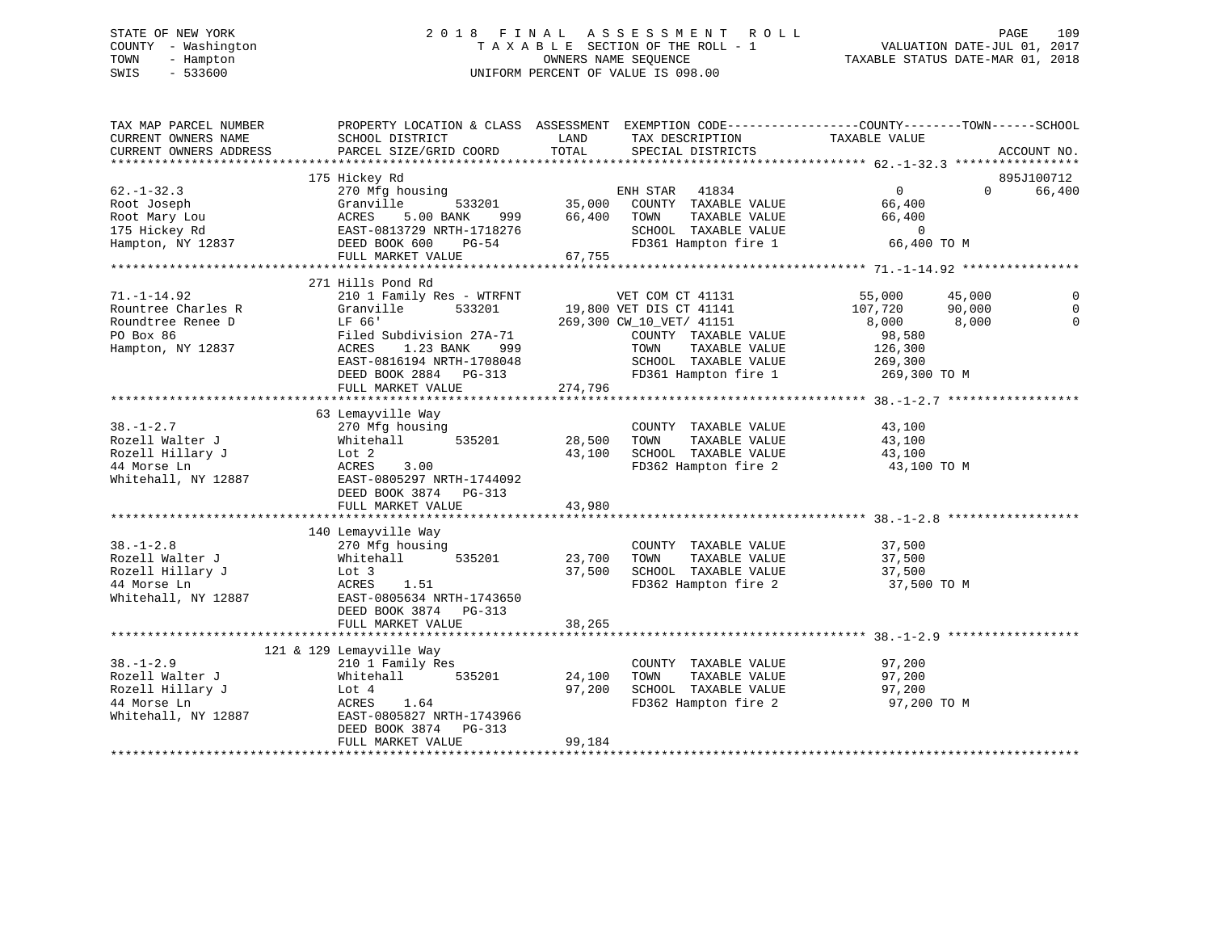STATE OF NEW YORK
COUNTY - Washington
TOWN - Hampton
SWIS - 533600

2018 FINAL ASSESSMENT ROLL
TAXABLE SECTION OF THE ROLL - 1
OWNERS NAME SEQUENCE
UNIFORM PERCENT OF VALUE IS 098.00

VALUATION DATE-JUL 01, 2017
TAXABLE STATUS DATE-MAR 01, 2018

```
TAX MAP PARCEL NUMBER          PROPERTY LOCATION & CLASS  ASSESSMENT  EXEMPTION CODE------------------COUNTY--------TOWN------SCHOOL
CURRENT OWNERS NAME            SCHOOL DISTRICT               LAND      TAX DESCRIPTION            TAXABLE VALUE
CURRENT OWNERS ADDRESS         PARCEL SIZE/GRID COORD       TOTAL      SPECIAL DISTRICTS                                    ACCOUNT NO.
******************************************************************************************************* 62.-1-32.3 *****************
                            175 Hickey Rd                                                                                895J100712
62.-1-32.3                     270 Mfg housing                      ENH STAR   41834                   0          0      66,400
Root Joseph                    Granville      533201      35,000    COUNTY  TAXABLE VALUE          66,400
Root Mary Lou                  ACRES    5.00 BANK    999  66,400    TOWN    TAXABLE VALUE          66,400
175 Hickey Rd                  EAST-0813729 NRTH-1718276            SCHOOL  TAXABLE VALUE               0
Hampton, NY 12837              DEED BOOK 600    PG-54               FD361 Hampton fire 1            66,400 TO M
                               FULL MARKET VALUE          67,755
******************************************************************************************************* 71.-1-14.92 ****************
                            271 Hills Pond Rd
71.-1-14.92                    210 1 Family Res - WTRFNT            VET COM CT 41131              55,000     45,000          0
Rountree Charles R             Granville      533201      19,800 VET DIS CT 41141                107,720     90,000          0
Roundtree Renee D              LF 66'                    269,300 CW_10_VET/ 41151                  8,000      8,000          0
PO Box 86                      Filed Subdivision 27A-71             COUNTY  TAXABLE VALUE          98,580
Hampton, NY 12837              ACRES    1.23 BANK    999            TOWN    TAXABLE VALUE         126,300
                               EAST-0816194 NRTH-1708048            SCHOOL  TAXABLE VALUE         269,300
                               DEED BOOK 2884   PG-313              FD361 Hampton fire 1           269,300 TO M
                               FULL MARKET VALUE         274,796
******************************************************************************************************* 38.-1-2.7 ******************
                            63 Lemayville Way
38.-1-2.7                      270 Mfg housing                      COUNTY  TAXABLE VALUE          43,100
Rozell Walter J                Whitehall      535201      28,500    TOWN    TAXABLE VALUE          43,100
Rozell Hillary J               Lot 2                      43,100    SCHOOL  TAXABLE VALUE          43,100
44 Morse Ln                    ACRES    3.00                        FD362 Hampton fire 2            43,100 TO M
Whitehall, NY 12887            EAST-0805297 NRTH-1744092
                               DEED BOOK 3874   PG-313
                               FULL MARKET VALUE          43,980
******************************************************************************************************* 38.-1-2.8 ******************
                            140 Lemayville Way
38.-1-2.8                      270 Mfg housing                      COUNTY  TAXABLE VALUE          37,500
Rozell Walter J                Whitehall      535201      23,700    TOWN    TAXABLE VALUE          37,500
Rozell Hillary J               Lot 3                      37,500    SCHOOL  TAXABLE VALUE          37,500
44 Morse Ln                    ACRES    1.51                        FD362 Hampton fire 2            37,500 TO M
Whitehall, NY 12887            EAST-0805634 NRTH-1743650
                               DEED BOOK 3874   PG-313
                               FULL MARKET VALUE          38,265
******************************************************************************************************* 38.-1-2.9 ******************
                      121 & 129 Lemayville Way
38.-1-2.9                      210 1 Family Res                     COUNTY  TAXABLE VALUE          97,200
Rozell Walter J                Whitehall      535201      24,100    TOWN    TAXABLE VALUE          97,200
Rozell Hillary J               Lot 4                      97,200    SCHOOL  TAXABLE VALUE          97,200
44 Morse Ln                    ACRES    1.64                        FD362 Hampton fire 2            97,200 TO M
Whitehall, NY 12887            EAST-0805827 NRTH-1743966
                               DEED BOOK 3874   PG-313
                               FULL MARKET VALUE          99,184
************************************************************************************************************************************
```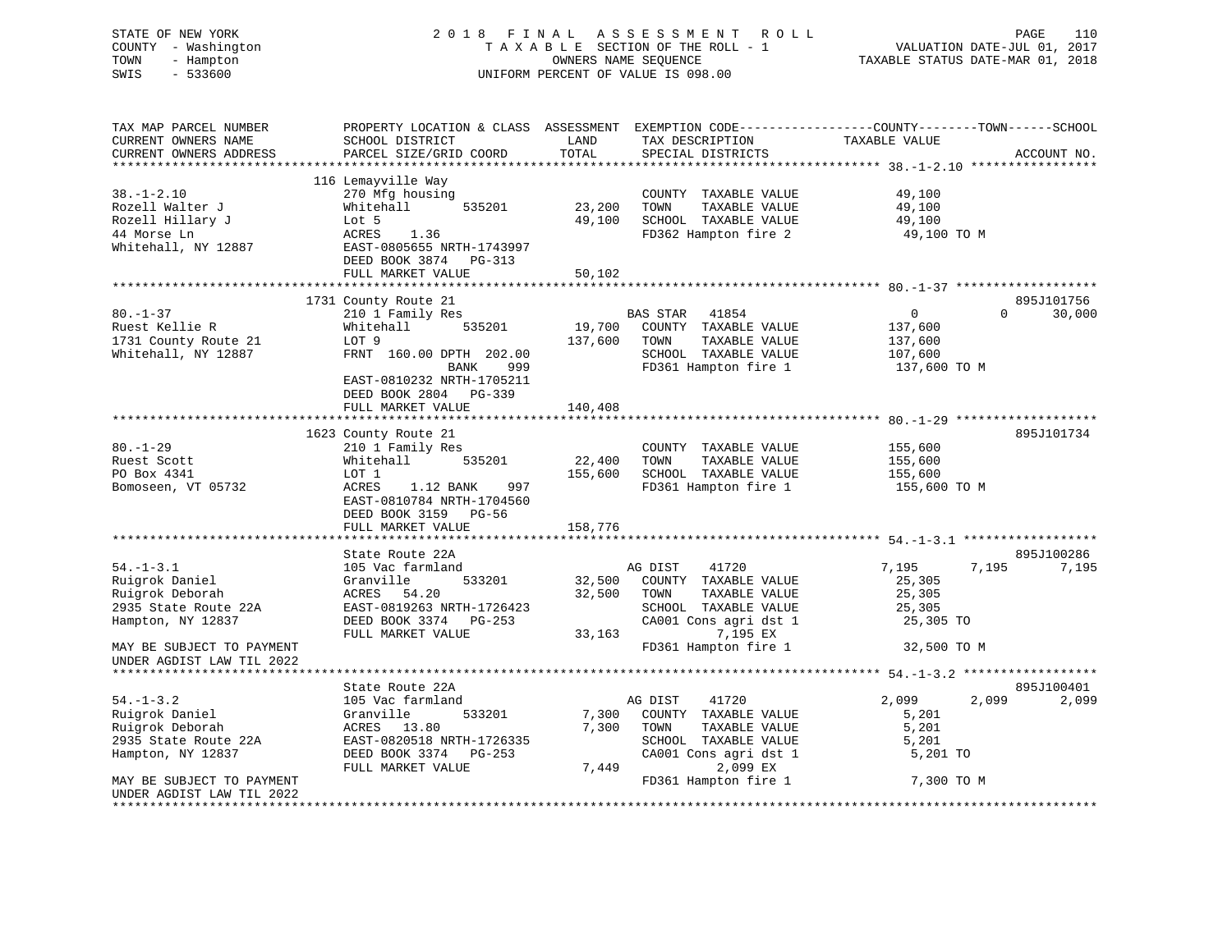STATE OF NEW YORK | 2018 FINAL ASSESSMENT ROLL | VALUATION DATE-JUL 01, 2017
COUNTY - Washington | TAXABLE SECTION OF THE ROLL - 1 | TAXABLE STATUS DATE-MAR 01, 2018
TOWN - Hampton | OWNERS NAME SEQUENCE
SWIS - 533600 | UNIFORM PERCENT OF VALUE IS 098.00

```
TAX MAP PARCEL NUMBER          PROPERTY LOCATION & CLASS  ASSESSMENT  EXEMPTION CODE------------------COUNTY--------TOWN------SCHOOL
CURRENT OWNERS NAME            SCHOOL DISTRICT               LAND      TAX DESCRIPTION            TAXABLE VALUE
CURRENT OWNERS ADDRESS         PARCEL SIZE/GRID COORD        TOTAL     SPECIAL DISTRICTS                                      ACCOUNT NO.
******************************************************************************************************* 38.-1-2.10 *****************
                               116 Lemayville Way
38.-1-2.10                     270 Mfg housing                          COUNTY  TAXABLE VALUE            49,100
Rozell Walter J                Whitehall         535201        23,200   TOWN    TAXABLE VALUE            49,100
Rozell Hillary J               Lot 5                           49,100   SCHOOL  TAXABLE VALUE            49,100
44 Morse Ln                    ACRES    1.36                            FD362 Hampton fire 2              49,100 TO M
Whitehall, NY 12887            EAST-0805655 NRTH-1743997
                               DEED BOOK 3874   PG-313
                               FULL MARKET VALUE               50,102
******************************************************************************************************* 80.-1-37 *******************
                               1731 County Route 21                                                                        895J101756
80.-1-37                       210 1 Family Res                         BAS STAR   41854                  0             0      30,000
Ruest Kellie R                 Whitehall         535201        19,700   COUNTY  TAXABLE VALUE           137,600
1731 County Route 21           LOT 9                          137,600   TOWN    TAXABLE VALUE           137,600
Whitehall, NY 12887            FRNT 160.00 DPTH 202.00                  SCHOOL  TAXABLE VALUE           107,600
                                              BANK     999              FD361 Hampton fire 1             137,600 TO M
                               EAST-0810232 NRTH-1705211
                               DEED BOOK 2804   PG-339
                               FULL MARKET VALUE              140,408
******************************************************************************************************* 80.-1-29 *******************
                               1623 County Route 21                                                                        895J101734
80.-1-29                       210 1 Family Res                         COUNTY  TAXABLE VALUE           155,600
Ruest Scott                    Whitehall         535201        22,400   TOWN    TAXABLE VALUE           155,600
PO Box 4341                    LOT 1                          155,600   SCHOOL  TAXABLE VALUE           155,600
Bomoseen, VT 05732             ACRES    1.12 BANK     997               FD361 Hampton fire 1             155,600 TO M
                               EAST-0810784 NRTH-1704560
                               DEED BOOK 3159   PG-56
                               FULL MARKET VALUE              158,776
******************************************************************************************************* 54.-1-3.1 ******************
                               State Route 22A                                                                             895J100286
54.-1-3.1                      105 Vac farmland                         AG DIST    41720              7,195         7,195       7,195
Ruigrok Daniel                 Granville         533201        32,500   COUNTY  TAXABLE VALUE            25,305
Ruigrok Deborah                ACRES   54.20                   32,500   TOWN    TAXABLE VALUE            25,305
2935 State Route 22A           EAST-0819263 NRTH-1726423                SCHOOL  TAXABLE VALUE            25,305
Hampton, NY 12837              DEED BOOK 3374   PG-253                  CA001 Cons agri dst 1             25,305 TO
                               FULL MARKET VALUE               33,163          7,195 EX
MAY BE SUBJECT TO PAYMENT                                               FD361 Hampton fire 1              32,500 TO M
UNDER AGDIST LAW TIL 2022
******************************************************************************************************* 54.-1-3.2 ******************
                               State Route 22A                                                                             895J100401
54.-1-3.2                      105 Vac farmland                         AG DIST    41720              2,099         2,099       2,099
Ruigrok Daniel                 Granville         533201         7,300   COUNTY  TAXABLE VALUE             5,201
Ruigrok Deborah                ACRES   13.80                    7,300   TOWN    TAXABLE VALUE             5,201
2935 State Route 22A           EAST-0820518 NRTH-1726335                SCHOOL  TAXABLE VALUE             5,201
Hampton, NY 12837              DEED BOOK 3374   PG-253                  CA001 Cons agri dst 1              5,201 TO
                               FULL MARKET VALUE                7,449          2,099 EX
MAY BE SUBJECT TO PAYMENT                                               FD361 Hampton fire 1               7,300 TO M
UNDER AGDIST LAW TIL 2022
************************************************************************************************************************************
```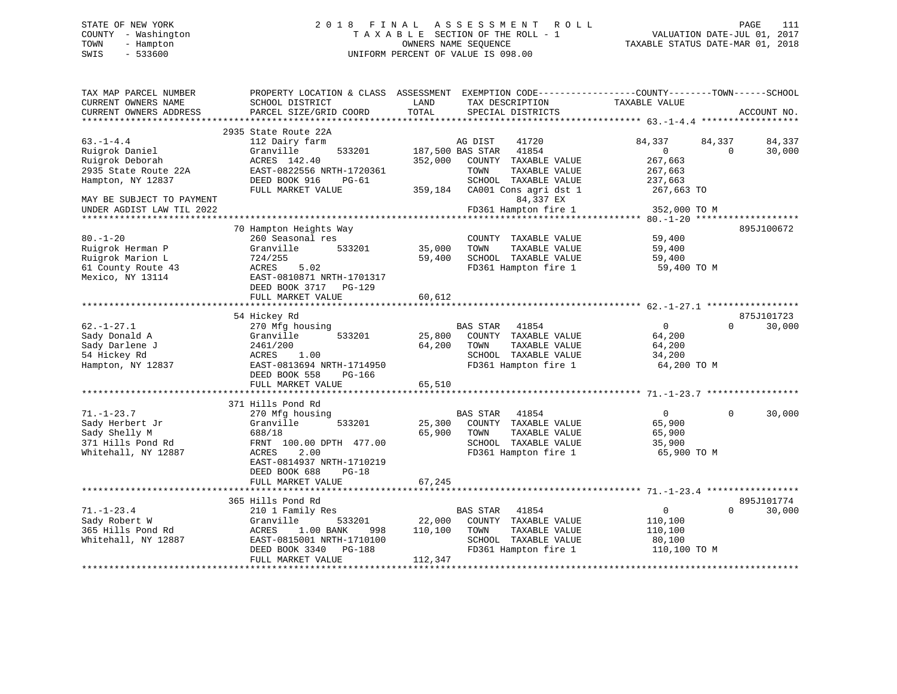STATE OF NEW YORK
COUNTY - Washington
TOWN - Hampton
SWIS - 533600

2 0 1 8 F I N A L A S S E S S M E N T R O L L
T A X A B L E SECTION OF THE ROLL - 1
OWNERS NAME SEQUENCE
UNIFORM PERCENT OF VALUE IS 098.00

VALUATION DATE-JUL 01, 2017
TAXABLE STATUS DATE-MAR 01, 2018

| TAX MAP PARCEL NUMBER / CURRENT OWNERS NAME / CURRENT OWNERS ADDRESS | PROPERTY LOCATION & CLASS / SCHOOL DISTRICT / PARCEL SIZE/GRID COORD | ASSESSMENT LAND / TOTAL | EXEMPTION CODE / TAX DESCRIPTION / SPECIAL DISTRICTS | COUNTY TAXABLE VALUE | TOWN | SCHOOL / ACCOUNT NO. |
|---|---|---|---|---|---|---|
| **63.-1-4.4** | 2935 State Route 22A | | | | | |
| 63.-1-4.4 | 112 Dairy farm | | AG DIST 41720 | 84,337 | 84,337 | 84,337 |
| Ruigrok Daniel | Granville 533201 | 187,500 | BAS STAR 41854 | 0 | 0 | 30,000 |
| Ruigrok Deborah | ACRES 142.40 | 352,000 | COUNTY TAXABLE VALUE | 267,663 | | |
| 2935 State Route 22A | EAST-0822556 NRTH-1720361 | | TOWN TAXABLE VALUE | 267,663 | | |
| Hampton, NY 12837 | DEED BOOK 916 PG-61 | | SCHOOL TAXABLE VALUE | 237,663 | | |
| | FULL MARKET VALUE | 359,184 | CA001 Cons agri dst 1 | 267,663 TO | | |
| MAY BE SUBJECT TO PAYMENT | | | 84,337 EX | | | |
| UNDER AGDIST LAW TIL 2022 | | | FD361 Hampton fire 1 | 352,000 TO M | | |
| **80.-1-20** | 70 Hampton Heights Way | | | | | 895J100672 |
| 80.-1-20 | 260 Seasonal res | | COUNTY TAXABLE VALUE | 59,400 | | |
| Ruigrok Herman P | Granville 533201 | 35,000 | TOWN TAXABLE VALUE | 59,400 | | |
| Ruigrok Marion L | 724/255 | 59,400 | SCHOOL TAXABLE VALUE | 59,400 | | |
| 61 County Route 43 | ACRES 5.02 | | FD361 Hampton fire 1 | 59,400 TO M | | |
| Mexico, NY 13114 | EAST-0810871 NRTH-1701317 | | | | | |
| | DEED BOOK 3717 PG-129 | | | | | |
| | FULL MARKET VALUE | 60,612 | | | | |
| **62.-1-27.1** | 54 Hickey Rd | | | | | 875J101723 |
| 62.-1-27.1 | 270 Mfg housing | | BAS STAR 41854 | 0 | 0 | 30,000 |
| Sady Donald A | Granville 533201 | 25,800 | COUNTY TAXABLE VALUE | 64,200 | | |
| Sady Darlene J | 2461/200 | 64,200 | TOWN TAXABLE VALUE | 64,200 | | |
| 54 Hickey Rd | ACRES 1.00 | | SCHOOL TAXABLE VALUE | 34,200 | | |
| Hampton, NY 12837 | EAST-0813694 NRTH-1714950 | | FD361 Hampton fire 1 | 64,200 TO M | | |
| | DEED BOOK 558 PG-166 | | | | | |
| | FULL MARKET VALUE | 65,510 | | | | |
| **71.-1-23.7** | 371 Hills Pond Rd | | | | | |
| 71.-1-23.7 | 270 Mfg housing | | BAS STAR 41854 | 0 | 0 | 30,000 |
| Sady Herbert Jr | Granville 533201 | 25,300 | COUNTY TAXABLE VALUE | 65,900 | | |
| Sady Shelly M | 688/18 | 65,900 | TOWN TAXABLE VALUE | 65,900 | | |
| 371 Hills Pond Rd | FRNT 100.00 DPTH 477.00 | | SCHOOL TAXABLE VALUE | 35,900 | | |
| Whitehall, NY 12887 | ACRES 2.00 | | FD361 Hampton fire 1 | 65,900 TO M | | |
| | EAST-0814937 NRTH-1710219 | | | | | |
| | DEED BOOK 688 PG-18 | | | | | |
| | FULL MARKET VALUE | 67,245 | | | | |
| **71.-1-23.4** | 365 Hills Pond Rd | | | | | 895J101774 |
| 71.-1-23.4 | 210 1 Family Res | | BAS STAR 41854 | 0 | 0 | 30,000 |
| Sady Robert W | Granville 533201 | 22,000 | COUNTY TAXABLE VALUE | 110,100 | | |
| 365 Hills Pond Rd | ACRES 1.00 BANK 998 | 110,100 | TOWN TAXABLE VALUE | 110,100 | | |
| Whitehall, NY 12887 | EAST-0815001 NRTH-1710100 | | SCHOOL TAXABLE VALUE | 80,100 | | |
| | DEED BOOK 3340 PG-188 | | FD361 Hampton fire 1 | 110,100 TO M | | |
| | FULL MARKET VALUE | 112,347 | | | | |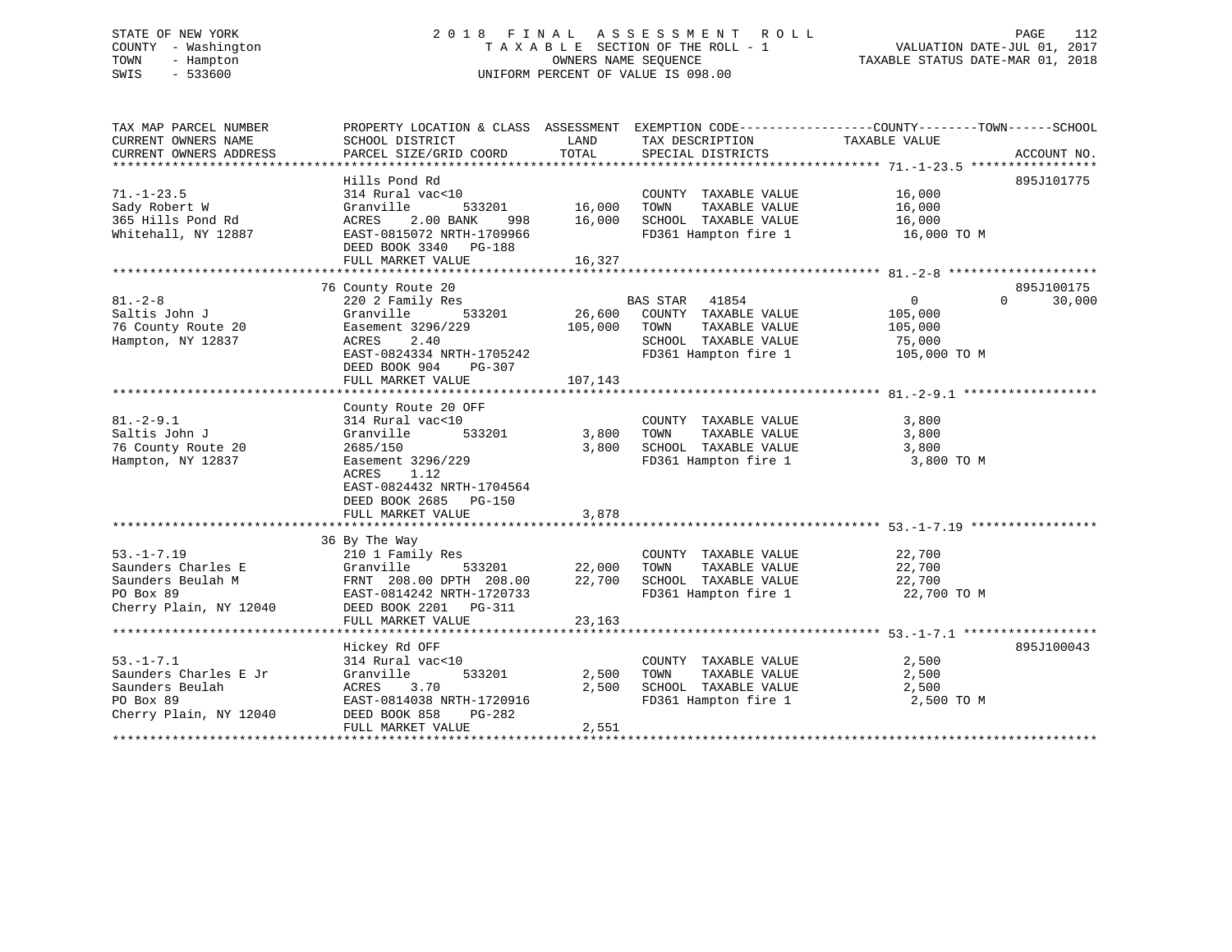STATE OF NEW YORK — 2018 FINAL ASSESSMENT ROLL
COUNTY - Washington — TAXABLE SECTION OF THE ROLL - 1 — VALUATION DATE-JUL 01, 2017
TOWN - Hampton — OWNERS NAME SEQUENCE — TAXABLE STATUS DATE-MAR 01, 2018
SWIS - 533600 — UNIFORM PERCENT OF VALUE IS 098.00

| TAX MAP PARCEL NUMBER / CURRENT OWNERS NAME / CURRENT OWNERS ADDRESS | PROPERTY LOCATION & CLASS / SCHOOL DISTRICT / PARCEL SIZE/GRID COORD | ASSESSMENT LAND | TOTAL | EXEMPTION CODE / TAX DESCRIPTION / SPECIAL DISTRICTS | COUNTY | TOWN | SCHOOL / ACCOUNT NO. |
|---|---|---|---|---|---|---|---|
| **71.-1-23.5** | Hills Pond Rd | | | | | | 895J101775 |
| Sady Robert W | 314 Rural vac<10 | | | COUNTY TAXABLE VALUE | 16,000 | | |
| 365 Hills Pond Rd | Granville 533201 | 16,000 | | TOWN TAXABLE VALUE | | 16,000 | |
| Whitehall, NY 12887 | ACRES 2.00 BANK 998 | | 16,000 | SCHOOL TAXABLE VALUE | | | 16,000 |
| | EAST-0815072 NRTH-1709966 | | | FD361 Hampton fire 1 | 16,000 TO M | | |
| | DEED BOOK 3340 PG-188 | | | | | | |
| | FULL MARKET VALUE | | 16,327 | | | | |
| **81.-2-8** | 76 County Route 20 | | | | | | 895J100175 |
| Saltis John J | 220 2 Family Res | | | BAS STAR 41854 | 0 | 0 | 30,000 |
| 76 County Route 20 | Granville 533201 | 26,600 | | COUNTY TAXABLE VALUE | 105,000 | | |
| Hampton, NY 12837 | Easement 3296/229 | | 105,000 | TOWN TAXABLE VALUE | | 105,000 | |
| | ACRES 2.40 | | | SCHOOL TAXABLE VALUE | | | 75,000 |
| | EAST-0824334 NRTH-1705242 | | | FD361 Hampton fire 1 | 105,000 TO M | | |
| | DEED BOOK 904 PG-307 | | | | | | |
| | FULL MARKET VALUE | | 107,143 | | | | |
| **81.-2-9.1** | County Route 20 OFF | | | | | | |
| Saltis John J | 314 Rural vac<10 | | | COUNTY TAXABLE VALUE | 3,800 | | |
| 76 County Route 20 | Granville 533201 | 3,800 | | TOWN TAXABLE VALUE | | 3,800 | |
| Hampton, NY 12837 | 2685/150 | | 3,800 | SCHOOL TAXABLE VALUE | | | 3,800 |
| | Easement 3296/229 | | | FD361 Hampton fire 1 | 3,800 TO M | | |
| | ACRES 1.12 | | | | | | |
| | EAST-0824432 NRTH-1704564 | | | | | | |
| | DEED BOOK 2685 PG-150 | | | | | | |
| | FULL MARKET VALUE | | 3,878 | | | | |
| **53.-1-7.19** | 36 By The Way | | | | | | |
| Saunders Charles E | 210 1 Family Res | | | COUNTY TAXABLE VALUE | 22,700 | | |
| Saunders Beulah M | Granville 533201 | 22,000 | | TOWN TAXABLE VALUE | | 22,700 | |
| PO Box 89 | FRNT 208.00 DPTH 208.00 | | 22,700 | SCHOOL TAXABLE VALUE | | | 22,700 |
| Cherry Plain, NY 12040 | EAST-0814242 NRTH-1720733 | | | FD361 Hampton fire 1 | 22,700 TO M | | |
| | DEED BOOK 2201 PG-311 | | | | | | |
| | FULL MARKET VALUE | | 23,163 | | | | |
| **53.-1-7.1** | Hickey Rd OFF | | | | | | 895J100043 |
| Saunders Charles E Jr | 314 Rural vac<10 | | | COUNTY TAXABLE VALUE | 2,500 | | |
| Saunders Beulah | Granville 533201 | 2,500 | | TOWN TAXABLE VALUE | | 2,500 | |
| PO Box 89 | ACRES 3.70 | | 2,500 | SCHOOL TAXABLE VALUE | | | 2,500 |
| Cherry Plain, NY 12040 | EAST-0814038 NRTH-1720916 | | | FD361 Hampton fire 1 | 2,500 TO M | | |
| | DEED BOOK 858 PG-282 | | | | | | |
| | FULL MARKET VALUE | | 2,551 | | | | |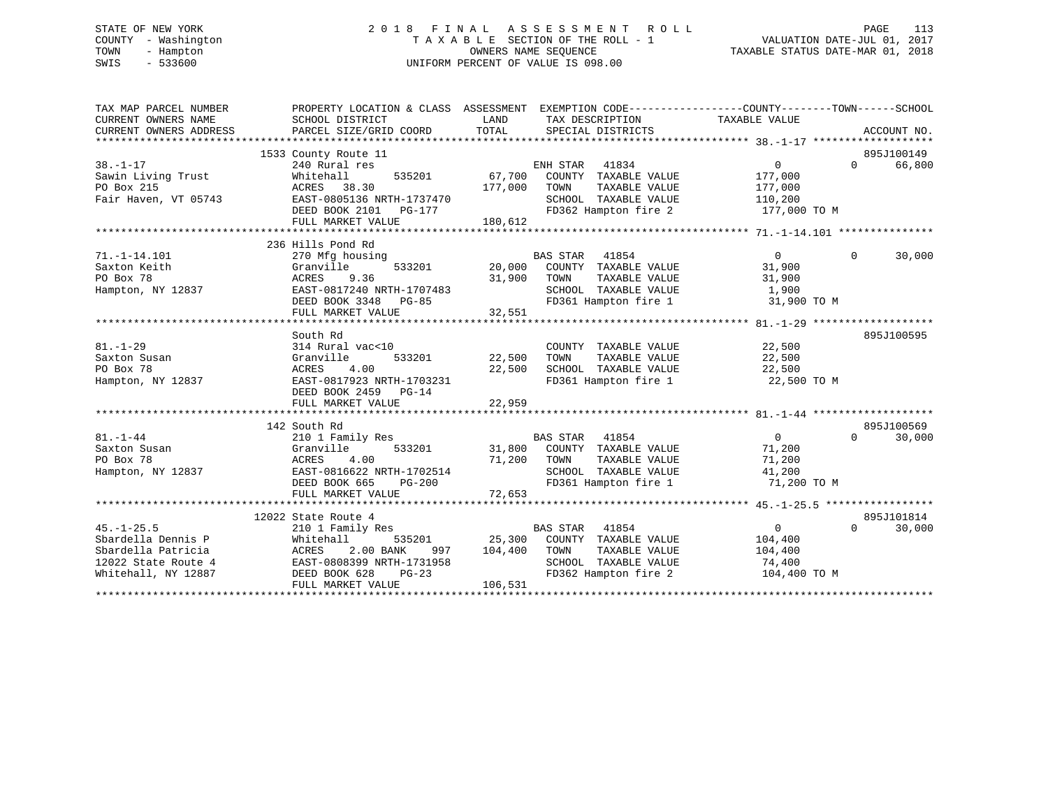STATE OF NEW YORK
COUNTY - Washington
TOWN - Hampton
SWIS - 533600

2 0 1 8 F I N A L A S S E S S M E N T R O L L
T A X A B L E SECTION OF THE ROLL - 1
OWNERS NAME SEQUENCE
UNIFORM PERCENT OF VALUE IS 098.00

VALUATION DATE-JUL 01, 2017
TAXABLE STATUS DATE-MAR 01, 2018

```
TAX MAP PARCEL NUMBER        PROPERTY LOCATION & CLASS  ASSESSMENT  EXEMPTION CODE-----------------COUNTY--------TOWN------SCHOOL
CURRENT OWNERS NAME          SCHOOL DISTRICT               LAND      TAX DESCRIPTION            TAXABLE VALUE
CURRENT OWNERS ADDRESS       PARCEL SIZE/GRID COORD        TOTAL     SPECIAL DISTRICTS                                    ACCOUNT NO.
******************************************************************************************************* 38.-1-17 *******************
                          1533 County Route 11                                                                    895J100149
38.-1-17                  240 Rural res                          ENH STAR   41834              0           0       66,800
Sawin Living Trust        Whitehall        535201       67,700   COUNTY  TAXABLE VALUE         177,000
PO Box 215                ACRES  38.30                 177,000   TOWN    TAXABLE VALUE         177,000
Fair Haven, VT 05743      EAST-0805136 NRTH-1737470              SCHOOL  TAXABLE VALUE         110,200
                          DEED BOOK 2101   PG-177                FD362 Hampton fire 2           177,000 TO M
                          FULL MARKET VALUE            180,612
******************************************************************************************************* 71.-1-14.101 ***************
                          236 Hills Pond Rd
71.-1-14.101              270 Mfg housing                        BAS STAR   41854              0           0       30,000
Saxton Keith              Granville        533201       20,000   COUNTY  TAXABLE VALUE          31,900
PO Box 78                 ACRES   9.36                  31,900   TOWN    TAXABLE VALUE          31,900
Hampton, NY 12837         EAST-0817240 NRTH-1707483              SCHOOL  TAXABLE VALUE           1,900
                          DEED BOOK 3348   PG-85                 FD361 Hampton fire 1            31,900 TO M
                          FULL MARKET VALUE             32,551
******************************************************************************************************* 81.-1-29 *******************
                          South Rd                                                                                895J100595
81.-1-29                  314 Rural vac<10                       COUNTY  TAXABLE VALUE          22,500
Saxton Susan              Granville        533201       22,500   TOWN    TAXABLE VALUE          22,500
PO Box 78                 ACRES   4.00                  22,500   SCHOOL  TAXABLE VALUE          22,500
Hampton, NY 12837         EAST-0817923 NRTH-1703231              FD361 Hampton fire 1            22,500 TO M
                          DEED BOOK 2459   PG-14
                          FULL MARKET VALUE             22,959
******************************************************************************************************* 81.-1-44 *******************
                          142 South Rd                                                                            895J100569
81.-1-44                  210 1 Family Res                       BAS STAR   41854              0           0       30,000
Saxton Susan              Granville        533201       31,800   COUNTY  TAXABLE VALUE          71,200
PO Box 78                 ACRES   4.00                  71,200   TOWN    TAXABLE VALUE          71,200
Hampton, NY 12837         EAST-0816622 NRTH-1702514              SCHOOL  TAXABLE VALUE          41,200
                          DEED BOOK 665    PG-200                FD361 Hampton fire 1            71,200 TO M
                          FULL MARKET VALUE             72,653
******************************************************************************************************* 45.-1-25.5 *****************
                          12022 State Route 4                                                                     895J101814
45.-1-25.5                210 1 Family Res                       BAS STAR   41854              0           0       30,000
Sbardella Dennis P        Whitehall        535201       25,300   COUNTY  TAXABLE VALUE         104,400
Sbardella Patricia        ACRES   2.00 BANK    997     104,400   TOWN    TAXABLE VALUE         104,400
12022 State Route 4       EAST-0808399 NRTH-1731958              SCHOOL  TAXABLE VALUE          74,400
Whitehall, NY 12887       DEED BOOK 628    PG-23                 FD362 Hampton fire 2           104,400 TO M
                          FULL MARKET VALUE            106,531
************************************************************************************************************************************
```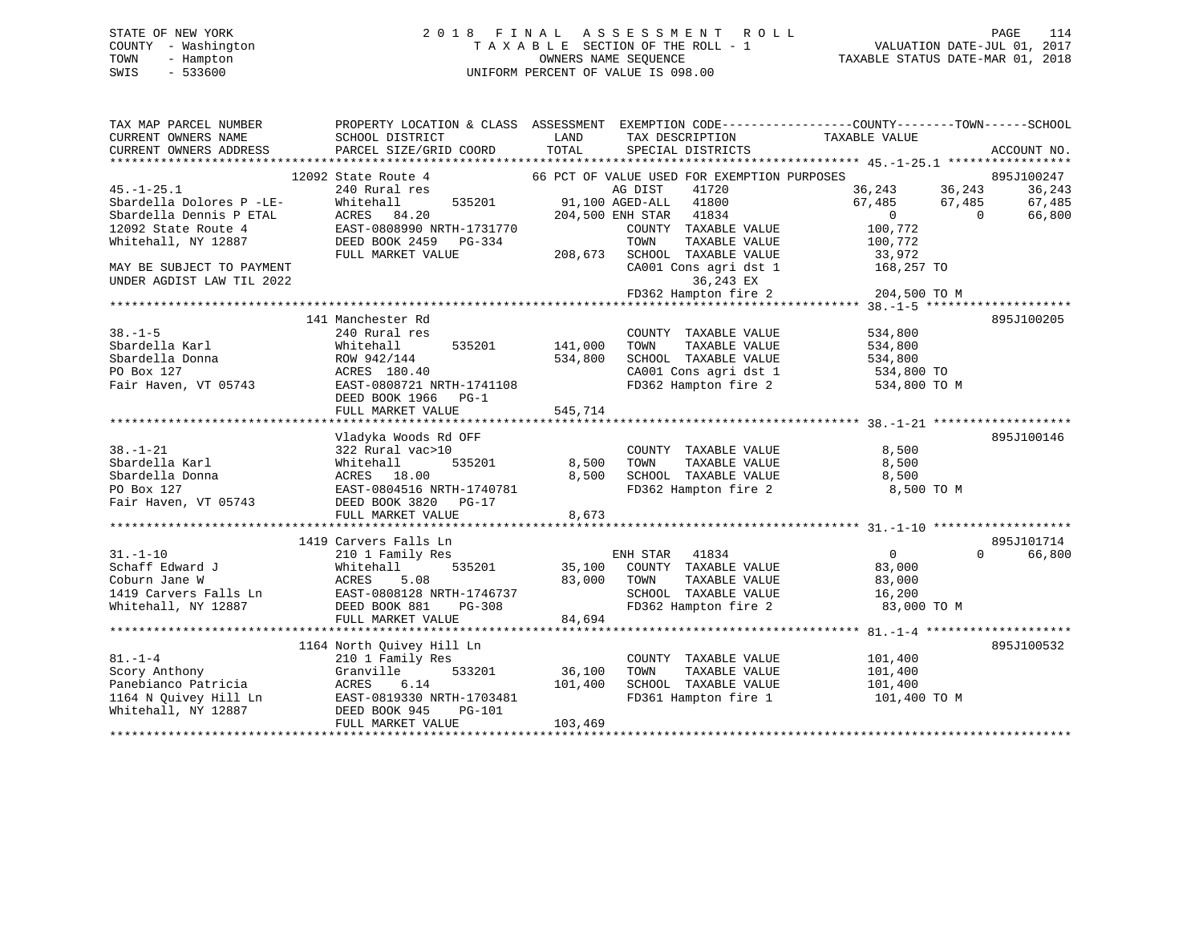STATE OF NEW YORK
COUNTY - Washington
TOWN - Hampton
SWIS - 533600

# 2018 FINAL ASSESSMENT ROLL

TAXABLE SECTION OF THE ROLL - 1
OWNERS NAME SEQUENCE
UNIFORM PERCENT OF VALUE IS 098.00

VALUATION DATE-JUL 01, 2017
TAXABLE STATUS DATE-MAR 01, 2018

```
TAX MAP PARCEL NUMBER        PROPERTY LOCATION & CLASS  ASSESSMENT  EXEMPTION CODE-----------------COUNTY--------TOWN------SCHOOL
CURRENT OWNERS NAME          SCHOOL DISTRICT               LAND      TAX DESCRIPTION            TAXABLE VALUE
CURRENT OWNERS ADDRESS       PARCEL SIZE/GRID COORD        TOTAL     SPECIAL DISTRICTS                                      ACCOUNT NO.
******************************************************************************************************* 45.-1-25.1 *****************
                   12092 State Route 4            66 PCT OF VALUE USED FOR EXEMPTION PURPOSES                           895J100247
45.-1-25.1                   240 Rural res                      AG DIST     41720              36,243      36,243      36,243
Sbardella Dolores P -LE-     Whitehall      535201      91,100 AGED-ALL  41800              67,485      67,485      67,485
Sbardella Dennis P ETAL      ACRES  84.20              204,500 ENH STAR  41834                   0           0      66,800
12092 State Route 4          EAST-0808990 NRTH-1731770          COUNTY  TAXABLE VALUE         100,772
Whitehall, NY 12887          DEED BOOK 2459   PG-334            TOWN    TAXABLE VALUE         100,772
                             FULL MARKET VALUE          208,673  SCHOOL  TAXABLE VALUE          33,972
MAY BE SUBJECT TO PAYMENT                                        CA001 Cons agri dst 1         168,257 TO
UNDER AGDIST LAW TIL 2022                                             36,243 EX
                                                                 FD362 Hampton fire 2          204,500 TO M
******************************************************************************************************* 38.-1-5 ********************
                   141 Manchester Rd                                                                                    895J100205
38.-1-5                      240 Rural res                      COUNTY  TAXABLE VALUE         534,800
Sbardella Karl               Whitehall      535201     141,000  TOWN    TAXABLE VALUE         534,800
Sbardella Donna              ROW 942/144               534,800  SCHOOL  TAXABLE VALUE         534,800
PO Box 127                   ACRES 180.40                       CA001 Cons agri dst 1          534,800 TO
Fair Haven, VT 05743         EAST-0808721 NRTH-1741108          FD362 Hampton fire 2           534,800 TO M
                             DEED BOOK 1966   PG-1
                             FULL MARKET VALUE          545,714
******************************************************************************************************* 38.-1-21 *******************
                   Vladyka Woods Rd OFF                                                                                 895J100146
38.-1-21                     322 Rural vac>10                   COUNTY  TAXABLE VALUE           8,500
Sbardella Karl               Whitehall      535201       8,500  TOWN    TAXABLE VALUE           8,500
Sbardella Donna              ACRES  18.00                 8,500  SCHOOL  TAXABLE VALUE           8,500
PO Box 127                   EAST-0804516 NRTH-1740781          FD362 Hampton fire 2             8,500 TO M
Fair Haven, VT 05743         DEED BOOK 3820   PG-17
                             FULL MARKET VALUE            8,673
******************************************************************************************************* 31.-1-10 *******************
                   1419 Carvers Falls Ln                                                                                895J101714
31.-1-10                     210 1 Family Res                   ENH STAR    41834                   0           0      66,800
Schaff Edward J              Whitehall      535201      35,100  COUNTY  TAXABLE VALUE          83,000
Coburn Jane W                ACRES   5.08                83,000  TOWN    TAXABLE VALUE          83,000
1419 Carvers Falls Ln        EAST-0808128 NRTH-1746737          SCHOOL  TAXABLE VALUE          16,200
Whitehall, NY 12887          DEED BOOK 881    PG-308            FD362 Hampton fire 2            83,000 TO M
                             FULL MARKET VALUE           84,694
******************************************************************************************************* 81.-1-4 ********************
                   1164 North Quivey Hill Ln                                                                            895J100532
81.-1-4                      210 1 Family Res                   COUNTY  TAXABLE VALUE         101,400
Scory Anthony                Granville      533201      36,100  TOWN    TAXABLE VALUE         101,400
Panebianco Patricia          ACRES   6.14               101,400  SCHOOL  TAXABLE VALUE         101,400
1164 N Quivey Hill Ln        EAST-0819330 NRTH-1703481          FD361 Hampton fire 1           101,400 TO M
Whitehall, NY 12887          DEED BOOK 945    PG-101
                             FULL MARKET VALUE          103,469
************************************************************************************************************************************
```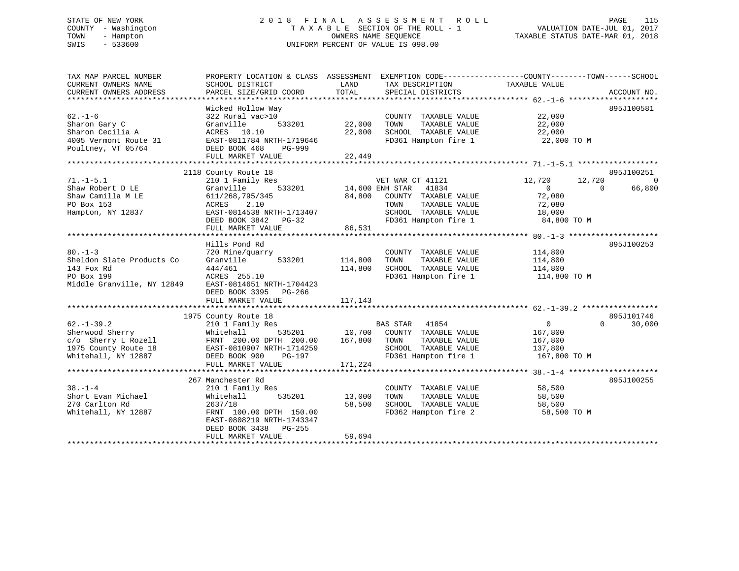STATE OF NEW YORK
COUNTY - Washington
TOWN - Hampton
SWIS - 533600

2 0 1 8 F I N A L A S S E S S M E N T R O L L
T A X A B L E SECTION OF THE ROLL - 1
OWNERS NAME SEQUENCE
UNIFORM PERCENT OF VALUE IS 098.00

VALUATION DATE-JUL 01, 2017
TAXABLE STATUS DATE-MAR 01, 2018

```
TAX MAP PARCEL NUMBER          PROPERTY LOCATION & CLASS  ASSESSMENT  EXEMPTION CODE------------------COUNTY--------TOWN------SCHOOL
CURRENT OWNERS NAME            SCHOOL DISTRICT               LAND      TAX DESCRIPTION            TAXABLE VALUE
CURRENT OWNERS ADDRESS         PARCEL SIZE/GRID COORD        TOTAL     SPECIAL DISTRICTS                                    ACCOUNT NO.
*********************************************************************************************** 62.-1-6 ********************
                               Wicked Hollow Way                                                                          895J100581
62.-1-6                        322 Rural vac>10                        COUNTY  TAXABLE VALUE            22,000
Sharon Gary C                  Granville        533201      22,000     TOWN    TAXABLE VALUE            22,000
Sharon Cecilia A               ACRES   10.10                22,000     SCHOOL  TAXABLE VALUE            22,000
4005 Vermont Route 31          EAST-0811784 NRTH-1719646               FD361 Hampton fire 1              22,000 TO M
Poultney, VT 05764             DEED BOOK 468    PG-999
                               FULL MARKET VALUE            22,449
*********************************************************************************************** 71.-1-5.1 ******************
                               2118 County Route 18                                                                       895J100251
71.-1-5.1                      210 1 Family Res                        VET WAR CT 41121             12,720       12,720            0
Shaw Robert D LE               Granville        533201      14,600 ENH STAR    41834                 0            0       66,800
Shaw Camilla M LE              611/268,795/345              84,800     COUNTY  TAXABLE VALUE            72,080
PO Box 153                     ACRES    2.10                           TOWN    TAXABLE VALUE            72,080
Hampton, NY 12837              EAST-0814538 NRTH-1713407               SCHOOL  TAXABLE VALUE            18,000
                               DEED BOOK 3842   PG-32                  FD361 Hampton fire 1              84,800 TO M
                               FULL MARKET VALUE            86,531
*********************************************************************************************** 80.-1-3 ********************
                               Hills Pond Rd                                                                              895J100253
80.-1-3                        720 Mine/quarry                         COUNTY  TAXABLE VALUE           114,800
Sheldon Slate Products Co      Granville        533201     114,800     TOWN    TAXABLE VALUE           114,800
143 Fox Rd                     444/461                     114,800     SCHOOL  TAXABLE VALUE           114,800
PO Box 199                     ACRES  255.10                           FD361 Hampton fire 1             114,800 TO M
Middle Granville, NY 12849     EAST-0814651 NRTH-1704423
                               DEED BOOK 3395   PG-266
                               FULL MARKET VALUE           117,143
*********************************************************************************************** 62.-1-39.2 *****************
                               1975 County Route 18                                                                       895J101746
62.-1-39.2                     210 1 Family Res                        BAS STAR    41854                 0            0       30,000
Sherwood Sherry                Whitehall        535201      10,700     COUNTY  TAXABLE VALUE           167,800
c/o  Sherry L Rozell           FRNT 200.00 DPTH 200.00     167,800     TOWN    TAXABLE VALUE           167,800
1975 County Route 18           EAST-0810907 NRTH-1714259               SCHOOL  TAXABLE VALUE           137,800
Whitehall, NY 12887            DEED BOOK 900    PG-197                 FD361 Hampton fire 1             167,800 TO M
                               FULL MARKET VALUE           171,224
*********************************************************************************************** 38.-1-4 ********************
                               267 Manchester Rd                                                                          895J100255
38.-1-4                        210 1 Family Res                        COUNTY  TAXABLE VALUE            58,500
Short Evan Michael             Whitehall        535201      13,000     TOWN    TAXABLE VALUE            58,500
270 Carlton Rd                 2637/18                      58,500     SCHOOL  TAXABLE VALUE            58,500
Whitehall, NY 12887            FRNT 100.00 DPTH 150.00                 FD362 Hampton fire 2              58,500 TO M
                               EAST-0808219 NRTH-1743347
                               DEED BOOK 3438   PG-255
                               FULL MARKET VALUE            59,694
******************************************************************************************************************************
```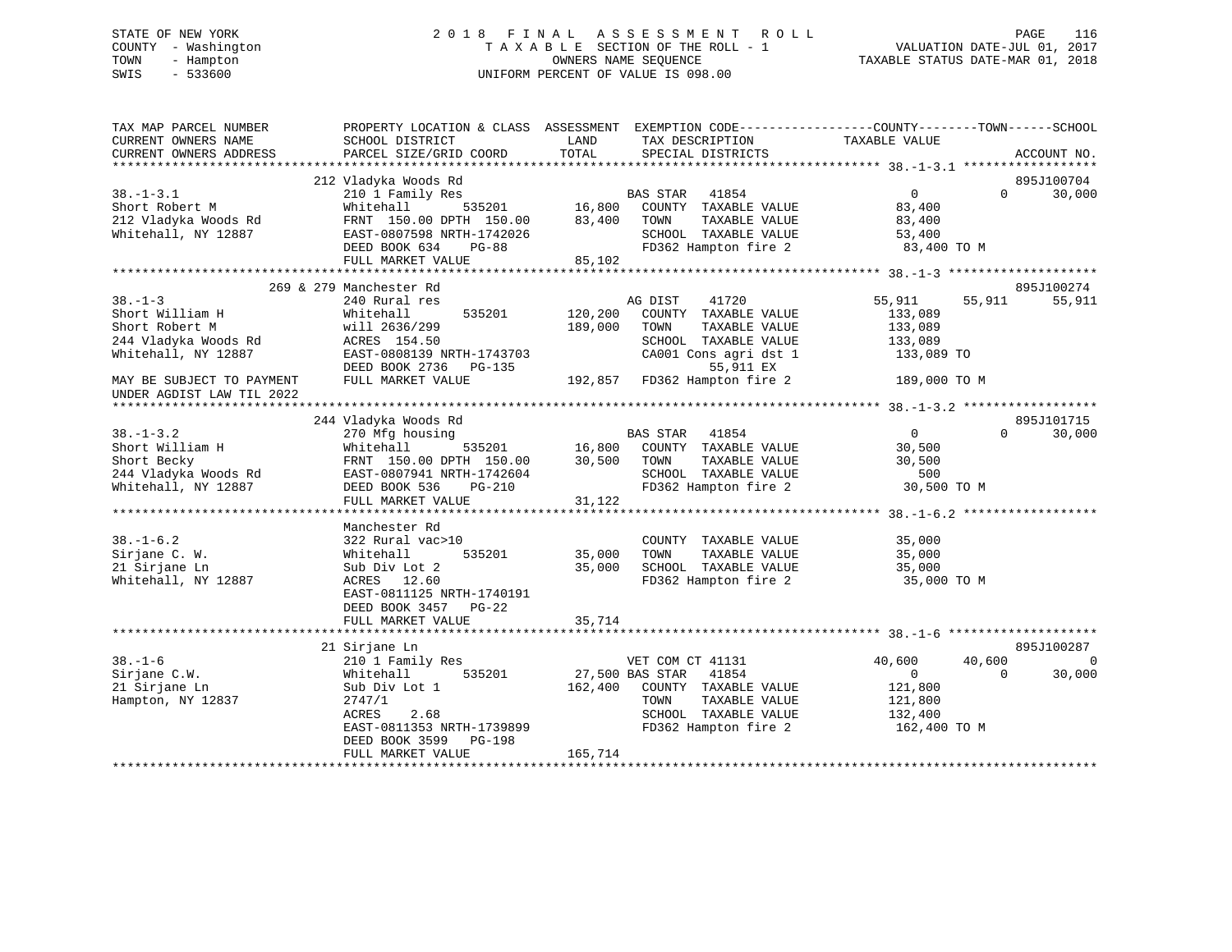STATE OF NEW YORK — 2018 FINAL ASSESSMENT ROLL
COUNTY - Washington — TAXABLE SECTION OF THE ROLL - 1 — VALUATION DATE-JUL 01, 2017
TOWN - Hampton — OWNERS NAME SEQUENCE — TAXABLE STATUS DATE-MAR 01, 2018
SWIS - 533600 — UNIFORM PERCENT OF VALUE IS 098.00

```
TAX MAP PARCEL NUMBER          PROPERTY LOCATION & CLASS  ASSESSMENT  EXEMPTION CODE-----------------COUNTY--------TOWN------SCHOOL
CURRENT OWNERS NAME            SCHOOL DISTRICT               LAND      TAX DESCRIPTION            TAXABLE VALUE
CURRENT OWNERS ADDRESS         PARCEL SIZE/GRID COORD        TOTAL     SPECIAL DISTRICTS                                    ACCOUNT NO.
******************************************************************************************************* 38.-1-3.1 ******************
                               212 Vladyka Woods Rd                                                                          895J100704
38.-1-3.1                      210 1 Family Res                        BAS STAR   41854                   0             0       30,000
Short Robert M                 Whitehall         535201       16,800   COUNTY  TAXABLE VALUE            83,400
212 Vladyka Woods Rd           FRNT 150.00 DPTH 150.00        83,400   TOWN    TAXABLE VALUE            83,400
Whitehall, NY 12887            EAST-0807598 NRTH-1742026               SCHOOL  TAXABLE VALUE            53,400
                               DEED BOOK 634     PG-88                 FD362 Hampton fire 2              83,400 TO M
                               FULL MARKET VALUE              85,102
******************************************************************************************************* 38.-1-3 ********************
                           269 & 279 Manchester Rd                                                                          895J100274
38.-1-3                        240 Rural res                           AG DIST    41720              55,911        55,911       55,911
Short William H                Whitehall         535201      120,200   COUNTY  TAXABLE VALUE           133,089
Short Robert M                 will 2636/299                 189,000   TOWN    TAXABLE VALUE           133,089
244 Vladyka Woods Rd           ACRES 154.50                            SCHOOL  TAXABLE VALUE           133,089
Whitehall, NY 12887            EAST-0808139 NRTH-1743703               CA001 Cons agri dst 1            133,089 TO
                               DEED BOOK 2736   PG-135                        55,911 EX
MAY BE SUBJECT TO PAYMENT      FULL MARKET VALUE             192,857   FD362 Hampton fire 2             189,000 TO M
UNDER AGDIST LAW TIL 2022
******************************************************************************************************* 38.-1-3.2 ******************
                               244 Vladyka Woods Rd                                                                          895J101715
38.-1-3.2                      270 Mfg housing                         BAS STAR   41854                   0             0       30,000
Short William H                Whitehall         535201       16,800   COUNTY  TAXABLE VALUE            30,500
Short Becky                    FRNT 150.00 DPTH 150.00        30,500   TOWN    TAXABLE VALUE            30,500
244 Vladyka Woods Rd           EAST-0807941 NRTH-1742604               SCHOOL  TAXABLE VALUE               500
Whitehall, NY 12887            DEED BOOK 536     PG-210                FD362 Hampton fire 2              30,500 TO M
                               FULL MARKET VALUE              31,122
******************************************************************************************************* 38.-1-6.2 ******************
                               Manchester Rd
38.-1-6.2                      322 Rural vac>10                        COUNTY  TAXABLE VALUE            35,000
Sirjane C. W.                  Whitehall         535201       35,000   TOWN    TAXABLE VALUE            35,000
21 Sirjane Ln                  Sub Div Lot 2                  35,000   SCHOOL  TAXABLE VALUE            35,000
Whitehall, NY 12887            ACRES  12.60                            FD362 Hampton fire 2              35,000 TO M
                               EAST-0811125 NRTH-1740191
                               DEED BOOK 3457   PG-22
                               FULL MARKET VALUE              35,714
******************************************************************************************************* 38.-1-6 ********************
                               21 Sirjane Ln                                                                                 895J100287
38.-1-6                        210 1 Family Res                        VET COM CT 41131              40,600        40,600            0
Sirjane C.W.                   Whitehall         535201       27,500   BAS STAR   41854                   0             0       30,000
21 Sirjane Ln                  Sub Div Lot 1                 162,400   COUNTY  TAXABLE VALUE           121,800
Hampton, NY 12837              2747/1                                  TOWN    TAXABLE VALUE           121,800
                               ACRES    2.68                           SCHOOL  TAXABLE VALUE           132,400
                               EAST-0811353 NRTH-1739899               FD362 Hampton fire 2             162,400 TO M
                               DEED BOOK 3599   PG-198
                               FULL MARKET VALUE             165,714
************************************************************************************************************************************
```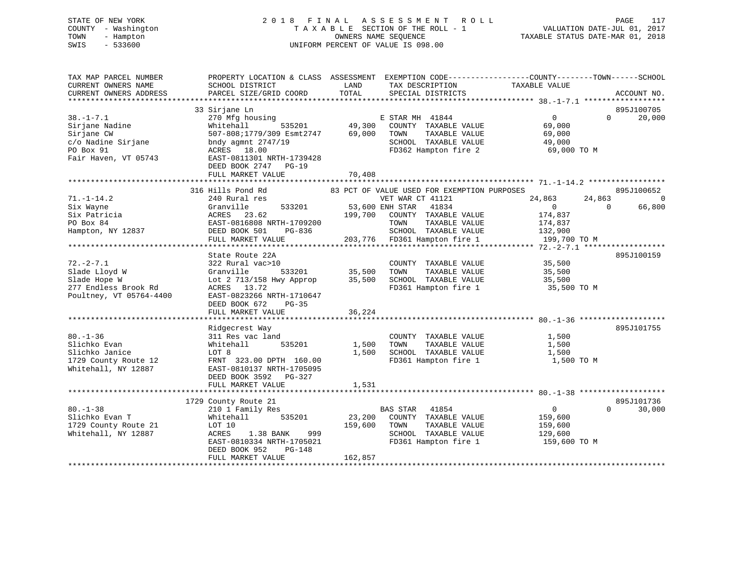STATE OF NEW YORK
COUNTY - Washington
TOWN - Hampton
SWIS - 533600

2018 FINAL ASSESSMENT ROLL
TAXABLE SECTION OF THE ROLL - 1
OWNERS NAME SEQUENCE
UNIFORM PERCENT OF VALUE IS 098.00

VALUATION DATE-JUL 01, 2017
TAXABLE STATUS DATE-MAR 01, 2018

```
TAX MAP PARCEL NUMBER          PROPERTY LOCATION & CLASS  ASSESSMENT  EXEMPTION CODE-----------------COUNTY--------TOWN------SCHOOL
CURRENT OWNERS NAME            SCHOOL DISTRICT              LAND      TAX DESCRIPTION              TAXABLE VALUE
CURRENT OWNERS ADDRESS         PARCEL SIZE/GRID COORD      TOTAL      SPECIAL DISTRICTS                                   ACCOUNT NO.
****************************************************************************************************** 38.-1-7.1 ******************
                               33 Sirjane Ln                                                                             895J100705
38.-1-7.1                      270 Mfg housing                         E STAR MH 41844                 0            0       20,000
Sirjane Nadine                 Whitehall         535201      49,300    COUNTY  TAXABLE VALUE          69,000
Sirjane CW                     507-808;1779/309 Esmt2747     69,000    TOWN    TAXABLE VALUE          69,000
c/o Nadine Sirjane             bndy agmnt 2747/19                      SCHOOL  TAXABLE VALUE          49,000
PO Box 91                      ACRES  18.00                            FD362 Hampton fire 2            69,000 TO M
Fair Haven, VT 05743           EAST-0811301 NRTH-1739428
                               DEED BOOK 2747   PG-19
                               FULL MARKET VALUE             70,408
****************************************************************************************************** 71.-1-14.2 *****************
                               316 Hills Pond Rd           83 PCT OF VALUE USED FOR EXEMPTION PURPOSES                   895J100652
71.-1-14.2                     240 Rural res                           VET WAR CT 41121           24,863       24,863            0
Six Wayne                      Granville         533201      53,600 ENH STAR   41834                 0            0       66,800
Six Patricia                   ACRES  23.62                 199,700    COUNTY  TAXABLE VALUE         174,837
PO Box 84                      EAST-0816808 NRTH-1709200               TOWN    TAXABLE VALUE         174,837
Hampton, NY 12837              DEED BOOK 501    PG-836                 SCHOOL  TAXABLE VALUE         132,900
                               FULL MARKET VALUE            203,776    FD361 Hampton fire 1           199,700 TO M
****************************************************************************************************** 72.-2-7.1 ******************
                               State Route 22A                                                                           895J100159
72.-2-7.1                      322 Rural vac>10                        COUNTY  TAXABLE VALUE          35,500
Slade Lloyd W                  Granville         533201      35,500    TOWN    TAXABLE VALUE          35,500
Slade Hope W                   Lot 2 713/158 Hwy Approp      35,500    SCHOOL  TAXABLE VALUE          35,500
277 Endless Brook Rd           ACRES  13.72                            FD361 Hampton fire 1            35,500 TO M
Poultney, VT 05764-4400        EAST-0823266 NRTH-1710647
                               DEED BOOK 672    PG-35
                               FULL MARKET VALUE             36,224
****************************************************************************************************** 80.-1-36 *******************
                               Ridgecrest Way                                                                            895J101755
80.-1-36                       311 Res vac land                        COUNTY  TAXABLE VALUE           1,500
Slichko Evan                   Whitehall         535201       1,500    TOWN    TAXABLE VALUE           1,500
Slichko Janice                 LOT 8                          1,500    SCHOOL  TAXABLE VALUE           1,500
1729 County Route 12           FRNT 323.00 DPTH 160.00                 FD361 Hampton fire 1             1,500 TO M
Whitehall, NY 12887            EAST-0810137 NRTH-1705095
                               DEED BOOK 3592   PG-327
                               FULL MARKET VALUE              1,531
****************************************************************************************************** 80.-1-38 *******************
                               1729 County Route 21                                                                      895J101736
80.-1-38                       210 1 Family Res                        BAS STAR   41854                  0            0       30,000
Slichko Evan T                 Whitehall         535201      23,200    COUNTY  TAXABLE VALUE         159,600
1729 County Route 21           LOT 10                       159,600    TOWN    TAXABLE VALUE         159,600
Whitehall, NY 12887            ACRES   1.38 BANK    999                SCHOOL  TAXABLE VALUE         129,600
                               EAST-0810334 NRTH-1705021               FD361 Hampton fire 1           159,600 TO M
                               DEED BOOK 952    PG-148
                               FULL MARKET VALUE            162,857
************************************************************************************************************************************
```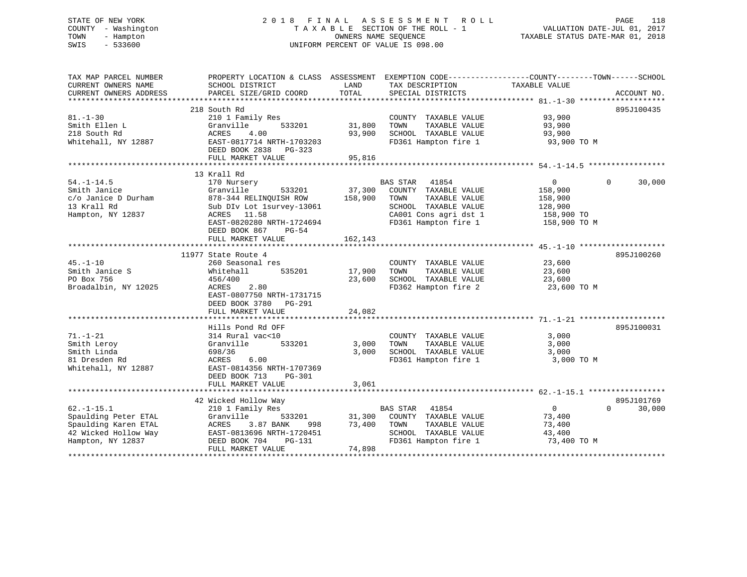STATE OF NEW YORK
COUNTY - Washington
TOWN - Hampton
SWIS - 533600

2 0 1 8 F I N A L A S S E S S M E N T R O L L
T A X A B L E SECTION OF THE ROLL - 1
OWNERS NAME SEQUENCE
UNIFORM PERCENT OF VALUE IS 098.00

VALUATION DATE-JUL 01, 2017
TAXABLE STATUS DATE-MAR 01, 2018

| TAX MAP PARCEL NUMBER / CURRENT OWNERS NAME / CURRENT OWNERS ADDRESS | PROPERTY LOCATION & CLASS / SCHOOL DISTRICT / PARCEL SIZE/GRID COORD | ASSESSMENT LAND | TOTAL | EXEMPTION CODE / TAX DESCRIPTION / SPECIAL DISTRICTS | COUNTY / TOWN TAXABLE VALUE | SCHOOL | ACCOUNT NO. |
|---|---|---|---|---|---|---|---|
| 81.-1-30 | 218 South Rd | | | | | | 895J100435 |
| 81.-1-30 | 210 1 Family Res | | | COUNTY TAXABLE VALUE | 93,900 | | |
| Smith Ellen L | Granville 533201 | 31,800 | | TOWN TAXABLE VALUE | 93,900 | | |
| 218 South Rd | ACRES 4.00 | | 93,900 | SCHOOL TAXABLE VALUE | 93,900 | | |
| Whitehall, NY 12887 | EAST-0817714 NRTH-1703203 | | | FD361 Hampton fire 1 | 93,900 TO M | | |
| | DEED BOOK 2838 PG-323 | | | | | | |
| | FULL MARKET VALUE | | 95,816 | | | | |
| 54.-1-14.5 | 13 Krall Rd | | | | | | |
| 54.-1-14.5 | 170 Nursery | | | BAS STAR 41854 | 0 / 0 | 30,000 | |
| Smith Janice | Granville 533201 | 37,300 | | COUNTY TAXABLE VALUE | 158,900 | | |
| c/o Janice D Durham | 878-344 RELINQUISH ROW | | 158,900 | TOWN TAXABLE VALUE | 158,900 | | |
| 13 Krall Rd | Sub DIv Lot 1survey-13061 | | | SCHOOL TAXABLE VALUE | 128,900 | | |
| Hampton, NY 12837 | ACRES 11.58 | | | CA001 Cons agri dst 1 | 158,900 TO | | |
| | EAST-0820280 NRTH-1724694 | | | FD361 Hampton fire 1 | 158,900 TO M | | |
| | DEED BOOK 867 PG-54 | | | | | | |
| | FULL MARKET VALUE | | 162,143 | | | | |
| 45.-1-10 | 11977 State Route 4 | | | | | | 895J100260 |
| 45.-1-10 | 260 Seasonal res | | | COUNTY TAXABLE VALUE | 23,600 | | |
| Smith Janice S | Whitehall 535201 | 17,900 | | TOWN TAXABLE VALUE | 23,600 | | |
| PO Box 756 | 456/400 | | 23,600 | SCHOOL TAXABLE VALUE | 23,600 | | |
| Broadalbin, NY 12025 | ACRES 2.80 | | | FD362 Hampton fire 2 | 23,600 TO M | | |
| | EAST-0807750 NRTH-1731715 | | | | | | |
| | DEED BOOK 3780 PG-291 | | | | | | |
| | FULL MARKET VALUE | | 24,082 | | | | |
| 71.-1-21 | Hills Pond Rd OFF | | | | | | 895J100031 |
| 71.-1-21 | 314 Rural vac<10 | | | COUNTY TAXABLE VALUE | 3,000 | | |
| Smith Leroy | Granville 533201 | 3,000 | | TOWN TAXABLE VALUE | 3,000 | | |
| Smith Linda | 698/36 | | 3,000 | SCHOOL TAXABLE VALUE | 3,000 | | |
| 81 Dresden Rd | ACRES 6.00 | | | FD361 Hampton fire 1 | 3,000 TO M | | |
| Whitehall, NY 12887 | EAST-0814356 NRTH-1707369 | | | | | | |
| | DEED BOOK 713 PG-301 | | | | | | |
| | FULL MARKET VALUE | | 3,061 | | | | |
| 62.-1-15.1 | 42 Wicked Hollow Way | | | | | | 895J101769 |
| 62.-1-15.1 | 210 1 Family Res | | | BAS STAR 41854 | 0 / 0 | 30,000 | |
| Spaulding Peter ETAL | Granville 533201 | 31,300 | | COUNTY TAXABLE VALUE | 73,400 | | |
| Spaulding Karen ETAL | ACRES 3.87 BANK 998 | | 73,400 | TOWN TAXABLE VALUE | 73,400 | | |
| 42 Wicked Hollow Way | EAST-0813696 NRTH-1720451 | | | SCHOOL TAXABLE VALUE | 43,400 | | |
| Hampton, NY 12837 | DEED BOOK 704 PG-131 | | | FD361 Hampton fire 1 | 73,400 TO M | | |
| | FULL MARKET VALUE | | 74,898 | | | | |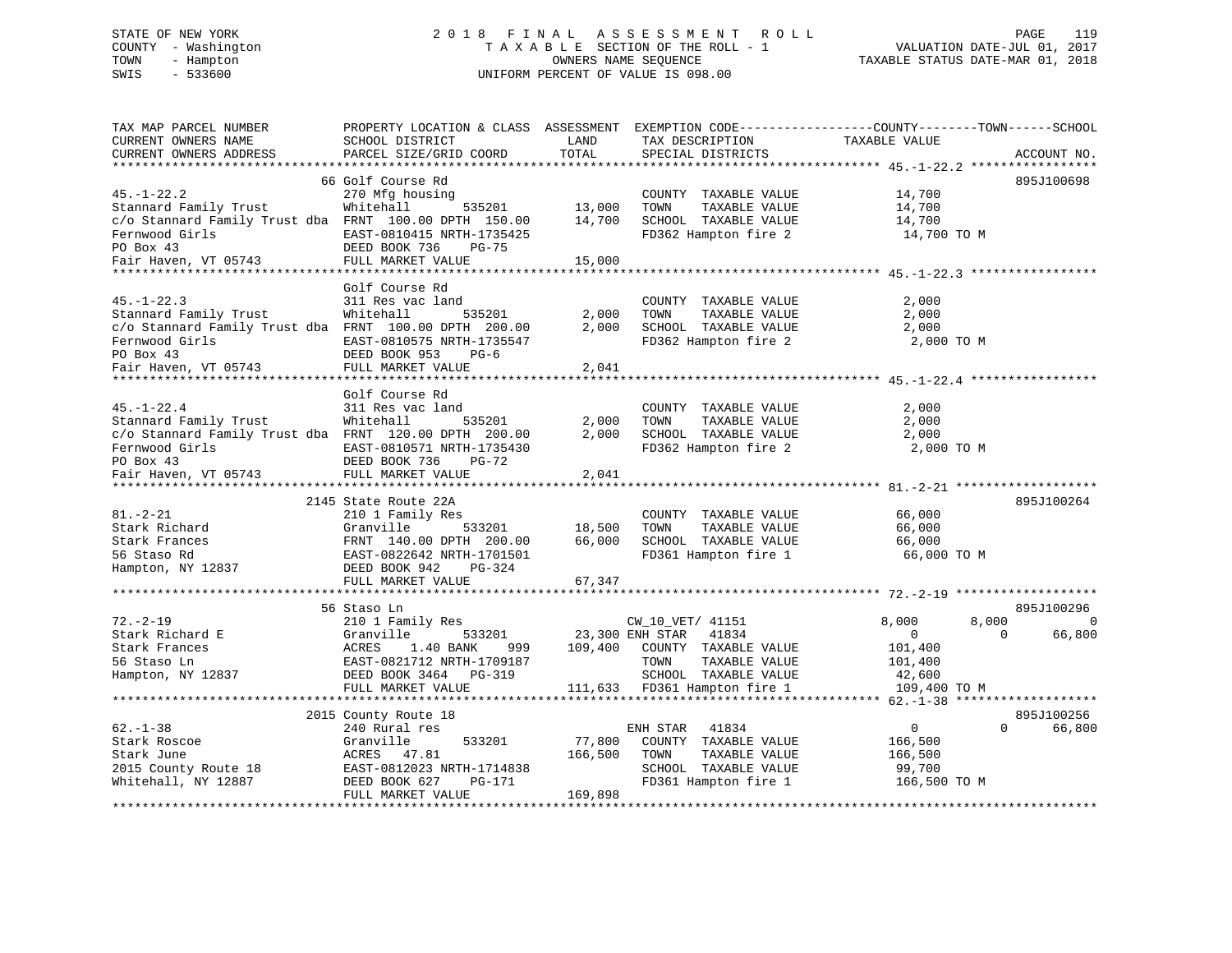STATE OF NEW YORK
COUNTY - Washington
TOWN - Hampton
SWIS - 533600

# 2018 FINAL ASSESSMENT ROLL
TAXABLE SECTION OF THE ROLL - 1
OWNERS NAME SEQUENCE
UNIFORM PERCENT OF VALUE IS 098.00

VALUATION DATE-JUL 01, 2017
TAXABLE STATUS DATE-MAR 01, 2018

```
TAX MAP PARCEL NUMBER          PROPERTY LOCATION & CLASS  ASSESSMENT  EXEMPTION CODE------------------COUNTY--------TOWN------SCHOOL
CURRENT OWNERS NAME            SCHOOL DISTRICT               LAND      TAX DESCRIPTION             TAXABLE VALUE
CURRENT OWNERS ADDRESS         PARCEL SIZE/GRID COORD        TOTAL     SPECIAL DISTRICTS                                      ACCOUNT NO.
******************************************************************************************************* 45.-1-22.2 *****************
                               66 Golf Course Rd                                                                       895J100698
45.-1-22.2                     270 Mfg housing                         COUNTY  TAXABLE VALUE          14,700
Stannard Family Trust          Whitehall        535201       13,000    TOWN    TAXABLE VALUE          14,700
c/o Stannard Family Trust dba  FRNT 100.00 DPTH 150.00       14,700    SCHOOL  TAXABLE VALUE          14,700
Fernwood Girls                 EAST-0810415 NRTH-1735425               FD362 Hampton fire 2            14,700 TO M
PO Box 43                      DEED BOOK 736    PG-75
Fair Haven, VT 05743           FULL MARKET VALUE             15,000
******************************************************************************************************* 45.-1-22.3 *****************
                               Golf Course Rd
45.-1-22.3                     311 Res vac land                        COUNTY  TAXABLE VALUE           2,000
Stannard Family Trust          Whitehall        535201        2,000    TOWN    TAXABLE VALUE           2,000
c/o Stannard Family Trust dba  FRNT 100.00 DPTH 200.00        2,000    SCHOOL  TAXABLE VALUE           2,000
Fernwood Girls                 EAST-0810575 NRTH-1735547               FD362 Hampton fire 2             2,000 TO M
PO Box 43                      DEED BOOK 953    PG-6
Fair Haven, VT 05743           FULL MARKET VALUE              2,041
******************************************************************************************************* 45.-1-22.4 *****************
                               Golf Course Rd
45.-1-22.4                     311 Res vac land                        COUNTY  TAXABLE VALUE           2,000
Stannard Family Trust          Whitehall        535201        2,000    TOWN    TAXABLE VALUE           2,000
c/o Stannard Family Trust dba  FRNT 120.00 DPTH 200.00        2,000    SCHOOL  TAXABLE VALUE           2,000
Fernwood Girls                 EAST-0810571 NRTH-1735430               FD362 Hampton fire 2             2,000 TO M
PO Box 43                      DEED BOOK 736    PG-72
Fair Haven, VT 05743           FULL MARKET VALUE              2,041
******************************************************************************************************* 81.-2-21 *******************
                               2145 State Route 22A                                                                    895J100264
81.-2-21                       210 1 Family Res                        COUNTY  TAXABLE VALUE          66,000
Stark Richard                  Granville        533201       18,500    TOWN    TAXABLE VALUE          66,000
Stark Frances                  FRNT 140.00 DPTH 200.00       66,000    SCHOOL  TAXABLE VALUE          66,000
56 Staso Rd                    EAST-0822642 NRTH-1701501               FD361 Hampton fire 1            66,000 TO M
Hampton, NY 12837              DEED BOOK 942    PG-324
                               FULL MARKET VALUE             67,347
******************************************************************************************************* 72.-2-19 *******************
                               56 Staso Ln                                                                             895J100296
72.-2-19                       210 1 Family Res                     CW_10_VET/ 41151              8,000         8,000            0
Stark Richard E                Granville        533201       23,300 ENH STAR   41834                  0             0       66,800
Stark Frances                  ACRES    1.40 BANK     999   109,400    COUNTY  TAXABLE VALUE         101,400
56 Staso Ln                    EAST-0821712 NRTH-1709187               TOWN    TAXABLE VALUE         101,400
Hampton, NY 12837              DEED BOOK 3464   PG-319                 SCHOOL  TAXABLE VALUE          42,600
                               FULL MARKET VALUE            111,633    FD361 Hampton fire 1           109,400 TO M
******************************************************************************************************* 62.-1-38 *******************
                               2015 County Route 18                                                                    895J100256
62.-1-38                       240 Rural res                        ENH STAR   41834                  0             0       66,800
Stark Roscoe                   Granville        533201       77,800    COUNTY  TAXABLE VALUE         166,500
Stark June                     ACRES   47.81                166,500    TOWN    TAXABLE VALUE         166,500
2015 County Route 18           EAST-0812023 NRTH-1714838               SCHOOL  TAXABLE VALUE          99,700
Whitehall, NY 12887            DEED BOOK 627    PG-171                 FD361 Hampton fire 1           166,500 TO M
                               FULL MARKET VALUE            169,898
************************************************************************************************************************************
```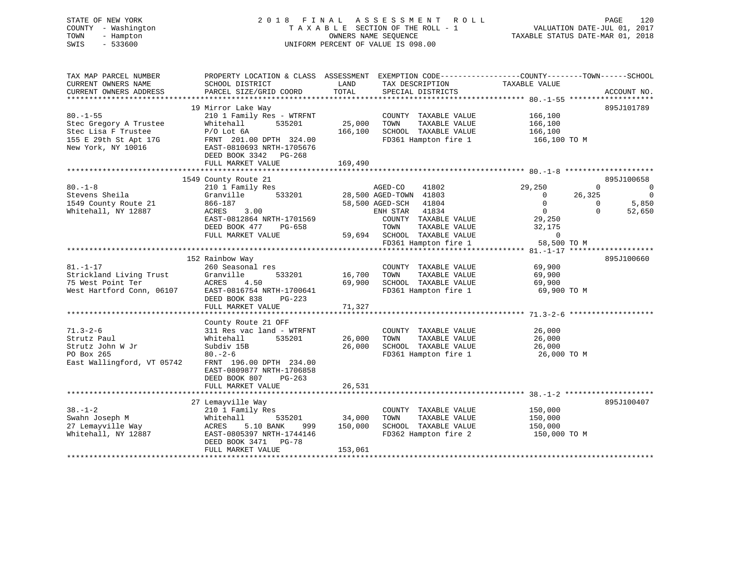STATE OF NEW YORK
COUNTY - Washington
TOWN - Hampton
SWIS - 533600

2 0 1 8 F I N A L A S S E S S M E N T R O L L
T A X A B L E SECTION OF THE ROLL - 1
OWNERS NAME SEQUENCE
UNIFORM PERCENT OF VALUE IS 098.00

VALUATION DATE-JUL 01, 2017
TAXABLE STATUS DATE-MAR 01, 2018

```
TAX MAP PARCEL NUMBER          PROPERTY LOCATION & CLASS  ASSESSMENT  EXEMPTION CODE------------------COUNTY--------TOWN------SCHOOL
CURRENT OWNERS NAME            SCHOOL DISTRICT              LAND      TAX DESCRIPTION              TAXABLE VALUE
CURRENT OWNERS ADDRESS         PARCEL SIZE/GRID COORD       TOTAL     SPECIAL DISTRICTS                                     ACCOUNT NO.
******************************************************************************************************** 80.-1-55 *******************
                               19 Mirror Lake Way                                                                            895J101789
80.-1-55                       210 1 Family Res - WTRFNT              COUNTY  TAXABLE VALUE          166,100
Stec Gregory A Trustee         Whitehall      535201        25,000    TOWN    TAXABLE VALUE          166,100
Stec Lisa F Trustee            P/O Lot 6A                  166,100    SCHOOL  TAXABLE VALUE          166,100
155 E 29th St Apt 17G          FRNT 201.00 DPTH 324.00                FD361 Hampton fire 1            166,100 TO M
New York, NY 10016             EAST-0810693 NRTH-1705676
                               DEED BOOK 3342   PG-268
                               FULL MARKET VALUE           169,490
******************************************************************************************************** 80.-1-8 ********************
                               1549 County Route 21                                                                          895J100658
80.-1-8                        210 1 Family Res                       AGED-CO    41802          29,250           0            0
Stevens Sheila                 Granville      533201        28,500 AGED-TOWN  41803               0       26,325            0
1549 County Route 21           866-187                      58,500 AGED-SCH   41804               0            0        5,850
Whitehall, NY 12887            ACRES    3.00                        ENH STAR   41834               0            0       52,650
                               EAST-0812864 NRTH-1701569               COUNTY  TAXABLE VALUE           29,250
                               DEED BOOK 477    PG-658                 TOWN    TAXABLE VALUE           32,175
                               FULL MARKET VALUE            59,694     SCHOOL  TAXABLE VALUE                0
                                                                       FD361 Hampton fire 1             58,500 TO M
******************************************************************************************************** 81.-1-17 *******************
                               152 Rainbow Way                                                                               895J100660
81.-1-17                       260 Seasonal res                       COUNTY  TAXABLE VALUE           69,900
Strickland Living Trust        Granville      533201        16,700    TOWN    TAXABLE VALUE           69,900
75 West Point Ter              ACRES    4.50                69,900    SCHOOL  TAXABLE VALUE           69,900
West Hartford Conn, 06107      EAST-0816754 NRTH-1700641              FD361 Hampton fire 1             69,900 TO M
                               DEED BOOK 838    PG-223
                               FULL MARKET VALUE            71,327
******************************************************************************************************** 71.3-2-6 *******************
                               County Route 21 OFF
71.3-2-6                       311 Res vac land - WTRFNT              COUNTY  TAXABLE VALUE           26,000
Strutz Paul                    Whitehall      535201        26,000    TOWN    TAXABLE VALUE           26,000
Strutz John W Jr               Subdiv 15B                   26,000    SCHOOL  TAXABLE VALUE           26,000
PO Box 265                     80.-2-6                                FD361 Hampton fire 1             26,000 TO M
East Wallingford, VT 05742     FRNT 196.00 DPTH 234.00
                               EAST-0809877 NRTH-1706858
                               DEED BOOK 807    PG-263
                               FULL MARKET VALUE            26,531
******************************************************************************************************** 38.-1-2 ********************
                               27 Lemayville Way                                                                             895J100407
38.-1-2                        210 1 Family Res                       COUNTY  TAXABLE VALUE          150,000
Swahn Joseph M                 Whitehall      535201        34,000    TOWN    TAXABLE VALUE          150,000
27 Lemayville Way              ACRES    5.10 BANK     999  150,000    SCHOOL  TAXABLE VALUE          150,000
Whitehall, NY 12887            EAST-0805397 NRTH-1744146              FD362 Hampton fire 2            150,000 TO M
                               DEED BOOK 3471   PG-78
                               FULL MARKET VALUE           153,061
************************************************************************************************************************************
```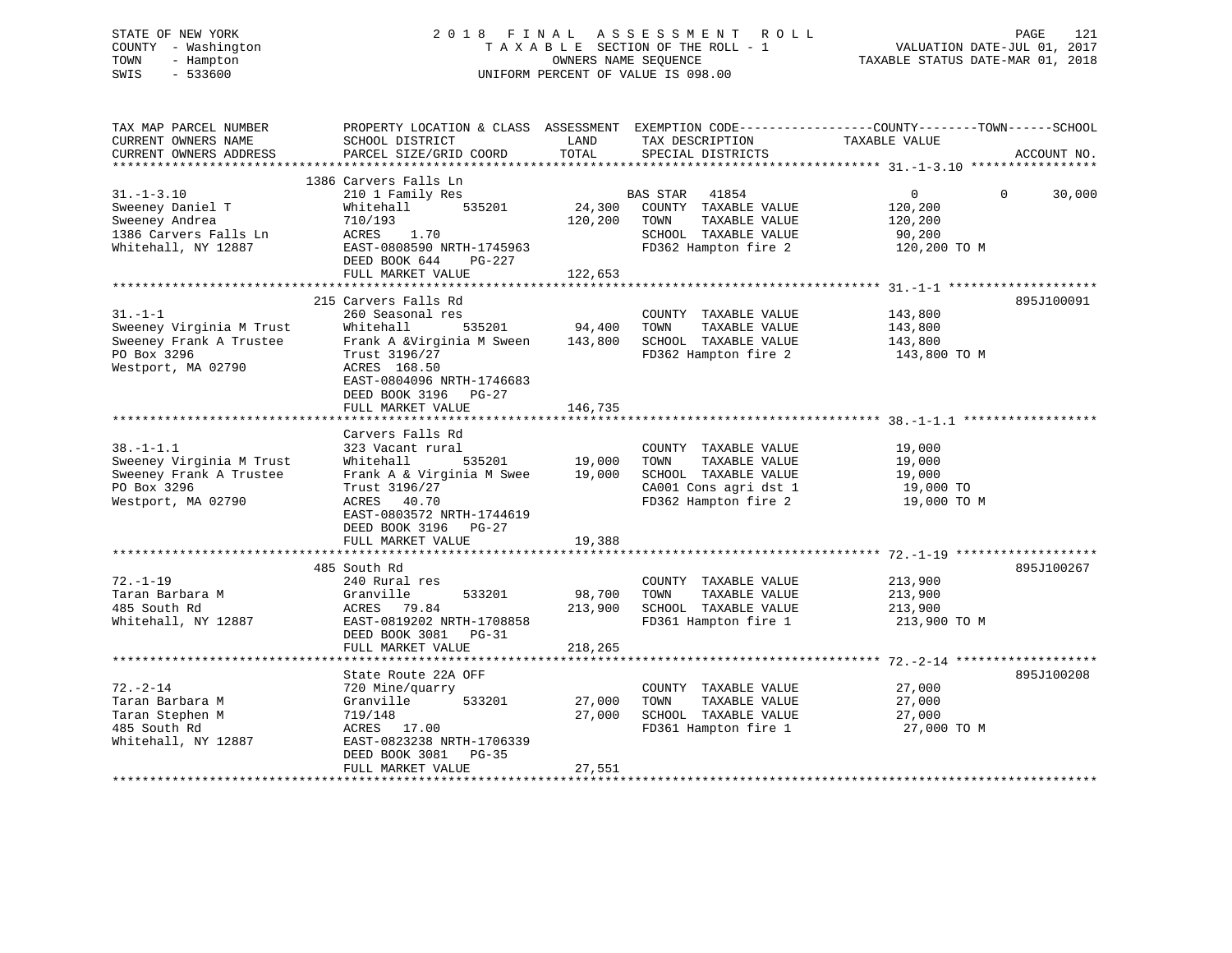STATE OF NEW YORK
COUNTY - Washington
TOWN - Hampton
SWIS - 533600

# 2018 FINAL ASSESSMENT ROLL
TAXABLE SECTION OF THE ROLL - 1
OWNERS NAME SEQUENCE
UNIFORM PERCENT OF VALUE IS 098.00

VALUATION DATE-JUL 01, 2017
TAXABLE STATUS DATE-MAR 01, 2018

| TAX MAP PARCEL NUMBER / CURRENT OWNERS NAME / CURRENT OWNERS ADDRESS | PROPERTY LOCATION & CLASS / SCHOOL DISTRICT / PARCEL SIZE/GRID COORD | ASSESSMENT LAND / TOTAL | EXEMPTION CODE / TAX DESCRIPTION / SPECIAL DISTRICTS | COUNTY / TOWN / SCHOOL TAXABLE VALUE | ACCOUNT NO. |
|---|---|---|---|---|---|
| **31.-1-3.10** | 1386 Carvers Falls Ln | | | | |
| Sweeney Daniel T | 210 1 Family Res | | BAS STAR 41854 | 0 / 0 / 30,000 | |
| Sweeney Andrea | Whitehall 535201 | 24,300 | COUNTY TAXABLE VALUE | 120,200 | |
| 1386 Carvers Falls Ln | 710/193 | 120,200 | TOWN TAXABLE VALUE | 120,200 | |
| Whitehall, NY 12887 | ACRES 1.70 | | SCHOOL TAXABLE VALUE | 90,200 | |
| | EAST-0808590 NRTH-1745963 | | FD362 Hampton fire 2 | 120,200 TO M | |
| | DEED BOOK 644 PG-227 | | | | |
| | FULL MARKET VALUE | 122,653 | | | |
| **31.-1-1** | 215 Carvers Falls Rd | | | | 895J100091 |
| Sweeney Virginia M Trust | 260 Seasonal res | | COUNTY TAXABLE VALUE | 143,800 | |
| Sweeney Frank A Trustee | Whitehall 535201 | 94,400 | TOWN TAXABLE VALUE | 143,800 | |
| PO Box 3296 | Frank A &Virginia M Sween | 143,800 | SCHOOL TAXABLE VALUE | 143,800 | |
| Westport, MA 02790 | Trust 3196/27 | | FD362 Hampton fire 2 | 143,800 TO M | |
| | ACRES 168.50 | | | | |
| | EAST-0804096 NRTH-1746683 | | | | |
| | DEED BOOK 3196 PG-27 | | | | |
| | FULL MARKET VALUE | 146,735 | | | |
| **38.-1-1.1** | Carvers Falls Rd | | | | |
| Sweeney Virginia M Trust | 323 Vacant rural | | COUNTY TAXABLE VALUE | 19,000 | |
| Sweeney Frank A Trustee | Whitehall 535201 | 19,000 | TOWN TAXABLE VALUE | 19,000 | |
| PO Box 3296 | Frank A & Virginia M Swee | 19,000 | SCHOOL TAXABLE VALUE | 19,000 | |
| Westport, MA 02790 | Trust 3196/27 | | CA001 Cons agri dst 1 | 19,000 TO | |
| | ACRES 40.70 | | FD362 Hampton fire 2 | 19,000 TO M | |
| | EAST-0803572 NRTH-1744619 | | | | |
| | DEED BOOK 3196 PG-27 | | | | |
| | FULL MARKET VALUE | 19,388 | | | |
| **72.-1-19** | 485 South Rd | | | | 895J100267 |
| Taran Barbara M | 240 Rural res | | COUNTY TAXABLE VALUE | 213,900 | |
| 485 South Rd | Granville 533201 | 98,700 | TOWN TAXABLE VALUE | 213,900 | |
| Whitehall, NY 12887 | ACRES 79.84 | 213,900 | SCHOOL TAXABLE VALUE | 213,900 | |
| | EAST-0819202 NRTH-1708858 | | FD361 Hampton fire 1 | 213,900 TO M | |
| | DEED BOOK 3081 PG-31 | | | | |
| | FULL MARKET VALUE | 218,265 | | | |
| **72.-2-14** | State Route 22A OFF | | | | 895J100208 |
| Taran Barbara M | 720 Mine/quarry | | COUNTY TAXABLE VALUE | 27,000 | |
| Taran Stephen M | Granville 533201 | 27,000 | TOWN TAXABLE VALUE | 27,000 | |
| 485 South Rd | 719/148 | 27,000 | SCHOOL TAXABLE VALUE | 27,000 | |
| Whitehall, NY 12887 | ACRES 17.00 | | FD361 Hampton fire 1 | 27,000 TO M | |
| | EAST-0823238 NRTH-1706339 | | | | |
| | DEED BOOK 3081 PG-35 | | | | |
| | FULL MARKET VALUE | 27,551 | | | |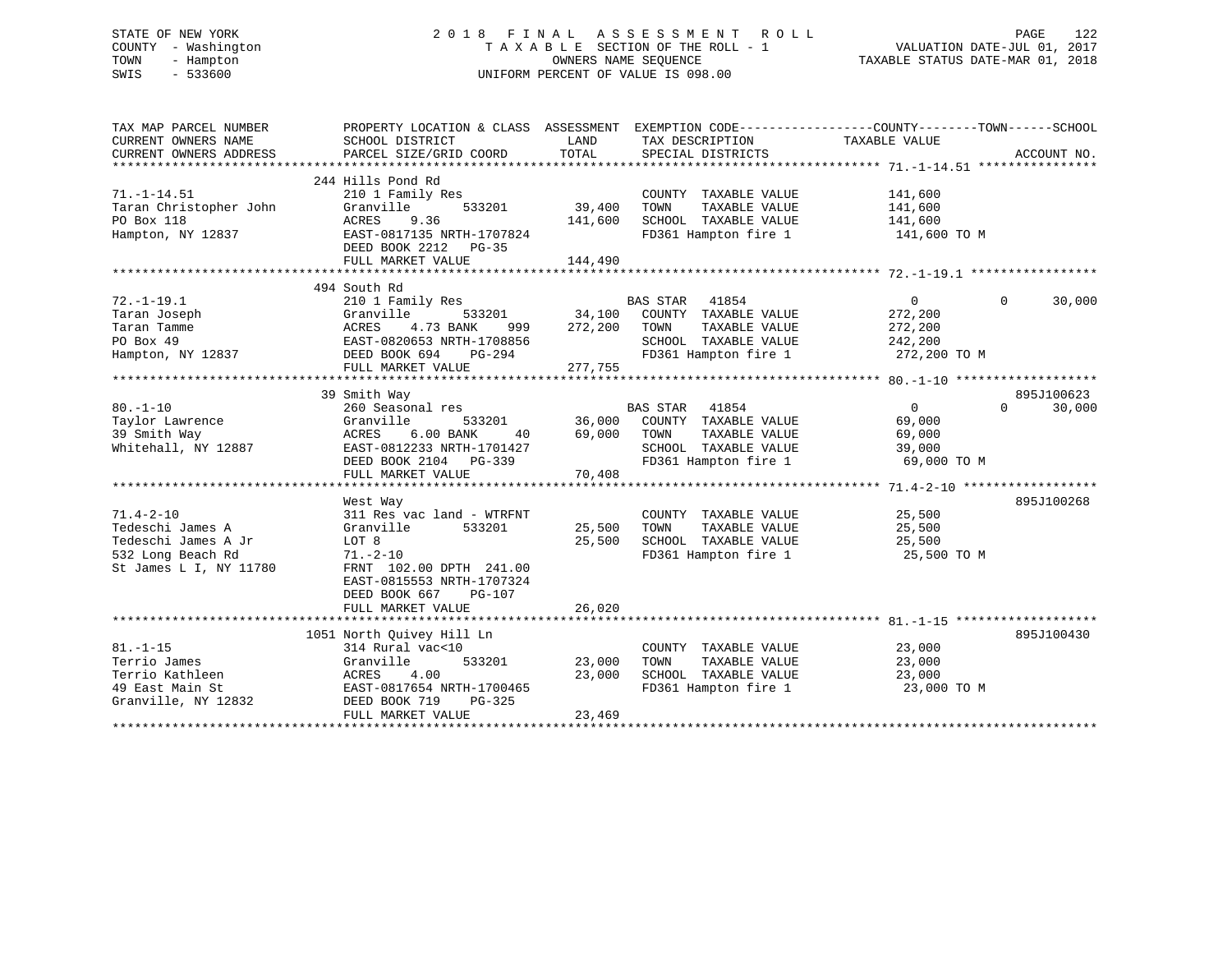STATE OF NEW YORK
COUNTY - Washington
TOWN - Hampton
SWIS - 533600

# 2018 FINAL ASSESSMENT ROLL

TAXABLE SECTION OF THE ROLL - 1
OWNERS NAME SEQUENCE
UNIFORM PERCENT OF VALUE IS 098.00

VALUATION DATE-JUL 01, 2017
TAXABLE STATUS DATE-MAR 01, 2018

| TAX MAP PARCEL NUMBER / CURRENT OWNERS NAME / CURRENT OWNERS ADDRESS | PROPERTY LOCATION & CLASS / SCHOOL DISTRICT / PARCEL SIZE/GRID COORD | ASSESSMENT LAND / TOTAL | EXEMPTION CODE / TAX DESCRIPTION / SPECIAL DISTRICTS | COUNTY / TAXABLE VALUE | TOWN | SCHOOL | ACCOUNT NO. |
|---|---|---|---|---|---|---|---|
| 71.-1-14.51 | 244 Hills Pond Rd | | | | | | |
| | 210 1 Family Res | | COUNTY TAXABLE VALUE | 141,600 | | | |
| Taran Christopher John | Granville 533201 | 39,400 | TOWN TAXABLE VALUE | 141,600 | | | |
| PO Box 118 | ACRES 9.36 | 141,600 | SCHOOL TAXABLE VALUE | 141,600 | | | |
| Hampton, NY 12837 | EAST-0817135 NRTH-1707824 | | FD361 Hampton fire 1 | 141,600 TO M | | | |
| | DEED BOOK 2212 PG-35 | | | | | | |
| | FULL MARKET VALUE | 144,490 | | | | | |
| 72.-1-19.1 | 494 South Rd | | | | | | |
| | 210 1 Family Res | | BAS STAR 41854 | 0 | 0 | 30,000 | |
| Taran Joseph | Granville 533201 | 34,100 | COUNTY TAXABLE VALUE | 272,200 | | | |
| Taran Tamme | ACRES 4.73 BANK 999 | 272,200 | TOWN TAXABLE VALUE | 272,200 | | | |
| PO Box 49 | EAST-0820653 NRTH-1708856 | | SCHOOL TAXABLE VALUE | 242,200 | | | |
| Hampton, NY 12837 | DEED BOOK 694 PG-294 | | FD361 Hampton fire 1 | 272,200 TO M | | | |
| | FULL MARKET VALUE | 277,755 | | | | | |
| 80.-1-10 | 39 Smith Way | | | | | | 895J100623 |
| | 260 Seasonal res | | BAS STAR 41854 | 0 | 0 | 30,000 | |
| Taylor Lawrence | Granville 533201 | 36,000 | COUNTY TAXABLE VALUE | 69,000 | | | |
| 39 Smith Way | ACRES 6.00 BANK 40 | 69,000 | TOWN TAXABLE VALUE | 69,000 | | | |
| Whitehall, NY 12887 | EAST-0812233 NRTH-1701427 | | SCHOOL TAXABLE VALUE | 39,000 | | | |
| | DEED BOOK 2104 PG-339 | | FD361 Hampton fire 1 | 69,000 TO M | | | |
| | FULL MARKET VALUE | 70,408 | | | | | |
| 71.4-2-10 | West Way | | | | | | 895J100268 |
| | 311 Res vac land - WTRFNT | | COUNTY TAXABLE VALUE | 25,500 | | | |
| Tedeschi James A | Granville 533201 | 25,500 | TOWN TAXABLE VALUE | 25,500 | | | |
| Tedeschi James A Jr | LOT 8 | 25,500 | SCHOOL TAXABLE VALUE | 25,500 | | | |
| 532 Long Beach Rd | 71.-2-10 | | FD361 Hampton fire 1 | 25,500 TO M | | | |
| St James L I, NY 11780 | FRNT 102.00 DPTH 241.00 | | | | | | |
| | EAST-0815553 NRTH-1707324 | | | | | | |
| | DEED BOOK 667 PG-107 | | | | | | |
| | FULL MARKET VALUE | 26,020 | | | | | |
| 81.-1-15 | 1051 North Quivey Hill Ln | | | | | | 895J100430 |
| | 314 Rural vac<10 | | COUNTY TAXABLE VALUE | 23,000 | | | |
| Terrio James | Granville 533201 | 23,000 | TOWN TAXABLE VALUE | 23,000 | | | |
| Terrio Kathleen | ACRES 4.00 | 23,000 | SCHOOL TAXABLE VALUE | 23,000 | | | |
| 49 East Main St | EAST-0817654 NRTH-1700465 | | FD361 Hampton fire 1 | 23,000 TO M | | | |
| Granville, NY 12832 | DEED BOOK 719 PG-325 | | | | | | |
| | FULL MARKET VALUE | 23,469 | | | | | |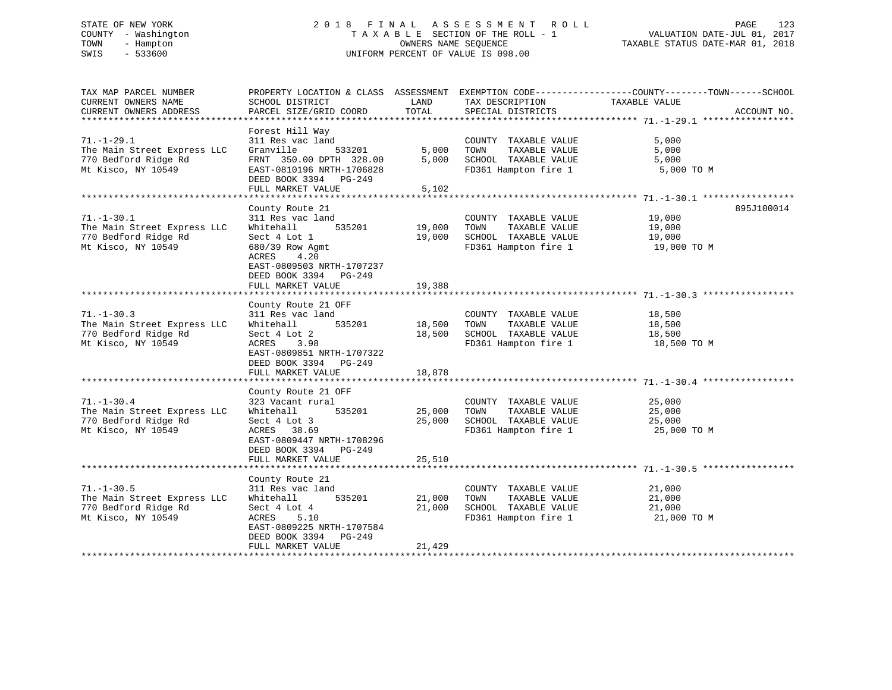STATE OF NEW YORK — COUNTY - Washington — TOWN - Hampton — SWIS - 533600

# 2018 FINAL ASSESSMENT ROLL

TAXABLE SECTION OF THE ROLL - 1
OWNERS NAME SEQUENCE
UNIFORM PERCENT OF VALUE IS 098.00

VALUATION DATE-JUL 01, 2017
TAXABLE STATUS DATE-MAR 01, 2018

| TAX MAP PARCEL NUMBER / CURRENT OWNERS NAME / CURRENT OWNERS ADDRESS | PROPERTY LOCATION & CLASS / SCHOOL DISTRICT / PARCEL SIZE/GRID COORD | ASSESSMENT LAND / TOTAL | EXEMPTION CODE / TAX DESCRIPTION / SPECIAL DISTRICTS | TAXABLE VALUE (COUNTY / TOWN / SCHOOL) | ACCOUNT NO. |
|---|---|---|---|---|---|
| 71.-1-29.1 | Forest Hill Way | | | | |
| The Main Street Express LLC | 311 Res vac land | | COUNTY TAXABLE VALUE | 5,000 | |
| 770 Bedford Ridge Rd | Granville 533201 | 5,000 | TOWN TAXABLE VALUE | 5,000 | |
| Mt Kisco, NY 10549 | FRNT 350.00 DPTH 328.00 | 5,000 | SCHOOL TAXABLE VALUE | 5,000 | |
| | EAST-0810196 NRTH-1706828 | | FD361 Hampton fire 1 | 5,000 TO M | |
| | DEED BOOK 3394 PG-249 | | | | |
| | FULL MARKET VALUE | 5,102 | | | |
| 71.-1-30.1 | County Route 21 | | | | 895J100014 |
| The Main Street Express LLC | 311 Res vac land | | COUNTY TAXABLE VALUE | 19,000 | |
| 770 Bedford Ridge Rd | Whitehall 535201 | 19,000 | TOWN TAXABLE VALUE | 19,000 | |
| Mt Kisco, NY 10549 | Sect 4 Lot 1 | 19,000 | SCHOOL TAXABLE VALUE | 19,000 | |
| | 680/39 Row Agmt | | FD361 Hampton fire 1 | 19,000 TO M | |
| | ACRES 4.20 | | | | |
| | EAST-0809503 NRTH-1707237 | | | | |
| | DEED BOOK 3394 PG-249 | | | | |
| | FULL MARKET VALUE | 19,388 | | | |
| 71.-1-30.3 | County Route 21 OFF | | | | |
| The Main Street Express LLC | 311 Res vac land | | COUNTY TAXABLE VALUE | 18,500 | |
| 770 Bedford Ridge Rd | Whitehall 535201 | 18,500 | TOWN TAXABLE VALUE | 18,500 | |
| Mt Kisco, NY 10549 | Sect 4 Lot 2 | 18,500 | SCHOOL TAXABLE VALUE | 18,500 | |
| | ACRES 3.98 | | FD361 Hampton fire 1 | 18,500 TO M | |
| | EAST-0809851 NRTH-1707322 | | | | |
| | DEED BOOK 3394 PG-249 | | | | |
| | FULL MARKET VALUE | 18,878 | | | |
| 71.-1-30.4 | County Route 21 OFF | | | | |
| The Main Street Express LLC | 323 Vacant rural | | COUNTY TAXABLE VALUE | 25,000 | |
| 770 Bedford Ridge Rd | Whitehall 535201 | 25,000 | TOWN TAXABLE VALUE | 25,000 | |
| Mt Kisco, NY 10549 | Sect 4 Lot 3 | 25,000 | SCHOOL TAXABLE VALUE | 25,000 | |
| | ACRES 38.69 | | FD361 Hampton fire 1 | 25,000 TO M | |
| | EAST-0809447 NRTH-1708296 | | | | |
| | DEED BOOK 3394 PG-249 | | | | |
| | FULL MARKET VALUE | 25,510 | | | |
| 71.-1-30.5 | County Route 21 | | | | |
| The Main Street Express LLC | 311 Res vac land | | COUNTY TAXABLE VALUE | 21,000 | |
| 770 Bedford Ridge Rd | Whitehall 535201 | 21,000 | TOWN TAXABLE VALUE | 21,000 | |
| Mt Kisco, NY 10549 | Sect 4 Lot 4 | 21,000 | SCHOOL TAXABLE VALUE | 21,000 | |
| | ACRES 5.10 | | FD361 Hampton fire 1 | 21,000 TO M | |
| | EAST-0809225 NRTH-1707584 | | | | |
| | DEED BOOK 3394 PG-249 | | | | |
| | FULL MARKET VALUE | 21,429 | | | |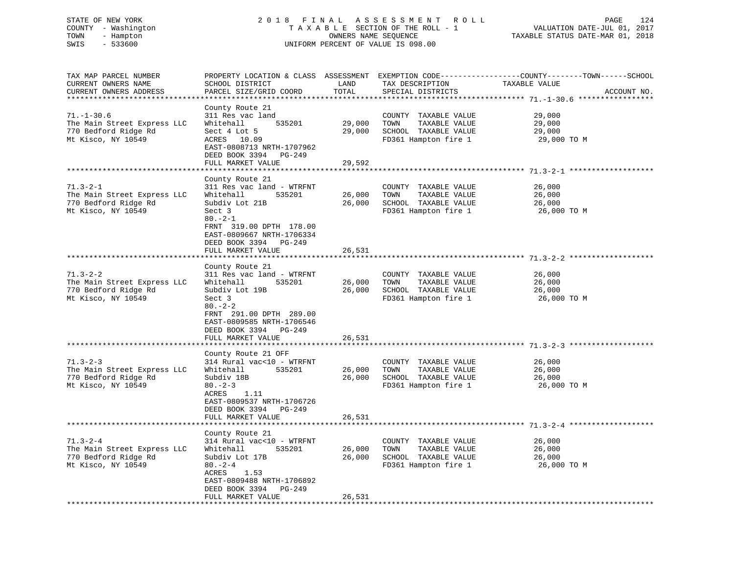STATE OF NEW YORK | COUNTY - Washington | TOWN - Hampton | SWIS - 533600

**2018 FINAL ASSESSMENT ROLL**
TAXABLE SECTION OF THE ROLL - 1
OWNERS NAME SEQUENCE
UNIFORM PERCENT OF VALUE IS 098.00

VALUATION DATE-JUL 01, 2017
TAXABLE STATUS DATE-MAR 01, 2018

| TAX MAP PARCEL NUMBER / CURRENT OWNERS NAME / CURRENT OWNERS ADDRESS | PROPERTY LOCATION & CLASS / SCHOOL DISTRICT / PARCEL SIZE/GRID COORD | ASSESSMENT LAND | ASSESSMENT TOTAL | EXEMPTION CODE / TAX DESCRIPTION / SPECIAL DISTRICTS | TAXABLE VALUE (COUNTY--TOWN--SCHOOL) | ACCOUNT NO. |
|---|---|---|---|---|---|---|
| **71.-1-30.6** | County Route 21 | | | | | |
| The Main Street Express LLC | 311 Res vac land | | | COUNTY TAXABLE VALUE | 29,000 | |
| 770 Bedford Ridge Rd | Whitehall 535201 | 29,000 | | TOWN TAXABLE VALUE | 29,000 | |
| Mt Kisco, NY 10549 | Sect 4 Lot 5 | | 29,000 | SCHOOL TAXABLE VALUE | 29,000 | |
| | ACRES 10.09 | | | FD361 Hampton fire 1 | 29,000 TO M | |
| | EAST-0808713 NRTH-1707962 | | | | | |
| | DEED BOOK 3394 PG-249 | | | | | |
| | FULL MARKET VALUE | | 29,592 | | | |
| **71.3-2-1** | County Route 21 | | | | | |
| The Main Street Express LLC | 311 Res vac land - WTRFNT | | | COUNTY TAXABLE VALUE | 26,000 | |
| 770 Bedford Ridge Rd | Whitehall 535201 | 26,000 | | TOWN TAXABLE VALUE | 26,000 | |
| Mt Kisco, NY 10549 | Subdiv Lot 21B | | 26,000 | SCHOOL TAXABLE VALUE | 26,000 | |
| | Sect 3 | | | FD361 Hampton fire 1 | 26,000 TO M | |
| | 80.-2-1 | | | | | |
| | FRNT 319.00 DPTH 178.00 | | | | | |
| | EAST-0809667 NRTH-1706334 | | | | | |
| | DEED BOOK 3394 PG-249 | | | | | |
| | FULL MARKET VALUE | | 26,531 | | | |
| **71.3-2-2** | County Route 21 | | | | | |
| The Main Street Express LLC | 311 Res vac land - WTRFNT | | | COUNTY TAXABLE VALUE | 26,000 | |
| 770 Bedford Ridge Rd | Whitehall 535201 | 26,000 | | TOWN TAXABLE VALUE | 26,000 | |
| Mt Kisco, NY 10549 | Subdiv Lot 19B | | 26,000 | SCHOOL TAXABLE VALUE | 26,000 | |
| | Sect 3 | | | FD361 Hampton fire 1 | 26,000 TO M | |
| | 80.-2-2 | | | | | |
| | FRNT 291.00 DPTH 289.00 | | | | | |
| | EAST-0809585 NRTH-1706546 | | | | | |
| | DEED BOOK 3394 PG-249 | | | | | |
| | FULL MARKET VALUE | | 26,531 | | | |
| **71.3-2-3** | County Route 21 OFF | | | | | |
| The Main Street Express LLC | 314 Rural vac<10 - WTRFNT | | | COUNTY TAXABLE VALUE | 26,000 | |
| 770 Bedford Ridge Rd | Whitehall 535201 | 26,000 | | TOWN TAXABLE VALUE | 26,000 | |
| Mt Kisco, NY 10549 | Subdiv 18B | | 26,000 | SCHOOL TAXABLE VALUE | 26,000 | |
| | 80.-2-3 | | | FD361 Hampton fire 1 | 26,000 TO M | |
| | ACRES 1.11 | | | | | |
| | EAST-0809537 NRTH-1706726 | | | | | |
| | DEED BOOK 3394 PG-249 | | | | | |
| | FULL MARKET VALUE | | 26,531 | | | |
| **71.3-2-4** | County Route 21 | | | | | |
| The Main Street Express LLC | 314 Rural vac<10 - WTRFNT | | | COUNTY TAXABLE VALUE | 26,000 | |
| 770 Bedford Ridge Rd | Whitehall 535201 | 26,000 | | TOWN TAXABLE VALUE | 26,000 | |
| Mt Kisco, NY 10549 | Subdiv Lot 17B | | 26,000 | SCHOOL TAXABLE VALUE | 26,000 | |
| | 80.-2-4 | | | FD361 Hampton fire 1 | 26,000 TO M | |
| | ACRES 1.53 | | | | | |
| | EAST-0809488 NRTH-1706892 | | | | | |
| | DEED BOOK 3394 PG-249 | | | | | |
| | FULL MARKET VALUE | | 26,531 | | | |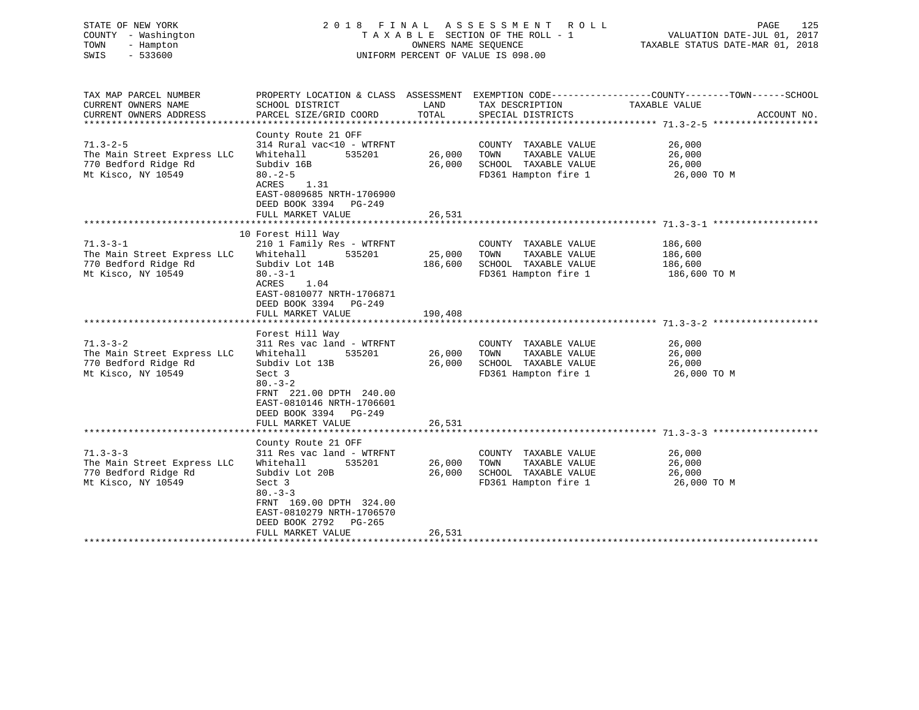STATE OF NEW YORK
COUNTY - Washington
TOWN - Hampton
SWIS - 533600

# 2018 FINAL ASSESSMENT ROLL

TAXABLE SECTION OF THE ROLL - 1
OWNERS NAME SEQUENCE
UNIFORM PERCENT OF VALUE IS 098.00

VALUATION DATE-JUL 01, 2017
TAXABLE STATUS DATE-MAR 01, 2018

| TAX MAP PARCEL NUMBER / CURRENT OWNERS NAME / CURRENT OWNERS ADDRESS | PROPERTY LOCATION & CLASS / SCHOOL DISTRICT / PARCEL SIZE/GRID COORD | ASSESSMENT LAND | ASSESSMENT TOTAL | EXEMPTION CODE / TAX DESCRIPTION / SPECIAL DISTRICTS | TAXABLE VALUE (COUNTY--------TOWN------SCHOOL) | ACCOUNT NO. |
|---|---|---|---|---|---|---|
| **71.3-2-5** | County Route 21 OFF | | | | | |
| 71.3-2-5 | 314 Rural vac<10 - WTRFNT | | | COUNTY TAXABLE VALUE | 26,000 | |
| The Main Street Express LLC | Whitehall 535201 | 26,000 | | TOWN TAXABLE VALUE | 26,000 | |
| 770 Bedford Ridge Rd | Subdiv 16B | | 26,000 | SCHOOL TAXABLE VALUE | 26,000 | |
| Mt Kisco, NY 10549 | 80.-2-5 | | | FD361 Hampton fire 1 | 26,000 TO M | |
| | ACRES 1.31 | | | | | |
| | EAST-0809685 NRTH-1706900 | | | | | |
| | DEED BOOK 3394 PG-249 | | | | | |
| | FULL MARKET VALUE | | 26,531 | | | |
| **71.3-3-1** | 10 Forest Hill Way | | | | | |
| 71.3-3-1 | 210 1 Family Res - WTRFNT | | | COUNTY TAXABLE VALUE | 186,600 | |
| The Main Street Express LLC | Whitehall 535201 | 25,000 | | TOWN TAXABLE VALUE | 186,600 | |
| 770 Bedford Ridge Rd | Subdiv Lot 14B | | 186,600 | SCHOOL TAXABLE VALUE | 186,600 | |
| Mt Kisco, NY 10549 | 80.-3-1 | | | FD361 Hampton fire 1 | 186,600 TO M | |
| | ACRES 1.04 | | | | | |
| | EAST-0810077 NRTH-1706871 | | | | | |
| | DEED BOOK 3394 PG-249 | | | | | |
| | FULL MARKET VALUE | | 190,408 | | | |
| **71.3-3-2** | Forest Hill Way | | | | | |
| 71.3-3-2 | 311 Res vac land - WTRFNT | | | COUNTY TAXABLE VALUE | 26,000 | |
| The Main Street Express LLC | Whitehall 535201 | 26,000 | | TOWN TAXABLE VALUE | 26,000 | |
| 770 Bedford Ridge Rd | Subdiv Lot 13B | | 26,000 | SCHOOL TAXABLE VALUE | 26,000 | |
| Mt Kisco, NY 10549 | Sect 3 | | | FD361 Hampton fire 1 | 26,000 TO M | |
| | 80.-3-2 | | | | | |
| | FRNT 221.00 DPTH 240.00 | | | | | |
| | EAST-0810146 NRTH-1706601 | | | | | |
| | DEED BOOK 3394 PG-249 | | | | | |
| | FULL MARKET VALUE | | 26,531 | | | |
| **71.3-3-3** | County Route 21 OFF | | | | | |
| 71.3-3-3 | 311 Res vac land - WTRFNT | | | COUNTY TAXABLE VALUE | 26,000 | |
| The Main Street Express LLC | Whitehall 535201 | 26,000 | | TOWN TAXABLE VALUE | 26,000 | |
| 770 Bedford Ridge Rd | Subdiv Lot 20B | | 26,000 | SCHOOL TAXABLE VALUE | 26,000 | |
| Mt Kisco, NY 10549 | Sect 3 | | | FD361 Hampton fire 1 | 26,000 TO M | |
| | 80.-3-3 | | | | | |
| | FRNT 169.00 DPTH 324.00 | | | | | |
| | EAST-0810279 NRTH-1706570 | | | | | |
| | DEED BOOK 2792 PG-265 | | | | | |
| | FULL MARKET VALUE | | 26,531 | | | |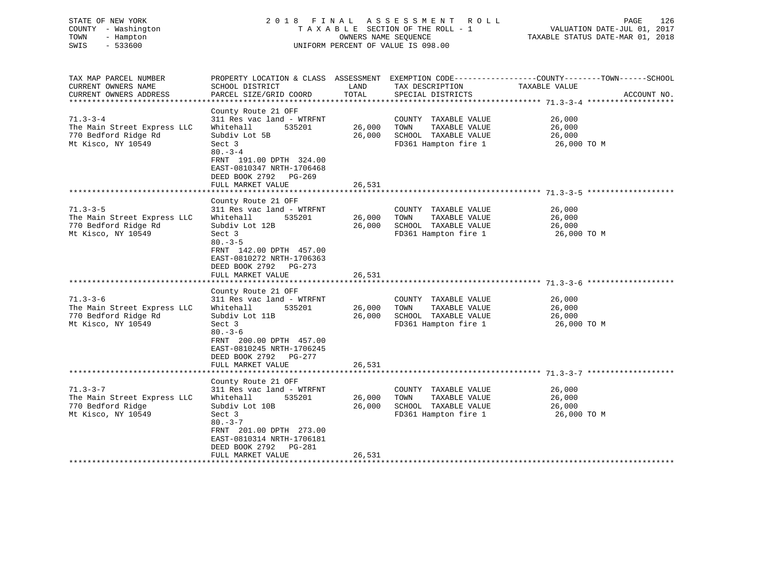STATE OF NEW YORK
COUNTY - Washington
TOWN - Hampton
SWIS - 533600

2018 FINAL ASSESSMENT ROLL
TAXABLE SECTION OF THE ROLL - 1
OWNERS NAME SEQUENCE
UNIFORM PERCENT OF VALUE IS 098.00

VALUATION DATE-JUL 01, 2017
TAXABLE STATUS DATE-MAR 01, 2018

| TAX MAP PARCEL NUMBER / CURRENT OWNERS NAME / CURRENT OWNERS ADDRESS | PROPERTY LOCATION & CLASS / SCHOOL DISTRICT / PARCEL SIZE/GRID COORD | ASSESSMENT LAND / TOTAL | EXEMPTION CODE / TAX DESCRIPTION / SPECIAL DISTRICTS | COUNTY--------TOWN------SCHOOL TAXABLE VALUE | ACCOUNT NO. |
|---|---|---|---|---|---|
| 71.3-3-4 | County Route 21 OFF | | | | |
| | 311 Res vac land - WTRFNT | | COUNTY TAXABLE VALUE | 26,000 | |
| The Main Street Express LLC | Whitehall 535201 | 26,000 | TOWN TAXABLE VALUE | 26,000 | |
| 770 Bedford Ridge Rd | Subdiv Lot 5B | 26,000 | SCHOOL TAXABLE VALUE | 26,000 | |
| Mt Kisco, NY 10549 | Sect 3 | | FD361 Hampton fire 1 | 26,000 TO M | |
| | 80.-3-4 | | | | |
| | FRNT 191.00 DPTH 324.00 | | | | |
| | EAST-0810347 NRTH-1706468 | | | | |
| | DEED BOOK 2792 PG-269 | | | | |
| | FULL MARKET VALUE | 26,531 | | | |
| 71.3-3-5 | County Route 21 OFF | | | | |
| | 311 Res vac land - WTRFNT | | COUNTY TAXABLE VALUE | 26,000 | |
| The Main Street Express LLC | Whitehall 535201 | 26,000 | TOWN TAXABLE VALUE | 26,000 | |
| 770 Bedford Ridge Rd | Subdiv Lot 12B | 26,000 | SCHOOL TAXABLE VALUE | 26,000 | |
| Mt Kisco, NY 10549 | Sect 3 | | FD361 Hampton fire 1 | 26,000 TO M | |
| | 80.-3-5 | | | | |
| | FRNT 142.00 DPTH 457.00 | | | | |
| | EAST-0810272 NRTH-1706363 | | | | |
| | DEED BOOK 2792 PG-273 | | | | |
| | FULL MARKET VALUE | 26,531 | | | |
| 71.3-3-6 | County Route 21 OFF | | | | |
| | 311 Res vac land - WTRFNT | | COUNTY TAXABLE VALUE | 26,000 | |
| The Main Street Express LLC | Whitehall 535201 | 26,000 | TOWN TAXABLE VALUE | 26,000 | |
| 770 Bedford Ridge Rd | Subdiv Lot 11B | 26,000 | SCHOOL TAXABLE VALUE | 26,000 | |
| Mt Kisco, NY 10549 | Sect 3 | | FD361 Hampton fire 1 | 26,000 TO M | |
| | 80.-3-6 | | | | |
| | FRNT 200.00 DPTH 457.00 | | | | |
| | EAST-0810245 NRTH-1706245 | | | | |
| | DEED BOOK 2792 PG-277 | | | | |
| | FULL MARKET VALUE | 26,531 | | | |
| 71.3-3-7 | County Route 21 OFF | | | | |
| | 311 Res vac land - WTRFNT | | COUNTY TAXABLE VALUE | 26,000 | |
| The Main Street Express LLC | Whitehall 535201 | 26,000 | TOWN TAXABLE VALUE | 26,000 | |
| 770 Bedford Ridge | Subdiv Lot 10B | 26,000 | SCHOOL TAXABLE VALUE | 26,000 | |
| Mt Kisco, NY 10549 | Sect 3 | | FD361 Hampton fire 1 | 26,000 TO M | |
| | 80.-3-7 | | | | |
| | FRNT 201.00 DPTH 273.00 | | | | |
| | EAST-0810314 NRTH-1706181 | | | | |
| | DEED BOOK 2792 PG-281 | | | | |
| | FULL MARKET VALUE | 26,531 | | | |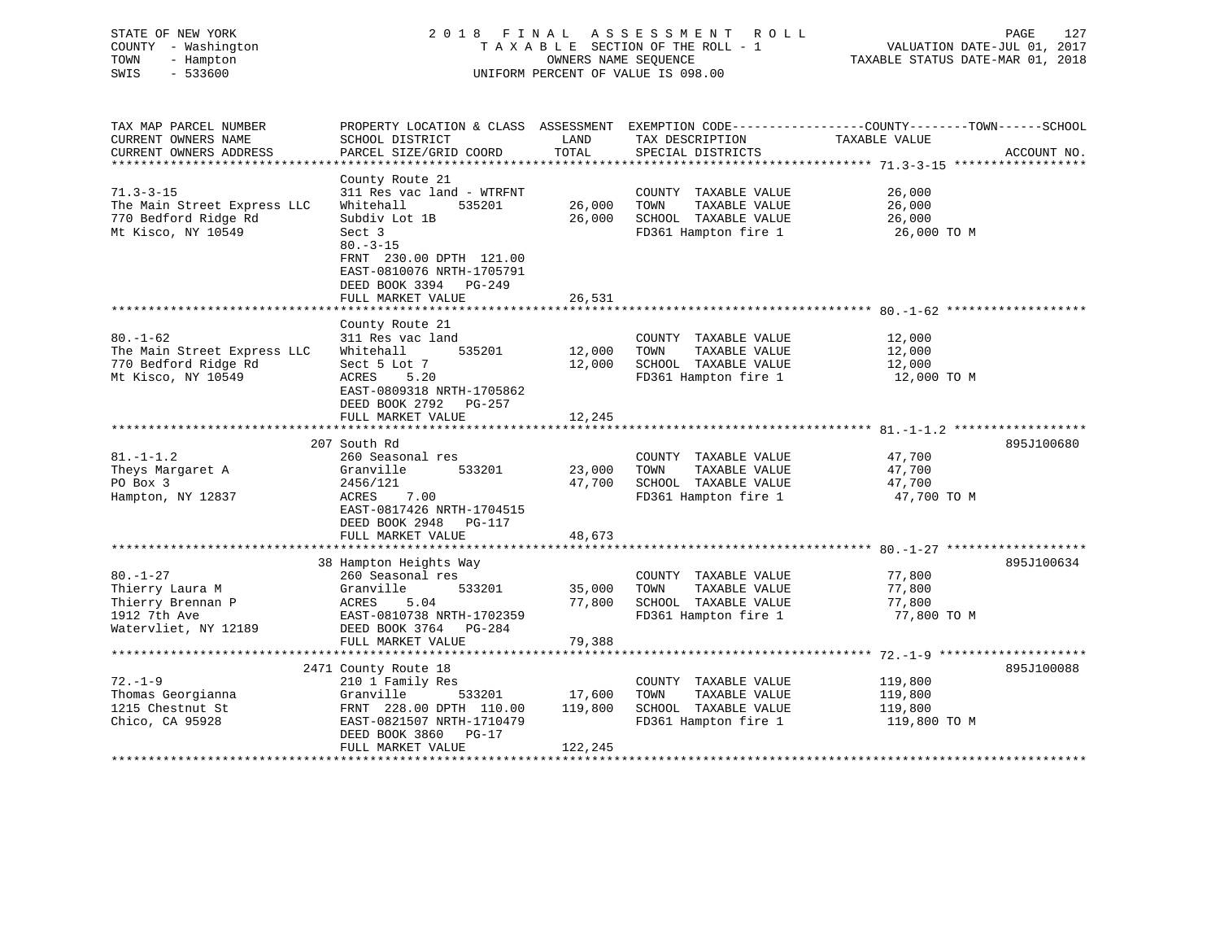STATE OF NEW YORK
COUNTY - Washington
TOWN - Hampton
SWIS - 533600

# 2018 FINAL ASSESSMENT ROLL

TAXABLE SECTION OF THE ROLL - 1
OWNERS NAME SEQUENCE
UNIFORM PERCENT OF VALUE IS 098.00

VALUATION DATE-JUL 01, 2017
TAXABLE STATUS DATE-MAR 01, 2018

| TAX MAP PARCEL NUMBER / CURRENT OWNERS NAME / CURRENT OWNERS ADDRESS | PROPERTY LOCATION & CLASS / SCHOOL DISTRICT / PARCEL SIZE/GRID COORD | ASSESSMENT LAND / TOTAL | EXEMPTION CODE / TAX DESCRIPTION / SPECIAL DISTRICTS | COUNTY--TOWN--SCHOOL TAXABLE VALUE | ACCOUNT NO. |
|---|---|---|---|---|---|
| 71.3-3-15 | County Route 21 | | | | |
| 71.3-3-15 | 311 Res vac land - WTRFNT | | COUNTY TAXABLE VALUE | 26,000 | |
| The Main Street Express LLC | Whitehall 535201 | 26,000 | TOWN TAXABLE VALUE | 26,000 | |
| 770 Bedford Ridge Rd | Subdiv Lot 1B | 26,000 | SCHOOL TAXABLE VALUE | 26,000 | |
| Mt Kisco, NY 10549 | Sect 3 | | FD361 Hampton fire 1 | 26,000 TO M | |
| | 80.-3-15 | | | | |
| | FRNT 230.00 DPTH 121.00 | | | | |
| | EAST-0810076 NRTH-1705791 | | | | |
| | DEED BOOK 3394 PG-249 | | | | |
| | FULL MARKET VALUE | 26,531 | | | |
| 80.-1-62 | County Route 21 | | | | |
| 80.-1-62 | 311 Res vac land | | COUNTY TAXABLE VALUE | 12,000 | |
| The Main Street Express LLC | Whitehall 535201 | 12,000 | TOWN TAXABLE VALUE | 12,000 | |
| 770 Bedford Ridge Rd | Sect 5 Lot 7 | 12,000 | SCHOOL TAXABLE VALUE | 12,000 | |
| Mt Kisco, NY 10549 | ACRES 5.20 | | FD361 Hampton fire 1 | 12,000 TO M | |
| | EAST-0809318 NRTH-1705862 | | | | |
| | DEED BOOK 2792 PG-257 | | | | |
| | FULL MARKET VALUE | 12,245 | | | |
| 81.-1-1.2 | 207 South Rd | | | | 895J100680 |
| 81.-1-1.2 | 260 Seasonal res | | COUNTY TAXABLE VALUE | 47,700 | |
| Theys Margaret A | Granville 533201 | 23,000 | TOWN TAXABLE VALUE | 47,700 | |
| PO Box 3 | 2456/121 | 47,700 | SCHOOL TAXABLE VALUE | 47,700 | |
| Hampton, NY 12837 | ACRES 7.00 | | FD361 Hampton fire 1 | 47,700 TO M | |
| | EAST-0817426 NRTH-1704515 | | | | |
| | DEED BOOK 2948 PG-117 | | | | |
| | FULL MARKET VALUE | 48,673 | | | |
| 80.-1-27 | 38 Hampton Heights Way | | | | 895J100634 |
| 80.-1-27 | 260 Seasonal res | | COUNTY TAXABLE VALUE | 77,800 | |
| Thierry Laura M | Granville 533201 | 35,000 | TOWN TAXABLE VALUE | 77,800 | |
| Thierry Brennan P | ACRES 5.04 | 77,800 | SCHOOL TAXABLE VALUE | 77,800 | |
| 1912 7th Ave | EAST-0810738 NRTH-1702359 | | FD361 Hampton fire 1 | 77,800 TO M | |
| Watervliet, NY 12189 | DEED BOOK 3764 PG-284 | | | | |
| | FULL MARKET VALUE | 79,388 | | | |
| 72.-1-9 | 2471 County Route 18 | | | | 895J100088 |
| 72.-1-9 | 210 1 Family Res | | COUNTY TAXABLE VALUE | 119,800 | |
| Thomas Georgianna | Granville 533201 | 17,600 | TOWN TAXABLE VALUE | 119,800 | |
| 1215 Chestnut St | FRNT 228.00 DPTH 110.00 | 119,800 | SCHOOL TAXABLE VALUE | 119,800 | |
| Chico, CA 95928 | EAST-0821507 NRTH-1710479 | | FD361 Hampton fire 1 | 119,800 TO M | |
| | DEED BOOK 3860 PG-17 | | | | |
| | FULL MARKET VALUE | 122,245 | | | |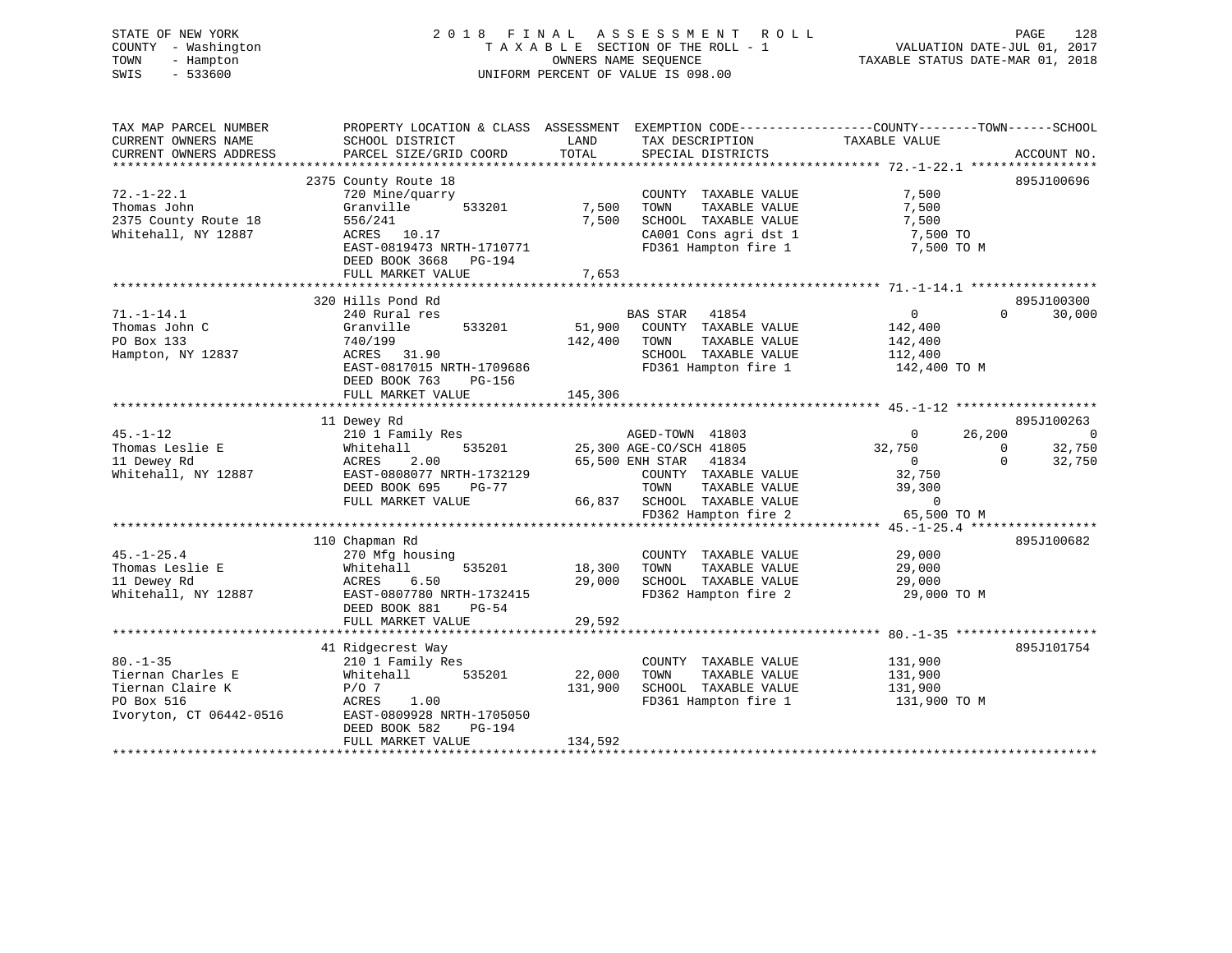STATE OF NEW YORK
COUNTY - Washington
TOWN - Hampton
SWIS - 533600

2 0 1 8 F I N A L A S S E S S M E N T R O L L
T A X A B L E SECTION OF THE ROLL - 1
OWNERS NAME SEQUENCE
UNIFORM PERCENT OF VALUE IS 098.00

VALUATION DATE-JUL 01, 2017
TAXABLE STATUS DATE-MAR 01, 2018

```
TAX MAP PARCEL NUMBER          PROPERTY LOCATION & CLASS  ASSESSMENT  EXEMPTION CODE------------------COUNTY--------TOWN------SCHOOL
CURRENT OWNERS NAME            SCHOOL DISTRICT              LAND      TAX DESCRIPTION              TAXABLE VALUE
CURRENT OWNERS ADDRESS         PARCEL SIZE/GRID COORD       TOTAL     SPECIAL DISTRICTS                                    ACCOUNT NO.
******************************************************************************************************* 72.-1-22.1 *****************
                    2375 County Route 18                                                                               895J100696
72.-1-22.1                     720 Mine/quarry                        COUNTY  TAXABLE VALUE           7,500
Thomas John                    Granville        533201      7,500     TOWN    TAXABLE VALUE           7,500
2375 County Route 18           556/241                      7,500     SCHOOL  TAXABLE VALUE           7,500
Whitehall, NY 12887            ACRES   10.17                          CA001 Cons agri dst 1           7,500 TO
                               EAST-0819473 NRTH-1710771              FD361 Hampton fire 1            7,500 TO M
                               DEED BOOK 3668   PG-194
                               FULL MARKET VALUE            7,653
******************************************************************************************************* 71.-1-14.1 *****************
                    320 Hills Pond Rd                                                                                  895J100300
71.-1-14.1                     240 Rural res                          BAS STAR   41854                  0            0      30,000
Thomas John C                  Granville        533201     51,900     COUNTY  TAXABLE VALUE         142,400
PO Box 133                     740/199                    142,400     TOWN    TAXABLE VALUE         142,400
Hampton, NY 12837              ACRES   31.90                          SCHOOL  TAXABLE VALUE         112,400
                               EAST-0817015 NRTH-1709686              FD361 Hampton fire 1          142,400 TO M
                               DEED BOOK 763    PG-156
                               FULL MARKET VALUE          145,306
******************************************************************************************************* 45.-1-12 *******************
                    11 Dewey Rd                                                                                        895J100263
45.-1-12                       210 1 Family Res                       AGED-TOWN  41803                  0       26,200           0
Thomas Leslie E                Whitehall        535201     25,300 AGE-CO/SCH 41805                 32,750            0      32,750
11 Dewey Rd                    ACRES    2.00               65,500 ENH STAR   41834                      0            0      32,750
Whitehall, NY 12887            EAST-0808077 NRTH-1732129              COUNTY  TAXABLE VALUE          32,750
                               DEED BOOK 695    PG-77                 TOWN    TAXABLE VALUE          39,300
                               FULL MARKET VALUE           66,837     SCHOOL  TAXABLE VALUE               0
                                                                      FD362 Hampton fire 2           65,500 TO M
******************************************************************************************************* 45.-1-25.4 *****************
                    110 Chapman Rd                                                                                     895J100682
45.-1-25.4                     270 Mfg housing                        COUNTY  TAXABLE VALUE          29,000
Thomas Leslie E                Whitehall        535201     18,300     TOWN    TAXABLE VALUE          29,000
11 Dewey Rd                    ACRES    6.50               29,000     SCHOOL  TAXABLE VALUE          29,000
Whitehall, NY 12887            EAST-0807780 NRTH-1732415              FD362 Hampton fire 2           29,000 TO M
                               DEED BOOK 881    PG-54
                               FULL MARKET VALUE           29,592
******************************************************************************************************* 80.-1-35 *******************
                    41 Ridgecrest Way                                                                                  895J101754
80.-1-35                       210 1 Family Res                       COUNTY  TAXABLE VALUE         131,900
Tiernan Charles E              Whitehall        535201     22,000     TOWN    TAXABLE VALUE         131,900
Tiernan Claire K               P/O 7                      131,900     SCHOOL  TAXABLE VALUE         131,900
PO Box 516                     ACRES    1.00                          FD361 Hampton fire 1          131,900 TO M
Ivoryton, CT 06442-0516        EAST-0809928 NRTH-1705050
                               DEED BOOK 582    PG-194
                               FULL MARKET VALUE          134,592
************************************************************************************************************************************
```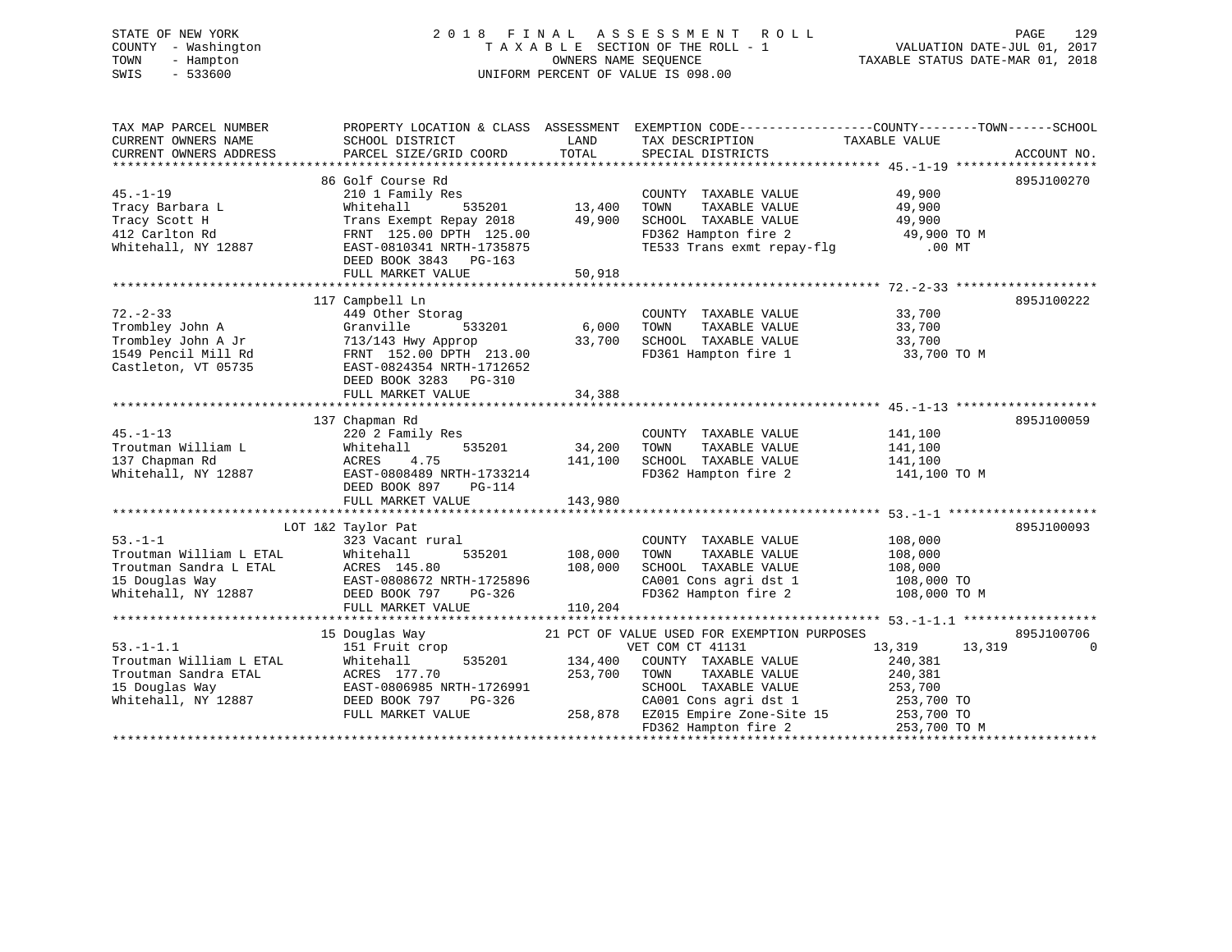STATE OF NEW YORK — 2018 FINAL ASSESSMENT ROLL
COUNTY - Washington — TAXABLE SECTION OF THE ROLL - 1 — VALUATION DATE-JUL 01, 2017
TOWN - Hampton — OWNERS NAME SEQUENCE — TAXABLE STATUS DATE-MAR 01, 2018
SWIS - 533600 — UNIFORM PERCENT OF VALUE IS 098.00

```
TAX MAP PARCEL NUMBER          PROPERTY LOCATION & CLASS  ASSESSMENT  EXEMPTION CODE-----------------COUNTY--------TOWN------SCHOOL
CURRENT OWNERS NAME            SCHOOL DISTRICT               LAND      TAX DESCRIPTION            TAXABLE VALUE
CURRENT OWNERS ADDRESS         PARCEL SIZE/GRID COORD        TOTAL     SPECIAL DISTRICTS                                   ACCOUNT NO.
******************************************************************************************************* 45.-1-19 *******************
                               86 Golf Course Rd                                                                          895J100270
45.-1-19                       210 1 Family Res                         COUNTY  TAXABLE VALUE            49,900
Tracy Barbara L                Whitehall         535201      13,400     TOWN    TAXABLE VALUE            49,900
Tracy Scott H                  Trans Exempt Repay 2018       49,900     SCHOOL  TAXABLE VALUE            49,900
412 Carlton Rd                 FRNT 125.00 DPTH 125.00                  FD362 Hampton fire 2               49,900 TO M
Whitehall, NY 12887            EAST-0810341 NRTH-1735875                TE533 Trans exmt repay-flg            .00 MT
                               DEED BOOK 3843   PG-163
                               FULL MARKET VALUE             50,918
******************************************************************************************************* 72.-2-33 *******************
                               117 Campbell Ln                                                                            895J100222
72.-2-33                       449 Other Storag                         COUNTY  TAXABLE VALUE            33,700
Trombley John A                Granville         533201       6,000     TOWN    TAXABLE VALUE            33,700
Trombley John A Jr             713/143 Hwy Approp            33,700     SCHOOL  TAXABLE VALUE            33,700
1549 Pencil Mill Rd            FRNT 152.00 DPTH 213.00                  FD361 Hampton fire 1               33,700 TO M
Castleton, VT 05735            EAST-0824354 NRTH-1712652
                               DEED BOOK 3283   PG-310
                               FULL MARKET VALUE             34,388
******************************************************************************************************* 45.-1-13 *******************
                               137 Chapman Rd                                                                             895J100059
45.-1-13                       220 2 Family Res                         COUNTY  TAXABLE VALUE           141,100
Troutman William L             Whitehall         535201      34,200     TOWN    TAXABLE VALUE           141,100
137 Chapman Rd                 ACRES    4.75                141,100     SCHOOL  TAXABLE VALUE           141,100
Whitehall, NY 12887            EAST-0808489 NRTH-1733214                FD362 Hampton fire 2              141,100 TO M
                               DEED BOOK 897    PG-114
                               FULL MARKET VALUE            143,980
******************************************************************************************************* 53.-1-1 ********************
                               LOT 1&2 Taylor Pat                                                                         895J100093
53.-1-1                        323 Vacant rural                         COUNTY  TAXABLE VALUE           108,000
Troutman William L ETAL        Whitehall         535201     108,000     TOWN    TAXABLE VALUE           108,000
Troutman Sandra L ETAL         ACRES  145.80                108,000     SCHOOL  TAXABLE VALUE           108,000
15 Douglas Way                 EAST-0808672 NRTH-1725896                CA001 Cons agri dst 1             108,000 TO
Whitehall, NY 12887            DEED BOOK 797    PG-326                  FD362 Hampton fire 2              108,000 TO M
                               FULL MARKET VALUE            110,204
******************************************************************************************************* 53.-1-1.1 ******************
                               15 Douglas Way              21 PCT OF VALUE USED FOR EXEMPTION PURPOSES                    895J100706
53.-1-1.1                      151 Fruit crop                         VET COM CT 41131             13,319      13,319            0
Troutman William L ETAL        Whitehall         535201     134,400     COUNTY  TAXABLE VALUE           240,381
Troutman Sandra ETAL           ACRES  177.70                253,700     TOWN    TAXABLE VALUE           240,381
15 Douglas Way                 EAST-0806985 NRTH-1726991                SCHOOL  TAXABLE VALUE           253,700
Whitehall, NY 12887            DEED BOOK 797    PG-326                  CA001 Cons agri dst 1             253,700 TO
                               FULL MARKET VALUE            258,878     EZ015 Empire Zone-Site 15         253,700 TO
                                                                        FD362 Hampton fire 2              253,700 TO M
************************************************************************************************************************************
```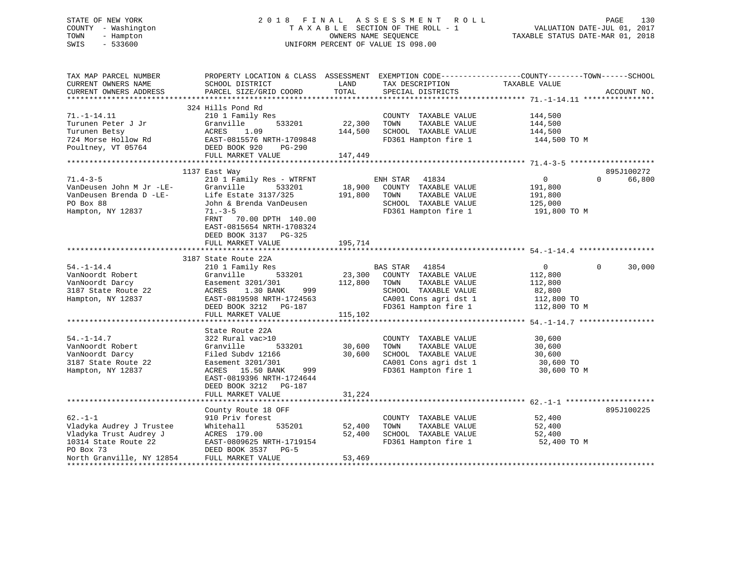STATE OF NEW YORK
COUNTY - Washington
TOWN - Hampton
SWIS - 533600

2 0 1 8 F I N A L A S S E S S M E N T R O L L
T A X A B L E SECTION OF THE ROLL - 1
OWNERS NAME SEQUENCE
UNIFORM PERCENT OF VALUE IS 098.00

VALUATION DATE-JUL 01, 2017
TAXABLE STATUS DATE-MAR 01, 2018

```
TAX MAP PARCEL NUMBER          PROPERTY LOCATION & CLASS  ASSESSMENT  EXEMPTION CODE------------------COUNTY--------TOWN------SCHOOL
CURRENT OWNERS NAME            SCHOOL DISTRICT            LAND        TAX DESCRIPTION             TAXABLE VALUE
CURRENT OWNERS ADDRESS         PARCEL SIZE/GRID COORD     TOTAL       SPECIAL DISTRICTS                                     ACCOUNT NO.
******************************************************************************************************* 71.-1-14.11 ****************
                               324 Hills Pond Rd
71.-1-14.11                    210 1 Family Res                       COUNTY  TAXABLE VALUE          144,500
Turunen Peter J Jr             Granville       533201      22,300     TOWN    TAXABLE VALUE          144,500
Turunen Betsy                  ACRES    1.09              144,500     SCHOOL  TAXABLE VALUE          144,500
724 Morse Hollow Rd            EAST-0815576 NRTH-1709848              FD361 Hampton fire 1            144,500 TO M
Poultney, VT 05764             DEED BOOK 920    PG-290
                               FULL MARKET VALUE          147,449
******************************************************************************************************* 71.4-3-5 *******************
                               1137 East Way                                                                           895J100272
71.4-3-5                       210 1 Family Res - WTRFNT              ENH STAR   41834                   0           0      66,800
VanDeusen John M Jr -LE-       Granville       533201      18,900     COUNTY  TAXABLE VALUE          191,800
VanDeusen Brenda D -LE-        Life Estate 3137/325       191,800     TOWN    TAXABLE VALUE          191,800
PO Box 88                      John & Brenda VanDeusen                SCHOOL  TAXABLE VALUE          125,000
Hampton, NY 12837              71.-3-5                                FD361 Hampton fire 1            191,800 TO M
                               FRNT   70.00 DPTH 140.00
                               EAST-0815654 NRTH-1708324
                               DEED BOOK 3137   PG-325
                               FULL MARKET VALUE          195,714
******************************************************************************************************* 54.-1-14.4 *****************
                               3187 State Route 22A
54.-1-14.4                     210 1 Family Res                       BAS STAR   41854                   0           0      30,000
VanNoordt Robert               Granville       533201      23,300     COUNTY  TAXABLE VALUE          112,800
VanNoordt Darcy                Easement 3201/301          112,800     TOWN    TAXABLE VALUE          112,800
3187 State Route 22            ACRES    1.30 BANK    999              SCHOOL  TAXABLE VALUE           82,800
Hampton, NY 12837              EAST-0819598 NRTH-1724563              CA001 Cons agri dst 1           112,800 TO
                               DEED BOOK 3212   PG-187                FD361 Hampton fire 1            112,800 TO M
                               FULL MARKET VALUE          115,102
******************************************************************************************************* 54.-1-14.7 *****************
                               State Route 22A
54.-1-14.7                     322 Rural vac>10                       COUNTY  TAXABLE VALUE           30,600
VanNoordt Robert               Granville       533201      30,600     TOWN    TAXABLE VALUE           30,600
VanNoordt Darcy                Filed Subdv 12166           30,600     SCHOOL  TAXABLE VALUE           30,600
3187 State Route 22            Easement 3201/301                      CA001 Cons agri dst 1            30,600 TO
Hampton, NY 12837              ACRES   15.50 BANK    999              FD361 Hampton fire 1             30,600 TO M
                               EAST-0819396 NRTH-1724644
                               DEED BOOK 3212   PG-187
                               FULL MARKET VALUE           31,224
******************************************************************************************************* 62.-1-1 ********************
                               County Route 18 OFF                                                                     895J100225
62.-1-1                        910 Priv forest                        COUNTY  TAXABLE VALUE           52,400
Vladyka Audrey J Trustee       Whitehall       535201      52,400     TOWN    TAXABLE VALUE           52,400
Vladyka Trust Audrey J         ACRES  179.00               52,400     SCHOOL  TAXABLE VALUE           52,400
10314 State Route 22           EAST-0809625 NRTH-1719154              FD361 Hampton fire 1             52,400 TO M
PO Box 73                      DEED BOOK 3537   PG-5
North Granville, NY 12854      FULL MARKET VALUE           53,469
************************************************************************************************************************************
```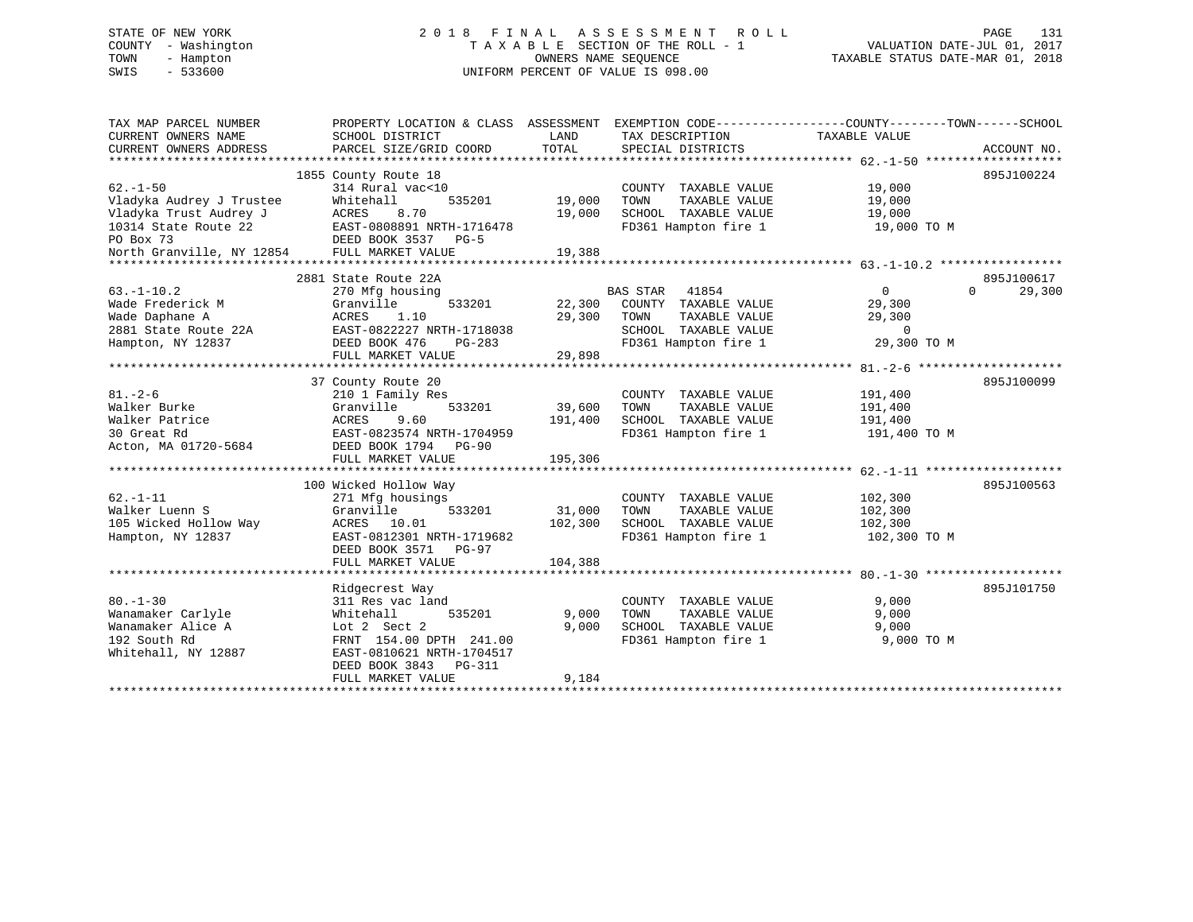STATE OF NEW YORK
COUNTY - Washington
TOWN - Hampton
SWIS - 533600

# 2018 FINAL ASSESSMENT ROLL
TAXABLE SECTION OF THE ROLL - 1
OWNERS NAME SEQUENCE
UNIFORM PERCENT OF VALUE IS 098.00

VALUATION DATE-JUL 01, 2017
TAXABLE STATUS DATE-MAR 01, 2018

| TAX MAP PARCEL NUMBER / CURRENT OWNERS NAME / CURRENT OWNERS ADDRESS | PROPERTY LOCATION & CLASS / SCHOOL DISTRICT / PARCEL SIZE/GRID COORD | ASSESSMENT LAND | ASSESSMENT TOTAL | EXEMPTION CODE / TAX DESCRIPTION / SPECIAL DISTRICTS | COUNTY / TOWN TAXABLE VALUE | SCHOOL | ACCOUNT NO. |
|---|---|---|---|---|---|---|---|
| **62.-1-50** | 1855 County Route 18 | | | | | | 895J100224 |
| Vladyka Audrey J Trustee | 314 Rural vac<10 | | | COUNTY TAXABLE VALUE | 19,000 | | |
| Vladyka Trust Audrey J | Whitehall 535201 | 19,000 | | TOWN TAXABLE VALUE | 19,000 | | |
| 10314 State Route 22 | ACRES 8.70 | | 19,000 | SCHOOL TAXABLE VALUE | 19,000 | | |
| PO Box 73 | EAST-0808891 NRTH-1716478 | | | FD361 Hampton fire 1 | 19,000 TO M | | |
| North Granville, NY 12854 | DEED BOOK 3537 PG-5 | | | | | | |
| | FULL MARKET VALUE | | 19,388 | | | | |
| **63.-1-10.2** | 2881 State Route 22A | | | | | | 895J100617 |
| Wade Frederick M | 270 Mfg housing | | | BAS STAR 41854 | 0 | 0 | 29,300 |
| Wade Daphane A | Granville 533201 | 22,300 | | COUNTY TAXABLE VALUE | 29,300 | | |
| 2881 State Route 22A | ACRES 1.10 | | 29,300 | TOWN TAXABLE VALUE | 29,300 | | |
| Hampton, NY 12837 | EAST-0822227 NRTH-1718038 | | | SCHOOL TAXABLE VALUE | 0 | | |
| | DEED BOOK 476 PG-283 | | | FD361 Hampton fire 1 | 29,300 TO M | | |
| | FULL MARKET VALUE | | 29,898 | | | | |
| **81.-2-6** | 37 County Route 20 | | | | | | 895J100099 |
| Walker Burke | 210 1 Family Res | | | COUNTY TAXABLE VALUE | 191,400 | | |
| Walker Patrice | Granville 533201 | 39,600 | | TOWN TAXABLE VALUE | 191,400 | | |
| 30 Great Rd | ACRES 9.60 | | 191,400 | SCHOOL TAXABLE VALUE | 191,400 | | |
| Acton, MA 01720-5684 | EAST-0823574 NRTH-1704959 | | | FD361 Hampton fire 1 | 191,400 TO M | | |
| | DEED BOOK 1794 PG-90 | | | | | | |
| | FULL MARKET VALUE | | 195,306 | | | | |
| **62.-1-11** | 100 Wicked Hollow Way | | | | | | 895J100563 |
| Walker Luenn S | 271 Mfg housings | | | COUNTY TAXABLE VALUE | 102,300 | | |
| 105 Wicked Hollow Way | Granville 533201 | 31,000 | | TOWN TAXABLE VALUE | 102,300 | | |
| Hampton, NY 12837 | ACRES 10.01 | | 102,300 | SCHOOL TAXABLE VALUE | 102,300 | | |
| | EAST-0812301 NRTH-1719682 | | | FD361 Hampton fire 1 | 102,300 TO M | | |
| | DEED BOOK 3571 PG-97 | | | | | | |
| | FULL MARKET VALUE | | 104,388 | | | | |
| **80.-1-30** | Ridgecrest Way | | | | | | 895J101750 |
| Wanamaker Carlyle | 311 Res vac land | | | COUNTY TAXABLE VALUE | 9,000 | | |
| Wanamaker Alice A | Whitehall 535201 | 9,000 | | TOWN TAXABLE VALUE | 9,000 | | |
| 192 South Rd | Lot 2 Sect 2 | | 9,000 | SCHOOL TAXABLE VALUE | 9,000 | | |
| Whitehall, NY 12887 | FRNT 154.00 DPTH 241.00 | | | FD361 Hampton fire 1 | 9,000 TO M | | |
| | EAST-0810621 NRTH-1704517 | | | | | | |
| | DEED BOOK 3843 PG-311 | | | | | | |
| | FULL MARKET VALUE | | 9,184 | | | | |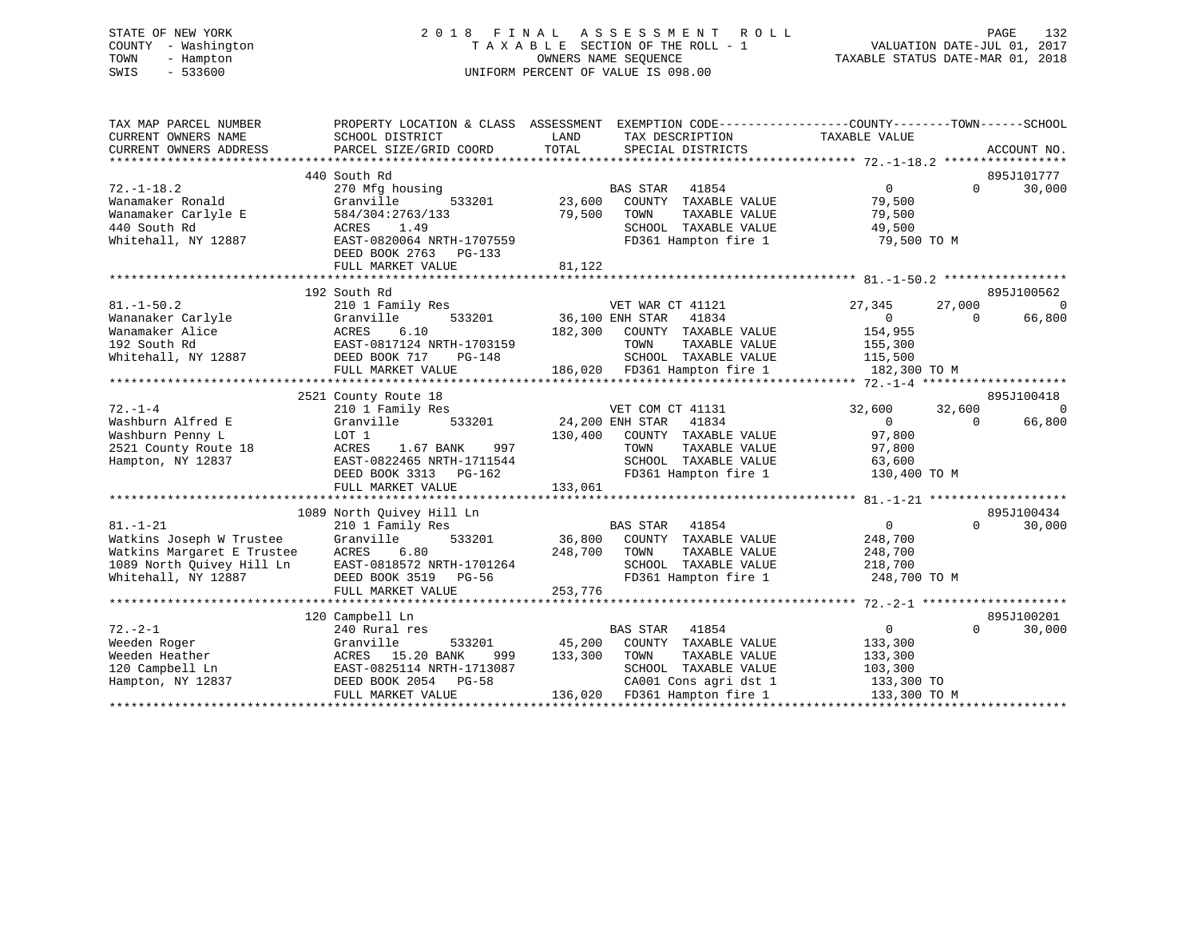STATE OF NEW YORK
COUNTY - Washington
TOWN - Hampton
SWIS - 533600

# 2018 FINAL ASSESSMENT ROLL
TAXABLE SECTION OF THE ROLL - 1
OWNERS NAME SEQUENCE
UNIFORM PERCENT OF VALUE IS 098.00

VALUATION DATE-JUL 01, 2017
TAXABLE STATUS DATE-MAR 01, 2018

```
TAX MAP PARCEL NUMBER          PROPERTY LOCATION & CLASS  ASSESSMENT  EXEMPTION CODE------------------COUNTY--------TOWN------SCHOOL
CURRENT OWNERS NAME            SCHOOL DISTRICT              LAND      TAX DESCRIPTION             TAXABLE VALUE
CURRENT OWNERS ADDRESS         PARCEL SIZE/GRID COORD       TOTAL     SPECIAL DISTRICTS                                    ACCOUNT NO.
*************************************************************************************************** 72.-1-18.2 *****************
                  440 South Rd                                                                                    895J101777
72.-1-18.2                     270 Mfg housing                       BAS STAR   41854                 0          0     30,000
Wanamaker Ronald               Granville        533201      23,600   COUNTY  TAXABLE VALUE           79,500
Wanamaker Carlyle E            584/304:2763/133             79,500   TOWN    TAXABLE VALUE           79,500
440 South Rd                   ACRES    1.49                         SCHOOL  TAXABLE VALUE           49,500
Whitehall, NY 12887            EAST-0820064 NRTH-1707559             FD361 Hampton fire 1             79,500 TO M
                               DEED BOOK 2763   PG-133
                               FULL MARKET VALUE            81,122
*************************************************************************************************** 81.-1-50.2 *****************
                  192 South Rd                                                                                    895J100562
81.-1-50.2                     210 1 Family Res                      VET WAR CT 41121            27,345     27,000          0
Wananaker Carlyle              Granville        533201      36,100 ENH STAR   41834                 0          0     66,800
Wanamaker Alice                ACRES    6.10               182,300   COUNTY  TAXABLE VALUE          154,955
192 South Rd                   EAST-0817124 NRTH-1703159             TOWN    TAXABLE VALUE          155,300
Whitehall, NY 12887            DEED BOOK 717    PG-148               SCHOOL  TAXABLE VALUE          115,500
                               FULL MARKET VALUE           186,020   FD361 Hampton fire 1            182,300 TO M
*************************************************************************************************** 72.-1-4 ********************
                  2521 County Route 18                                                                            895J100418
72.-1-4                        210 1 Family Res                      VET COM CT 41131            32,600     32,600          0
Washburn Alfred E              Granville        533201      24,200 ENH STAR   41834                 0          0     66,800
Washburn Penny L               LOT 1                       130,400   COUNTY  TAXABLE VALUE           97,800
2521 County Route 18           ACRES    1.67 BANK    997             TOWN    TAXABLE VALUE           97,800
Hampton, NY 12837              EAST-0822465 NRTH-1711544             SCHOOL  TAXABLE VALUE           63,600
                               DEED BOOK 3313   PG-162               FD361 Hampton fire 1            130,400 TO M
                               FULL MARKET VALUE           133,061
*************************************************************************************************** 81.-1-21 *******************
                  1089 North Quivey Hill Ln                                                                       895J100434
81.-1-21                       210 1 Family Res                      BAS STAR   41854                 0          0     30,000
Watkins Joseph W Trustee       Granville        533201      36,800   COUNTY  TAXABLE VALUE          248,700
Watkins Margaret E Trustee     ACRES    6.80               248,700   TOWN    TAXABLE VALUE          248,700
1089 North Quivey Hill Ln      EAST-0818572 NRTH-1701264             SCHOOL  TAXABLE VALUE          218,700
Whitehall, NY 12887            DEED BOOK 3519   PG-56                FD361 Hampton fire 1            248,700 TO M
                               FULL MARKET VALUE           253,776
*************************************************************************************************** 72.-2-1 ********************
                  120 Campbell Ln                                                                                 895J100201
72.-2-1                        240 Rural res                         BAS STAR   41854                 0          0     30,000
Weeden Roger                   Granville        533201      45,200   COUNTY  TAXABLE VALUE          133,300
Weeden Heather                 ACRES   15.20 BANK    999   133,300   TOWN    TAXABLE VALUE          133,300
120 Campbell Ln                EAST-0825114 NRTH-1713087             SCHOOL  TAXABLE VALUE          103,300
Hampton, NY 12837              DEED BOOK 2054   PG-58                CA001 Cons agri dst 1           133,300 TO
                               FULL MARKET VALUE           136,020   FD361 Hampton fire 1            133,300 TO M
********************************************************************************************************************************
```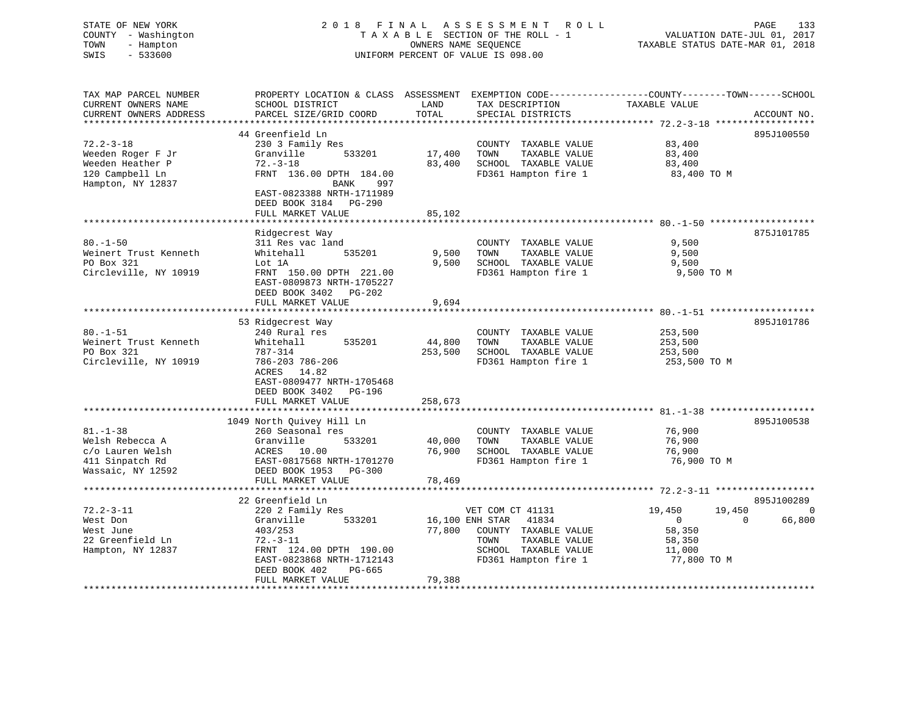STATE OF NEW YORK
COUNTY - Washington
TOWN - Hampton
SWIS - 533600

2018 FINAL ASSESSMENT ROLL
TAXABLE SECTION OF THE ROLL - 1
OWNERS NAME SEQUENCE
UNIFORM PERCENT OF VALUE IS 098.00

VALUATION DATE-JUL 01, 2017
TAXABLE STATUS DATE-MAR 01, 2018

| TAX MAP PARCEL NUMBER / CURRENT OWNERS NAME / CURRENT OWNERS ADDRESS | PROPERTY LOCATION & CLASS / SCHOOL DISTRICT / PARCEL SIZE/GRID COORD | ASSESSMENT LAND / TOTAL | EXEMPTION CODE / TAX DESCRIPTION / SPECIAL DISTRICTS | COUNTY | TOWN | SCHOOL | ACCOUNT NO. |
|---|---|---|---|---|---|---|---|
| 72.2-3-18 | 44 Greenfield Ln | | | | | | 895J100550 |
| | 230 3 Family Res | | COUNTY TAXABLE VALUE | 83,400 | | | |
| Weeden Roger F Jr | Granville 533201 | 17,400 | TOWN TAXABLE VALUE | 83,400 | | | |
| Weeden Heather P | 72.-3-18 | 83,400 | SCHOOL TAXABLE VALUE | 83,400 | | | |
| 120 Campbell Ln | FRNT 136.00 DPTH 184.00 | | FD361 Hampton fire 1 | 83,400 TO M | | | |
| Hampton, NY 12837 | BANK 997 | | | | | | |
| | EAST-0823388 NRTH-1711989 | | | | | | |
| | DEED BOOK 3184 PG-290 | | | | | | |
| | FULL MARKET VALUE | 85,102 | | | | | |
| 80.-1-50 | Ridgecrest Way | | | | | | 875J101785 |
| | 311 Res vac land | | COUNTY TAXABLE VALUE | 9,500 | | | |
| Weinert Trust Kenneth | Whitehall 535201 | 9,500 | TOWN TAXABLE VALUE | 9,500 | | | |
| PO Box 321 | Lot 1A | 9,500 | SCHOOL TAXABLE VALUE | 9,500 | | | |
| Circleville, NY 10919 | FRNT 150.00 DPTH 221.00 | | FD361 Hampton fire 1 | 9,500 TO M | | | |
| | EAST-0809873 NRTH-1705227 | | | | | | |
| | DEED BOOK 3402 PG-202 | | | | | | |
| | FULL MARKET VALUE | 9,694 | | | | | |
| 80.-1-51 | 53 Ridgecrest Way | | | | | | 895J101786 |
| | 240 Rural res | | COUNTY TAXABLE VALUE | 253,500 | | | |
| Weinert Trust Kenneth | Whitehall 535201 | 44,800 | TOWN TAXABLE VALUE | 253,500 | | | |
| PO Box 321 | 787-314 | 253,500 | SCHOOL TAXABLE VALUE | 253,500 | | | |
| Circleville, NY 10919 | 786-203 786-206 | | FD361 Hampton fire 1 | 253,500 TO M | | | |
| | ACRES 14.82 | | | | | | |
| | EAST-0809477 NRTH-1705468 | | | | | | |
| | DEED BOOK 3402 PG-196 | | | | | | |
| | FULL MARKET VALUE | 258,673 | | | | | |
| 81.-1-38 | 1049 North Quivey Hill Ln | | | | | | 895J100538 |
| | 260 Seasonal res | | COUNTY TAXABLE VALUE | 76,900 | | | |
| Welsh Rebecca A | Granville 533201 | 40,000 | TOWN TAXABLE VALUE | 76,900 | | | |
| c/o Lauren Welsh | ACRES 10.00 | 76,900 | SCHOOL TAXABLE VALUE | 76,900 | | | |
| 411 Sinpatch Rd | EAST-0817568 NRTH-1701270 | | FD361 Hampton fire 1 | 76,900 TO M | | | |
| Wassaic, NY 12592 | DEED BOOK 1953 PG-300 | | | | | | |
| | FULL MARKET VALUE | 78,469 | | | | | |
| 72.2-3-11 | 22 Greenfield Ln | | | | | | 895J100289 |
| | 220 2 Family Res | | VET COM CT 41131 | 19,450 | 19,450 | 0 | |
| West Don | Granville 533201 | 16,100 | ENH STAR 41834 | 0 | 0 | 66,800 | |
| West June | 403/253 | 77,800 | COUNTY TAXABLE VALUE | 58,350 | | | |
| 22 Greenfield Ln | 72.-3-11 | | TOWN TAXABLE VALUE | 58,350 | | | |
| Hampton, NY 12837 | FRNT 124.00 DPTH 190.00 | | SCHOOL TAXABLE VALUE | 11,000 | | | |
| | EAST-0823868 NRTH-1712143 | | FD361 Hampton fire 1 | 77,800 TO M | | | |
| | DEED BOOK 402 PG-665 | | | | | | |
| | FULL MARKET VALUE | 79,388 | | | | | |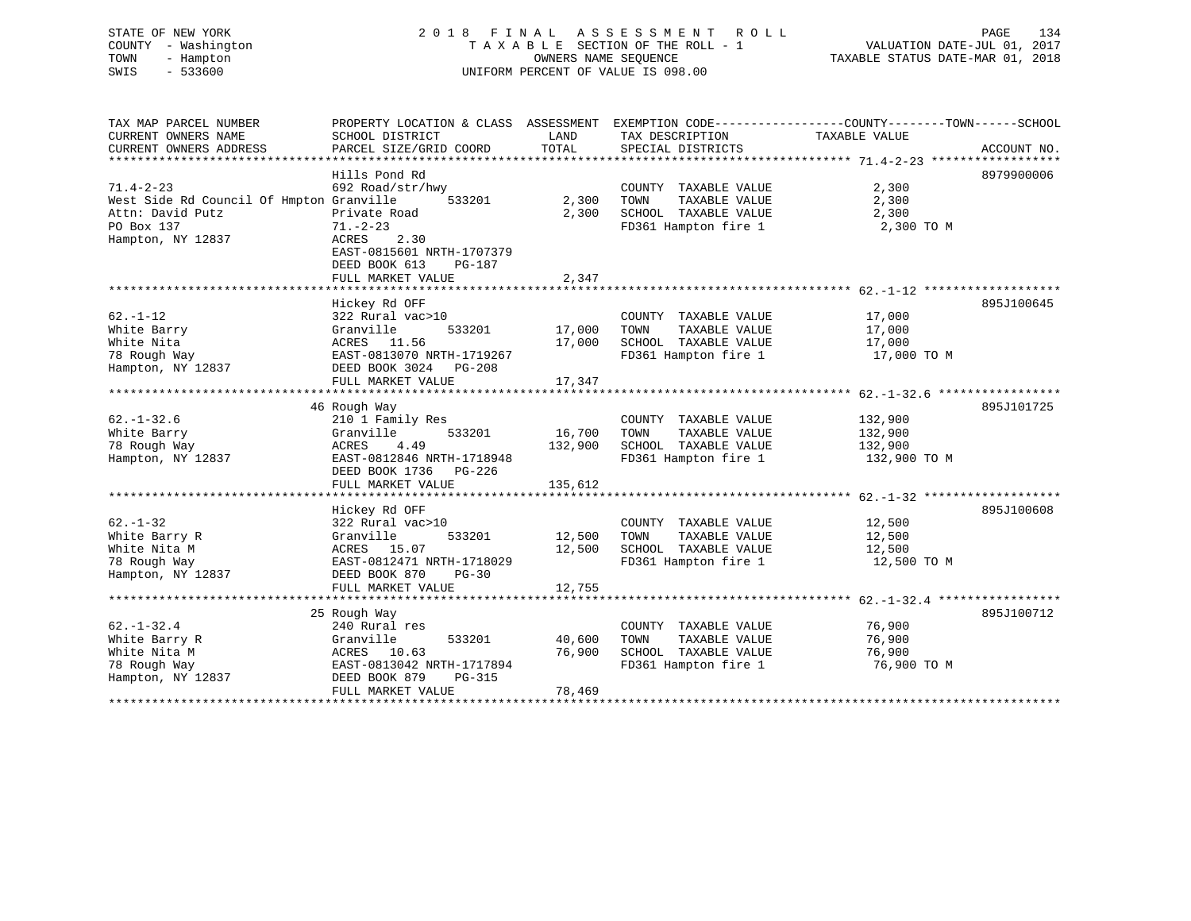STATE OF NEW YORK
COUNTY - Washington
TOWN - Hampton
SWIS - 533600

2018 FINAL ASSESSMENT ROLL
TAXABLE SECTION OF THE ROLL - 1
OWNERS NAME SEQUENCE
UNIFORM PERCENT OF VALUE IS 098.00

VALUATION DATE-JUL 01, 2017
TAXABLE STATUS DATE-MAR 01, 2018

| TAX MAP PARCEL NUMBER / CURRENT OWNERS NAME / CURRENT OWNERS ADDRESS | PROPERTY LOCATION & CLASS / SCHOOL DISTRICT / PARCEL SIZE/GRID COORD | ASSESSMENT LAND / TOTAL | EXEMPTION CODE / TAX DESCRIPTION / SPECIAL DISTRICTS | COUNTY--------TOWN------SCHOOL TAXABLE VALUE | ACCOUNT NO. |
|---|---|---|---|---|---|
| 71.4-2-23 | Hills Pond Rd | | | | 8979900006 |
| | 692 Road/str/hwy | | COUNTY TAXABLE VALUE | 2,300 | |
| West Side Rd Council Of Hmpton | Granville 533201 | 2,300 | TOWN TAXABLE VALUE | 2,300 | |
| Attn: David Putz | Private Road | 2,300 | SCHOOL TAXABLE VALUE | 2,300 | |
| PO Box 137 | 71.-2-23 | | FD361 Hampton fire 1 | 2,300 TO M | |
| Hampton, NY 12837 | ACRES 2.30 | | | | |
| | EAST-0815601 NRTH-1707379 | | | | |
| | DEED BOOK 613 PG-187 | | | | |
| | FULL MARKET VALUE | 2,347 | | | |
| 62.-1-12 | Hickey Rd OFF | | | | 895J100645 |
| | 322 Rural vac>10 | | COUNTY TAXABLE VALUE | 17,000 | |
| White Barry | Granville 533201 | 17,000 | TOWN TAXABLE VALUE | 17,000 | |
| White Nita | ACRES 11.56 | 17,000 | SCHOOL TAXABLE VALUE | 17,000 | |
| 78 Rough Way | EAST-0813070 NRTH-1719267 | | FD361 Hampton fire 1 | 17,000 TO M | |
| Hampton, NY 12837 | DEED BOOK 3024 PG-208 | | | | |
| | FULL MARKET VALUE | 17,347 | | | |
| 62.-1-32.6 | 46 Rough Way | | | | 895J101725 |
| | 210 1 Family Res | | COUNTY TAXABLE VALUE | 132,900 | |
| White Barry | Granville 533201 | 16,700 | TOWN TAXABLE VALUE | 132,900 | |
| 78 Rough Way | ACRES 4.49 | 132,900 | SCHOOL TAXABLE VALUE | 132,900 | |
| Hampton, NY 12837 | EAST-0812846 NRTH-1718948 | | FD361 Hampton fire 1 | 132,900 TO M | |
| | DEED BOOK 1736 PG-226 | | | | |
| | FULL MARKET VALUE | 135,612 | | | |
| 62.-1-32 | Hickey Rd OFF | | | | 895J100608 |
| | 322 Rural vac>10 | | COUNTY TAXABLE VALUE | 12,500 | |
| White Barry R | Granville 533201 | 12,500 | TOWN TAXABLE VALUE | 12,500 | |
| White Nita M | ACRES 15.07 | 12,500 | SCHOOL TAXABLE VALUE | 12,500 | |
| 78 Rough Way | EAST-0812471 NRTH-1718029 | | FD361 Hampton fire 1 | 12,500 TO M | |
| Hampton, NY 12837 | DEED BOOK 870 PG-30 | | | | |
| | FULL MARKET VALUE | 12,755 | | | |
| 62.-1-32.4 | 25 Rough Way | | | | 895J100712 |
| | 240 Rural res | | COUNTY TAXABLE VALUE | 76,900 | |
| White Barry R | Granville 533201 | 40,600 | TOWN TAXABLE VALUE | 76,900 | |
| White Nita M | ACRES 10.63 | 76,900 | SCHOOL TAXABLE VALUE | 76,900 | |
| 78 Rough Way | EAST-0813042 NRTH-1717894 | | FD361 Hampton fire 1 | 76,900 TO M | |
| Hampton, NY 12837 | DEED BOOK 879 PG-315 | | | | |
| | FULL MARKET VALUE | 78,469 | | | |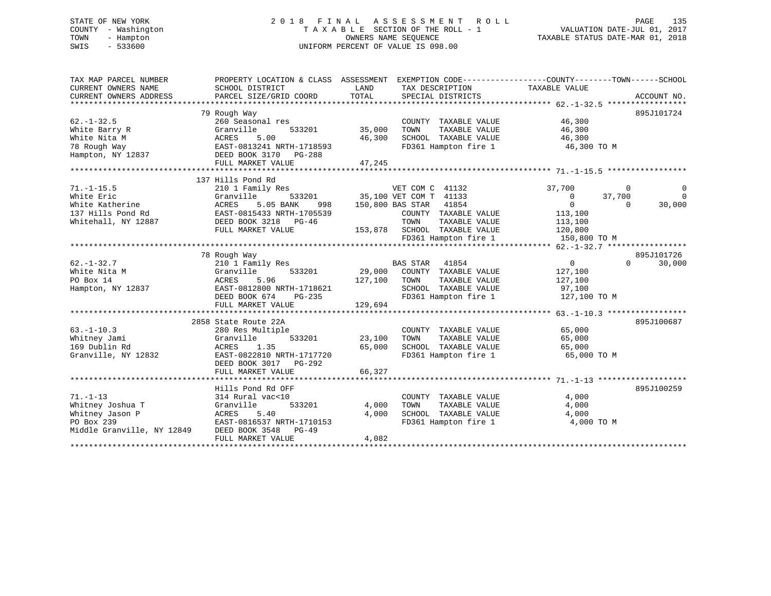STATE OF NEW YORK
COUNTY - Washington
TOWN - Hampton
SWIS - 533600

2 0 1 8 F I N A L A S S E S S M E N T R O L L
T A X A B L E SECTION OF THE ROLL - 1
OWNERS NAME SEQUENCE
UNIFORM PERCENT OF VALUE IS 098.00

VALUATION DATE-JUL 01, 2017
TAXABLE STATUS DATE-MAR 01, 2018

| TAX MAP PARCEL NUMBER / CURRENT OWNERS NAME / CURRENT OWNERS ADDRESS | PROPERTY LOCATION & CLASS / SCHOOL DISTRICT / PARCEL SIZE/GRID COORD | ASSESSMENT LAND / TOTAL | EXEMPTION CODE / TAX DESCRIPTION / SPECIAL DISTRICTS | COUNTY TAXABLE VALUE | TOWN | SCHOOL | ACCOUNT NO. |
|---|---|---|---|---|---|---|---|
| **62.-1-32.5** | 79 Rough Way | | | | | | 895J101724 |
| White Barry R | 260 Seasonal res | | COUNTY TAXABLE VALUE | 46,300 | | | |
| White Nita M | Granville 533201 | 35,000 | TOWN TAXABLE VALUE | 46,300 | | | |
| 78 Rough Way | ACRES 5.00 | 46,300 | SCHOOL TAXABLE VALUE | 46,300 | | | |
| Hampton, NY 12837 | EAST-0813241 NRTH-1718593 | | FD361 Hampton fire 1 | 46,300 TO M | | | |
| | DEED BOOK 3170 PG-288 | | | | | | |
| | FULL MARKET VALUE | 47,245 | | | | | |
| **71.-1-15.5** | 137 Hills Pond Rd | | | | | | |
| White Eric | 210 1 Family Res | | VET COM C 41132 | 37,700 | 0 | 0 | |
| White Katherine | Granville 533201 | 35,100 | VET COM T 41133 | 0 | 37,700 | 0 | |
| 137 Hills Pond Rd | ACRES 5.05 BANK 998 | 150,800 | BAS STAR 41854 | 0 | 0 | 30,000 | |
| Whitehall, NY 12887 | EAST-0815433 NRTH-1705539 | | COUNTY TAXABLE VALUE | 113,100 | | | |
| | DEED BOOK 3218 PG-46 | | TOWN TAXABLE VALUE | 113,100 | | | |
| | FULL MARKET VALUE | 153,878 | SCHOOL TAXABLE VALUE | 120,800 | | | |
| | | | FD361 Hampton fire 1 | 150,800 TO M | | | |
| **62.-1-32.7** | 78 Rough Way | | | | | | 895J101726 |
| White Nita M | 210 1 Family Res | | BAS STAR 41854 | 0 | 0 | 30,000 | |
| PO Box 14 | Granville 533201 | 29,000 | COUNTY TAXABLE VALUE | 127,100 | | | |
| Hampton, NY 12837 | ACRES 5.96 | 127,100 | TOWN TAXABLE VALUE | 127,100 | | | |
| | EAST-0812800 NRTH-1718621 | | SCHOOL TAXABLE VALUE | 97,100 | | | |
| | DEED BOOK 674 PG-235 | | FD361 Hampton fire 1 | 127,100 TO M | | | |
| | FULL MARKET VALUE | 129,694 | | | | | |
| **63.-1-10.3** | 2858 State Route 22A | | | | | | 895J100687 |
| Whitney Jami | 280 Res Multiple | | COUNTY TAXABLE VALUE | 65,000 | | | |
| 169 Dublin Rd | Granville 533201 | 23,100 | TOWN TAXABLE VALUE | 65,000 | | | |
| Granville, NY 12832 | ACRES 1.35 | 65,000 | SCHOOL TAXABLE VALUE | 65,000 | | | |
| | EAST-0822810 NRTH-1717720 | | FD361 Hampton fire 1 | 65,000 TO M | | | |
| | DEED BOOK 3017 PG-292 | | | | | | |
| | FULL MARKET VALUE | 66,327 | | | | | |
| **71.-1-13** | Hills Pond Rd OFF | | | | | | 895J100259 |
| Whitney Joshua T | 314 Rural vac<10 | | COUNTY TAXABLE VALUE | 4,000 | | | |
| Whitney Jason P | Granville 533201 | 4,000 | TOWN TAXABLE VALUE | 4,000 | | | |
| PO Box 239 | ACRES 5.40 | 4,000 | SCHOOL TAXABLE VALUE | 4,000 | | | |
| Middle Granville, NY 12849 | EAST-0816537 NRTH-1710153 | | FD361 Hampton fire 1 | 4,000 TO M | | | |
| | DEED BOOK 3548 PG-49 | | | | | | |
| | FULL MARKET VALUE | 4,082 | | | | | |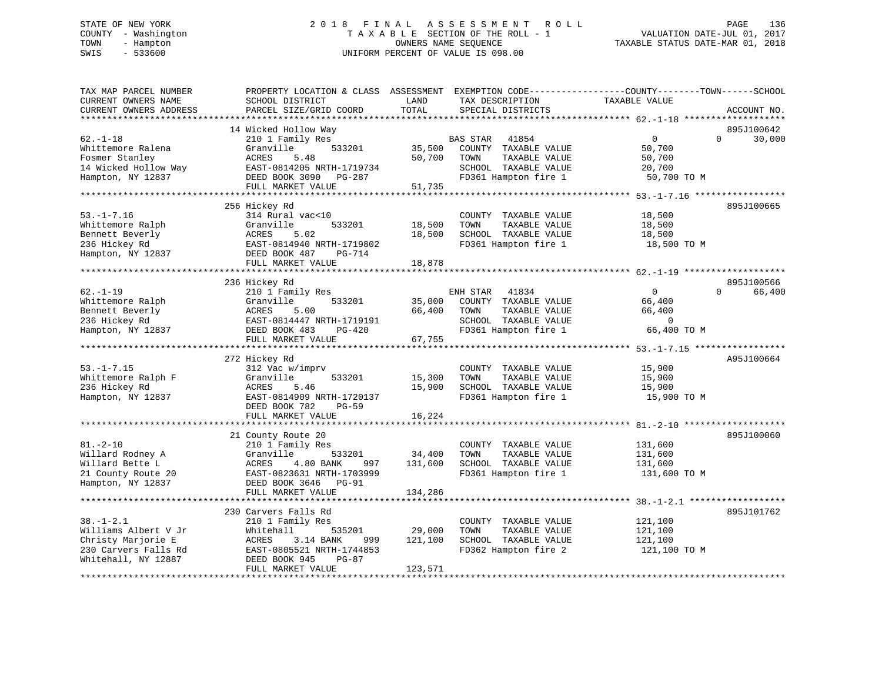STATE OF NEW YORK
COUNTY - Washington
TOWN - Hampton
SWIS - 533600

# 2018 FINAL ASSESSMENT ROLL

TAXABLE SECTION OF THE ROLL - 1
OWNERS NAME SEQUENCE
UNIFORM PERCENT OF VALUE IS 098.00

VALUATION DATE-JUL 01, 2017
TAXABLE STATUS DATE-MAR 01, 2018

```
TAX MAP PARCEL NUMBER      PROPERTY LOCATION & CLASS  ASSESSMENT  EXEMPTION CODE------------------COUNTY--------TOWN------SCHOOL
CURRENT OWNERS NAME        SCHOOL DISTRICT               LAND      TAX DESCRIPTION            TAXABLE VALUE
CURRENT OWNERS ADDRESS     PARCEL SIZE/GRID COORD       TOTAL      SPECIAL DISTRICTS                                   ACCOUNT NO.
*********************************************************************************************** 62.-1-18 *******************
                           14 Wicked Hollow Way                                                                    895J100642
62.-1-18                   210 1 Family Res                   BAS STAR   41854                  0           0       30,000
Whittemore Ralena          Granville        533201     35,500   COUNTY  TAXABLE VALUE          50,700
Fosmer Stanley             ACRES     5.48              50,700   TOWN    TAXABLE VALUE          50,700
14 Wicked Hollow Way       EAST-0814205 NRTH-1719734             SCHOOL  TAXABLE VALUE          20,700
Hampton, NY 12837          DEED BOOK 3090   PG-287               FD361 Hampton fire 1           50,700 TO M
                           FULL MARKET VALUE            51,735
*********************************************************************************************** 53.-1-7.16 *****************
                           256 Hickey Rd                                                                           895J100665
53.-1-7.16                 314 Rural vac<10                      COUNTY  TAXABLE VALUE          18,500
Whittemore Ralph           Granville        533201     18,500   TOWN    TAXABLE VALUE          18,500
Bennett Beverly            ACRES     5.02              18,500   SCHOOL  TAXABLE VALUE          18,500
236 Hickey Rd              EAST-0814940 NRTH-1719802             FD361 Hampton fire 1           18,500 TO M
Hampton, NY 12837          DEED BOOK 487    PG-714
                           FULL MARKET VALUE            18,878
*********************************************************************************************** 62.-1-19 *******************
                           236 Hickey Rd                                                                           895J100566
62.-1-19                   210 1 Family Res                   ENH STAR   41834                  0           0       66,400
Whittemore Ralph           Granville        533201     35,000   COUNTY  TAXABLE VALUE          66,400
Bennett Beverly            ACRES     5.00              66,400   TOWN    TAXABLE VALUE          66,400
236 Hickey Rd              EAST-0814447 NRTH-1719191             SCHOOL  TAXABLE VALUE               0
Hampton, NY 12837          DEED BOOK 483    PG-420               FD361 Hampton fire 1           66,400 TO M
                           FULL MARKET VALUE            67,755
*********************************************************************************************** 53.-1-7.15 *****************
                           272 Hickey Rd                                                                           A95J100664
53.-1-7.15                 312 Vac w/imprv                       COUNTY  TAXABLE VALUE          15,900
Whittemore Ralph F         Granville        533201     15,300   TOWN    TAXABLE VALUE          15,900
236 Hickey Rd              ACRES     5.46              15,900   SCHOOL  TAXABLE VALUE          15,900
Hampton, NY 12837          EAST-0814909 NRTH-1720137             FD361 Hampton fire 1           15,900 TO M
                           DEED BOOK 782    PG-59
                           FULL MARKET VALUE            16,224
*********************************************************************************************** 81.-2-10 *******************
                           21 County Route 20                                                                      895J100060
81.-2-10                   210 1 Family Res                      COUNTY  TAXABLE VALUE         131,600
Willard Rodney A           Granville        533201     34,400   TOWN    TAXABLE VALUE         131,600
Willard Bette L            ACRES     4.80 BANK     997 131,600   SCHOOL  TAXABLE VALUE         131,600
21 County Route 20         EAST-0823631 NRTH-1703999             FD361 Hampton fire 1          131,600 TO M
Hampton, NY 12837          DEED BOOK 3646   PG-91
                           FULL MARKET VALUE           134,286
*********************************************************************************************** 38.-1-2.1 ******************
                           230 Carvers Falls Rd                                                                    895J101762
38.-1-2.1                  210 1 Family Res                      COUNTY  TAXABLE VALUE         121,100
Williams Albert V Jr       Whitehall        535201     29,000   TOWN    TAXABLE VALUE         121,100
Christy Marjorie E         ACRES     3.14 BANK     999 121,100   SCHOOL  TAXABLE VALUE         121,100
230 Carvers Falls Rd       EAST-0805521 NRTH-1744853             FD362 Hampton fire 2          121,100 TO M
Whitehall, NY 12887        DEED BOOK 945    PG-87
                           FULL MARKET VALUE           123,571
*******************************************************************************************************************************
```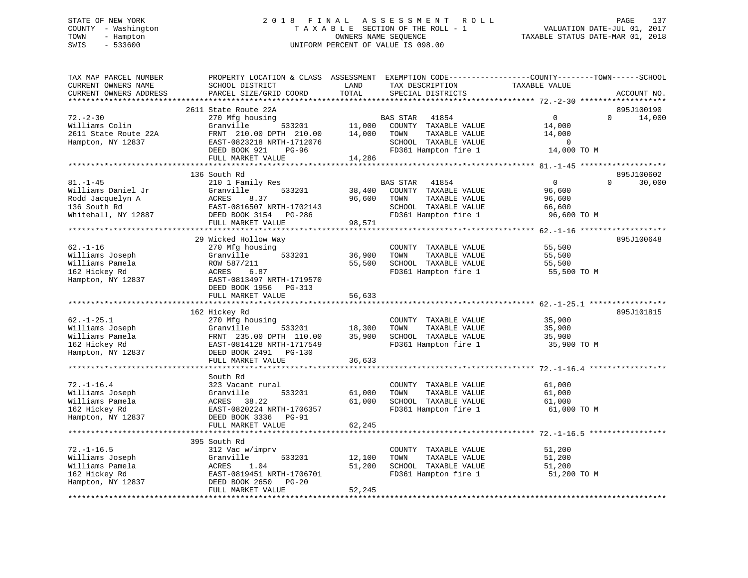STATE OF NEW YORK
COUNTY - Washington
TOWN - Hampton
SWIS - 533600

2 0 1 8 F I N A L A S S E S S M E N T R O L L
T A X A B L E SECTION OF THE ROLL - 1
OWNERS NAME SEQUENCE
UNIFORM PERCENT OF VALUE IS 098.00

VALUATION DATE-JUL 01, 2017
TAXABLE STATUS DATE-MAR 01, 2018

```
TAX MAP PARCEL NUMBER          PROPERTY LOCATION & CLASS  ASSESSMENT  EXEMPTION CODE------------------COUNTY--------TOWN------SCHOOL
CURRENT OWNERS NAME            SCHOOL DISTRICT               LAND      TAX DESCRIPTION             TAXABLE VALUE
CURRENT OWNERS ADDRESS         PARCEL SIZE/GRID COORD        TOTAL     SPECIAL DISTRICTS                                    ACCOUNT NO.
******************************************************************************************************* 72.-2-30 *******************
                               2611 State Route 22A                                                                      895J100190
72.-2-30                       270 Mfg housing                          BAS STAR   41854              0             0     14,000
Williams Colin                 Granville        533201        11,000    COUNTY  TAXABLE VALUE          14,000
2611 State Route 22A           FRNT 210.00 DPTH 210.00        14,000    TOWN    TAXABLE VALUE          14,000
Hampton, NY 12837              EAST-0823218 NRTH-1712076                SCHOOL  TAXABLE VALUE               0
                               DEED BOOK 921    PG-96                   FD361 Hampton fire 1            14,000 TO M
                               FULL MARKET VALUE              14,286
******************************************************************************************************* 81.-1-45 *******************
                               136 South Rd                                                                              895J100602
81.-1-45                       210 1 Family Res                         BAS STAR   41854              0             0     30,000
Williams Daniel Jr             Granville        533201        38,400    COUNTY  TAXABLE VALUE          96,600
Rodd Jacquelyn A               ACRES    8.37                  96,600    TOWN    TAXABLE VALUE          96,600
136 South Rd                   EAST-0816507 NRTH-1702143                SCHOOL  TAXABLE VALUE          66,600
Whitehall, NY 12887            DEED BOOK 3154   PG-286                  FD361 Hampton fire 1            96,600 TO M
                               FULL MARKET VALUE              98,571
******************************************************************************************************* 62.-1-16 *******************
                               29 Wicked Hollow Way                                                                      895J100648
62.-1-16                       270 Mfg housing                          COUNTY  TAXABLE VALUE          55,500
Williams Joseph                Granville        533201        36,900    TOWN    TAXABLE VALUE          55,500
Williams Pamela                ROW 587/211                    55,500    SCHOOL  TAXABLE VALUE          55,500
162 Hickey Rd                  ACRES    6.87                            FD361 Hampton fire 1            55,500 TO M
Hampton, NY 12837              EAST-0813497 NRTH-1719570
                               DEED BOOK 1956   PG-313
                               FULL MARKET VALUE              56,633
******************************************************************************************************* 62.-1-25.1 *****************
                               162 Hickey Rd                                                                             895J101815
62.-1-25.1                     270 Mfg housing                          COUNTY  TAXABLE VALUE          35,900
Williams Joseph                Granville        533201        18,300    TOWN    TAXABLE VALUE          35,900
Williams Pamela                FRNT 235.00 DPTH 110.00        35,900    SCHOOL  TAXABLE VALUE          35,900
162 Hickey Rd                  EAST-0814128 NRTH-1717549                FD361 Hampton fire 1            35,900 TO M
Hampton, NY 12837              DEED BOOK 2491   PG-130
                               FULL MARKET VALUE              36,633
******************************************************************************************************* 72.-1-16.4 *****************
                               South Rd
72.-1-16.4                     323 Vacant rural                         COUNTY  TAXABLE VALUE          61,000
Williams Joseph                Granville        533201        61,000    TOWN    TAXABLE VALUE          61,000
Williams Pamela                ACRES   38.22                  61,000    SCHOOL  TAXABLE VALUE          61,000
162 Hickey Rd                  EAST-0820224 NRTH-1706357                FD361 Hampton fire 1            61,000 TO M
Hampton, NY 12837              DEED BOOK 3336   PG-91
                               FULL MARKET VALUE              62,245
******************************************************************************************************* 72.-1-16.5 *****************
                               395 South Rd
72.-1-16.5                     312 Vac w/imprv                          COUNTY  TAXABLE VALUE          51,200
Williams Joseph                Granville        533201        12,100    TOWN    TAXABLE VALUE          51,200
Williams Pamela                ACRES    1.04                  51,200    SCHOOL  TAXABLE VALUE          51,200
162 Hickey Rd                  EAST-0819451 NRTH-1706701                FD361 Hampton fire 1            51,200 TO M
Hampton, NY 12837              DEED BOOK 2650   PG-20
                               FULL MARKET VALUE              52,245
************************************************************************************************************************************
```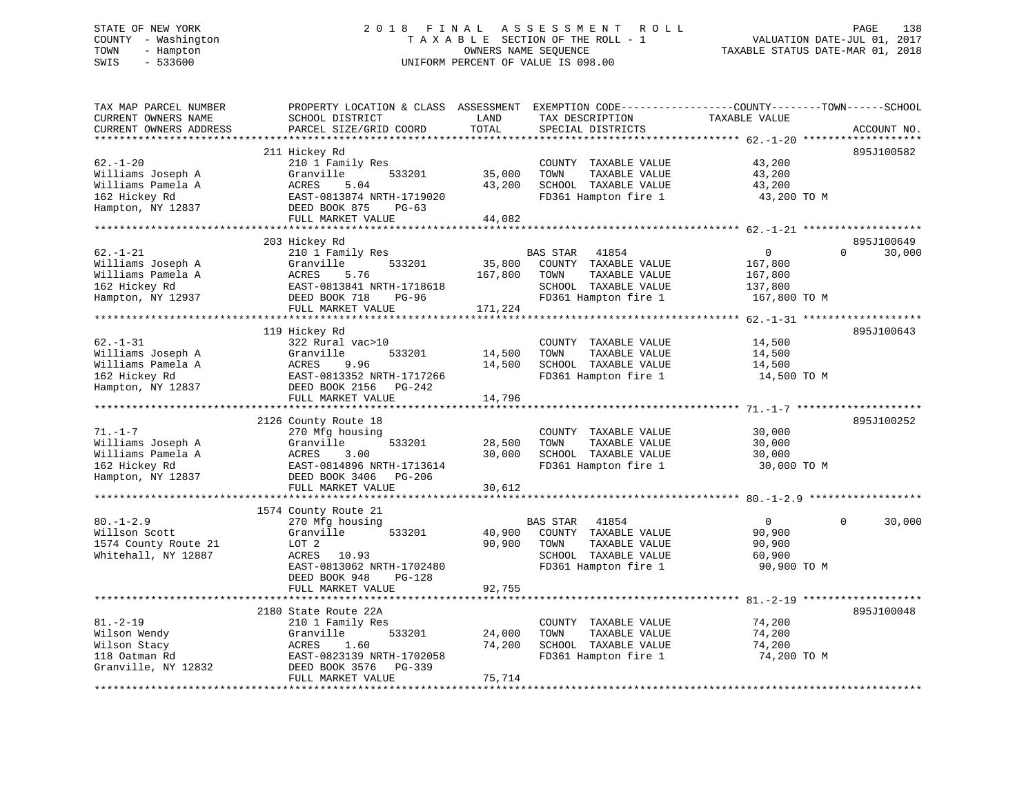STATE OF NEW YORK | 2018 FINAL ASSESSMENT ROLL | VALUATION DATE-JUL 01, 2017
COUNTY - Washington | TAXABLE SECTION OF THE ROLL - 1 | TAXABLE STATUS DATE-MAR 01, 2018
TOWN - Hampton | OWNERS NAME SEQUENCE
SWIS - 533600 | UNIFORM PERCENT OF VALUE IS 098.00

| TAX MAP PARCEL NUMBER / CURRENT OWNERS NAME / CURRENT OWNERS ADDRESS | PROPERTY LOCATION & CLASS / SCHOOL DISTRICT / PARCEL SIZE/GRID COORD | ASSESSMENT LAND / TOTAL | EXEMPTION CODE / TAX DESCRIPTION / SPECIAL DISTRICTS | COUNTY / TOWN TAXABLE VALUE | SCHOOL | ACCOUNT NO. |
|---|---|---|---|---|---|---|
| 62.-1-20 | 211 Hickey Rd | | | | | 895J100582 |
| | 210 1 Family Res | | COUNTY TAXABLE VALUE | 43,200 | | |
| Williams Joseph A | Granville 533201 | 35,000 | TOWN TAXABLE VALUE | 43,200 | | |
| Williams Pamela A | ACRES 5.04 | 43,200 | SCHOOL TAXABLE VALUE | 43,200 | | |
| 162 Hickey Rd | EAST-0813874 NRTH-1719020 | | FD361 Hampton fire 1 | 43,200 TO M | | |
| Hampton, NY 12837 | DEED BOOK 875 PG-63 | | | | | |
| | FULL MARKET VALUE | 44,082 | | | | |
| 62.-1-21 | 203 Hickey Rd | | | | | 895J100649 |
| | 210 1 Family Res | | BAS STAR 41854 | 0 | 0 | 30,000 |
| Williams Joseph A | Granville 533201 | 35,800 | COUNTY TAXABLE VALUE | 167,800 | | |
| Williams Pamela A | ACRES 5.76 | 167,800 | TOWN TAXABLE VALUE | 167,800 | | |
| 162 Hickey Rd | EAST-0813841 NRTH-1718618 | | SCHOOL TAXABLE VALUE | 137,800 | | |
| Hampton, NY 12937 | DEED BOOK 718 PG-96 | | FD361 Hampton fire 1 | 167,800 TO M | | |
| | FULL MARKET VALUE | 171,224 | | | | |
| 62.-1-31 | 119 Hickey Rd | | | | | 895J100643 |
| | 322 Rural vac>10 | | COUNTY TAXABLE VALUE | 14,500 | | |
| Williams Joseph A | Granville 533201 | 14,500 | TOWN TAXABLE VALUE | 14,500 | | |
| Williams Pamela A | ACRES 9.96 | 14,500 | SCHOOL TAXABLE VALUE | 14,500 | | |
| 162 Hickey Rd | EAST-0813352 NRTH-1717266 | | FD361 Hampton fire 1 | 14,500 TO M | | |
| Hampton, NY 12837 | DEED BOOK 2156 PG-242 | | | | | |
| | FULL MARKET VALUE | 14,796 | | | | |
| 71.-1-7 | 2126 County Route 18 | | | | | 895J100252 |
| | 270 Mfg housing | | COUNTY TAXABLE VALUE | 30,000 | | |
| Williams Joseph A | Granville 533201 | 28,500 | TOWN TAXABLE VALUE | 30,000 | | |
| Williams Pamela A | ACRES 3.00 | 30,000 | SCHOOL TAXABLE VALUE | 30,000 | | |
| 162 Hickey Rd | EAST-0814896 NRTH-1713614 | | FD361 Hampton fire 1 | 30,000 TO M | | |
| Hampton, NY 12837 | DEED BOOK 3406 PG-206 | | | | | |
| | FULL MARKET VALUE | 30,612 | | | | |
| 80.-1-2.9 | 1574 County Route 21 | | | | | |
| | 270 Mfg housing | | BAS STAR 41854 | 0 | 0 | 30,000 |
| Willson Scott | Granville 533201 | 40,900 | COUNTY TAXABLE VALUE | 90,900 | | |
| 1574 County Route 21 | LOT 2 | 90,900 | TOWN TAXABLE VALUE | 90,900 | | |
| Whitehall, NY 12887 | ACRES 10.93 | | SCHOOL TAXABLE VALUE | 60,900 | | |
| | EAST-0813062 NRTH-1702480 | | FD361 Hampton fire 1 | 90,900 TO M | | |
| | DEED BOOK 948 PG-128 | | | | | |
| | FULL MARKET VALUE | 92,755 | | | | |
| 81.-2-19 | 2180 State Route 22A | | | | | 895J100048 |
| | 210 1 Family Res | | COUNTY TAXABLE VALUE | 74,200 | | |
| Wilson Wendy | Granville 533201 | 24,000 | TOWN TAXABLE VALUE | 74,200 | | |
| Wilson Stacy | ACRES 1.60 | 74,200 | SCHOOL TAXABLE VALUE | 74,200 | | |
| 118 Oatman Rd | EAST-0823139 NRTH-1702058 | | FD361 Hampton fire 1 | 74,200 TO M | | |
| Granville, NY 12832 | DEED BOOK 3576 PG-339 | | | | | |
| | FULL MARKET VALUE | 75,714 | | | | |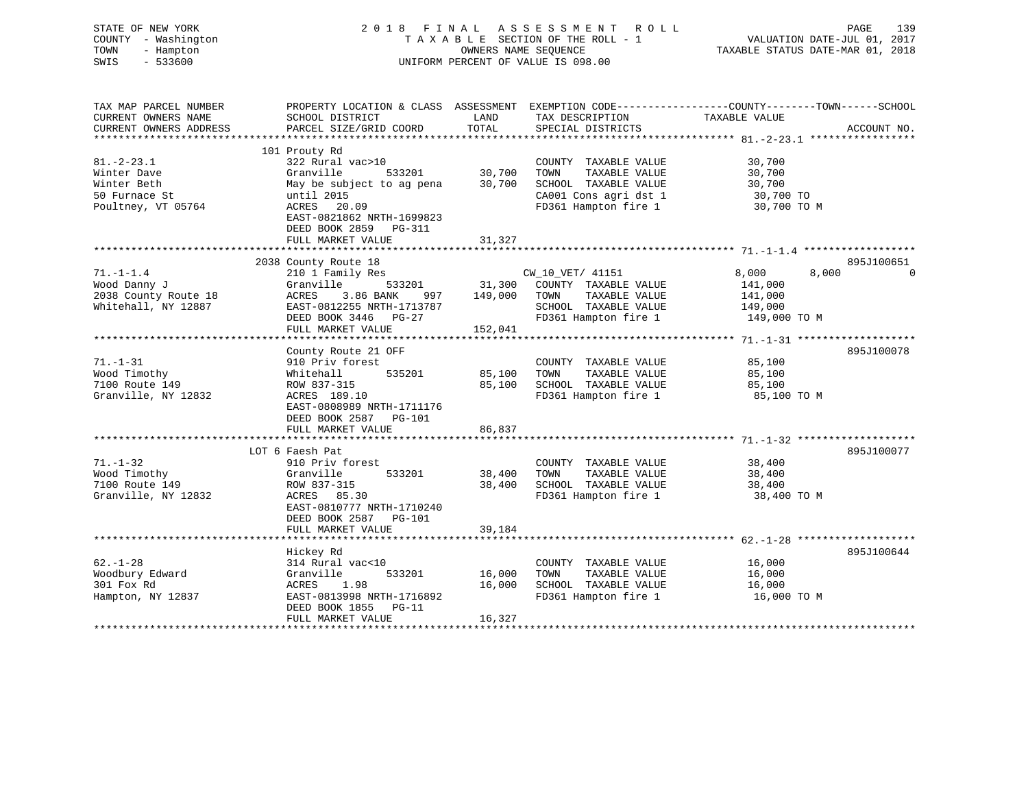STATE OF NEW YORK
COUNTY - Washington
TOWN - Hampton
SWIS - 533600

2018 FINAL ASSESSMENT ROLL
TAXABLE SECTION OF THE ROLL - 1
OWNERS NAME SEQUENCE
UNIFORM PERCENT OF VALUE IS 098.00

VALUATION DATE-JUL 01, 2017
TAXABLE STATUS DATE-MAR 01, 2018

| TAX MAP PARCEL NUMBER / CURRENT OWNERS NAME / CURRENT OWNERS ADDRESS | PROPERTY LOCATION & CLASS / SCHOOL DISTRICT / PARCEL SIZE/GRID COORD | ASSESSMENT LAND / TOTAL | EXEMPTION CODE / TAX DESCRIPTION / SPECIAL DISTRICTS | COUNTY / TOWN / SCHOOL TAXABLE VALUE | ACCOUNT NO. |
|---|---|---|---|---|---|
| **81.-2-23.1** | 101 Prouty Rd | | | | |
| Winter Dave | 322 Rural vac>10 | | COUNTY TAXABLE VALUE | 30,700 | |
| Winter Beth | Granville 533201 | 30,700 | TOWN TAXABLE VALUE | 30,700 | |
| 50 Furnace St | May be subject to ag pena | 30,700 | SCHOOL TAXABLE VALUE | 30,700 | |
| Poultney, VT 05764 | until 2015 | | CA001 Cons agri dst 1 | 30,700 TO | |
| | ACRES 20.09 | | FD361 Hampton fire 1 | 30,700 TO M | |
| | EAST-0821862 NRTH-1699823 | | | | |
| | DEED BOOK 2859 PG-311 | | | | |
| | FULL MARKET VALUE | 31,327 | | | |
| **71.-1-1.4** | 2038 County Route 18 | | | | 895J100651 |
| Wood Danny J | 210 1 Family Res | | CW_10_VET/ 41151 | 8,000 8,000 0 | |
| 2038 County Route 18 | Granville 533201 | 31,300 | COUNTY TAXABLE VALUE | 141,000 | |
| Whitehall, NY 12887 | ACRES 3.86 BANK 997 | 149,000 | TOWN TAXABLE VALUE | 141,000 | |
| | EAST-0812255 NRTH-1713787 | | SCHOOL TAXABLE VALUE | 149,000 | |
| | DEED BOOK 3446 PG-27 | | FD361 Hampton fire 1 | 149,000 TO M | |
| | FULL MARKET VALUE | 152,041 | | | |
| **71.-1-31** | County Route 21 OFF | | | | 895J100078 |
| Wood Timothy | 910 Priv forest | | COUNTY TAXABLE VALUE | 85,100 | |
| 7100 Route 149 | Whitehall 535201 | 85,100 | TOWN TAXABLE VALUE | 85,100 | |
| Granville, NY 12832 | ROW 837-315 | 85,100 | SCHOOL TAXABLE VALUE | 85,100 | |
| | ACRES 189.10 | | FD361 Hampton fire 1 | 85,100 TO M | |
| | EAST-0808989 NRTH-1711176 | | | | |
| | DEED BOOK 2587 PG-101 | | | | |
| | FULL MARKET VALUE | 86,837 | | | |
| **71.-1-32** | LOT 6 Faesh Pat | | | | 895J100077 |
| Wood Timothy | 910 Priv forest | | COUNTY TAXABLE VALUE | 38,400 | |
| 7100 Route 149 | Granville 533201 | 38,400 | TOWN TAXABLE VALUE | 38,400 | |
| Granville, NY 12832 | ROW 837-315 | 38,400 | SCHOOL TAXABLE VALUE | 38,400 | |
| | ACRES 85.30 | | FD361 Hampton fire 1 | 38,400 TO M | |
| | EAST-0810777 NRTH-1710240 | | | | |
| | DEED BOOK 2587 PG-101 | | | | |
| | FULL MARKET VALUE | 39,184 | | | |
| **62.-1-28** | Hickey Rd | | | | 895J100644 |
| Woodbury Edward | 314 Rural vac<10 | | COUNTY TAXABLE VALUE | 16,000 | |
| 301 Fox Rd | Granville 533201 | 16,000 | TOWN TAXABLE VALUE | 16,000 | |
| Hampton, NY 12837 | ACRES 1.98 | 16,000 | SCHOOL TAXABLE VALUE | 16,000 | |
| | EAST-0813998 NRTH-1716892 | | FD361 Hampton fire 1 | 16,000 TO M | |
| | DEED BOOK 1855 PG-11 | | | | |
| | FULL MARKET VALUE | 16,327 | | | |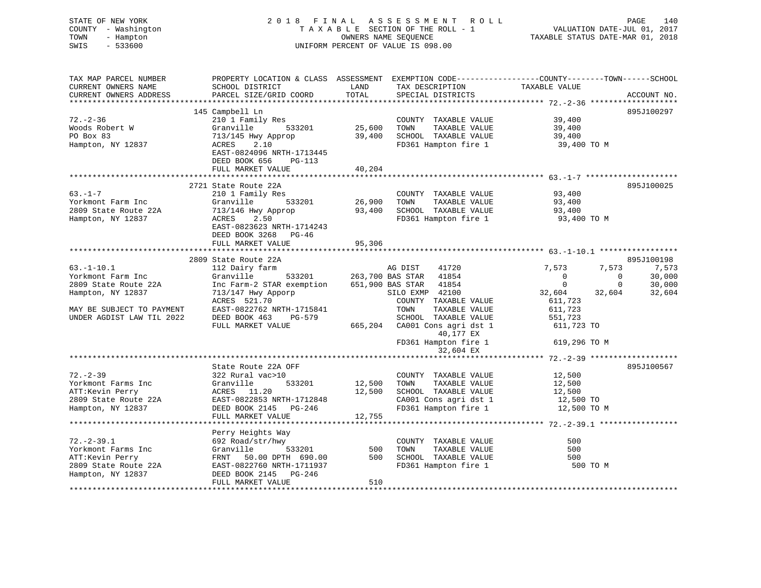STATE OF NEW YORK
COUNTY - Washington
TOWN - Hampton
SWIS - 533600

2 0 1 8 F I N A L A S S E S S M E N T R O L L
T A X A B L E SECTION OF THE ROLL - 1
OWNERS NAME SEQUENCE
UNIFORM PERCENT OF VALUE IS 098.00

VALUATION DATE-JUL 01, 2017
TAXABLE STATUS DATE-MAR 01, 2018

```
TAX MAP PARCEL NUMBER          PROPERTY LOCATION & CLASS  ASSESSMENT  EXEMPTION CODE------------------COUNTY--------TOWN------SCHOOL
CURRENT OWNERS NAME            SCHOOL DISTRICT               LAND      TAX DESCRIPTION              TAXABLE VALUE
CURRENT OWNERS ADDRESS         PARCEL SIZE/GRID COORD        TOTAL     SPECIAL DISTRICTS                                      ACCOUNT NO.
******************************************************************************************************* 72.-2-36 *******************
                               145 Campbell Ln                                                                             895J100297
72.-2-36                       210 1 Family Res                        COUNTY  TAXABLE VALUE              39,400
Woods Robert W                 Granville        533201      25,600     TOWN    TAXABLE VALUE              39,400
PO Box 83                      713/145 Hwy Approp           39,400     SCHOOL  TAXABLE VALUE              39,400
Hampton, NY 12837              ACRES    2.10                           FD361 Hampton fire 1                39,400 TO M
                               EAST-0824096 NRTH-1713445
                               DEED BOOK 656    PG-113
                               FULL MARKET VALUE            40,204
******************************************************************************************************* 63.-1-7 ********************
                               2721 State Route 22A                                                                        895J100025
63.-1-7                        210 1 Family Res                        COUNTY  TAXABLE VALUE              93,400
Yorkmont Farm Inc              Granville        533201      26,900     TOWN    TAXABLE VALUE              93,400
2809 State Route 22A           713/146 Hwy Approp           93,400     SCHOOL  TAXABLE VALUE              93,400
Hampton, NY 12837              ACRES    2.50                           FD361 Hampton fire 1                93,400 TO M
                               EAST-0823623 NRTH-1714243
                               DEED BOOK 3268   PG-46
                               FULL MARKET VALUE            95,306
******************************************************************************************************* 63.-1-10.1 *****************
                               2809 State Route 22A                                                                        895J100198
63.-1-10.1                     112 Dairy farm                     AG DIST     41720              7,573        7,573        7,573
Yorkmont Farm Inc              Granville        533201     263,700 BAS STAR   41854                  0            0       30,000
2809 State Route 22A           Inc Farm-2 STAR exemption   651,900 BAS STAR   41854                  0            0       30,000
Hampton, NY 12837              713/147 Hwy Apporp                 SILO EXMP  42100             32,604       32,604       32,604
                               ACRES  521.70                       COUNTY  TAXABLE VALUE             611,723
MAY BE SUBJECT TO PAYMENT      EAST-0822762 NRTH-1715841           TOWN    TAXABLE VALUE             611,723
UNDER AGDIST LAW TIL 2022      DEED BOOK 463    PG-579             SCHOOL  TAXABLE VALUE             551,723
                               FULL MARKET VALUE           665,204 CA001 Cons agri dst 1             611,723 TO
                                                                        40,177 EX
                                                                   FD361 Hampton fire 1              619,296 TO M
                                                                        32,604 EX
******************************************************************************************************* 72.-2-39 *******************
                               State Route 22A OFF                                                                         895J100567
72.-2-39                       322 Rural vac>10                        COUNTY  TAXABLE VALUE              12,500
Yorkmont Farms Inc             Granville        533201      12,500     TOWN    TAXABLE VALUE              12,500
ATT:Kevin Perry                ACRES   11.20                12,500     SCHOOL  TAXABLE VALUE              12,500
2809 State Route 22A           EAST-0822853 NRTH-1712848               CA001 Cons agri dst 1               12,500 TO
Hampton, NY 12837              DEED BOOK 2145   PG-246                 FD361 Hampton fire 1                12,500 TO M
                               FULL MARKET VALUE            12,755
******************************************************************************************************* 72.-2-39.1 *****************
                               Perry Heights Way
72.-2-39.1                     692 Road/str/hwy                        COUNTY  TAXABLE VALUE                 500
Yorkmont Farms Inc             Granville        533201         500     TOWN    TAXABLE VALUE                 500
ATT:Kevin Perry                FRNT   50.00 DPTH 690.00        500     SCHOOL  TAXABLE VALUE                 500
2809 State Route 22A           EAST-0822760 NRTH-1711937               FD361 Hampton fire 1                   500 TO M
Hampton, NY 12837              DEED BOOK 2145   PG-246
                               FULL MARKET VALUE               510
************************************************************************************************************************************
```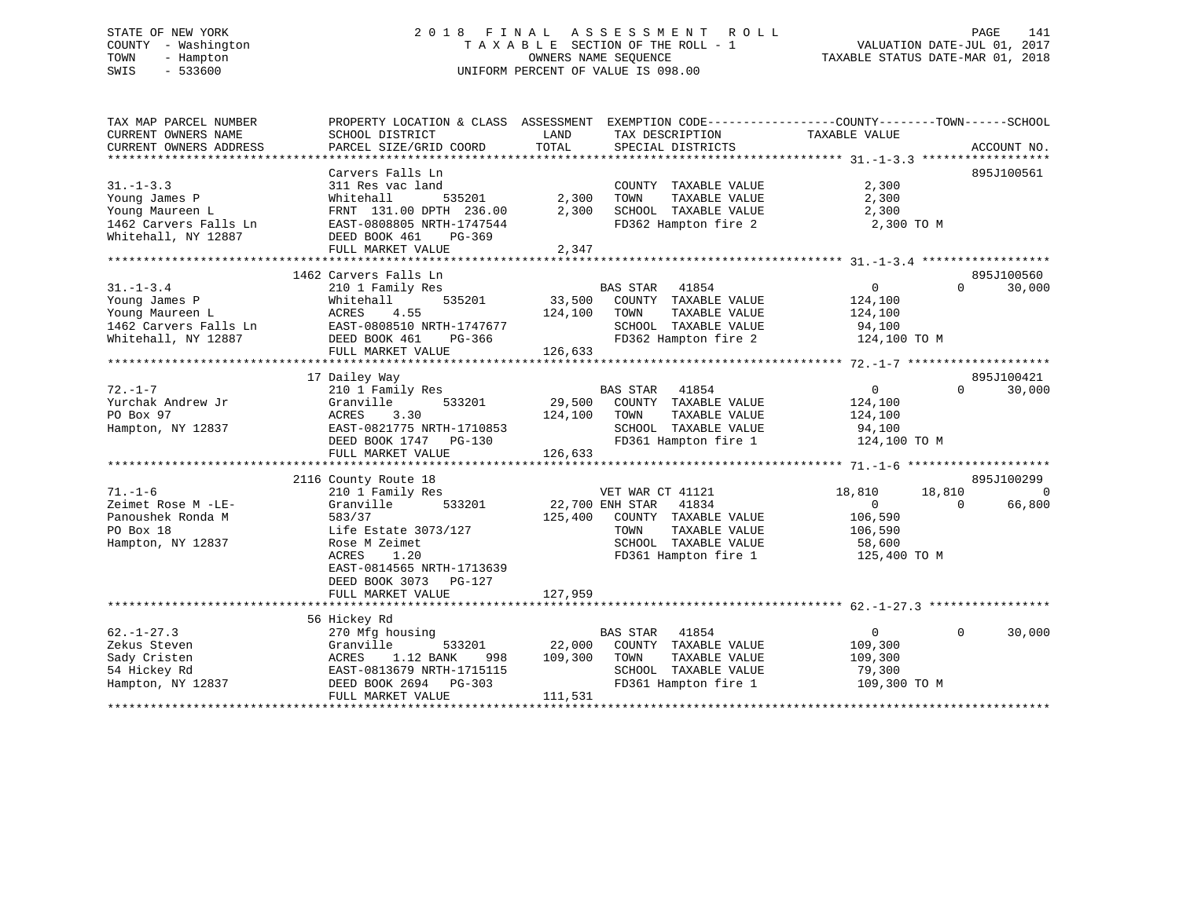STATE OF NEW YORK
COUNTY - Washington
TOWN - Hampton
SWIS - 533600

# 2018 FINAL ASSESSMENT ROLL

TAXABLE SECTION OF THE ROLL - 1
OWNERS NAME SEQUENCE
UNIFORM PERCENT OF VALUE IS 098.00

VALUATION DATE-JUL 01, 2017
TAXABLE STATUS DATE-MAR 01, 2018

```
TAX MAP PARCEL NUMBER          PROPERTY LOCATION & CLASS  ASSESSMENT  EXEMPTION CODE------------------COUNTY--------TOWN------SCHOOL
CURRENT OWNERS NAME            SCHOOL DISTRICT               LAND      TAX DESCRIPTION            TAXABLE VALUE
CURRENT OWNERS ADDRESS         PARCEL SIZE/GRID COORD        TOTAL     SPECIAL DISTRICTS                                      ACCOUNT NO.
******************************************************************************************************* 31.-1-3.3 ******************
                               Carvers Falls Ln                                                                            895J100561
31.-1-3.3                      311 Res vac land                        COUNTY  TAXABLE VALUE            2,300
Young James P                  Whitehall       535201        2,300     TOWN    TAXABLE VALUE            2,300
Young Maureen L                FRNT 131.00 DPTH 236.00       2,300     SCHOOL  TAXABLE VALUE            2,300
1462 Carvers Falls Ln          EAST-0808805 NRTH-1747544               FD362 Hampton fire 2               2,300 TO M
Whitehall, NY 12887            DEED BOOK 461    PG-369
                               FULL MARKET VALUE             2,347
******************************************************************************************************* 31.-1-3.4 ******************
                            1462 Carvers Falls Ln                                                                          895J100560
31.-1-3.4                      210 1 Family Res                        BAS STAR   41854                  0             0      30,000
Young James P                  Whitehall       535201       33,500     COUNTY  TAXABLE VALUE          124,100
Young Maureen L                ACRES    4.55               124,100     TOWN    TAXABLE VALUE          124,100
1462 Carvers Falls Ln          EAST-0808510 NRTH-1747677               SCHOOL  TAXABLE VALUE           94,100
Whitehall, NY 12887            DEED BOOK 461    PG-366                 FD362 Hampton fire 2             124,100 TO M
                               FULL MARKET VALUE           126,633
******************************************************************************************************* 72.-1-7 ********************
                               17 Dailey Way                                                                               895J100421
72.-1-7                        210 1 Family Res                        BAS STAR   41854                  0             0      30,000
Yurchak Andrew Jr              Granville       533201       29,500     COUNTY  TAXABLE VALUE          124,100
PO Box 97                      ACRES    3.30               124,100     TOWN    TAXABLE VALUE          124,100
Hampton, NY 12837              EAST-0821775 NRTH-1710853               SCHOOL  TAXABLE VALUE           94,100
                               DEED BOOK 1747   PG-130                 FD361 Hampton fire 1             124,100 TO M
                               FULL MARKET VALUE           126,633
******************************************************************************************************* 71.-1-6 ********************
                            2116 County Route 18                                                                           895J100299
71.-1-6                        210 1 Family Res                        VET WAR CT 41121             18,810        18,810           0
Zeimet Rose M -LE-             Granville       533201       22,700 ENH STAR   41834                  0             0      66,800
Panoushek Ronda M              583/37                      125,400     COUNTY  TAXABLE VALUE          106,590
PO Box 18                      Life Estate 3073/127                    TOWN    TAXABLE VALUE          106,590
Hampton, NY 12837              Rose M Zeimet                           SCHOOL  TAXABLE VALUE           58,600
                               ACRES    1.20                           FD361 Hampton fire 1             125,400 TO M
                               EAST-0814565 NRTH-1713639
                               DEED BOOK 3073   PG-127
                               FULL MARKET VALUE           127,959
******************************************************************************************************* 62.-1-27.3 *****************
                               56 Hickey Rd
62.-1-27.3                     270 Mfg housing                         BAS STAR   41854                  0             0      30,000
Zekus Steven                   Granville       533201       22,000     COUNTY  TAXABLE VALUE          109,300
Sady Cristen                   ACRES    1.12 BANK     998  109,300     TOWN    TAXABLE VALUE          109,300
54 Hickey Rd                   EAST-0813679 NRTH-1715115               SCHOOL  TAXABLE VALUE           79,300
Hampton, NY 12837              DEED BOOK 2694   PG-303                 FD361 Hampton fire 1             109,300 TO M
                               FULL MARKET VALUE           111,531
************************************************************************************************************************************
```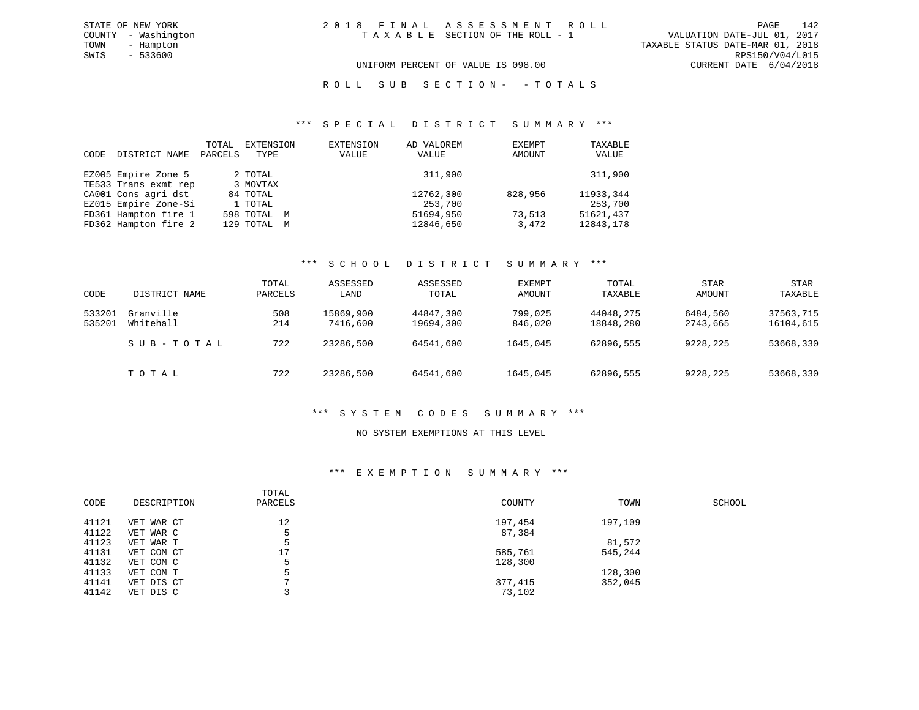STATE OF NEW YORK
COUNTY - Washington
TOWN - Hampton
SWIS - 533600

2018 FINAL ASSESSMENT ROLL
TAXABLE SECTION OF THE ROLL - 1

VALUATION DATE-JUL 01, 2017
TAXABLE STATUS DATE-MAR 01, 2018
RPS150/V04/L015
CURRENT DATE 6/04/2018

UNIFORM PERCENT OF VALUE IS 098.00

ROLL SUB SECTION- - TOTALS

## *** SPECIAL DISTRICT SUMMARY ***

| CODE | DISTRICT NAME | TOTAL PARCELS | EXTENSION TYPE | EXTENSION VALUE | AD VALOREM VALUE | EXEMPT AMOUNT | TAXABLE VALUE |
|---|---|---|---|---|---|---|---|
| EZ005 | Empire Zone 5 | 2 | TOTAL | | 311,900 | | 311,900 |
| TE533 | Trans exmt rep | 3 | MOVTAX | | | | |
| CA001 | Cons agri dst | 84 | TOTAL | | 12762,300 | 828,956 | 11933,344 |
| EZ015 | Empire Zone-Si | 1 | TOTAL | | 253,700 | | 253,700 |
| FD361 | Hampton fire 1 | 598 | TOTAL M | | 51694,950 | 73,513 | 51621,437 |
| FD362 | Hampton fire 2 | 129 | TOTAL M | | 12846,650 | 3,472 | 12843,178 |

## *** SCHOOL DISTRICT SUMMARY ***

| CODE | DISTRICT NAME | TOTAL PARCELS | ASSESSED LAND | ASSESSED TOTAL | EXEMPT AMOUNT | TOTAL TAXABLE | STAR AMOUNT | STAR TAXABLE |
|---|---|---|---|---|---|---|---|---|
| 533201 | Granville | 508 | 15869,900 | 44847,300 | 799,025 | 44048,275 | 6484,560 | 37563,715 |
| 535201 | Whitehall | 214 | 7416,600 | 19694,300 | 846,020 | 18848,280 | 2743,665 | 16104,615 |
| | SUB-TOTAL | 722 | 23286,500 | 64541,600 | 1645,045 | 62896,555 | 9228,225 | 53668,330 |
| | TOTAL | 722 | 23286,500 | 64541,600 | 1645,045 | 62896,555 | 9228,225 | 53668,330 |

## *** SYSTEM CODES SUMMARY ***

NO SYSTEM EXEMPTIONS AT THIS LEVEL

## *** EXEMPTION SUMMARY ***

| CODE | DESCRIPTION | TOTAL PARCELS | COUNTY | TOWN | SCHOOL |
|---|---|---|---|---|---|
| 41121 | VET WAR CT | 12 | 197,454 | 197,109 | |
| 41122 | VET WAR C | 5 | 87,384 | | |
| 41123 | VET WAR T | 5 | | 81,572 | |
| 41131 | VET COM CT | 17 | 585,761 | 545,244 | |
| 41132 | VET COM C | 5 | 128,300 | | |
| 41133 | VET COM T | 5 | | 128,300 | |
| 41141 | VET DIS CT | 7 | 377,415 | 352,045 | |
| 41142 | VET DIS C | 3 | 73,102 | | |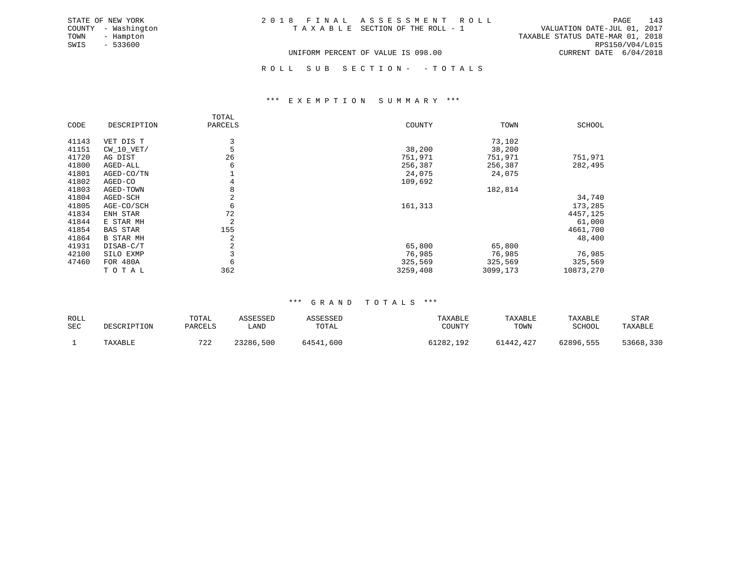STATE OF NEW YORK
COUNTY - Washington
TOWN - Hampton
SWIS - 533600

2 0 1 8 F I N A L A S S E S S M E N T R O L L
T A X A B L E SECTION OF THE ROLL - 1

UNIFORM PERCENT OF VALUE IS 098.00

VALUATION DATE-JUL 01, 2017
TAXABLE STATUS DATE-MAR 01, 2018
RPS150/V04/L015
CURRENT DATE 6/04/2018

R O L L S U B S E C T I O N - - T O T A L S

### *** E X E M P T I O N S U M M A R Y ***

| CODE | DESCRIPTION | TOTAL PARCELS | COUNTY | TOWN | SCHOOL |
|---|---|---|---|---|---|
| 41143 | VET DIS T | 3 | | 73,102 | |
| 41151 | CW_10_VET/ | 5 | 38,200 | 38,200 | |
| 41720 | AG DIST | 26 | 751,971 | 751,971 | 751,971 |
| 41800 | AGED-ALL | 6 | 256,387 | 256,387 | 282,495 |
| 41801 | AGED-CO/TN | 1 | 24,075 | 24,075 | |
| 41802 | AGED-CO | 4 | 109,692 | | |
| 41803 | AGED-TOWN | 8 | | 182,814 | |
| 41804 | AGED-SCH | 2 | | | 34,740 |
| 41805 | AGE-CO/SCH | 6 | 161,313 | | 173,285 |
| 41834 | ENH STAR | 72 | | | 4457,125 |
| 41844 | E STAR MH | 2 | | | 61,000 |
| 41854 | BAS STAR | 155 | | | 4661,700 |
| 41864 | B STAR MH | 2 | | | 48,400 |
| 41931 | DISAB-C/T | 2 | 65,800 | 65,800 | |
| 42100 | SILO EXMP | 3 | 76,985 | 76,985 | 76,985 |
| 47460 | FOR 480A | 6 | 325,569 | 325,569 | 325,569 |
| | T O T A L | 362 | 3259,408 | 3099,173 | 10873,270 |

### *** G R A N D T O T A L S ***

| ROLL SEC | DESCRIPTION | TOTAL PARCELS | ASSESSED LAND | ASSESSED TOTAL | TAXABLE COUNTY | TAXABLE TOWN | TAXABLE SCHOOL | STAR TAXABLE |
|---|---|---|---|---|---|---|---|---|
| 1 | TAXABLE | 722 | 23286,500 | 64541,600 | 61282,192 | 61442,427 | 62896,555 | 53668,330 |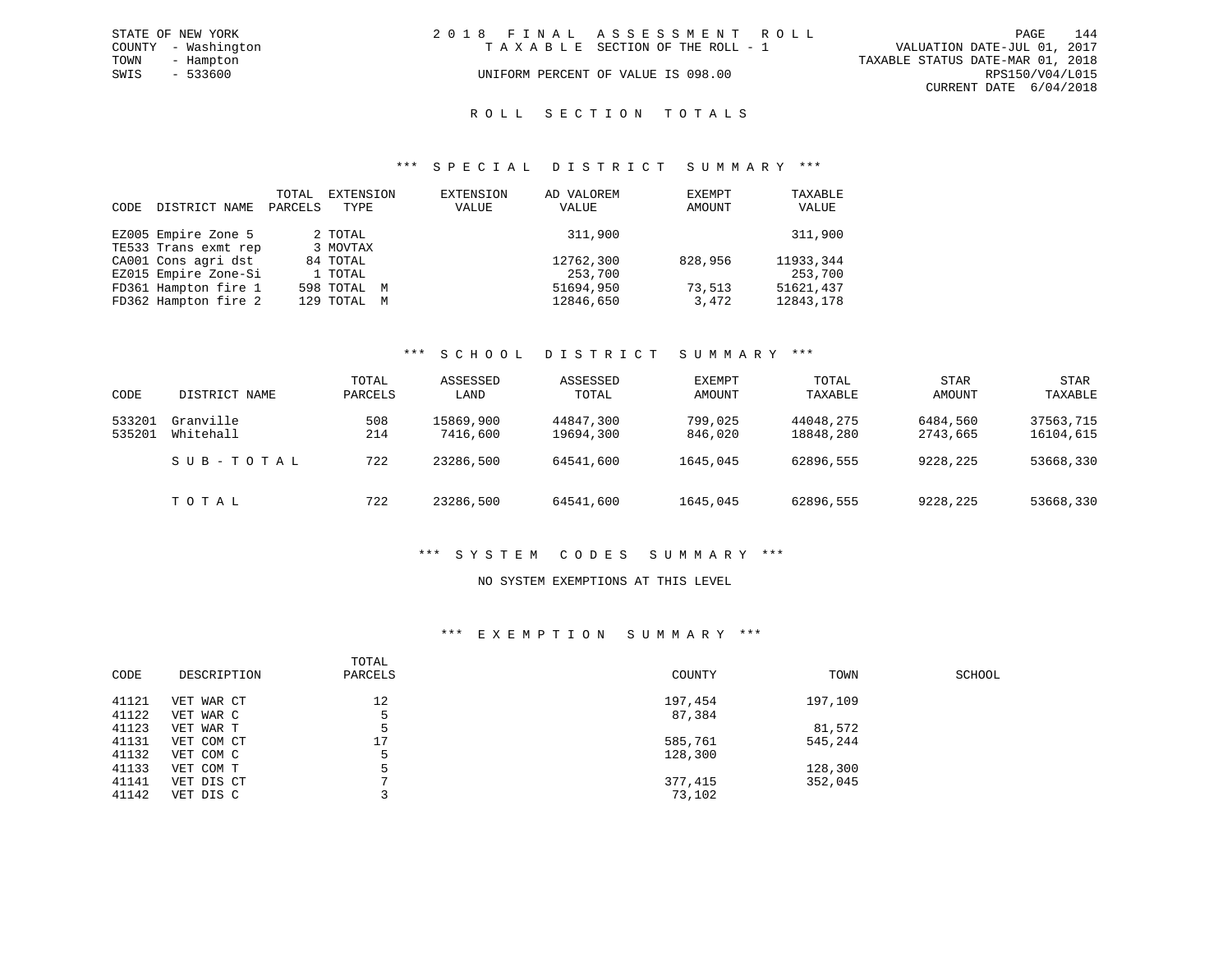STATE OF NEW YORK
COUNTY - Washington
TOWN - Hampton
SWIS - 533600

2018 FINAL ASSESSMENT ROLL
TAXABLE SECTION OF THE ROLL - 1
UNIFORM PERCENT OF VALUE IS 098.00

VALUATION DATE-JUL 01, 2017
TAXABLE STATUS DATE-MAR 01, 2018
RPS150/V04/L015
CURRENT DATE 6/04/2018

## ROLL SECTION TOTALS

### *** SPECIAL DISTRICT SUMMARY ***

| CODE | DISTRICT NAME | TOTAL PARCELS | EXTENSION TYPE | EXTENSION VALUE | AD VALOREM VALUE | EXEMPT AMOUNT | TAXABLE VALUE |
|---|---|---|---|---|---|---|---|
| EZ005 | Empire Zone 5 | 2 | TOTAL | | 311,900 | | 311,900 |
| TE533 | Trans exmt rep | 3 | MOVTAX | | | | |
| CA001 | Cons agri dst | 84 | TOTAL | | 12762,300 | 828,956 | 11933,344 |
| EZ015 | Empire Zone-Si | 1 | TOTAL | | 253,700 | | 253,700 |
| FD361 | Hampton fire 1 | 598 | TOTAL M | | 51694,950 | 73,513 | 51621,437 |
| FD362 | Hampton fire 2 | 129 | TOTAL M | | 12846,650 | 3,472 | 12843,178 |

### *** SCHOOL DISTRICT SUMMARY ***

| CODE | DISTRICT NAME | TOTAL PARCELS | ASSESSED LAND | ASSESSED TOTAL | EXEMPT AMOUNT | TOTAL TAXABLE | STAR AMOUNT | STAR TAXABLE |
|---|---|---|---|---|---|---|---|---|
| 533201 | Granville | 508 | 15869,900 | 44847,300 | 799,025 | 44048,275 | 6484,560 | 37563,715 |
| 535201 | Whitehall | 214 | 7416,600 | 19694,300 | 846,020 | 18848,280 | 2743,665 | 16104,615 |
| | SUB-TOTAL | 722 | 23286,500 | 64541,600 | 1645,045 | 62896,555 | 9228,225 | 53668,330 |
| | TOTAL | 722 | 23286,500 | 64541,600 | 1645,045 | 62896,555 | 9228,225 | 53668,330 |

### *** SYSTEM CODES SUMMARY ***

NO SYSTEM EXEMPTIONS AT THIS LEVEL

### *** EXEMPTION SUMMARY ***

| CODE | DESCRIPTION | TOTAL PARCELS | COUNTY | TOWN | SCHOOL |
|---|---|---|---|---|---|
| 41121 | VET WAR CT | 12 | 197,454 | 197,109 | |
| 41122 | VET WAR C | 5 | 87,384 | | |
| 41123 | VET WAR T | 5 | | 81,572 | |
| 41131 | VET COM CT | 17 | 585,761 | 545,244 | |
| 41132 | VET COM C | 5 | 128,300 | | |
| 41133 | VET COM T | 5 | | 128,300 | |
| 41141 | VET DIS CT | 7 | 377,415 | 352,045 | |
| 41142 | VET DIS C | 3 | 73,102 | | |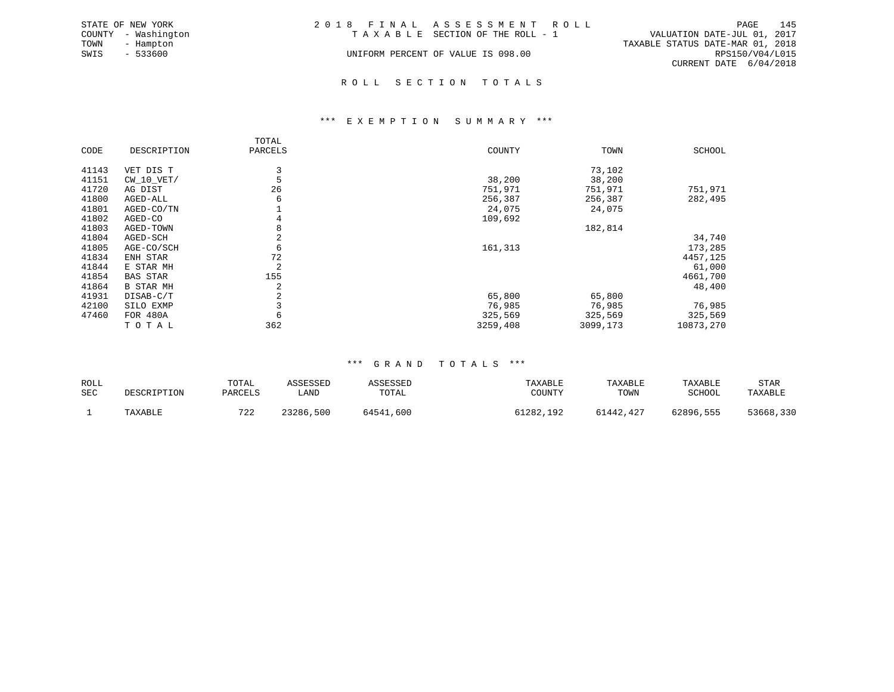STATE OF NEW YORK
COUNTY - Washington
TOWN - Hampton
SWIS - 533600

2018 FINAL ASSESSMENT ROLL
TAXABLE SECTION OF THE ROLL - 1
UNIFORM PERCENT OF VALUE IS 098.00

VALUATION DATE-JUL 01, 2017
TAXABLE STATUS DATE-MAR 01, 2018
RPS150/V04/L015
CURRENT DATE 6/04/2018

## ROLL SECTION TOTALS

### *** EXEMPTION SUMMARY ***

| CODE | DESCRIPTION | TOTAL PARCELS | COUNTY | TOWN | SCHOOL |
|---|---|---|---|---|---|
| 41143 | VET DIS T | 3 | | 73,102 | |
| 41151 | CW_10_VET/ | 5 | 38,200 | 38,200 | |
| 41720 | AG DIST | 26 | 751,971 | 751,971 | 751,971 |
| 41800 | AGED-ALL | 6 | 256,387 | 256,387 | 282,495 |
| 41801 | AGED-CO/TN | 1 | 24,075 | 24,075 | |
| 41802 | AGED-CO | 4 | 109,692 | | |
| 41803 | AGED-TOWN | 8 | | 182,814 | |
| 41804 | AGED-SCH | 2 | | | 34,740 |
| 41805 | AGE-CO/SCH | 6 | 161,313 | | 173,285 |
| 41834 | ENH STAR | 72 | | | 4457,125 |
| 41844 | E STAR MH | 2 | | | 61,000 |
| 41854 | BAS STAR | 155 | | | 4661,700 |
| 41864 | B STAR MH | 2 | | | 48,400 |
| 41931 | DISAB-C/T | 2 | 65,800 | 65,800 | |
| 42100 | SILO EXMP | 3 | 76,985 | 76,985 | 76,985 |
| 47460 | FOR 480A | 6 | 325,569 | 325,569 | 325,569 |
| | TOTAL | 362 | 3259,408 | 3099,173 | 10873,270 |

### *** GRAND TOTALS ***

| ROLL SEC | DESCRIPTION | TOTAL PARCELS | ASSESSED LAND | ASSESSED TOTAL | TAXABLE COUNTY | TAXABLE TOWN | TAXABLE SCHOOL | STAR TAXABLE |
|---|---|---|---|---|---|---|---|---|
| 1 | TAXABLE | 722 | 23286,500 | 64541,600 | 61282,192 | 61442,427 | 62896,555 | 53668,330 |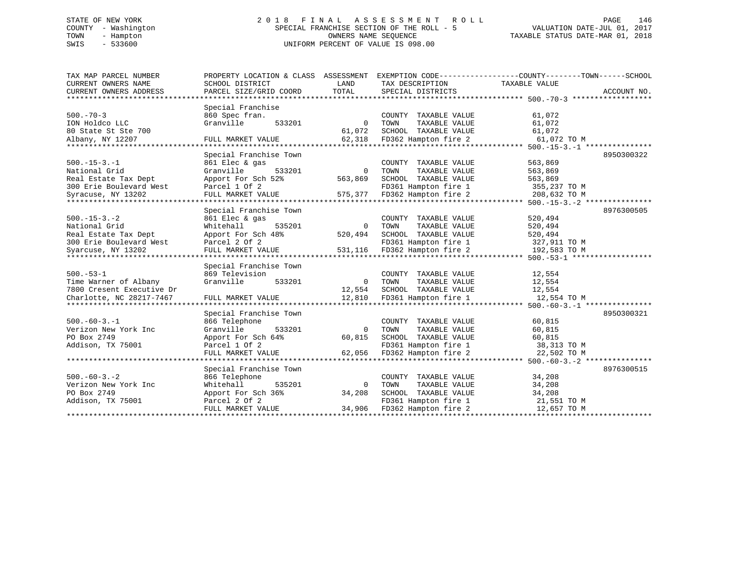STATE OF NEW YORK
COUNTY - Washington
TOWN - Hampton
SWIS - 533600

# 2018 FINAL ASSESSMENT ROLL

SPECIAL FRANCHISE SECTION OF THE ROLL - 5
OWNERS NAME SEQUENCE
UNIFORM PERCENT OF VALUE IS 098.00

VALUATION DATE-JUL 01, 2017
TAXABLE STATUS DATE-MAR 01, 2018

| TAX MAP PARCEL NUMBER / CURRENT OWNERS NAME / CURRENT OWNERS ADDRESS | PROPERTY LOCATION & CLASS / SCHOOL DISTRICT / PARCEL SIZE/GRID COORD | ASSESSMENT LAND / TOTAL | EXEMPTION CODE / TAX DESCRIPTION / SPECIAL DISTRICTS | TAXABLE VALUE (COUNTY--TOWN--SCHOOL) | ACCOUNT NO. |
|---|---|---|---|---|---|
| 500.-70-3 | Special Franchise | | | | |
| | 860 Spec fran. | | COUNTY TAXABLE VALUE | 61,072 | |
| ION Holdco LLC | Granville 533201 | 0 | TOWN TAXABLE VALUE | 61,072 | |
| 80 State St Ste 700 | | 61,072 | SCHOOL TAXABLE VALUE | 61,072 | |
| Albany, NY 12207 | FULL MARKET VALUE | 62,318 | FD362 Hampton fire 2 | 61,072 TO M | |
| 500.-15-3.-1 | Special Franchise Town | | | | 895O300322 |
| | 861 Elec & gas | | COUNTY TAXABLE VALUE | 563,869 | |
| National Grid | Granville 533201 | 0 | TOWN TAXABLE VALUE | 563,869 | |
| Real Estate Tax Dept | Apport For Sch 52% | 563,869 | SCHOOL TAXABLE VALUE | 563,869 | |
| 300 Erie Boulevard West | Parcel 1 Of 2 | | FD361 Hampton fire 1 | 355,237 TO M | |
| Syracuse, NY 13202 | FULL MARKET VALUE | 575,377 | FD362 Hampton fire 2 | 208,632 TO M | |
| 500.-15-3.-2 | Special Franchise Town | | | | 8976300505 |
| | 861 Elec & gas | | COUNTY TAXABLE VALUE | 520,494 | |
| National Grid | Whitehall 535201 | 0 | TOWN TAXABLE VALUE | 520,494 | |
| Real Estate Tax Dept | Apport For Sch 48% | 520,494 | SCHOOL TAXABLE VALUE | 520,494 | |
| 300 Erie Boulevard West | Parcel 2 Of 2 | | FD361 Hampton fire 1 | 327,911 TO M | |
| Syarcuse, NY 13202 | FULL MARKET VALUE | 531,116 | FD362 Hampton fire 2 | 192,583 TO M | |
| 500.-53-1 | Special Franchise Town | | | | |
| | 869 Television | | COUNTY TAXABLE VALUE | 12,554 | |
| Time Warner of Albany | Granville 533201 | 0 | TOWN TAXABLE VALUE | 12,554 | |
| 7800 Cresent Executive Dr | | 12,554 | SCHOOL TAXABLE VALUE | 12,554 | |
| Charlotte, NC 28217-7467 | FULL MARKET VALUE | 12,810 | FD361 Hampton fire 1 | 12,554 TO M | |
| 500.-60-3.-1 | Special Franchise Town | | | | 895O300321 |
| | 866 Telephone | | COUNTY TAXABLE VALUE | 60,815 | |
| Verizon New York Inc | Granville 533201 | 0 | TOWN TAXABLE VALUE | 60,815 | |
| PO Box 2749 | Apport For Sch 64% | 60,815 | SCHOOL TAXABLE VALUE | 60,815 | |
| Addison, TX 75001 | Parcel 1 Of 2 | | FD361 Hampton fire 1 | 38,313 TO M | |
| | FULL MARKET VALUE | 62,056 | FD362 Hampton fire 2 | 22,502 TO M | |
| 500.-60-3.-2 | Special Franchise Town | | | | 8976300515 |
| | 866 Telephone | | COUNTY TAXABLE VALUE | 34,208 | |
| Verizon New York Inc | Whitehall 535201 | 0 | TOWN TAXABLE VALUE | 34,208 | |
| PO Box 2749 | Apport For Sch 36% | 34,208 | SCHOOL TAXABLE VALUE | 34,208 | |
| Addison, TX 75001 | Parcel 2 Of 2 | | FD361 Hampton fire 1 | 21,551 TO M | |
| | FULL MARKET VALUE | 34,906 | FD362 Hampton fire 2 | 12,657 TO M | |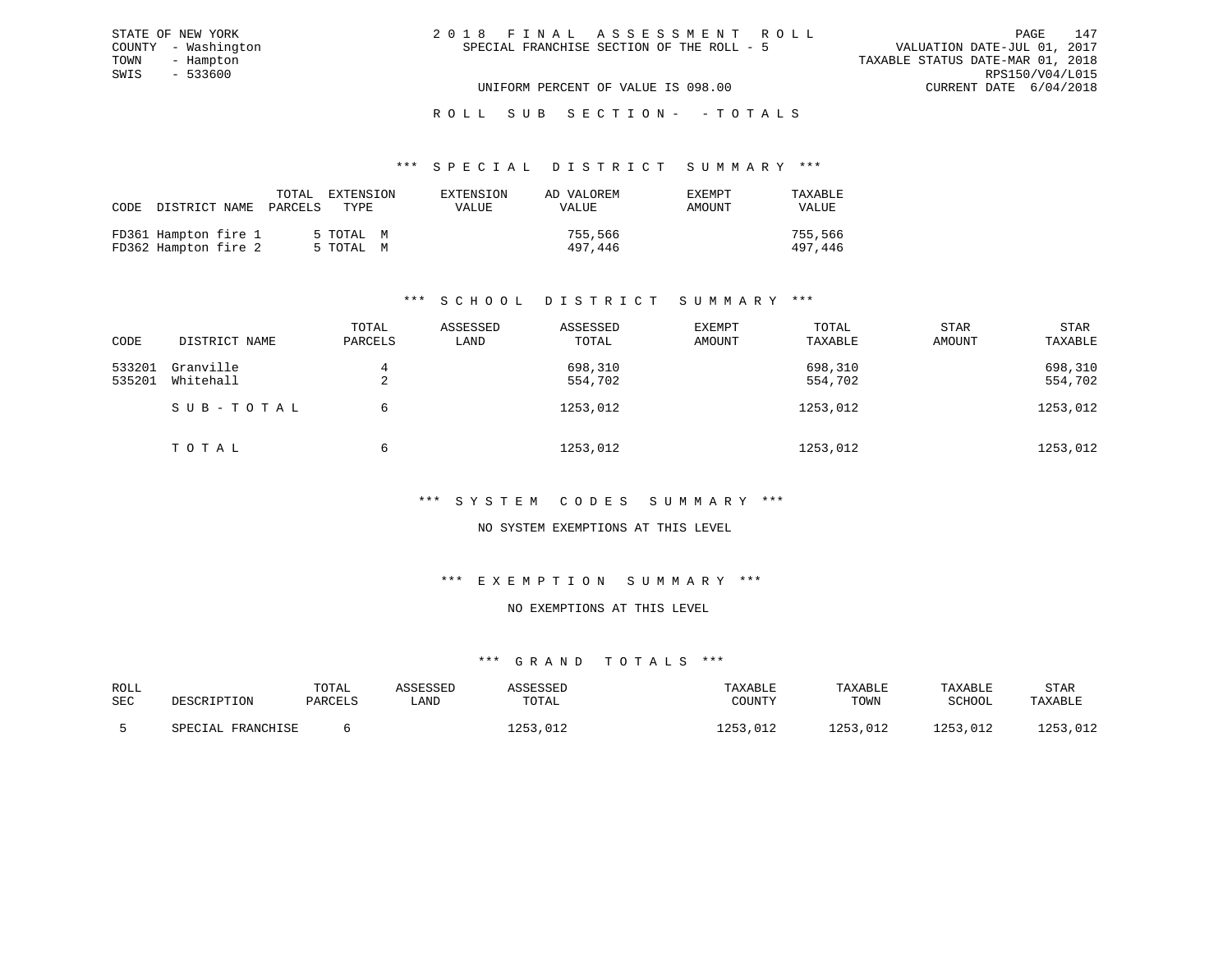STATE OF NEW YORK
COUNTY - Washington
TOWN - Hampton
SWIS - 533600

# 2018 FINAL ASSESSMENT ROLL

SPECIAL FRANCHISE SECTION OF THE ROLL - 5

VALUATION DATE-JUL 01, 2017
TAXABLE STATUS DATE-MAR 01, 2018
RPS150/V04/L015
CURRENT DATE 6/04/2018

UNIFORM PERCENT OF VALUE IS 098.00

## ROLL SUB SECTION- - TOTALS

### *** SPECIAL DISTRICT SUMMARY ***

| CODE | DISTRICT NAME | TOTAL PARCELS | EXTENSION TYPE | EXTENSION VALUE | AD VALOREM VALUE | EXEMPT AMOUNT | TAXABLE VALUE |
|---|---|---|---|---|---|---|---|
| FD361 | Hampton fire 1 | 5 | TOTAL M | | 755,566 | | 755,566 |
| FD362 | Hampton fire 2 | 5 | TOTAL M | | 497,446 | | 497,446 |

### *** SCHOOL DISTRICT SUMMARY ***

| CODE | DISTRICT NAME | TOTAL PARCELS | ASSESSED LAND | ASSESSED TOTAL | EXEMPT AMOUNT | TOTAL TAXABLE | STAR AMOUNT | STAR TAXABLE |
|---|---|---|---|---|---|---|---|---|
| 533201 | Granville | 4 | | 698,310 | | 698,310 | | 698,310 |
| 535201 | Whitehall | 2 | | 554,702 | | 554,702 | | 554,702 |
| | SUB-TOTAL | 6 | | 1253,012 | | 1253,012 | | 1253,012 |
| | TOTAL | 6 | | 1253,012 | | 1253,012 | | 1253,012 |

### *** SYSTEM CODES SUMMARY ***

NO SYSTEM EXEMPTIONS AT THIS LEVEL

### *** EXEMPTION SUMMARY ***

NO EXEMPTIONS AT THIS LEVEL

### *** GRAND TOTALS ***

| ROLL SEC | DESCRIPTION | TOTAL PARCELS | ASSESSED LAND | ASSESSED TOTAL | TAXABLE COUNTY | TAXABLE TOWN | TAXABLE SCHOOL | STAR TAXABLE |
|---|---|---|---|---|---|---|---|---|
| 5 | SPECIAL FRANCHISE | 6 | | 1253,012 | 1253,012 | 1253,012 | 1253,012 | 1253,012 |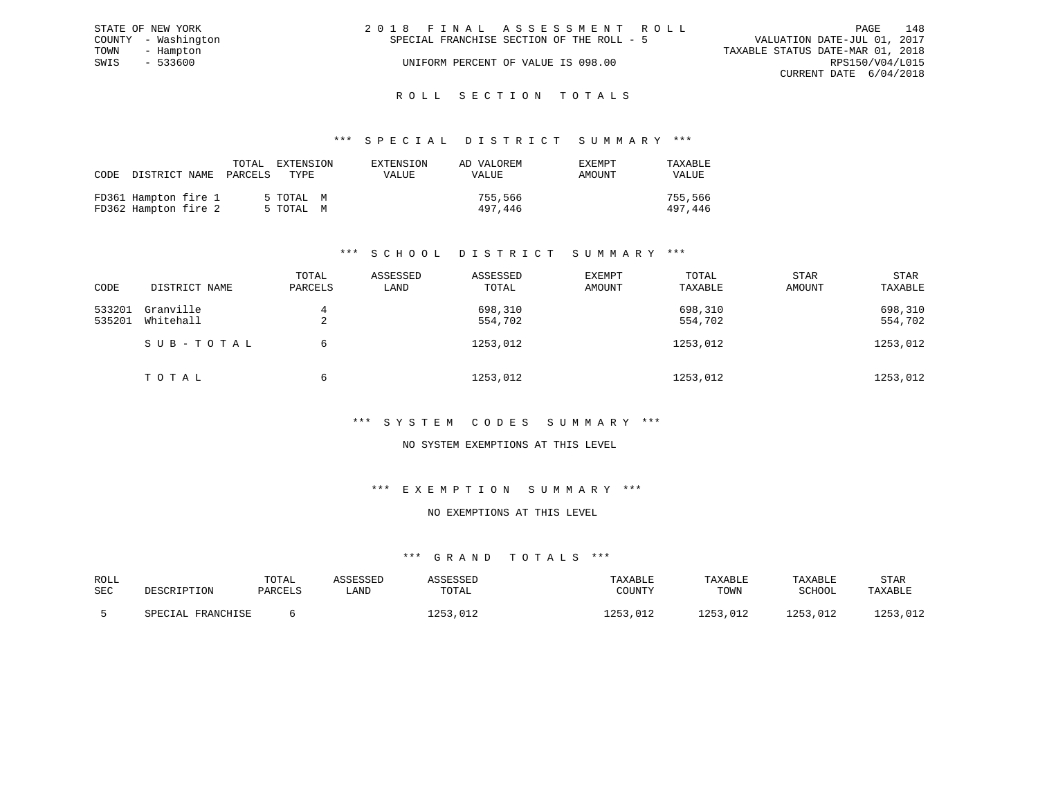STATE OF NEW YORK
COUNTY - Washington
TOWN - Hampton
SWIS - 533600

2 0 1 8 F I N A L A S S E S S M E N T R O L L
SPECIAL FRANCHISE SECTION OF THE ROLL - 5
UNIFORM PERCENT OF VALUE IS 098.00

VALUATION DATE-JUL 01, 2017
TAXABLE STATUS DATE-MAR 01, 2018
RPS150/V04/L015
CURRENT DATE 6/04/2018

## R O L L S E C T I O N T O T A L S

### *** S P E C I A L D I S T R I C T S U M M A R Y ***

| CODE | DISTRICT NAME | TOTAL PARCELS | EXTENSION TYPE | EXTENSION VALUE | AD VALOREM VALUE | EXEMPT AMOUNT | TAXABLE VALUE |
|---|---|---|---|---|---|---|---|
| FD361 | Hampton fire 1 | 5 | TOTAL M | | 755,566 | | 755,566 |
| FD362 | Hampton fire 2 | 5 | TOTAL M | | 497,446 | | 497,446 |

### *** S C H O O L D I S T R I C T S U M M A R Y ***

| CODE | DISTRICT NAME | TOTAL PARCELS | ASSESSED LAND | ASSESSED TOTAL | EXEMPT AMOUNT | TOTAL TAXABLE | STAR AMOUNT | STAR TAXABLE |
|---|---|---|---|---|---|---|---|---|
| 533201 | Granville | 4 | | 698,310 | | 698,310 | | 698,310 |
| 535201 | Whitehall | 2 | | 554,702 | | 554,702 | | 554,702 |
| | S U B - T O T A L | 6 | | 1253,012 | | 1253,012 | | 1253,012 |
| | T O T A L | 6 | | 1253,012 | | 1253,012 | | 1253,012 |

### *** S Y S T E M C O D E S S U M M A R Y ***

NO SYSTEM EXEMPTIONS AT THIS LEVEL

### *** E X E M P T I O N S U M M A R Y ***

NO EXEMPTIONS AT THIS LEVEL

### *** G R A N D T O T A L S ***

| ROLL SEC | DESCRIPTION | TOTAL PARCELS | ASSESSED LAND | ASSESSED TOTAL | TAXABLE COUNTY | TAXABLE TOWN | TAXABLE SCHOOL | STAR TAXABLE |
|---|---|---|---|---|---|---|---|---|
| 5 | SPECIAL FRANCHISE | 6 | | 1253,012 | 1253,012 | 1253,012 | 1253,012 | 1253,012 |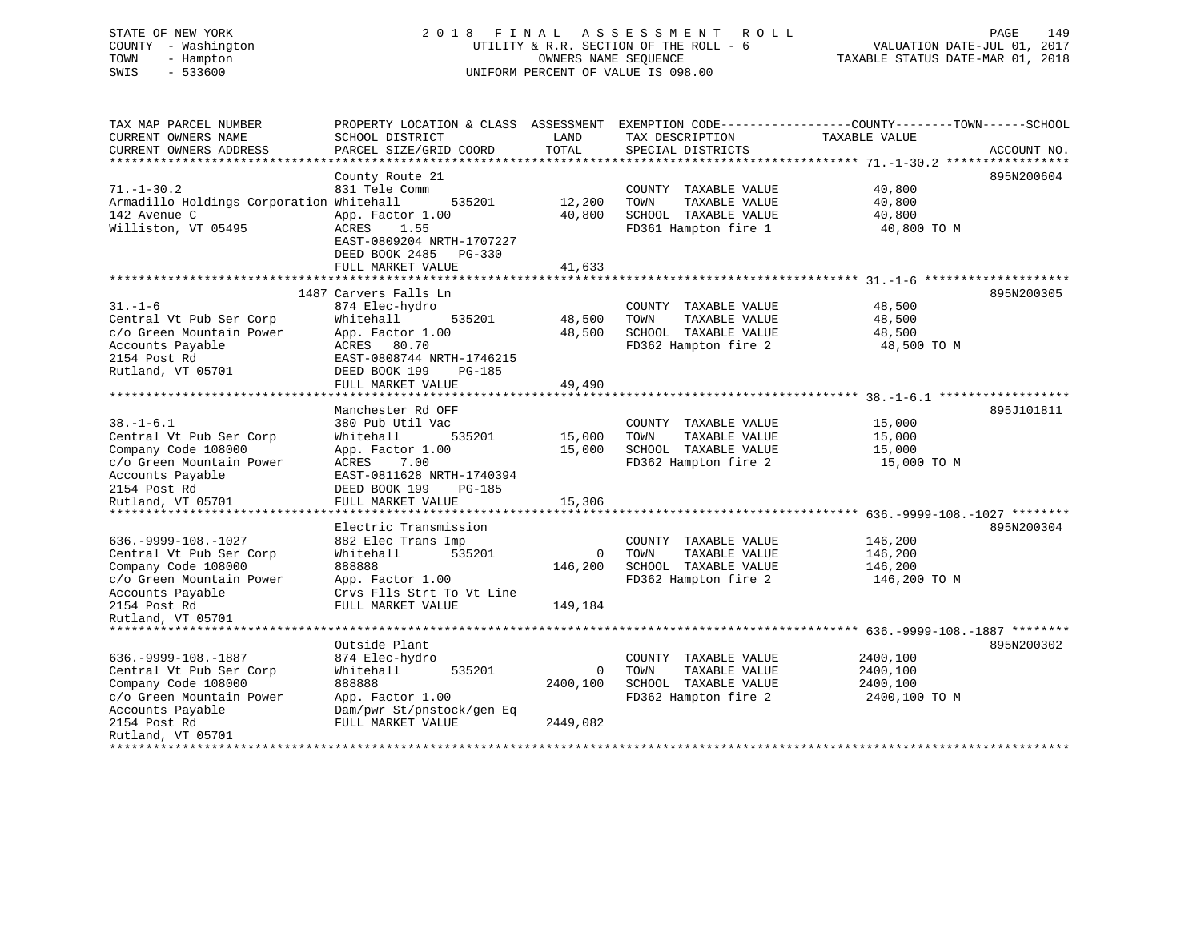STATE OF NEW YORK | 2018 FINAL ASSESSMENT ROLL | VALUATION DATE-JUL 01, 2017
COUNTY - Washington | UTILITY & R.R. SECTION OF THE ROLL - 6 | TAXABLE STATUS DATE-MAR 01, 2018
TOWN - Hampton | OWNERS NAME SEQUENCE
SWIS - 533600 | UNIFORM PERCENT OF VALUE IS 098.00

| TAX MAP PARCEL NUMBER<br>CURRENT OWNERS NAME<br>CURRENT OWNERS ADDRESS | PROPERTY LOCATION & CLASS<br>SCHOOL DISTRICT<br>PARCEL SIZE/GRID COORD | ASSESSMENT<br>LAND<br>TOTAL | EXEMPTION CODE-----COUNTY-----TOWN-----SCHOOL<br>TAX DESCRIPTION<br>SPECIAL DISTRICTS | TAXABLE VALUE | ACCOUNT NO. |
|---|---|---|---|---|---|
| **71.-1-30.2** | County Route 21 | | | | 895N200604 |
| 71.-1-30.2 | 831 Tele Comm | | COUNTY TAXABLE VALUE | 40,800 | |
| Armadillo Holdings Corporation | Whitehall 535201 | 12,200 | TOWN TAXABLE VALUE | 40,800 | |
| 142 Avenue C | App. Factor 1.00 | 40,800 | SCHOOL TAXABLE VALUE | 40,800 | |
| Williston, VT 05495 | ACRES 1.55 | | FD361 Hampton fire 1 | 40,800 TO M | |
| | EAST-0809204 NRTH-1707227 | | | | |
| | DEED BOOK 2485 PG-330 | | | | |
| | FULL MARKET VALUE | 41,633 | | | |
| **31.-1-6** | 1487 Carvers Falls Ln | | | | 895N200305 |
| 31.-1-6 | 874 Elec-hydro | | COUNTY TAXABLE VALUE | 48,500 | |
| Central Vt Pub Ser Corp | Whitehall 535201 | 48,500 | TOWN TAXABLE VALUE | 48,500 | |
| c/o Green Mountain Power | App. Factor 1.00 | 48,500 | SCHOOL TAXABLE VALUE | 48,500 | |
| Accounts Payable | ACRES 80.70 | | FD362 Hampton fire 2 | 48,500 TO M | |
| 2154 Post Rd | EAST-0808744 NRTH-1746215 | | | | |
| Rutland, VT 05701 | DEED BOOK 199 PG-185 | | | | |
| | FULL MARKET VALUE | 49,490 | | | |
| **38.-1-6.1** | Manchester Rd OFF | | | | 895J101811 |
| 38.-1-6.1 | 380 Pub Util Vac | | COUNTY TAXABLE VALUE | 15,000 | |
| Central Vt Pub Ser Corp | Whitehall 535201 | 15,000 | TOWN TAXABLE VALUE | 15,000 | |
| Company Code 108000 | App. Factor 1.00 | 15,000 | SCHOOL TAXABLE VALUE | 15,000 | |
| c/o Green Mountain Power | ACRES 7.00 | | FD362 Hampton fire 2 | 15,000 TO M | |
| Accounts Payable | EAST-0811628 NRTH-1740394 | | | | |
| 2154 Post Rd | DEED BOOK 199 PG-185 | | | | |
| Rutland, VT 05701 | FULL MARKET VALUE | 15,306 | | | |
| **636.-9999-108.-1027** | Electric Transmission | | | | 895N200304 |
| 636.-9999-108.-1027 | 882 Elec Trans Imp | | COUNTY TAXABLE VALUE | 146,200 | |
| Central Vt Pub Ser Corp | Whitehall 535201 | 0 | TOWN TAXABLE VALUE | 146,200 | |
| Company Code 108000 | 888888 | 146,200 | SCHOOL TAXABLE VALUE | 146,200 | |
| c/o Green Mountain Power | App. Factor 1.00 | | FD362 Hampton fire 2 | 146,200 TO M | |
| Accounts Payable | Crvs Flls Strt To Vt Line | | | | |
| 2154 Post Rd | FULL MARKET VALUE | 149,184 | | | |
| Rutland, VT 05701 | | | | | |
| **636.-9999-108.-1887** | Outside Plant | | | | 895N200302 |
| 636.-9999-108.-1887 | 874 Elec-hydro | | COUNTY TAXABLE VALUE | 2400,100 | |
| Central Vt Pub Ser Corp | Whitehall 535201 | 0 | TOWN TAXABLE VALUE | 2400,100 | |
| Company Code 108000 | 888888 | 2400,100 | SCHOOL TAXABLE VALUE | 2400,100 | |
| c/o Green Mountain Power | App. Factor 1.00 | | FD362 Hampton fire 2 | 2400,100 TO M | |
| Accounts Payable | Dam/pwr St/pnstock/gen Eq | | | | |
| 2154 Post Rd | FULL MARKET VALUE | 2449,082 | | | |
| Rutland, VT 05701 | | | | | |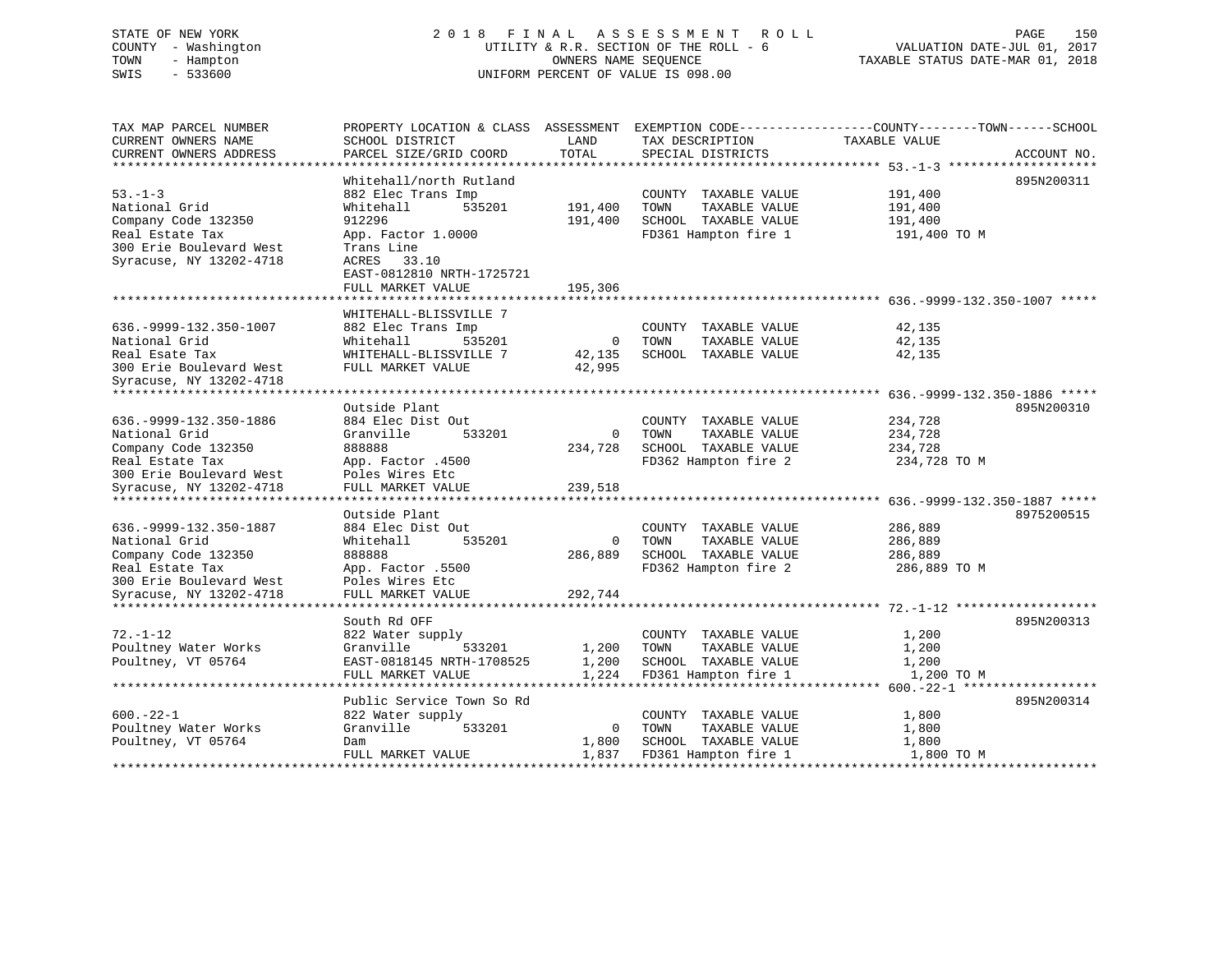STATE OF NEW YORK
COUNTY - Washington
TOWN - Hampton
SWIS - 533600

2018 FINAL ASSESSMENT ROLL
UTILITY & R.R. SECTION OF THE ROLL - 6
OWNERS NAME SEQUENCE
UNIFORM PERCENT OF VALUE IS 098.00

VALUATION DATE-JUL 01, 2017
TAXABLE STATUS DATE-MAR 01, 2018

```
TAX MAP PARCEL NUMBER          PROPERTY LOCATION & CLASS  ASSESSMENT  EXEMPTION CODE------------------COUNTY--------TOWN------SCHOOL
CURRENT OWNERS NAME            SCHOOL DISTRICT              LAND      TAX DESCRIPTION            TAXABLE VALUE
CURRENT OWNERS ADDRESS         PARCEL SIZE/GRID COORD       TOTAL     SPECIAL DISTRICTS                                    ACCOUNT NO.
********************************************************************************************** 53.-1-3 *******************
                               Whitehall/north Rutland                                                                  895N200311
53.-1-3                        882 Elec Trans Imp                     COUNTY  TAXABLE VALUE          191,400
National Grid                  Whitehall        535201     191,400    TOWN    TAXABLE VALUE          191,400
Company Code 132350            912296                      191,400    SCHOOL  TAXABLE VALUE          191,400
Real Estate Tax                App. Factor 1.0000                     FD361 Hampton fire 1            191,400 TO M
300 Erie Boulevard West        Trans Line
Syracuse, NY 13202-4718        ACRES   33.10
                               EAST-0812810 NRTH-1725721
                               FULL MARKET VALUE           195,306
********************************************************************************************** 636.-9999-132.350-1007 *****
                               WHITEHALL-BLISSVILLE 7
636.-9999-132.350-1007         882 Elec Trans Imp                     COUNTY  TAXABLE VALUE           42,135
National Grid                  Whitehall        535201           0    TOWN    TAXABLE VALUE           42,135
Real Esate Tax                 WHITEHALL-BLISSVILLE 7       42,135    SCHOOL  TAXABLE VALUE           42,135
300 Erie Boulevard West        FULL MARKET VALUE            42,995
Syracuse, NY 13202-4718
********************************************************************************************** 636.-9999-132.350-1886 *****
                               Outside Plant                                                                            895N200310
636.-9999-132.350-1886         884 Elec Dist Out                      COUNTY  TAXABLE VALUE          234,728
National Grid                  Granville        533201           0    TOWN    TAXABLE VALUE          234,728
Company Code 132350            888888                      234,728    SCHOOL  TAXABLE VALUE          234,728
Real Estate Tax                App. Factor .4500                      FD362 Hampton fire 2            234,728 TO M
300 Erie Boulevard West        Poles Wires Etc
Syracuse, NY 13202-4718        FULL MARKET VALUE           239,518
********************************************************************************************** 636.-9999-132.350-1887 *****
                               Outside Plant                                                                            8975200515
636.-9999-132.350-1887         884 Elec Dist Out                      COUNTY  TAXABLE VALUE          286,889
National Grid                  Whitehall        535201           0    TOWN    TAXABLE VALUE          286,889
Company Code 132350            888888                      286,889    SCHOOL  TAXABLE VALUE          286,889
Real Estate Tax                App. Factor .5500                      FD362 Hampton fire 2            286,889 TO M
300 Erie Boulevard West        Poles Wires Etc
Syracuse, NY 13202-4718        FULL MARKET VALUE           292,744
********************************************************************************************** 72.-1-12 *******************
                               South Rd OFF                                                                             895N200313
72.-1-12                       822 Water supply                       COUNTY  TAXABLE VALUE            1,200
Poultney Water Works           Granville        533201       1,200    TOWN    TAXABLE VALUE            1,200
Poultney, VT 05764             EAST-0818145 NRTH-1708525     1,200    SCHOOL  TAXABLE VALUE            1,200
                               FULL MARKET VALUE             1,224    FD361 Hampton fire 1              1,200 TO M
********************************************************************************************** 600.-22-1 ******************
                               Public Service Town So Rd                                                                895N200314
600.-22-1                      822 Water supply                       COUNTY  TAXABLE VALUE            1,800
Poultney Water Works           Granville        533201           0    TOWN    TAXABLE VALUE            1,800
Poultney, VT 05764             Dam                           1,800    SCHOOL  TAXABLE VALUE            1,800
                               FULL MARKET VALUE             1,837    FD361 Hampton fire 1              1,800 TO M
*****************************************************************************************************************************
```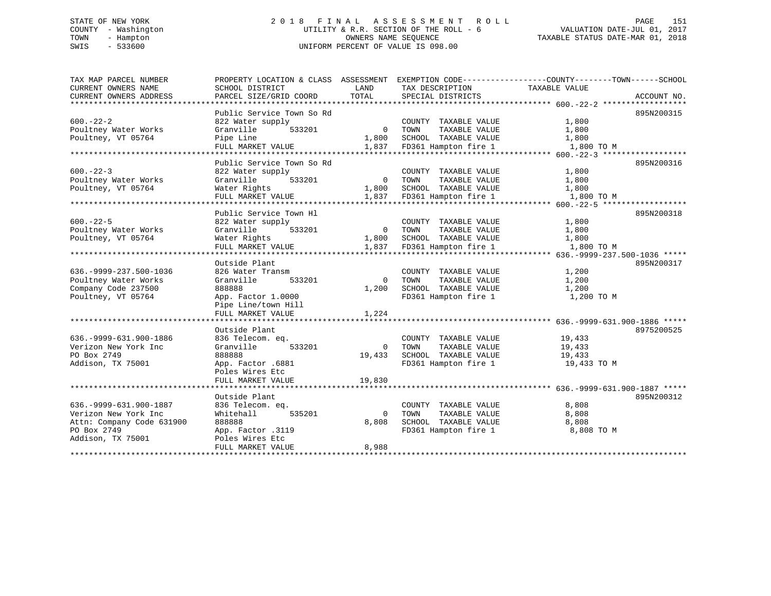STATE OF NEW YORK
COUNTY - Washington
TOWN - Hampton
SWIS - 533600

2 0 1 8 F I N A L A S S E S S M E N T R O L L
UTILITY & R.R. SECTION OF THE ROLL - 6
OWNERS NAME SEQUENCE
UNIFORM PERCENT OF VALUE IS 098.00

VALUATION DATE-JUL 01, 2017
TAXABLE STATUS DATE-MAR 01, 2018

```
TAX MAP PARCEL NUMBER          PROPERTY LOCATION & CLASS  ASSESSMENT  EXEMPTION CODE------------------COUNTY--------TOWN------SCHOOL
CURRENT OWNERS NAME            SCHOOL DISTRICT              LAND      TAX DESCRIPTION             TAXABLE VALUE
CURRENT OWNERS ADDRESS         PARCEL SIZE/GRID COORD       TOTAL     SPECIAL DISTRICTS                                    ACCOUNT NO.
******************************************************************************************************* 600.-22-2 ******************
                               Public Service Town So Rd                                                                895N200315
600.-22-2                      822 Water supply                        COUNTY  TAXABLE VALUE          1,800
Poultney Water Works           Granville       533201           0      TOWN    TAXABLE VALUE          1,800
Poultney, VT 05764             Pipe Line                    1,800      SCHOOL  TAXABLE VALUE          1,800
                               FULL MARKET VALUE            1,837      FD361 Hampton fire 1            1,800 TO M
******************************************************************************************************* 600.-22-3 ******************
                               Public Service Town So Rd                                                                895N200316
600.-22-3                      822 Water supply                        COUNTY  TAXABLE VALUE          1,800
Poultney Water Works           Granville       533201           0      TOWN    TAXABLE VALUE          1,800
Poultney, VT 05764             Water Rights                 1,800      SCHOOL  TAXABLE VALUE          1,800
                               FULL MARKET VALUE            1,837      FD361 Hampton fire 1            1,800 TO M
******************************************************************************************************* 600.-22-5 ******************
                               Public Service Town Hl                                                                   895N200318
600.-22-5                      822 Water supply                        COUNTY  TAXABLE VALUE          1,800
Poultney Water Works           Granville       533201           0      TOWN    TAXABLE VALUE          1,800
Poultney, VT 05764             Water Rights                 1,800      SCHOOL  TAXABLE VALUE          1,800
                               FULL MARKET VALUE            1,837      FD361 Hampton fire 1            1,800 TO M
******************************************************************************************************* 636.-9999-237.500-1036 *****
                               Outside Plant                                                                            895N200317
636.-9999-237.500-1036         826 Water Transm                        COUNTY  TAXABLE VALUE          1,200
Poultney Water Works           Granville       533201           0      TOWN    TAXABLE VALUE          1,200
Company Code 237500            888888                       1,200      SCHOOL  TAXABLE VALUE          1,200
Poultney, VT 05764             App. Factor 1.0000                      FD361 Hampton fire 1            1,200 TO M
                               Pipe Line/town Hill
                               FULL MARKET VALUE            1,224
******************************************************************************************************* 636.-9999-631.900-1886 *****
                               Outside Plant                                                                            8975200525
636.-9999-631.900-1886         836 Telecom. eq.                        COUNTY  TAXABLE VALUE         19,433
Verizon New York Inc           Granville       533201           0      TOWN    TAXABLE VALUE         19,433
PO Box 2749                    888888                      19,433      SCHOOL  TAXABLE VALUE         19,433
Addison, TX 75001              App. Factor .6881                       FD361 Hampton fire 1           19,433 TO M
                               Poles Wires Etc
                               FULL MARKET VALUE           19,830
******************************************************************************************************* 636.-9999-631.900-1887 *****
                               Outside Plant                                                                            895N200312
636.-9999-631.900-1887         836 Telecom. eq.                        COUNTY  TAXABLE VALUE          8,808
Verizon New York Inc           Whitehall       535201           0      TOWN    TAXABLE VALUE          8,808
Attn: Company Code 631900      888888                       8,808      SCHOOL  TAXABLE VALUE          8,808
PO Box 2749                    App. Factor .3119                       FD361 Hampton fire 1            8,808 TO M
Addison, TX 75001              Poles Wires Etc
                               FULL MARKET VALUE            8,988
************************************************************************************************************************************
```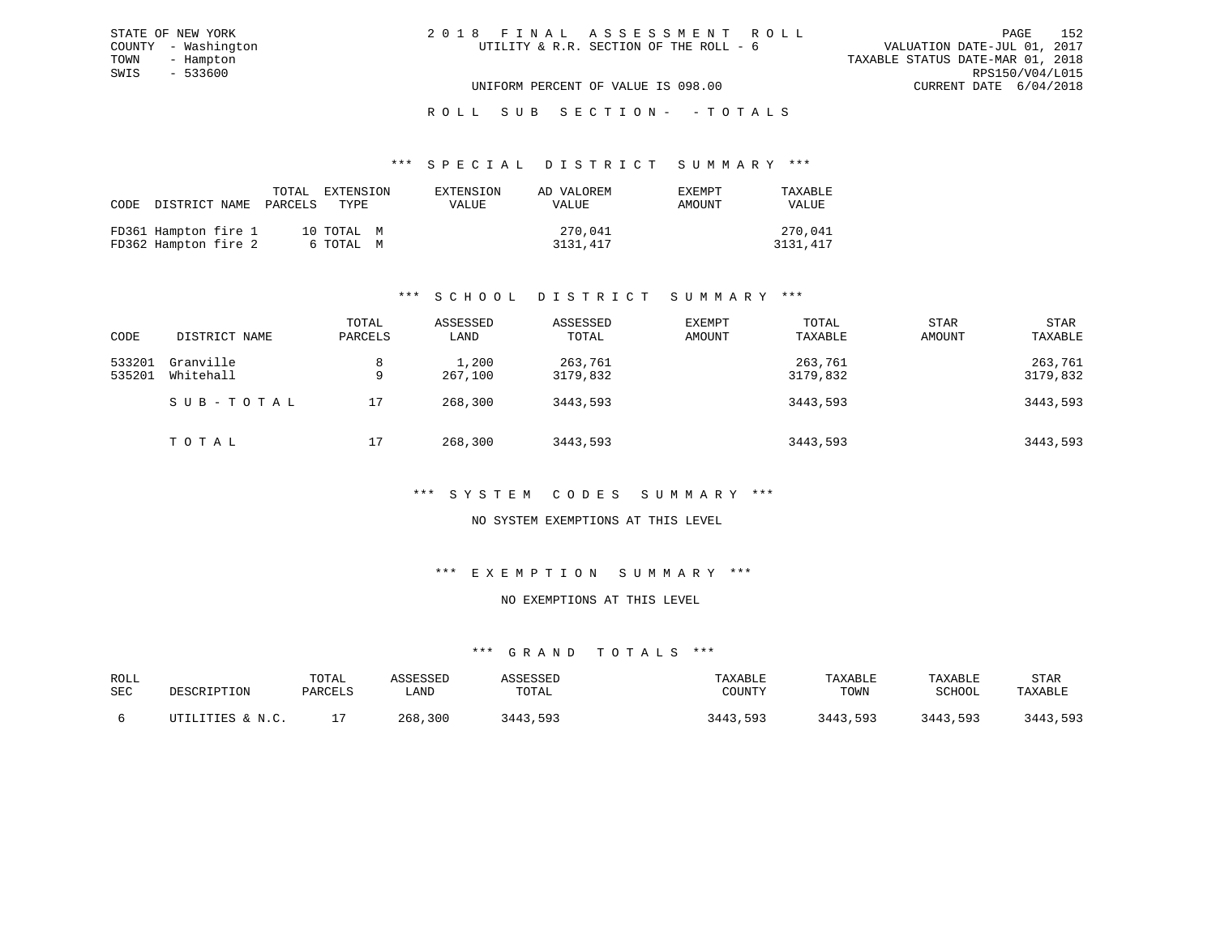STATE OF NEW YORK
COUNTY - Washington
TOWN - Hampton
SWIS - 533600

# 2018 FINAL ASSESSMENT ROLL

UTILITY & R.R. SECTION OF THE ROLL - 6

VALUATION DATE-JUL 01, 2017
TAXABLE STATUS DATE-MAR 01, 2018
RPS150/V04/L015
CURRENT DATE 6/04/2018

UNIFORM PERCENT OF VALUE IS 098.00

## ROLL SUB SECTION- - TOTALS

### *** SPECIAL DISTRICT SUMMARY ***

| CODE | DISTRICT NAME | TOTAL PARCELS | EXTENSION TYPE | EXTENSION VALUE | AD VALOREM VALUE | EXEMPT AMOUNT | TAXABLE VALUE |
|---|---|---|---|---|---|---|---|
| FD361 | Hampton fire 1 | 10 | TOTAL M | | 270,041 | | 270,041 |
| FD362 | Hampton fire 2 | 6 | TOTAL M | | 3131,417 | | 3131,417 |

### *** SCHOOL DISTRICT SUMMARY ***

| CODE | DISTRICT NAME | TOTAL PARCELS | ASSESSED LAND | ASSESSED TOTAL | EXEMPT AMOUNT | TOTAL TAXABLE | STAR AMOUNT | STAR TAXABLE |
|---|---|---|---|---|---|---|---|---|
| 533201 | Granville | 8 | 1,200 | 263,761 | | 263,761 | | 263,761 |
| 535201 | Whitehall | 9 | 267,100 | 3179,832 | | 3179,832 | | 3179,832 |
| | SUB-TOTAL | 17 | 268,300 | 3443,593 | | 3443,593 | | 3443,593 |
| | TOTAL | 17 | 268,300 | 3443,593 | | 3443,593 | | 3443,593 |

### *** SYSTEM CODES SUMMARY ***

NO SYSTEM EXEMPTIONS AT THIS LEVEL

### *** EXEMPTION SUMMARY ***

NO EXEMPTIONS AT THIS LEVEL

### *** GRAND TOTALS ***

| ROLL SEC | DESCRIPTION | TOTAL PARCELS | ASSESSED LAND | ASSESSED TOTAL | TAXABLE COUNTY | TAXABLE TOWN | TAXABLE SCHOOL | STAR TAXABLE |
|---|---|---|---|---|---|---|---|---|
| 6 | UTILITIES & N.C. | 17 | 268,300 | 3443,593 | 3443,593 | 3443,593 | 3443,593 | 3443,593 |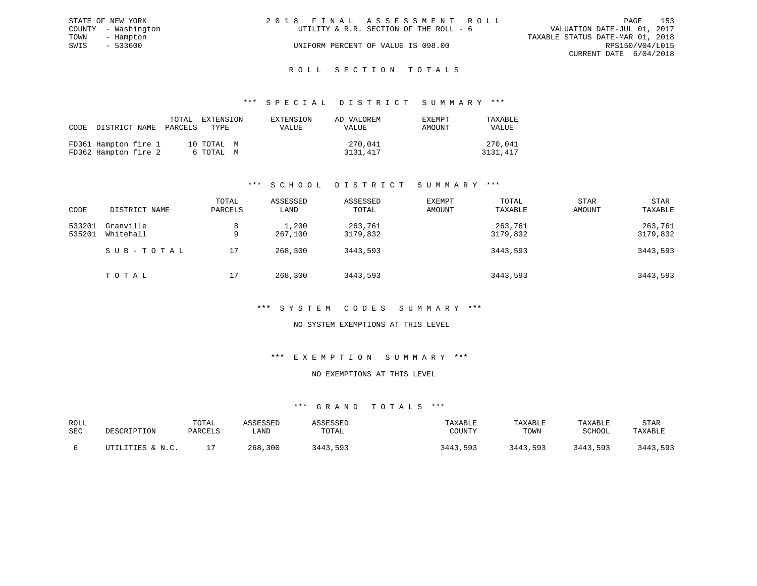STATE OF NEW YORK
COUNTY - Washington
TOWN - Hampton
SWIS - 533600

2018 FINAL ASSESSMENT ROLL
UTILITY & R.R. SECTION OF THE ROLL - 6
UNIFORM PERCENT OF VALUE IS 098.00

VALUATION DATE-JUL 01, 2017
TAXABLE STATUS DATE-MAR 01, 2018
RPS150/V04/L015
CURRENT DATE 6/04/2018

## ROLL SECTION TOTALS

### *** SPECIAL DISTRICT SUMMARY ***

| CODE | DISTRICT NAME | TOTAL PARCELS | EXTENSION TYPE | EXTENSION VALUE | AD VALOREM VALUE | EXEMPT AMOUNT | TAXABLE VALUE |
|---|---|---|---|---|---|---|---|
| FD361 | Hampton fire 1 | 10 | TOTAL M | | 270,041 | | 270,041 |
| FD362 | Hampton fire 2 | 6 | TOTAL M | | 3131,417 | | 3131,417 |

### *** SCHOOL DISTRICT SUMMARY ***

| CODE | DISTRICT NAME | TOTAL PARCELS | ASSESSED LAND | ASSESSED TOTAL | EXEMPT AMOUNT | TOTAL TAXABLE | STAR AMOUNT | STAR TAXABLE |
|---|---|---|---|---|---|---|---|---|
| 533201 | Granville | 8 | 1,200 | 263,761 | | 263,761 | | 263,761 |
| 535201 | Whitehall | 9 | 267,100 | 3179,832 | | 3179,832 | | 3179,832 |
| | SUB-TOTAL | 17 | 268,300 | 3443,593 | | 3443,593 | | 3443,593 |
| | TOTAL | 17 | 268,300 | 3443,593 | | 3443,593 | | 3443,593 |

### *** SYSTEM CODES SUMMARY ***

NO SYSTEM EXEMPTIONS AT THIS LEVEL

### *** EXEMPTION SUMMARY ***

NO EXEMPTIONS AT THIS LEVEL

### *** GRAND TOTALS ***

| ROLL SEC | DESCRIPTION | TOTAL PARCELS | ASSESSED LAND | ASSESSED TOTAL | TAXABLE COUNTY | TAXABLE TOWN | TAXABLE SCHOOL | STAR TAXABLE |
|---|---|---|---|---|---|---|---|---|
| 6 | UTILITIES & N.C. | 17 | 268,300 | 3443,593 | 3443,593 | 3443,593 | 3443,593 | 3443,593 |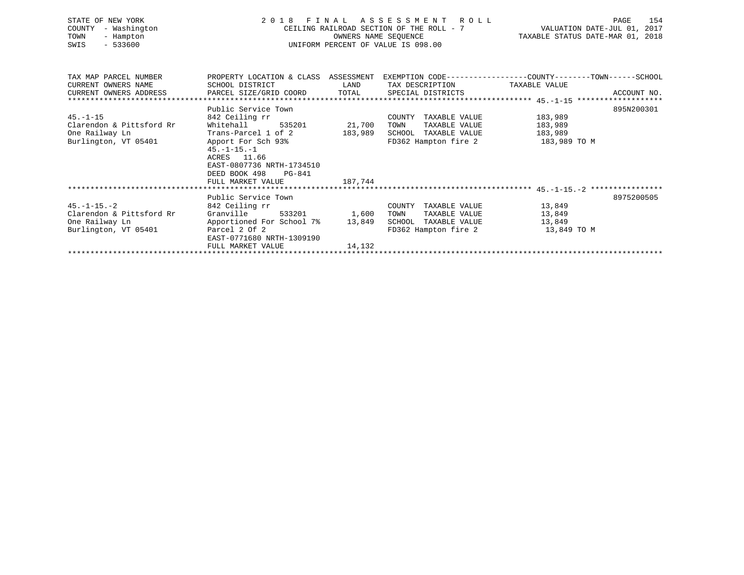STATE OF NEW YORK
COUNTY - Washington
TOWN - Hampton
SWIS - 533600

# 2018 FINAL ASSESSMENT ROLL

CEILING RAILROAD SECTION OF THE ROLL - 7
OWNERS NAME SEQUENCE
UNIFORM PERCENT OF VALUE IS 098.00

VALUATION DATE-JUL 01, 2017
TAXABLE STATUS DATE-MAR 01, 2018

| TAX MAP PARCEL NUMBER / CURRENT OWNERS NAME / CURRENT OWNERS ADDRESS | PROPERTY LOCATION & CLASS / SCHOOL DISTRICT / PARCEL SIZE/GRID COORD | ASSESSMENT LAND / TOTAL | EXEMPTION CODE / TAX DESCRIPTION / SPECIAL DISTRICTS | COUNTY--------TOWN------SCHOOL TAXABLE VALUE | ACCOUNT NO. |
|---|---|---|---|---|---|
| 45.-1-15 | Public Service Town | | | | 895N200301 |
| 45.-1-15 | 842 Ceiling rr | | COUNTY TAXABLE VALUE | 183,989 | |
| Clarendon & Pittsford Rr | Whitehall 535201 | 21,700 | TOWN TAXABLE VALUE | 183,989 | |
| One Railway Ln | Trans-Parcel 1 of 2 | 183,989 | SCHOOL TAXABLE VALUE | 183,989 | |
| Burlington, VT 05401 | Apport For Sch 93% | | FD362 Hampton fire 2 | 183,989 TO M | |
| | 45.-1-15.-1 | | | | |
| | ACRES 11.66 | | | | |
| | EAST-0807736 NRTH-1734510 | | | | |
| | DEED BOOK 498 PG-841 | | | | |
| | FULL MARKET VALUE | 187,744 | | | |
| 45.-1-15.-2 | Public Service Town | | | | 8975200505 |
| 45.-1-15.-2 | 842 Ceiling rr | | COUNTY TAXABLE VALUE | 13,849 | |
| Clarendon & Pittsford Rr | Granville 533201 | 1,600 | TOWN TAXABLE VALUE | 13,849 | |
| One Railway Ln | Apportioned For School 7% | 13,849 | SCHOOL TAXABLE VALUE | 13,849 | |
| Burlington, VT 05401 | Parcel 2 Of 2 | | FD362 Hampton fire 2 | 13,849 TO M | |
| | EAST-0771680 NRTH-1309190 | | | | |
| | FULL MARKET VALUE | 14,132 | | | |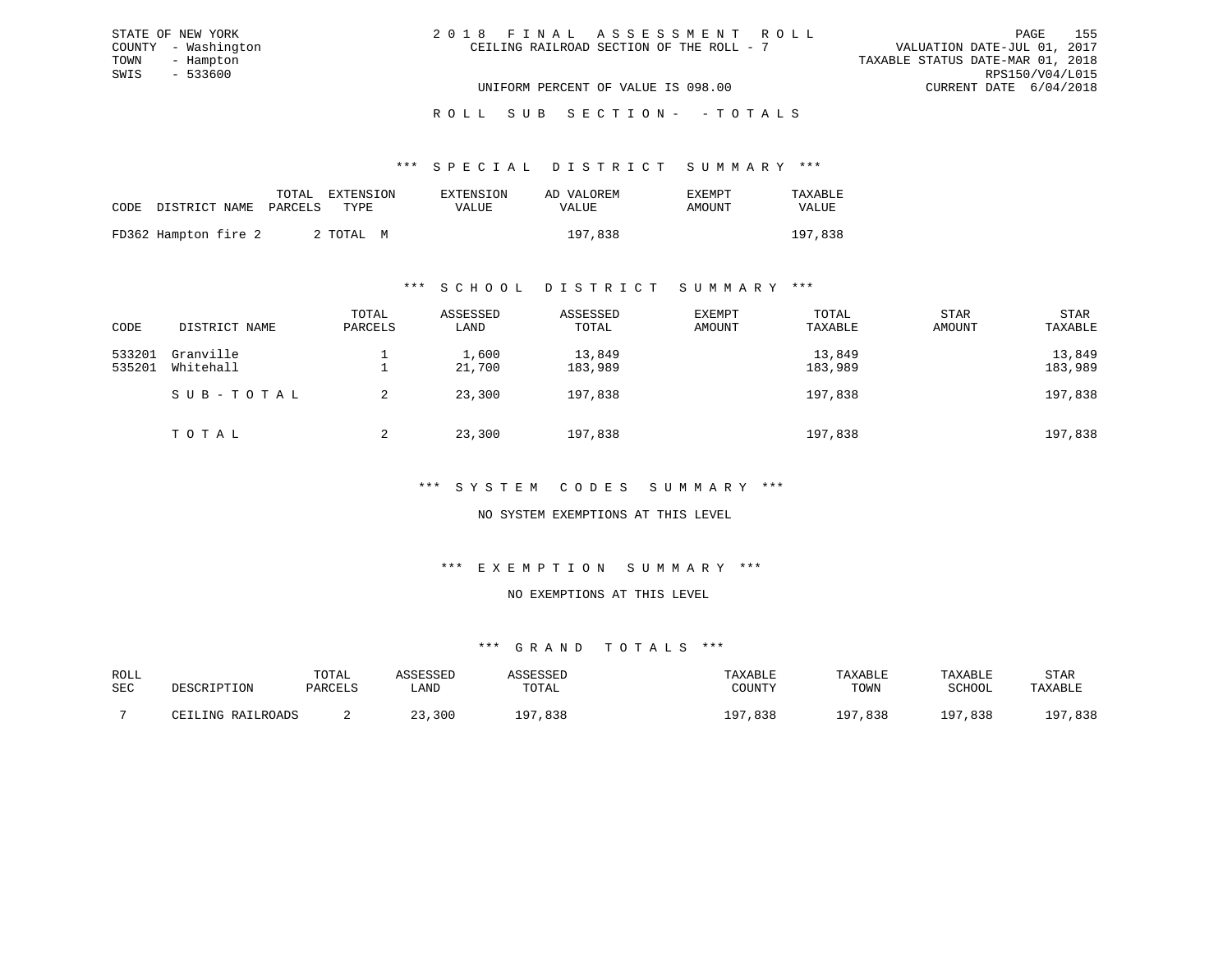STATE OF NEW YORK
COUNTY - Washington
TOWN - Hampton
SWIS - 533600

2 0 1 8 F I N A L A S S E S S M E N T R O L L
CEILING RAILROAD SECTION OF THE ROLL - 7

VALUATION DATE-JUL 01, 2017
TAXABLE STATUS DATE-MAR 01, 2018
RPS150/V04/L015
CURRENT DATE 6/04/2018

UNIFORM PERCENT OF VALUE IS 098.00

R O L L S U B S E C T I O N - - T O T A L S

### *** S P E C I A L D I S T R I C T S U M M A R Y ***

| CODE | DISTRICT NAME | TOTAL PARCELS | EXTENSION TYPE | EXTENSION VALUE | AD VALOREM VALUE | EXEMPT AMOUNT | TAXABLE VALUE |
|---|---|---|---|---|---|---|---|
| FD362 | Hampton fire 2 | 2 | TOTAL M | | 197,838 | | 197,838 |

### *** S C H O O L D I S T R I C T S U M M A R Y ***

| CODE | DISTRICT NAME | TOTAL PARCELS | ASSESSED LAND | ASSESSED TOTAL | EXEMPT AMOUNT | TOTAL TAXABLE | STAR AMOUNT | STAR TAXABLE |
|---|---|---|---|---|---|---|---|---|
| 533201 | Granville | 1 | 1,600 | 13,849 | | 13,849 | | 13,849 |
| 535201 | Whitehall | 1 | 21,700 | 183,989 | | 183,989 | | 183,989 |
| | S U B - T O T A L | 2 | 23,300 | 197,838 | | 197,838 | | 197,838 |
| | T O T A L | 2 | 23,300 | 197,838 | | 197,838 | | 197,838 |

### *** S Y S T E M C O D E S S U M M A R Y ***

NO SYSTEM EXEMPTIONS AT THIS LEVEL

### *** E X E M P T I O N S U M M A R Y ***

NO EXEMPTIONS AT THIS LEVEL

### *** G R A N D T O T A L S ***

| ROLL SEC | DESCRIPTION | TOTAL PARCELS | ASSESSED LAND | ASSESSED TOTAL | TAXABLE COUNTY | TAXABLE TOWN | TAXABLE SCHOOL | STAR TAXABLE |
|---|---|---|---|---|---|---|---|---|
| 7 | CEILING RAILROADS | 2 | 23,300 | 197,838 | 197,838 | 197,838 | 197,838 | 197,838 |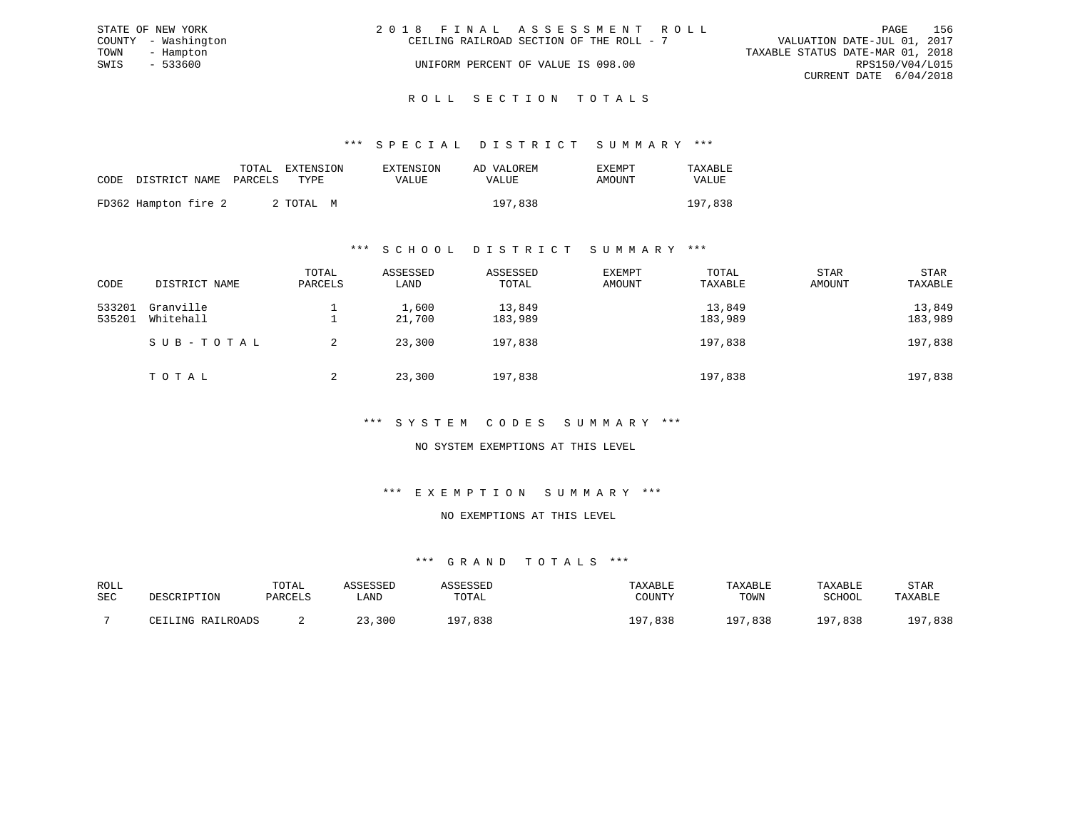STATE OF NEW YORK
COUNTY - Washington
TOWN - Hampton
SWIS - 533600

2 0 1 8 F I N A L A S S E S S M E N T R O L L
CEILING RAILROAD SECTION OF THE ROLL - 7
UNIFORM PERCENT OF VALUE IS 098.00

VALUATION DATE-JUL 01, 2017
TAXABLE STATUS DATE-MAR 01, 2018
RPS150/V04/L015
CURRENT DATE 6/04/2018

## R O L L S E C T I O N T O T A L S

### *** S P E C I A L D I S T R I C T S U M M A R Y ***

| CODE | DISTRICT NAME | TOTAL PARCELS | EXTENSION TYPE | EXTENSION VALUE | AD VALOREM VALUE | EXEMPT AMOUNT | TAXABLE VALUE |
|---|---|---|---|---|---|---|---|
| FD362 | Hampton fire 2 | 2 | TOTAL M | | 197,838 | | 197,838 |

### *** S C H O O L D I S T R I C T S U M M A R Y ***

| CODE | DISTRICT NAME | TOTAL PARCELS | ASSESSED LAND | ASSESSED TOTAL | EXEMPT AMOUNT | TOTAL TAXABLE | STAR AMOUNT | STAR TAXABLE |
|---|---|---|---|---|---|---|---|---|
| 533201 | Granville | 1 | 1,600 | 13,849 | | 13,849 | | 13,849 |
| 535201 | Whitehall | 1 | 21,700 | 183,989 | | 183,989 | | 183,989 |
| | S U B - T O T A L | 2 | 23,300 | 197,838 | | 197,838 | | 197,838 |
| | T O T A L | 2 | 23,300 | 197,838 | | 197,838 | | 197,838 |

### *** S Y S T E M C O D E S S U M M A R Y ***

NO SYSTEM EXEMPTIONS AT THIS LEVEL

### *** E X E M P T I O N S U M M A R Y ***

NO EXEMPTIONS AT THIS LEVEL

### *** G R A N D T O T A L S ***

| ROLL SEC | DESCRIPTION | TOTAL PARCELS | ASSESSED LAND | ASSESSED TOTAL | TAXABLE COUNTY | TAXABLE TOWN | TAXABLE SCHOOL | STAR TAXABLE |
|---|---|---|---|---|---|---|---|---|
| 7 | CEILING RAILROADS | 2 | 23,300 | 197,838 | 197,838 | 197,838 | 197,838 | 197,838 |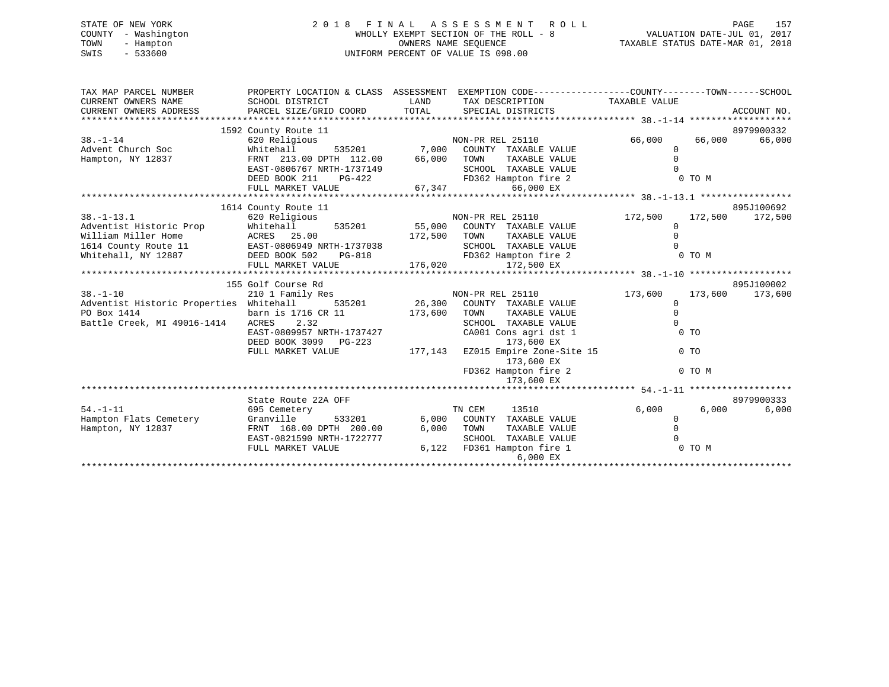STATE OF NEW YORK
COUNTY - Washington
TOWN - Hampton
SWIS - 533600

# 2018 FINAL ASSESSMENT ROLL

WHOLLY EXEMPT SECTION OF THE ROLL - 8
OWNERS NAME SEQUENCE
UNIFORM PERCENT OF VALUE IS 098.00

VALUATION DATE-JUL 01, 2017
TAXABLE STATUS DATE-MAR 01, 2018

```
TAX MAP PARCEL NUMBER          PROPERTY LOCATION & CLASS  ASSESSMENT  EXEMPTION CODE------------------COUNTY--------TOWN------SCHOOL
CURRENT OWNERS NAME            SCHOOL DISTRICT               LAND      TAX DESCRIPTION            TAXABLE VALUE
CURRENT OWNERS ADDRESS         PARCEL SIZE/GRID COORD       TOTAL      SPECIAL DISTRICTS                                  ACCOUNT NO.
******************************************************************************************************* 38.-1-14 *******************
                    1592 County Route 11                                                                              8979900332
38.-1-14                       620 Religious                          NON-PR REL 25110             66,000      66,000      66,000
Advent Church Soc              Whitehall       535201        7,000   COUNTY  TAXABLE VALUE              0
Hampton, NY 12837              FRNT 213.00 DPTH 112.00      66,000   TOWN    TAXABLE VALUE              0
                               EAST-0806767 NRTH-1737149             SCHOOL  TAXABLE VALUE              0
                               DEED BOOK 211    PG-422               FD362 Hampton fire 2                0 TO M
                               FULL MARKET VALUE            67,347           66,000 EX
******************************************************************************************************* 38.-1-13.1 *****************
                    1614 County Route 11                                                                              895J100692
38.-1-13.1                     620 Religious                          NON-PR REL 25110            172,500     172,500     172,500
Adventist Historic Prop        Whitehall       535201       55,000   COUNTY  TAXABLE VALUE              0
William Miller Home            ACRES  25.00                172,500   TOWN    TAXABLE VALUE              0
1614 County Route 11           EAST-0806949 NRTH-1737038             SCHOOL  TAXABLE VALUE              0
Whitehall, NY 12887            DEED BOOK 502    PG-818               FD362 Hampton fire 2                0 TO M
                               FULL MARKET VALUE           176,020          172,500 EX
******************************************************************************************************* 38.-1-10 *******************
                    155 Golf Course Rd                                                                                895J100002
38.-1-10                       210 1 Family Res                       NON-PR REL 25110            173,600     173,600     173,600
Adventist Historic Properties  Whitehall       535201       26,300   COUNTY  TAXABLE VALUE              0
PO Box 1414                    barn is 1716 CR 11          173,600   TOWN    TAXABLE VALUE              0
Battle Creek, MI 49016-1414    ACRES    2.32                         SCHOOL  TAXABLE VALUE              0
                               EAST-0809957 NRTH-1737427             CA001 Cons agri dst 1               0 TO
                               DEED BOOK 3099   PG-223                      173,600 EX
                               FULL MARKET VALUE           177,143   EZ015 Empire Zone-Site 15           0 TO
                                                                            173,600 EX
                                                                     FD362 Hampton fire 2                0 TO M
                                                                            173,600 EX
******************************************************************************************************* 54.-1-11 *******************
                    State Route 22A OFF                                                                               8979900333
54.-1-11                       695 Cemetery                           TN CEM     13510              6,000       6,000       6,000
Hampton Flats Cemetery         Granville       533201        6,000   COUNTY  TAXABLE VALUE              0
Hampton, NY 12837              FRNT 168.00 DPTH 200.00       6,000   TOWN    TAXABLE VALUE              0
                               EAST-0821590 NRTH-1722777             SCHOOL  TAXABLE VALUE              0
                               FULL MARKET VALUE             6,122   FD361 Hampton fire 1                0 TO M
                                                                              6,000 EX
************************************************************************************************************************************
```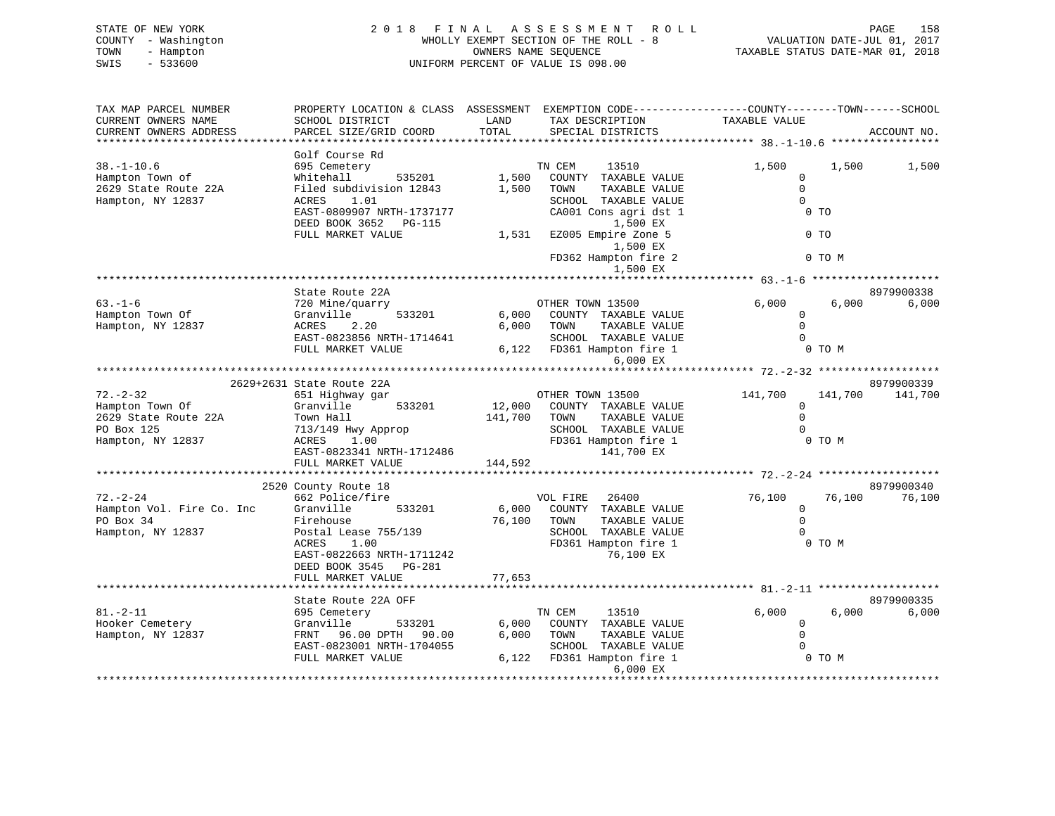STATE OF NEW YORK
COUNTY - Washington
TOWN - Hampton
SWIS - 533600

# 2018 FINAL ASSESSMENT ROLL

WHOLLY EXEMPT SECTION OF THE ROLL - 8
OWNERS NAME SEQUENCE
UNIFORM PERCENT OF VALUE IS 098.00

VALUATION DATE-JUL 01, 2017
TAXABLE STATUS DATE-MAR 01, 2018

| TAX MAP PARCEL NUMBER / CURRENT OWNERS NAME / CURRENT OWNERS ADDRESS | PROPERTY LOCATION & CLASS / SCHOOL DISTRICT / PARCEL SIZE/GRID COORD | ASSESSMENT LAND / TOTAL | EXEMPTION CODE / TAX DESCRIPTION / SPECIAL DISTRICTS | COUNTY TAXABLE VALUE | TOWN | SCHOOL | ACCOUNT NO. |
|---|---|---|---|---|---|---|---|
| 38.-1-10.6 | Golf Course Rd | | | | | | |
| | 695 Cemetery | | TN CEM 13510 | 1,500 | 1,500 | 1,500 | |
| Hampton Town of | Whitehall 535201 | 1,500 | COUNTY TAXABLE VALUE | 0 | | | |
| 2629 State Route 22A | Filed subdivision 12843 | 1,500 | TOWN TAXABLE VALUE | 0 | | | |
| Hampton, NY 12837 | ACRES 1.01 | | SCHOOL TAXABLE VALUE | 0 | | | |
| | EAST-0809907 NRTH-1737177 | | CA001 Cons agri dst 1 / 1,500 EX | 0 TO | | | |
| | DEED BOOK 3652 PG-115 | | | | | | |
| | FULL MARKET VALUE | 1,531 | EZ005 Empire Zone 5 / 1,500 EX | 0 TO | | | |
| | | | FD362 Hampton fire 2 / 1,500 EX | 0 TO M | | | |
| 63.-1-6 | State Route 22A | | | | | | 8979900338 |
| | 720 Mine/quarry | | OTHER TOWN 13500 | 6,000 | 6,000 | 6,000 | |
| Hampton Town Of | Granville 533201 | 6,000 | COUNTY TAXABLE VALUE | 0 | | | |
| Hampton, NY 12837 | ACRES 2.20 | 6,000 | TOWN TAXABLE VALUE | 0 | | | |
| | EAST-0823856 NRTH-1714641 | | SCHOOL TAXABLE VALUE | 0 | | | |
| | FULL MARKET VALUE | 6,122 | FD361 Hampton fire 1 / 6,000 EX | 0 TO M | | | |
| 72.-2-32 | 2629+2631 State Route 22A | | | | | | 8979900339 |
| | 651 Highway gar | | OTHER TOWN 13500 | 141,700 | 141,700 | 141,700 | |
| Hampton Town Of | Granville 533201 | 12,000 | COUNTY TAXABLE VALUE | 0 | | | |
| 2629 State Route 22A | Town Hall | 141,700 | TOWN TAXABLE VALUE | 0 | | | |
| PO Box 125 | 713/149 Hwy Approp | | SCHOOL TAXABLE VALUE | 0 | | | |
| Hampton, NY 12837 | ACRES 1.00 | | FD361 Hampton fire 1 / 141,700 EX | 0 TO M | | | |
| | EAST-0823341 NRTH-1712486 | | | | | | |
| | FULL MARKET VALUE | 144,592 | | | | | |
| 72.-2-24 | 2520 County Route 18 | | | | | | 8979900340 |
| | 662 Police/fire | | VOL FIRE 26400 | 76,100 | 76,100 | 76,100 | |
| Hampton Vol. Fire Co. Inc | Granville 533201 | 6,000 | COUNTY TAXABLE VALUE | 0 | | | |
| PO Box 34 | Firehouse | 76,100 | TOWN TAXABLE VALUE | 0 | | | |
| Hampton, NY 12837 | Postal Lease 755/139 | | SCHOOL TAXABLE VALUE | 0 | | | |
| | ACRES 1.00 | | FD361 Hampton fire 1 / 76,100 EX | 0 TO M | | | |
| | EAST-0822663 NRTH-1711242 | | | | | | |
| | DEED BOOK 3545 PG-281 | | | | | | |
| | FULL MARKET VALUE | 77,653 | | | | | |
| 81.-2-11 | State Route 22A OFF | | | | | | 8979900335 |
| | 695 Cemetery | | TN CEM 13510 | 6,000 | 6,000 | 6,000 | |
| Hooker Cemetery | Granville 533201 | 6,000 | COUNTY TAXABLE VALUE | 0 | | | |
| Hampton, NY 12837 | FRNT 96.00 DPTH 90.00 | 6,000 | TOWN TAXABLE VALUE | 0 | | | |
| | EAST-0823001 NRTH-1704055 | | SCHOOL TAXABLE VALUE | 0 | | | |
| | FULL MARKET VALUE | 6,122 | FD361 Hampton fire 1 / 6,000 EX | 0 TO M | | | |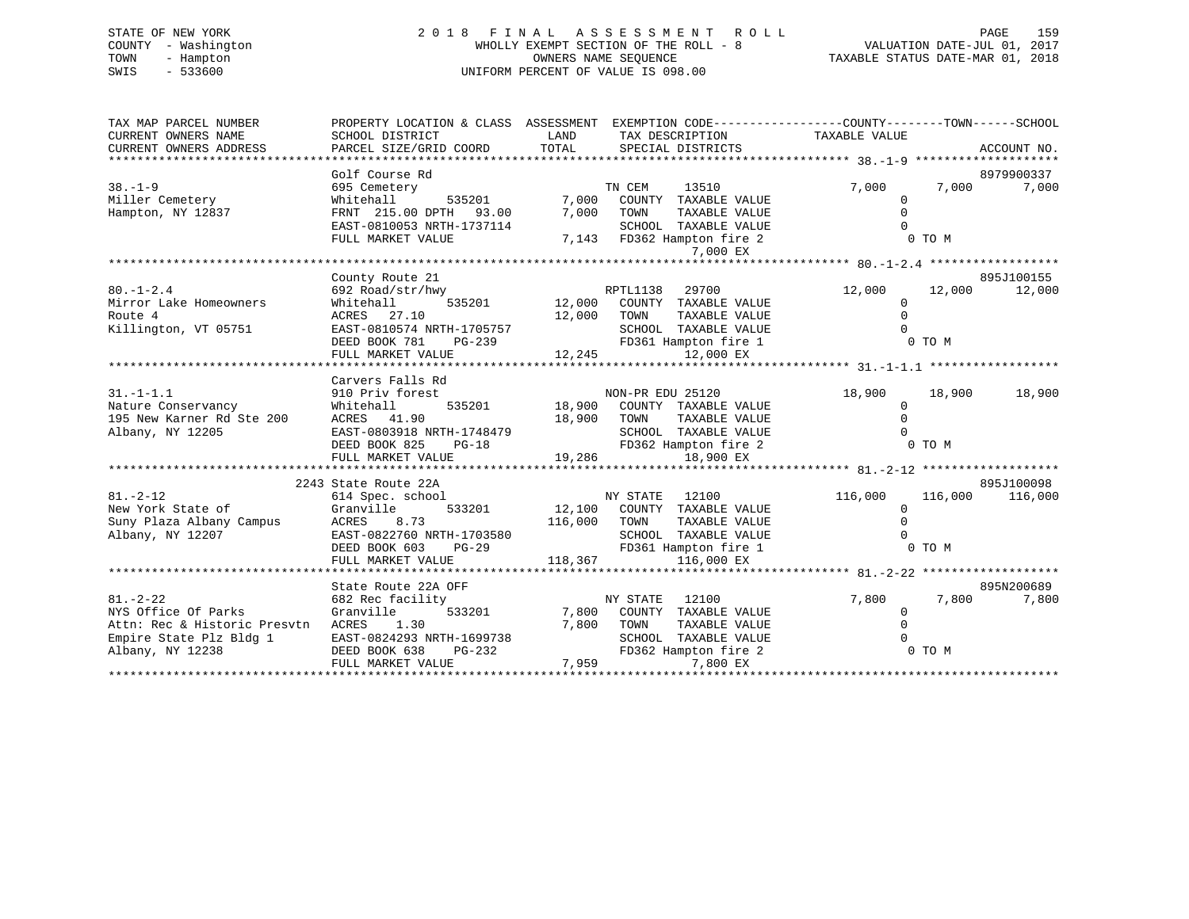STATE OF NEW YORK
COUNTY - Washington
TOWN - Hampton
SWIS - 533600

# 2018 FINAL ASSESSMENT ROLL

WHOLLY EXEMPT SECTION OF THE ROLL - 8
OWNERS NAME SEQUENCE
UNIFORM PERCENT OF VALUE IS 098.00

VALUATION DATE-JUL 01, 2017
TAXABLE STATUS DATE-MAR 01, 2018

```
TAX MAP PARCEL NUMBER          PROPERTY LOCATION & CLASS  ASSESSMENT  EXEMPTION CODE------------------COUNTY--------TOWN------SCHOOL
CURRENT OWNERS NAME            SCHOOL DISTRICT             LAND       TAX DESCRIPTION             TAXABLE VALUE
CURRENT OWNERS ADDRESS         PARCEL SIZE/GRID COORD      TOTAL      SPECIAL DISTRICTS                                   ACCOUNT NO.
******************************************************************************************************* 38.-1-9 ********************
                               Golf Course Rd                                                                          8979900337
38.-1-9                        695 Cemetery                           TN CEM      13510            7,000      7,000      7,000
Miller Cemetery                Whitehall      535201        7,000     COUNTY  TAXABLE VALUE              0
Hampton, NY 12837              FRNT 215.00 DPTH  93.00      7,000     TOWN    TAXABLE VALUE              0
                               EAST-0810053 NRTH-1737114              SCHOOL  TAXABLE VALUE              0
                               FULL MARKET VALUE            7,143     FD362 Hampton fire 2                  0 TO M
                                                                           7,000 EX
******************************************************************************************************* 80.-1-2.4 ******************
                               County Route 21                                                                         895J100155
80.-1-2.4                      692 Road/str/hwy                       RPTL1138    29700           12,000     12,000     12,000
Mirror Lake Homeowners         Whitehall      535201       12,000     COUNTY  TAXABLE VALUE              0
Route 4                        ACRES  27.10                12,000     TOWN    TAXABLE VALUE              0
Killington, VT 05751           EAST-0810574 NRTH-1705757              SCHOOL  TAXABLE VALUE              0
                               DEED BOOK 781    PG-239                FD361 Hampton fire 1                  0 TO M
                               FULL MARKET VALUE           12,245          12,000 EX
******************************************************************************************************* 31.-1-1.1 ******************
                               Carvers Falls Rd
31.-1-1.1                      910 Priv forest                        NON-PR EDU 25120            18,900     18,900     18,900
Nature Conservancy             Whitehall      535201       18,900     COUNTY  TAXABLE VALUE              0
195 New Karner Rd Ste 200      ACRES  41.90                18,900     TOWN    TAXABLE VALUE              0
Albany, NY 12205               EAST-0803918 NRTH-1748479              SCHOOL  TAXABLE VALUE              0
                               DEED BOOK 825    PG-18                 FD362 Hampton fire 2                  0 TO M
                               FULL MARKET VALUE           19,286          18,900 EX
******************************************************************************************************* 81.-2-12 *******************
                          2243 State Route 22A                                                                         895J100098
81.-2-12                       614 Spec. school                       NY STATE    12100          116,000    116,000    116,000
New York State of              Granville      533201       12,100     COUNTY  TAXABLE VALUE              0
Suny Plaza Albany Campus       ACRES   8.73               116,000     TOWN    TAXABLE VALUE              0
Albany, NY 12207               EAST-0822760 NRTH-1703580              SCHOOL  TAXABLE VALUE              0
                               DEED BOOK 603    PG-29                 FD361 Hampton fire 1                  0 TO M
                               FULL MARKET VALUE          118,367         116,000 EX
******************************************************************************************************* 81.-2-22 *******************
                               State Route 22A OFF                                                                     895N200689
81.-2-22                       682 Rec facility                       NY STATE    12100            7,800      7,800      7,800
NYS Office Of Parks            Granville      533201        7,800     COUNTY  TAXABLE VALUE              0
Attn: Rec & Historic Presvtn   ACRES   1.30                 7,800     TOWN    TAXABLE VALUE              0
Empire State Plz Bldg 1        EAST-0824293 NRTH-1699738              SCHOOL  TAXABLE VALUE              0
Albany, NY 12238               DEED BOOK 638    PG-232                FD362 Hampton fire 2                  0 TO M
                               FULL MARKET VALUE            7,959           7,800 EX
************************************************************************************************************************************
```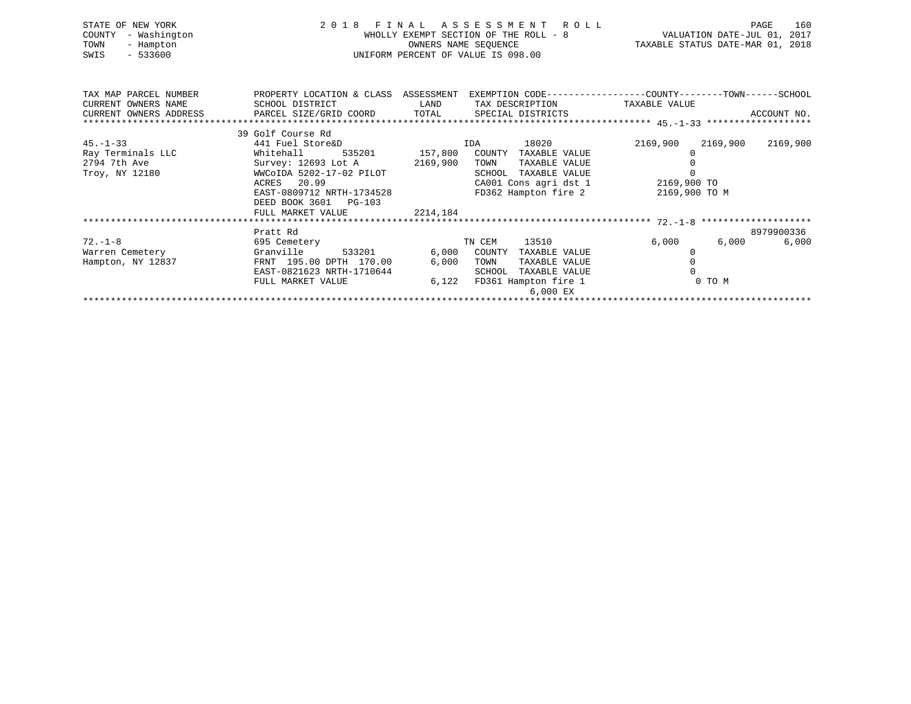STATE OF NEW YORK — COUNTY - Washington — TOWN - Hampton — SWIS - 533600

# 2018 FINAL ASSESSMENT ROLL

WHOLLY EXEMPT SECTION OF THE ROLL - 8
OWNERS NAME SEQUENCE
UNIFORM PERCENT OF VALUE IS 098.00

VALUATION DATE-JUL 01, 2017
TAXABLE STATUS DATE-MAR 01, 2018

| TAX MAP PARCEL NUMBER / CURRENT OWNERS NAME / CURRENT OWNERS ADDRESS | PROPERTY LOCATION & CLASS / SCHOOL DISTRICT / PARCEL SIZE/GRID COORD | ASSESSMENT LAND / TOTAL | EXEMPTION CODE / TAX DESCRIPTION / SPECIAL DISTRICTS | COUNTY TAXABLE VALUE | TOWN | SCHOOL | ACCOUNT NO. |
|---|---|---|---|---|---|---|---|
| **45.-1-33** | 39 Golf Course Rd | | | | | | |
| | 441 Fuel Store&D | | IDA 18020 | 2169,900 | 2169,900 | 2169,900 | |
| Ray Terminals LLC | Whitehall 535201 | 157,800 | COUNTY TAXABLE VALUE | 0 | | | |
| 2794 7th Ave | Survey: 12693 Lot A | 2169,900 | TOWN TAXABLE VALUE | 0 | | | |
| Troy, NY 12180 | WWCoIDA 5202-17-02 PILOT | | SCHOOL TAXABLE VALUE | 0 | | | |
| | ACRES 20.99 | | CA001 Cons agri dst 1 | 2169,900 TO | | | |
| | EAST-0809712 NRTH-1734528 | | FD362 Hampton fire 2 | 2169,900 TO M | | | |
| | DEED BOOK 3601 PG-103 | | | | | | |
| | FULL MARKET VALUE | 2214,184 | | | | | |
| **72.-1-8** | Pratt Rd | | | | | | 8979900336 |
| | 695 Cemetery | | TN CEM 13510 | 6,000 | 6,000 | 6,000 | |
| Warren Cemetery | Granville 533201 | 6,000 | COUNTY TAXABLE VALUE | 0 | | | |
| Hampton, NY 12837 | FRNT 195.00 DPTH 170.00 | 6,000 | TOWN TAXABLE VALUE | 0 | | | |
| | EAST-0821623 NRTH-1710644 | | SCHOOL TAXABLE VALUE | 0 | | | |
| | FULL MARKET VALUE | 6,122 | FD361 Hampton fire 1 | 0 TO M | | | |
| | | | 6,000 EX | | | | |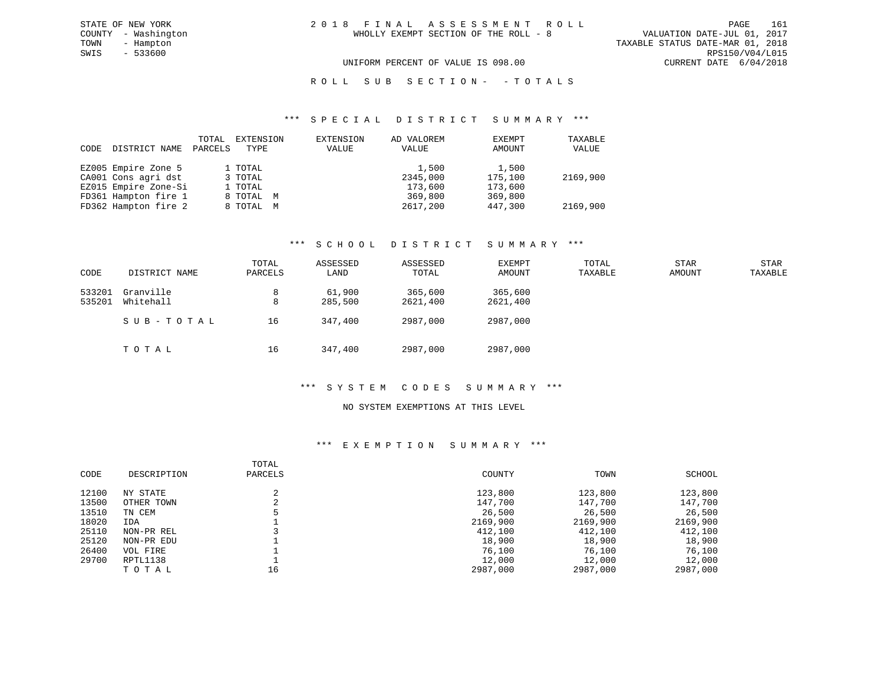STATE OF NEW YORK
COUNTY - Washington
TOWN - Hampton
SWIS - 533600

# 2018 FINAL ASSESSMENT ROLL

WHOLLY EXEMPT SECTION OF THE ROLL - 8

UNIFORM PERCENT OF VALUE IS 098.00

VALUATION DATE-JUL 01, 2017
TAXABLE STATUS DATE-MAR 01, 2018
RPS150/V04/L015
CURRENT DATE 6/04/2018

## ROLL SUB SECTION- - TOTALS

### *** SPECIAL DISTRICT SUMMARY ***

| CODE | DISTRICT NAME | TOTAL PARCELS | EXTENSION TYPE | EXTENSION VALUE | AD VALOREM VALUE | EXEMPT AMOUNT | TAXABLE VALUE |
|---|---|---|---|---|---|---|---|
| EZ005 | Empire Zone 5 | 1 | TOTAL | | 1,500 | 1,500 | |
| CA001 | Cons agri dst | 3 | TOTAL | | 2345,000 | 175,100 | 2169,900 |
| EZ015 | Empire Zone-Si | 1 | TOTAL | | 173,600 | 173,600 | |
| FD361 | Hampton fire 1 | 8 | TOTAL M | | 369,800 | 369,800 | |
| FD362 | Hampton fire 2 | 8 | TOTAL M | | 2617,200 | 447,300 | 2169,900 |

### *** SCHOOL DISTRICT SUMMARY ***

| CODE | DISTRICT NAME | TOTAL PARCELS | ASSESSED LAND | ASSESSED TOTAL | EXEMPT AMOUNT | TOTAL TAXABLE | STAR AMOUNT | STAR TAXABLE |
|---|---|---|---|---|---|---|---|---|
| 533201 | Granville | 8 | 61,900 | 365,600 | 365,600 | | | |
| 535201 | Whitehall | 8 | 285,500 | 2621,400 | 2621,400 | | | |
| | SUB-TOTAL | 16 | 347,400 | 2987,000 | 2987,000 | | | |
| | TOTAL | 16 | 347,400 | 2987,000 | 2987,000 | | | |

### *** SYSTEM CODES SUMMARY ***

NO SYSTEM EXEMPTIONS AT THIS LEVEL

### *** EXEMPTION SUMMARY ***

| CODE | DESCRIPTION | TOTAL PARCELS | COUNTY | TOWN | SCHOOL |
|---|---|---|---|---|---|
| 12100 | NY STATE | 2 | 123,800 | 123,800 | 123,800 |
| 13500 | OTHER TOWN | 2 | 147,700 | 147,700 | 147,700 |
| 13510 | TN CEM | 5 | 26,500 | 26,500 | 26,500 |
| 18020 | IDA | 1 | 2169,900 | 2169,900 | 2169,900 |
| 25110 | NON-PR REL | 3 | 412,100 | 412,100 | 412,100 |
| 25120 | NON-PR EDU | 1 | 18,900 | 18,900 | 18,900 |
| 26400 | VOL FIRE | 1 | 76,100 | 76,100 | 76,100 |
| 29700 | RPTL1138 | 1 | 12,000 | 12,000 | 12,000 |
| | TOTAL | 16 | 2987,000 | 2987,000 | 2987,000 |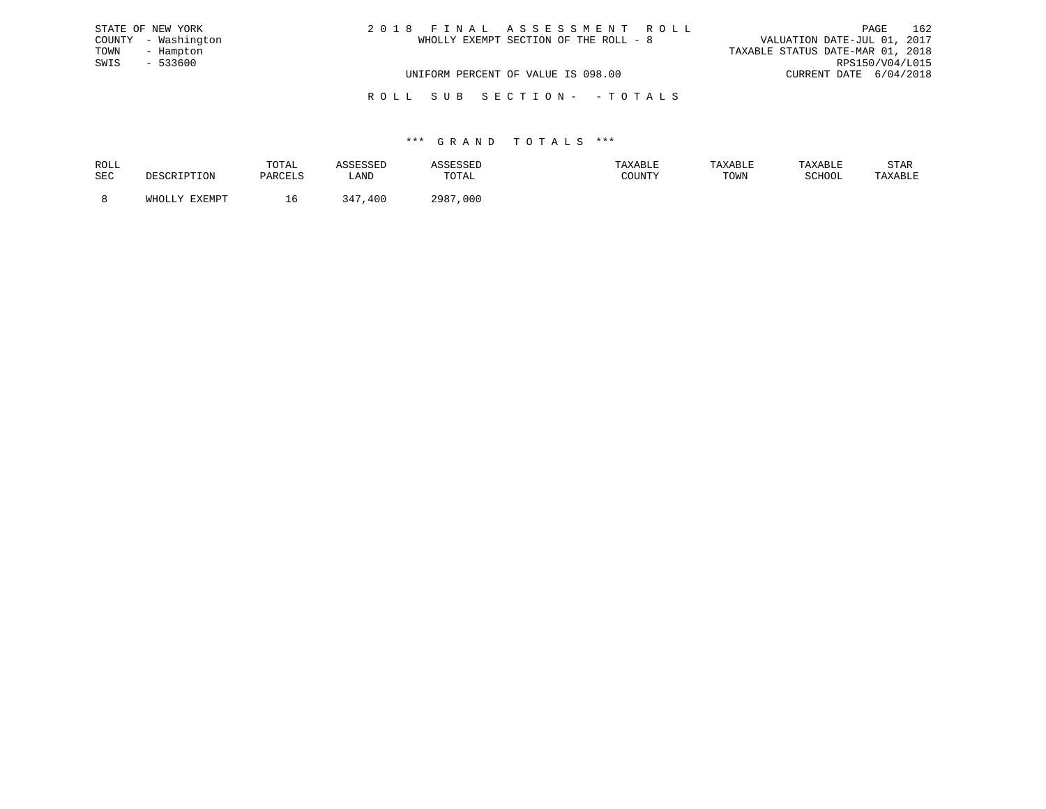STATE OF NEW YORK
COUNTY - Washington
TOWN - Hampton
SWIS - 533600

# 2 0 1 8 F I N A L A S S E S S M E N T R O L L

WHOLLY EXEMPT SECTION OF THE ROLL - 8

VALUATION DATE-JUL 01, 2017
TAXABLE STATUS DATE-MAR 01, 2018
RPS150/V04/L015
CURRENT DATE 6/04/2018

UNIFORM PERCENT OF VALUE IS 098.00

## R O L L S U B S E C T I O N - - T O T A L S

### \*\*\* G R A N D T O T A L S \*\*\*

| ROLL SEC | DESCRIPTION | TOTAL PARCELS | ASSESSED LAND | ASSESSED TOTAL | TAXABLE COUNTY | TAXABLE TOWN | TAXABLE SCHOOL | STAR TAXABLE |
|---|---|---|---|---|---|---|---|---|
| 8 | WHOLLY EXEMPT | 16 | 347,400 | 2987,000 | | | | |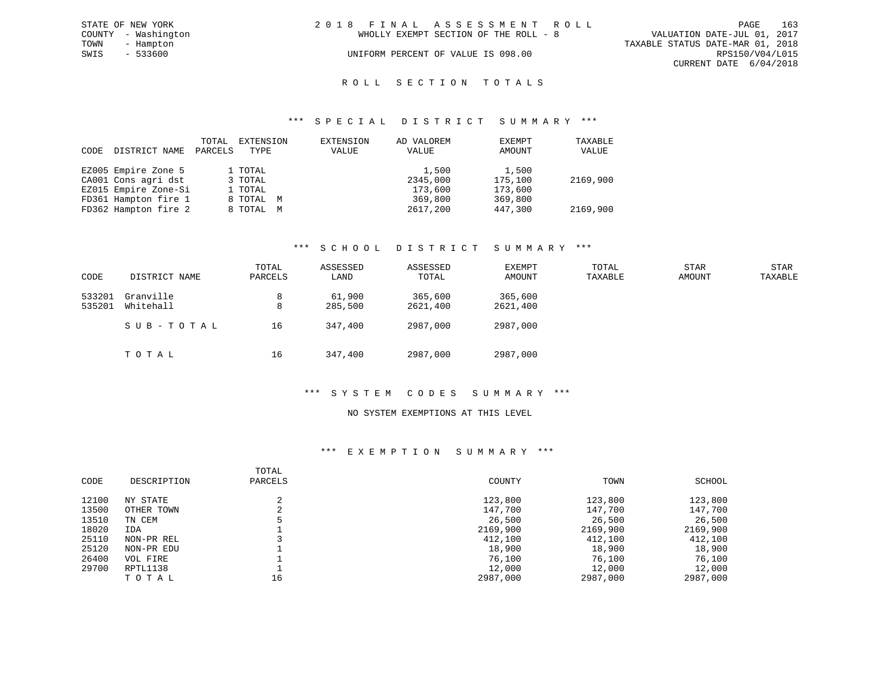STATE OF NEW YORK
COUNTY - Washington
TOWN - Hampton
SWIS - 533600

# 2018 FINAL ASSESSMENT ROLL

WHOLLY EXEMPT SECTION OF THE ROLL - 8

UNIFORM PERCENT OF VALUE IS 098.00

VALUATION DATE-JUL 01, 2017
TAXABLE STATUS DATE-MAR 01, 2018
RPS150/V04/L015
CURRENT DATE 6/04/2018

## ROLL SECTION TOTALS

### *** SPECIAL DISTRICT SUMMARY ***

| CODE | DISTRICT NAME | TOTAL PARCELS | EXTENSION TYPE | EXTENSION VALUE | AD VALOREM VALUE | EXEMPT AMOUNT | TAXABLE VALUE |
|---|---|---|---|---|---|---|---|
| EZ005 | Empire Zone 5 | 1 | TOTAL | | 1,500 | 1,500 | |
| CA001 | Cons agri dst | 3 | TOTAL | | 2345,000 | 175,100 | 2169,900 |
| EZ015 | Empire Zone-Si | 1 | TOTAL | | 173,600 | 173,600 | |
| FD361 | Hampton fire 1 | 8 | TOTAL M | | 369,800 | 369,800 | |
| FD362 | Hampton fire 2 | 8 | TOTAL M | | 2617,200 | 447,300 | 2169,900 |

### *** SCHOOL DISTRICT SUMMARY ***

| CODE | DISTRICT NAME | TOTAL PARCELS | ASSESSED LAND | ASSESSED TOTAL | EXEMPT AMOUNT | TOTAL TAXABLE | STAR AMOUNT | STAR TAXABLE |
|---|---|---|---|---|---|---|---|---|
| 533201 | Granville | 8 | 61,900 | 365,600 | 365,600 | | | |
| 535201 | Whitehall | 8 | 285,500 | 2621,400 | 2621,400 | | | |
| | SUB-TOTAL | 16 | 347,400 | 2987,000 | 2987,000 | | | |
| | TOTAL | 16 | 347,400 | 2987,000 | 2987,000 | | | |

### *** SYSTEM CODES SUMMARY ***

NO SYSTEM EXEMPTIONS AT THIS LEVEL

### *** EXEMPTION SUMMARY ***

| CODE | DESCRIPTION | TOTAL PARCELS | COUNTY | TOWN | SCHOOL |
|---|---|---|---|---|---|
| 12100 | NY STATE | 2 | 123,800 | 123,800 | 123,800 |
| 13500 | OTHER TOWN | 2 | 147,700 | 147,700 | 147,700 |
| 13510 | TN CEM | 5 | 26,500 | 26,500 | 26,500 |
| 18020 | IDA | 1 | 2169,900 | 2169,900 | 2169,900 |
| 25110 | NON-PR REL | 3 | 412,100 | 412,100 | 412,100 |
| 25120 | NON-PR EDU | 1 | 18,900 | 18,900 | 18,900 |
| 26400 | VOL FIRE | 1 | 76,100 | 76,100 | 76,100 |
| 29700 | RPTL1138 | 1 | 12,000 | 12,000 | 12,000 |
| | TOTAL | 16 | 2987,000 | 2987,000 | 2987,000 |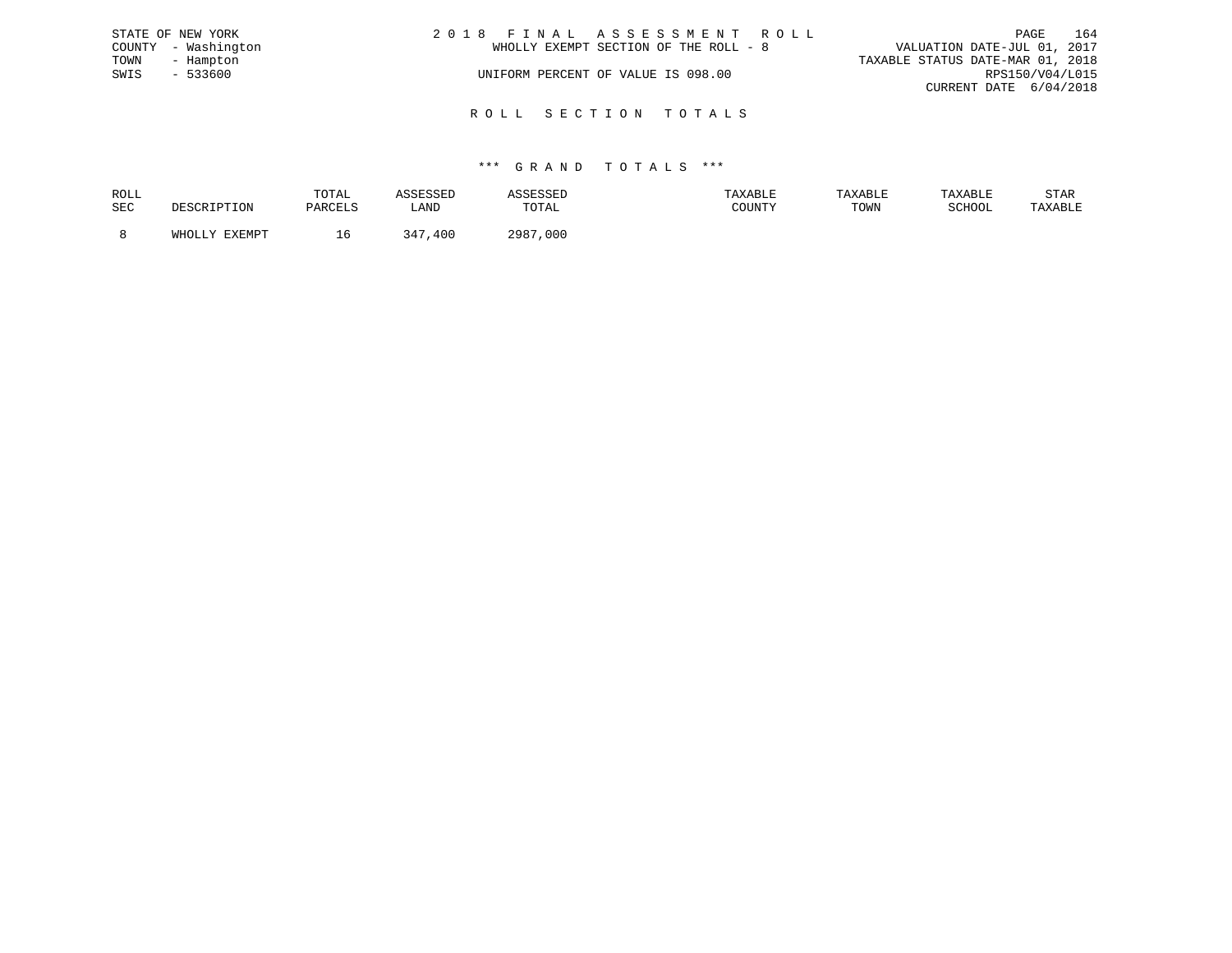STATE OF NEW YORK
COUNTY - Washington
TOWN - Hampton
SWIS - 533600

# 2018 FINAL ASSESSMENT ROLL

WHOLLY EXEMPT SECTION OF THE ROLL - 8

UNIFORM PERCENT OF VALUE IS 098.00

VALUATION DATE-JUL 01, 2017
TAXABLE STATUS DATE-MAR 01, 2018
RPS150/V04/L015
CURRENT DATE 6/04/2018

## ROLL SECTION TOTALS

### *** GRAND TOTALS ***

| ROLL SEC | DESCRIPTION | TOTAL PARCELS | ASSESSED LAND | ASSESSED TOTAL | TAXABLE COUNTY | TAXABLE TOWN | TAXABLE SCHOOL | STAR TAXABLE |
|---|---|---|---|---|---|---|---|---|
| 8 | WHOLLY EXEMPT | 16 | 347,400 | 2987,000 | | | | |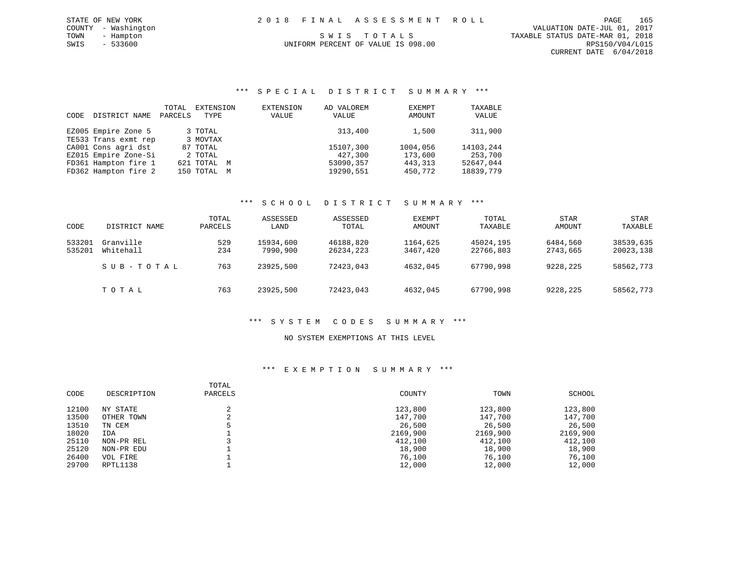STATE OF NEW YORK
COUNTY - Washington
TOWN - Hampton
SWIS - 533600

2 0 1 8 F I N A L A S S E S S M E N T R O L L

S W I S T O T A L S

UNIFORM PERCENT OF VALUE IS 098.00

VALUATION DATE-JUL 01, 2017
TAXABLE STATUS DATE-MAR 01, 2018
RPS150/V04/L015
CURRENT DATE 6/04/2018

### *** S P E C I A L D I S T R I C T S U M M A R Y ***

| CODE | DISTRICT NAME | TOTAL PARCELS | EXTENSION TYPE | EXTENSION VALUE | AD VALOREM VALUE | EXEMPT AMOUNT | TAXABLE VALUE |
|---|---|---|---|---|---|---|---|
| EZ005 | Empire Zone 5 | 3 | TOTAL | | 313,400 | 1,500 | 311,900 |
| TE533 | Trans exmt rep | 3 | MOVTAX | | | | |
| CA001 | Cons agri dst | 87 | TOTAL | | 15107,300 | 1004,056 | 14103,244 |
| EZ015 | Empire Zone-Si | 2 | TOTAL | | 427,300 | 173,600 | 253,700 |
| FD361 | Hampton fire 1 | 621 | TOTAL M | | 53090,357 | 443,313 | 52647,044 |
| FD362 | Hampton fire 2 | 150 | TOTAL M | | 19290,551 | 450,772 | 18839,779 |

### *** S C H O O L D I S T R I C T S U M M A R Y ***

| CODE | DISTRICT NAME | TOTAL PARCELS | ASSESSED LAND | ASSESSED TOTAL | EXEMPT AMOUNT | TOTAL TAXABLE | STAR AMOUNT | STAR TAXABLE |
|---|---|---|---|---|---|---|---|---|
| 533201 | Granville | 529 | 15934,600 | 46188,820 | 1164,625 | 45024,195 | 6484,560 | 38539,635 |
| 535201 | Whitehall | 234 | 7990,900 | 26234,223 | 3467,420 | 22766,803 | 2743,665 | 20023,138 |
| | S U B - T O T A L | 763 | 23925,500 | 72423,043 | 4632,045 | 67790,998 | 9228,225 | 58562,773 |
| | T O T A L | 763 | 23925,500 | 72423,043 | 4632,045 | 67790,998 | 9228,225 | 58562,773 |

### *** S Y S T E M C O D E S S U M M A R Y ***

NO SYSTEM EXEMPTIONS AT THIS LEVEL

### *** E X E M P T I O N S U M M A R Y ***

| CODE | DESCRIPTION | TOTAL PARCELS | COUNTY | TOWN | SCHOOL |
|---|---|---|---|---|---|
| 12100 | NY STATE | 2 | 123,800 | 123,800 | 123,800 |
| 13500 | OTHER TOWN | 2 | 147,700 | 147,700 | 147,700 |
| 13510 | TN CEM | 5 | 26,500 | 26,500 | 26,500 |
| 18020 | IDA | 1 | 2169,900 | 2169,900 | 2169,900 |
| 25110 | NON-PR REL | 3 | 412,100 | 412,100 | 412,100 |
| 25120 | NON-PR EDU | 1 | 18,900 | 18,900 | 18,900 |
| 26400 | VOL FIRE | 1 | 76,100 | 76,100 | 76,100 |
| 29700 | RPTL1138 | 1 | 12,000 | 12,000 | 12,000 |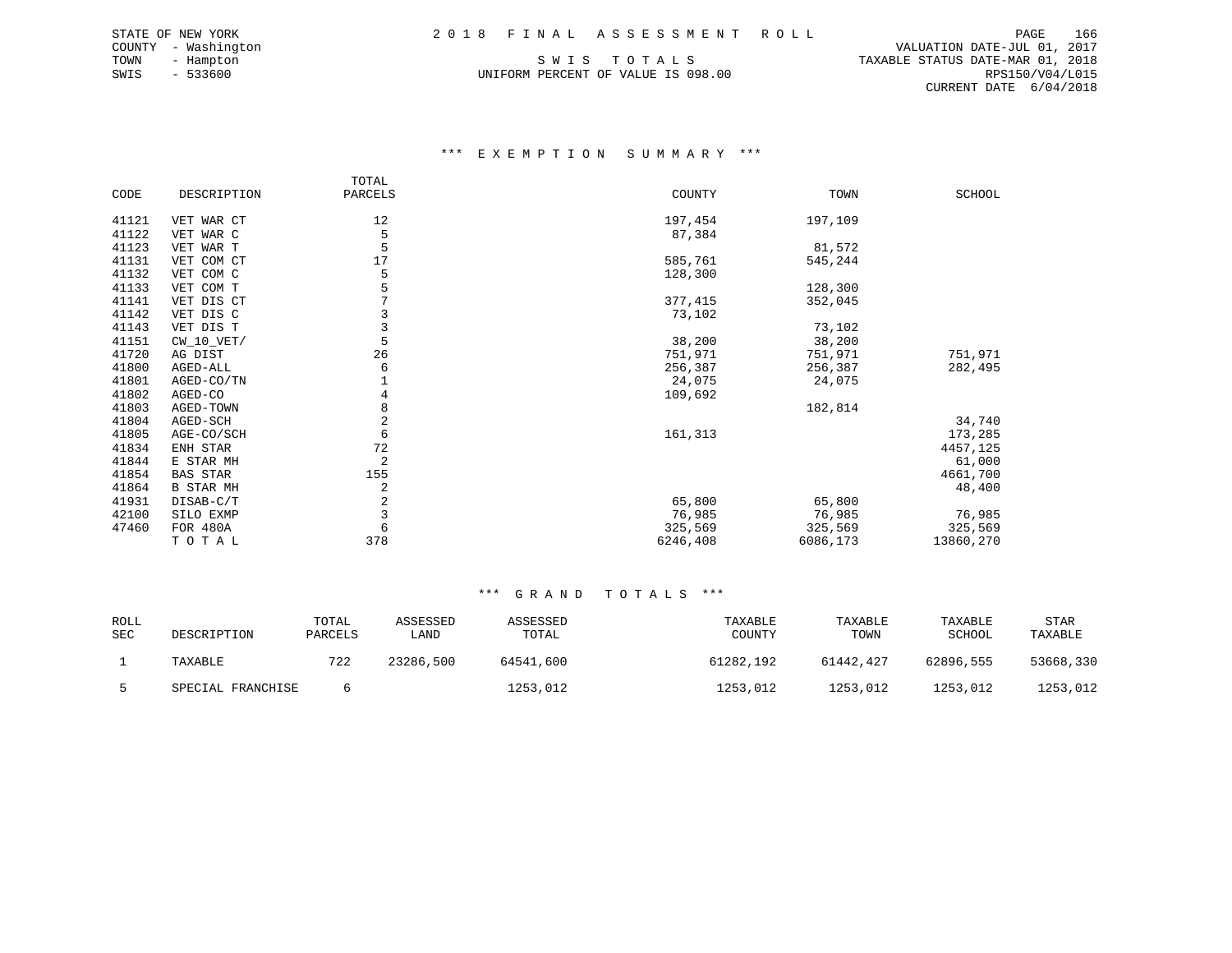STATE OF NEW YORK
COUNTY - Washington
TOWN - Hampton
SWIS - 533600

# 2018 FINAL ASSESSMENT ROLL

SWIS TOTALS
UNIFORM PERCENT OF VALUE IS 098.00

VALUATION DATE-JUL 01, 2017
TAXABLE STATUS DATE-MAR 01, 2018
RPS150/V04/L015
CURRENT DATE 6/04/2018

## *** EXEMPTION SUMMARY ***

| CODE | DESCRIPTION | TOTAL PARCELS | COUNTY | TOWN | SCHOOL |
|---|---|---|---|---|---|
| 41121 | VET WAR CT | 12 | 197,454 | 197,109 | |
| 41122 | VET WAR C | 5 | 87,384 | | |
| 41123 | VET WAR T | 5 | | 81,572 | |
| 41131 | VET COM CT | 17 | 585,761 | 545,244 | |
| 41132 | VET COM C | 5 | 128,300 | | |
| 41133 | VET COM T | 5 | | 128,300 | |
| 41141 | VET DIS CT | 7 | 377,415 | 352,045 | |
| 41142 | VET DIS C | 3 | 73,102 | | |
| 41143 | VET DIS T | 3 | | 73,102 | |
| 41151 | CW_10_VET/ | 5 | 38,200 | 38,200 | |
| 41720 | AG DIST | 26 | 751,971 | 751,971 | 751,971 |
| 41800 | AGED-ALL | 6 | 256,387 | 256,387 | 282,495 |
| 41801 | AGED-CO/TN | 1 | 24,075 | 24,075 | |
| 41802 | AGED-CO | 4 | 109,692 | | |
| 41803 | AGED-TOWN | 8 | | 182,814 | |
| 41804 | AGED-SCH | 2 | | | 34,740 |
| 41805 | AGE-CO/SCH | 6 | 161,313 | | 173,285 |
| 41834 | ENH STAR | 72 | | | 4457,125 |
| 41844 | E STAR MH | 2 | | | 61,000 |
| 41854 | BAS STAR | 155 | | | 4661,700 |
| 41864 | B STAR MH | 2 | | | 48,400 |
| 41931 | DISAB-C/T | 2 | 65,800 | 65,800 | |
| 42100 | SILO EXMP | 3 | 76,985 | 76,985 | 76,985 |
| 47460 | FOR 480A | 6 | 325,569 | 325,569 | 325,569 |
| | TOTAL | 378 | 6246,408 | 6086,173 | 13860,270 |

## *** GRAND TOTALS ***

| ROLL SEC | DESCRIPTION | TOTAL PARCELS | ASSESSED LAND | ASSESSED TOTAL | TAXABLE COUNTY | TAXABLE TOWN | TAXABLE SCHOOL | STAR TAXABLE |
|---|---|---|---|---|---|---|---|---|
| 1 | TAXABLE | 722 | 23286,500 | 64541,600 | 61282,192 | 61442,427 | 62896,555 | 53668,330 |
| 5 | SPECIAL FRANCHISE | 6 | | 1253,012 | 1253,012 | 1253,012 | 1253,012 | 1253,012 |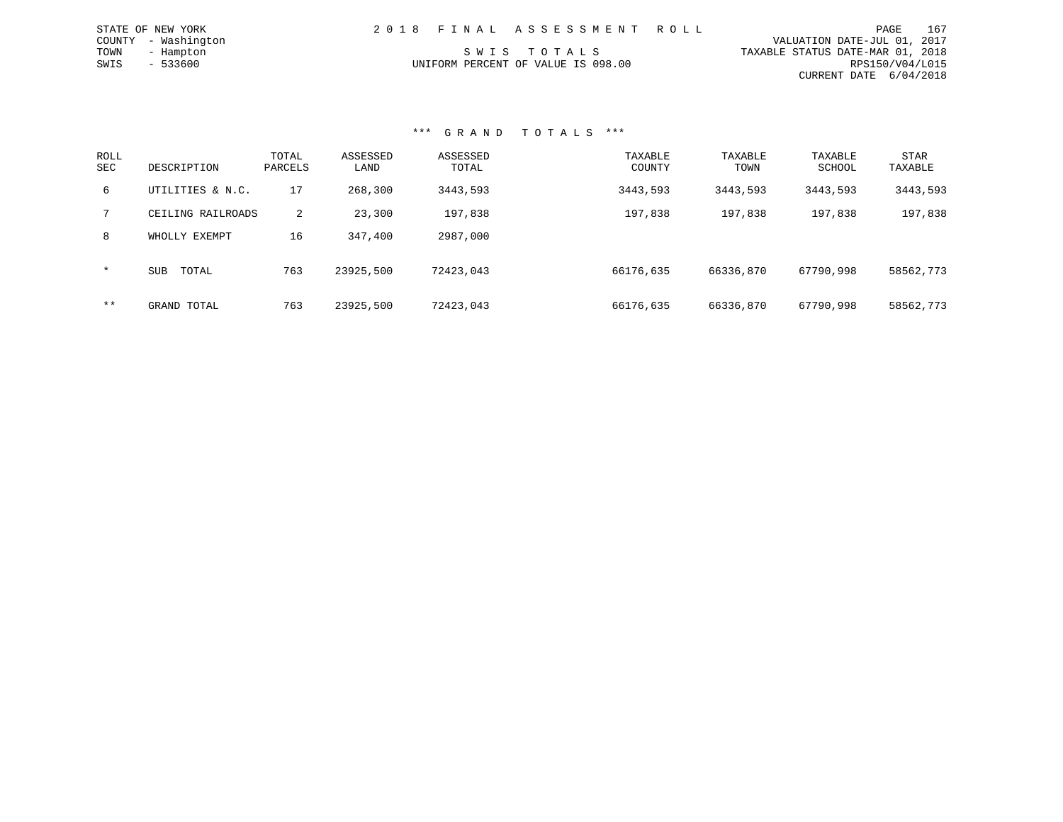STATE OF NEW YORK
COUNTY - Washington
TOWN - Hampton
SWIS - 533600

2 0 1 8 F I N A L A S S E S S M E N T R O L L

S W I S T O T A L S

UNIFORM PERCENT OF VALUE IS 098.00

VALUATION DATE-JUL 01, 2017
TAXABLE STATUS DATE-MAR 01, 2018
RPS150/V04/L015
CURRENT DATE 6/04/2018

### *** G R A N D T O T A L S ***

| ROLL SEC | DESCRIPTION | TOTAL PARCELS | ASSESSED LAND | ASSESSED TOTAL | TAXABLE COUNTY | TAXABLE TOWN | TAXABLE SCHOOL | STAR TAXABLE |
|---|---|---|---|---|---|---|---|---|
| 6 | UTILITIES & N.C. | 17 | 268,300 | 3443,593 | 3443,593 | 3443,593 | 3443,593 | 3443,593 |
| 7 | CEILING RAILROADS | 2 | 23,300 | 197,838 | 197,838 | 197,838 | 197,838 | 197,838 |
| 8 | WHOLLY EXEMPT | 16 | 347,400 | 2987,000 | | | | |
| * | SUB TOTAL | 763 | 23925,500 | 72423,043 | 66176,635 | 66336,870 | 67790,998 | 58562,773 |
| ** | GRAND TOTAL | 763 | 23925,500 | 72423,043 | 66176,635 | 66336,870 | 67790,998 | 58562,773 |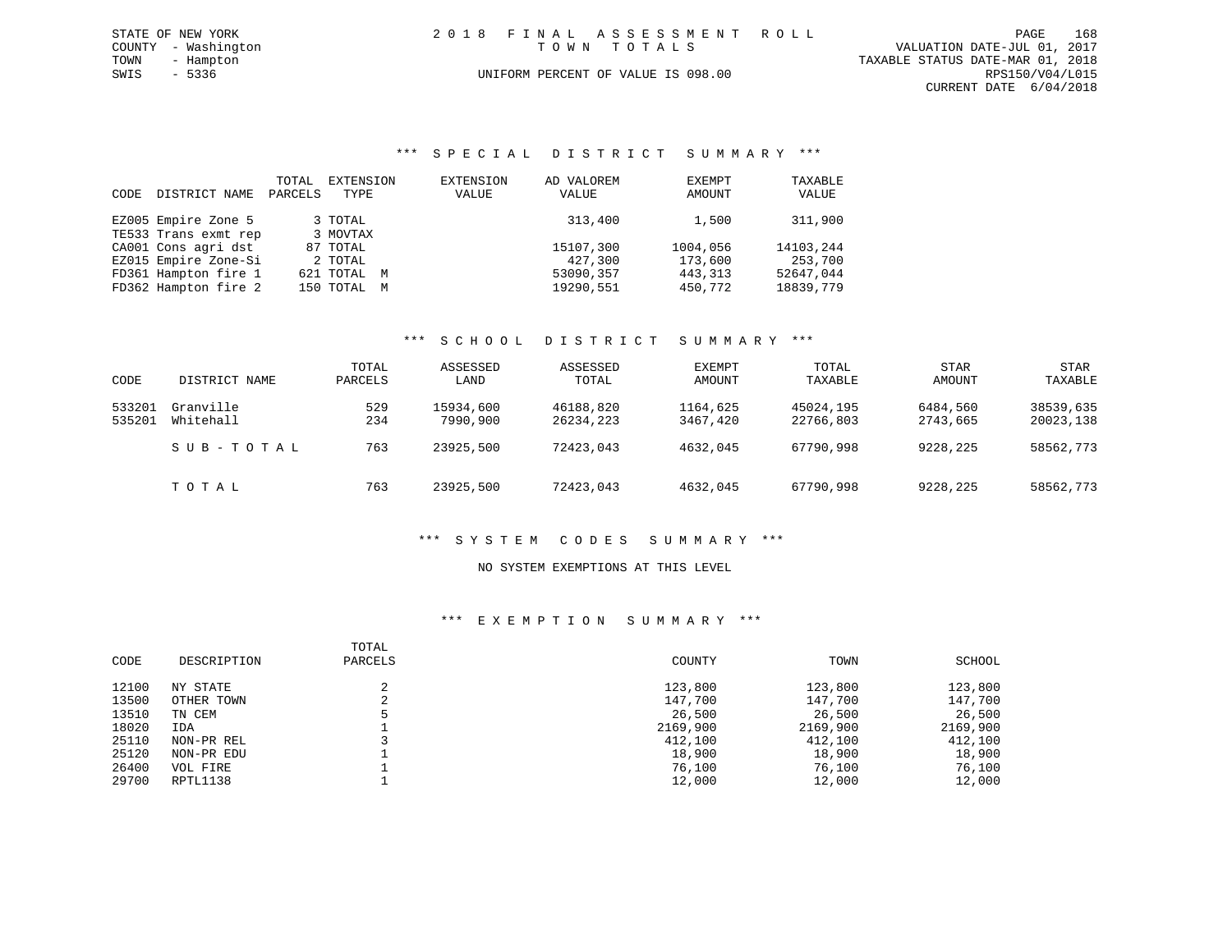STATE OF NEW YORK
COUNTY - Washington
TOWN - Hampton
SWIS - 5336

2018 FINAL ASSESSMENT ROLL
TOWN TOTALS
UNIFORM PERCENT OF VALUE IS 098.00

VALUATION DATE-JUL 01, 2017
TAXABLE STATUS DATE-MAR 01, 2018
RPS150/V04/L015
CURRENT DATE 6/04/2018

### *** SPECIAL DISTRICT SUMMARY ***

| CODE | DISTRICT NAME | TOTAL PARCELS | EXTENSION TYPE | EXTENSION VALUE | AD VALOREM VALUE | EXEMPT AMOUNT | TAXABLE VALUE |
|---|---|---|---|---|---|---|---|
| EZ005 | Empire Zone 5 | 3 | TOTAL | | 313,400 | 1,500 | 311,900 |
| TE533 | Trans exmt rep | 3 | MOVTAX | | | | |
| CA001 | Cons agri dst | 87 | TOTAL | | 15107,300 | 1004,056 | 14103,244 |
| EZ015 | Empire Zone-Si | 2 | TOTAL | | 427,300 | 173,600 | 253,700 |
| FD361 | Hampton fire 1 | 621 | TOTAL M | | 53090,357 | 443,313 | 52647,044 |
| FD362 | Hampton fire 2 | 150 | TOTAL M | | 19290,551 | 450,772 | 18839,779 |

### *** SCHOOL DISTRICT SUMMARY ***

| CODE | DISTRICT NAME | TOTAL PARCELS | ASSESSED LAND | ASSESSED TOTAL | EXEMPT AMOUNT | TOTAL TAXABLE | STAR AMOUNT | STAR TAXABLE |
|---|---|---|---|---|---|---|---|---|
| 533201 | Granville | 529 | 15934,600 | 46188,820 | 1164,625 | 45024,195 | 6484,560 | 38539,635 |
| 535201 | Whitehall | 234 | 7990,900 | 26234,223 | 3467,420 | 22766,803 | 2743,665 | 20023,138 |
| | SUB-TOTAL | 763 | 23925,500 | 72423,043 | 4632,045 | 67790,998 | 9228,225 | 58562,773 |
| | TOTAL | 763 | 23925,500 | 72423,043 | 4632,045 | 67790,998 | 9228,225 | 58562,773 |

### *** SYSTEM CODES SUMMARY ***

NO SYSTEM EXEMPTIONS AT THIS LEVEL

### *** EXEMPTION SUMMARY ***

| CODE | DESCRIPTION | TOTAL PARCELS | COUNTY | TOWN | SCHOOL |
|---|---|---|---|---|---|
| 12100 | NY STATE | 2 | 123,800 | 123,800 | 123,800 |
| 13500 | OTHER TOWN | 2 | 147,700 | 147,700 | 147,700 |
| 13510 | TN CEM | 5 | 26,500 | 26,500 | 26,500 |
| 18020 | IDA | 1 | 2169,900 | 2169,900 | 2169,900 |
| 25110 | NON-PR REL | 3 | 412,100 | 412,100 | 412,100 |
| 25120 | NON-PR EDU | 1 | 18,900 | 18,900 | 18,900 |
| 26400 | VOL FIRE | 1 | 76,100 | 76,100 | 76,100 |
| 29700 | RPTL1138 | 1 | 12,000 | 12,000 | 12,000 |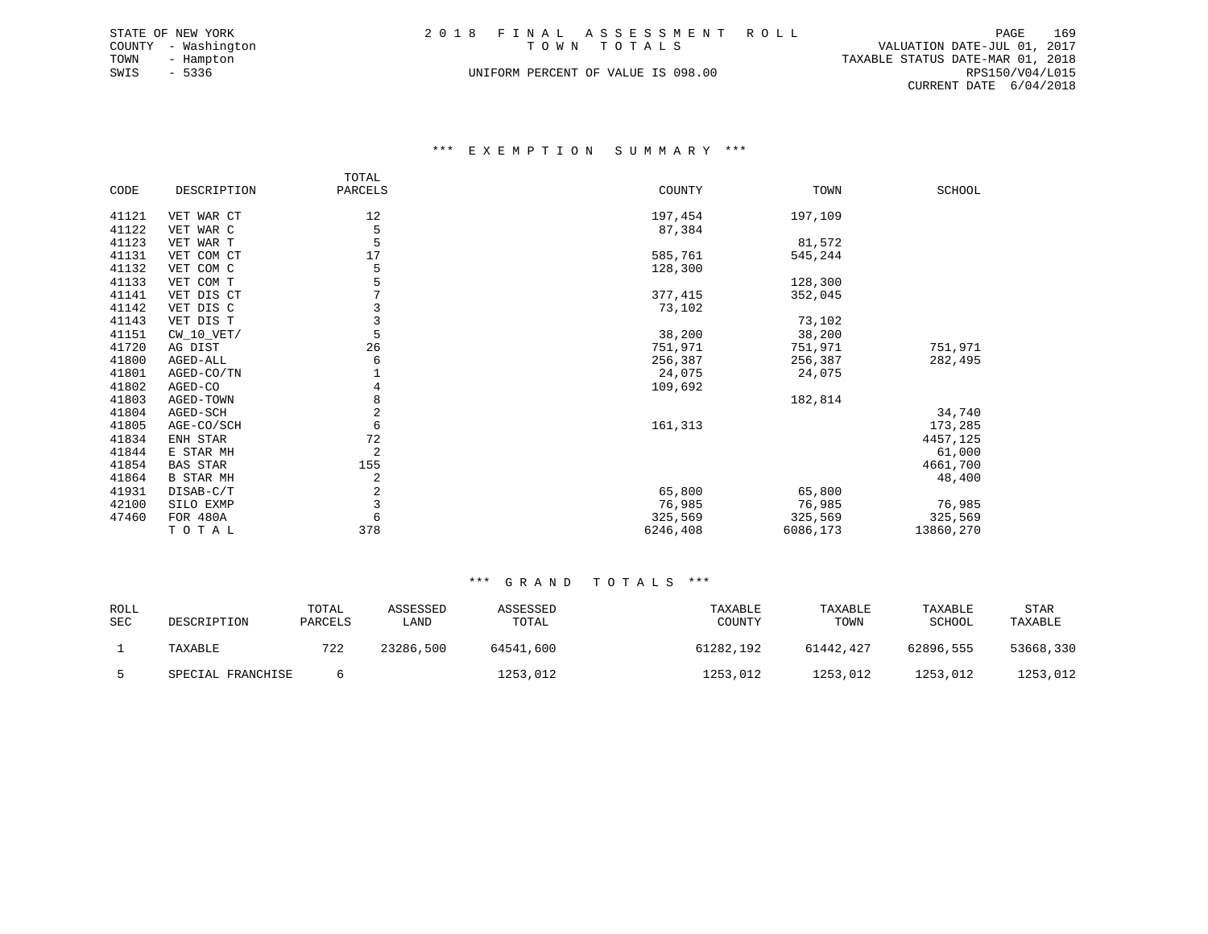STATE OF NEW YORK
COUNTY - Washington
TOWN - Hampton
SWIS - 5336

2 0 1 8 F I N A L A S S E S S M E N T R O L L
T O W N T O T A L S

UNIFORM PERCENT OF VALUE IS 098.00

VALUATION DATE-JUL 01, 2017
TAXABLE STATUS DATE-MAR 01, 2018
RPS150/V04/L015
CURRENT DATE 6/04/2018

### \*\*\* E X E M P T I O N S U M M A R Y \*\*\*

| CODE | DESCRIPTION | TOTAL PARCELS | COUNTY | TOWN | SCHOOL |
|---|---|---|---|---|---|
| 41121 | VET WAR CT | 12 | 197,454 | 197,109 | |
| 41122 | VET WAR C | 5 | 87,384 | | |
| 41123 | VET WAR T | 5 | | 81,572 | |
| 41131 | VET COM CT | 17 | 585,761 | 545,244 | |
| 41132 | VET COM C | 5 | 128,300 | | |
| 41133 | VET COM T | 5 | | 128,300 | |
| 41141 | VET DIS CT | 7 | 377,415 | 352,045 | |
| 41142 | VET DIS C | 3 | 73,102 | | |
| 41143 | VET DIS T | 3 | | 73,102 | |
| 41151 | CW_10_VET/ | 5 | 38,200 | 38,200 | |
| 41720 | AG DIST | 26 | 751,971 | 751,971 | 751,971 |
| 41800 | AGED-ALL | 6 | 256,387 | 256,387 | 282,495 |
| 41801 | AGED-CO/TN | 1 | 24,075 | 24,075 | |
| 41802 | AGED-CO | 4 | 109,692 | | |
| 41803 | AGED-TOWN | 8 | | 182,814 | |
| 41804 | AGED-SCH | 2 | | | 34,740 |
| 41805 | AGE-CO/SCH | 6 | 161,313 | | 173,285 |
| 41834 | ENH STAR | 72 | | | 4457,125 |
| 41844 | E STAR MH | 2 | | | 61,000 |
| 41854 | BAS STAR | 155 | | | 4661,700 |
| 41864 | B STAR MH | 2 | | | 48,400 |
| 41931 | DISAB-C/T | 2 | 65,800 | 65,800 | |
| 42100 | SILO EXMP | 3 | 76,985 | 76,985 | 76,985 |
| 47460 | FOR 480A | 6 | 325,569 | 325,569 | 325,569 |
| | T O T A L | 378 | 6246,408 | 6086,173 | 13860,270 |

### \*\*\* G R A N D T O T A L S \*\*\*

| ROLL SEC | DESCRIPTION | TOTAL PARCELS | ASSESSED LAND | ASSESSED TOTAL | TAXABLE COUNTY | TAXABLE TOWN | TAXABLE SCHOOL | STAR TAXABLE |
|---|---|---|---|---|---|---|---|---|
| 1 | TAXABLE | 722 | 23286,500 | 64541,600 | 61282,192 | 61442,427 | 62896,555 | 53668,330 |
| 5 | SPECIAL FRANCHISE | 6 | | 1253,012 | 1253,012 | 1253,012 | 1253,012 | 1253,012 |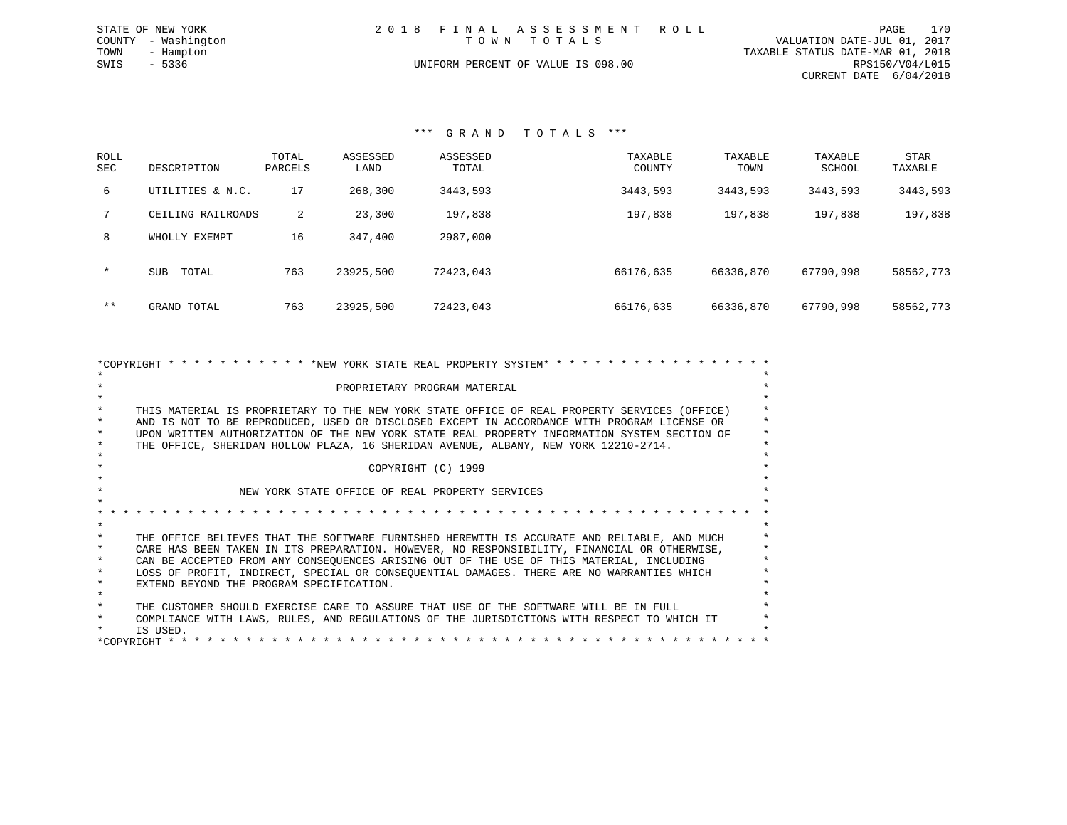STATE OF NEW YORK
COUNTY - Washington
TOWN - Hampton
SWIS - 5336

2 0 1 8 F I N A L A S S E S S M E N T R O L L
T O W N T O T A L S
UNIFORM PERCENT OF VALUE IS 098.00

VALUATION DATE-JUL 01, 2017
TAXABLE STATUS DATE-MAR 01, 2018
RPS150/V04/L015
CURRENT DATE 6/04/2018

### *** G R A N D T O T A L S ***

| ROLL SEC | DESCRIPTION | TOTAL PARCELS | ASSESSED LAND | ASSESSED TOTAL | TAXABLE COUNTY | TAXABLE TOWN | TAXABLE SCHOOL | STAR TAXABLE |
|---|---|---|---|---|---|---|---|---|
| 6 | UTILITIES & N.C. | 17 | 268,300 | 3443,593 | 3443,593 | 3443,593 | 3443,593 | 3443,593 |
| 7 | CEILING RAILROADS | 2 | 23,300 | 197,838 | 197,838 | 197,838 | 197,838 | 197,838 |
| 8 | WHOLLY EXEMPT | 16 | 347,400 | 2987,000 | | | | |
| * | SUB TOTAL | 763 | 23925,500 | 72423,043 | 66176,635 | 66336,870 | 67790,998 | 58562,773 |
| ** | GRAND TOTAL | 763 | 23925,500 | 72423,043 | 66176,635 | 66336,870 | 67790,998 | 58562,773 |

*COPYRIGHT * * * * * * * * * * * *NEW YORK STATE REAL PROPERTY SYSTEM* * * * * * * * * * * * * * * * * *

PROPRIETARY PROGRAM MATERIAL

THIS MATERIAL IS PROPRIETARY TO THE NEW YORK STATE OFFICE OF REAL PROPERTY SERVICES (OFFICE) AND IS NOT TO BE REPRODUCED, USED OR DISCLOSED EXCEPT IN ACCORDANCE WITH PROGRAM LICENSE OR UPON WRITTEN AUTHORIZATION OF THE NEW YORK STATE REAL PROPERTY INFORMATION SYSTEM SECTION OF THE OFFICE, SHERIDAN HOLLOW PLAZA, 16 SHERIDAN AVENUE, ALBANY, NEW YORK 12210-2714.

COPYRIGHT (C) 1999

NEW YORK STATE OFFICE OF REAL PROPERTY SERVICES

THE OFFICE BELIEVES THAT THE SOFTWARE FURNISHED HEREWITH IS ACCURATE AND RELIABLE, AND MUCH CARE HAS BEEN TAKEN IN ITS PREPARATION. HOWEVER, NO RESPONSIBILITY, FINANCIAL OR OTHERWISE, CAN BE ACCEPTED FROM ANY CONSEQUENCES ARISING OUT OF THE USE OF THIS MATERIAL, INCLUDING LOSS OF PROFIT, INDIRECT, SPECIAL OR CONSEQUENTIAL DAMAGES. THERE ARE NO WARRANTIES WHICH EXTEND BEYOND THE PROGRAM SPECIFICATION.

THE CUSTOMER SHOULD EXERCISE CARE TO ASSURE THAT USE OF THE SOFTWARE WILL BE IN FULL COMPLIANCE WITH LAWS, RULES, AND REGULATIONS OF THE JURISDICTIONS WITH RESPECT TO WHICH IT IS USED.

*COPYRIGHT * * * * * * * * * * * * * * * * * * * * * * * * * * * * * * * * * * * * * * * * * * * * * *